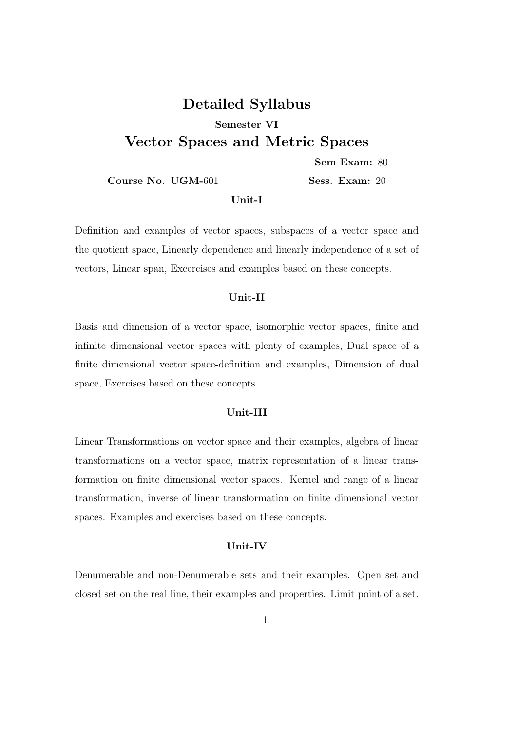# Detailed Syllabus

### Semester VI

## Vector Spaces and Metric Spaces

**Sem Exam:** 80

**Course No. UGM-**601 **Sess. Exam:** 20

**Unit-I**

Definition and examples of vector spaces, subspaces of a vector space and the quotient space, Linearly dependence and linearly independence of a set of vectors, Linear span, Excercises and examples based on these concepts.

**Unit-II**

Basis and dimension of a vector space, isomorphic vector spaces, finite and infinite dimensional vector spaces with plenty of examples, Dual space of a finite dimensional vector space-definition and examples, Dimension of dual space, Exercises based on these concepts.

**Unit-III**

Linear Transformations on vector space and their examples, algebra of linear transformations on a vector space, matrix representation of a linear transformation on finite dimensional vector spaces. Kernel and range of a linear transformation, inverse of linear transformation on finite dimensional vector spaces. Examples and exercises based on these concepts.

**Unit-IV**

Denumerable and non-Denumerable sets and their examples. Open set and closed set on the real line, their examples and properties. Limit point of a set.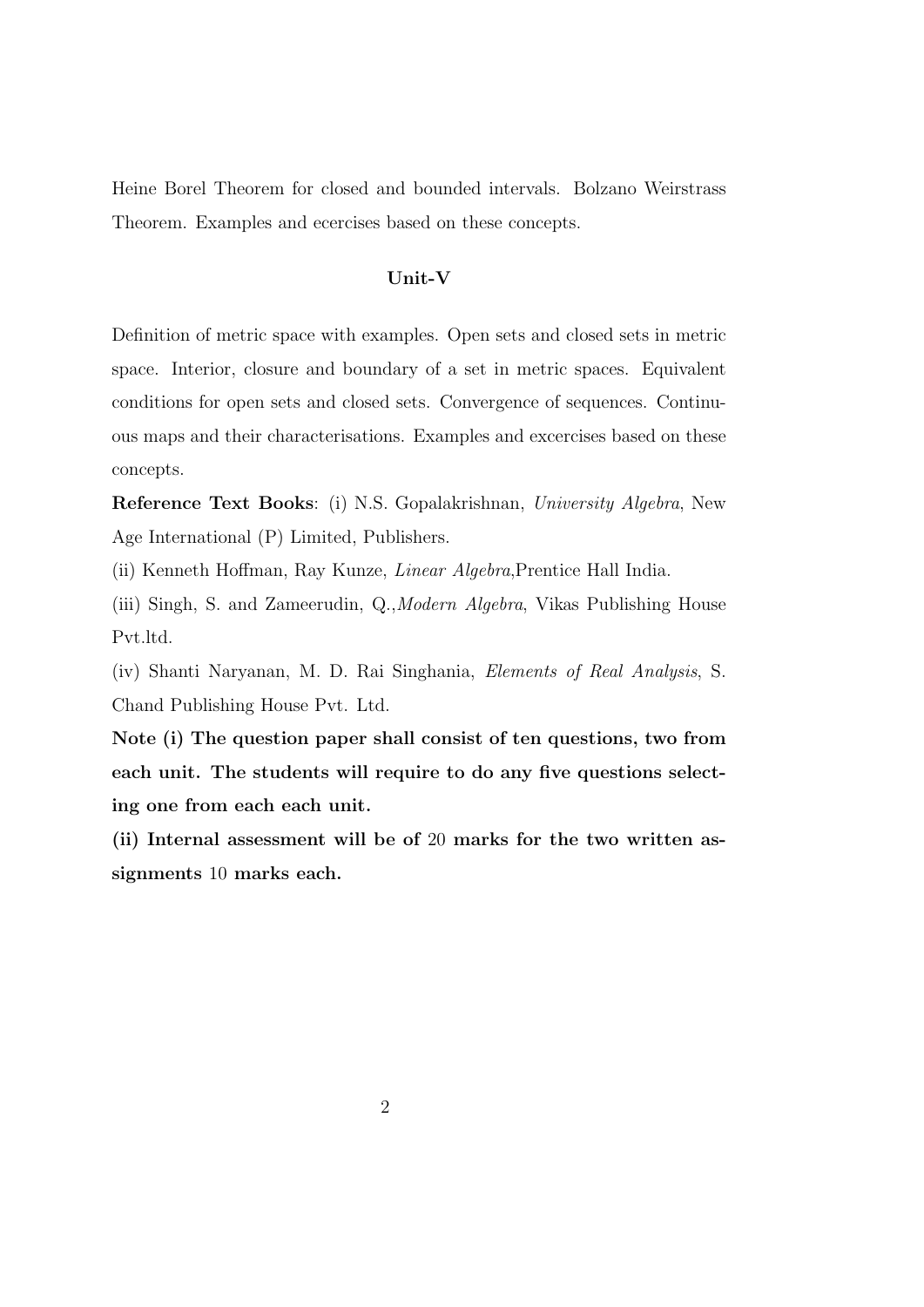Heine Borel Theorem for closed and bounded intervals. Bolzano Weirstrass Theorem. Examples and ecercises based on these concepts.

### Unit-V

Definition of metric space with examples. Open sets and closed sets in metric space. Interior, closure and boundary of a set in metric spaces. Equivalent conditions for open sets and closed sets. Convergence of sequences. Continuous maps and their characterisations. Examples and excercises based on these concepts.

**Reference Text Books**: (i) N.S. Gopalakrishnan, *University Algebra*, New Age International (P) Limited, Publishers.

(ii) Kenneth Hoffman, Ray Kunze, *Linear Algebra*,Prentice Hall India.

(iii) Singh, S. and Zameerudin, Q.,*Modern Algebra*, Vikas Publishing House Pvt.ltd.

(iv) Shanti Naryanan, M. D. Rai Singhania, *Elements of Real Analysis*, S. Chand Publishing House Pvt. Ltd.

**Note (i) The question paper shall consist of ten questions, two from each unit. The students will require to do any five questions selecting one from each each unit.**

**(ii) Internal assessment will be of 20 marks for the two written assignments 10 marks each.**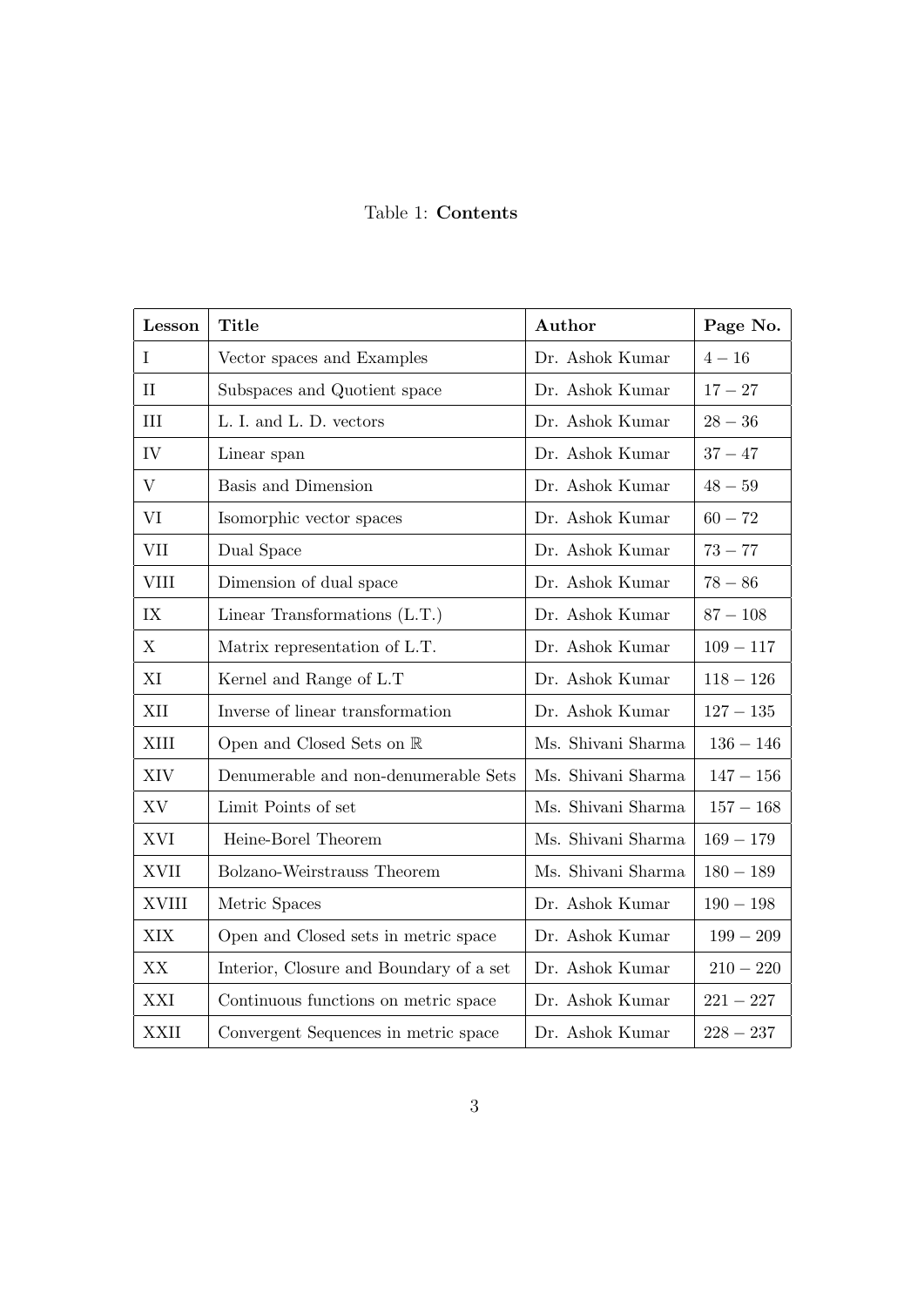Table 1: **Contents**

| Lesson | Title | Author | Page No. |
|---|---|---|---|
| I | Vector spaces and Examples | Dr. Ashok Kumar | $4-16$ |
| II | Subspaces and Quotient space | Dr. Ashok Kumar | $17-27$ |
| III | L. I. and L. D. vectors | Dr. Ashok Kumar | $28-36$ |
| IV | Linear span | Dr. Ashok Kumar | $37-47$ |
| V | Basis and Dimension | Dr. Ashok Kumar | $48-59$ |
| VI | Isomorphic vector spaces | Dr. Ashok Kumar | $60-72$ |
| VII | Dual Space | Dr. Ashok Kumar | $73-77$ |
| VIII | Dimension of dual space | Dr. Ashok Kumar | $78-86$ |
| IX | Linear Transformations (L.T.) | Dr. Ashok Kumar | $87-108$ |
| X | Matrix representation of L.T. | Dr. Ashok Kumar | $109-117$ |
| XI | Kernel and Range of L.T | Dr. Ashok Kumar | $118-126$ |
| XII | Inverse of linear transformation | Dr. Ashok Kumar | $127-135$ |
| XIII | Open and Closed Sets on $\mathbb{R}$ | Ms. Shivani Sharma | $136-146$ |
| XIV | Denumerable and non-denumerable Sets | Ms. Shivani Sharma | $147-156$ |
| XV | Limit Points of set | Ms. Shivani Sharma | $157-168$ |
| XVI | Heine-Borel Theorem | Ms. Shivani Sharma | $169-179$ |
| XVII | Bolzano-Weirstrauss Theorem | Ms. Shivani Sharma | $180-189$ |
| XVIII | Metric Spaces | Dr. Ashok Kumar | $190-198$ |
| XIX | Open and Closed sets in metric space | Dr. Ashok Kumar | $199-209$ |
| XX | Interior, Closure and Boundary of a set | Dr. Ashok Kumar | $210-220$ |
| XXI | Continuous functions on metric space | Dr. Ashok Kumar | $221-227$ |
| XXII | Convergent Sequences in metric space | Dr. Ashok Kumar | $228-237$ |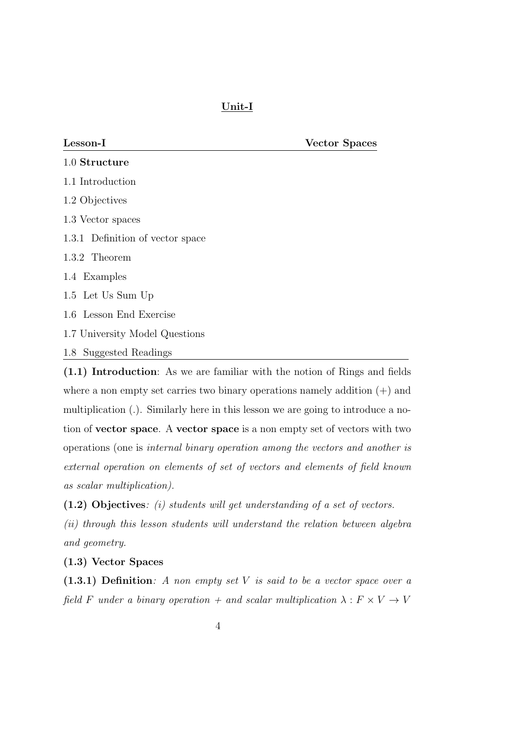# Unit-I

## Lesson-I Vector Spaces

1.0 **Structure**

1.1 Introduction

1.2 Objectives

1.3 Vector spaces

1.3.1 Definition of vector space

1.3.2 Theorem

1.4 Examples

1.5 Let Us Sum Up

1.6 Lesson End Exercise

1.7 University Model Questions

1.8 Suggested Readings

---

**(1.1) Introduction**: As we are familiar with the notion of Rings and fields where a non empty set carries two binary operations namely addition (+) and multiplication (.). Similarly here in this lesson we are going to introduce a notion of **vector space**. A **vector space** is a non empty set of vectors with two operations (one is *internal binary operation among the vectors and another is external operation on elements of set of vectors and elements of field known as scalar multiplication).*

**(1.2) Objectives**: *(i) students will get understanding of a set of vectors.*

*(ii) through this lesson students will understand the relation between algebra and geometry.*

**(1.3) Vector Spaces**

**(1.3.1) Definition**: *A non empty set $V$ is said to be a vector space over a field $F$ under a binary operation $+$ and scalar multiplication $\lambda : F \times V \to V$*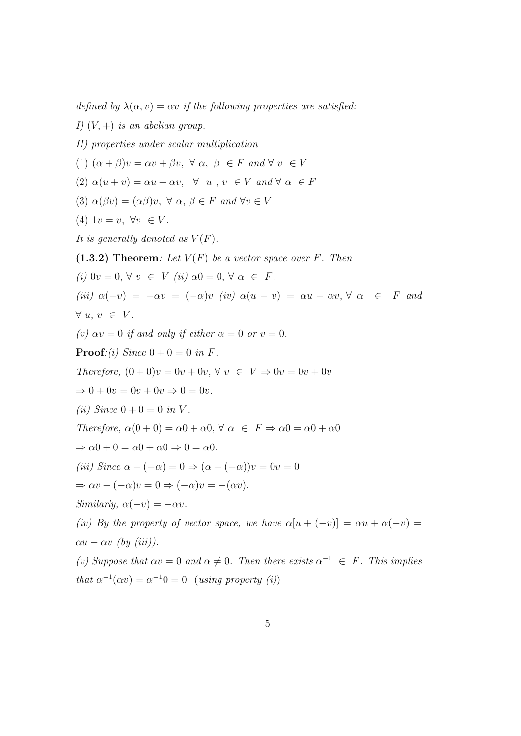*defined by* $\lambda(\alpha, v) = \alpha v$ *if the following properties are satisfied:*

*I)* $(V, +)$ *is an abelian group.*

*II) properties under scalar multiplication*

(1) $(\alpha + \beta)v = \alpha v + \beta v, \ \forall \ \alpha, \ \beta \ \in F$ *and* $\forall \ v \ \in V$

(2) $\alpha(u + v) = \alpha u + \alpha v, \ \ \forall \ \ u \ , v \ \in V$ *and* $\forall \ \alpha \ \in F$

(3) $\alpha(\beta v) = (\alpha\beta)v, \ \forall \ \alpha, \beta \in F$ *and* $\forall v \in V$

(4) $1v = v, \ \forall v \ \in V.$

*It is generally denoted as* $V(F)$.

**(1.3.2) Theorem***: Let* $V(F)$ *be a vector space over* $F$*. Then*

*(i)* $0v = 0, \forall \ v \ \in \ V$ *(ii)* $\alpha 0 = 0, \forall \ \alpha \ \in \ F.$

*(iii)* $\alpha(-v) = -\alpha v = (-\alpha)v$ *(iv)* $\alpha(u - v) = \alpha u - \alpha v, \forall \ \alpha \ \in \ F$ *and* $\forall \ u, v \ \in \ V.$

*(v)* $\alpha v = 0$ *if and only if either* $\alpha = 0$ *or* $v = 0$.

**Proof***:(i) Since* $0 + 0 = 0$ *in* $F$.

*Therefore,* $(0 + 0)v = 0v + 0v, \forall \ v \ \in \ V \Rightarrow 0v = 0v + 0v$

$\Rightarrow 0 + 0v = 0v + 0v \Rightarrow 0 = 0v.$

*(ii) Since* $0 + 0 = 0$ *in* $V$.

*Therefore,* $\alpha(0 + 0) = \alpha 0 + \alpha 0, \forall \ \alpha \ \in \ F \Rightarrow \alpha 0 = \alpha 0 + \alpha 0$

$\Rightarrow \alpha 0 + 0 = \alpha 0 + \alpha 0 \Rightarrow 0 = \alpha 0.$

*(iii) Since* $\alpha + (-\alpha) = 0 \Rightarrow (\alpha + (-\alpha))v = 0v = 0$

$\Rightarrow \alpha v + (-\alpha)v = 0 \Rightarrow (-\alpha)v = -(\alpha v).$

*Similarly,* $\alpha(-v) = -\alpha v.$

*(iv) By the property of vector space, we have* $\alpha[u + (-v)] = \alpha u + \alpha(-v) = \alpha u - \alpha v$ *(by (iii)).*

*(v) Suppose that* $\alpha v = 0$ *and* $\alpha \neq 0$*. Then there exists* $\alpha^{-1} \ \in \ F$*. This implies that* $\alpha^{-1}(\alpha v) = \alpha^{-1}0 = 0$ *(using property (i))*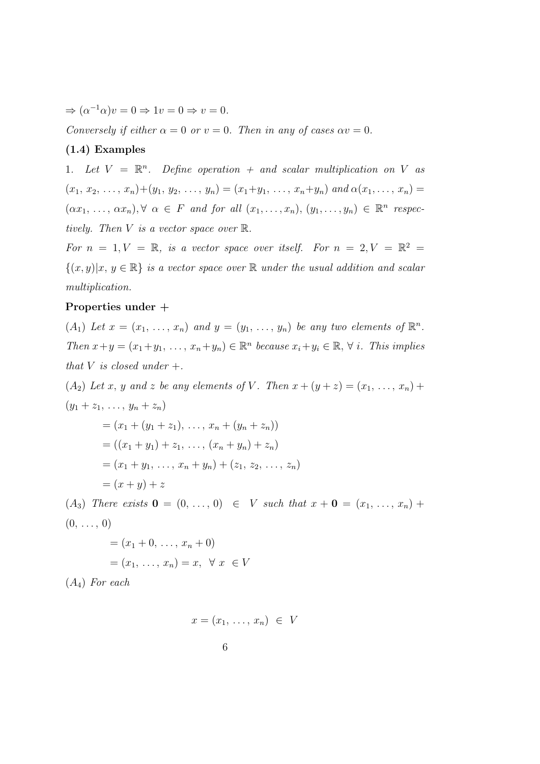$\Rightarrow (\alpha^{-1}\alpha)v = 0 \Rightarrow 1v = 0 \Rightarrow v = 0.$

*Conversely if either $\alpha = 0$ or $v = 0$. Then in any of cases $\alpha v = 0$.*

**(1.4) Examples**

1. *Let $V = \mathbb{R}^n$. Define operation + and scalar multiplication on $V$ as $(x_1, x_2, \ldots, x_n)+(y_1, y_2, \ldots, y_n) = (x_1+y_1, \ldots, x_n+y_n)$ and $\alpha(x_1, \ldots, x_n) = (\alpha x_1, \ldots, \alpha x_n), \forall\ \alpha \in F$ and for all $(x_1, \ldots, x_n), (y_1, \ldots, y_n) \in \mathbb{R}^n$ respectively. Then $V$ is a vector space over $\mathbb{R}$.*

*For $n = 1, V = \mathbb{R}$, is a vector space over itself. For $n = 2, V = \mathbb{R}^2 = \{(x, y)|x, y \in \mathbb{R}\}$ is a vector space over $\mathbb{R}$ under the usual addition and scalar multiplication.*

**Properties under +**

$(A_1)$ *Let $x = (x_1, \ldots, x_n)$ and $y = (y_1, \ldots, y_n)$ be any two elements of $\mathbb{R}^n$. Then $x+y = (x_1+y_1, \ldots, x_n+y_n) \in \mathbb{R}^n$ because $x_i+y_i \in \mathbb{R}, \forall\ i$. This implies that $V$ is closed under +.*

$(A_2)$ *Let $x$, $y$ and $z$ be any elements of $V$. Then $x + (y + z) = (x_1, \ldots, x_n) + (y_1 + z_1, \ldots, y_n + z_n)$*

$$
\begin{aligned}
&= (x_1 + (y_1 + z_1), \ldots, x_n + (y_n + z_n)) \\
&= ((x_1 + y_1) + z_1, \ldots, (x_n + y_n) + z_n) \\
&= (x_1 + y_1, \ldots, x_n + y_n) + (z_1, z_2, \ldots, z_n) \\
&= (x + y) + z
\end{aligned}
$$

$(A_3)$ *There exists $\mathbf{0} = (0, \ldots, 0) \in V$ such that $x + \mathbf{0} = (x_1, \ldots, x_n) + (0, \ldots, 0)$*

$$
\begin{aligned}
&= (x_1 + 0, \ldots, x_n + 0) \\
&= (x_1, \ldots, x_n) = x, \ \ \forall\ x\ \in V
\end{aligned}
$$

$(A_4)$ *For each*

$$x = (x_1, \ldots, x_n) \ \in \ V$$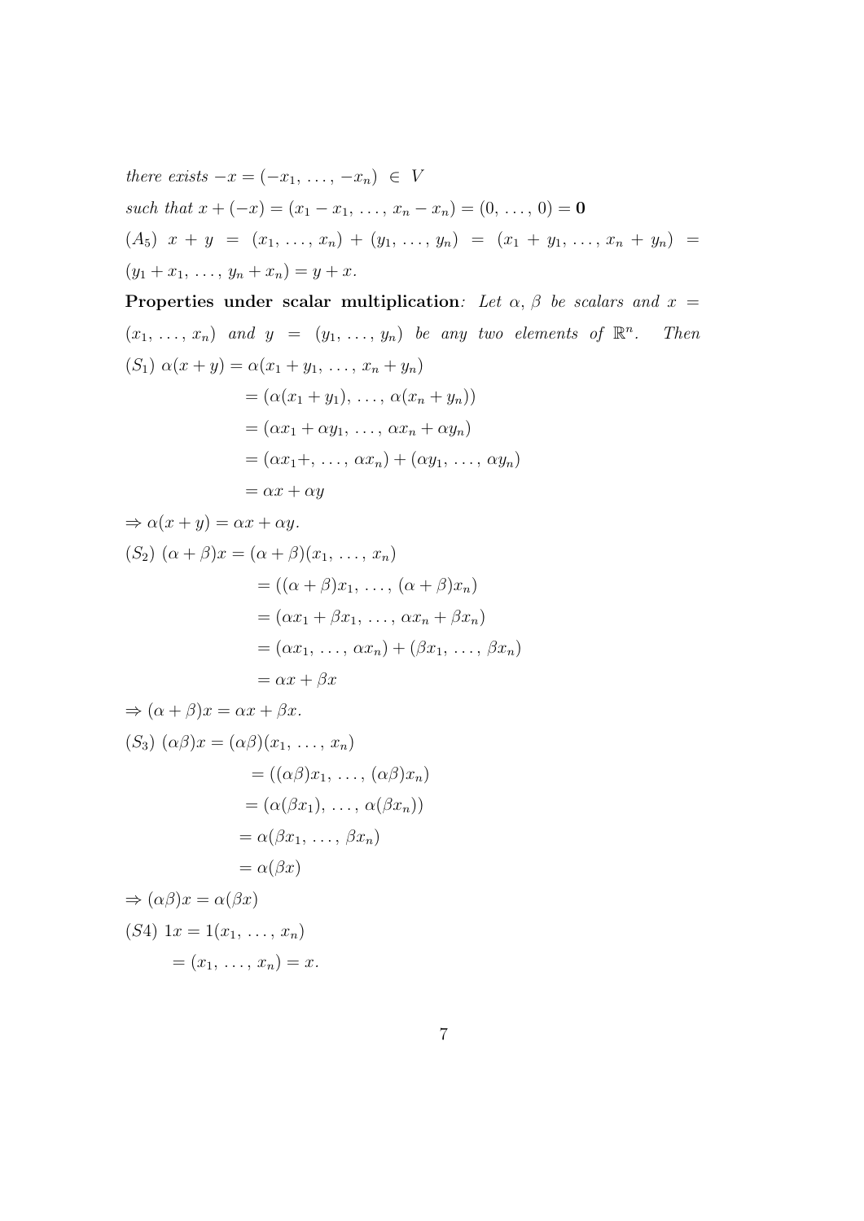*there exists* $-x = (-x_1, \ldots, -x_n) \in V$

*such that* $x + (-x) = (x_1 - x_1, \ldots, x_n - x_n) = (0, \ldots, 0) = \mathbf{0}$

$(A_5)$ $x + y = (x_1, \ldots, x_n) + (y_1, \ldots, y_n) = (x_1 + y_1, \ldots, x_n + y_n) = (y_1 + x_1, \ldots, y_n + x_n) = y + x.$

**Properties under scalar multiplication***: Let* $\alpha, \beta$ *be scalars and* $x = (x_1, \ldots, x_n)$ *and* $y = (y_1, \ldots, y_n)$ *be any two elements of* $\mathbb{R}^n$. *Then*

$(S_1)$

$$
\begin{aligned}
\alpha(x + y) &= \alpha(x_1 + y_1, \ldots, x_n + y_n) \\
&= (\alpha(x_1 + y_1), \ldots, \alpha(x_n + y_n)) \\
&= (\alpha x_1 + \alpha y_1, \ldots, \alpha x_n + \alpha y_n) \\
&= (\alpha x_1 +, \ldots, \alpha x_n) + (\alpha y_1, \ldots, \alpha y_n) \\
&= \alpha x + \alpha y
\end{aligned}
$$

$\Rightarrow \alpha(x + y) = \alpha x + \alpha y.$

$(S_2)$

$$
\begin{aligned}
(\alpha + \beta)x &= (\alpha + \beta)(x_1, \ldots, x_n) \\
&= ((\alpha + \beta)x_1, \ldots, (\alpha + \beta)x_n) \\
&= (\alpha x_1 + \beta x_1, \ldots, \alpha x_n + \beta x_n) \\
&= (\alpha x_1, \ldots, \alpha x_n) + (\beta x_1, \ldots, \beta x_n) \\
&= \alpha x + \beta x
\end{aligned}
$$

$\Rightarrow (\alpha + \beta)x = \alpha x + \beta x.$

$(S_3)$

$$
\begin{aligned}
(\alpha\beta)x &= (\alpha\beta)(x_1, \ldots, x_n) \\
&= ((\alpha\beta)x_1, \ldots, (\alpha\beta)x_n) \\
&= (\alpha(\beta x_1), \ldots, \alpha(\beta x_n)) \\
&= \alpha(\beta x_1, \ldots, \beta x_n) \\
&= \alpha(\beta x)
\end{aligned}
$$

$\Rightarrow (\alpha\beta)x = \alpha(\beta x)$

$(S4)$

$$
\begin{aligned}
1x &= 1(x_1, \ldots, x_n) \\
&= (x_1, \ldots, x_n) = x.
\end{aligned}
$$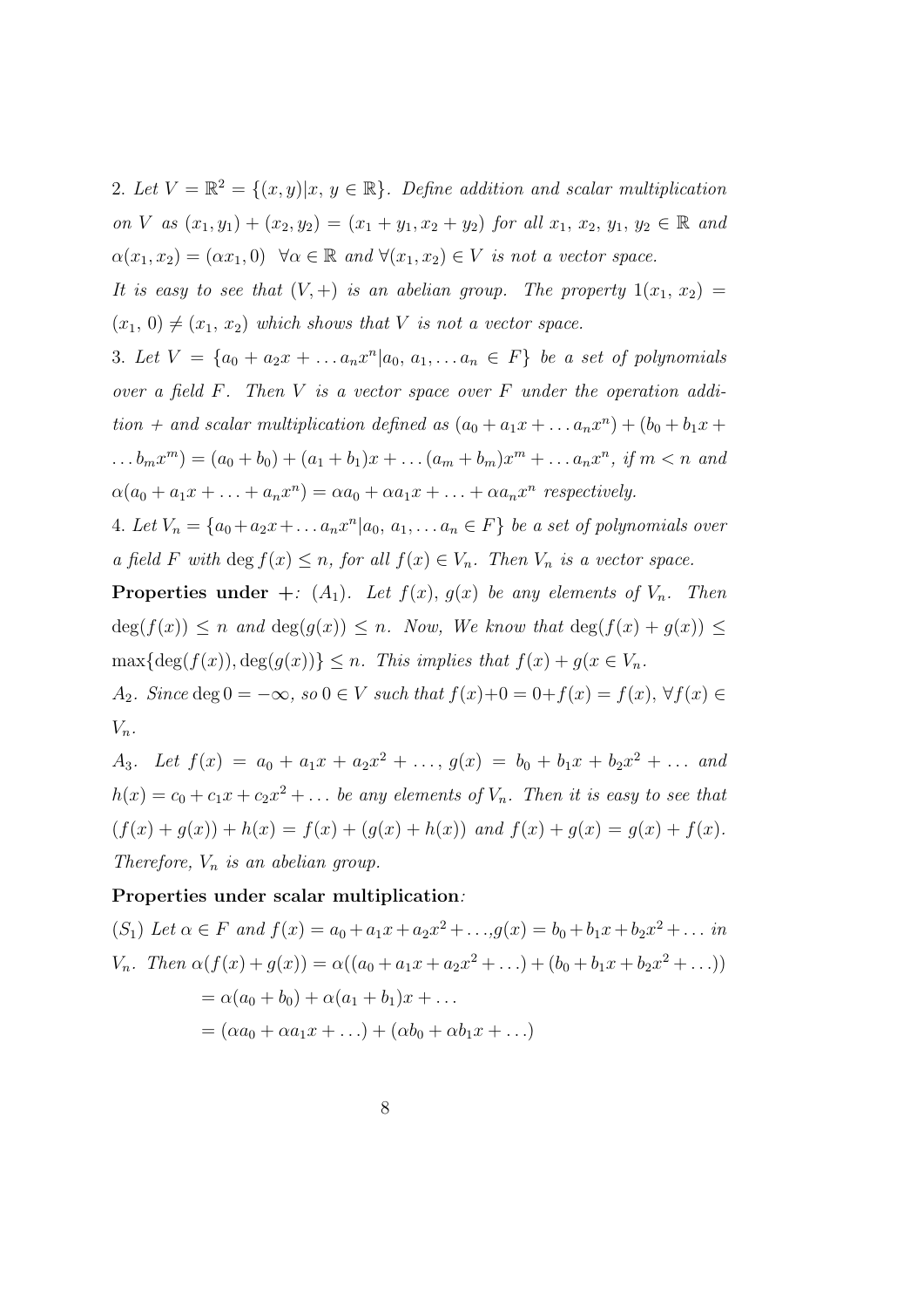2. *Let* $V = \mathbb{R}^2 = \{(x, y) | x,\, y \in \mathbb{R}\}$. *Define addition and scalar multiplication on* $V$ *as* $(x_1, y_1) + (x_2, y_2) = (x_1 + y_1, x_2 + y_2)$ *for all* $x_1,\, x_2,\, y_1,\, y_2 \in \mathbb{R}$ *and* $\alpha(x_1, x_2) = (\alpha x_1, 0)\ \ \forall \alpha \in \mathbb{R}$ *and* $\forall (x_1, x_2) \in V$ *is not a vector space.*

*It is easy to see that* $(V, +)$ *is an abelian group. The property* $1(x_1,\, x_2) = (x_1,\, 0) \neq (x_1,\, x_2)$ *which shows that* $V$ *is not a vector space.*

3. *Let* $V = \{a_0 + a_2 x + \ldots a_n x^n | a_0,\, a_1, \ldots a_n \in F\}$ *be a set of polynomials over a field* $F$. *Then* $V$ *is a vector space over* $F$ *under the operation addition* $+$ *and scalar multiplication defined as* $(a_0 + a_1 x + \ldots a_n x^n) + (b_0 + b_1 x + \ldots b_m x^m) = (a_0 + b_0) + (a_1 + b_1)x + \ldots (a_m + b_m)x^m + \ldots a_n x^n$, *if* $m < n$ *and* $\alpha(a_0 + a_1 x + \ldots + a_n x^n) = \alpha a_0 + \alpha a_1 x + \ldots + \alpha a_n x^n$ *respectively.*

4. *Let* $V_n = \{a_0 + a_2 x + \ldots a_n x^n | a_0,\, a_1, \ldots a_n \in F\}$ *be a set of polynomials over a field* $F$ *with* $\deg f(x) \leq n$, *for all* $f(x) \in V_n$. *Then* $V_n$ *is a vector space.*

**Properties under +***:* $(A_1)$. *Let* $f(x),\, g(x)$ *be any elements of* $V_n$. *Then* $\deg(f(x)) \leq n$ *and* $\deg(g(x)) \leq n$. *Now, We know that* $\deg(f(x) + g(x)) \leq \max\{\deg(f(x)), \deg(g(x))\} \leq n$. *This implies that* $f(x) + g(x \in V_n$.

$A_2$. *Since* $\deg 0 = -\infty$, *so* $0 \in V$ *such that* $f(x) + 0 = 0 + f(x) = f(x),\ \forall f(x) \in V_n$.

$A_3$. *Let* $f(x) = a_0 + a_1 x + a_2 x^2 + \ldots,\ g(x) = b_0 + b_1 x + b_2 x^2 + \ldots$ *and* $h(x) = c_0 + c_1 x + c_2 x^2 + \ldots$ *be any elements of* $V_n$. *Then it is easy to see that* $(f(x) + g(x)) + h(x) = f(x) + (g(x) + h(x))$ *and* $f(x) + g(x) = g(x) + f(x)$. *Therefore,* $V_n$ *is an abelian group.*

**Properties under scalar multiplication***:*

$(S_1)$ *Let* $\alpha \in F$ *and* $f(x) = a_0 + a_1 x + a_2 x^2 + \ldots$,$g(x) = b_0 + b_1 x + b_2 x^2 + \ldots$ *in* $V_n$. *Then* $\alpha(f(x) + g(x)) = \alpha((a_0 + a_1 x + a_2 x^2 + \ldots) + (b_0 + b_1 x + b_2 x^2 + \ldots))$

$$= \alpha(a_0 + b_0) + \alpha(a_1 + b_1)x + \ldots$$

$$= (\alpha a_0 + \alpha a_1 x + \ldots) + (\alpha b_0 + \alpha b_1 x + \ldots)$$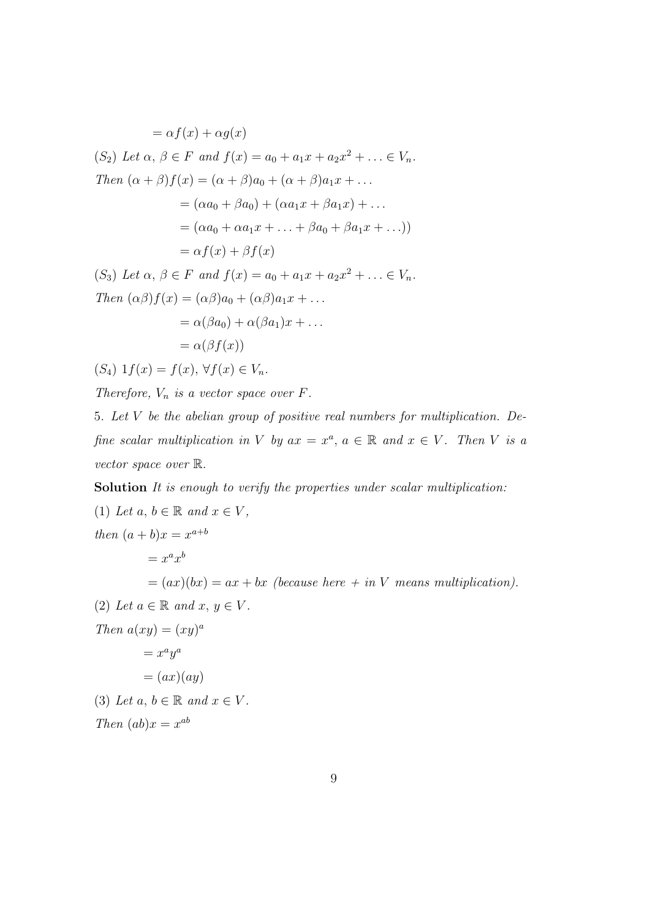$= \alpha f(x) + \alpha g(x)$

$(S_2)$ *Let* $\alpha, \beta \in F$ *and* $f(x) = a_0 + a_1x + a_2x^2 + \ldots \in V_n$.

*Then* $(\alpha + \beta)f(x) = (\alpha + \beta)a_0 + (\alpha + \beta)a_1x + \ldots$

$= (\alpha a_0 + \beta a_0) + (\alpha a_1 x + \beta a_1 x) + \ldots$

$= (\alpha a_0 + \alpha a_1 x + \ldots + \beta a_0 + \beta a_1 x + \ldots))$

$= \alpha f(x) + \beta f(x)$

$(S_3)$ *Let* $\alpha, \beta \in F$ *and* $f(x) = a_0 + a_1x + a_2x^2 + \ldots \in V_n$.

*Then* $(\alpha\beta)f(x) = (\alpha\beta)a_0 + (\alpha\beta)a_1x + \ldots$

$= \alpha(\beta a_0) + \alpha(\beta a_1)x + \ldots$

$= \alpha(\beta f(x))$

$(S_4)$ $1f(x) = f(x), \forall f(x) \in V_n$.

*Therefore,* $V_n$ *is a vector space over* $F$.

5. *Let* $V$ *be the abelian group of positive real numbers for multiplication. Define scalar multiplication in* $V$ *by* $ax = x^a$, $a \in \mathbb{R}$ *and* $x \in V$. *Then* $V$ *is a vector space over* $\mathbb{R}$.

**Solution** *It is enough to verify the properties under scalar multiplication:*

(1) *Let* $a, b \in \mathbb{R}$ *and* $x \in V$,

*then* $(a + b)x = x^{a+b}$

$= x^a x^b$

$= (ax)(bx) = ax + bx$ *(because here + in* $V$ *means multiplication).*

(2) *Let* $a \in \mathbb{R}$ *and* $x, y \in V$.

*Then* $a(xy) = (xy)^a$

$= x^a y^a$

$= (ax)(ay)$

(3) *Let* $a, b \in \mathbb{R}$ *and* $x \in V$.

*Then* $(ab)x = x^{ab}$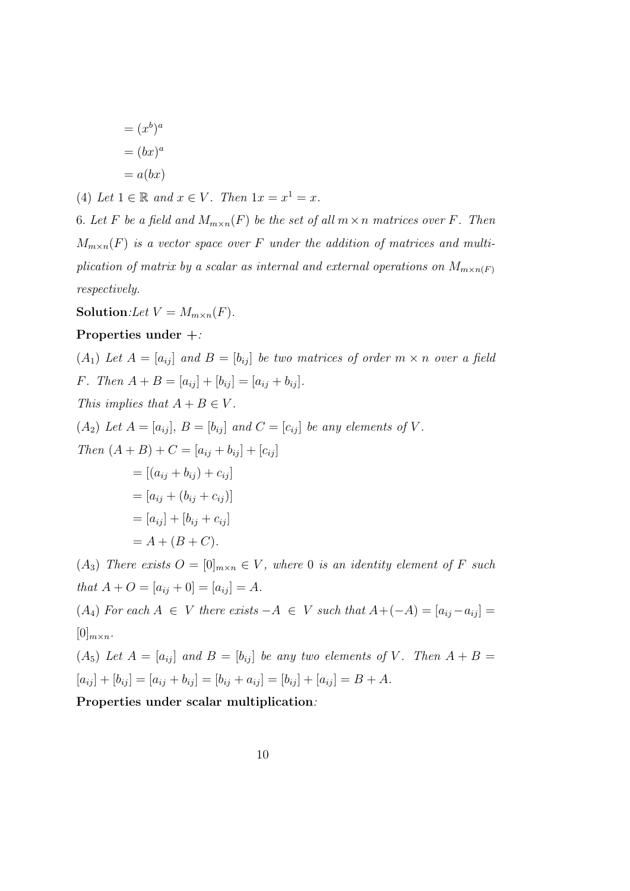$$= (x^b)^a$$
$$= (bx)^a$$
$$= a(bx)$$

(4) *Let $1 \in \mathbb{R}$ and $x \in V$. Then $1x = x^1 = x$.*

6. *Let $F$ be a field and $M_{m\times n}(F)$ be the set of all $m \times n$ matrices over $F$. Then $M_{m\times n}(F)$ is a vector space over $F$ under the addition of matrices and multiplication of matrix by a scalar as internal and external operations on $M_{m\times n(F)}$ respectively.*

**Solution**:*Let $V = M_{m\times n}(F)$.*

**Properties under +**:

$(A_1)$ *Let $A = [a_{ij}]$ and $B = [b_{ij}]$ be two matrices of order $m \times n$ over a field $F$. Then $A + B = [a_{ij}] + [b_{ij}] = [a_{ij} + b_{ij}]$.*

*This implies that $A + B \in V$.*

$(A_2)$ *Let $A = [a_{ij}]$, $B = [b_{ij}]$ and $C = [c_{ij}]$ be any elements of $V$.*

*Then* $(A + B) + C = [a_{ij} + b_{ij}] + [c_{ij}]$

$$= [(a_{ij} + b_{ij}) + c_{ij}]$$
$$= [a_{ij} + (b_{ij} + c_{ij})]$$
$$= [a_{ij}] + [b_{ij} + c_{ij}]$$
$$= A + (B + C).$$

$(A_3)$ *There exists $O = [0]_{m\times n} \in V$, where 0 is an identity element of $F$ such that $A + O = [a_{ij} + 0] = [a_{ij}] = A$.*

$(A_4)$ *For each $A \in V$ there exists $-A \in V$ such that $A+(-A) = [a_{ij} - a_{ij}] = [0]_{m\times n}$.*

$(A_5)$ *Let $A = [a_{ij}]$ and $B = [b_{ij}]$ be any two elements of $V$. Then $A + B = [a_{ij}] + [b_{ij}] = [a_{ij} + b_{ij}] = [b_{ij} + a_{ij}] = [b_{ij}] + [a_{ij}] = B + A$.*

**Properties under scalar multiplication**: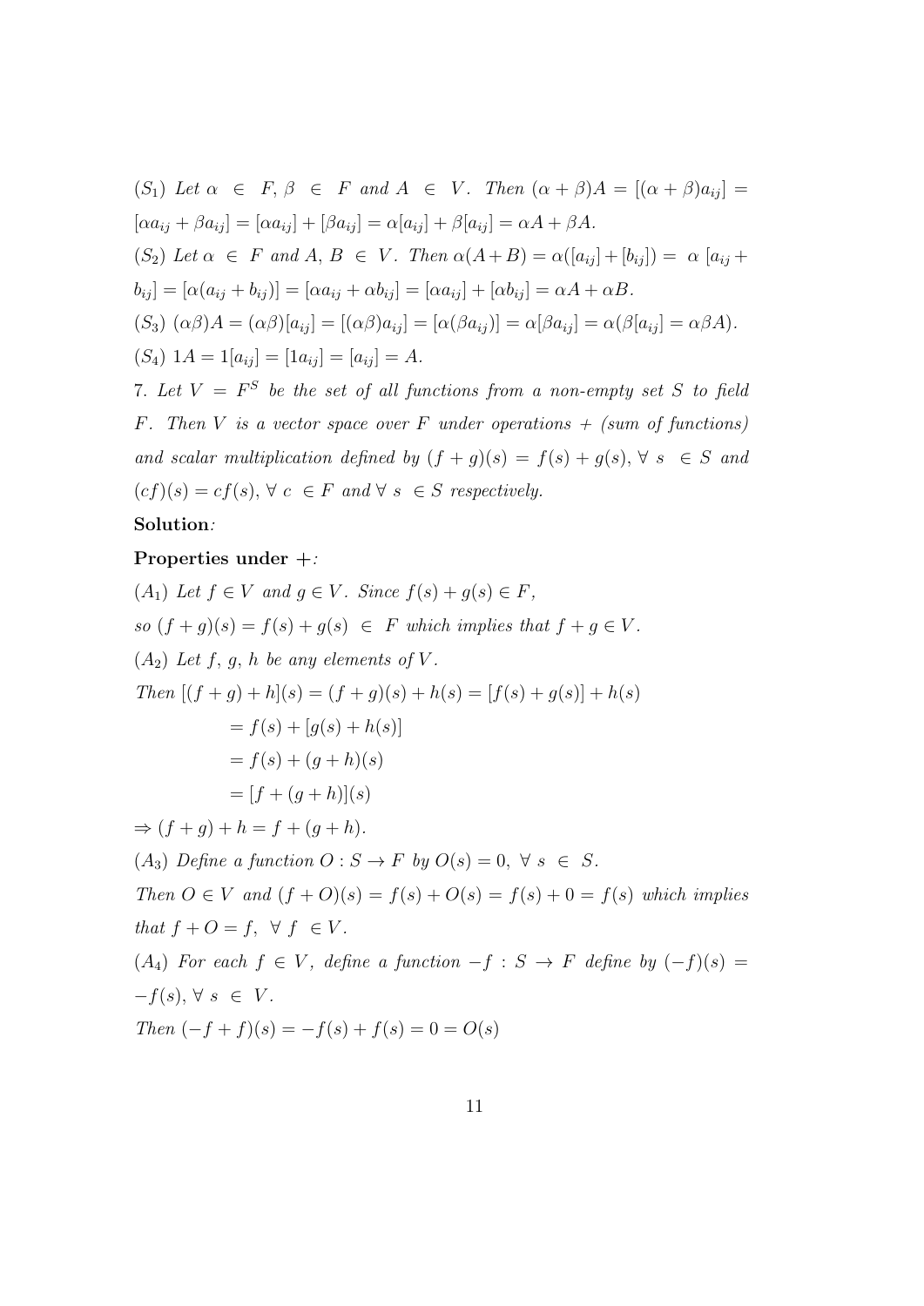$(S_1)$ *Let* $\alpha \in F, \beta \in F$ *and* $A \in V$. *Then* $(\alpha + \beta)A = [(\alpha + \beta)a_{ij}] = [\alpha a_{ij} + \beta a_{ij}] = [\alpha a_{ij}] + [\beta a_{ij}] = \alpha[a_{ij}] + \beta[a_{ij}] = \alpha A + \beta A$.

$(S_2)$ *Let* $\alpha \in F$ *and* $A, B \in V$. *Then* $\alpha(A+B) = \alpha([a_{ij}] + [b_{ij}]) = \alpha\ [a_{ij} + b_{ij}] = [\alpha(a_{ij} + b_{ij})] = [\alpha a_{ij} + \alpha b_{ij}] = [\alpha a_{ij}] + [\alpha b_{ij}] = \alpha A + \alpha B$.

$(S_3)$ $(\alpha\beta)A = (\alpha\beta)[a_{ij}] = [(\alpha\beta)a_{ij}] = [\alpha(\beta a_{ij})] = \alpha[\beta a_{ij}] = \alpha(\beta[a_{ij}] = \alpha\beta A)$.

$(S_4)$ $1A = 1[a_{ij}] = [1a_{ij}] = [a_{ij}] = A$.

7. *Let* $V = F^S$ *be the set of all functions from a non-empty set* $S$ *to field* $F$. *Then* $V$ *is a vector space over* $F$ *under operations* $+$ *(sum of functions) and scalar multiplication defined by* $(f + g)(s) = f(s) + g(s), \forall\ s \in S$ *and* $(cf)(s) = cf(s), \forall\ c \in F$ *and* $\forall\ s \in S$ *respectively.*

**Solution***:*

**Properties under** $+$*:*

$(A_1)$ *Let* $f \in V$ *and* $g \in V$. *Since* $f(s) + g(s) \in F$,

*so* $(f + g)(s) = f(s) + g(s) \in F$ *which implies that* $f + g \in V$.

$(A_2)$ *Let* $f, g, h$ *be any elements of* $V$.

*Then* $[(f + g) + h](s) = (f + g)(s) + h(s) = [f(s) + g(s)] + h(s)$

$$= f(s) + [g(s) + h(s)]$$

$$= f(s) + (g + h)(s)$$

$$= [f + (g + h)](s)$$

$\Rightarrow (f + g) + h = f + (g + h)$.

$(A_3)$ *Define a function* $O : S \to F$ *by* $O(s) = 0, \forall\ s \in S$.

*Then* $O \in V$ *and* $(f + O)(s) = f(s) + O(s) = f(s) + 0 = f(s)$ *which implies that* $f + O = f, \forall\ f \in V$.

$(A_4)$ *For each* $f \in V$, *define a function* $-f : S \to F$ *define by* $(-f)(s) = -f(s), \forall\ s \in V$.

*Then* $(-f + f)(s) = -f(s) + f(s) = 0 = O(s)$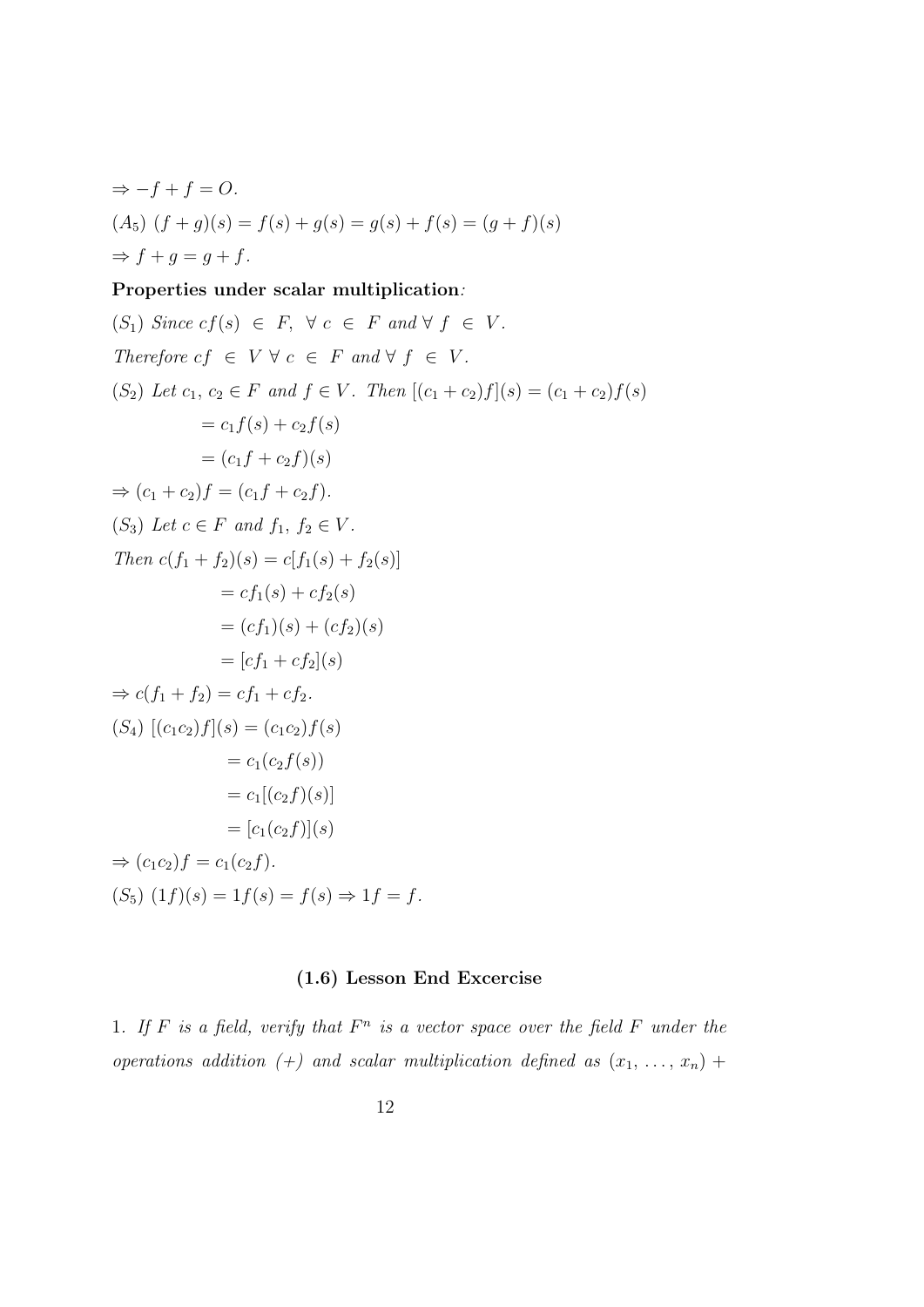$\Rightarrow -f + f = O$.

$(A_5)$ $(f + g)(s) = f(s) + g(s) = g(s) + f(s) = (g + f)(s)$

$\Rightarrow f + g = g + f$.

**Properties under scalar multiplication**:

$(S_1)$ *Since* $cf(s) \in F, \ \forall \ c \in F$ *and* $\forall \ f \in V$.

*Therefore* $cf \in V \ \forall \ c \in F$ *and* $\forall \ f \in V$.

$(S_2)$ *Let* $c_1, c_2 \in F$ *and* $f \in V$. *Then* $[(c_1 + c_2)f](s) = (c_1 + c_2)f(s)$

$$= c_1 f(s) + c_2 f(s)$$

$$= (c_1 f + c_2 f)(s)$$

$\Rightarrow (c_1 + c_2)f = (c_1 f + c_2 f)$.

$(S_3)$ *Let* $c \in F$ *and* $f_1, f_2 \in V$.

*Then* $c(f_1 + f_2)(s) = c[f_1(s) + f_2(s)]$

$$= cf_1(s) + cf_2(s)$$

$$= (cf_1)(s) + (cf_2)(s)$$

$$= [cf_1 + cf_2](s)$$

$\Rightarrow c(f_1 + f_2) = cf_1 + cf_2$.

$(S_4)$ $[(c_1 c_2)f](s) = (c_1 c_2)f(s)$

$$= c_1(c_2 f(s))$$

$$= c_1[(c_2 f)(s)]$$

$$= [c_1(c_2 f)](s)$$

$\Rightarrow (c_1 c_2)f = c_1(c_2 f)$.

$(S_5)$ $(1f)(s) = 1f(s) = f(s) \Rightarrow 1f = f$.

### (1.6) Lesson End Excercise

1. *If* $F$ *is a field, verify that* $F^n$ *is a vector space over the field* $F$ *under the operations addition (+) and scalar multiplication defined as* $(x_1, \ldots, x_n) +$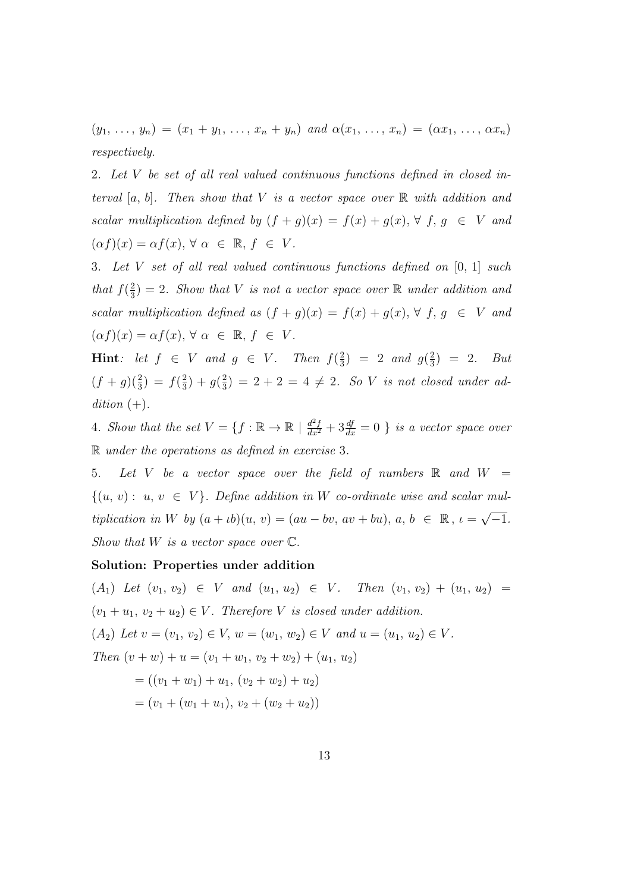$(y_1, \ldots, y_n) = (x_1 + y_1, \ldots, x_n + y_n)$ *and* $\alpha(x_1, \ldots, x_n) = (\alpha x_1, \ldots, \alpha x_n)$ *respectively.*

2. *Let* $V$ *be set of all real valued continuous functions defined in closed interval* $[a, b]$. *Then show that* $V$ *is a vector space over* $\mathbb{R}$ *with addition and scalar multiplication defined by* $(f + g)(x) = f(x) + g(x), \forall\ f, g \in V$ *and* $(\alpha f)(x) = \alpha f(x), \forall\ \alpha \in \mathbb{R}, f \in V$.

3. *Let* $V$ *set of all real valued continuous functions defined on* $[0, 1]$ *such that* $f(\frac{2}{3}) = 2$. *Show that* $V$ *is not a vector space over* $\mathbb{R}$ *under addition and scalar multiplication defined as* $(f + g)(x) = f(x) + g(x), \forall\ f, g \in V$ *and* $(\alpha f)(x) = \alpha f(x), \forall\ \alpha \in \mathbb{R}, f \in V$.

**Hint**: *let* $f \in V$ *and* $g \in V$. *Then* $f(\frac{2}{3}) = 2$ *and* $g(\frac{2}{3}) = 2$. *But* $(f + g)(\frac{2}{3}) = f(\frac{2}{3}) + g(\frac{2}{3}) = 2 + 2 = 4 \neq 2$. *So* $V$ *is not closed under addition* $(+)$.

4. *Show that the set* $V = \{f : \mathbb{R} \to \mathbb{R} \mid \frac{d^2 f}{dx^2} + 3\frac{df}{dx} = 0\ \}$ *is a vector space over* $\mathbb{R}$ *under the operations as defined in exercise* 3.

5. *Let* $V$ *be a vector space over the field of numbers* $\mathbb{R}$ *and* $W = \{(u, v) :\ u, v \in V\}$. *Define addition in* $W$ *co-ordinate wise and scalar multiplication in* $W$ *by* $(a + \iota b)(u, v) = (au - bv, av + bu)$, $a, b \in \mathbb{R}$, $\iota = \sqrt{-1}$. *Show that* $W$ *is a vector space over* $\mathbb{C}$.

**Solution: Properties under addition**

$(A_1)$ *Let* $(v_1, v_2) \in V$ *and* $(u_1, u_2) \in V$. *Then* $(v_1, v_2) + (u_1, u_2) = (v_1 + u_1, v_2 + u_2) \in V$. *Therefore* $V$ *is closed under addition.*

$(A_2)$ *Let* $v = (v_1, v_2) \in V$, $w = (w_1, w_2) \in V$ *and* $u = (u_1, u_2) \in V$.

*Then* $(v + w) + u = (v_1 + w_1, v_2 + w_2) + (u_1, u_2)$

$$= ((v_1 + w_1) + u_1, (v_2 + w_2) + u_2)$$

$$= (v_1 + (w_1 + u_1), v_2 + (w_2 + u_2))$$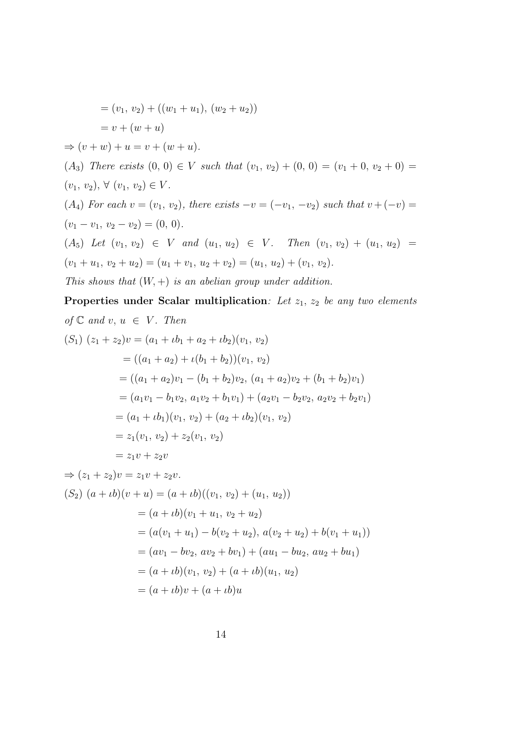$$= (v_1,\, v_2) + ((w_1 + u_1),\, (w_2 + u_2))$$

$$= v + (w + u)$$

$$\Rightarrow (v + w) + u = v + (w + u).$$

$(A_3)$ *There exists* $(0,\, 0) \in V$ *such that* $(v_1,\, v_2) + (0,\, 0) = (v_1 + 0,\, v_2 + 0) = (v_1,\, v_2),\ \forall\ (v_1,\, v_2) \in V$.

$(A_4)$ *For each* $v = (v_1,\, v_2)$, *there exists* $-v = (-v_1,\, -v_2)$ *such that* $v + (-v) = (v_1 - v_1,\, v_2 - v_2) = (0,\, 0)$.

$(A_5)$ *Let* $(v_1,\, v_2) \in V$ *and* $(u_1,\, u_2) \in V$. *Then* $(v_1,\, v_2) + (u_1,\, u_2) = (v_1 + u_1,\, v_2 + u_2) = (u_1 + v_1,\, u_2 + v_2) = (u_1,\, u_2) + (v_1,\, v_2)$.

*This shows that* $(W, +)$ *is an abelian group under addition.*

**Properties under Scalar multiplication**: *Let* $z_1,\, z_2$ *be any two elements of* $\mathbb{C}$ *and* $v,\, u \in V$. *Then*

$(S_1)$ 

$$(z_1 + z_2)v = (a_1 + \iota b_1 + a_2 + \iota b_2)(v_1,\, v_2)$$

$$= ((a_1 + a_2) + \iota(b_1 + b_2))(v_1,\, v_2)$$

$$= ((a_1 + a_2)v_1 - (b_1 + b_2)v_2,\, (a_1 + a_2)v_2 + (b_1 + b_2)v_1)$$

$$= (a_1v_1 - b_1v_2,\, a_1v_2 + b_1v_1) + (a_2v_1 - b_2v_2,\, a_2v_2 + b_2v_1)$$

$$= (a_1 + \iota b_1)(v_1,\, v_2) + (a_2 + \iota b_2)(v_1,\, v_2)$$

$$= z_1(v_1,\, v_2) + z_2(v_1,\, v_2)$$

$$= z_1 v + z_2 v$$

$$\Rightarrow (z_1 + z_2)v = z_1 v + z_2 v.$$

$(S_2)$ 

$$(a + \iota b)(v + u) = (a + \iota b)((v_1,\, v_2) + (u_1,\, u_2))$$

$$= (a + \iota b)(v_1 + u_1,\, v_2 + u_2)$$

$$= (a(v_1 + u_1) - b(v_2 + u_2),\, a(v_2 + u_2) + b(v_1 + u_1))$$

$$= (av_1 - bv_2,\, av_2 + bv_1) + (au_1 - bu_2,\, au_2 + bu_1)$$

$$= (a + \iota b)(v_1,\, v_2) + (a + \iota b)(u_1,\, u_2)$$

$$= (a + \iota b)v + (a + \iota b)u$$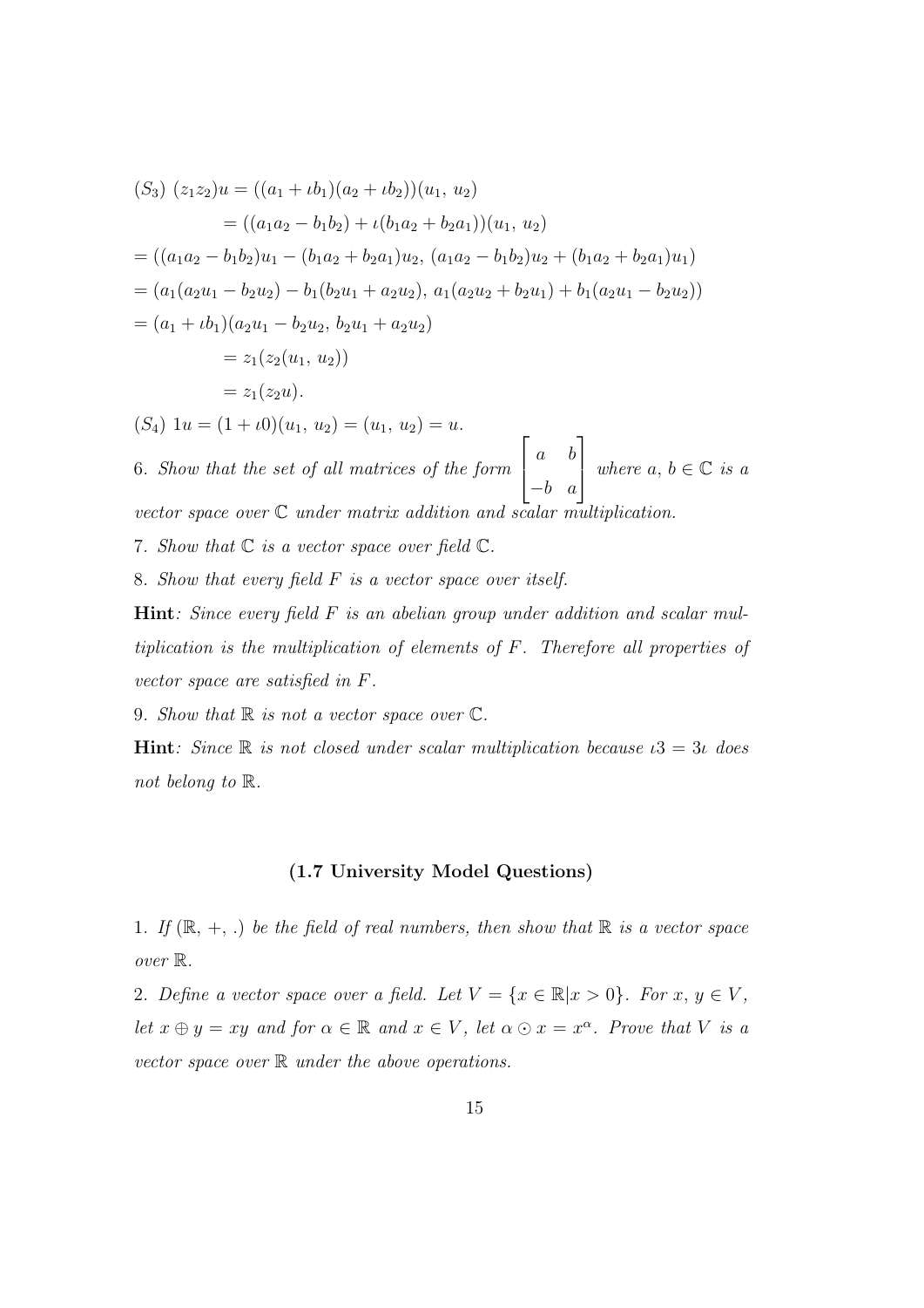$(S_3)$ $(z_1 z_2)u = ((a_1 + \iota b_1)(a_2 + \iota b_2))(u_1,\, u_2)$

$$= ((a_1 a_2 - b_1 b_2) + \iota(b_1 a_2 + b_2 a_1))(u_1,\, u_2)$$

$$= ((a_1 a_2 - b_1 b_2)u_1 - (b_1 a_2 + b_2 a_1)u_2,\, (a_1 a_2 - b_1 b_2)u_2 + (b_1 a_2 + b_2 a_1)u_1)$$

$$= (a_1(a_2 u_1 - b_2 u_2) - b_1(b_2 u_1 + a_2 u_2),\, a_1(a_2 u_2 + b_2 u_1) + b_1(a_2 u_1 - b_2 u_2))$$

$$= (a_1 + \iota b_1)(a_2 u_1 - b_2 u_2,\, b_2 u_1 + a_2 u_2)$$

$$= z_1(z_2(u_1,\, u_2))$$

$$= z_1(z_2 u).$$

$(S_4)$ $1u = (1 + \iota 0)(u_1,\, u_2) = (u_1,\, u_2) = u.$

6. *Show that the set of all matrices of the form* $\begin{bmatrix} a & b \\ -b & a \end{bmatrix}$ *where* $a, b \in \mathbb{C}$ *is a vector space over* $\mathbb{C}$ *under matrix addition and scalar multiplication.*

7. *Show that* $\mathbb{C}$ *is a vector space over field* $\mathbb{C}$.

8. *Show that every field* $F$ *is a vector space over itself.*

**Hint**: *Since every field* $F$ *is an abelian group under addition and scalar multiplication is the multiplication of elements of* $F$. *Therefore all properties of vector space are satisfied in* $F$.

9. *Show that* $\mathbb{R}$ *is not a vector space over* $\mathbb{C}$.

**Hint**: *Since* $\mathbb{R}$ *is not closed under scalar multiplication because* $\iota 3 = 3\iota$ *does not belong to* $\mathbb{R}$.

### (1.7 University Model Questions)

1. *If* $(\mathbb{R}, +, .)$ *be the field of real numbers, then show that* $\mathbb{R}$ *is a vector space over* $\mathbb{R}$.

2. *Define a vector space over a field. Let* $V = \{x \in \mathbb{R} | x > 0\}$. *For* $x, y \in V$, *let* $x \oplus y = xy$ *and for* $\alpha \in \mathbb{R}$ *and* $x \in V$, *let* $\alpha \odot x = x^{\alpha}$. *Prove that* $V$ *is a vector space over* $\mathbb{R}$ *under the above operations.*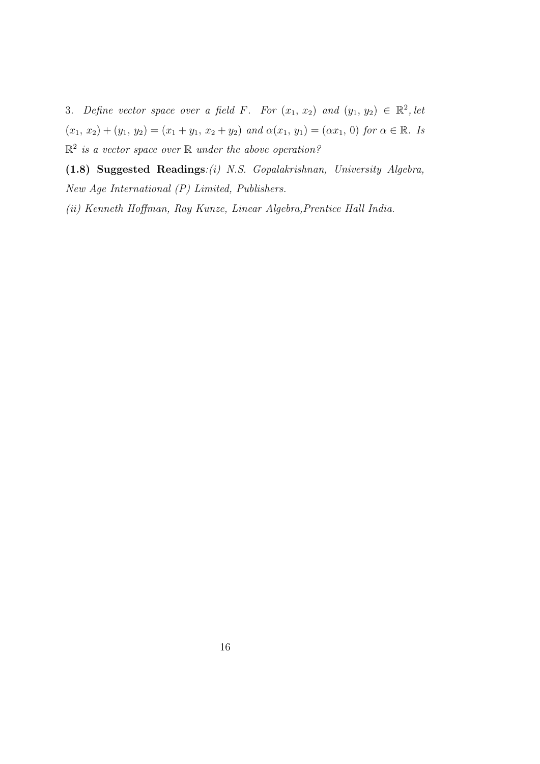3. *Define vector space over a field $F$. For $(x_1, x_2)$ and $(y_1, y_2) \in \mathbb{R}^2$, let $(x_1, x_2) + (y_1, y_2) = (x_1 + y_1, x_2 + y_2)$ and $\alpha(x_1, y_1) = (\alpha x_1, 0)$ for $\alpha \in \mathbb{R}$. Is $\mathbb{R}^2$ is a vector space over $\mathbb{R}$ under the above operation?*

**(1.8) Suggested Readings**:*(i) N.S. Gopalakrishnan, University Algebra, New Age International (P) Limited, Publishers.*

*(ii) Kenneth Hoffman, Ray Kunze, Linear Algebra,Prentice Hall India.*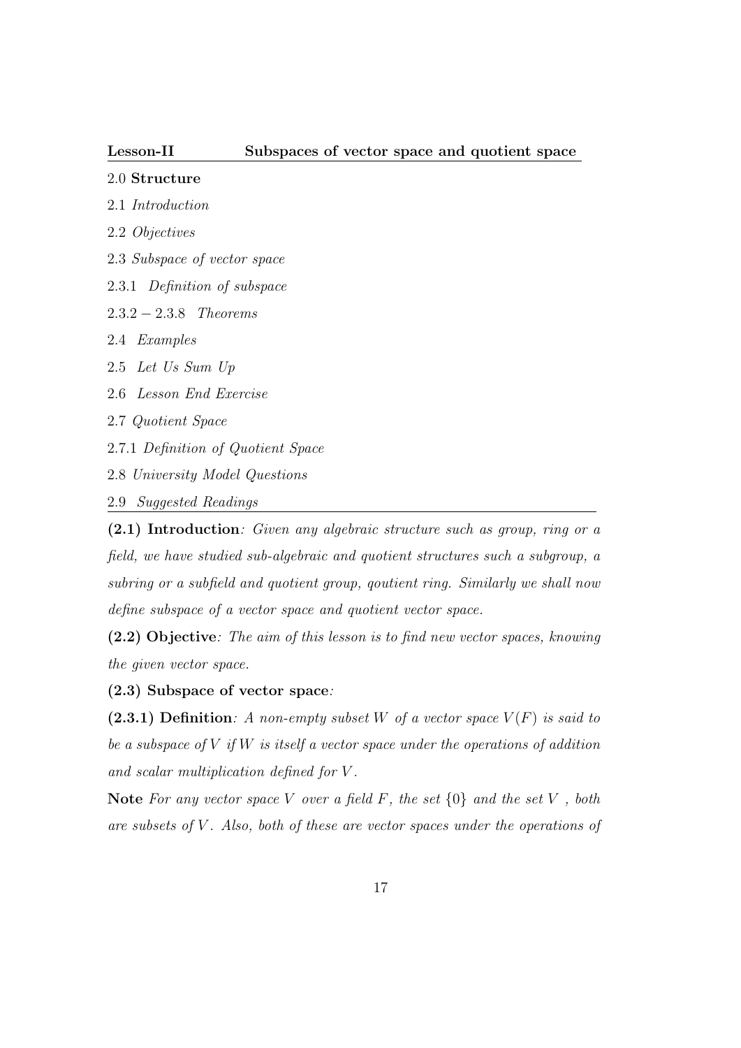## Lesson-II Subspaces of vector space and quotient space

2.0 **Structure**

2.1 *Introduction*

2.2 *Objectives*

2.3 *Subspace of vector space*

2.3.1 *Definition of subspace*

$2.3.2 - 2.3.8$ *Theorems*

2.4 *Examples*

2.5 *Let Us Sum Up*

2.6 *Lesson End Exercise*

2.7 *Quotient Space*

2.7.1 *Definition of Quotient Space*

2.8 *University Model Questions*

2.9 *Suggested Readings*

**(2.1) Introduction**: *Given any algebraic structure such as group, ring or a field, we have studied sub-algebraic and quotient structures such a subgroup, a subring or a subfield and quotient group, qoutient ring. Similarly we shall now define subspace of a vector space and quotient vector space.*

**(2.2) Objective**: *The aim of this lesson is to find new vector spaces, knowing the given vector space.*

**(2.3) Subspace of vector space**:

**(2.3.1) Definition**: *A non-empty subset $W$ of a vector space $V(F)$ is said to be a subspace of $V$ if $W$ is itself a vector space under the operations of addition and scalar multiplication defined for $V$.*

**Note** *For any vector space $V$ over a field $F$, the set $\{0\}$ and the set $V$, both are subsets of $V$. Also, both of these are vector spaces under the operations of*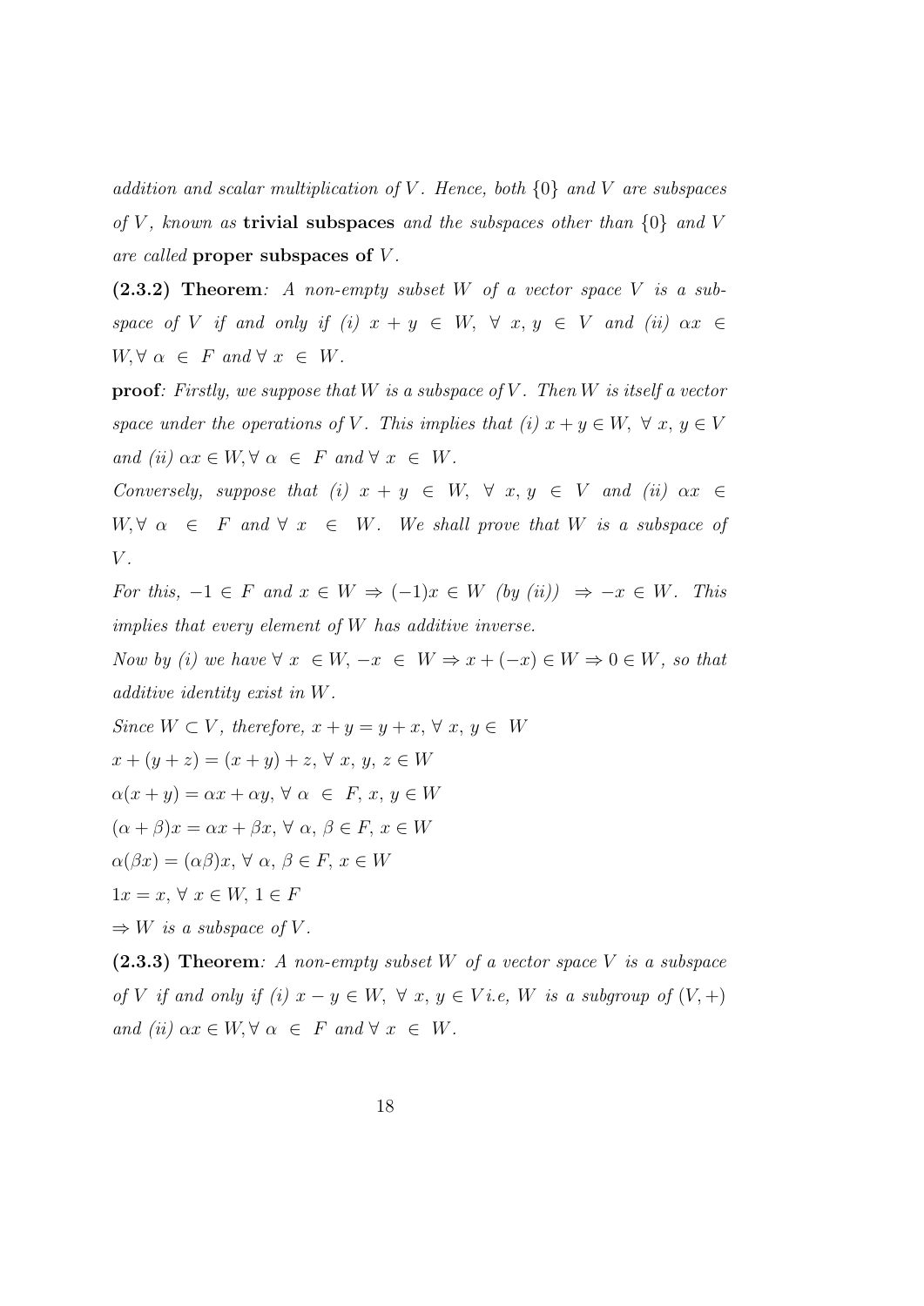*addition and scalar multiplication of $V$. Hence, both $\{0\}$ and $V$ are subspaces of $V$, known as* **trivial subspaces** *and the subspaces other than $\{0\}$ and $V$ are called* **proper subspaces of** $V$.

**(2.3.2) Theorem**: *A non-empty subset $W$ of a vector space $V$ is a subspace of $V$ if and only if (i) $x + y \in W, \ \forall \ x, y \in V$ and (ii) $\alpha x \in W, \forall \ \alpha \ \in \ F$ and $\forall \ x \ \in \ W$.*

**proof**: *Firstly, we suppose that $W$ is a subspace of $V$. Then $W$ is itself a vector space under the operations of $V$. This implies that (i) $x + y \in W, \ \forall \ x, y \in V$ and (ii) $\alpha x \in W, \forall \ \alpha \ \in \ F$ and $\forall \ x \ \in \ W$.*

*Conversely, suppose that (i) $x + y \in W, \ \forall \ x, y \in V$ and (ii) $\alpha x \in W, \forall \ \alpha \ \in \ F$ and $\forall \ x \ \in \ W$. We shall prove that $W$ is a subspace of $V$.*

*For this, $-1 \in F$ and $x \in W \Rightarrow (-1)x \in W$ (by (ii)) $\Rightarrow -x \in W$. This implies that every element of $W$ has additive inverse.*

*Now by (i) we have $\forall \ x \ \in W, -x \ \in \ W \Rightarrow x + (-x) \in W \Rightarrow 0 \in W$, so that additive identity exist in $W$.*

*Since $W \subset V$, therefore, $x + y = y + x, \forall \ x, \ y \in \ W$*

$x + (y + z) = (x + y) + z, \forall \ x, \ y, \ z \in W$

$\alpha(x + y) = \alpha x + \alpha y, \forall \ \alpha \ \in \ F, \ x, \ y \in W$

$(\alpha + \beta)x = \alpha x + \beta x, \forall \ \alpha, \ \beta \in F, \ x \in W$

$\alpha(\beta x) = (\alpha\beta)x, \forall \ \alpha, \ \beta \in F, \ x \in W$

$1x = x, \forall \ x \in W, \ 1 \in F$

$\Rightarrow W$ *is a subspace of* $V$.

**(2.3.3) Theorem**: *A non-empty subset $W$ of a vector space $V$ is a subspace of $V$ if and only if (i) $x - y \in W, \ \forall \ x, y \in V$ i.e, $W$ is a subgroup of $(V, +)$ and (ii) $\alpha x \in W, \forall \ \alpha \ \in \ F$ and $\forall \ x \ \in \ W$.*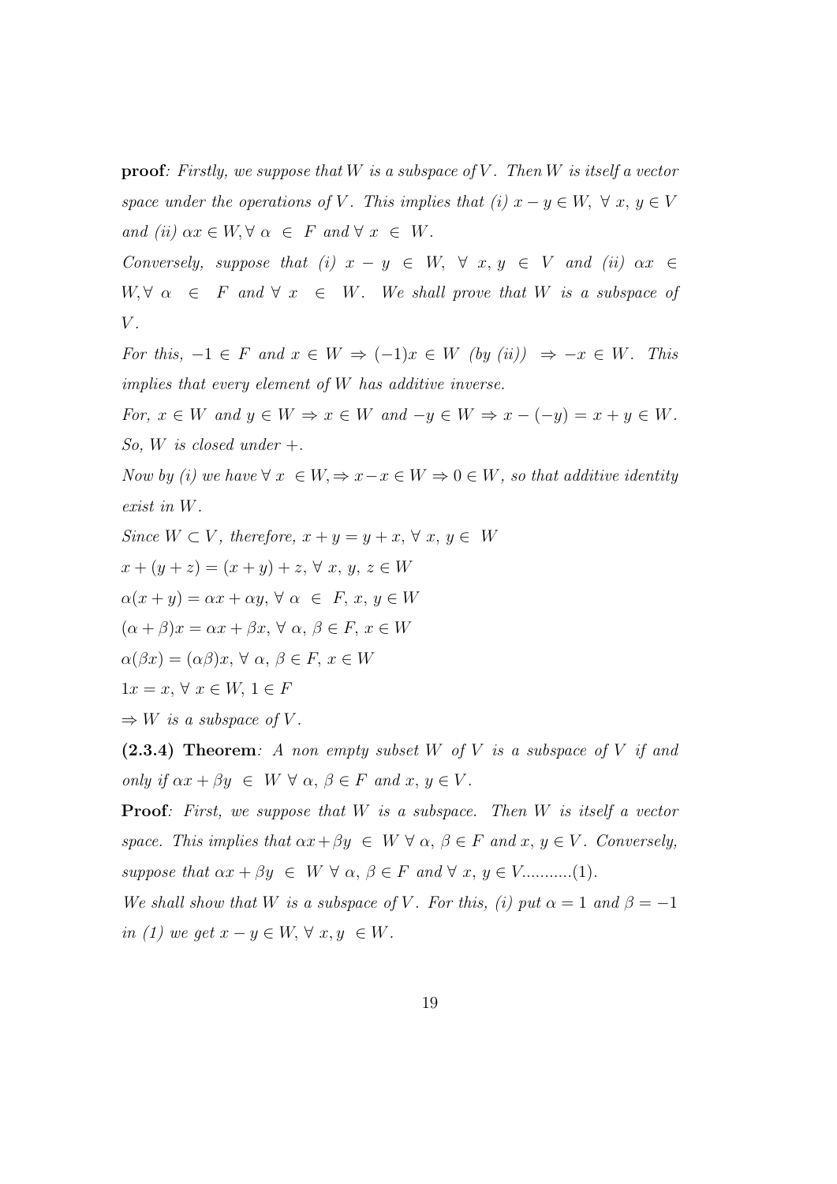**proof**: *Firstly, we suppose that W is a subspace of V. Then W is itself a vector space under the operations of V. This implies that (i)* $x - y \in W, \ \forall \ x, \ y \in V$ *and (ii)* $\alpha x \in W, \forall \ \alpha \ \in \ F$ *and* $\forall \ x \ \in \ W$.

*Conversely, suppose that (i)* $x - y \in W, \ \forall \ x, y \in V$ *and (ii)* $\alpha x \in W, \forall \ \alpha \ \in \ F$ *and* $\forall \ x \ \in \ W$. *We shall prove that W is a subspace of V.*

*For this,* $-1 \in F$ *and* $x \in W \Rightarrow (-1)x \in W$ *(by (ii))* $\Rightarrow -x \in W$. *This implies that every element of W has additive inverse.*

*For,* $x \in W$ *and* $y \in W \Rightarrow x \in W$ *and* $-y \in W \Rightarrow x - (-y) = x + y \in W$. *So, W is closed under +.*

*Now by (i) we have* $\forall \ x \ \in W, \Rightarrow x - x \in W \Rightarrow 0 \in W$, *so that additive identity exist in W.*

*Since* $W \subset V$, *therefore,* $x + y = y + x, \ \forall \ x, \ y \in \ W$

$x + (y + z) = (x + y) + z, \ \forall \ x, \ y, \ z \in W$

$\alpha(x + y) = \alpha x + \alpha y, \ \forall \ \alpha \ \in \ F, \ x, \ y \in W$

$(\alpha + \beta)x = \alpha x + \beta x, \ \forall \ \alpha, \ \beta \in F, \ x \in W$

$\alpha(\beta x) = (\alpha\beta)x, \ \forall \ \alpha, \ \beta \in F, \ x \in W$

$1x = x, \ \forall \ x \in W, \ 1 \in F$

$\Rightarrow W$ *is a subspace of V.*

**(2.3.4) Theorem**: *A non empty subset W of V is a subspace of V if and only if* $\alpha x + \beta y \ \in \ W \ \forall \ \alpha, \ \beta \in F$ *and* $x, \ y \in V$.

**Proof**: *First, we suppose that W is a subspace. Then W is itself a vector space. This implies that* $\alpha x + \beta y \ \in \ W \ \forall \ \alpha, \ \beta \in F$ *and* $x, \ y \in V$. *Conversely, suppose that* $\alpha x + \beta y \ \in \ W \ \forall \ \alpha, \ \beta \in F$ *and* $\forall \ x, \ y \in V$...........(1).

*We shall show that W is a subspace of V. For this, (i) put* $\alpha = 1$ *and* $\beta = -1$ *in (1) we get* $x - y \in W, \ \forall \ x, y \ \in W$.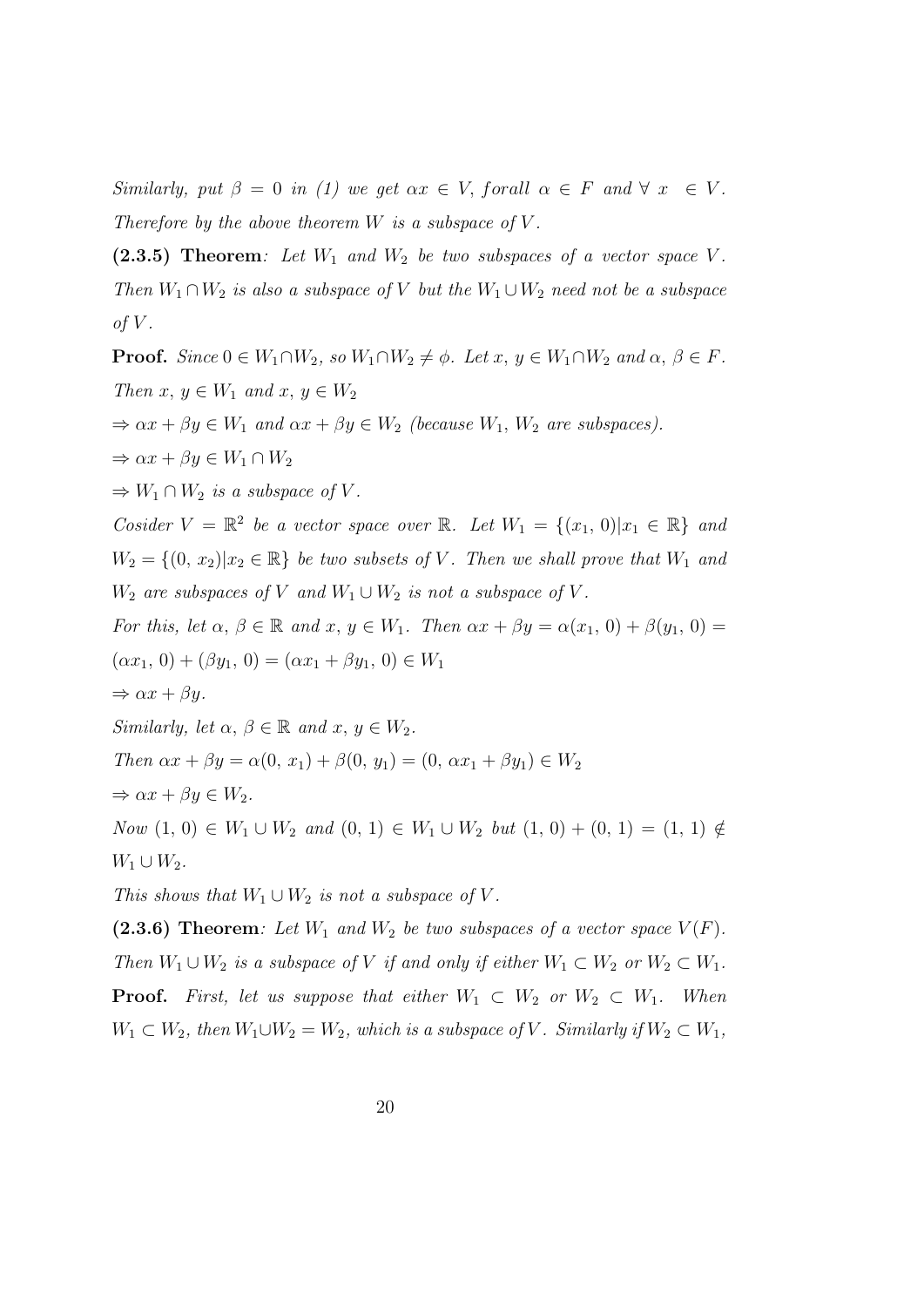*Similarly, put $\beta = 0$ in (1) we get $\alpha x \in V$, forall $\alpha \in F$ and $\forall\ x\ \in V$. Therefore by the above theorem $W$ is a subspace of $V$.*

**(2.3.5) Theorem***: Let $W_1$ and $W_2$ be two subspaces of a vector space $V$. Then $W_1 \cap W_2$ is also a subspace of $V$ but the $W_1 \cup W_2$ need not be a subspace of $V$.*

**Proof.** *Since $0 \in W_1 \cap W_2$, so $W_1 \cap W_2 \neq \phi$. Let $x,\, y \in W_1 \cap W_2$ and $\alpha,\, \beta \in F$. Then $x,\, y \in W_1$ and $x,\, y \in W_2$*

*$\Rightarrow \alpha x + \beta y \in W_1$ and $\alpha x + \beta y \in W_2$ (because $W_1$, $W_2$ are subspaces).*

*$\Rightarrow \alpha x + \beta y \in W_1 \cap W_2$*

*$\Rightarrow W_1 \cap W_2$ is a subspace of $V$.*

*Cosider $V = \mathbb{R}^2$ be a vector space over $\mathbb{R}$. Let $W_1 = \{(x_1,\, 0) | x_1 \in \mathbb{R}\}$ and $W_2 = \{(0,\, x_2) | x_2 \in \mathbb{R}\}$ be two subsets of $V$. Then we shall prove that $W_1$ and $W_2$ are subspaces of $V$ and $W_1 \cup W_2$ is not a subspace of $V$.*

*For this, let $\alpha,\, \beta \in \mathbb{R}$ and $x,\, y \in W_1$. Then $\alpha x + \beta y = \alpha(x_1,\, 0) + \beta(y_1,\, 0) = (\alpha x_1,\, 0) + (\beta y_1,\, 0) = (\alpha x_1 + \beta y_1,\, 0) \in W_1$*

*$\Rightarrow \alpha x + \beta y$.*

*Similarly, let $\alpha,\, \beta \in \mathbb{R}$ and $x,\, y \in W_2$.*

*Then $\alpha x + \beta y = \alpha(0,\, x_1) + \beta(0,\, y_1) = (0,\, \alpha x_1 + \beta y_1) \in W_2$*

*$\Rightarrow \alpha x + \beta y \in W_2$.*

*Now $(1,\, 0) \in W_1 \cup W_2$ and $(0,\, 1) \in W_1 \cup W_2$ but $(1,\, 0) + (0,\, 1) = (1,\, 1) \notin W_1 \cup W_2$.*

*This shows that $W_1 \cup W_2$ is not a subspace of $V$.*

**(2.3.6) Theorem***: Let $W_1$ and $W_2$ be two subspaces of a vector space $V(F)$. Then $W_1 \cup W_2$ is a subspace of $V$ if and only if either $W_1 \subset W_2$ or $W_2 \subset W_1$.*

**Proof.** *First, let us suppose that either $W_1 \subset W_2$ or $W_2 \subset W_1$. When $W_1 \subset W_2$, then $W_1 \cup W_2 = W_2$, which is a subspace of $V$. Similarly if $W_2 \subset W_1$,*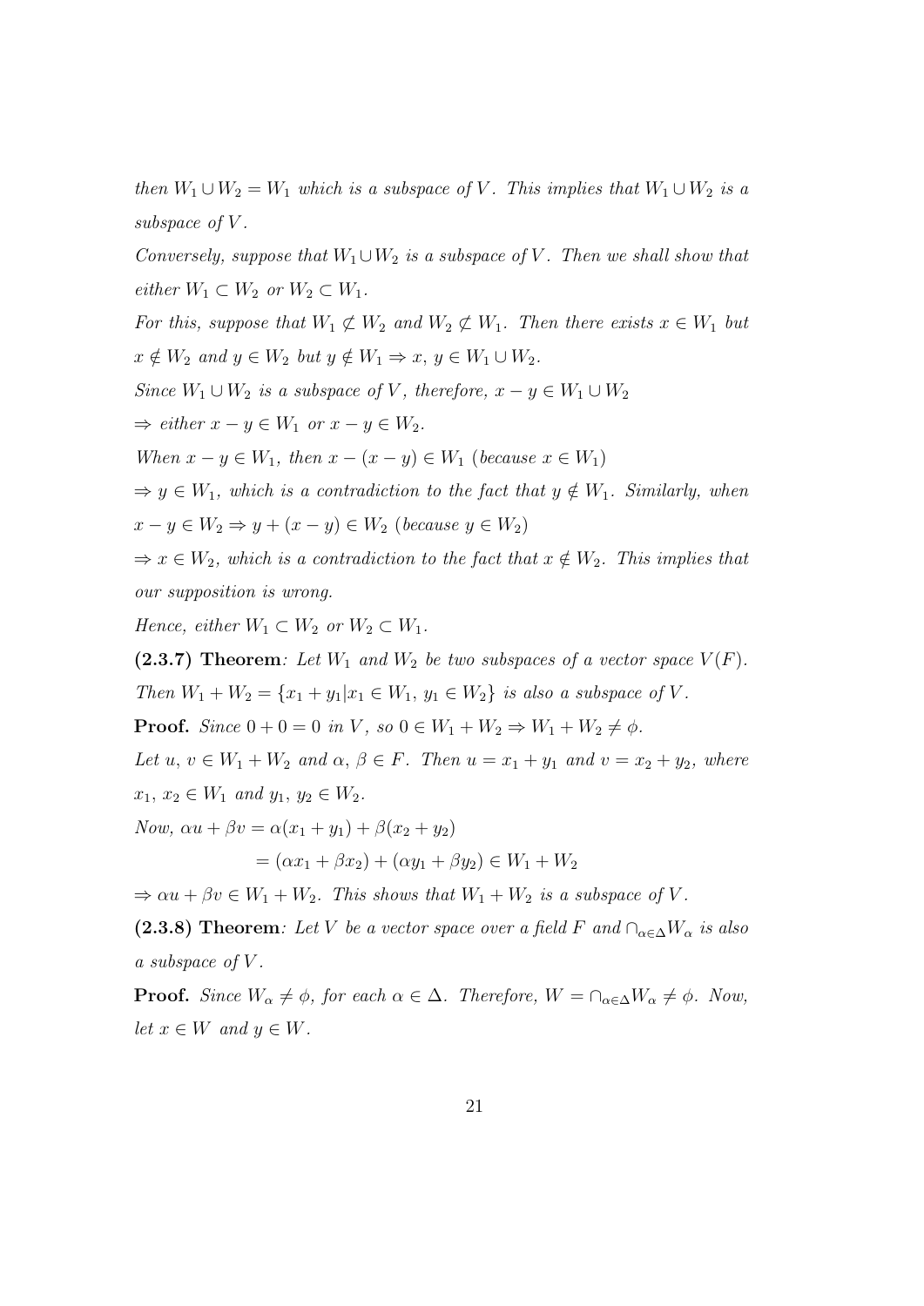*then $W_1 \cup W_2 = W_1$ which is a subspace of $V$. This implies that $W_1 \cup W_2$ is a subspace of $V$.*

*Conversely, suppose that $W_1 \cup W_2$ is a subspace of $V$. Then we shall show that either $W_1 \subset W_2$ or $W_2 \subset W_1$.*

*For this, suppose that $W_1 \not\subset W_2$ and $W_2 \not\subset W_1$. Then there exists $x \in W_1$ but $x \notin W_2$ and $y \in W_2$ but $y \notin W_1 \Rightarrow x, y \in W_1 \cup W_2$.*

*Since $W_1 \cup W_2$ is a subspace of $V$, therefore, $x - y \in W_1 \cup W_2$*

*$\Rightarrow$ either $x - y \in W_1$ or $x - y \in W_2$.*

*When $x - y \in W_1$, then $x - (x - y) \in W_1$ (because $x \in W_1$)*

*$\Rightarrow y \in W_1$, which is a contradiction to the fact that $y \notin W_1$. Similarly, when $x - y \in W_2 \Rightarrow y + (x - y) \in W_2$ (because $y \in W_2$)*

*$\Rightarrow x \in W_2$, which is a contradiction to the fact that $x \notin W_2$. This implies that our supposition is wrong.*

*Hence, either $W_1 \subset W_2$ or $W_2 \subset W_1$.*

**(2.3.7) Theorem**: *Let $W_1$ and $W_2$ be two subspaces of a vector space $V(F)$. Then $W_1 + W_2 = \{x_1 + y_1 | x_1 \in W_1, \ y_1 \in W_2\}$ is also a subspace of $V$.*

**Proof.** *Since $0 + 0 = 0$ in $V$, so $0 \in W_1 + W_2 \Rightarrow W_1 + W_2 \neq \phi$.*

*Let $u, v \in W_1 + W_2$ and $\alpha, \beta \in F$. Then $u = x_1 + y_1$ and $v = x_2 + y_2$, where $x_1, x_2 \in W_1$ and $y_1, y_2 \in W_2$.*

*Now,*
$$\alpha u + \beta v = \alpha(x_1 + y_1) + \beta(x_2 + y_2)$$
$$= (\alpha x_1 + \beta x_2) + (\alpha y_1 + \beta y_2) \in W_1 + W_2$$

*$\Rightarrow \alpha u + \beta v \in W_1 + W_2$. This shows that $W_1 + W_2$ is a subspace of $V$.*

**(2.3.8) Theorem**: *Let $V$ be a vector space over a field $F$ and $\cap_{\alpha \in \Delta} W_\alpha$ is also a subspace of $V$.*

**Proof.** *Since $W_\alpha \neq \phi$, for each $\alpha \in \Delta$. Therefore, $W = \cap_{\alpha \in \Delta} W_\alpha \neq \phi$. Now, let $x \in W$ and $y \in W$.*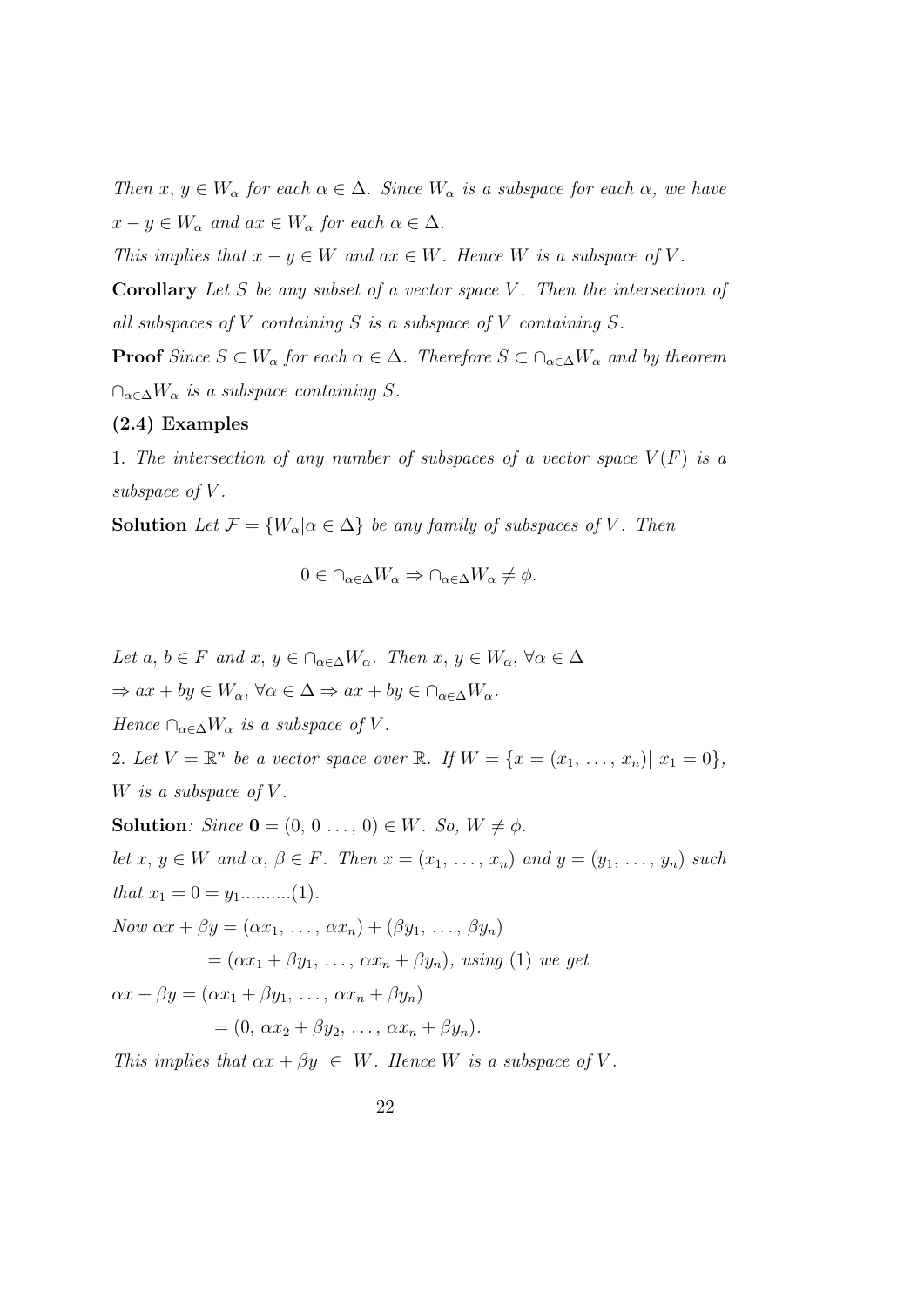*Then $x, y \in W_\alpha$ for each $\alpha \in \Delta$. Since $W_\alpha$ is a subspace for each $\alpha$, we have $x - y \in W_\alpha$ and $ax \in W_\alpha$ for each $\alpha \in \Delta$.*

*This implies that $x - y \in W$ and $ax \in W$. Hence $W$ is a subspace of $V$.*

**Corollary** *Let $S$ be any subset of a vector space $V$. Then the intersection of all subspaces of $V$ containing $S$ is a subspace of $V$ containing $S$.*

**Proof** *Since $S \subset W_\alpha$ for each $\alpha \in \Delta$. Therefore $S \subset \cap_{\alpha\in\Delta} W_\alpha$ and by theorem $\cap_{\alpha\in\Delta} W_\alpha$ is a subspace containing $S$.*

### (2.4) Examples

1. *The intersection of any number of subspaces of a vector space $V(F)$ is a subspace of $V$.*

**Solution** *Let $\mathcal{F} = \{W_\alpha | \alpha \in \Delta\}$ be any family of subspaces of $V$. Then*

$$0 \in \cap_{\alpha\in\Delta} W_\alpha \Rightarrow \cap_{\alpha\in\Delta} W_\alpha \neq \phi.$$

*Let $a, b \in F$ and $x, y \in \cap_{\alpha\in\Delta} W_\alpha$. Then $x, y \in W_\alpha, \forall \alpha \in \Delta$*

$\Rightarrow ax + by \in W_\alpha, \forall \alpha \in \Delta \Rightarrow ax + by \in \cap_{\alpha\in\Delta} W_\alpha$.

*Hence $\cap_{\alpha\in\Delta} W_\alpha$ is a subspace of $V$.*

2. *Let $V = \mathbb{R}^n$ be a vector space over $\mathbb{R}$. If $W = \{x = (x_1, \ldots, x_n) | \; x_1 = 0\}$, $W$ is a subspace of $V$.*

**Solution**: *Since $\mathbf{0} = (0, 0 \ldots, 0) \in W$. So, $W \neq \phi$.*

*let $x, y \in W$ and $\alpha, \beta \in F$. Then $x = (x_1, \ldots, x_n)$ and $y = (y_1, \ldots, y_n)$ such that $x_1 = 0 = y_1$..........(1).*

*Now* $\alpha x + \beta y = (\alpha x_1, \ldots, \alpha x_n) + (\beta y_1, \ldots, \beta y_n)$

$= (\alpha x_1 + \beta y_1, \ldots, \alpha x_n + \beta y_n)$, *using (1) we get*

$\alpha x + \beta y = (\alpha x_1 + \beta y_1, \ldots, \alpha x_n + \beta y_n)$

$= (0, \alpha x_2 + \beta y_2, \ldots, \alpha x_n + \beta y_n)$.

*This implies that $\alpha x + \beta y \in W$. Hence $W$ is a subspace of $V$.*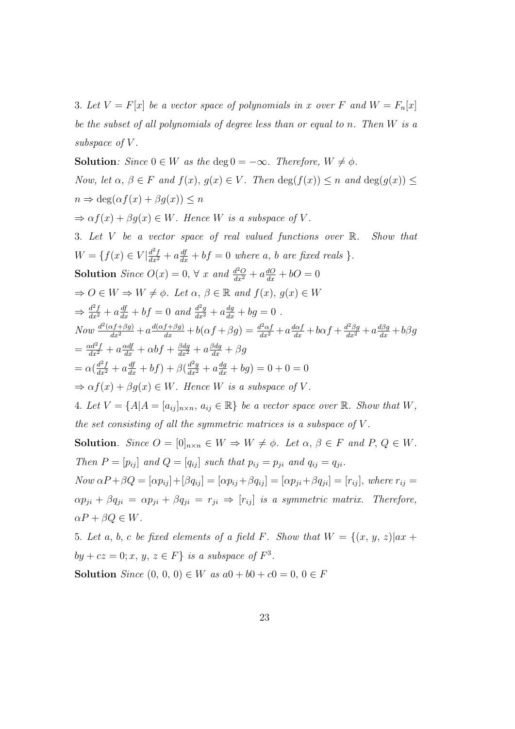3. *Let $V = F[x]$ be a vector space of polynomials in $x$ over $F$ and $W = F_n[x]$ be the subset of all polynomials of degree less than or equal to $n$. Then $W$ is a subspace of $V$.*

**Solution**: *Since $0 \in W$ as the $\deg 0 = -\infty$. Therefore, $W \neq \phi$.*

*Now, let $\alpha,\ \beta \in F$ and $f(x),\ g(x) \in V$. Then $\deg(f(x)) \leq n$ and $\deg(g(x)) \leq n \Rightarrow \deg(\alpha f(x) + \beta g(x)) \leq n$*

*$\Rightarrow \alpha f(x) + \beta g(x) \in W$. Hence $W$ is a subspace of $V$.*

3. *Let $V$ be a vector space of real valued functions over $\mathbb{R}$. Show that $W = \{f(x) \in V | \frac{d^2 f}{dx^2} + a\frac{df}{dx} + bf = 0$ where $a,\ b$ are fixed reals $\}$.*

**Solution** *Since $O(x) = 0,\ \forall\ x$ and $\frac{d^2 O}{dx^2} + a\frac{dO}{dx} + bO = 0$*

*$\Rightarrow O \in W \Rightarrow W \neq \phi$. Let $\alpha,\ \beta \in \mathbb{R}$ and $f(x),\ g(x) \in W$*

*$\Rightarrow \frac{d^2 f}{dx^2} + a\frac{df}{dx} + bf = 0$ and $\frac{d^2 g}{dx^2} + a\frac{dg}{dx} + bg = 0$ .*

*Now $\frac{d^2(\alpha f + \beta g)}{dx^2} + a\frac{d(\alpha f + \beta g)}{dx} + b(\alpha f + \beta g) = \frac{d^2 \alpha f}{dx^2} + a\frac{d\alpha f}{dx} + b\alpha f + \frac{d^2 \beta g}{dx^2} + a\frac{d\beta g}{dx} + b\beta g$*

*$= \frac{\alpha d^2 f}{dx^2} + a\frac{\alpha df}{dx} + \alpha bf + \frac{\beta dg}{dx^2} + a\frac{\beta dg}{dx} + \beta g$*

*$= \alpha(\frac{d^2 f}{dx^2} + a\frac{df}{dx} + bf) + \beta(\frac{d^2 g}{dx^2} + a\frac{dg}{dx} + bg) = 0 + 0 = 0$*

*$\Rightarrow \alpha f(x) + \beta g(x) \in W$. Hence $W$ is a subspace of $V$.*

4. *Let $V = \{A | A = [a_{ij}]_{n \times n},\ a_{ij} \in \mathbb{R}\}$ be a vector space over $\mathbb{R}$. Show that $W$, the set consisting of all the symmetric matrices is a subspace of $V$.*

**Solution**. *Since $O = [0]_{n \times n} \in W \Rightarrow W \neq \phi$. Let $\alpha,\ \beta \in F$ and $P,\ Q \in W$. Then $P = [p_{ij}]$ and $Q = [q_{ij}]$ such that $p_{ij} = p_{ji}$ and $q_{ij} = q_{ji}$.*

*Now $\alpha P + \beta Q = [\alpha p_{ij}] + [\beta q_{ij}] = [\alpha p_{ij} + \beta q_{ij}] = [\alpha p_{ji} + \beta q_{ji}] = [r_{ij}]$, where $r_{ij} = \alpha p_{ji} + \beta q_{ji} = \alpha p_{ji} + \beta q_{ji} = r_{ji} \Rightarrow [r_{ij}]$ is a symmetric matrix. Therefore, $\alpha P + \beta Q \in W$.*

5. *Let $a,\ b,\ c$ be fixed elements of a field $F$. Show that $W = \{(x,\ y,\ z) | ax + by + cz = 0; x,\ y,\ z \in F\}$ is a subspace of $F^3$.*

**Solution** *Since $(0,\ 0,\ 0) \in W$ as $a0 + b0 + c0 = 0,\ 0 \in F$*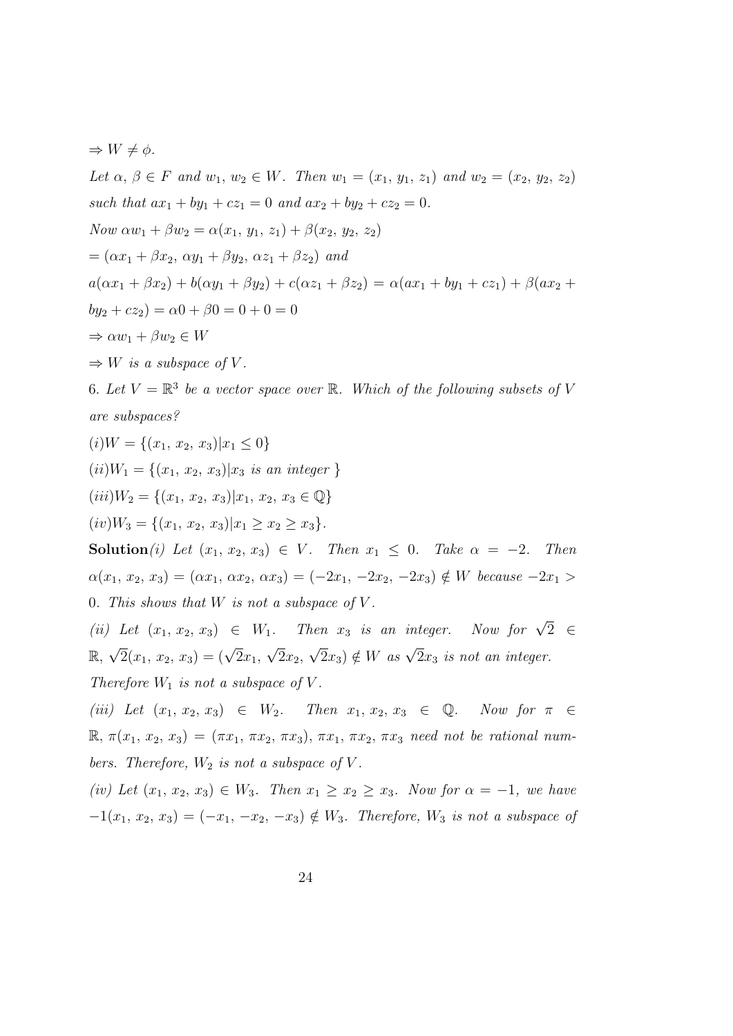$\Rightarrow W \neq \phi$.

*Let* $\alpha, \beta \in F$ *and* $w_1, w_2 \in W$. *Then* $w_1 = (x_1, y_1, z_1)$ *and* $w_2 = (x_2, y_2, z_2)$ *such that* $ax_1 + by_1 + cz_1 = 0$ *and* $ax_2 + by_2 + cz_2 = 0$.

*Now* $\alpha w_1 + \beta w_2 = \alpha(x_1, y_1, z_1) + \beta(x_2, y_2, z_2)$

$= (\alpha x_1 + \beta x_2, \alpha y_1 + \beta y_2, \alpha z_1 + \beta z_2)$ *and*

$a(\alpha x_1 + \beta x_2) + b(\alpha y_1 + \beta y_2) + c(\alpha z_1 + \beta z_2) = \alpha(ax_1 + by_1 + cz_1) + \beta(ax_2 + by_2 + cz_2) = \alpha 0 + \beta 0 = 0 + 0 = 0$

$\Rightarrow \alpha w_1 + \beta w_2 \in W$

$\Rightarrow W$ *is a subspace of* $V$.

6. *Let* $V = \mathbb{R}^3$ *be a vector space over* $\mathbb{R}$. *Which of the following subsets of* $V$ *are subspaces?*

$(i) W = \{(x_1, x_2, x_3) | x_1 \leq 0\}$

$(ii) W_1 = \{(x_1, x_2, x_3) | x_3 \text{ is an integer }\}$

$(iii) W_2 = \{(x_1, x_2, x_3) | x_1, x_2, x_3 \in \mathbb{Q}\}$

$(iv) W_3 = \{(x_1, x_2, x_3) | x_1 \geq x_2 \geq x_3\}$.

**Solution***(i) Let* $(x_1, x_2, x_3) \in V$. *Then* $x_1 \leq 0$. *Take* $\alpha = -2$. *Then* $\alpha(x_1, x_2, x_3) = (\alpha x_1, \alpha x_2, \alpha x_3) = (-2x_1, -2x_2, -2x_3) \notin W$ *because* $-2x_1 > 0$. *This shows that* $W$ *is not a subspace of* $V$.

*(ii) Let* $(x_1, x_2, x_3) \in W_1$. *Then* $x_3$ *is an integer. Now for* $\sqrt{2} \in \mathbb{R}$, $\sqrt{2}(x_1, x_2, x_3) = (\sqrt{2}x_1, \sqrt{2}x_2, \sqrt{2}x_3) \notin W$ *as* $\sqrt{2}x_3$ *is not an integer. Therefore* $W_1$ *is not a subspace of* $V$.

*(iii) Let* $(x_1, x_2, x_3) \in W_2$. *Then* $x_1, x_2, x_3 \in \mathbb{Q}$. *Now for* $\pi \in \mathbb{R}$, $\pi(x_1, x_2, x_3) = (\pi x_1, \pi x_2, \pi x_3)$, $\pi x_1, \pi x_2, \pi x_3$ *need not be rational numbers. Therefore,* $W_2$ *is not a subspace of* $V$.

*(iv) Let* $(x_1, x_2, x_3) \in W_3$. *Then* $x_1 \geq x_2 \geq x_3$. *Now for* $\alpha = -1$, *we have* $-1(x_1, x_2, x_3) = (-x_1, -x_2, -x_3) \notin W_3$. *Therefore,* $W_3$ *is not a subspace of*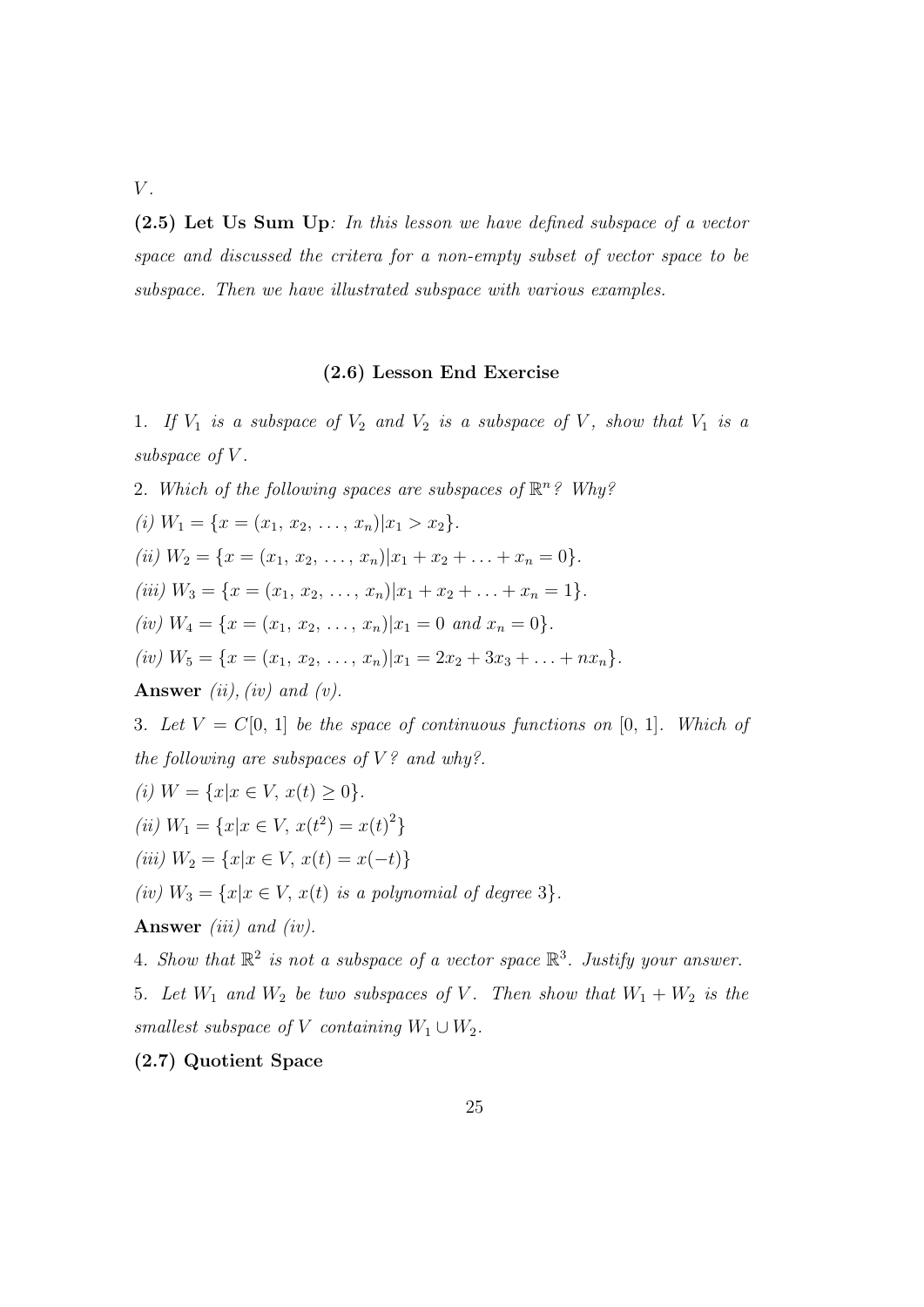$V$.

**(2.5) Let Us Sum Up**: *In this lesson we have defined subspace of a vector space and discussed the critera for a non-empty subset of vector space to be subspace. Then we have illustrated subspace with various examples.*

### (2.6) Lesson End Exercise

1. *If $V_1$ is a subspace of $V_2$ and $V_2$ is a subspace of $V$, show that $V_1$ is a subspace of $V$.*

2. *Which of the following spaces are subspaces of $\mathbb{R}^n$? Why?*

*(i)* $W_1 = \{x = (x_1, x_2, \ldots, x_n) | x_1 > x_2\}$.

*(ii)* $W_2 = \{x = (x_1, x_2, \ldots, x_n) | x_1 + x_2 + \ldots + x_n = 0\}$.

*(iii)* $W_3 = \{x = (x_1, x_2, \ldots, x_n) | x_1 + x_2 + \ldots + x_n = 1\}$.

*(iv)* $W_4 = \{x = (x_1, x_2, \ldots, x_n) | x_1 = 0 \text{ and } x_n = 0\}$.

*(iv)* $W_5 = \{x = (x_1, x_2, \ldots, x_n) | x_1 = 2x_2 + 3x_3 + \ldots + nx_n\}$.

**Answer** *(ii), (iv) and (v).*

3. *Let $V = C[0, 1]$ be the space of continuous functions on $[0, 1]$. Which of the following are subspaces of $V$? and why?.*

*(i)* $W = \{x | x \in V, x(t) \geq 0\}$.

*(ii)* $W_1 = \{x | x \in V, x(t^2) = x(t)^2\}$

*(iii)* $W_2 = \{x | x \in V, x(t) = x(-t)\}$

*(iv)* $W_3 = \{x | x \in V, x(t) \text{ is a polynomial of degree } 3\}$.

**Answer** *(iii) and (iv).*

4. *Show that $\mathbb{R}^2$ is not a subspace of a vector space $\mathbb{R}^3$. Justify your answer.*

5. *Let $W_1$ and $W_2$ be two subspaces of $V$. Then show that $W_1 + W_2$ is the smallest subspace of $V$ containing $W_1 \cup W_2$.*

**(2.7) Quotient Space**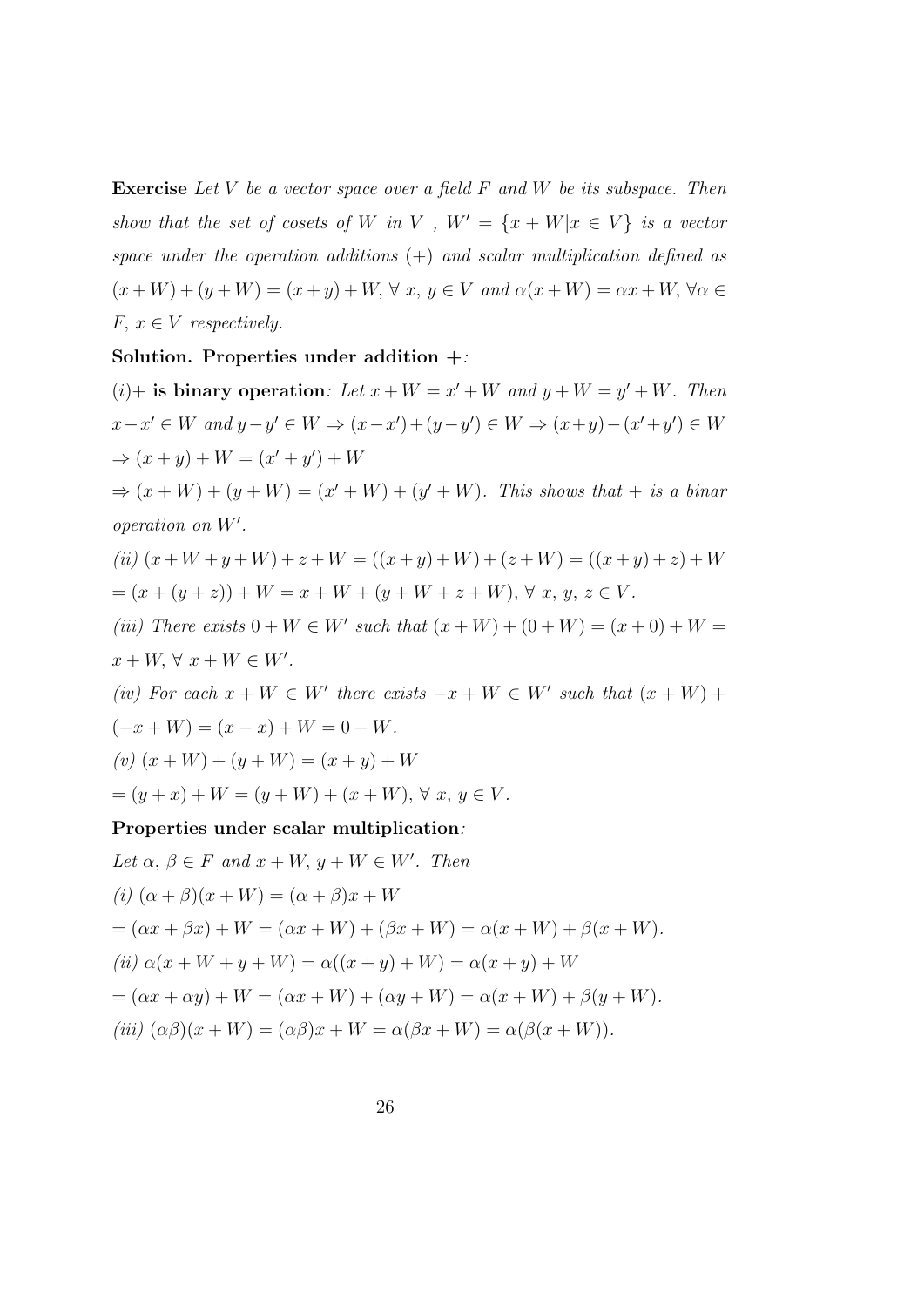**Exercise** *Let $V$ be a vector space over a field $F$ and $W$ be its subspace. Then show that the set of cosets of $W$ in $V$ , $W' = \{x + W | x \in V\}$ is a vector space under the operation additions $(+)$ and scalar multiplication defined as $(x + W) + (y + W) = (x + y) + W, \forall\ x,\ y \in V$ and $\alpha(x + W) = \alpha x + W, \forall \alpha \in F,\ x \in V$ respectively.*

**Solution. Properties under addition $+$**:

$(i)+$ **is binary operation**: *Let $x + W = x' + W$ and $y + W = y' + W$. Then $x - x' \in W$ and $y - y' \in W \Rightarrow (x - x') + (y - y') \in W \Rightarrow (x + y) - (x' + y') \in W$*

$\Rightarrow (x + y) + W = (x' + y') + W$

$\Rightarrow (x + W) + (y + W) = (x' + W) + (y' + W)$. *This shows that $+$ is a binar operation on $W'$.*

*(ii)* $(x + W + y + W) + z + W = ((x + y) + W) + (z + W) = ((x + y) + z) + W$
$= (x + (y + z)) + W = x + W + (y + W + z + W),\ \forall\ x,\ y,\ z \in V$.

*(iii) There exists $0 + W \in W'$ such that $(x + W) + (0 + W) = (x + 0) + W = x + W, \forall\ x + W \in W'$.*

*(iv) For each $x + W \in W'$ there exists $-x + W \in W'$ such that $(x + W) + (-x + W) = (x - x) + W = 0 + W$.*

*(v)* $(x + W) + (y + W) = (x + y) + W$
$= (y + x) + W = (y + W) + (x + W),\ \forall\ x,\ y \in V$.

**Properties under scalar multiplication**:

*Let $\alpha,\ \beta \in F$ and $x + W,\ y + W \in W'$. Then*

*(i)* $(\alpha + \beta)(x + W) = (\alpha + \beta)x + W$
$= (\alpha x + \beta x) + W = (\alpha x + W) + (\beta x + W) = \alpha(x + W) + \beta(x + W)$.

*(ii)* $\alpha(x + W + y + W) = \alpha((x + y) + W) = \alpha(x + y) + W$
$= (\alpha x + \alpha y) + W = (\alpha x + W) + (\alpha y + W) = \alpha(x + W) + \beta(y + W)$.

*(iii)* $(\alpha\beta)(x + W) = (\alpha\beta)x + W = \alpha(\beta x + W) = \alpha(\beta(x + W))$.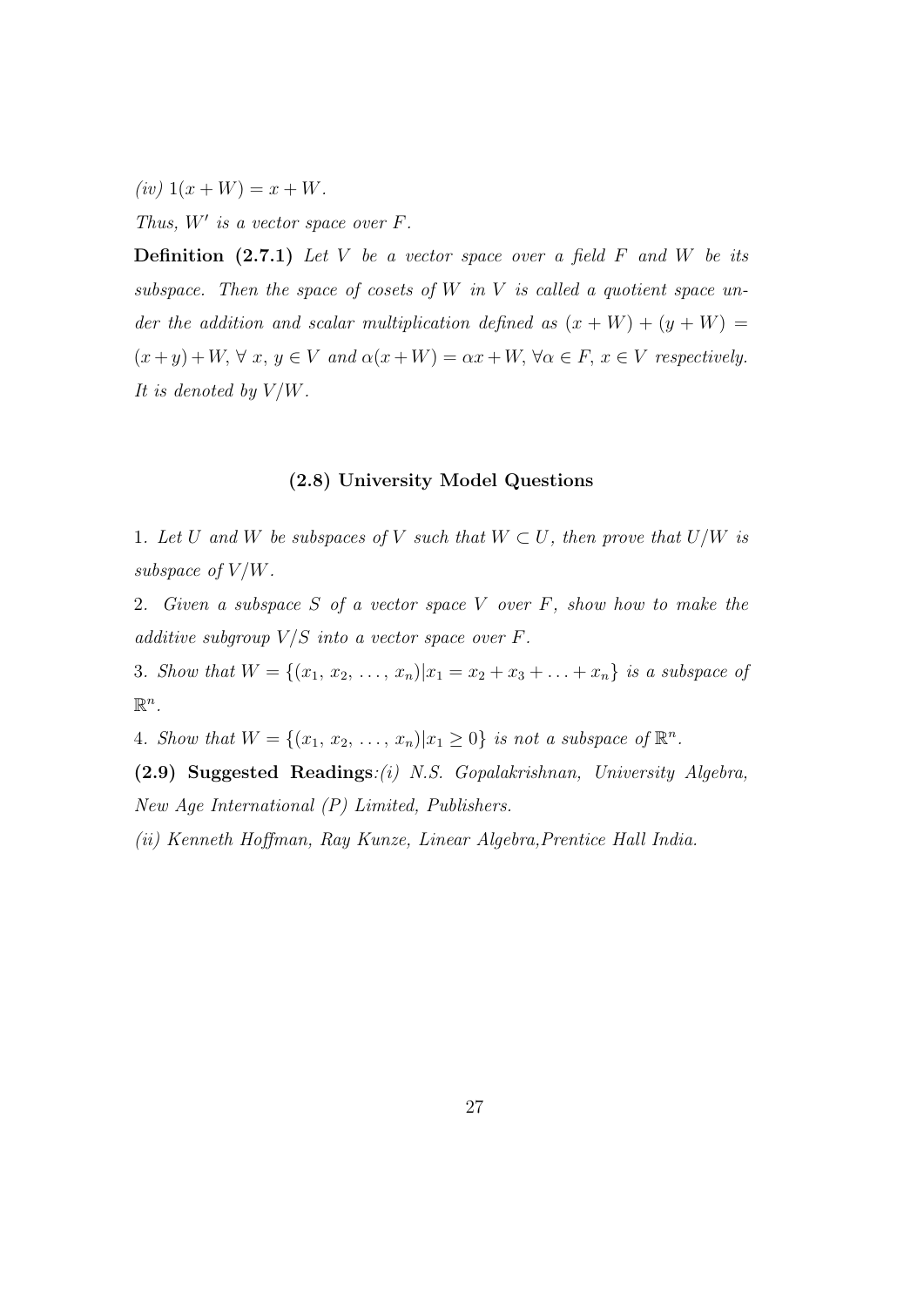*(iv)* $1(x + W) = x + W$.

*Thus, $W'$ is a vector space over $F$.*

**Definition (2.7.1)** *Let $V$ be a vector space over a field $F$ and $W$ be its subspace. Then the space of cosets of $W$ in $V$ is called a quotient space under the addition and scalar multiplication defined as $(x + W) + (y + W) = (x + y) + W, \forall\ x,\ y \in V$ and $\alpha(x + W) = \alpha x + W, \forall \alpha \in F,\ x \in V$ respectively. It is denoted by $V/W$.*

### (2.8) University Model Questions

1. *Let $U$ and $W$ be subspaces of $V$ such that $W \subset U$, then prove that $U/W$ is subspace of $V/W$.*

2. *Given a subspace $S$ of a vector space $V$ over $F$, show how to make the additive subgroup $V/S$ into a vector space over $F$.*

3. *Show that $W = \{(x_1,\ x_2,\ \ldots,\ x_n) | x_1 = x_2 + x_3 + \ldots + x_n\}$ is a subspace of $\mathbb{R}^n$.*

4. *Show that $W = \{(x_1,\ x_2,\ \ldots,\ x_n) | x_1 \geq 0\}$ is not a subspace of $\mathbb{R}^n$.*

**(2.9) Suggested Readings**:*(i) N.S. Gopalakrishnan, University Algebra, New Age International (P) Limited, Publishers.*

*(ii) Kenneth Hoffman, Ray Kunze, Linear Algebra,Prentice Hall India.*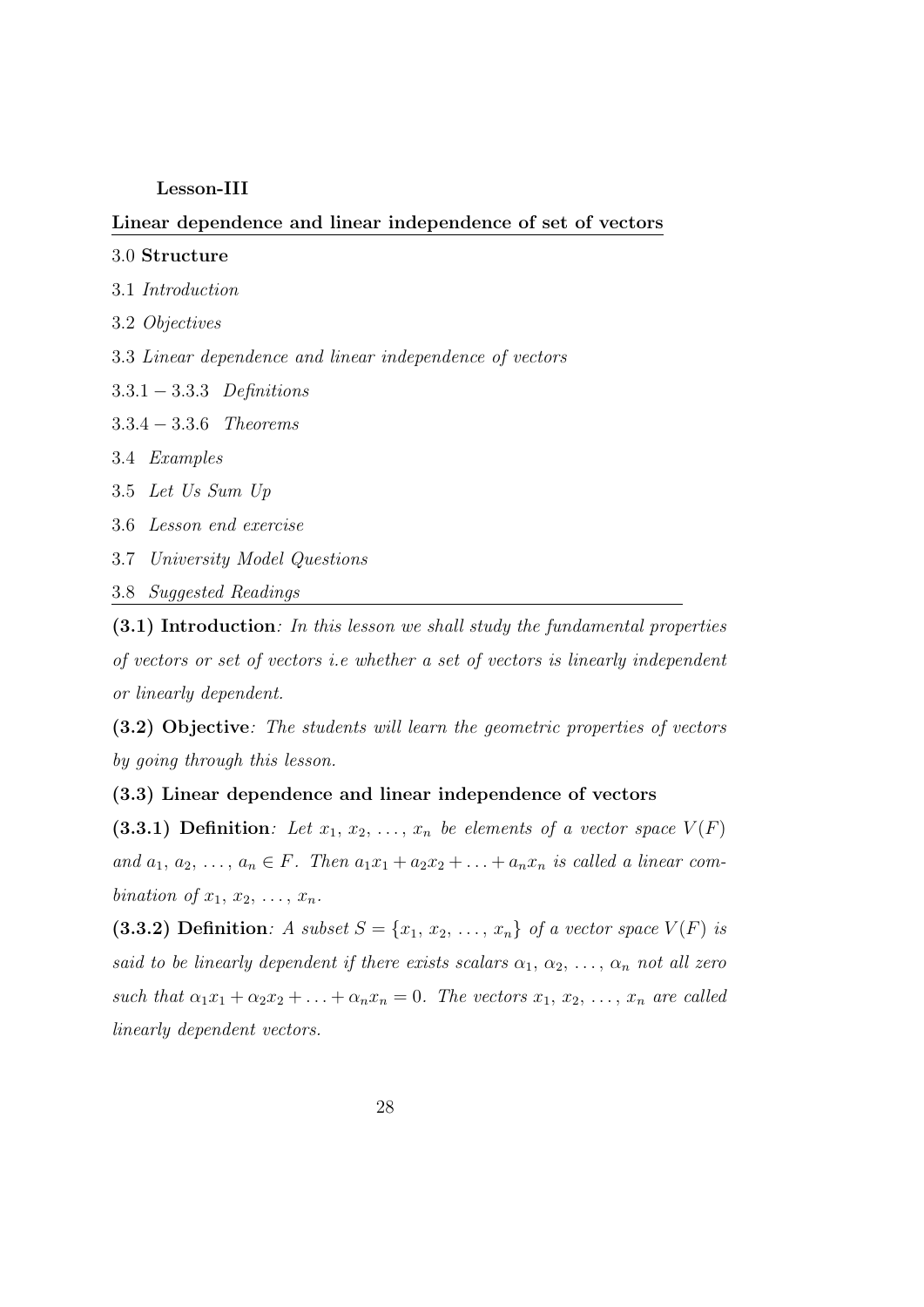**Lesson-III**

## Linear dependence and linear independence of set of vectors

3.0 **Structure**

3.1 *Introduction*

3.2 *Objectives*

3.3 *Linear dependence and linear independence of vectors*

$3.3.1 - 3.3.3$ *Definitions*

$3.3.4 - 3.3.6$ *Theorems*

3.4 *Examples*

3.5 *Let Us Sum Up*

3.6 *Lesson end exercise*

3.7 *University Model Questions*

3.8 *Suggested Readings*

---

**(3.1) Introduction**: *In this lesson we shall study the fundamental properties of vectors or set of vectors i.e whether a set of vectors is linearly independent or linearly dependent.*

**(3.2) Objective**: *The students will learn the geometric properties of vectors by going through this lesson.*

**(3.3) Linear dependence and linear independence of vectors**

**(3.3.1) Definition**: *Let $x_1, x_2, \ldots, x_n$ be elements of a vector space $V(F)$ and $a_1, a_2, \ldots, a_n \in F$. Then $a_1x_1 + a_2x_2 + \ldots + a_nx_n$ is called a linear combination of $x_1, x_2, \ldots, x_n$.*

**(3.3.2) Definition**: *A subset $S = \{x_1, x_2, \ldots, x_n\}$ of a vector space $V(F)$ is said to be linearly dependent if there exists scalars $\alpha_1, \alpha_2, \ldots, \alpha_n$ not all zero such that $\alpha_1x_1 + \alpha_2x_2 + \ldots + \alpha_nx_n = 0$. The vectors $x_1, x_2, \ldots, x_n$ are called linearly dependent vectors.*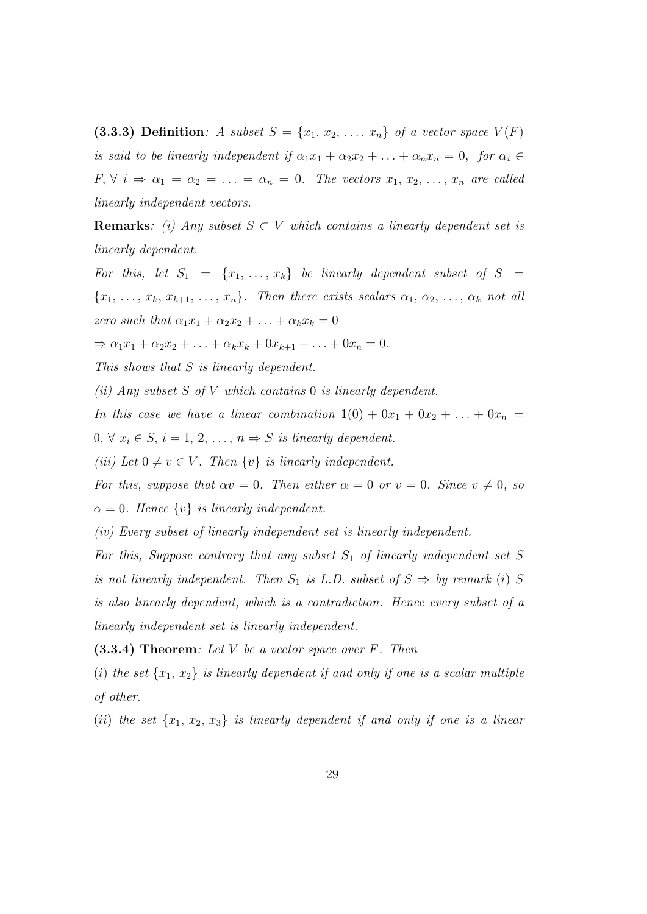**(3.3.3) Definition**: *A subset $S = \{x_1, x_2, \ldots, x_n\}$ of a vector space $V(F)$ is said to be linearly independent if $\alpha_1 x_1 + \alpha_2 x_2 + \ldots + \alpha_n x_n = 0$, for $\alpha_i \in F, \forall\ i \Rightarrow \alpha_1 = \alpha_2 = \ldots = \alpha_n = 0$. The vectors $x_1, x_2, \ldots, x_n$ are called linearly independent vectors.*

**Remarks**: *(i) Any subset $S \subset V$ which contains a linearly dependent set is linearly dependent.*

*For this, let $S_1 = \{x_1, \ldots, x_k\}$ be linearly dependent subset of $S = \{x_1, \ldots, x_k, x_{k+1}, \ldots, x_n\}$. Then there exists scalars $\alpha_1, \alpha_2, \ldots, \alpha_k$ not all zero such that $\alpha_1 x_1 + \alpha_2 x_2 + \ldots + \alpha_k x_k = 0$*

$\Rightarrow \alpha_1 x_1 + \alpha_2 x_2 + \ldots + \alpha_k x_k + 0x_{k+1} + \ldots + 0x_n = 0.$

*This shows that $S$ is linearly dependent.*

*(ii) Any subset $S$ of $V$ which contains $0$ is linearly dependent.*

*In this case we have a linear combination $1(0) + 0x_1 + 0x_2 + \ldots + 0x_n = 0, \forall\ x_i \in S, i = 1, 2, \ldots, n \Rightarrow S$ is linearly dependent.*

*(iii) Let $0 \neq v \in V$. Then $\{v\}$ is linearly independent.*

*For this, suppose that $\alpha v = 0$. Then either $\alpha = 0$ or $v = 0$. Since $v \neq 0$, so $\alpha = 0$. Hence $\{v\}$ is linearly independent.*

*(iv) Every subset of linearly independent set is linearly independent.*

*For this, Suppose contrary that any subset $S_1$ of linearly independent set $S$ is not linearly independent. Then $S_1$ is L.D. subset of $S \Rightarrow$ by remark (i) $S$ is also linearly dependent, which is a contradiction. Hence every subset of a linearly independent set is linearly independent.*

**(3.3.4) Theorem**: *Let $V$ be a vector space over $F$. Then*

*(i) the set $\{x_1, x_2\}$ is linearly dependent if and only if one is a scalar multiple of other.*

*(ii) the set $\{x_1, x_2, x_3\}$ is linearly dependent if and only if one is a linear*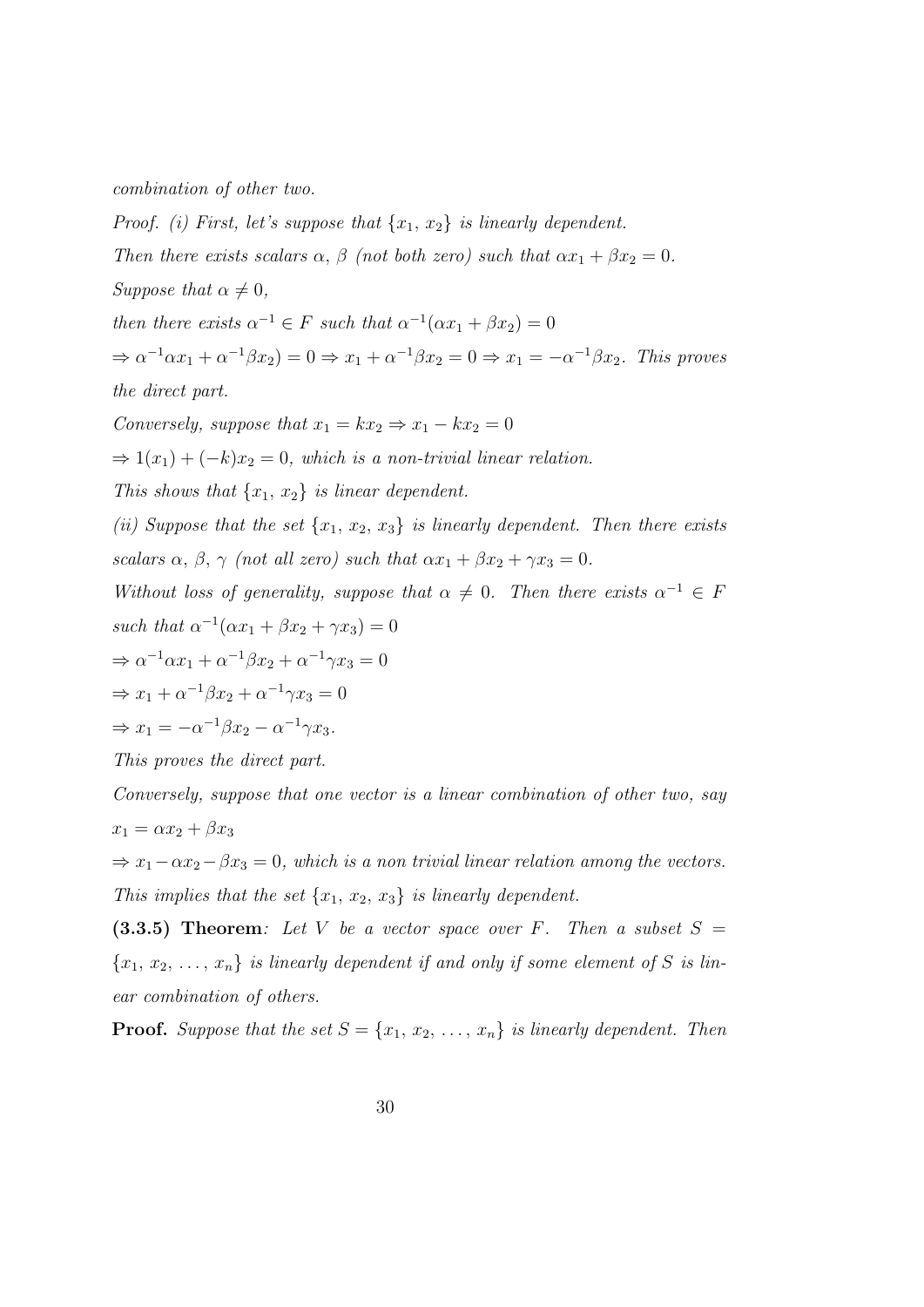*combination of other two.*

*Proof. (i) First, let's suppose that* $\{x_1,\, x_2\}$ *is linearly dependent.*

*Then there exists scalars* $\alpha,\, \beta$ *(not both zero) such that* $\alpha x_1 + \beta x_2 = 0$.

*Suppose that* $\alpha \neq 0$,

*then there exists* $\alpha^{-1} \in F$ *such that* $\alpha^{-1}(\alpha x_1 + \beta x_2) = 0$

$\Rightarrow \alpha^{-1}\alpha x_1 + \alpha^{-1}\beta x_2) = 0 \Rightarrow x_1 + \alpha^{-1}\beta x_2 = 0 \Rightarrow x_1 = -\alpha^{-1}\beta x_2$. *This proves the direct part.*

*Conversely, suppose that* $x_1 = kx_2 \Rightarrow x_1 - kx_2 = 0$

$\Rightarrow 1(x_1) + (-k)x_2 = 0$, *which is a non-trivial linear relation.*

*This shows that* $\{x_1,\, x_2\}$ *is linear dependent.*

*(ii) Suppose that the set* $\{x_1,\, x_2,\, x_3\}$ *is linearly dependent. Then there exists scalars* $\alpha,\, \beta,\, \gamma$ *(not all zero) such that* $\alpha x_1 + \beta x_2 + \gamma x_3 = 0$.

*Without loss of generality, suppose that* $\alpha \neq 0$. *Then there exists* $\alpha^{-1} \in F$ *such that* $\alpha^{-1}(\alpha x_1 + \beta x_2 + \gamma x_3) = 0$

$\Rightarrow \alpha^{-1}\alpha x_1 + \alpha^{-1}\beta x_2 + \alpha^{-1}\gamma x_3 = 0$

$\Rightarrow x_1 + \alpha^{-1}\beta x_2 + \alpha^{-1}\gamma x_3 = 0$

$\Rightarrow x_1 = -\alpha^{-1}\beta x_2 - \alpha^{-1}\gamma x_3$.

*This proves the direct part.*

*Conversely, suppose that one vector is a linear combination of other two, say* $x_1 = \alpha x_2 + \beta x_3$

$\Rightarrow x_1 - \alpha x_2 - \beta x_3 = 0$, *which is a non trivial linear relation among the vectors. This implies that the set* $\{x_1,\, x_2,\, x_3\}$ *is linearly dependent.*

**(3.3.5) Theorem***: Let* $V$ *be a vector space over* $F$. *Then a subset* $S = \{x_1,\, x_2,\, \ldots,\, x_n\}$ *is linearly dependent if and only if some element of* $S$ *is linear combination of others.*

**Proof.** *Suppose that the set* $S = \{x_1,\, x_2,\, \ldots,\, x_n\}$ *is linearly dependent. Then*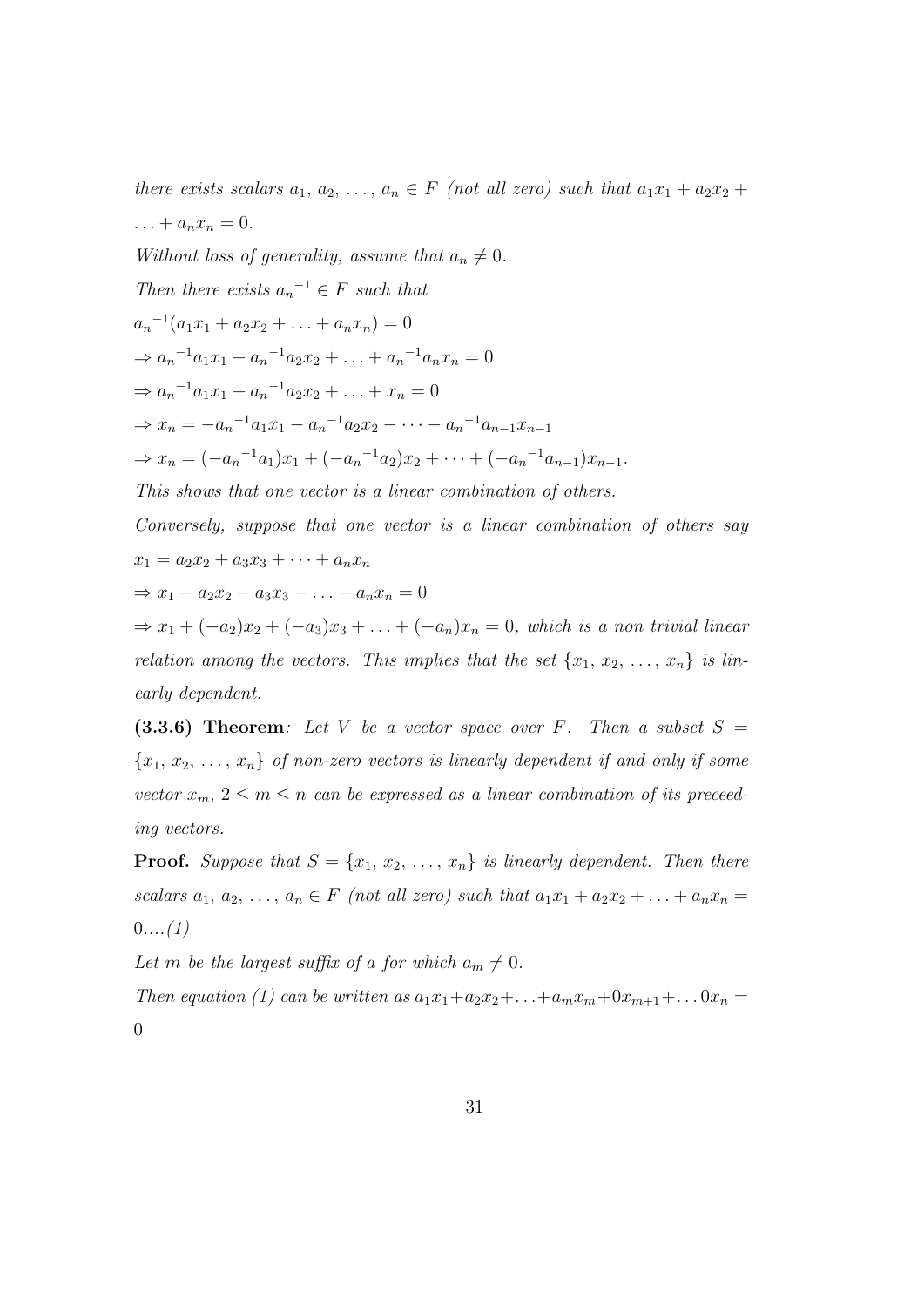*there exists scalars* $a_1, a_2, \ldots, a_n \in F$ *(not all zero) such that* $a_1x_1 + a_2x_2 + \ldots + a_nx_n = 0$.

*Without loss of generality, assume that* $a_n \neq 0$.

*Then there exists* ${a_n}^{-1} \in F$ *such that*

${a_n}^{-1}(a_1x_1 + a_2x_2 + \ldots + a_nx_n) = 0$

$\Rightarrow {a_n}^{-1}a_1x_1 + {a_n}^{-1}a_2x_2 + \ldots + {a_n}^{-1}a_nx_n = 0$

$\Rightarrow {a_n}^{-1}a_1x_1 + {a_n}^{-1}a_2x_2 + \ldots + x_n = 0$

$\Rightarrow x_n = -{a_n}^{-1}a_1x_1 - {a_n}^{-1}a_2x_2 - \cdots - {a_n}^{-1}a_{n-1}x_{n-1}$

$\Rightarrow x_n = (-{a_n}^{-1}a_1)x_1 + (-{a_n}^{-1}a_2)x_2 + \cdots + (-{a_n}^{-1}a_{n-1})x_{n-1}$.

*This shows that one vector is a linear combination of others.*

*Conversely, suppose that one vector is a linear combination of others say*

$x_1 = a_2x_2 + a_3x_3 + \cdots + a_nx_n$

$\Rightarrow x_1 - a_2x_2 - a_3x_3 - \ldots - a_nx_n = 0$

$\Rightarrow x_1 + (-a_2)x_2 + (-a_3)x_3 + \ldots + (-a_n)x_n = 0$, *which is a non trivial linear relation among the vectors. This implies that the set* $\{x_1, x_2, \ldots, x_n\}$ *is linearly dependent.*

**(3.3.6) Theorem**: *Let* $V$ *be a vector space over* $F$. *Then a subset* $S = \{x_1, x_2, \ldots, x_n\}$ *of non-zero vectors is linearly dependent if and only if some vector* $x_m$, $2 \leq m \leq n$ *can be expressed as a linear combination of its preceeding vectors.*

**Proof.** *Suppose that* $S = \{x_1, x_2, \ldots, x_n\}$ *is linearly dependent. Then there scalars* $a_1, a_2, \ldots, a_n \in F$ *(not all zero) such that* $a_1x_1 + a_2x_2 + \ldots + a_nx_n = 0$*....(1)*

*Let* $m$ *be the largest suffix of a for which* $a_m \neq 0$.

*Then equation (1) can be written as* $a_1x_1 + a_2x_2 + \ldots + a_mx_m + 0x_{m+1} + \ldots 0x_n = 0$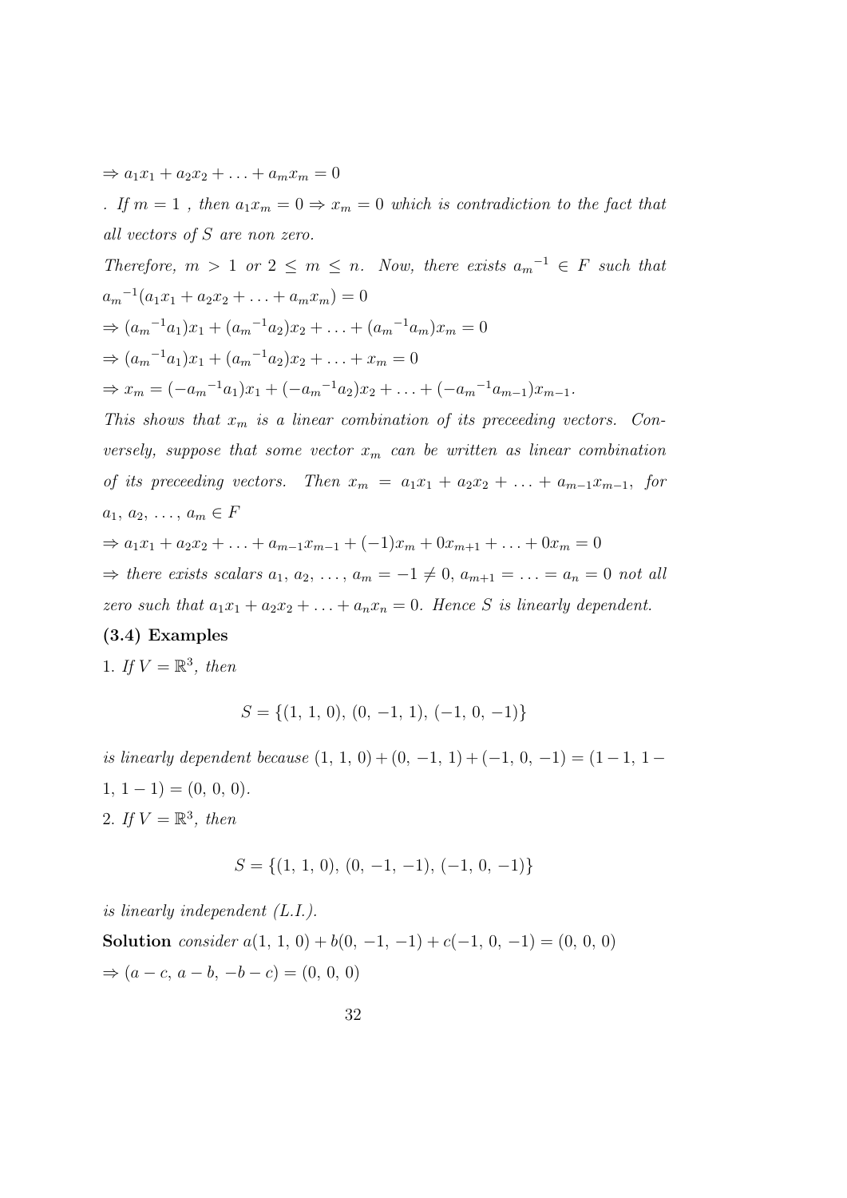$\Rightarrow a_1x_1 + a_2x_2 + \ldots + a_mx_m = 0$

. *If* $m = 1$ *, then* $a_1x_m = 0 \Rightarrow x_m = 0$ *which is contradiction to the fact that all vectors of* $S$ *are non zero.*

*Therefore,* $m > 1$ *or* $2 \leq m \leq n$*. Now, there exists* ${a_m}^{-1} \in F$ *such that*

${a_m}^{-1}(a_1x_1 + a_2x_2 + \ldots + a_mx_m) = 0$

$\Rightarrow ({a_m}^{-1}a_1)x_1 + ({a_m}^{-1}a_2)x_2 + \ldots + ({a_m}^{-1}a_m)x_m = 0$

$\Rightarrow ({a_m}^{-1}a_1)x_1 + ({a_m}^{-1}a_2)x_2 + \ldots + x_m = 0$

$\Rightarrow x_m = (-{a_m}^{-1}a_1)x_1 + (-{a_m}^{-1}a_2)x_2 + \ldots + (-{a_m}^{-1}a_{m-1})x_{m-1}.$

*This shows that* $x_m$ *is a linear combination of its preceeding vectors. Conversely, suppose that some vector* $x_m$ *can be written as linear combination of its preceeding vectors. Then* $x_m = a_1x_1 + a_2x_2 + \ldots + a_{m-1}x_{m-1}$*, for* $a_1, a_2, \ldots, a_m \in F$

$\Rightarrow a_1x_1 + a_2x_2 + \ldots + a_{m-1}x_{m-1} + (-1)x_m + 0x_{m+1} + \ldots + 0x_m = 0$

$\Rightarrow$ *there exists scalars* $a_1, a_2, \ldots, a_m = -1 \neq 0, a_{m+1} = \ldots = a_n = 0$ *not all zero such that* $a_1x_1 + a_2x_2 + \ldots + a_nx_n = 0$*. Hence* $S$ *is linearly dependent.*

**(3.4) Examples**

1. *If* $V = \mathbb{R}^3$*, then*

$$S = \{(1, 1, 0), (0, -1, 1), (-1, 0, -1)\}$$

*is linearly dependent because* $(1, 1, 0) + (0, -1, 1) + (-1, 0, -1) = (1 - 1, 1 - 1, 1 - 1) = (0, 0, 0)$*.*

2. *If* $V = \mathbb{R}^3$*, then*

$$S = \{(1, 1, 0), (0, -1, -1), (-1, 0, -1)\}$$

*is linearly independent (L.I.).*

**Solution** *consider* $a(1, 1, 0) + b(0, -1, -1) + c(-1, 0, -1) = (0, 0, 0)$

$\Rightarrow (a - c, a - b, -b - c) = (0, 0, 0)$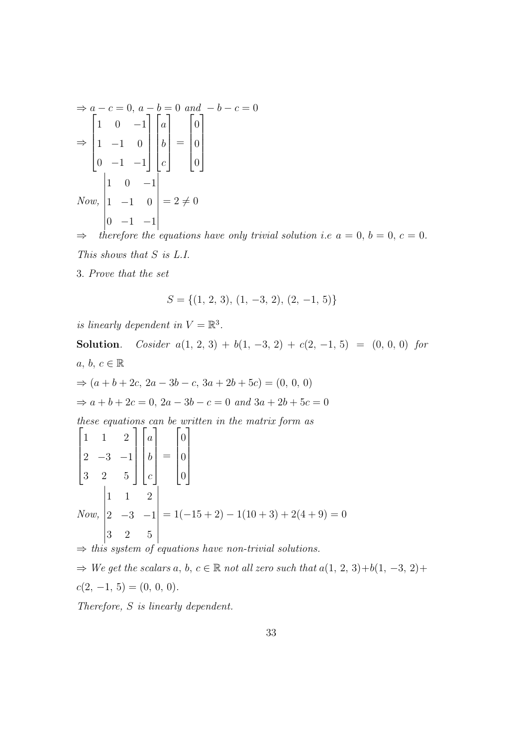$\Rightarrow a - c = 0,\ a - b = 0$ *and* $-b - c = 0$

$$\Rightarrow \begin{bmatrix} 1 & 0 & -1 \\ 1 & -1 & 0 \\ 0 & -1 & -1 \end{bmatrix} \begin{bmatrix} a \\ b \\ c \end{bmatrix} = \begin{bmatrix} 0 \\ 0 \\ 0 \end{bmatrix}$$

*Now,* $\begin{vmatrix} 1 & 0 & -1 \\ 1 & -1 & 0 \\ 0 & -1 & -1 \end{vmatrix} = 2 \neq 0$

$\Rightarrow$ *therefore the equations have only trivial solution i.e* $a = 0,\ b = 0,\ c = 0.$

*This shows that* $S$ *is L.I.*

3. *Prove that the set*

$$S = \{(1,\ 2,\ 3),\ (1,\ -3,\ 2),\ (2,\ -1,\ 5)\}$$

*is linearly dependent in* $V = \mathbb{R}^3$.

**Solution**. *Cosider* $a(1,\ 2,\ 3) + b(1,\ -3,\ 2) + c(2,\ -1,\ 5) = (0,\ 0,\ 0)$ *for* $a,\ b,\ c \in \mathbb{R}$

$\Rightarrow (a + b + 2c,\ 2a - 3b - c,\ 3a + 2b + 5c) = (0,\ 0,\ 0)$

$\Rightarrow a + b + 2c = 0,\ 2a - 3b - c = 0$ *and* $3a + 2b + 5c = 0$

*these equations can be written in the matrix form as*

$$\begin{bmatrix} 1 & 1 & 2 \\ 2 & -3 & -1 \\ 3 & 2 & 5 \end{bmatrix} \begin{bmatrix} a \\ b \\ c \end{bmatrix} = \begin{bmatrix} 0 \\ 0 \\ 0 \end{bmatrix}$$

*Now,* $\begin{vmatrix} 1 & 1 & 2 \\ 2 & -3 & -1 \\ 3 & 2 & 5 \end{vmatrix} = 1(-15 + 2) - 1(10 + 3) + 2(4 + 9) = 0$

$\Rightarrow$ *this system of equations have non-trivial solutions.*

$\Rightarrow$ *We get the scalars* $a,\ b,\ c \in \mathbb{R}$ *not all zero such that* $a(1,\ 2,\ 3) + b(1,\ -3,\ 2) + c(2,\ -1,\ 5) = (0,\ 0,\ 0)$.

*Therefore,* $S$ *is linearly dependent.*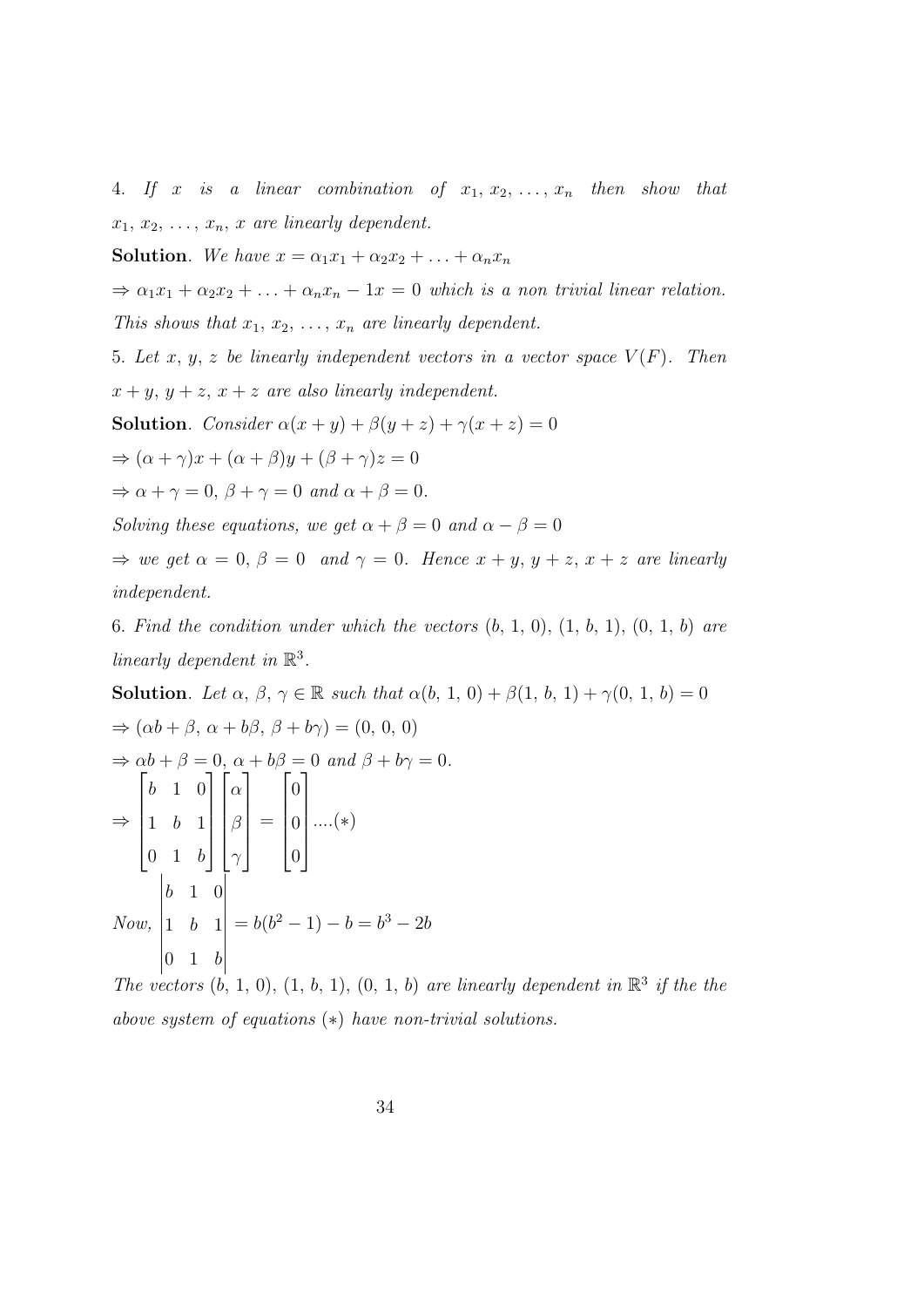4. *If $x$ is a linear combination of $x_1, x_2, \ldots, x_n$ then show that $x_1, x_2, \ldots, x_n, x$ are linearly dependent.*

**Solution**. *We have* $x = \alpha_1 x_1 + \alpha_2 x_2 + \ldots + \alpha_n x_n$

$\Rightarrow \alpha_1 x_1 + \alpha_2 x_2 + \ldots + \alpha_n x_n - 1x = 0$ *which is a non trivial linear relation. This shows that* $x_1, x_2, \ldots, x_n$ *are linearly dependent.*

5. *Let $x, y, z$ be linearly independent vectors in a vector space $V(F)$. Then $x + y, y + z, x + z$ are also linearly independent.*

**Solution**. *Consider* $\alpha(x + y) + \beta(y + z) + \gamma(x + z) = 0$

$\Rightarrow (\alpha + \gamma)x + (\alpha + \beta)y + (\beta + \gamma)z = 0$

$\Rightarrow \alpha + \gamma = 0,\ \beta + \gamma = 0$ *and* $\alpha + \beta = 0$.

*Solving these equations, we get* $\alpha + \beta = 0$ *and* $\alpha - \beta = 0$

$\Rightarrow$ *we get* $\alpha = 0,\ \beta = 0$ *and* $\gamma = 0$. *Hence* $x + y, y + z, x + z$ *are linearly independent.*

6. *Find the condition under which the vectors $(b, 1, 0), (1, b, 1), (0, 1, b)$ are linearly dependent in $\mathbb{R}^3$.*

**Solution**. *Let* $\alpha, \beta, \gamma \in \mathbb{R}$ *such that* $\alpha(b, 1, 0) + \beta(1, b, 1) + \gamma(0, 1, b) = 0$

$\Rightarrow (\alpha b + \beta,\ \alpha + b\beta,\ \beta + b\gamma) = (0, 0, 0)$

$\Rightarrow \alpha b + \beta = 0,\ \alpha + b\beta = 0$ *and* $\beta + b\gamma = 0$.

$$\Rightarrow \begin{bmatrix} b & 1 & 0 \\ 1 & b & 1 \\ 0 & 1 & b \end{bmatrix} \begin{bmatrix} \alpha \\ \beta \\ \gamma \end{bmatrix} = \begin{bmatrix} 0 \\ 0 \\ 0 \end{bmatrix} \ldots.(*)$$

*Now,* $\begin{vmatrix} b & 1 & 0 \\ 1 & b & 1 \\ 0 & 1 & b \end{vmatrix} = b(b^2 - 1) - b = b^3 - 2b$

*The vectors* $(b, 1, 0), (1, b, 1), (0, 1, b)$ *are linearly dependent in* $\mathbb{R}^3$ *if the the above system of equations* $(*)$ *have non-trivial solutions.*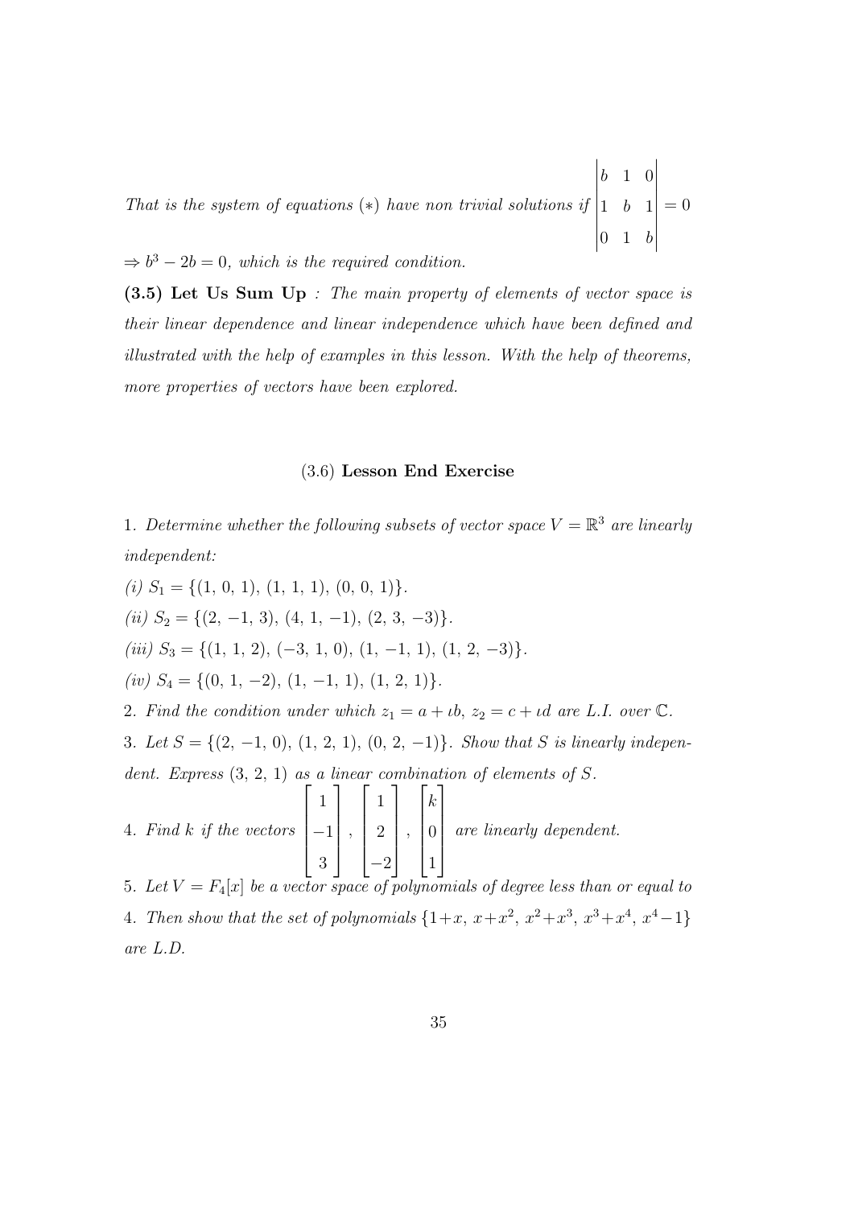*That is the system of equations* $(*)$ *have non trivial solutions if* $\begin{vmatrix} b & 1 & 0 \\ 1 & b & 1 \\ 0 & 1 & b \end{vmatrix} = 0$

$\Rightarrow b^3 - 2b = 0$, *which is the required condition.*

**(3.5) Let Us Sum Up** *: The main property of elements of vector space is their linear dependence and linear independence which have been defined and illustrated with the help of examples in this lesson. With the help of theorems, more properties of vectors have been explored.*

## (3.6) Lesson End Exercise

1. *Determine whether the following subsets of vector space* $V = \mathbb{R}^3$ *are linearly independent:*

*(i)* $S_1 = \{(1,\, 0,\, 1),\, (1,\, 1,\, 1),\, (0,\, 0,\, 1)\}$.

*(ii)* $S_2 = \{(2,\, -1,\, 3),\, (4,\, 1,\, -1),\, (2,\, 3,\, -3)\}$.

*(iii)* $S_3 = \{(1,\, 1,\, 2),\, (-3,\, 1,\, 0),\, (1,\, -1,\, 1),\, (1,\, 2,\, -3)\}$.

*(iv)* $S_4 = \{(0,\, 1,\, -2),\, (1,\, -1,\, 1),\, (1,\, 2,\, 1)\}$.

2. *Find the condition under which* $z_1 = a + \iota b$, $z_2 = c + \iota d$ *are L.I. over* $\mathbb{C}$.

3. *Let* $S = \{(2,\, -1,\, 0),\, (1,\, 2,\, 1),\, (0,\, 2,\, -1)\}$. *Show that* $S$ *is linearly independent. Express* $(3,\, 2,\, 1)$ *as a linear combination of elements of* $S$.

4. *Find* $k$ *if the vectors* $\begin{bmatrix} 1 \\ -1 \\ 3 \end{bmatrix}$, $\begin{bmatrix} 1 \\ 2 \\ -2 \end{bmatrix}$, $\begin{bmatrix} k \\ 0 \\ 1 \end{bmatrix}$ *are linearly dependent.*

5. *Let* $V = F_4[x]$ *be a vector space of polynomials of degree less than or equal to 4. Then show that the set of polynomials* $\{1+x,\, x+x^2,\, x^2+x^3,\, x^3+x^4,\, x^4-1\}$ *are L.D.*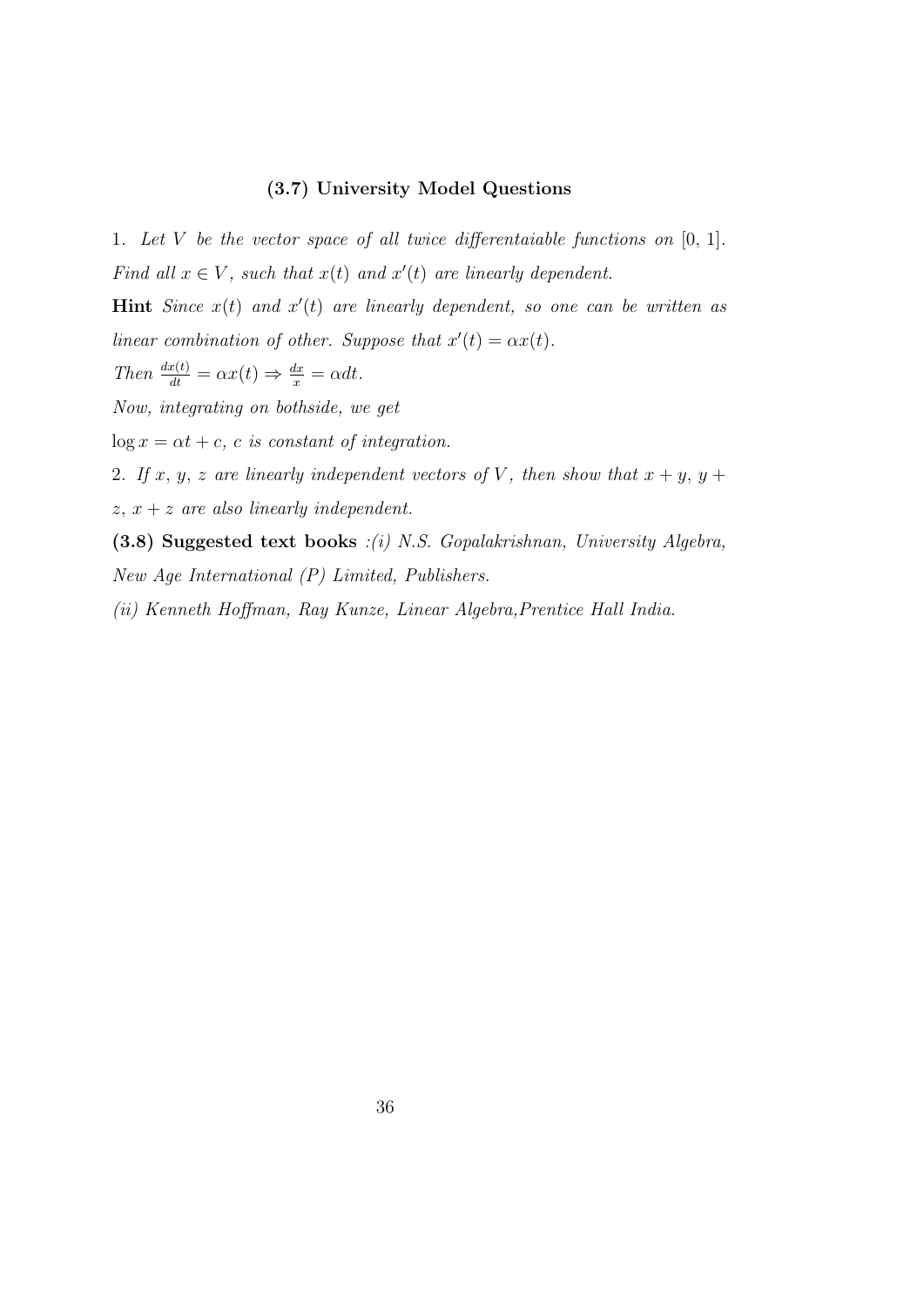### (3.7) University Model Questions

1. *Let $V$ be the vector space of all twice differentaiable functions on $[0, 1]$. Find all $x \in V$, such that $x(t)$ and $x'(t)$ are linearly dependent.*

**Hint** *Since $x(t)$ and $x'(t)$ are linearly dependent, so one can be written as linear combination of other. Suppose that $x'(t) = \alpha x(t)$.*

*Then $\frac{dx(t)}{dt} = \alpha x(t) \Rightarrow \frac{dx}{x} = \alpha dt$.*

*Now, integrating on bothside, we get*

$\log x = \alpha t + c$, *$c$ is constant of integration.*

2. *If $x$, $y$, $z$ are linearly independent vectors of $V$, then show that $x + y$, $y + z$, $x + z$ are also linearly independent.*

**(3.8) Suggested text books** *:(i) N.S. Gopalakrishnan, University Algebra, New Age International (P) Limited, Publishers.*

*(ii) Kenneth Hoffman, Ray Kunze, Linear Algebra,Prentice Hall India.*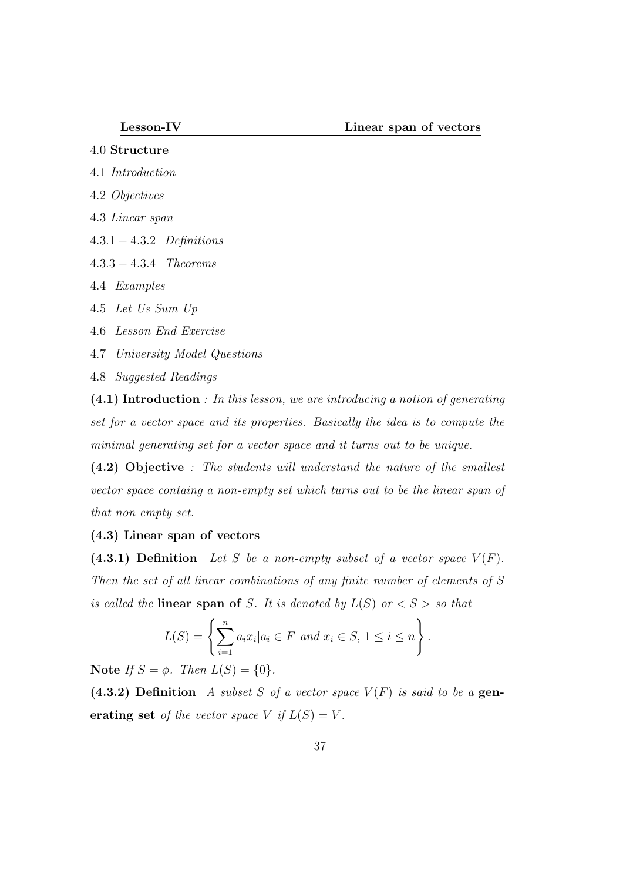**Lesson-IV** **Linear span of vectors**

4.0 **Structure**

4.1 *Introduction*

4.2 *Objectives*

4.3 *Linear span*

$4.3.1 - 4.3.2$ *Definitions*

$4.3.3 - 4.3.4$ *Theorems*

4.4 *Examples*

4.5 *Let Us Sum Up*

4.6 *Lesson End Exercise*

4.7 *University Model Questions*

4.8 *Suggested Readings*

**(4.1) Introduction** *: In this lesson, we are introducing a notion of generating set for a vector space and its properties. Basically the idea is to compute the minimal generating set for a vector space and it turns out to be unique.*

**(4.2) Objective** *: The students will understand the nature of the smallest vector space containg a non-empty set which turns out to be the linear span of that non empty set.*

**(4.3) Linear span of vectors**

**(4.3.1) Definition** *Let $S$ be a non-empty subset of a vector space $V(F)$. Then the set of all linear combinations of any finite number of elements of $S$ is called the* **linear span of** *$S$. It is denoted by $L(S)$ or $< S >$ so that*

$$L(S) = \left\{ \sum_{i=1}^{n} a_i x_i | a_i \in F \text{ and } x_i \in S, 1 \leq i \leq n \right\}.$$

**Note** *If $S = \phi$. Then $L(S) = \{0\}$.*

**(4.3.2) Definition** *A subset $S$ of a vector space $V(F)$ is said to be a* **generating set** *of the vector space $V$ if $L(S) = V$.*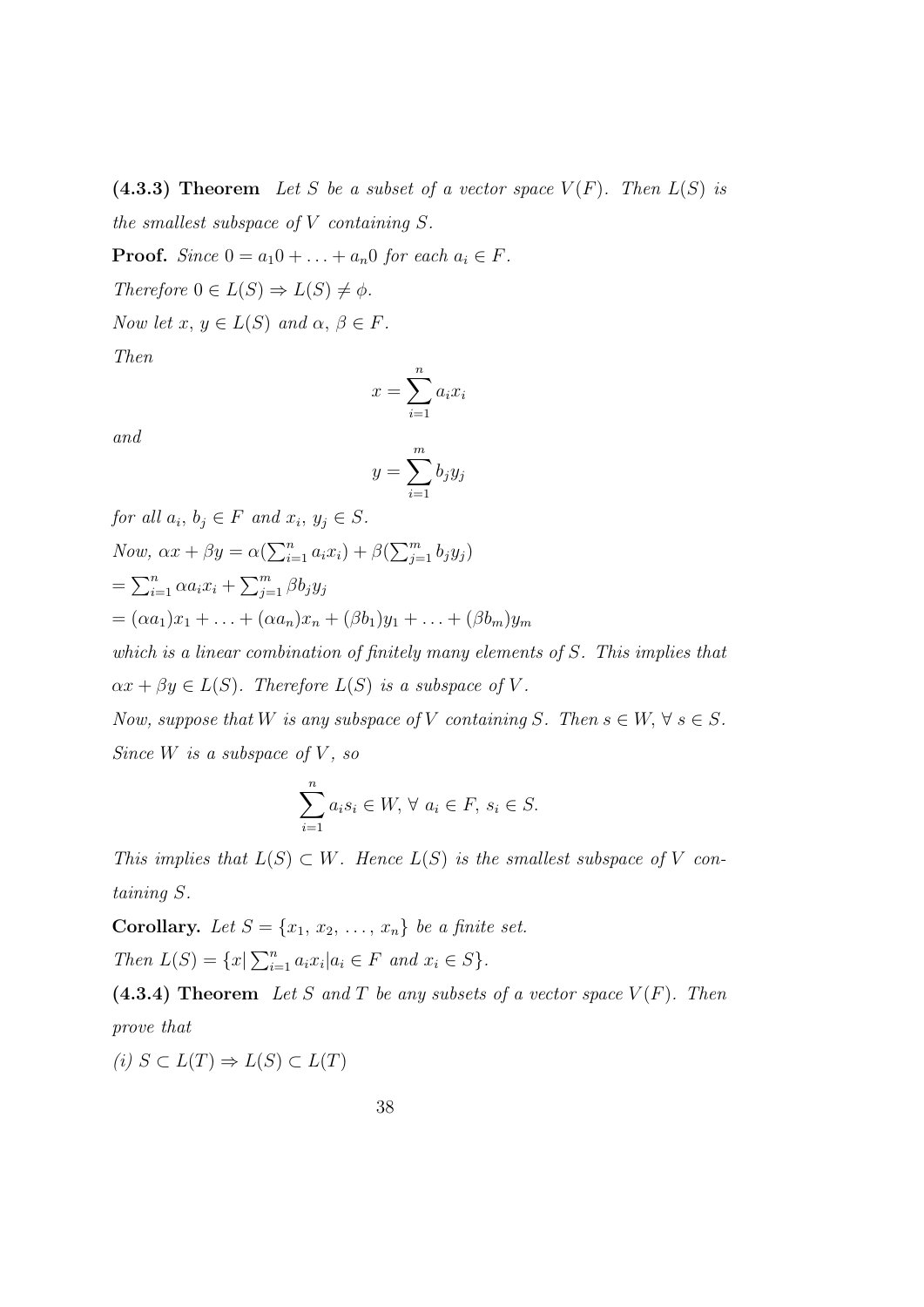**(4.3.3) Theorem** *Let $S$ be a subset of a vector space $V(F)$. Then $L(S)$ is the smallest subspace of $V$ containing $S$.*

**Proof.** *Since $0 = a_1 0 + \ldots + a_n 0$ for each $a_i \in F$.*

*Therefore $0 \in L(S) \Rightarrow L(S) \neq \phi$.*

*Now let $x, y \in L(S)$ and $\alpha, \beta \in F$.*

*Then*

$$x = \sum_{i=1}^{n} a_i x_i$$

*and*

$$y = \sum_{i=1}^{m} b_j y_j$$

*for all $a_i, b_j \in F$ and $x_i, y_j \in S$.*

*Now, $\alpha x + \beta y = \alpha(\sum_{i=1}^{n} a_i x_i) + \beta(\sum_{j=1}^{m} b_j y_j)$*

$= \sum_{i=1}^{n} \alpha a_i x_i + \sum_{j=1}^{m} \beta b_j y_j$

$= (\alpha a_1)x_1 + \ldots + (\alpha a_n)x_n + (\beta b_1)y_1 + \ldots + (\beta b_m)y_m$

*which is a linear combination of finitely many elements of $S$. This implies that $\alpha x + \beta y \in L(S)$. Therefore $L(S)$ is a subspace of $V$.*

*Now, suppose that $W$ is any subspace of $V$ containing $S$. Then $s \in W, \forall\, s \in S$. Since $W$ is a subspace of $V$, so*

$$\sum_{i=1}^{n} a_i s_i \in W, \forall\, a_i \in F, s_i \in S.$$

*This implies that $L(S) \subset W$. Hence $L(S)$ is the smallest subspace of $V$ containing $S$.*

**Corollary.** *Let $S = \{x_1, x_2, \ldots, x_n\}$ be a finite set.*

*Then $L(S) = \{x | \sum_{i=1}^{n} a_i x_i | a_i \in F$ and $x_i \in S\}$.*

**(4.3.4) Theorem** *Let $S$ and $T$ be any subsets of a vector space $V(F)$. Then prove that*

*(i) $S \subset L(T) \Rightarrow L(S) \subset L(T)$*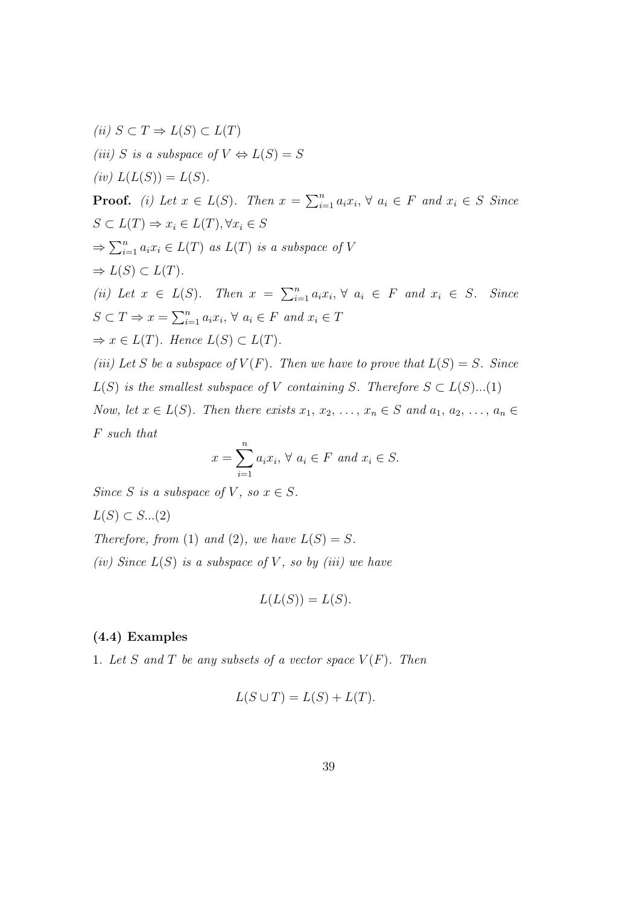*(ii)* $S \subset T \Rightarrow L(S) \subset L(T)$

*(iii)* $S$ *is a subspace of* $V \Leftrightarrow L(S) = S$

*(iv)* $L(L(S)) = L(S)$.

**Proof.** *(i) Let* $x \in L(S)$*. Then* $x = \sum_{i=1}^{n} a_i x_i$, $\forall\ a_i \in F$ *and* $x_i \in S$ *Since* $S \subset L(T) \Rightarrow x_i \in L(T), \forall x_i \in S$

$\Rightarrow \sum_{i=1}^{n} a_i x_i \in L(T)$ *as* $L(T)$ *is a subspace of* $V$

$\Rightarrow L(S) \subset L(T)$.

*(ii) Let* $x \in L(S)$*. Then* $x = \sum_{i=1}^{n} a_i x_i$, $\forall\ a_i \in F$ *and* $x_i \in S$*. Since* $S \subset T \Rightarrow x = \sum_{i=1}^{n} a_i x_i$, $\forall\ a_i \in F$ *and* $x_i \in T$

$\Rightarrow x \in L(T)$*. Hence* $L(S) \subset L(T)$.

*(iii) Let* $S$ *be a subspace of* $V(F)$*. Then we have to prove that* $L(S) = S$*. Since* $L(S)$ *is the smallest subspace of* $V$ *containing* $S$*. Therefore* $S \subset L(S)$...(1)

*Now, let* $x \in L(S)$*. Then there exists* $x_1, x_2, \ldots, x_n \in S$ *and* $a_1, a_2, \ldots, a_n \in F$ *such that*

$$x = \sum_{i=1}^{n} a_i x_i,\ \forall\ a_i \in F \text{ and } x_i \in S.$$

*Since* $S$ *is a subspace of* $V$*, so* $x \in S$.

$L(S) \subset S$...(2)

*Therefore, from* (1) *and* (2)*, we have* $L(S) = S$.

*(iv) Since* $L(S)$ *is a subspace of* $V$*, so by (iii) we have*

$$L(L(S)) = L(S).$$

**(4.4) Examples**

1. *Let* $S$ *and* $T$ *be any subsets of a vector space* $V(F)$*. Then*

$$L(S \cup T) = L(S) + L(T).$$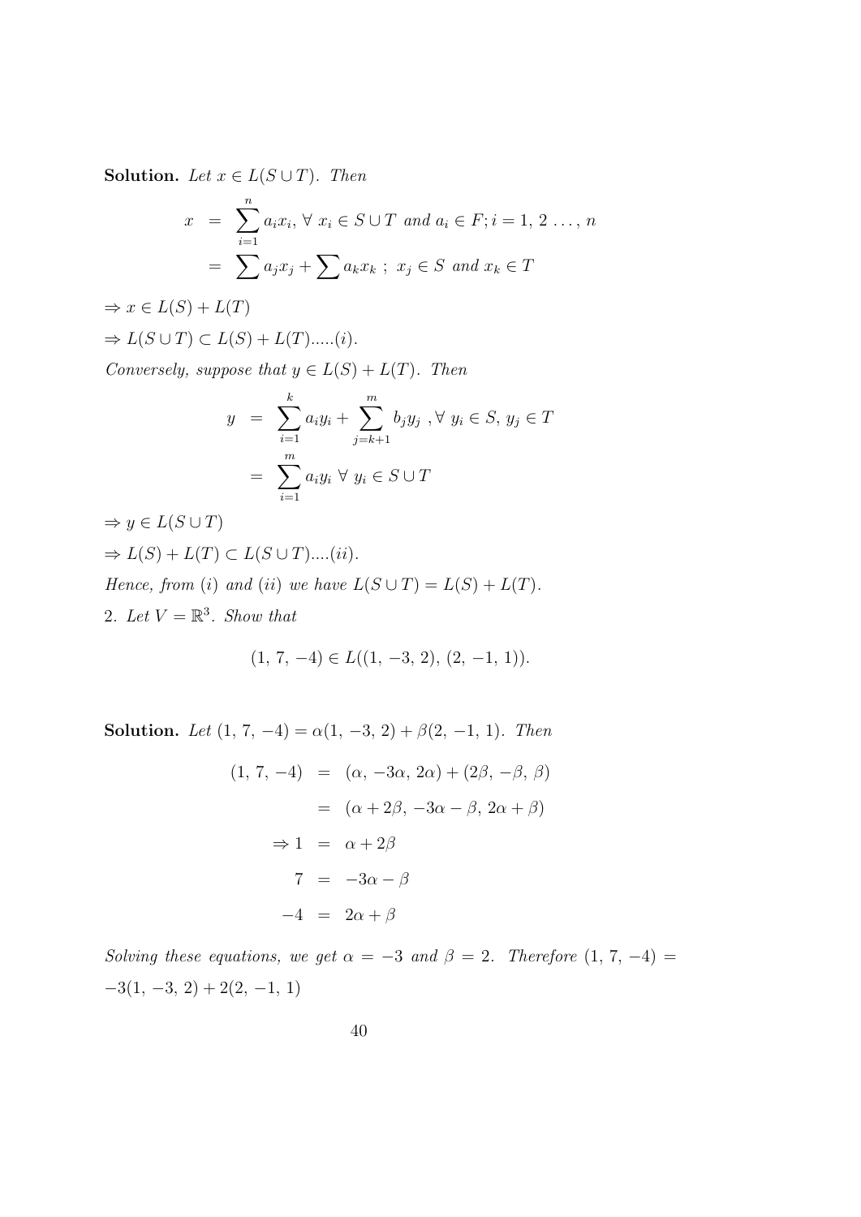**Solution.** *Let $x \in L(S \cup T)$. Then*

$$
\begin{aligned}
x &= \sum_{i=1}^{n} a_i x_i, \ \forall \ x_i \in S \cup T \ and \ a_i \in F; i = 1,\, 2\, \ldots, n \\
&= \sum a_j x_j + \sum a_k x_k \ ; \ x_j \in S \ and \ x_k \in T
\end{aligned}
$$

$\Rightarrow x \in L(S) + L(T)$

$\Rightarrow L(S \cup T) \subset L(S) + L(T).....(i).$

*Conversely, suppose that $y \in L(S) + L(T)$. Then*

$$
\begin{aligned}
y &= \sum_{i=1}^{k} a_i y_i + \sum_{j=k+1}^{m} b_j y_j \ , \forall \ y_i \in S, \ y_j \in T \\
&= \sum_{i=1}^{m} a_i y_i \ \forall \ y_i \in S \cup T
\end{aligned}
$$

$\Rightarrow y \in L(S \cup T)$

$\Rightarrow L(S) + L(T) \subset L(S \cup T)....(ii).$

*Hence, from $(i)$ and $(ii)$ we have $L(S \cup T) = L(S) + L(T)$.*

2. *Let $V = \mathbb{R}^3$. Show that*

$$(1,\, 7,\, -4) \in L((1,\, -3,\, 2),\, (2,\, -1,\, 1)).$$

**Solution.** *Let $(1,\, 7,\, -4) = \alpha(1,\, -3,\, 2) + \beta(2,\, -1,\, 1)$. Then*

$$
\begin{aligned}
(1,\, 7,\, -4) &= (\alpha,\, -3\alpha,\, 2\alpha) + (2\beta,\, -\beta,\, \beta) \\
&= (\alpha + 2\beta,\, -3\alpha - \beta,\, 2\alpha + \beta) \\
\Rightarrow 1 &= \alpha + 2\beta \\
7 &= -3\alpha - \beta \\
-4 &= 2\alpha + \beta
\end{aligned}
$$

*Solving these equations, we get $\alpha = -3$ and $\beta = 2$. Therefore $(1,\, 7,\, -4) = -3(1,\, -3,\, 2) + 2(2,\, -1,\, 1)$*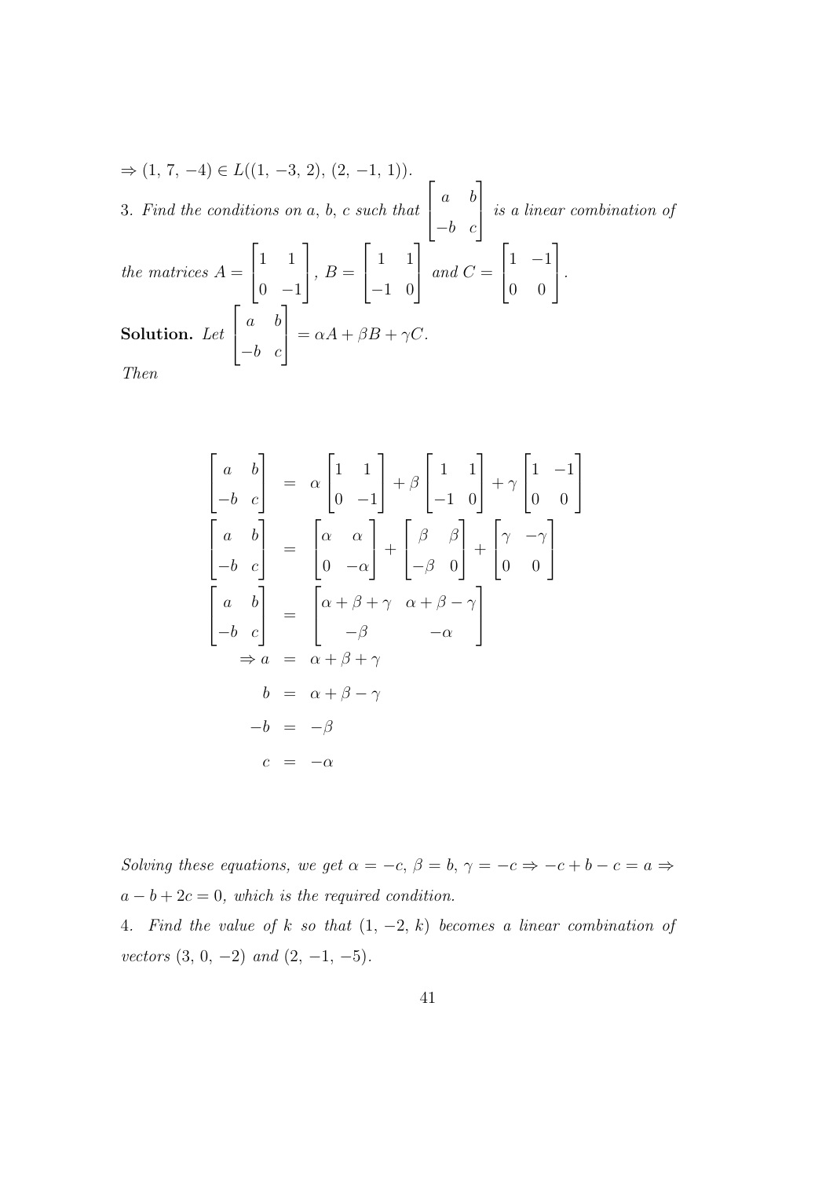$\Rightarrow (1,\, 7,\, -4) \in L((1,\, -3,\, 2),\, (2,\, -1,\, 1))$.

3. *Find the conditions on a, b, c such that* $\begin{bmatrix} a & b \\ -b & c \end{bmatrix}$ *is a linear combination of the matrices* $A = \begin{bmatrix} 1 & 1 \\ 0 & -1 \end{bmatrix}$, $B = \begin{bmatrix} 1 & 1 \\ -1 & 0 \end{bmatrix}$ *and* $C = \begin{bmatrix} 1 & -1 \\ 0 & 0 \end{bmatrix}$.

**Solution.** *Let* $\begin{bmatrix} a & b \\ -b & c \end{bmatrix} = \alpha A + \beta B + \gamma C$.

*Then*

$$
\begin{aligned}
\begin{bmatrix} a & b \\ -b & c \end{bmatrix} &= \alpha \begin{bmatrix} 1 & 1 \\ 0 & -1 \end{bmatrix} + \beta \begin{bmatrix} 1 & 1 \\ -1 & 0 \end{bmatrix} + \gamma \begin{bmatrix} 1 & -1 \\ 0 & 0 \end{bmatrix} \\
\begin{bmatrix} a & b \\ -b & c \end{bmatrix} &= \begin{bmatrix} \alpha & \alpha \\ 0 & -\alpha \end{bmatrix} + \begin{bmatrix} \beta & \beta \\ -\beta & 0 \end{bmatrix} + \begin{bmatrix} \gamma & -\gamma \\ 0 & 0 \end{bmatrix} \\
\begin{bmatrix} a & b \\ -b & c \end{bmatrix} &= \begin{bmatrix} \alpha + \beta + \gamma & \alpha + \beta - \gamma \\ -\beta & -\alpha \end{bmatrix} \\
\Rightarrow a &= \alpha + \beta + \gamma \\
b &= \alpha + \beta - \gamma \\
-b &= -\beta \\
c &= -\alpha
\end{aligned}
$$

*Solving these equations, we get* $\alpha = -c$, $\beta = b$, $\gamma = -c \Rightarrow -c + b - c = a \Rightarrow a - b + 2c = 0$, *which is the required condition.*

4. *Find the value of k so that* $(1,\, -2,\, k)$ *becomes a linear combination of vectors* $(3,\, 0,\, -2)$ *and* $(2,\, -1,\, -5)$.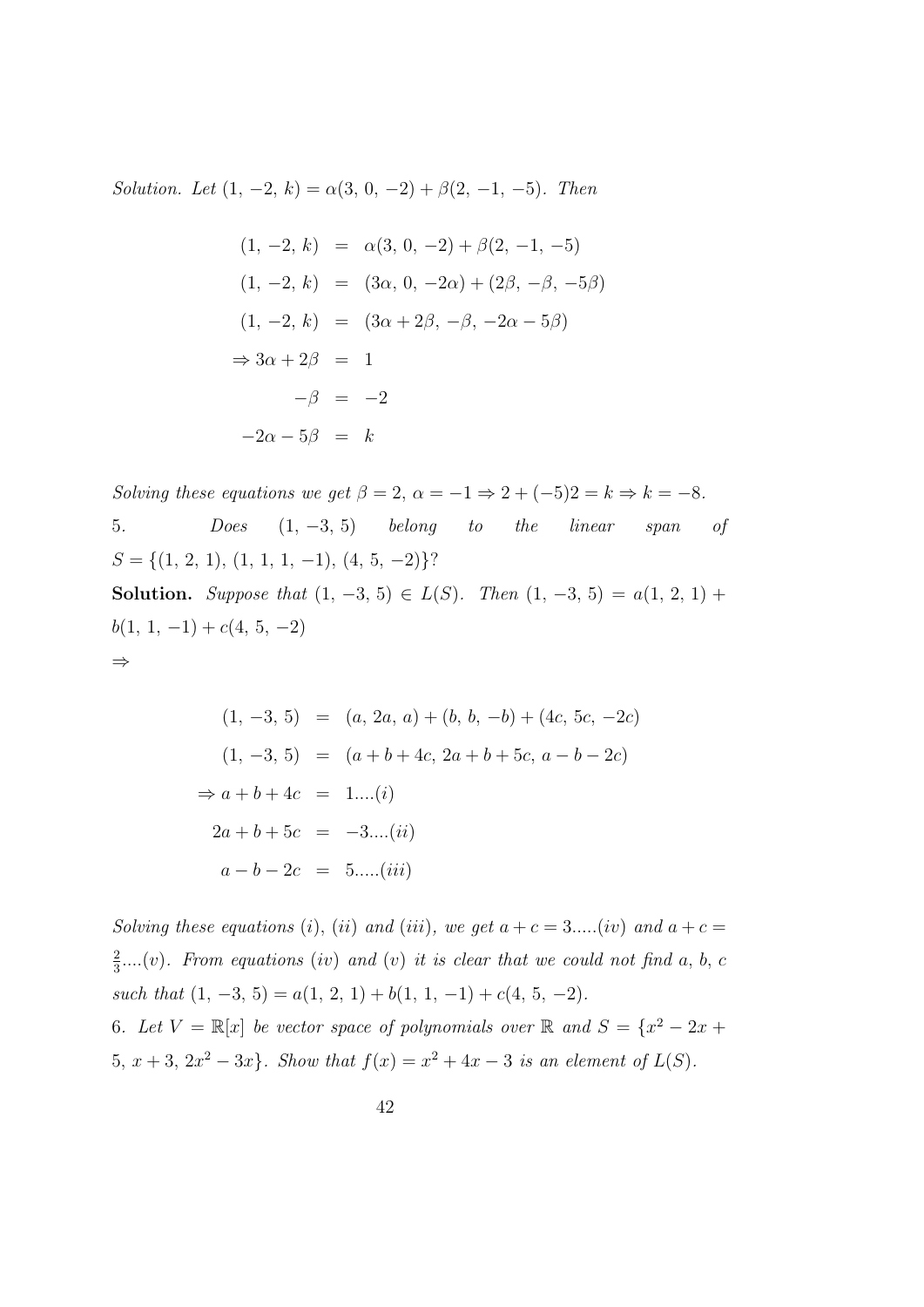*Solution. Let* $(1, -2, k) = \alpha(3, 0, -2) + \beta(2, -1, -5)$. *Then*

$$
\begin{aligned}
(1, -2, k) &= \alpha(3, 0, -2) + \beta(2, -1, -5) \\
(1, -2, k) &= (3\alpha, 0, -2\alpha) + (2\beta, -\beta, -5\beta) \\
(1, -2, k) &= (3\alpha + 2\beta, -\beta, -2\alpha - 5\beta) \\
\Rightarrow 3\alpha + 2\beta &= 1 \\
-\beta &= -2 \\
-2\alpha - 5\beta &= k
\end{aligned}
$$

*Solving these equations we get* $\beta = 2$, $\alpha = -1 \Rightarrow 2 + (-5)2 = k \Rightarrow k = -8$.

5. *Does* $(1, -3, 5)$ *belong to the linear span of* $S = \{(1, 2, 1), (1, 1, 1, -1), (4, 5, -2)\}$?

**Solution.** *Suppose that* $(1, -3, 5) \in L(S)$. *Then* $(1, -3, 5) = a(1, 2, 1) + b(1, 1, -1) + c(4, 5, -2)$

$\Rightarrow$

$$
\begin{aligned}
(1, -3, 5) &= (a, 2a, a) + (b, b, -b) + (4c, 5c, -2c) \\
(1, -3, 5) &= (a + b + 4c, 2a + b + 5c, a - b - 2c) \\
\Rightarrow a + b + 4c &= 1 \ldots.(i) \\
2a + b + 5c &= -3 \ldots.(ii) \\
a - b - 2c &= 5 \ldots..(iii)
\end{aligned}
$$

*Solving these equations* $(i)$, $(ii)$ *and* $(iii)$, *we get* $a + c = 3 \ldots..(iv)$ *and* $a + c = \frac{2}{3} \ldots.(v)$. *From equations* $(iv)$ *and* $(v)$ *it is clear that we could not find* $a, b, c$ *such that* $(1, -3, 5) = a(1, 2, 1) + b(1, 1, -1) + c(4, 5, -2)$.

6. *Let* $V = \mathbb{R}[x]$ *be vector space of polynomials over* $\mathbb{R}$ *and* $S = \{x^2 - 2x + 5, x + 3, 2x^2 - 3x\}$. *Show that* $f(x) = x^2 + 4x - 3$ *is an element of* $L(S)$.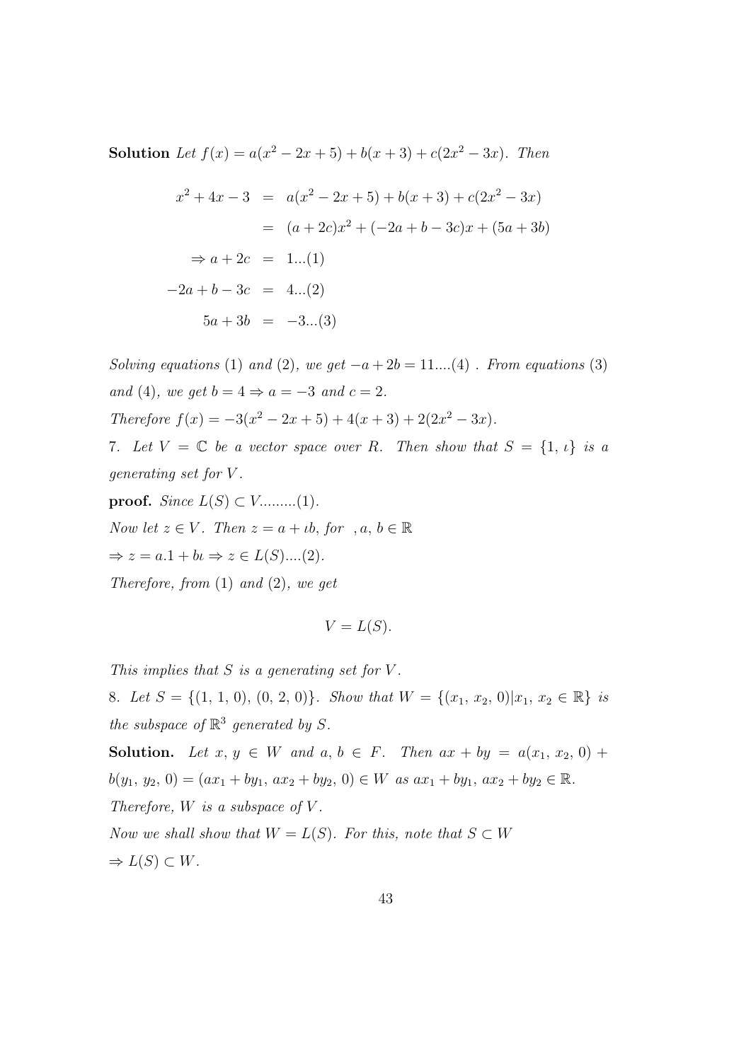**Solution** *Let* $f(x) = a(x^2 - 2x + 5) + b(x + 3) + c(2x^2 - 3x)$. *Then*

$$\begin{aligned}
x^2 + 4x - 3 &= a(x^2 - 2x + 5) + b(x + 3) + c(2x^2 - 3x) \\
&= (a + 2c)x^2 + (-2a + b - 3c)x + (5a + 3b) \\
\Rightarrow a + 2c &= 1...(1) \\
-2a + b - 3c &= 4...(2) \\
5a + 3b &= -3...(3)
\end{aligned}$$

*Solving equations* (1) *and* (2), *we get* $-a + 2b = 11....(4)$ . *From equations* (3) *and* (4), *we get* $b = 4 \Rightarrow a = -3$ *and* $c = 2$.

*Therefore* $f(x) = -3(x^2 - 2x + 5) + 4(x + 3) + 2(2x^2 - 3x)$.

7. *Let* $V = \mathbb{C}$ *be a vector space over* $R$. *Then show that* $S = \{1, \iota\}$ *is a generating set for* $V$.

**proof.** *Since* $L(S) \subset V.........(1)$.

*Now let* $z \in V$. *Then* $z = a + \iota b$, *for* $, a, b \in \mathbb{R}$

$\Rightarrow z = a.1 + b\iota \Rightarrow z \in L(S)....(2)$.

*Therefore, from* (1) *and* (2), *we get*

$$V = L(S).$$

*This implies that* $S$ *is a generating set for* $V$.

8. *Let* $S = \{(1, 1, 0), (0, 2, 0)\}$. *Show that* $W = \{(x_1, x_2, 0)|x_1, x_2 \in \mathbb{R}\}$ *is the subspace of* $\mathbb{R}^3$ *generated by* $S$.

**Solution.** *Let* $x, y \in W$ *and* $a, b \in F$. *Then* $ax + by = a(x_1, x_2, 0) + b(y_1, y_2, 0) = (ax_1 + by_1, ax_2 + by_2, 0) \in W$ *as* $ax_1 + by_1, ax_2 + by_2 \in \mathbb{R}$.

*Therefore,* $W$ *is a subspace of* $V$.

*Now we shall show that* $W = L(S)$. *For this, note that* $S \subset W$

$\Rightarrow L(S) \subset W$.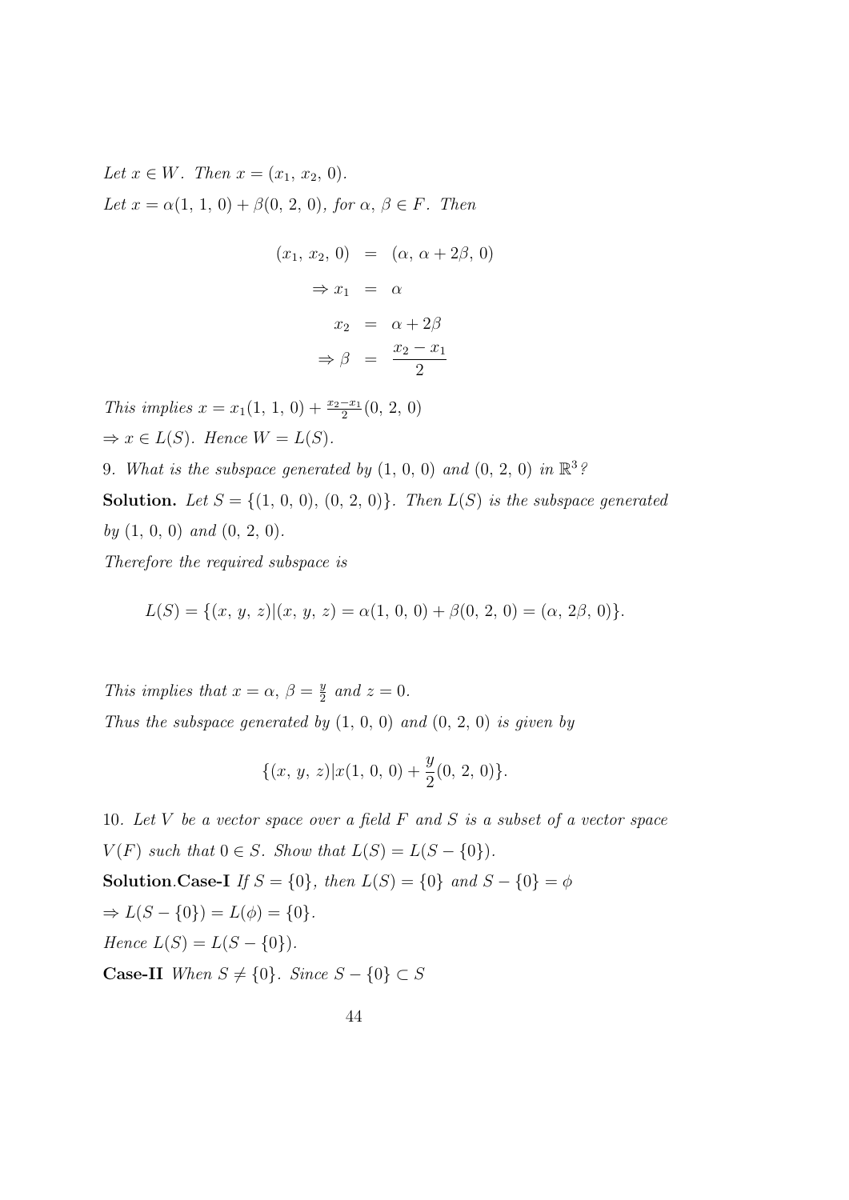*Let $x \in W$. Then $x = (x_1,\, x_2,\, 0)$.*

*Let $x = \alpha(1,\, 1,\, 0) + \beta(0,\, 2,\, 0)$, for $\alpha,\, \beta \in F$. Then*

$$\begin{aligned}
(x_1,\, x_2,\, 0) &= (\alpha,\, \alpha + 2\beta,\, 0) \\
\Rightarrow x_1 &= \alpha \\
x_2 &= \alpha + 2\beta \\
\Rightarrow \beta &= \frac{x_2 - x_1}{2}
\end{aligned}$$

*This implies $x = x_1(1,\, 1,\, 0) + \frac{x_2 - x_1}{2}(0,\, 2,\, 0)$*

$\Rightarrow x \in L(S)$. *Hence $W = L(S)$.*

9. *What is the subspace generated by $(1,\, 0,\, 0)$ and $(0,\, 2,\, 0)$ in $\mathbb{R}^3$?*

**Solution.** *Let $S = \{(1,\, 0,\, 0),\, (0,\, 2,\, 0)\}$. Then $L(S)$ is the subspace generated by $(1,\, 0,\, 0)$ and $(0,\, 2,\, 0)$.*

*Therefore the required subspace is*

$$L(S) = \{(x,\, y,\, z) | (x,\, y,\, z) = \alpha(1,\, 0,\, 0) + \beta(0,\, 2,\, 0) = (\alpha,\, 2\beta,\, 0)\}.$$

*This implies that $x = \alpha$, $\beta = \frac{y}{2}$ and $z = 0$.*

*Thus the subspace generated by $(1,\, 0,\, 0)$ and $(0,\, 2,\, 0)$ is given by*

$$\{(x,\, y,\, z) | x(1,\, 0,\, 0) + \frac{y}{2}(0,\, 2,\, 0)\}.$$

10. *Let $V$ be a vector space over a field $F$ and $S$ is a subset of a vector space $V(F)$ such that $0 \in S$. Show that $L(S) = L(S - \{0\})$.*

**Solution**.**Case-I** *If $S = \{0\}$, then $L(S) = \{0\}$ and $S - \{0\} = \phi$*

$\Rightarrow L(S - \{0\}) = L(\phi) = \{0\}$.

*Hence $L(S) = L(S - \{0\})$.*

**Case-II** *When $S \neq \{0\}$. Since $S - \{0\} \subset S$*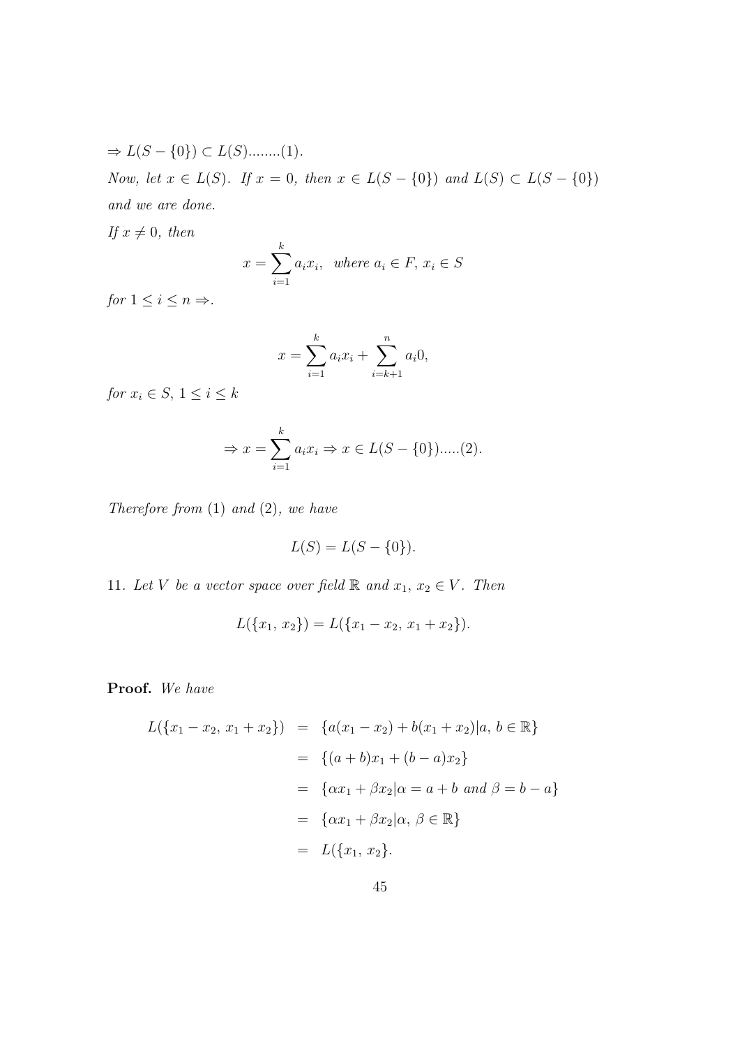$\Rightarrow L(S - \{0\}) \subset L(S)$........(1).

*Now, let* $x \in L(S)$. *If* $x = 0$, *then* $x \in L(S - \{0\})$ *and* $L(S) \subset L(S - \{0\})$ *and we are done.*

*If* $x \neq 0$, *then*

$$x = \sum_{i=1}^{k} a_i x_i, \ \ \textit{where } a_i \in F,\, x_i \in S$$

*for* $1 \leq i \leq n \Rightarrow$.

$$x = \sum_{i=1}^{k} a_i x_i + \sum_{i=k+1}^{n} a_i 0,$$

*for* $x_i \in S$, $1 \leq i \leq k$

$$\Rightarrow x = \sum_{i=1}^{k} a_i x_i \Rightarrow x \in L(S - \{0\}).....(2).$$

*Therefore from* (1) *and* (2), *we have*

$$L(S) = L(S - \{0\}).$$

11. *Let* $V$ *be a vector space over field* $\mathbb{R}$ *and* $x_1,\, x_2 \in V$. *Then*

$$L(\{x_1,\, x_2\}) = L(\{x_1 - x_2,\, x_1 + x_2\}).$$

**Proof.** *We have*

$$\begin{aligned}
L(\{x_1 - x_2,\, x_1 + x_2\}) &= \{a(x_1 - x_2) + b(x_1 + x_2) | a,\, b \in \mathbb{R}\} \\
&= \{(a+b)x_1 + (b-a)x_2\} \\
&= \{\alpha x_1 + \beta x_2 | \alpha = a + b \ \textit{and} \ \beta = b - a\} \\
&= \{\alpha x_1 + \beta x_2 | \alpha,\, \beta \in \mathbb{R}\} \\
&= L(\{x_1,\, x_2\}.
\end{aligned}$$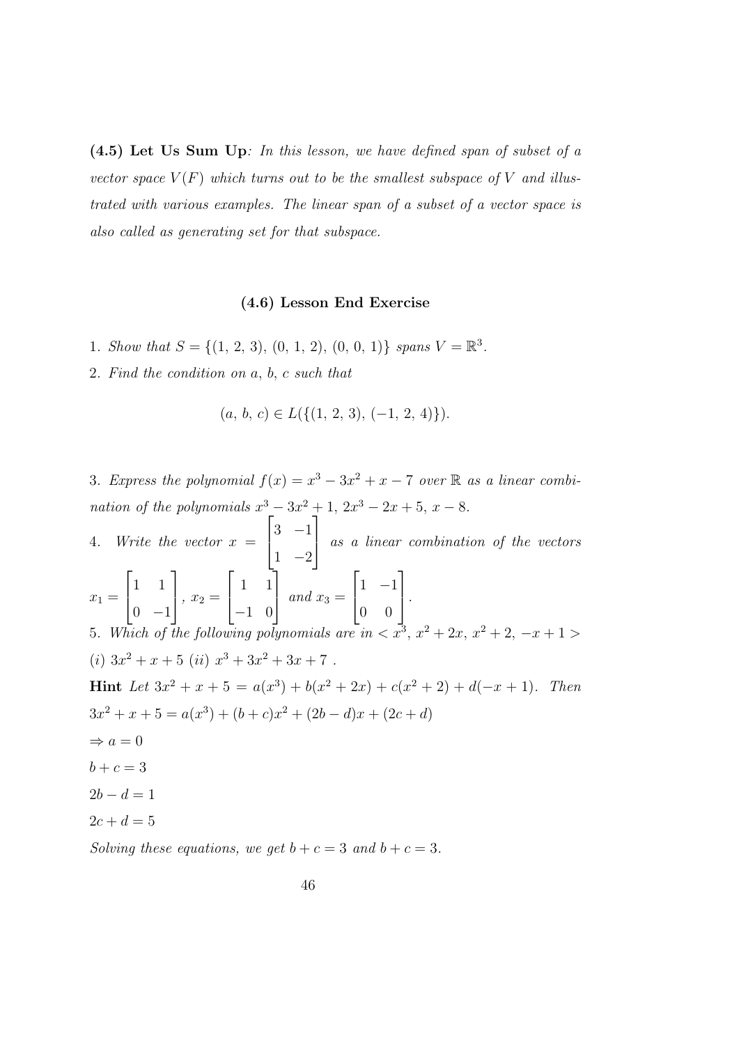**(4.5) Let Us Sum Up**: *In this lesson, we have defined span of subset of a vector space $V(F)$ which turns out to be the smallest subspace of $V$ and illustrated with various examples. The linear span of a subset of a vector space is also called as generating set for that subspace.*

### (4.6) Lesson End Exercise

1. *Show that* $S = \{(1,\, 2,\, 3),\, (0,\, 1,\, 2),\, (0,\, 0,\, 1)\}$ *spans* $V = \mathbb{R}^3$.

2. *Find the condition on* $a,\, b,\, c$ *such that*

$$(a,\, b,\, c) \in L(\{(1,\, 2,\, 3),\, (-1,\, 2,\, 4)\}).$$

3. *Express the polynomial* $f(x) = x^3 - 3x^2 + x - 7$ *over* $\mathbb{R}$ *as a linear combination of the polynomials* $x^3 - 3x^2 + 1,\, 2x^3 - 2x + 5,\, x - 8$.

4. *Write the vector* $x = \begin{bmatrix} 3 & -1 \\ 1 & -2 \end{bmatrix}$ *as a linear combination of the vectors* $x_1 = \begin{bmatrix} 1 & 1 \\ 0 & -1 \end{bmatrix}$, $x_2 = \begin{bmatrix} 1 & 1 \\ -1 & 0 \end{bmatrix}$ *and* $x_3 = \begin{bmatrix} 1 & -1 \\ 0 & 0 \end{bmatrix}$.

5. *Which of the following polynomials are in* $< x^3,\, x^2 + 2x,\, x^2 + 2,\, -x + 1 >$

*(i)* $3x^2 + x + 5$ *(ii)* $x^3 + 3x^2 + 3x + 7$ .

**Hint** *Let* $3x^2 + x + 5 = a(x^3) + b(x^2 + 2x) + c(x^2 + 2) + d(-x + 1)$. *Then*

$3x^2 + x + 5 = a(x^3) + (b + c)x^2 + (2b - d)x + (2c + d)$

$\Rightarrow a = 0$

$b + c = 3$

$2b - d = 1$

$2c + d = 5$

*Solving these equations, we get* $b + c = 3$ *and* $b + c = 3$.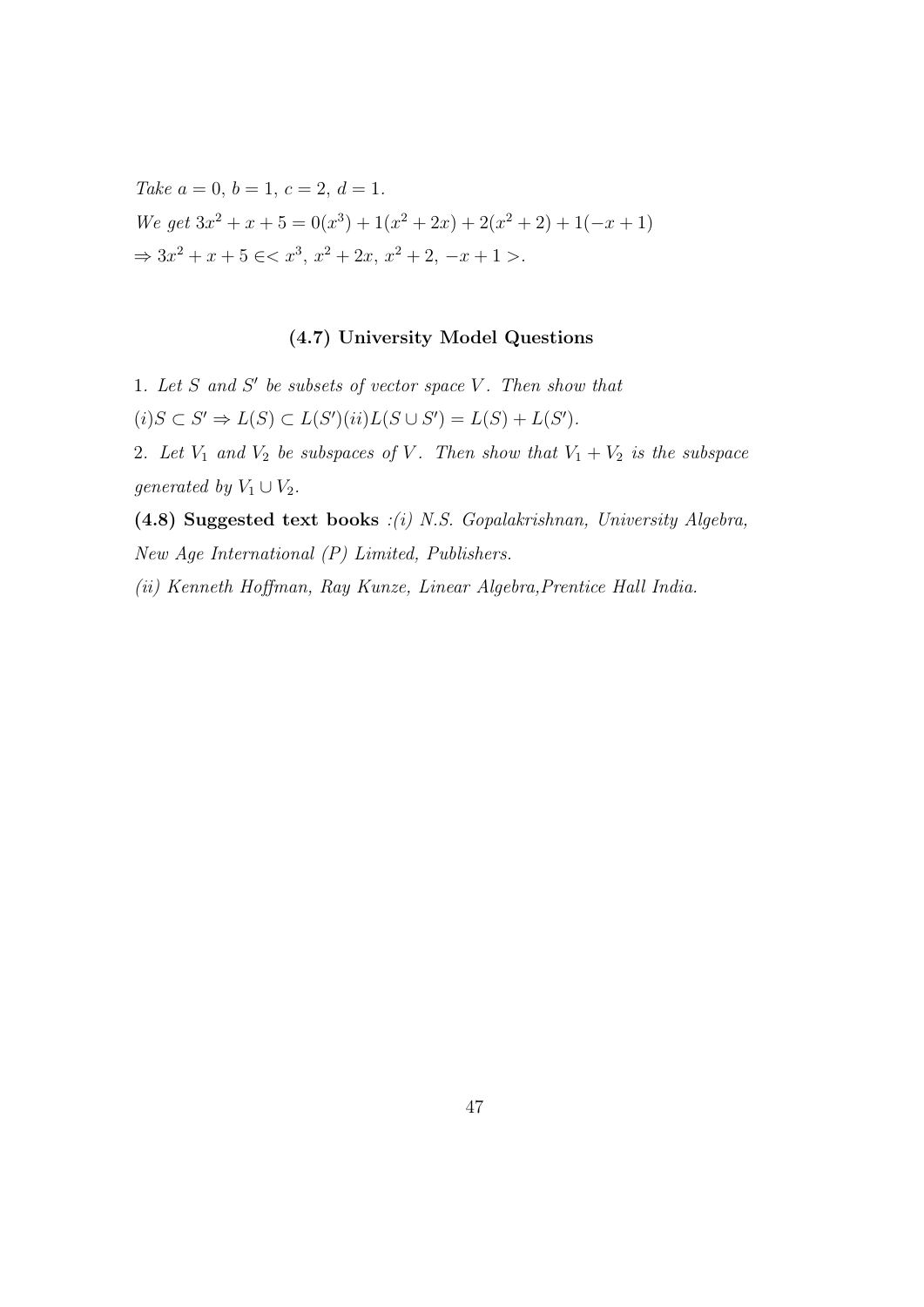*Take* $a = 0,\ b = 1,\ c = 2,\ d = 1.$

*We get* $3x^2 + x + 5 = 0(x^3) + 1(x^2 + 2x) + 2(x^2 + 2) + 1(-x + 1)$

$\Rightarrow 3x^2 + x + 5 \in < x^3,\ x^2 + 2x,\ x^2 + 2,\ -x + 1 >.$

### (4.7) University Model Questions

1. *Let $S$ and $S'$ be subsets of vector space $V$. Then show that* $(i) S \subset S' \Rightarrow L(S) \subset L(S')$ $(ii) L(S \cup S') = L(S) + L(S')$.

2. *Let $V_1$ and $V_2$ be subspaces of $V$. Then show that $V_1 + V_2$ is the subspace generated by $V_1 \cup V_2$.*

**(4.8) Suggested text books** *:(i) N.S. Gopalakrishnan, University Algebra, New Age International (P) Limited, Publishers.*

*(ii) Kenneth Hoffman, Ray Kunze, Linear Algebra,Prentice Hall India.*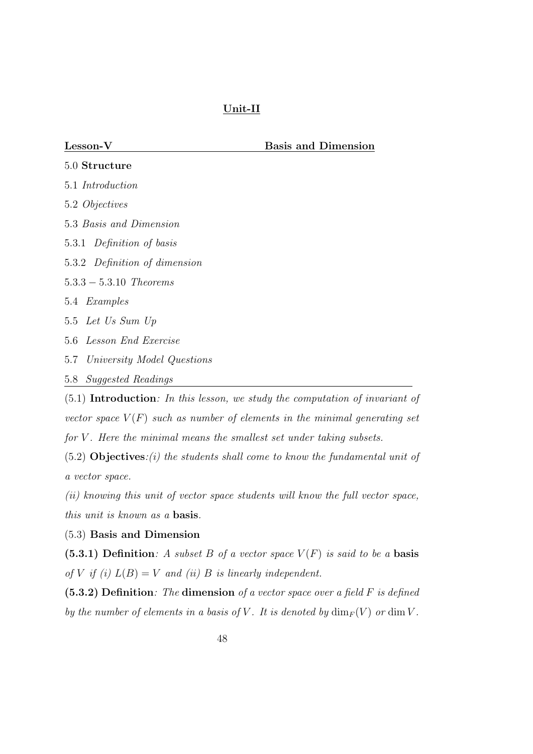# Unit-II

## Lesson-V Basis and Dimension

5.0 **Structure**

5.1 *Introduction*

5.2 *Objectives*

5.3 *Basis and Dimension*

5.3.1 *Definition of basis*

5.3.2 *Definition of dimension*

5.3.3 − 5.3.10 *Theorems*

5.4 *Examples*

5.5 *Let Us Sum Up*

5.6 *Lesson End Exercise*

5.7 *University Model Questions*

5.8 *Suggested Readings*

---

(5.1) **Introduction**: *In this lesson, we study the computation of invariant of vector space $V(F)$ such as number of elements in the minimal generating set for $V$. Here the minimal means the smallest set under taking subsets.*

(5.2) **Objectives**: *(i) the students shall come to know the fundamental unit of a vector space.*

*(ii) knowing this unit of vector space students will know the full vector space, this unit is known as a* **basis**.

(5.3) **Basis and Dimension**

**(5.3.1) Definition**: *A subset $B$ of a vector space $V(F)$ is said to be a* **basis** *of $V$ if (i) $L(B) = V$ and (ii) $B$ is linearly independent.*

**(5.3.2) Definition**: *The* **dimension** *of a vector space over a field $F$ is defined by the number of elements in a basis of $V$. It is denoted by $\dim_F(V)$ or $\dim V$.*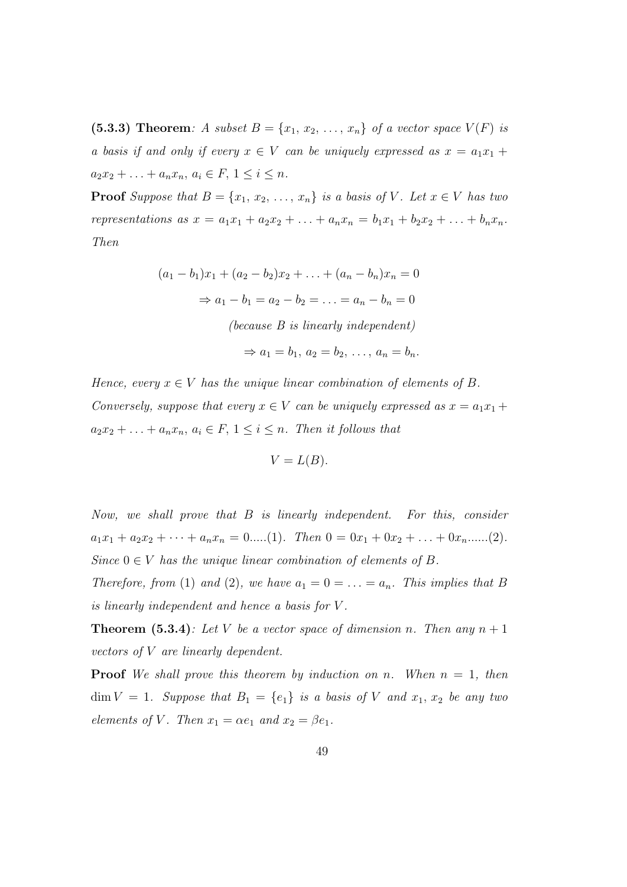**(5.3.3) Theorem**: *A subset $B = \{x_1, x_2, \ldots, x_n\}$ of a vector space $V(F)$ is a basis if and only if every $x \in V$ can be uniquely expressed as $x = a_1x_1 + a_2x_2 + \ldots + a_nx_n$, $a_i \in F$, $1 \leq i \leq n$.*

**Proof** *Suppose that $B = \{x_1, x_2, \ldots, x_n\}$ is a basis of $V$. Let $x \in V$ has two representations as $x = a_1x_1 + a_2x_2 + \ldots + a_nx_n = b_1x_1 + b_2x_2 + \ldots + b_nx_n$. Then*

$$(a_1 - b_1)x_1 + (a_2 - b_2)x_2 + \ldots + (a_n - b_n)x_n = 0$$

$$\Rightarrow a_1 - b_1 = a_2 - b_2 = \ldots = a_n - b_n = 0$$

*(because $B$ is linearly independent)*

$$\Rightarrow a_1 = b_1,\ a_2 = b_2,\ \ldots,\ a_n = b_n.$$

*Hence, every $x \in V$ has the unique linear combination of elements of $B$.*
*Conversely, suppose that every $x \in V$ can be uniquely expressed as $x = a_1x_1 + a_2x_2 + \ldots + a_nx_n$, $a_i \in F$, $1 \leq i \leq n$. Then it follows that*

$$V = L(B).$$

*Now, we shall prove that $B$ is linearly independent. For this, consider $a_1x_1 + a_2x_2 + \cdots + a_nx_n = 0$.....(1). Then $0 = 0x_1 + 0x_2 + \ldots + 0x_n$......(2). Since $0 \in V$ has the unique linear combination of elements of $B$.*
*Therefore, from (1) and (2), we have $a_1 = 0 = \ldots = a_n$. This implies that $B$ is linearly independent and hence a basis for $V$.*

**Theorem (5.3.4)**: *Let $V$ be a vector space of dimension $n$. Then any $n + 1$ vectors of $V$ are linearly dependent.*

**Proof** *We shall prove this theorem by induction on $n$. When $n = 1$, then $\dim V = 1$. Suppose that $B_1 = \{e_1\}$ is a basis of $V$ and $x_1$, $x_2$ be any two elements of $V$. Then $x_1 = \alpha e_1$ and $x_2 = \beta e_1$.*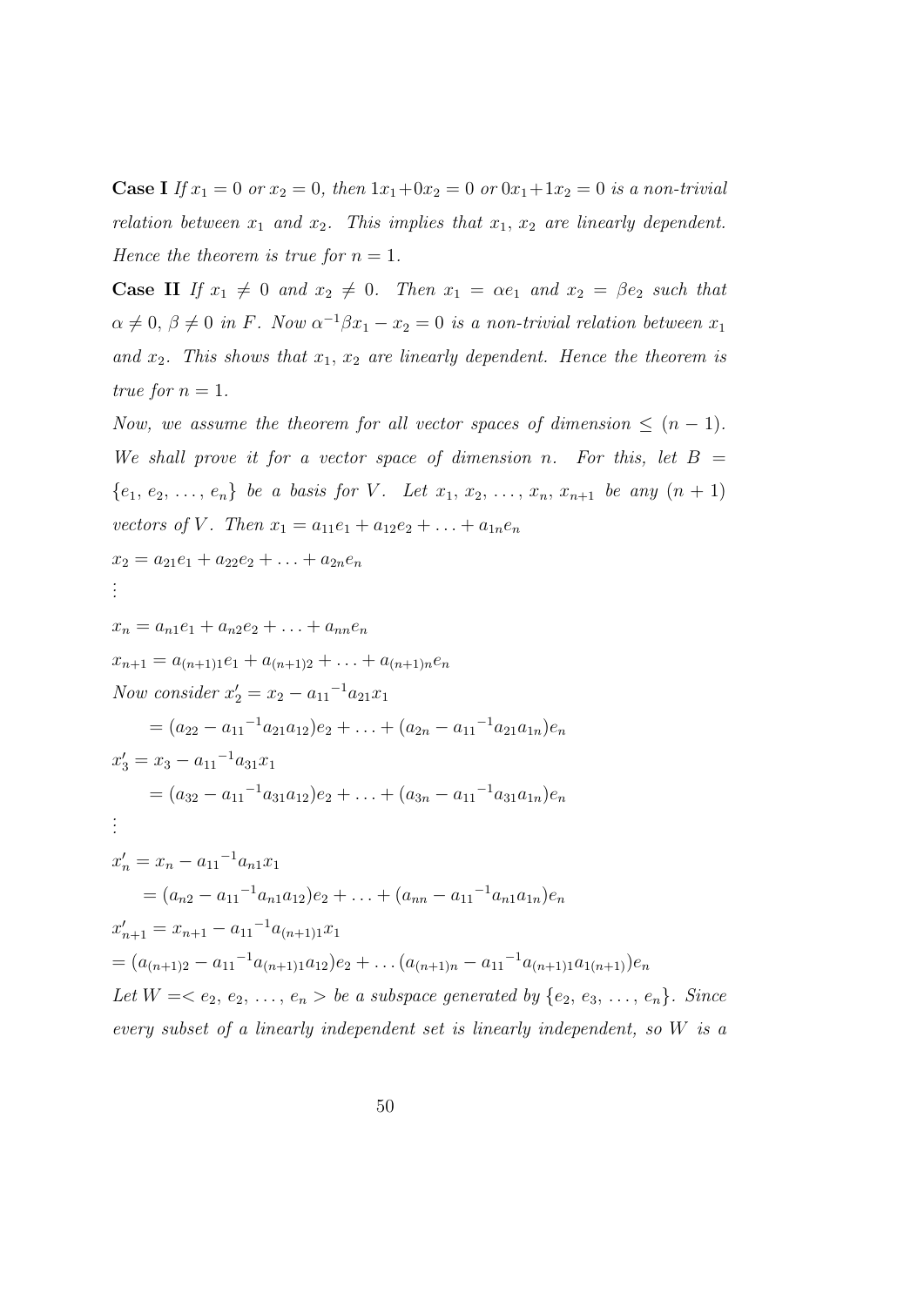**Case I** *If $x_1 = 0$ or $x_2 = 0$, then $1x_1 + 0x_2 = 0$ or $0x_1 + 1x_2 = 0$ is a non-trivial relation between $x_1$ and $x_2$. This implies that $x_1$, $x_2$ are linearly dependent. Hence the theorem is true for $n = 1$.*

**Case II** *If $x_1 \neq 0$ and $x_2 \neq 0$. Then $x_1 = \alpha e_1$ and $x_2 = \beta e_2$ such that $\alpha \neq 0$, $\beta \neq 0$ in $F$. Now $\alpha^{-1}\beta x_1 - x_2 = 0$ is a non-trivial relation between $x_1$ and $x_2$. This shows that $x_1$, $x_2$ are linearly dependent. Hence the theorem is true for $n = 1$.*

*Now, we assume the theorem for all vector spaces of dimension $\leq (n-1)$. We shall prove it for a vector space of dimension $n$. For this, let $B = \{e_1, e_2, \ldots, e_n\}$ be a basis for $V$. Let $x_1, x_2, \ldots, x_n, x_{n+1}$ be any $(n+1)$ vectors of $V$. Then $x_1 = a_{11}e_1 + a_{12}e_2 + \ldots + a_{1n}e_n$*

$x_2 = a_{21}e_1 + a_{22}e_2 + \ldots + a_{2n}e_n$

$\vdots$

$x_n = a_{n1}e_1 + a_{n2}e_2 + \ldots + a_{nn}e_n$

$x_{n+1} = a_{(n+1)1}e_1 + a_{(n+1)2} + \ldots + a_{(n+1)n}e_n$

*Now consider* $x'_2 = x_2 - {a_{11}}^{-1}a_{21}x_1$

$\quad = (a_{22} - {a_{11}}^{-1}a_{21}a_{12})e_2 + \ldots + (a_{2n} - {a_{11}}^{-1}a_{21}a_{1n})e_n$

$x'_3 = x_3 - {a_{11}}^{-1}a_{31}x_1$

$\quad = (a_{32} - {a_{11}}^{-1}a_{31}a_{12})e_2 + \ldots + (a_{3n} - {a_{11}}^{-1}a_{31}a_{1n})e_n$

$\vdots$

$x'_n = x_n - {a_{11}}^{-1}a_{n1}x_1$

$\quad = (a_{n2} - {a_{11}}^{-1}a_{n1}a_{12})e_2 + \ldots + (a_{nn} - {a_{11}}^{-1}a_{n1}a_{1n})e_n$

$x'_{n+1} = x_{n+1} - {a_{11}}^{-1}a_{(n+1)1}x_1$

$= (a_{(n+1)2} - {a_{11}}^{-1}a_{(n+1)1}a_{12})e_2 + \ldots (a_{(n+1)n} - {a_{11}}^{-1}a_{(n+1)1}a_{1(n+1)})e_n$

*Let $W = < e_2, e_2, \ldots, e_n >$ be a subspace generated by $\{e_2, e_3, \ldots, e_n\}$. Since every subset of a linearly independent set is linearly independent, so $W$ is a*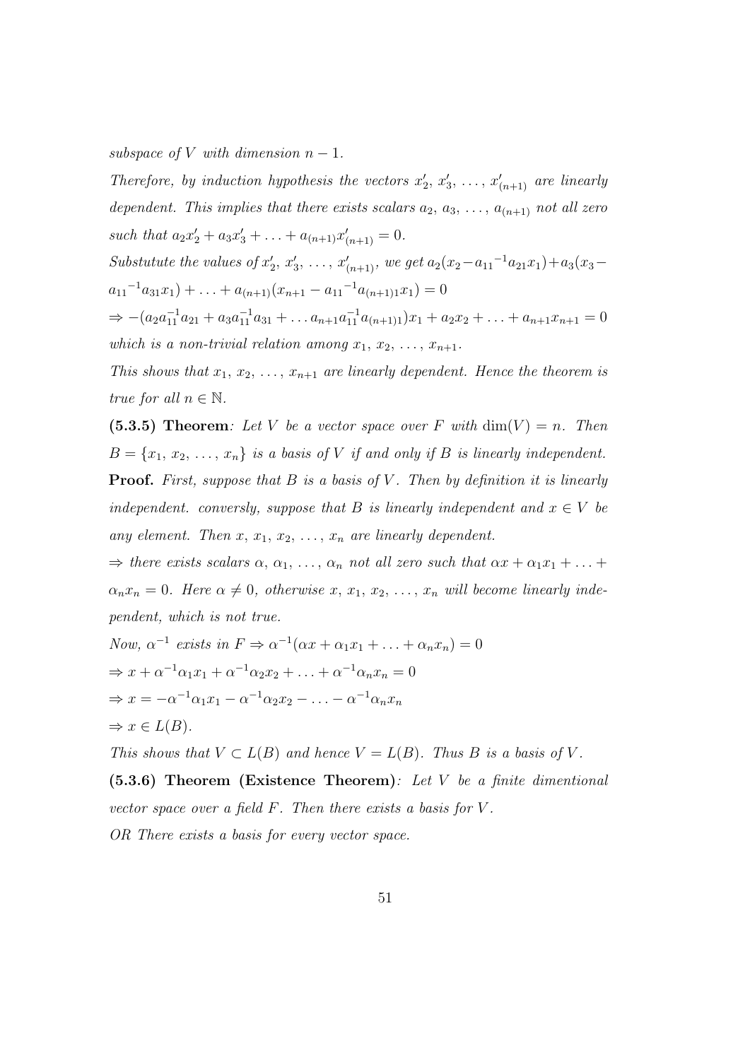*subspace of $V$ with dimension $n-1$.*

*Therefore, by induction hypothesis the vectors $x_2', x_3', \ldots, x_{(n+1)}'$ are linearly dependent. This implies that there exists scalars $a_2, a_3, \ldots, a_{(n+1)}$ not all zero such that $a_2x_2' + a_3x_3' + \ldots + a_{(n+1)}x_{(n+1)}' = 0$.*

*Substutute the values of $x_2', x_3', \ldots, x_{(n+1)}'$, we get $a_2(x_2 - {a_{11}}^{-1}a_{21}x_1) + a_3(x_3 - {a_{11}}^{-1}a_{31}x_1) + \ldots + a_{(n+1)}(x_{n+1} - {a_{11}}^{-1}a_{(n+1)1}x_1) = 0$*

$\Rightarrow -(a_2a_{11}^{-1}a_{21} + a_3a_{11}^{-1}a_{31} + \ldots a_{n+1}a_{11}^{-1}a_{(n+1)1})x_1 + a_2x_2 + \ldots + a_{n+1}x_{n+1} = 0$
*which is a non-trivial relation among $x_1, x_2, \ldots, x_{n+1}$.*

*This shows that $x_1, x_2, \ldots, x_{n+1}$ are linearly dependent. Hence the theorem is true for all $n \in \mathbb{N}$.*

**(5.3.5) Theorem**: *Let $V$ be a vector space over $F$ with $\dim(V) = n$. Then $B = \{x_1, x_2, \ldots, x_n\}$ is a basis of $V$ if and only if $B$ is linearly independent.*

**Proof.** *First, suppose that $B$ is a basis of $V$. Then by definition it is linearly independent. conversly, suppose that $B$ is linearly independent and $x \in V$ be any element. Then $x, x_1, x_2, \ldots, x_n$ are linearly dependent.*

$\Rightarrow$ *there exists scalars $\alpha, \alpha_1, \ldots, \alpha_n$ not all zero such that $\alpha x + \alpha_1x_1 + \ldots + \alpha_nx_n = 0$. Here $\alpha \neq 0$, otherwise $x, x_1, x_2, \ldots, x_n$ will become linearly independent, which is not true.*

*Now, $\alpha^{-1}$ exists in $F \Rightarrow \alpha^{-1}(\alpha x + \alpha_1x_1 + \ldots + \alpha_nx_n) = 0$*

$\Rightarrow x + \alpha^{-1}\alpha_1x_1 + \alpha^{-1}\alpha_2x_2 + \ldots + \alpha^{-1}\alpha_nx_n = 0$

$\Rightarrow x = -\alpha^{-1}\alpha_1x_1 - \alpha^{-1}\alpha_2x_2 - \ldots - \alpha^{-1}\alpha_nx_n$

$\Rightarrow x \in L(B)$.

*This shows that $V \subset L(B)$ and hence $V = L(B)$. Thus $B$ is a basis of $V$.*

**(5.3.6) Theorem (Existence Theorem)**: *Let $V$ be a finite dimentional vector space over a field $F$. Then there exists a basis for $V$.*

*OR There exists a basis for every vector space.*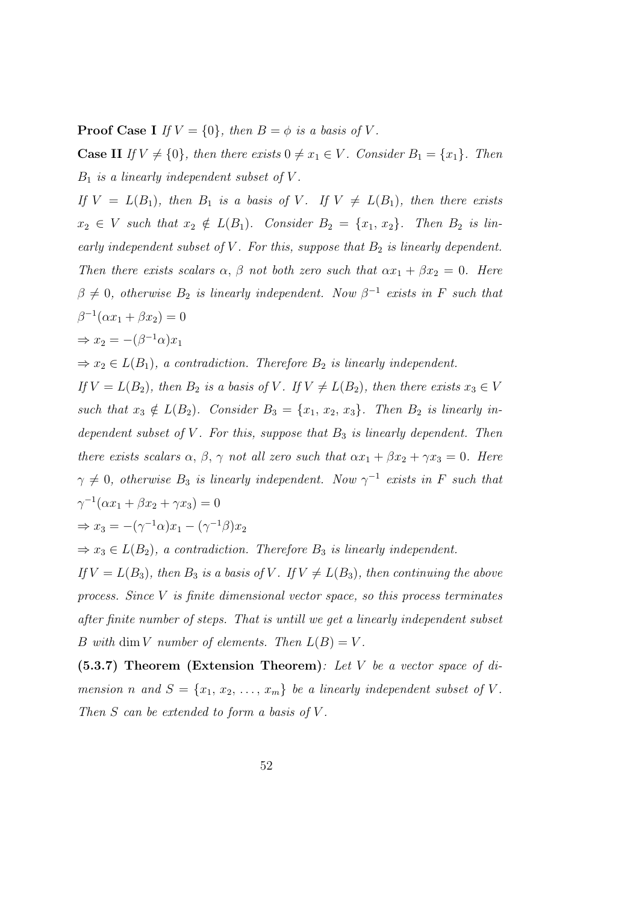**Proof Case I** *If $V = \{0\}$, then $B = \phi$ is a basis of $V$.*

**Case II** *If $V \neq \{0\}$, then there exists $0 \neq x_1 \in V$. Consider $B_1 = \{x_1\}$. Then $B_1$ is a linearly independent subset of $V$.*

*If $V = L(B_1)$, then $B_1$ is a basis of $V$. If $V \neq L(B_1)$, then there exists $x_2 \in V$ such that $x_2 \notin L(B_1)$. Consider $B_2 = \{x_1, x_2\}$. Then $B_2$ is linearly independent subset of $V$. For this, suppose that $B_2$ is linearly dependent. Then there exists scalars $\alpha$, $\beta$ not both zero such that $\alpha x_1 + \beta x_2 = 0$. Here $\beta \neq 0$, otherwise $B_2$ is linearly independent. Now $\beta^{-1}$ exists in $F$ such that*

$\beta^{-1}(\alpha x_1 + \beta x_2) = 0$

$\Rightarrow x_2 = -(\beta^{-1}\alpha)x_1$

$\Rightarrow x_2 \in L(B_1)$, *a contradiction. Therefore $B_2$ is linearly independent.*

*If $V = L(B_2)$, then $B_2$ is a basis of $V$. If $V \neq L(B_2)$, then there exists $x_3 \in V$ such that $x_3 \notin L(B_2)$. Consider $B_3 = \{x_1, x_2, x_3\}$. Then $B_2$ is linearly independent subset of $V$. For this, suppose that $B_3$ is linearly dependent. Then there exists scalars $\alpha$, $\beta$, $\gamma$ not all zero such that $\alpha x_1 + \beta x_2 + \gamma x_3 = 0$. Here $\gamma \neq 0$, otherwise $B_3$ is linearly independent. Now $\gamma^{-1}$ exists in $F$ such that*

$\gamma^{-1}(\alpha x_1 + \beta x_2 + \gamma x_3) = 0$

$\Rightarrow x_3 = -(\gamma^{-1}\alpha)x_1 - (\gamma^{-1}\beta)x_2$

$\Rightarrow x_3 \in L(B_2)$, *a contradiction. Therefore $B_3$ is linearly independent.*

*If $V = L(B_3)$, then $B_3$ is a basis of $V$. If $V \neq L(B_3)$, then continuing the above process. Since $V$ is finite dimensional vector space, so this process terminates after finite number of steps. That is untill we get a linearly independent subset $B$ with $\dim V$ number of elements. Then $L(B) = V$.*

**(5.3.7) Theorem (Extension Theorem)**: *Let $V$ be a vector space of dimension $n$ and $S = \{x_1, x_2, \ldots, x_m\}$ be a linearly independent subset of $V$. Then $S$ can be extended to form a basis of $V$.*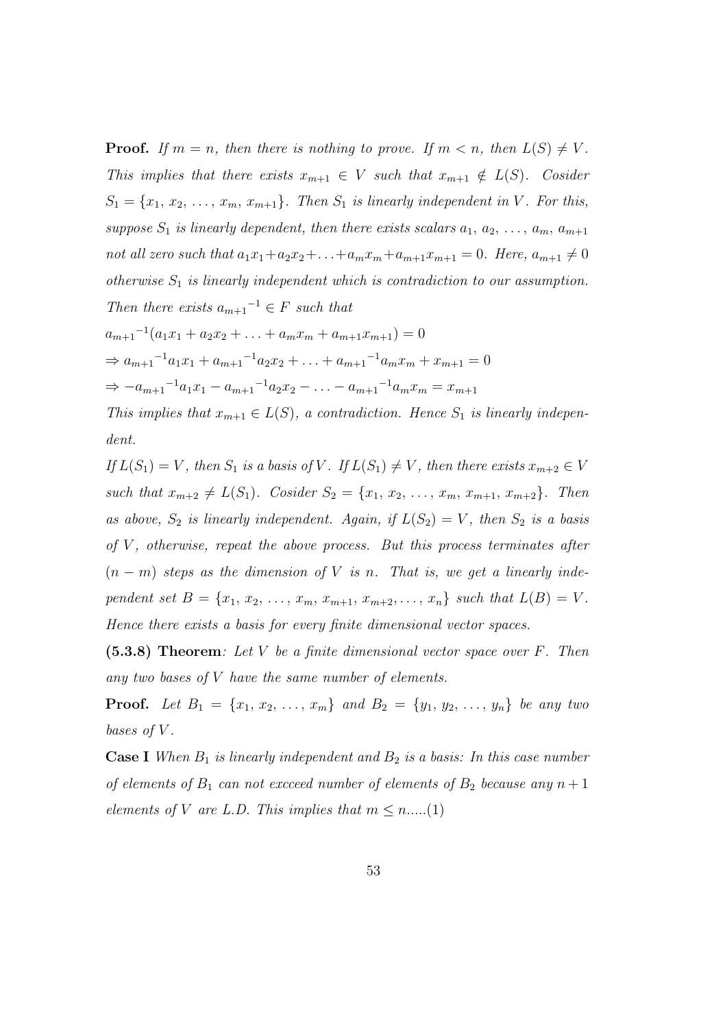**Proof.** *If $m = n$, then there is nothing to prove. If $m < n$, then $L(S) \neq V$. This implies that there exists $x_{m+1} \in V$ such that $x_{m+1} \notin L(S)$. Cosider $S_1 = \{x_1, x_2, \ldots, x_m, x_{m+1}\}$. Then $S_1$ is linearly independent in $V$. For this, suppose $S_1$ is linearly dependent, then there exists scalars $a_1, a_2, \ldots, a_m, a_{m+1}$ not all zero such that $a_1x_1 + a_2x_2 + \ldots + a_mx_m + a_{m+1}x_{m+1} = 0$. Here, $a_{m+1} \neq 0$ otherwise $S_1$ is linearly independent which is contradiction to our assumption. Then there exists ${a_{m+1}}^{-1} \in F$ such that*

$${a_{m+1}}^{-1}(a_1x_1 + a_2x_2 + \ldots + a_mx_m + a_{m+1}x_{m+1}) = 0$$

$$\Rightarrow {a_{m+1}}^{-1}a_1x_1 + {a_{m+1}}^{-1}a_2x_2 + \ldots + {a_{m+1}}^{-1}a_mx_m + x_{m+1} = 0$$

$$\Rightarrow -{a_{m+1}}^{-1}a_1x_1 - {a_{m+1}}^{-1}a_2x_2 - \ldots - {a_{m+1}}^{-1}a_mx_m = x_{m+1}$$

*This implies that $x_{m+1} \in L(S)$, a contradiction. Hence $S_1$ is linearly independent.*

*If $L(S_1) = V$, then $S_1$ is a basis of $V$. If $L(S_1) \neq V$, then there exists $x_{m+2} \in V$ such that $x_{m+2} \neq L(S_1)$. Cosider $S_2 = \{x_1, x_2, \ldots, x_m, x_{m+1}, x_{m+2}\}$. Then as above, $S_2$ is linearly independent. Again, if $L(S_2) = V$, then $S_2$ is a basis of $V$, otherwise, repeat the above process. But this process terminates after $(n - m)$ steps as the dimension of $V$ is $n$. That is, we get a linearly independent set $B = \{x_1, x_2, \ldots, x_m, x_{m+1}, x_{m+2}, \ldots, x_n\}$ such that $L(B) = V$. Hence there exists a basis for every finite dimensional vector spaces.*

**(5.3.8) Theorem**: *Let $V$ be a finite dimensional vector space over $F$. Then any two bases of $V$ have the same number of elements.*

**Proof.** *Let $B_1 = \{x_1, x_2, \ldots, x_m\}$ and $B_2 = \{y_1, y_2, \ldots, y_n\}$ be any two bases of $V$.*

**Case I** *When $B_1$ is linearly independent and $B_2$ is a basis: In this case number of elements of $B_1$ can not excceed number of elements of $B_2$ because any $n+1$ elements of $V$ are L.D. This implies that $m \leq n$.....(1)*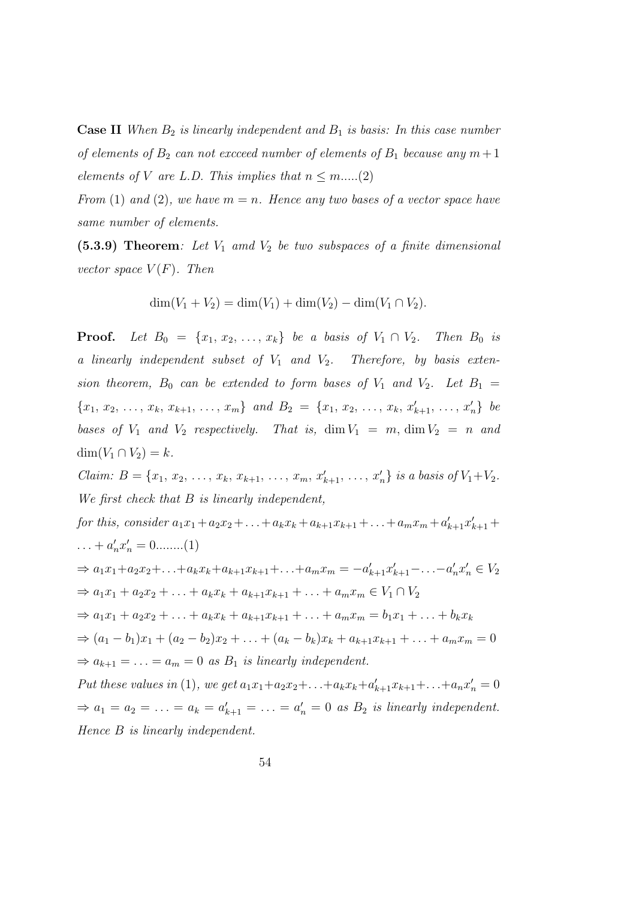**Case II** *When $B_2$ is linearly independent and $B_1$ is basis: In this case number of elements of $B_2$ can not excceed number of elements of $B_1$ because any $m+1$ elements of $V$ are L.D. This implies that $n \leq m$.....(2)*

*From (1) and (2), we have $m = n$. Hence any two bases of a vector space have same number of elements.*

**(5.3.9) Theorem**: *Let $V_1$ amd $V_2$ be two subspaces of a finite dimensional vector space $V(F)$. Then*

$$\dim(V_1 + V_2) = \dim(V_1) + \dim(V_2) - \dim(V_1 \cap V_2).$$

**Proof.** *Let $B_0 = \{x_1, x_2, \ldots, x_k\}$ be a basis of $V_1 \cap V_2$. Then $B_0$ is a linearly independent subset of $V_1$ and $V_2$. Therefore, by basis extension theorem, $B_0$ can be extended to form bases of $V_1$ and $V_2$. Let $B_1 = \{x_1, x_2, \ldots, x_k, x_{k+1}, \ldots, x_m\}$ and $B_2 = \{x_1, x_2, \ldots, x_k, x'_{k+1}, \ldots, x'_n\}$ be bases of $V_1$ and $V_2$ respectively. That is, $\dim V_1 = m, \dim V_2 = n$ and $\dim(V_1 \cap V_2) = k$.*

*Claim: $B = \{x_1, x_2, \ldots, x_k, x_{k+1}, \ldots, x_m, x'_{k+1}, \ldots, x'_n\}$ is a basis of $V_1 + V_2$.*

*We first check that $B$ is linearly independent,*

*for this, consider $a_1x_1 + a_2x_2 + \ldots + a_kx_k + a_{k+1}x_{k+1} + \ldots + a_mx_m + a'_{k+1}x'_{k+1} + \ldots + a'_nx'_n = 0$........(1)*

$\Rightarrow a_1x_1 + a_2x_2 + \ldots + a_kx_k + a_{k+1}x_{k+1} + \ldots + a_mx_m = -a'_{k+1}x'_{k+1} - \ldots - a'_nx'_n \in V_2$

$\Rightarrow a_1x_1 + a_2x_2 + \ldots + a_kx_k + a_{k+1}x_{k+1} + \ldots + a_mx_m \in V_1 \cap V_2$

$\Rightarrow a_1x_1 + a_2x_2 + \ldots + a_kx_k + a_{k+1}x_{k+1} + \ldots + a_mx_m = b_1x_1 + \ldots + b_kx_k$

$\Rightarrow (a_1 - b_1)x_1 + (a_2 - b_2)x_2 + \ldots + (a_k - b_k)x_k + a_{k+1}x_{k+1} + \ldots + a_mx_m = 0$

$\Rightarrow a_{k+1} = \ldots = a_m = 0$ *as $B_1$ is linearly independent.*

*Put these values in (1), we get $a_1x_1 + a_2x_2 + \ldots + a_kx_k + a'_{k+1}x_{k+1} + \ldots + a_nx'_n = 0$*

$\Rightarrow a_1 = a_2 = \ldots = a_k = a'_{k+1} = \ldots = a'_n = 0$ *as $B_2$ is linearly independent.*

*Hence $B$ is linearly independent.*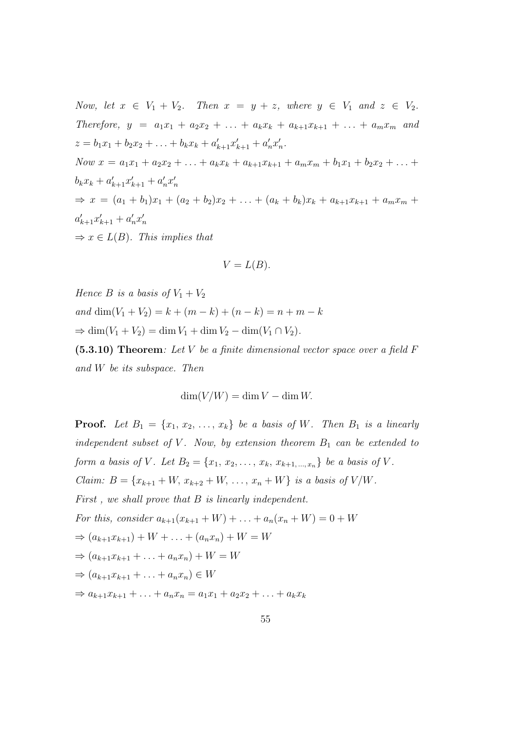*Now, let* $x \in V_1 + V_2$. *Then* $x = y + z$, *where* $y \in V_1$ *and* $z \in V_2$. *Therefore,* $y = a_1x_1 + a_2x_2 + \ldots + a_kx_k + a_{k+1}x_{k+1} + \ldots + a_mx_m$ *and* $z = b_1x_1 + b_2x_2 + \ldots + b_kx_k + a'_{k+1}x'_{k+1} + a'_nx'_n$.

*Now* $x = a_1x_1 + a_2x_2 + \ldots + a_kx_k + a_{k+1}x_{k+1} + a_mx_m + b_1x_1 + b_2x_2 + \ldots + b_kx_k + a'_{k+1}x'_{k+1} + a'_nx'_n$

$\Rightarrow x = (a_1 + b_1)x_1 + (a_2 + b_2)x_2 + \ldots + (a_k + b_k)x_k + a_{k+1}x_{k+1} + a_mx_m + a'_{k+1}x'_{k+1} + a'_nx'_n$

$\Rightarrow x \in L(B)$. *This implies that*

$$V = L(B).$$

*Hence* $B$ *is a basis of* $V_1 + V_2$

*and* $\dim(V_1 + V_2) = k + (m - k) + (n - k) = n + m - k$

$\Rightarrow \dim(V_1 + V_2) = \dim V_1 + \dim V_2 - \dim(V_1 \cap V_2)$.

**(5.3.10) Theorem**: *Let* $V$ *be a finite dimensional vector space over a field* $F$ *and* $W$ *be its subspace. Then*

$$\dim(V/W) = \dim V - \dim W.$$

**Proof.** *Let* $B_1 = \{x_1, x_2, \ldots, x_k\}$ *be a basis of* $W$. *Then* $B_1$ *is a linearly independent subset of* $V$. *Now, by extension theorem* $B_1$ *can be extended to form a basis of* $V$. *Let* $B_2 = \{x_1, x_2, \ldots, x_k, x_{k+1,\ldots,x_n}\}$ *be a basis of* $V$.

*Claim:* $B = \{x_{k+1} + W, x_{k+2} + W, \ldots, x_n + W\}$ *is a basis of* $V/W$.

*First , we shall prove that* $B$ *is linearly independent.*

*For this, consider* $a_{k+1}(x_{k+1} + W) + \ldots + a_n(x_n + W) = 0 + W$

$\Rightarrow (a_{k+1}x_{k+1}) + W + \ldots + (a_nx_n) + W = W$

$\Rightarrow (a_{k+1}x_{k+1} + \ldots + a_nx_n) + W = W$

$\Rightarrow (a_{k+1}x_{k+1} + \ldots + a_nx_n) \in W$

$\Rightarrow a_{k+1}x_{k+1} + \ldots + a_nx_n = a_1x_1 + a_2x_2 + \ldots + a_kx_k$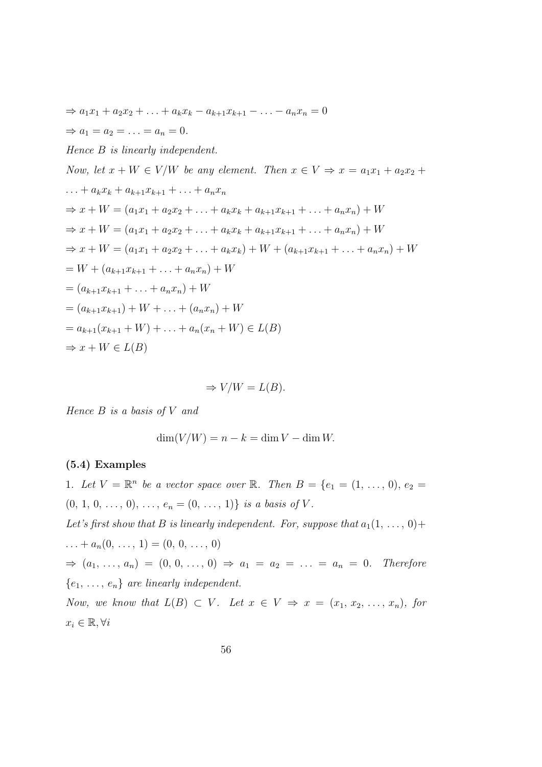$\Rightarrow a_1x_1 + a_2x_2 + \ldots + a_kx_k - a_{k+1}x_{k+1} - \ldots - a_nx_n = 0$

$\Rightarrow a_1 = a_2 = \ldots = a_n = 0.$

*Hence $B$ is linearly independent.*

*Now, let $x + W \in V/W$ be any element. Then $x \in V \Rightarrow x = a_1x_1 + a_2x_2 + \ldots + a_kx_k + a_{k+1}x_{k+1} + \ldots + a_nx_n$*

$\Rightarrow x + W = (a_1x_1 + a_2x_2 + \ldots + a_kx_k + a_{k+1}x_{k+1} + \ldots + a_nx_n) + W$

$\Rightarrow x + W = (a_1x_1 + a_2x_2 + \ldots + a_kx_k + a_{k+1}x_{k+1} + \ldots + a_nx_n) + W$

$\Rightarrow x + W = (a_1x_1 + a_2x_2 + \ldots + a_kx_k) + W + (a_{k+1}x_{k+1} + \ldots + a_nx_n) + W$

$= W + (a_{k+1}x_{k+1} + \ldots + a_nx_n) + W$

$= (a_{k+1}x_{k+1} + \ldots + a_nx_n) + W$

$= (a_{k+1}x_{k+1}) + W + \ldots + (a_nx_n) + W$

$= a_{k+1}(x_{k+1} + W) + \ldots + a_n(x_n + W) \in L(B)$

$\Rightarrow x + W \in L(B)$

$$\Rightarrow V/W = L(B).$$

*Hence $B$ is a basis of $V$ and*

$$\dim(V/W) = n - k = \dim V - \dim W.$$

**(5.4) Examples**

1. *Let $V = \mathbb{R}^n$ be a vector space over $\mathbb{R}$. Then $B = \{e_1 = (1, \ldots, 0), e_2 = (0, 1, 0, \ldots, 0), \ldots, e_n = (0, \ldots, 1)\}$ is a basis of $V$.*

*Let's first show that $B$ is linearly independent. For, suppose that $a_1(1, \ldots, 0) + \ldots + a_n(0, \ldots, 1) = (0, 0, \ldots, 0)$*

$\Rightarrow (a_1, \ldots, a_n) = (0, 0, \ldots, 0) \Rightarrow a_1 = a_2 = \ldots = a_n = 0.$ *Therefore $\{e_1, \ldots, e_n\}$ are linearly independent.*

*Now, we know that $L(B) \subset V$. Let $x \in V \Rightarrow x = (x_1, x_2, \ldots, x_n)$, for $x_i \in \mathbb{R}, \forall i$*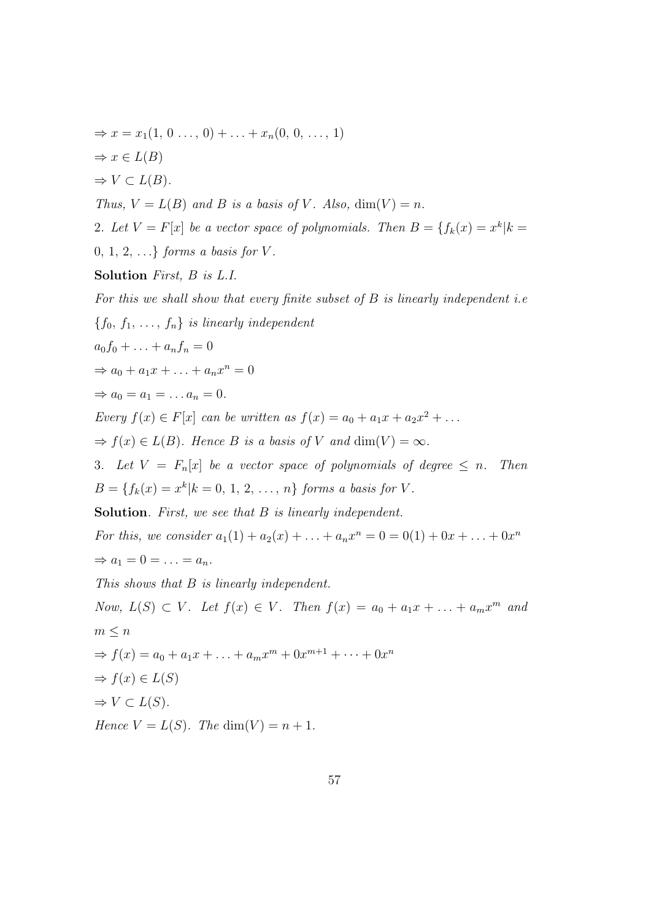$\Rightarrow x = x_1(1, 0 \ldots, 0) + \ldots + x_n(0, 0, \ldots, 1)$

$\Rightarrow x \in L(B)$

$\Rightarrow V \subset L(B)$.

*Thus, $V = L(B)$ and $B$ is a basis of $V$. Also, $\dim(V) = n$.*

2. *Let $V = F[x]$ be a vector space of polynomials. Then $B = \{f_k(x) = x^k | k = 0, 1, 2, \ldots\}$ forms a basis for $V$.*

**Solution** *First, $B$ is L.I.*

*For this we shall show that every finite subset of $B$ is linearly independent i.e $\{f_0, f_1, \ldots, f_n\}$ is linearly independent*

$a_0 f_0 + \ldots + a_n f_n = 0$

$\Rightarrow a_0 + a_1 x + \ldots + a_n x^n = 0$

$\Rightarrow a_0 = a_1 = \ldots a_n = 0.$

*Every $f(x) \in F[x]$ can be written as $f(x) = a_0 + a_1 x + a_2 x^2 + \ldots$*

$\Rightarrow f(x) \in L(B)$. *Hence $B$ is a basis of $V$ and $\dim(V) = \infty$.*

3. *Let $V = F_n[x]$ be a vector space of polynomials of degree $\leq n$. Then $B = \{f_k(x) = x^k | k = 0, 1, 2, \ldots, n\}$ forms a basis for $V$.*

**Solution**. *First, we see that $B$ is linearly independent.*

*For this, we consider $a_1(1) + a_2(x) + \ldots + a_n x^n = 0 = 0(1) + 0x + \ldots + 0x^n$*

$\Rightarrow a_1 = 0 = \ldots = a_n$.

*This shows that $B$ is linearly independent.*

*Now, $L(S) \subset V$. Let $f(x) \in V$. Then $f(x) = a_0 + a_1 x + \ldots + a_m x^m$ and $m \leq n$*

$\Rightarrow f(x) = a_0 + a_1 x + \ldots + a_m x^m + 0x^{m+1} + \cdots + 0x^n$

$\Rightarrow f(x) \in L(S)$

$\Rightarrow V \subset L(S)$.

*Hence $V = L(S)$. The $\dim(V) = n + 1$.*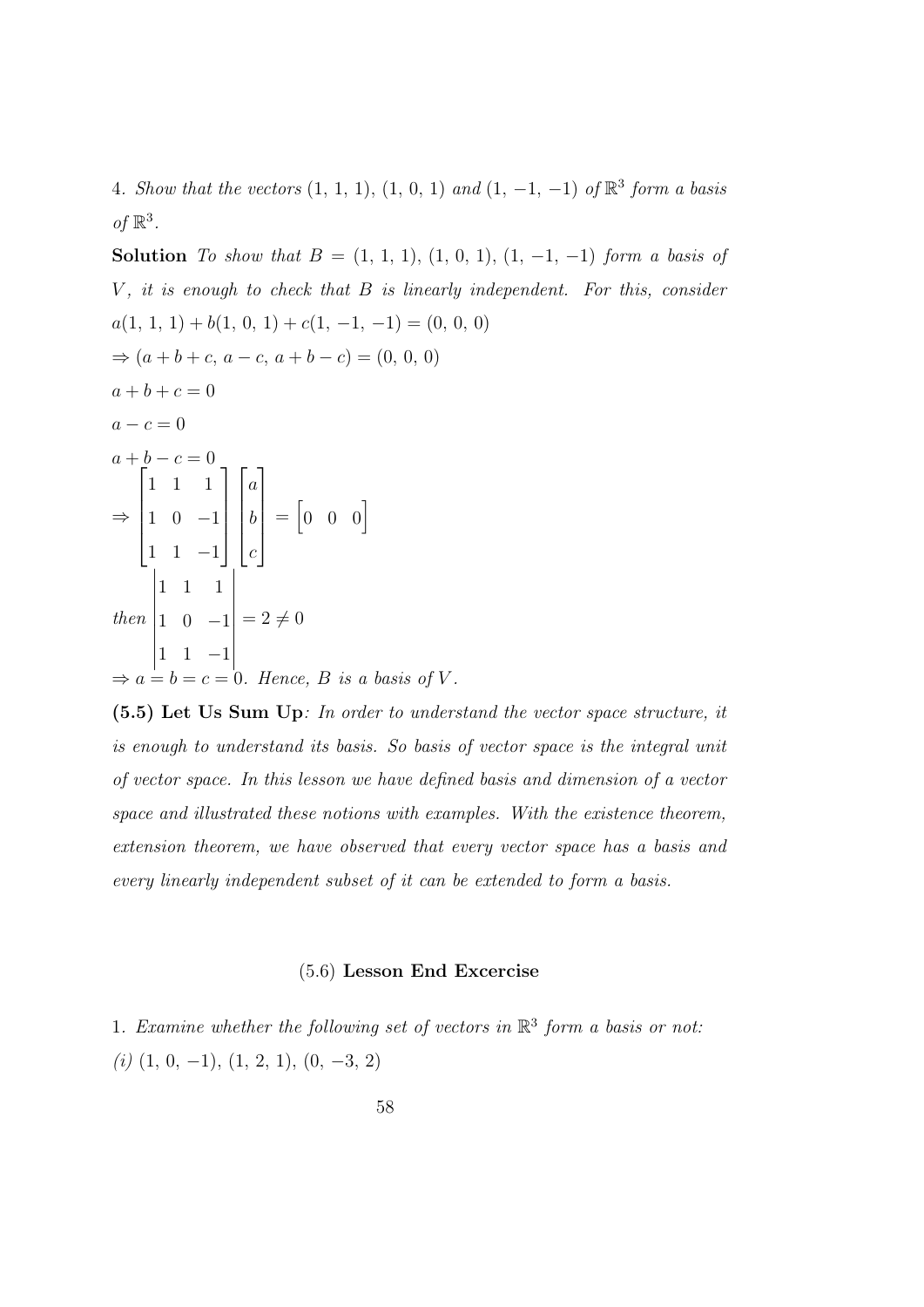4. *Show that the vectors* $(1,\ 1,\ 1)$, $(1,\ 0,\ 1)$ *and* $(1,\ -1,\ -1)$ *of* $\mathbb{R}^3$ *form a basis of* $\mathbb{R}^3$.

**Solution** *To show that* $B = (1,\ 1,\ 1),\ (1,\ 0,\ 1),\ (1,\ -1,\ -1)$ *form a basis of* $V$*, it is enough to check that* $B$ *is linearly independent. For this, consider*

$a(1,\ 1,\ 1) + b(1,\ 0,\ 1) + c(1,\ -1,\ -1) = (0,\ 0,\ 0)$

$\Rightarrow (a + b + c,\ a - c,\ a + b - c) = (0,\ 0,\ 0)$

$a + b + c = 0$

$a - c = 0$

$a + b - c = 0$

$$\Rightarrow \begin{bmatrix} 1 & 1 & 1 \\ 1 & 0 & -1 \\ 1 & 1 & -1 \end{bmatrix} \begin{bmatrix} a \\ b \\ c \end{bmatrix} = \begin{bmatrix} 0 & 0 & 0 \end{bmatrix}$$

$$then \begin{vmatrix} 1 & 1 & 1 \\ 1 & 0 & -1 \\ 1 & 1 & -1 \end{vmatrix} = 2 \neq 0$$

$\Rightarrow a = b = c = 0$. *Hence,* $B$ *is a basis of* $V$.

**(5.5) Let Us Sum Up**: *In order to understand the vector space structure, it is enough to understand its basis. So basis of vector space is the integral unit of vector space. In this lesson we have defined basis and dimension of a vector space and illustrated these notions with examples. With the existence theorem, extension theorem, we have observed that every vector space has a basis and every linearly independent subset of it can be extended to form a basis.*

## (5.6) Lesson End Excercise

1. *Examine whether the following set of vectors in* $\mathbb{R}^3$ *form a basis or not:*

*(i)* $(1,\ 0,\ -1),\ (1,\ 2,\ 1),\ (0,\ -3,\ 2)$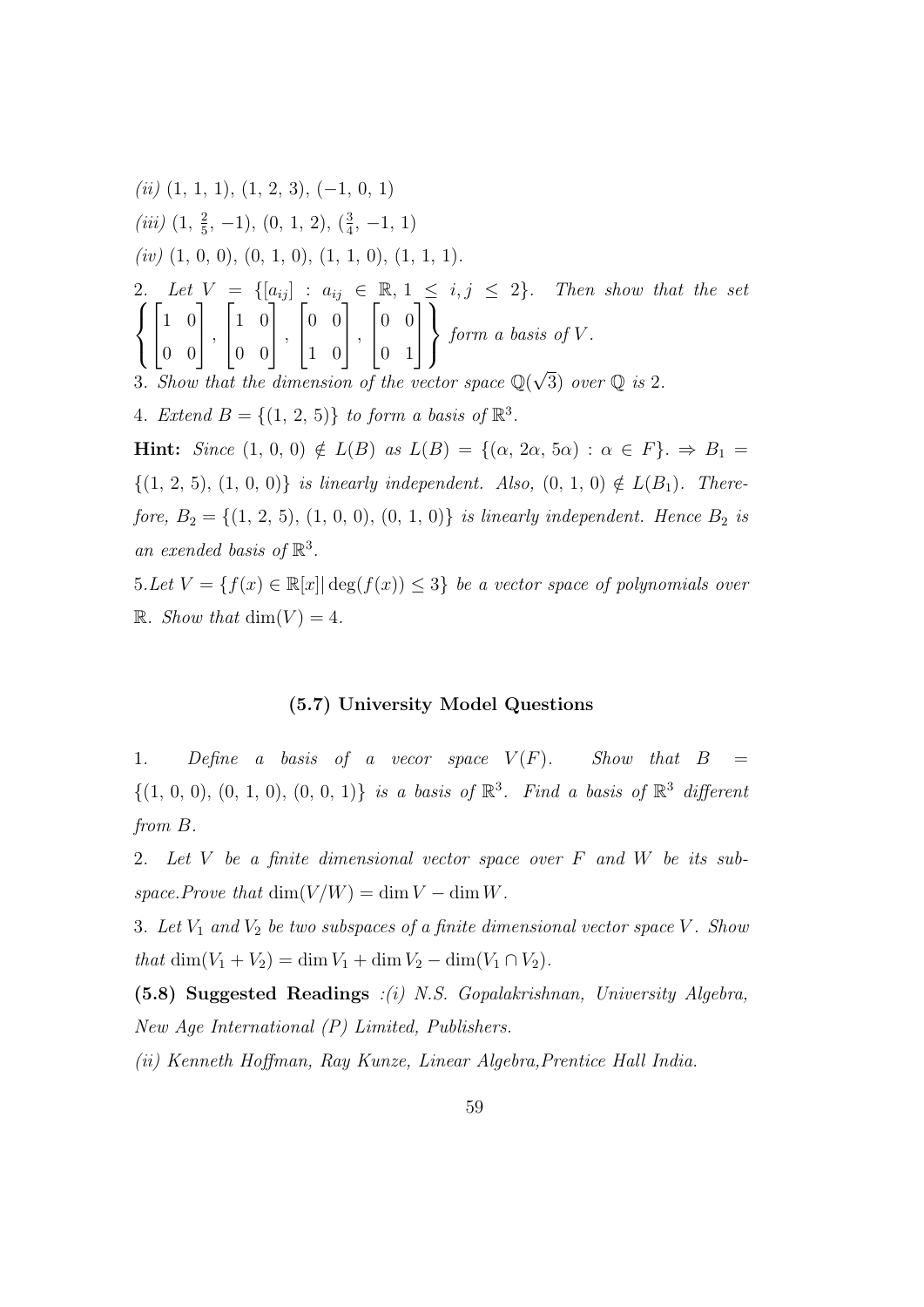*(ii)* $(1,\,1,\,1)$, $(1,\,2,\,3)$, $(-1,\,0,\,1)$

*(iii)* $(1,\,\frac{2}{5},\,-1)$, $(0,\,1,\,2)$, $(\frac{3}{4},\,-1,\,1)$

*(iv)* $(1,\,0,\,0)$, $(0,\,1,\,0)$, $(1,\,1,\,0)$, $(1,\,1,\,1)$.

2. *Let* $V = \{[a_{ij}] : a_{ij} \in \mathbb{R}, 1 \leq i, j \leq 2\}$. *Then show that the set* $\left\{ \begin{bmatrix} 1 & 0 \\ 0 & 0 \end{bmatrix}, \begin{bmatrix} 1 & 0 \\ 0 & 0 \end{bmatrix}, \begin{bmatrix} 0 & 0 \\ 1 & 0 \end{bmatrix}, \begin{bmatrix} 0 & 0 \\ 0 & 1 \end{bmatrix} \right\}$ *form a basis of* $V$.

3. *Show that the dimension of the vector space* $\mathbb{Q}(\sqrt{3})$ *over* $\mathbb{Q}$ *is* 2.

4. *Extend* $B = \{(1,\,2,\,5)\}$ *to form a basis of* $\mathbb{R}^3$.

**Hint:** *Since* $(1,\,0,\,0) \notin L(B)$ *as* $L(B) = \{(\alpha,\,2\alpha,\,5\alpha) : \alpha \in F\}$. $\Rightarrow B_1 = \{(1,\,2,\,5),\,(1,\,0,\,0)\}$ *is linearly independent. Also,* $(0,\,1,\,0) \notin L(B_1)$. *Therefore,* $B_2 = \{(1,\,2,\,5),\,(1,\,0,\,0),\,(0,\,1,\,0)\}$ *is linearly independent. Hence* $B_2$ *is an exended basis of* $\mathbb{R}^3$.

5.*Let* $V = \{f(x) \in \mathbb{R}[x] | \deg(f(x)) \leq 3\}$ *be a vector space of polynomials over* $\mathbb{R}$. *Show that* $\dim(V) = 4$.

### (5.7) University Model Questions

1. *Define a basis of a vecor space* $V(F)$. *Show that* $B = \{(1,\,0,\,0),\,(0,\,1,\,0),\,(0,\,0,\,1)\}$ *is a basis of* $\mathbb{R}^3$. *Find a basis of* $\mathbb{R}^3$ *different from* $B$.

2. *Let* $V$ *be a finite dimensional vector space over* $F$ *and* $W$ *be its subspace.Prove that* $\dim(V/W) = \dim V - \dim W$.

3. *Let* $V_1$ *and* $V_2$ *be two subspaces of a finite dimensional vector space* $V$. *Show that* $\dim(V_1 + V_2) = \dim V_1 + \dim V_2 - \dim(V_1 \cap V_2)$.

**(5.8) Suggested Readings** *:(i) N.S. Gopalakrishnan, University Algebra, New Age International (P) Limited, Publishers.*

*(ii) Kenneth Hoffman, Ray Kunze, Linear Algebra,Prentice Hall India.*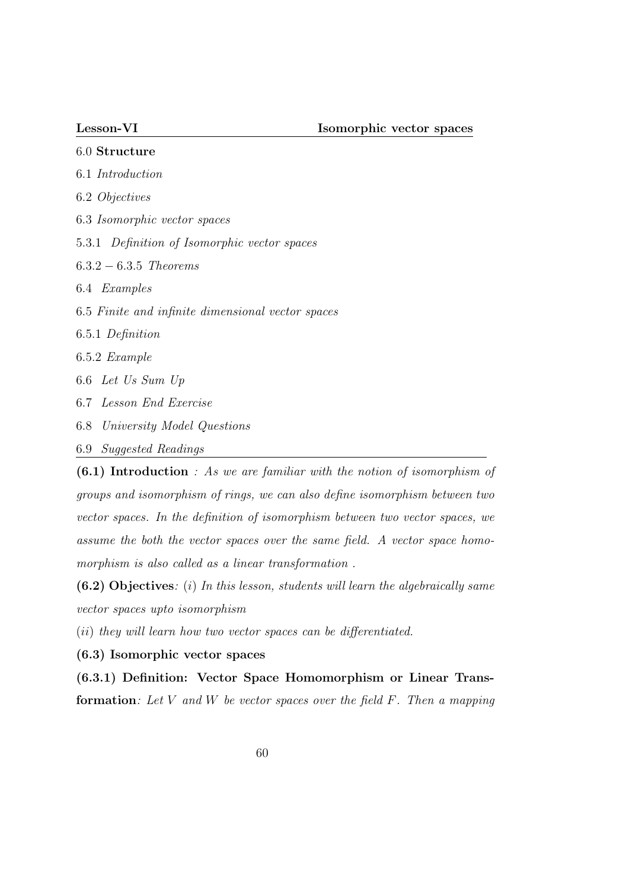**Lesson-VI** **Isomorphic vector spaces**

6.0 **Structure**

6.1 *Introduction*

6.2 *Objectives*

6.3 *Isomorphic vector spaces*

5.3.1 *Definition of Isomorphic vector spaces*

$6.3.2 - 6.3.5$ *Theorems*

6.4 *Examples*

6.5 *Finite and infinite dimensional vector spaces*

6.5.1 *Definition*

6.5.2 *Example*

6.6 *Let Us Sum Up*

6.7 *Lesson End Exercise*

6.8 *University Model Questions*

6.9 *Suggested Readings*

**(6.1) Introduction** *: As we are familiar with the notion of isomorphism of groups and isomorphism of rings, we can also define isomorphism between two vector spaces. In the definition of isomorphism between two vector spaces, we assume the both the vector spaces over the same field. A vector space homomorphism is also called as a linear transformation .*

**(6.2) Objectives***: (i) In this lesson, students will learn the algebraically same vector spaces upto isomorphism*

*(ii) they will learn how two vector spaces can be differentiated.*

**(6.3) Isomorphic vector spaces**

**(6.3.1) Definition: Vector Space Homomorphism or Linear Transformation***: Let $V$ and $W$ be vector spaces over the field $F$. Then a mapping*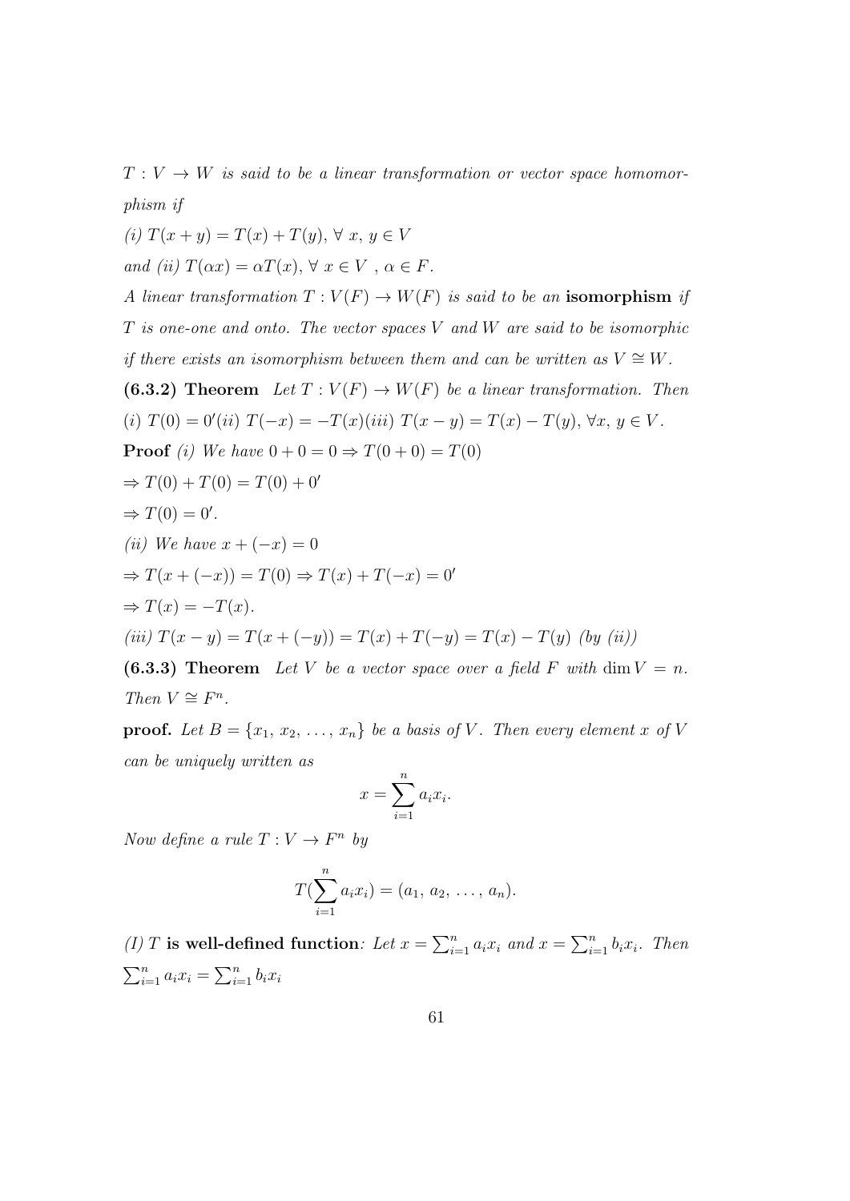$T : V \to W$ *is said to be a linear transformation or vector space homomorphism if*

*(i)* $T(x + y) = T(x) + T(y),\ \forall\ x,\ y \in V$

*and (ii)* $T(\alpha x) = \alpha T(x),\ \forall\ x \in V\ ,\ \alpha \in F.$

*A linear transformation* $T : V(F) \to W(F)$ *is said to be an* **isomorphism** *if* $T$ *is one-one and onto. The vector spaces* $V$ *and* $W$ *are said to be isomorphic if there exists an isomorphism between them and can be written as* $V \cong W$.

**(6.3.2) Theorem** *Let* $T : V(F) \to W(F)$ *be a linear transformation. Then* *(i)* $T(0) = 0'$ *(ii)* $T(-x) = -T(x)$ *(iii)* $T(x - y) = T(x) - T(y),\ \forall x,\ y \in V$.

**Proof** *(i) We have* $0 + 0 = 0 \Rightarrow T(0 + 0) = T(0)$

$\Rightarrow T(0) + T(0) = T(0) + 0'$

$\Rightarrow T(0) = 0'$.

*(ii) We have* $x + (-x) = 0$

$\Rightarrow T(x + (-x)) = T(0) \Rightarrow T(x) + T(-x) = 0'$

$\Rightarrow T(x) = -T(x)$.

*(iii)* $T(x - y) = T(x + (-y)) = T(x) + T(-y) = T(x) - T(y)$ *(by (ii))*

**(6.3.3) Theorem** *Let* $V$ *be a vector space over a field* $F$ *with* $\dim V = n$. *Then* $V \cong F^n$.

**proof.** *Let* $B = \{x_1,\ x_2,\ \ldots,\ x_n\}$ *be a basis of* $V$. *Then every element* $x$ *of* $V$ *can be uniquely written as*

$$x = \sum_{i=1}^{n} a_i x_i.$$

*Now define a rule* $T : V \to F^n$ *by*

$$T(\sum_{i=1}^{n} a_i x_i) = (a_1,\ a_2,\ \ldots,\ a_n).$$

*(I)* $T$ **is well-defined function**: *Let* $x = \sum_{i=1}^{n} a_i x_i$ *and* $x = \sum_{i=1}^{n} b_i x_i$. *Then* $\sum_{i=1}^{n} a_i x_i = \sum_{i=1}^{n} b_i x_i$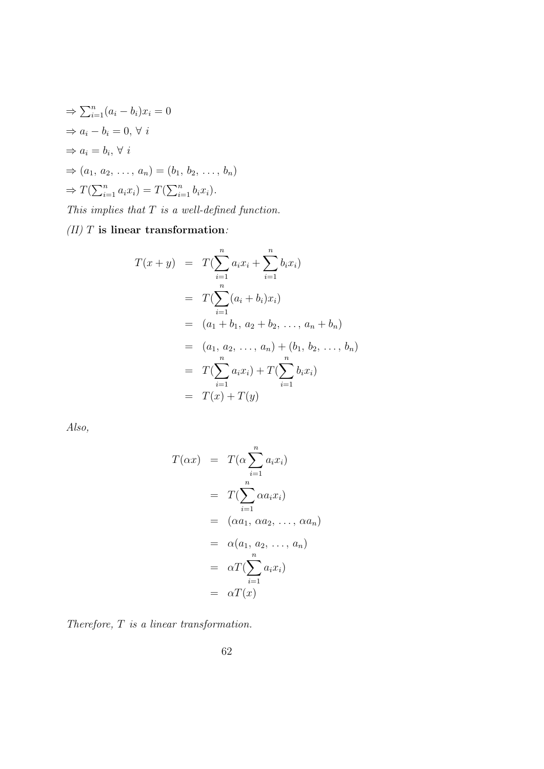$\Rightarrow \sum_{i=1}^{n}(a_i - b_i)x_i = 0$

$\Rightarrow a_i - b_i = 0, \forall\ i$

$\Rightarrow a_i = b_i, \forall\ i$

$\Rightarrow (a_1, a_2, \ldots, a_n) = (b_1, b_2, \ldots, b_n)$

$\Rightarrow T(\sum_{i=1}^{n} a_i x_i) = T(\sum_{i=1}^{n} b_i x_i)$.

*This implies that $T$ is a well-defined function.*

*(II) $T$* **is linear transformation***:*

$$
\begin{aligned}
T(x+y) &= T(\sum_{i=1}^{n} a_i x_i + \sum_{i=1}^{n} b_i x_i) \\
&= T(\sum_{i=1}^{n}(a_i + b_i)x_i) \\
&= (a_1 + b_1,\ a_2 + b_2,\ \ldots,\ a_n + b_n) \\
&= (a_1,\ a_2,\ \ldots,\ a_n) + (b_1,\ b_2,\ \ldots,\ b_n) \\
&= T(\sum_{i=1}^{n} a_i x_i) + T(\sum_{i=1}^{n} b_i x_i) \\
&= T(x) + T(y)
\end{aligned}
$$

*Also,*

$$
\begin{aligned}
T(\alpha x) &= T(\alpha \sum_{i=1}^{n} a_i x_i) \\
&= T(\sum_{i=1}^{n} \alpha a_i x_i) \\
&= (\alpha a_1,\ \alpha a_2,\ \ldots,\ \alpha a_n) \\
&= \alpha(a_1,\ a_2,\ \ldots,\ a_n) \\
&= \alpha T(\sum_{i=1}^{n} a_i x_i) \\
&= \alpha T(x)
\end{aligned}
$$

*Therefore, $T$ is a linear transformation.*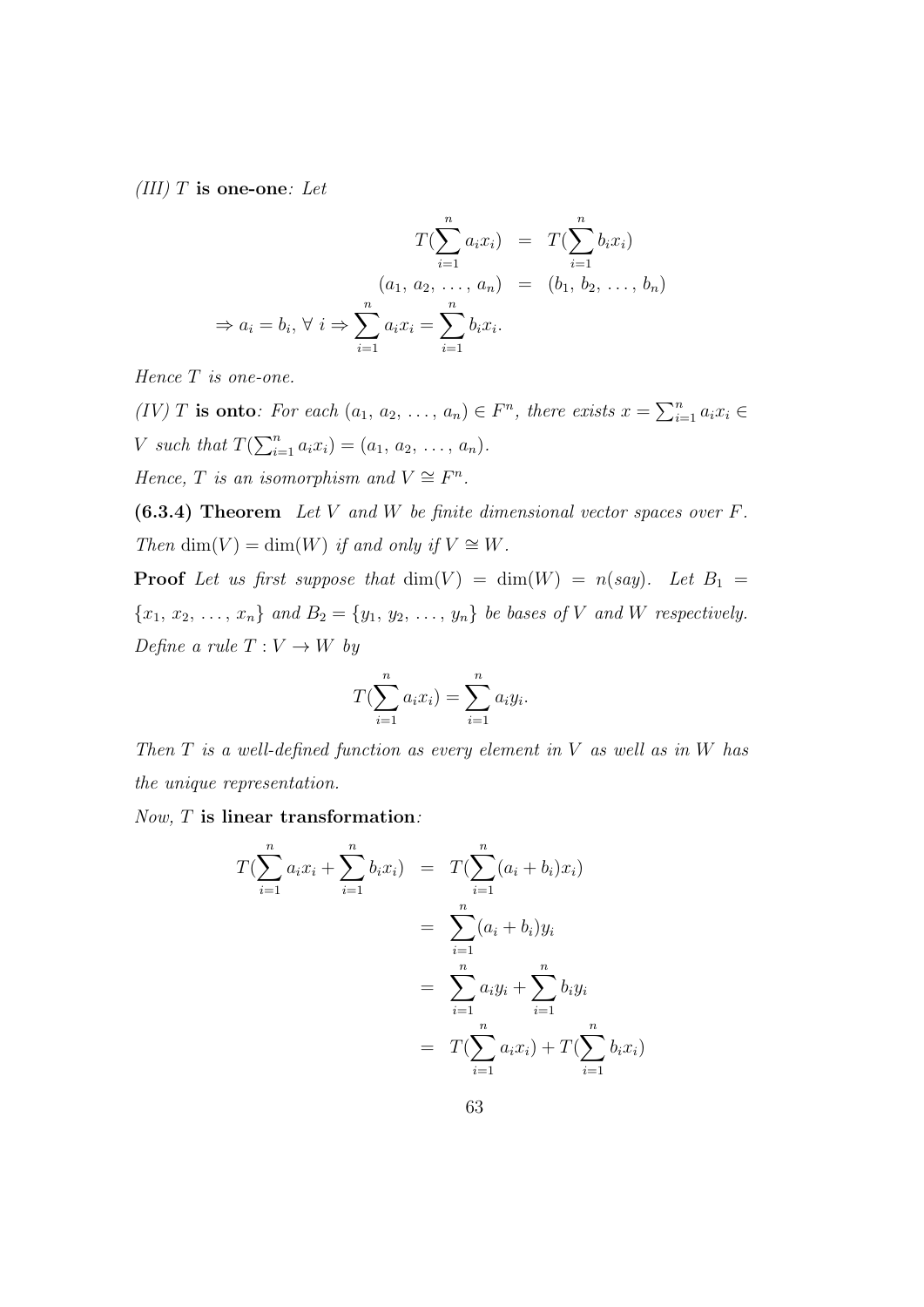*(III) $T$ **is one-one**: Let*

$$\begin{aligned} T(\sum_{i=1}^{n} a_i x_i) &= T(\sum_{i=1}^{n} b_i x_i) \\ (a_1,\, a_2,\, \ldots,\, a_n) &= (b_1,\, b_2,\, \ldots,\, b_n) \\ \Rightarrow a_i = b_i,\, \forall\, i \Rightarrow \sum_{i=1}^{n} a_i x_i &= \sum_{i=1}^{n} b_i x_i. \end{aligned}$$

*Hence $T$ is one-one.*

*(IV) $T$ **is onto**: For each $(a_1,\, a_2,\, \ldots,\, a_n) \in F^n$, there exists $x = \sum_{i=1}^{n} a_i x_i \in V$ such that $T(\sum_{i=1}^{n} a_i x_i) = (a_1,\, a_2,\, \ldots,\, a_n)$.*

*Hence, $T$ is an isomorphism and $V \cong F^n$.*

**(6.3.4) Theorem** *Let $V$ and $W$ be finite dimensional vector spaces over $F$. Then $\dim(V) = \dim(W)$ if and only if $V \cong W$.*

**Proof** *Let us first suppose that $\dim(V) = \dim(W) = n$(say). Let $B_1 = \{x_1,\, x_2,\, \ldots,\, x_n\}$ and $B_2 = \{y_1,\, y_2,\, \ldots,\, y_n\}$ be bases of $V$ and $W$ respectively. Define a rule $T : V \to W$ by*

$$T(\sum_{i=1}^{n} a_i x_i) = \sum_{i=1}^{n} a_i y_i.$$

*Then $T$ is a well-defined function as every element in $V$ as well as in $W$ has the unique representation.*

*Now, $T$ **is linear transformation**:*

$$\begin{aligned} T(\sum_{i=1}^{n} a_i x_i + \sum_{i=1}^{n} b_i x_i) &= T(\sum_{i=1}^{n} (a_i + b_i) x_i) \\ &= \sum_{i=1}^{n} (a_i + b_i) y_i \\ &= \sum_{i=1}^{n} a_i y_i + \sum_{i=1}^{n} b_i y_i \\ &= T(\sum_{i=1}^{n} a_i x_i) + T(\sum_{i=1}^{n} b_i x_i) \end{aligned}$$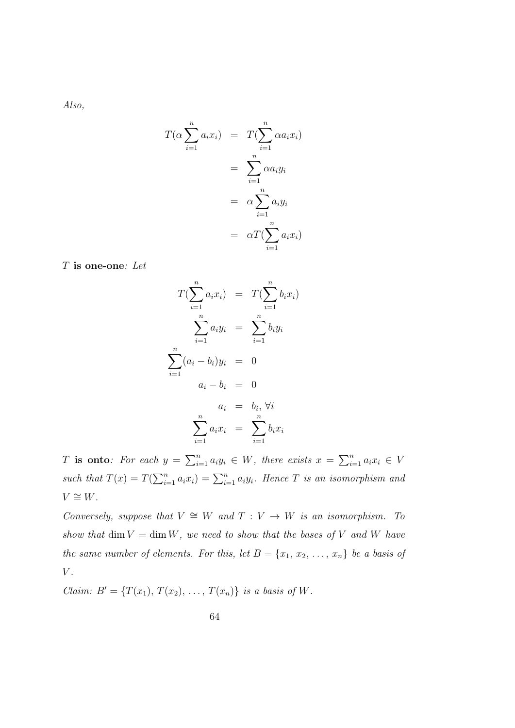*Also,*

$$
\begin{aligned}
T(\alpha \sum_{i=1}^{n} a_i x_i) &= T(\sum_{i=1}^{n} \alpha a_i x_i) \\
&= \sum_{i=1}^{n} \alpha a_i y_i \\
&= \alpha \sum_{i=1}^{n} a_i y_i \\
&= \alpha T(\sum_{i=1}^{n} a_i x_i)
\end{aligned}
$$

$T$ **is one-one**: *Let*

$$
\begin{aligned}
T(\sum_{i=1}^{n} a_i x_i) &= T(\sum_{i=1}^{n} b_i x_i) \\
\sum_{i=1}^{n} a_i y_i &= \sum_{i=1}^{n} b_i y_i \\
\sum_{i=1}^{n} (a_i - b_i) y_i &= 0 \\
a_i - b_i &= 0 \\
a_i &= b_i, \forall i \\
\sum_{i=1}^{n} a_i x_i &= \sum_{i=1}^{n} b_i x_i
\end{aligned}
$$

$T$ **is onto**: *For each* $y = \sum_{i=1}^{n} a_i y_i \in W$*, there exists* $x = \sum_{i=1}^{n} a_i x_i \in V$ *such that* $T(x) = T(\sum_{i=1}^{n} a_i x_i) = \sum_{i=1}^{n} a_i y_i$*. Hence* $T$ *is an isomorphism and* $V \cong W$*.*

*Conversely, suppose that* $V \cong W$ *and* $T : V \to W$ *is an isomorphism. To show that* $\dim V = \dim W$*, we need to show that the bases of* $V$ *and* $W$ *have the same number of elements. For this, let* $B = \{x_1, x_2, \ldots, x_n\}$ *be a basis of* $V$*.*

*Claim:* $B' = \{T(x_1), T(x_2), \ldots, T(x_n)\}$ *is a basis of* $W$*.*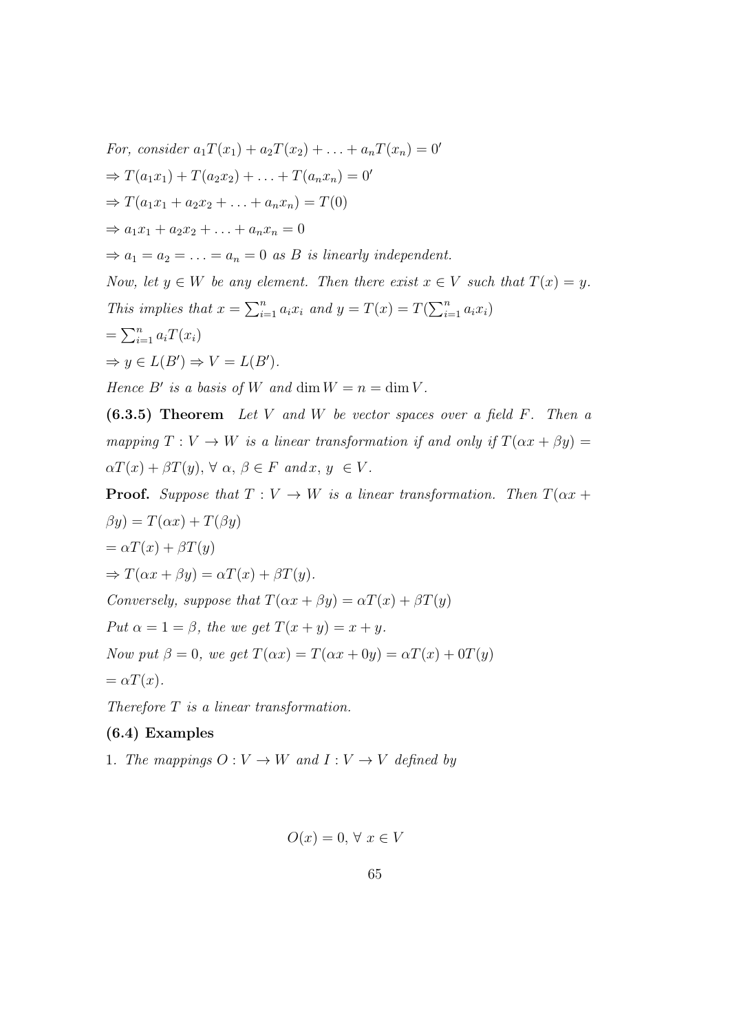*For, consider* $a_1T(x_1) + a_2T(x_2) + \ldots + a_nT(x_n) = 0'$

$\Rightarrow T(a_1x_1) + T(a_2x_2) + \ldots + T(a_nx_n) = 0'$

$\Rightarrow T(a_1x_1 + a_2x_2 + \ldots + a_nx_n) = T(0)$

$\Rightarrow a_1x_1 + a_2x_2 + \ldots + a_nx_n = 0$

$\Rightarrow a_1 = a_2 = \ldots = a_n = 0$ *as* $B$ *is linearly independent.*

*Now, let* $y \in W$ *be any element. Then there exist* $x \in V$ *such that* $T(x) = y$.

*This implies that* $x = \sum_{i=1}^{n} a_i x_i$ *and* $y = T(x) = T(\sum_{i=1}^{n} a_i x_i)$

$= \sum_{i=1}^{n} a_i T(x_i)$

$\Rightarrow y \in L(B') \Rightarrow V = L(B')$.

*Hence* $B'$ *is a basis of* $W$ *and* $\dim W = n = \dim V$.

**(6.3.5) Theorem** *Let* $V$ *and* $W$ *be vector spaces over a field* $F$. *Then a mapping* $T : V \to W$ *is a linear transformation if and only if* $T(\alpha x + \beta y) = \alpha T(x) + \beta T(y)$, $\forall\ \alpha, \beta \in F$ *and* $x, y \in V$.

**Proof.** *Suppose that* $T : V \to W$ *is a linear transformation. Then* $T(\alpha x + \beta y) = T(\alpha x) + T(\beta y)$

$= \alpha T(x) + \beta T(y)$

$\Rightarrow T(\alpha x + \beta y) = \alpha T(x) + \beta T(y)$.

*Conversely, suppose that* $T(\alpha x + \beta y) = \alpha T(x) + \beta T(y)$

*Put* $\alpha = 1 = \beta$, *the we get* $T(x + y) = x + y$.

*Now put* $\beta = 0$, *we get* $T(\alpha x) = T(\alpha x + 0y) = \alpha T(x) + 0T(y)$

$= \alpha T(x)$.

*Therefore* $T$ *is a linear transformation.*

**(6.4) Examples**

1. *The mappings* $O : V \to W$ *and* $I : V \to V$ *defined by*

$$O(x) = 0,\ \forall\ x \in V$$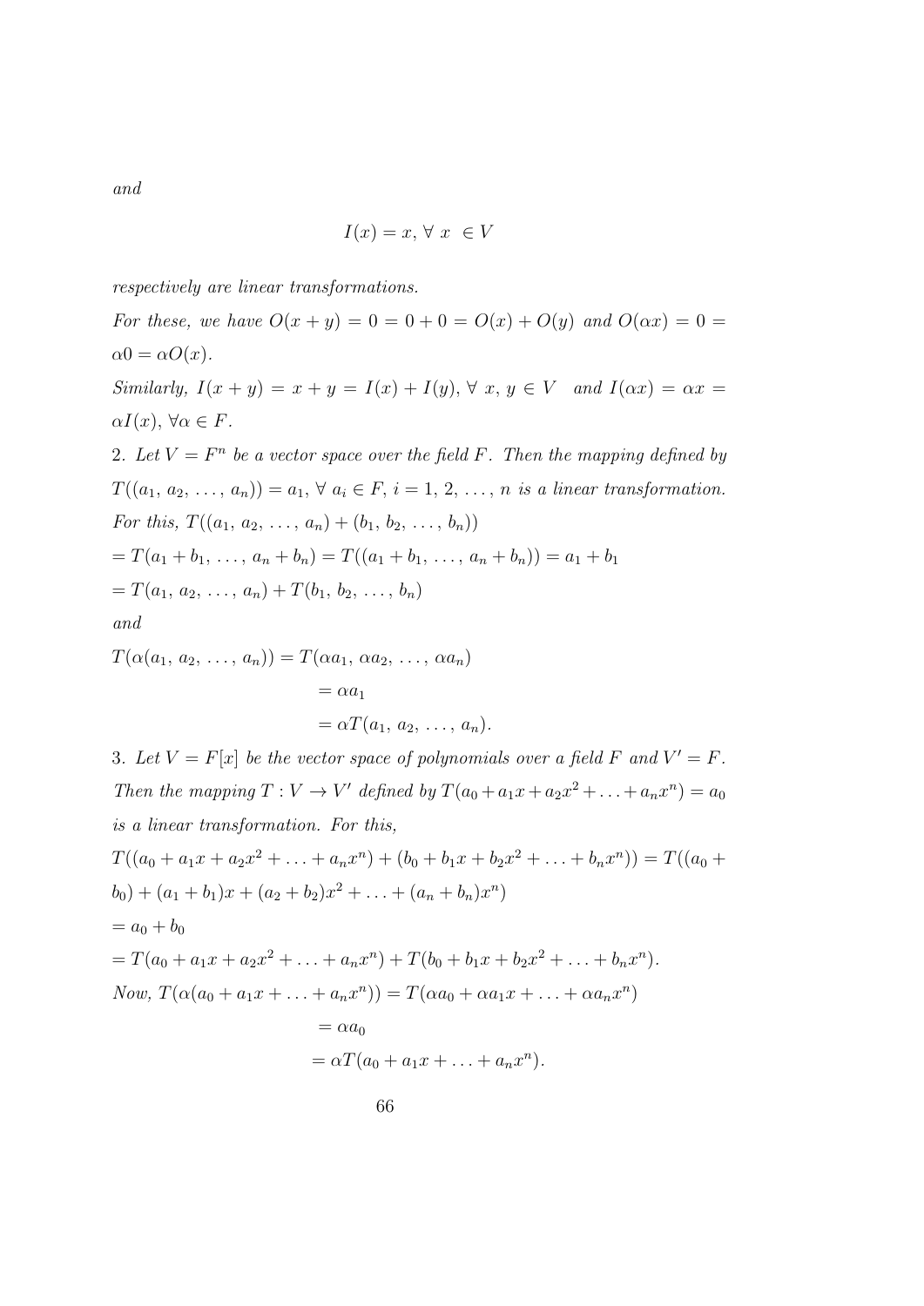*and*

$$I(x) = x, \forall\ x\ \in V$$

*respectively are linear transformations.*

*For these, we have* $O(x + y) = 0 = 0 + 0 = O(x) + O(y)$ *and* $O(\alpha x) = 0 = \alpha 0 = \alpha O(x)$.

*Similarly,* $I(x + y) = x + y = I(x) + I(y), \forall\ x, y \in V$ *and* $I(\alpha x) = \alpha x = \alpha I(x), \forall \alpha \in F$.

2. *Let* $V = F^n$ *be a vector space over the field* $F$. *Then the mapping defined by* $T((a_1, a_2, \ldots, a_n)) = a_1, \forall\ a_i \in F, i = 1, 2, \ldots, n$ *is a linear transformation.*

*For this,* $T((a_1, a_2, \ldots, a_n) + (b_1, b_2, \ldots, b_n))$

$= T(a_1 + b_1, \ldots, a_n + b_n) = T((a_1 + b_1, \ldots, a_n + b_n)) = a_1 + b_1$

$= T(a_1, a_2, \ldots, a_n) + T(b_1, b_2, \ldots, b_n)$

*and*

$$\begin{aligned} T(\alpha(a_1, a_2, \ldots, a_n)) &= T(\alpha a_1, \alpha a_2, \ldots, \alpha a_n) \\ &= \alpha a_1 \\ &= \alpha T(a_1, a_2, \ldots, a_n). \end{aligned}$$

3. *Let* $V = F[x]$ *be the vector space of polynomials over a field* $F$ *and* $V' = F$. *Then the mapping* $T : V \to V'$ *defined by* $T(a_0 + a_1x + a_2x^2 + \ldots + a_nx^n) = a_0$ *is a linear transformation. For this,*

$T((a_0 + a_1x + a_2x^2 + \ldots + a_nx^n) + (b_0 + b_1x + b_2x^2 + \ldots + b_nx^n)) = T((a_0 + b_0) + (a_1 + b_1)x + (a_2 + b_2)x^2 + \ldots + (a_n + b_n)x^n)$

$= a_0 + b_0$

$= T(a_0 + a_1x + a_2x^2 + \ldots + a_nx^n) + T(b_0 + b_1x + b_2x^2 + \ldots + b_nx^n)$.

*Now,* 

$$\begin{aligned} T(\alpha(a_0 + a_1x + \ldots + a_nx^n)) &= T(\alpha a_0 + \alpha a_1x + \ldots + \alpha a_nx^n) \\ &= \alpha a_0 \\ &= \alpha T(a_0 + a_1x + \ldots + a_nx^n). \end{aligned}$$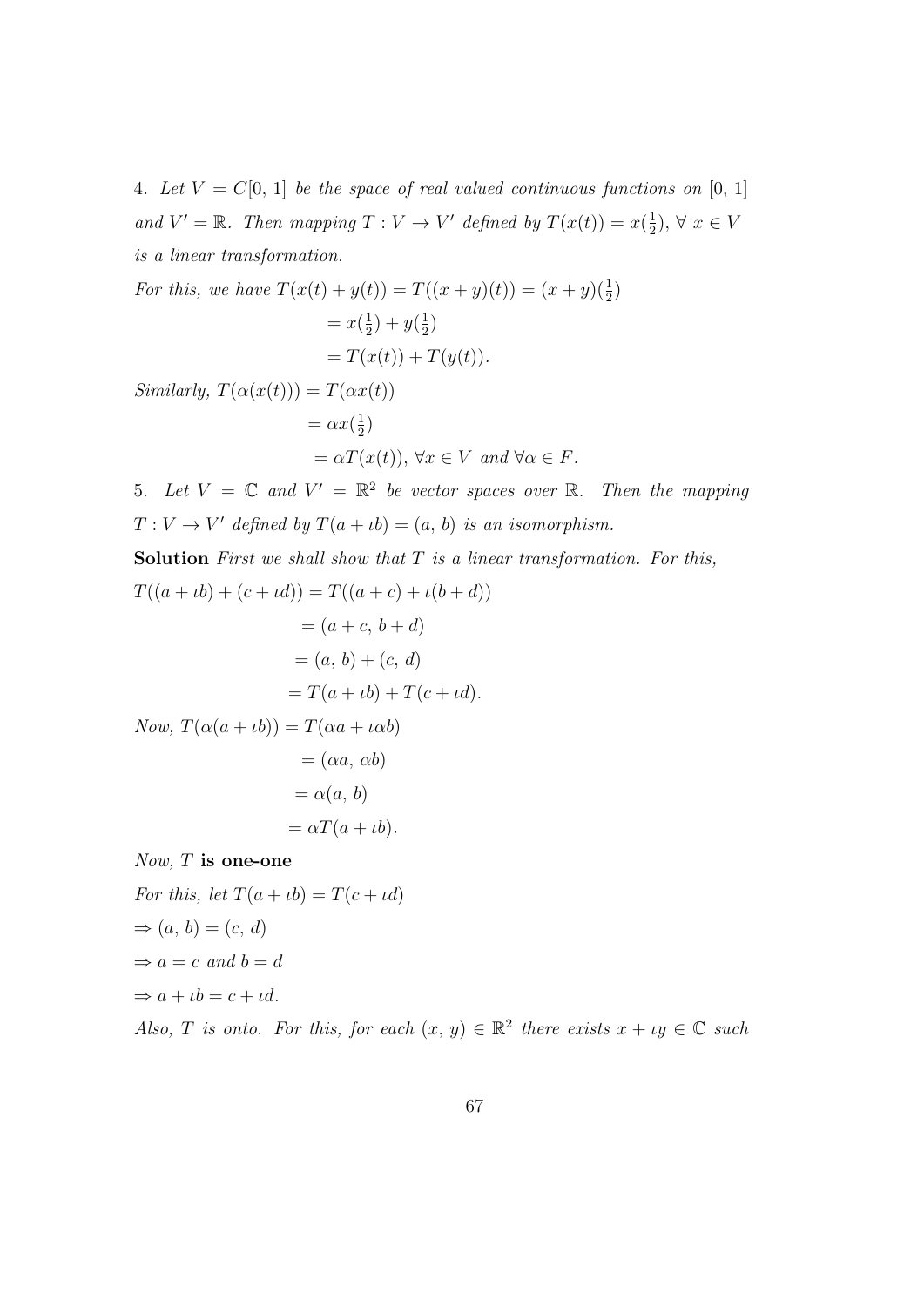4. *Let $V = C[0,\, 1]$ be the space of real valued continuous functions on $[0,\, 1]$ and $V' = \mathbb{R}$. Then mapping $T : V \to V'$ defined by $T(x(t)) = x(\frac{1}{2}),\ \forall\ x \in V$ is a linear transformation.*

*For this, we have* $T(x(t) + y(t)) = T((x + y)(t)) = (x + y)(\frac{1}{2})$

$$= x(\tfrac{1}{2}) + y(\tfrac{1}{2})$$

$$= T(x(t)) + T(y(t)).$$

*Similarly,* $T(\alpha(x(t))) = T(\alpha x(t))$

$$= \alpha x(\tfrac{1}{2})$$

$$= \alpha T(x(t)),\ \forall x \in V \text{ and } \forall \alpha \in F.$$

5. *Let $V = \mathbb{C}$ and $V' = \mathbb{R}^2$ be vector spaces over $\mathbb{R}$. Then the mapping $T : V \to V'$ defined by $T(a + \iota b) = (a,\, b)$ is an isomorphism.*

**Solution** *First we shall show that $T$ is a linear transformation. For this,*

$T((a + \iota b) + (c + \iota d)) = T((a + c) + \iota(b + d))$

$$= (a + c,\, b + d)$$

$$= (a,\, b) + (c,\, d)$$

$$= T(a + \iota b) + T(c + \iota d).$$

*Now,* $T(\alpha(a + \iota b)) = T(\alpha a + \iota \alpha b)$

$$= (\alpha a,\, \alpha b)$$

$$= \alpha(a,\, b)$$

$$= \alpha T(a + \iota b).$$

*Now, $T$* **is one-one**

*For this, let* $T(a + \iota b) = T(c + \iota d)$

$\Rightarrow (a,\, b) = (c,\, d)$

$\Rightarrow a = c$ *and* $b = d$

$\Rightarrow a + \iota b = c + \iota d.$

*Also, $T$ is onto. For this, for each $(x,\, y) \in \mathbb{R}^2$ there exists $x + \iota y \in \mathbb{C}$ such*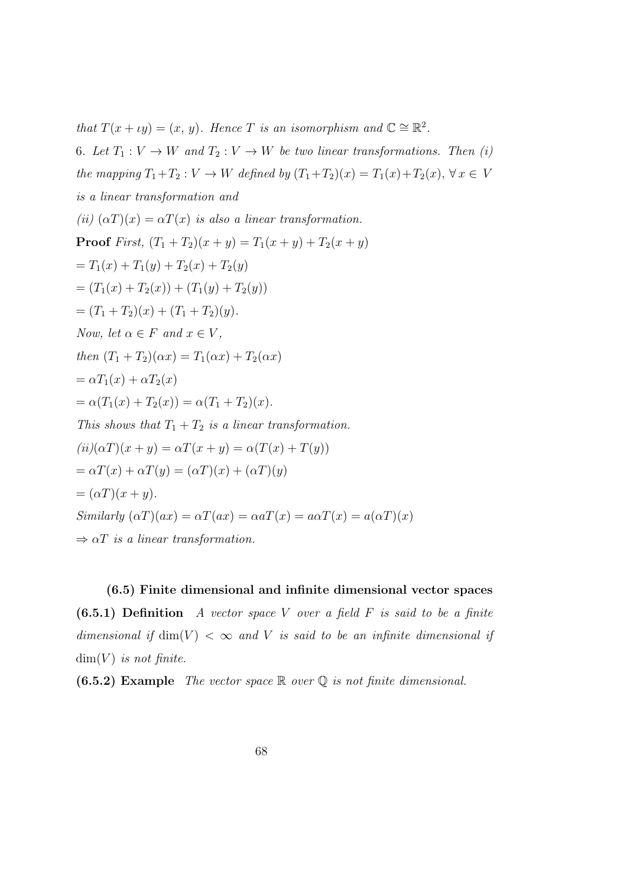*that* $T(x + \iota y) = (x, y)$*. Hence* $T$ *is an isomorphism and* $\mathbb{C} \cong \mathbb{R}^2$.

6. *Let* $T_1 : V \to W$ *and* $T_2 : V \to W$ *be two linear transformations. Then (i) the mapping* $T_1 + T_2 : V \to W$ *defined by* $(T_1 + T_2)(x) = T_1(x) + T_2(x)$, $\forall\, x \in V$ *is a linear transformation and*

*(ii)* $(\alpha T)(x) = \alpha T(x)$ *is also a linear transformation.*

**Proof** *First,* $(T_1 + T_2)(x + y) = T_1(x + y) + T_2(x + y)$

$= T_1(x) + T_1(y) + T_2(x) + T_2(y)$

$= (T_1(x) + T_2(x)) + (T_1(y) + T_2(y))$

$= (T_1 + T_2)(x) + (T_1 + T_2)(y)$.

*Now, let* $\alpha \in F$ *and* $x \in V$,

*then* $(T_1 + T_2)(\alpha x) = T_1(\alpha x) + T_2(\alpha x)$

$= \alpha T_1(x) + \alpha T_2(x)$

$= \alpha(T_1(x) + T_2(x)) = \alpha(T_1 + T_2)(x)$.

*This shows that* $T_1 + T_2$ *is a linear transformation.*

*(ii)*$(\alpha T)(x + y) = \alpha T(x + y) = \alpha(T(x) + T(y))$

$= \alpha T(x) + \alpha T(y) = (\alpha T)(x) + (\alpha T)(y)$

$= (\alpha T)(x + y)$.

*Similarly* $(\alpha T)(ax) = \alpha T(ax) = \alpha a T(x) = a\alpha T(x) = a(\alpha T)(x)$

$\Rightarrow \alpha T$ *is a linear transformation.*

### (6.5) Finite dimensional and infinite dimensional vector spaces

**(6.5.1) Definition** *A vector space* $V$ *over a field* $F$ *is said to be a finite dimensional if* $\dim(V) < \infty$ *and* $V$ *is said to be an infinite dimensional if* $\dim(V)$ *is not finite.*

**(6.5.2) Example** *The vector space* $\mathbb{R}$ *over* $\mathbb{Q}$ *is not finite dimensional.*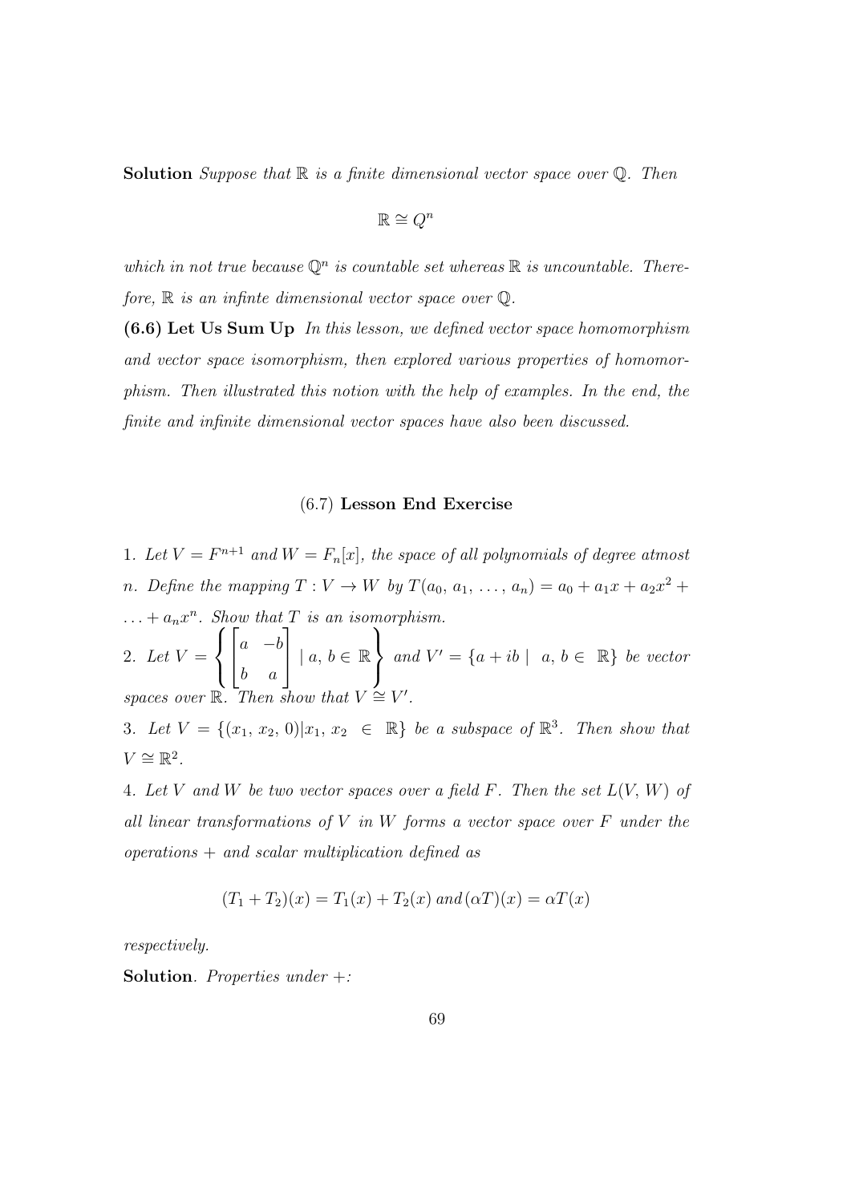**Solution** *Suppose that $\mathbb{R}$ is a finite dimensional vector space over $\mathbb{Q}$. Then*

$$\mathbb{R} \cong Q^n$$

*which in not true because $\mathbb{Q}^n$ is countable set whereas $\mathbb{R}$ is uncountable. Therefore, $\mathbb{R}$ is an infinte dimensional vector space over $\mathbb{Q}$.*

**(6.6) Let Us Sum Up** *In this lesson, we defined vector space homomorphism and vector space isomorphism, then explored various properties of homomorphism. Then illustrated this notion with the help of examples. In the end, the finite and infinite dimensional vector spaces have also been discussed.*

## (6.7) Lesson End Exercise

1. *Let $V = F^{n+1}$ and $W = F_n[x]$, the space of all polynomials of degree atmost $n$. Define the mapping $T : V \to W$ by $T(a_0, a_1, \ldots, a_n) = a_0 + a_1x + a_2x^2 + \ldots + a_nx^n$. Show that $T$ is an isomorphism.*

2. *Let $V = \left\{ \begin{bmatrix} a & -b \\ b & a \end{bmatrix} \mid a, b \in \mathbb{R} \right\}$ and $V' = \{a + ib \mid \ a, b \in \ \mathbb{R}\}$ be vector spaces over $\mathbb{R}$. Then show that $V \cong V'$.*

3. *Let $V = \{(x_1, x_2, 0) | x_1, x_2 \ \in \ \mathbb{R}\}$ be a subspace of $\mathbb{R}^3$. Then show that $V \cong \mathbb{R}^2$.*

4. *Let $V$ and $W$ be two vector spaces over a field $F$. Then the set $L(V, W)$ of all linear transformations of $V$ in $W$ forms a vector space over $F$ under the operations $+$ and scalar multiplication defined as*

$$(T_1 + T_2)(x) = T_1(x) + T_2(x) \, and \, (\alpha T)(x) = \alpha T(x)$$

*respectively.*

**Solution**. *Properties under +:*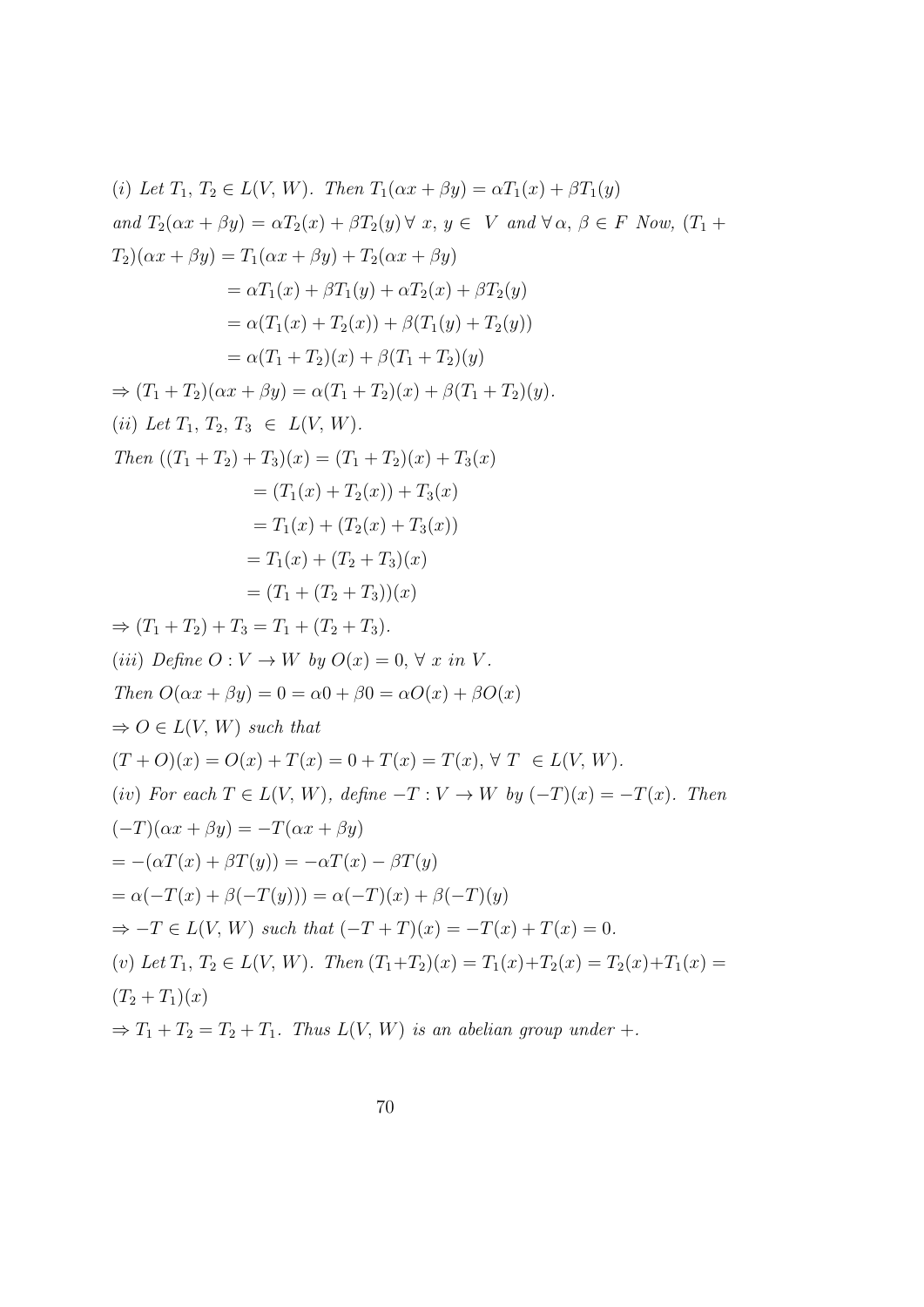(i) Let $T_1, T_2 \in L(V, W)$. Then $T_1(\alpha x + \beta y) = \alpha T_1(x) + \beta T_1(y)$ and $T_2(\alpha x + \beta y) = \alpha T_2(x) + \beta T_2(y) \, \forall \, x, y \in V$ and $\forall \, \alpha, \beta \in F$ Now, $(T_1 + T_2)(\alpha x + \beta y) = T_1(\alpha x + \beta y) + T_2(\alpha x + \beta y)$

$$= \alpha T_1(x) + \beta T_1(y) + \alpha T_2(x) + \beta T_2(y)$$

$$= \alpha(T_1(x) + T_2(x)) + \beta(T_1(y) + T_2(y))$$

$$= \alpha(T_1 + T_2)(x) + \beta(T_1 + T_2)(y)$$

$\Rightarrow (T_1 + T_2)(\alpha x + \beta y) = \alpha(T_1 + T_2)(x) + \beta(T_1 + T_2)(y)$.

(ii) Let $T_1, T_2, T_3 \in L(V, W)$.

Then $((T_1 + T_2) + T_3)(x) = (T_1 + T_2)(x) + T_3(x)$

$$= (T_1(x) + T_2(x)) + T_3(x)$$

$$= T_1(x) + (T_2(x) + T_3(x))$$

$$= T_1(x) + (T_2 + T_3)(x)$$

$$= (T_1 + (T_2 + T_3))(x)$$

$\Rightarrow (T_1 + T_2) + T_3 = T_1 + (T_2 + T_3)$.

(iii) Define $O : V \to W$ by $O(x) = 0, \forall \, x$ in $V$.

Then $O(\alpha x + \beta y) = 0 = \alpha 0 + \beta 0 = \alpha O(x) + \beta O(x)$

$\Rightarrow O \in L(V, W)$ such that

$(T + O)(x) = O(x) + T(x) = 0 + T(x) = T(x), \forall \, T \in L(V, W)$.

(iv) For each $T \in L(V, W)$, define $-T : V \to W$ by $(-T)(x) = -T(x)$. Then

$(-T)(\alpha x + \beta y) = -T(\alpha x + \beta y)$

$= -(\alpha T(x) + \beta T(y)) = -\alpha T(x) - \beta T(y)$

$= \alpha(-T(x) + \beta(-T(y))) = \alpha(-T)(x) + \beta(-T)(y)$

$\Rightarrow -T \in L(V, W)$ such that $(-T + T)(x) = -T(x) + T(x) = 0$.

(v) Let $T_1, T_2 \in L(V, W)$. Then $(T_1 + T_2)(x) = T_1(x) + T_2(x) = T_2(x) + T_1(x) = (T_2 + T_1)(x)$

$\Rightarrow T_1 + T_2 = T_2 + T_1$. Thus $L(V, W)$ is an abelian group under $+$.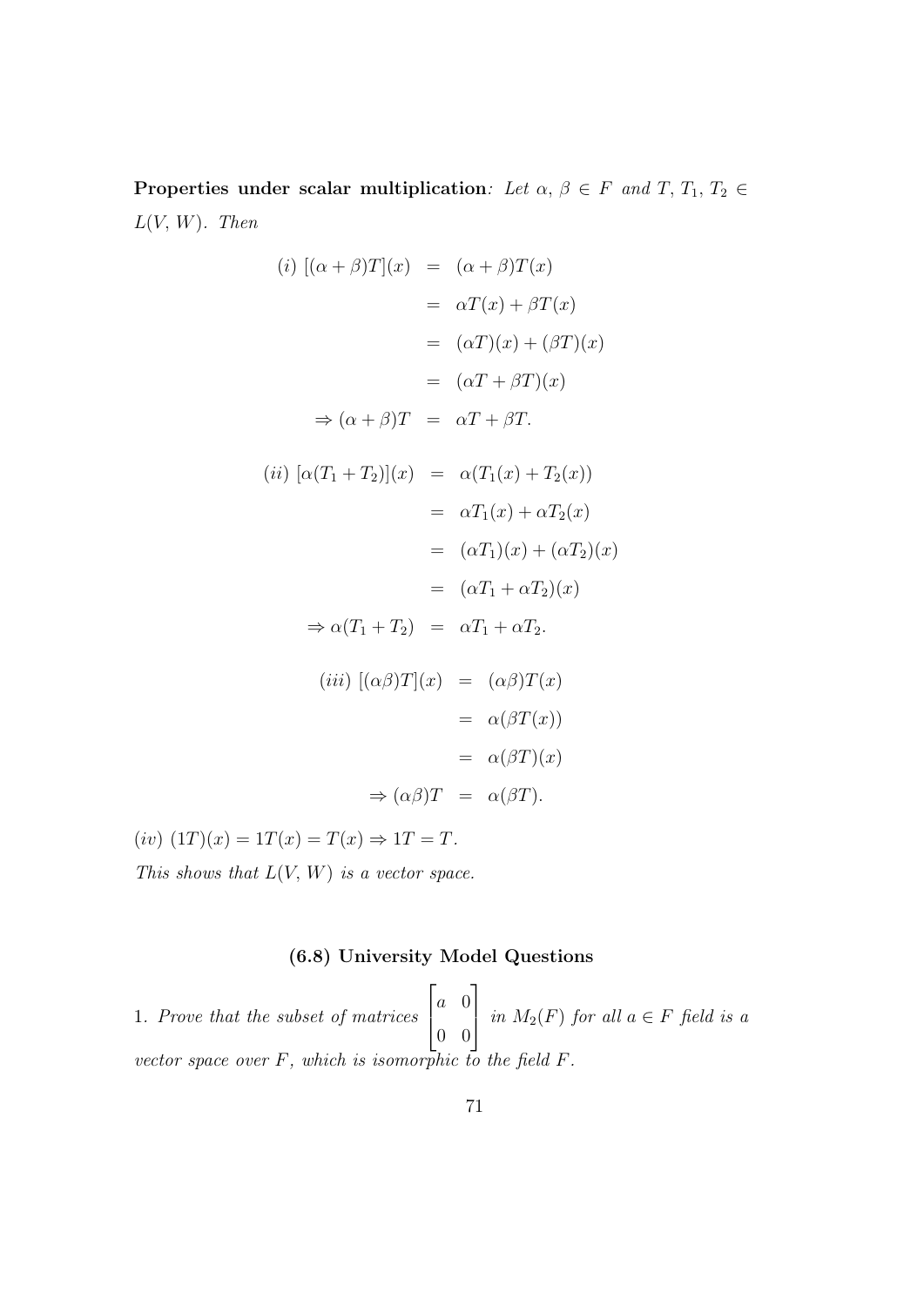**Properties under scalar multiplication**: *Let* $\alpha,\, \beta \in F$ *and* $T,\, T_1,\, T_2 \in L(V,\, W)$. *Then*

$$
\begin{aligned}
(i)\ [(\alpha+\beta)T](x) &= (\alpha+\beta)T(x) \\
&= \alpha T(x) + \beta T(x) \\
&= (\alpha T)(x) + (\beta T)(x) \\
&= (\alpha T + \beta T)(x) \\
\Rightarrow (\alpha+\beta)T &= \alpha T + \beta T.
\end{aligned}
$$

$$
\begin{aligned}
(ii)\ [\alpha(T_1+T_2)](x) &= \alpha(T_1(x) + T_2(x)) \\
&= \alpha T_1(x) + \alpha T_2(x) \\
&= (\alpha T_1)(x) + (\alpha T_2)(x) \\
&= (\alpha T_1 + \alpha T_2)(x) \\
\Rightarrow \alpha(T_1+T_2) &= \alpha T_1 + \alpha T_2.
\end{aligned}
$$

$$
\begin{aligned}
(iii)\ [(\alpha\beta)T](x) &= (\alpha\beta)T(x) \\
&= \alpha(\beta T(x)) \\
&= \alpha(\beta T)(x) \\
\Rightarrow (\alpha\beta)T &= \alpha(\beta T).
\end{aligned}
$$

$(iv)$ $(1T)(x) = 1T(x) = T(x) \Rightarrow 1T = T$.

*This shows that* $L(V,\, W)$ *is a vector space.*

## (6.8) University Model Questions

1. *Prove that the subset of matrices* $\begin{bmatrix} a & 0 \\ 0 & 0 \end{bmatrix}$ *in* $M_2(F)$ *for all* $a \in F$ *field is a vector space over* $F$, *which is isomorphic to the field* $F$.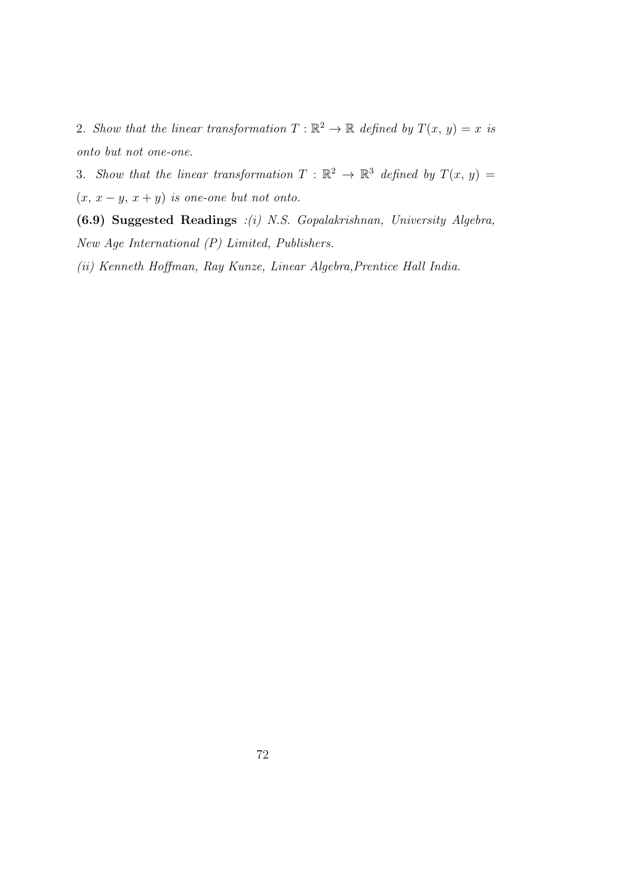2. *Show that the linear transformation* $T : \mathbb{R}^2 \to \mathbb{R}$ *defined by* $T(x, y) = x$ *is onto but not one-one.*

3. *Show that the linear transformation* $T : \mathbb{R}^2 \to \mathbb{R}^3$ *defined by* $T(x, y) = (x, x - y, x + y)$ *is one-one but not onto.*

**(6.9) Suggested Readings** *:(i) N.S. Gopalakrishnan, University Algebra, New Age International (P) Limited, Publishers.*

*(ii) Kenneth Hoffman, Ray Kunze, Linear Algebra,Prentice Hall India.*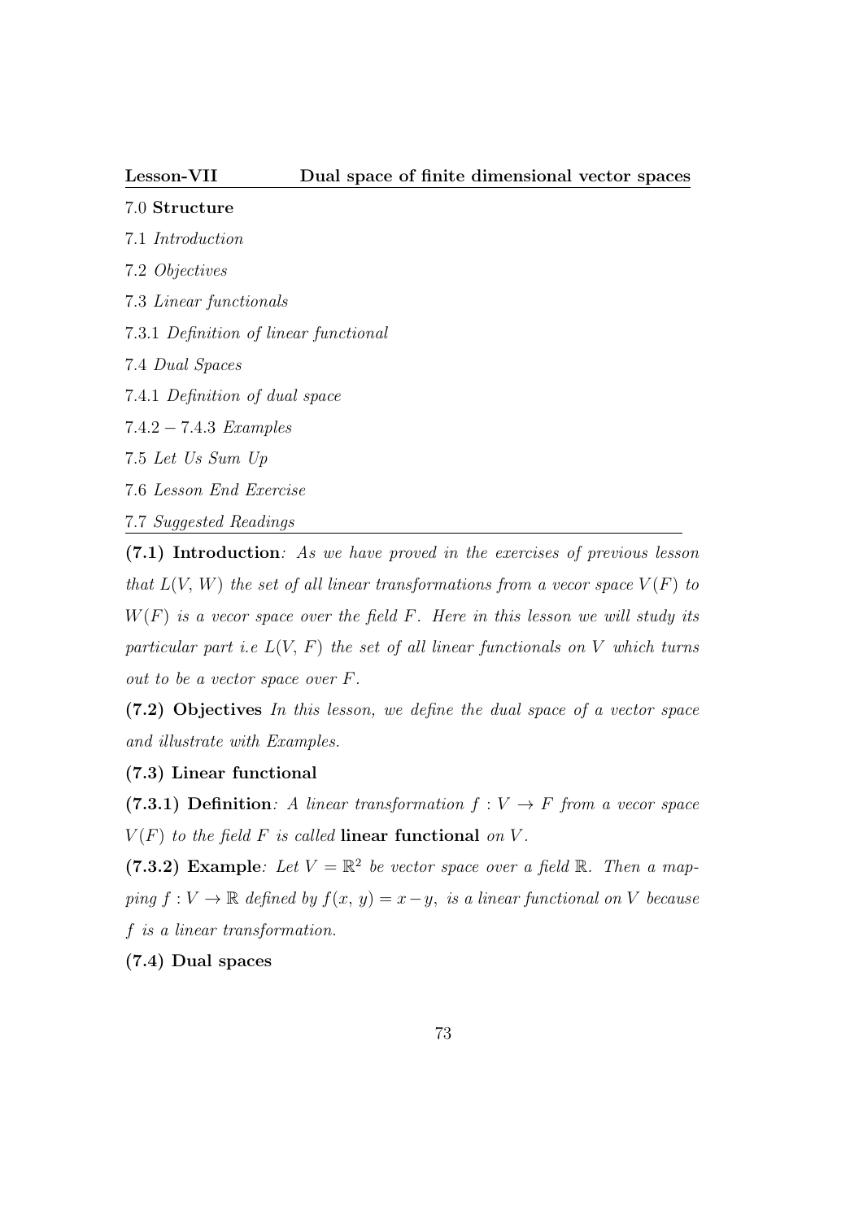**Lesson-VII** **Dual space of finite dimensional vector spaces**

7.0 **Structure**

7.1 *Introduction*

7.2 *Objectives*

7.3 *Linear functionals*

7.3.1 *Definition of linear functional*

7.4 *Dual Spaces*

7.4.1 *Definition of dual space*

$7.4.2 - 7.4.3$ *Examples*

7.5 *Let Us Sum Up*

7.6 *Lesson End Exercise*

7.7 *Suggested Readings*

**(7.1) Introduction**: *As we have proved in the exercises of previous lesson that $L(V, W)$ the set of all linear transformations from a vecor space $V(F)$ to $W(F)$ is a vecor space over the field $F$. Here in this lesson we will study its particular part i.e $L(V, F)$ the set of all linear functionals on $V$ which turns out to be a vector space over $F$.*

**(7.2) Objectives** *In this lesson, we define the dual space of a vector space and illustrate with Examples.*

**(7.3) Linear functional**

**(7.3.1) Definition**: *A linear transformation $f : V \to F$ from a vecor space $V(F)$ to the field $F$ is called* **linear functional** *on $V$.*

**(7.3.2) Example**: *Let $V = \mathbb{R}^2$ be vector space over a field $\mathbb{R}$. Then a mapping $f : V \to \mathbb{R}$ defined by $f(x, y) = x - y$, is a linear functional on $V$ because $f$ is a linear transformation.*

**(7.4) Dual spaces**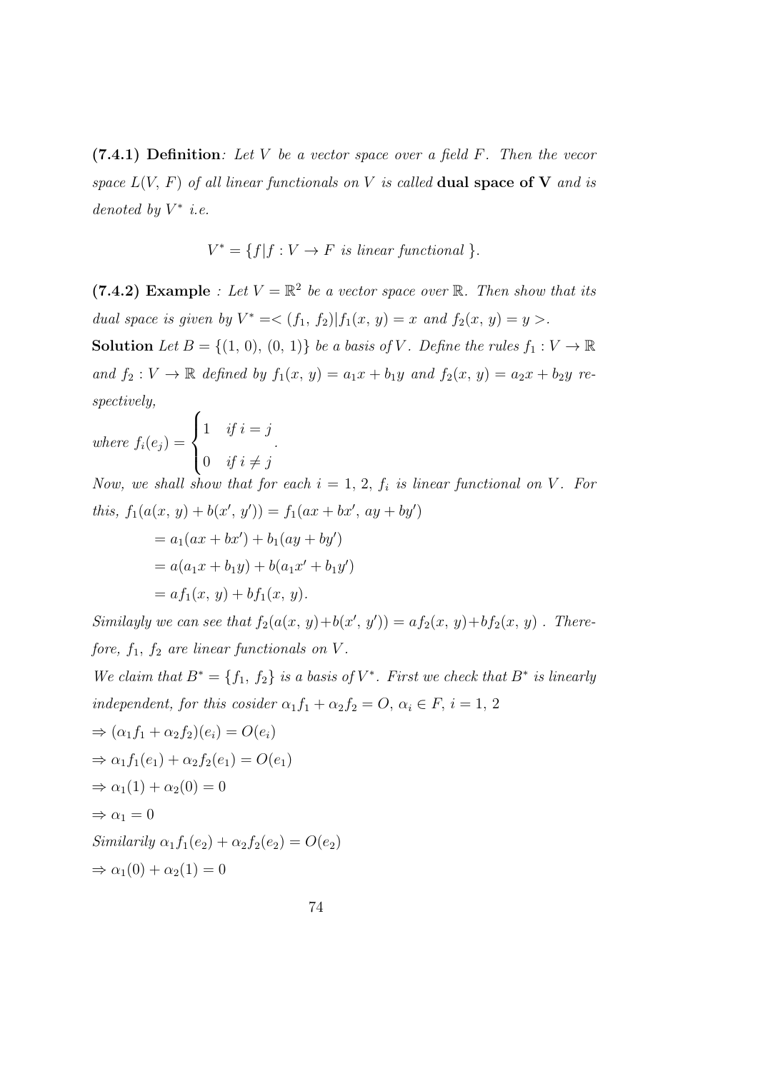**(7.4.1) Definition**: *Let $V$ be a vector space over a field $F$. Then the vecor space $L(V,\, F)$ of all linear functionals on $V$ is called* **dual space of V** *and is denoted by $V^*$ i.e.*

$$V^* = \{f | f : V \to F \text{ is linear functional }\}.$$

**(7.4.2) Example** *: Let $V = \mathbb{R}^2$ be a vector space over $\mathbb{R}$. Then show that its dual space is given by $V^* =< (f_1,\, f_2) | f_1(x,\, y) = x$ and $f_2(x,\, y) = y >$.*

**Solution** *Let $B = \{(1,\, 0),\, (0,\, 1)\}$ be a basis of $V$. Define the rules $f_1 : V \to \mathbb{R}$ and $f_2 : V \to \mathbb{R}$ defined by $f_1(x,\, y) = a_1x + b_1y$ and $f_2(x,\, y) = a_2x + b_2y$ respectively,*

*where* $f_i(e_j) = \begin{cases} 1 & \text{if } i = j \\ 0 & \text{if } i \neq j \end{cases}$.

*Now, we shall show that for each $i = 1,\, 2$, $f_i$ is linear functional on $V$. For this,* $f_1(a(x,\, y) + b(x',\, y')) = f_1(ax + bx',\, ay + by')$

$$= a_1(ax + bx') + b_1(ay + by')$$

$$= a(a_1x + b_1y) + b(a_1x' + b_1y')$$

$$= af_1(x,\, y) + bf_1(x,\, y).$$

*Similayly we can see that $f_2(a(x,\, y)+b(x',\, y')) = af_2(x,\, y)+bf_2(x,\, y)$ . Therefore, $f_1,\, f_2$ are linear functionals on $V$.*

*We claim that $B^* = \{f_1,\, f_2\}$ is a basis of $V^*$. First we check that $B^*$ is linearly independent, for this cosider $\alpha_1 f_1 + \alpha_2 f_2 = O,\, \alpha_i \in F,\, i = 1,\, 2$*

$\Rightarrow (\alpha_1 f_1 + \alpha_2 f_2)(e_i) = O(e_i)$

$\Rightarrow \alpha_1 f_1(e_1) + \alpha_2 f_2(e_1) = O(e_1)$

$\Rightarrow \alpha_1(1) + \alpha_2(0) = 0$

$\Rightarrow \alpha_1 = 0$

*Similarily* $\alpha_1 f_1(e_2) + \alpha_2 f_2(e_2) = O(e_2)$

$\Rightarrow \alpha_1(0) + \alpha_2(1) = 0$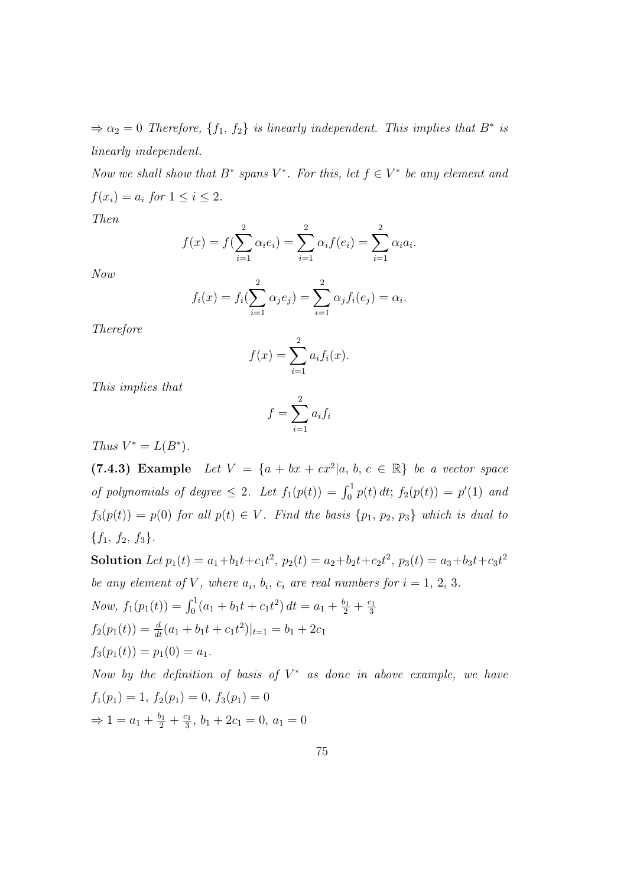$\Rightarrow \alpha_2 = 0$ *Therefore,* $\{f_1, f_2\}$ *is linearly independent. This implies that* $B^*$ *is linearly independent.*

*Now we shall show that* $B^*$ *spans* $V^*$. *For this, let* $f \in V^*$ *be any element and* $f(x_i) = a_i$ *for* $1 \leq i \leq 2$.

*Then*

$$f(x) = f(\sum_{i=1}^{2} \alpha_i e_i) = \sum_{i=1}^{2} \alpha_i f(e_i) = \sum_{i=1}^{2} \alpha_i a_i.$$

*Now*

$$f_i(x) = f_i(\sum_{i=1}^{2} \alpha_j e_j) = \sum_{i=1}^{2} \alpha_j f_i(e_j) = \alpha_i.$$

*Therefore*

$$f(x) = \sum_{i=1}^{2} a_i f_i(x).$$

*This implies that*

$$f = \sum_{i=1}^{2} a_i f_i$$

*Thus* $V^* = L(B^*)$.

**(7.4.3) Example** *Let* $V = \{a + bx + cx^2 | a, b, c \in \mathbb{R}\}$ *be a vector space of polynomials of degree* $\leq 2$. *Let* $f_1(p(t)) = \int_0^1 p(t)\, dt$; $f_2(p(t)) = p'(1)$ *and* $f_3(p(t)) = p(0)$ *for all* $p(t) \in V$. *Find the basis* $\{p_1, p_2, p_3\}$ *which is dual to* $\{f_1, f_2, f_3\}$.

**Solution** *Let* $p_1(t) = a_1 + b_1 t + c_1 t^2$, $p_2(t) = a_2 + b_2 t + c_2 t^2$, $p_3(t) = a_3 + b_3 t + c_3 t^2$ *be any element of* $V$, *where* $a_i$, $b_i$, $c_i$ *are real numbers for* $i = 1, 2, 3$.

*Now,* $f_1(p_1(t)) = \int_0^1 (a_1 + b_1 t + c_1 t^2)\, dt = a_1 + \frac{b_1}{2} + \frac{c_1}{3}$

$f_2(p_1(t)) = \frac{d}{dt}(a_1 + b_1 t + c_1 t^2)|_{t=1} = b_1 + 2c_1$

$f_3(p_1(t)) = p_1(0) = a_1$.

*Now by the definition of basis of* $V^*$ *as done in above example, we have*

$f_1(p_1) = 1,\ f_2(p_1) = 0,\ f_3(p_1) = 0$

$\Rightarrow 1 = a_1 + \frac{b_1}{2} + \frac{c_1}{3},\ b_1 + 2c_1 = 0,\ a_1 = 0$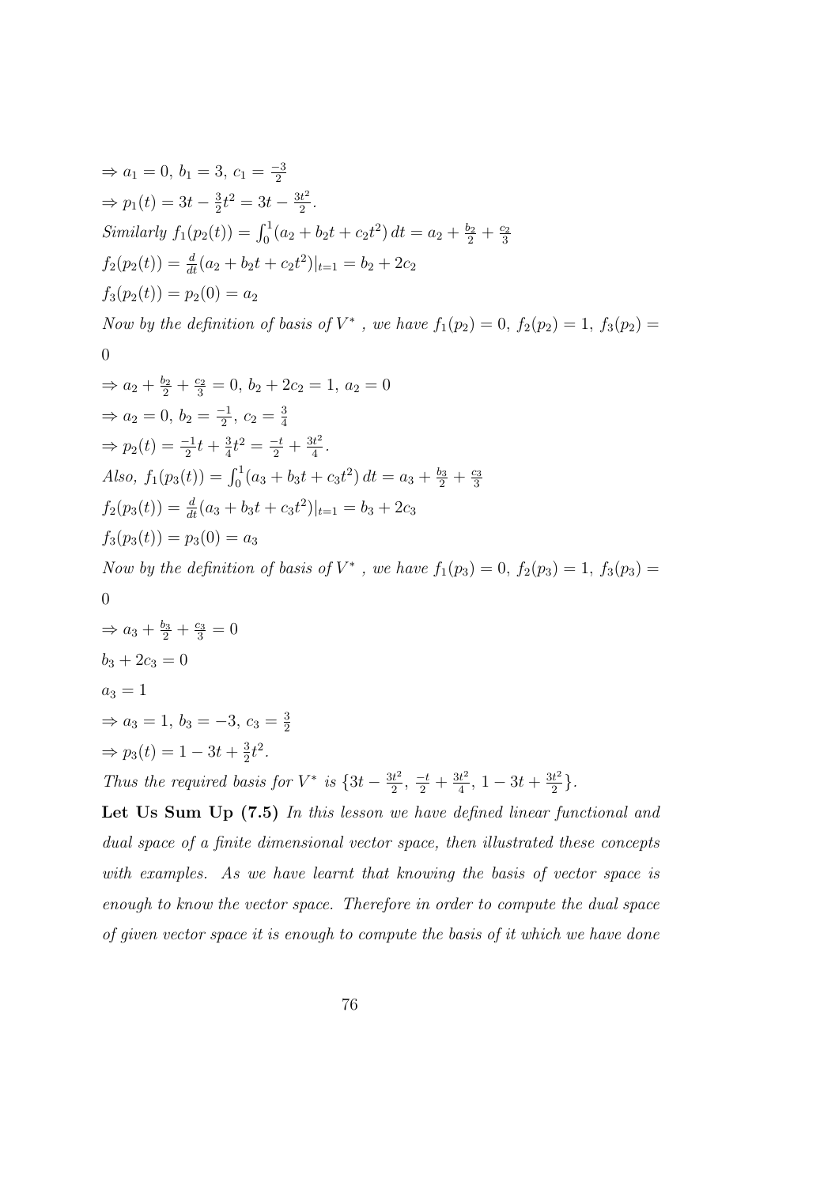$\Rightarrow a_1 = 0,\ b_1 = 3,\ c_1 = \frac{-3}{2}$

$\Rightarrow p_1(t) = 3t - \frac{3}{2}t^2 = 3t - \frac{3t^2}{2}.$

*Similarly* $f_1(p_2(t)) = \int_0^1 (a_2 + b_2 t + c_2 t^2)\, dt = a_2 + \frac{b_2}{2} + \frac{c_2}{3}$

$f_2(p_2(t)) = \frac{d}{dt}(a_2 + b_2 t + c_2 t^2)|_{t=1} = b_2 + 2c_2$

$f_3(p_2(t)) = p_2(0) = a_2$

*Now by the definition of basis of* $V^*$ *, we have* $f_1(p_2) = 0,\ f_2(p_2) = 1,\ f_3(p_2) = 0$

$\Rightarrow a_2 + \frac{b_2}{2} + \frac{c_2}{3} = 0,\ b_2 + 2c_2 = 1,\ a_2 = 0$

$\Rightarrow a_2 = 0,\ b_2 = \frac{-1}{2},\ c_2 = \frac{3}{4}$

$\Rightarrow p_2(t) = \frac{-1}{2}t + \frac{3}{4}t^2 = \frac{-t}{2} + \frac{3t^2}{4}.$

*Also,* $f_1(p_3(t)) = \int_0^1 (a_3 + b_3 t + c_3 t^2)\, dt = a_3 + \frac{b_3}{2} + \frac{c_3}{3}$

$f_2(p_3(t)) = \frac{d}{dt}(a_3 + b_3 t + c_3 t^2)|_{t=1} = b_3 + 2c_3$

$f_3(p_3(t)) = p_3(0) = a_3$

*Now by the definition of basis of* $V^*$ *, we have* $f_1(p_3) = 0,\ f_2(p_3) = 1,\ f_3(p_3) = 0$

$\Rightarrow a_3 + \frac{b_3}{2} + \frac{c_3}{3} = 0$

$b_3 + 2c_3 = 0$

$a_3 = 1$

$\Rightarrow a_3 = 1,\ b_3 = -3,\ c_3 = \frac{3}{2}$

$\Rightarrow p_3(t) = 1 - 3t + \frac{3}{2}t^2.$

*Thus the required basis for* $V^*$ *is* $\{3t - \frac{3t^2}{2},\ \frac{-t}{2} + \frac{3t^2}{4},\ 1 - 3t + \frac{3t^2}{2}\}$.

**Let Us Sum Up (7.5)** *In this lesson we have defined linear functional and dual space of a finite dimensional vector space, then illustrated these concepts with examples. As we have learnt that knowing the basis of vector space is enough to know the vector space. Therefore in order to compute the dual space of given vector space it is enough to compute the basis of it which we have done*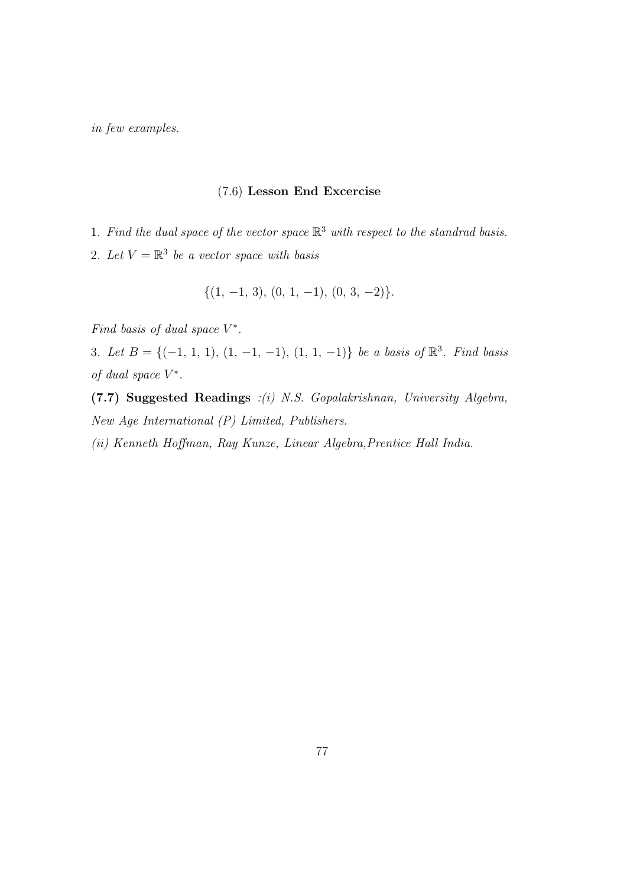*in few examples.*

## (7.6) **Lesson End Excercise**

1. *Find the dual space of the vector space* $\mathbb{R}^3$ *with respect to the standrad basis.*

2. *Let* $V = \mathbb{R}^3$ *be a vector space with basis*

$$\{(1, -1, 3), (0, 1, -1), (0, 3, -2)\}.$$

*Find basis of dual space* $V^*$.

3. *Let* $B = \{(-1, 1, 1), (1, -1, -1), (1, 1, -1)\}$ *be a basis of* $\mathbb{R}^3$. *Find basis of dual space* $V^*$.

**(7.7) Suggested Readings** *:(i) N.S. Gopalakrishnan, University Algebra, New Age International (P) Limited, Publishers.*

*(ii) Kenneth Hoffman, Ray Kunze, Linear Algebra,Prentice Hall India.*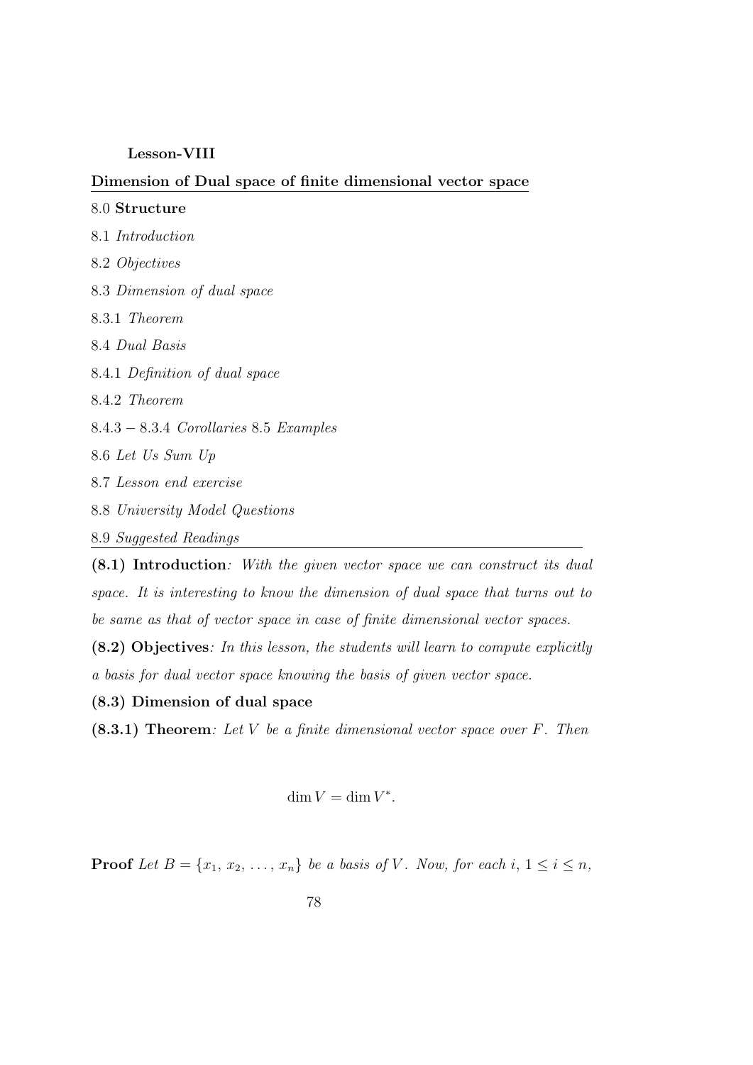**Lesson-VIII**

**Dimension of Dual space of finite dimensional vector space**

8.0 **Structure**

8.1 *Introduction*

8.2 *Objectives*

8.3 *Dimension of dual space*

8.3.1 *Theorem*

8.4 *Dual Basis*

8.4.1 *Definition of dual space*

8.4.2 *Theorem*

8.4.3 − 8.3.4 *Corollaries* 8.5 *Examples*

8.6 *Let Us Sum Up*

8.7 *Lesson end exercise*

8.8 *University Model Questions*

8.9 *Suggested Readings*

**(8.1) Introduction**: *With the given vector space we can construct its dual space. It is interesting to know the dimension of dual space that turns out to be same as that of vector space in case of finite dimensional vector spaces.*

**(8.2) Objectives**: *In this lesson, the students will learn to compute explicitly a basis for dual vector space knowing the basis of given vector space.*

**(8.3) Dimension of dual space**

**(8.3.1) Theorem**: *Let $V$ be a finite dimensional vector space over $F$. Then*

$$\dim V = \dim V^*.$$

**Proof** *Let $B = \{x_1, x_2, \ldots, x_n\}$ be a basis of $V$. Now, for each $i$, $1 \leq i \leq n$,*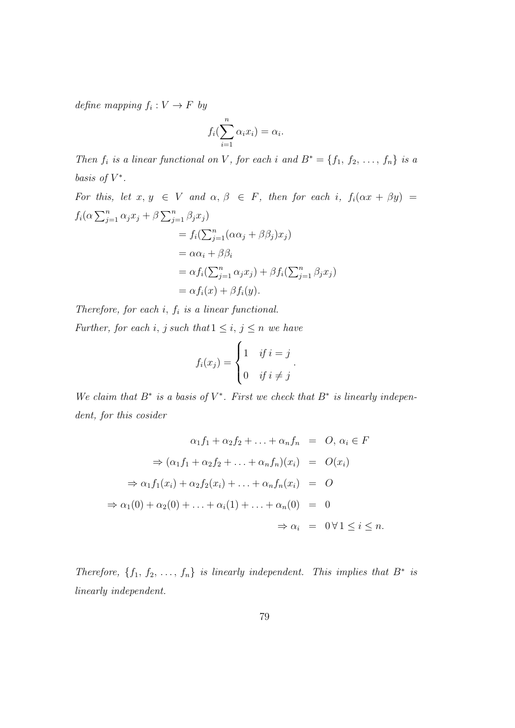*define mapping* $f_i : V \to F$ *by*

$$f_i(\sum_{i=1}^{n} \alpha_i x_i) = \alpha_i.$$

*Then* $f_i$ *is a linear functional on* $V$*, for each* $i$ *and* $B^* = \{f_1, f_2, \ldots, f_n\}$ *is a basis of* $V^*$*.*

*For this, let* $x, y \in V$ *and* $\alpha, \beta \in F$*, then for each* $i$*,* $f_i(\alpha x + \beta y) = f_i(\alpha \sum_{j=1}^{n} \alpha_j x_j + \beta \sum_{j=1}^{n} \beta_j x_j)$

$$\begin{aligned}
&= f_i(\textstyle\sum_{j=1}^{n}(\alpha\alpha_j + \beta\beta_j)x_j) \\
&= \alpha\alpha_i + \beta\beta_i \\
&= \alpha f_i(\textstyle\sum_{j=1}^{n} \alpha_j x_j) + \beta f_i(\textstyle\sum_{j=1}^{n} \beta_j x_j) \\
&= \alpha f_i(x) + \beta f_i(y).
\end{aligned}$$

*Therefore, for each* $i$*,* $f_i$ *is a linear functional.*

*Further, for each* $i$*,* $j$ *such that* $1 \leq i, j \leq n$ *we have*

$$f_i(x_j) = \begin{cases} 1 & \text{if } i = j \\ 0 & \text{if } i \neq j \end{cases}.$$

*We claim that* $B^*$ *is a basis of* $V^*$*. First we check that* $B^*$ *is linearly independent, for this cosider*

$$\begin{aligned}
\alpha_1 f_1 + \alpha_2 f_2 + \ldots + \alpha_n f_n &= O, \; \alpha_i \in F \\
\Rightarrow (\alpha_1 f_1 + \alpha_2 f_2 + \ldots + \alpha_n f_n)(x_i) &= O(x_i) \\
\Rightarrow \alpha_1 f_1(x_i) + \alpha_2 f_2(x_i) + \ldots + \alpha_n f_n(x_i) &= O \\
\Rightarrow \alpha_1(0) + \alpha_2(0) + \ldots + \alpha_i(1) + \ldots + \alpha_n(0) &= 0 \\
\Rightarrow \alpha_i &= 0 \; \forall \, 1 \leq i \leq n.
\end{aligned}$$

*Therefore,* $\{f_1, f_2, \ldots, f_n\}$ *is linearly independent. This implies that* $B^*$ *is linearly independent.*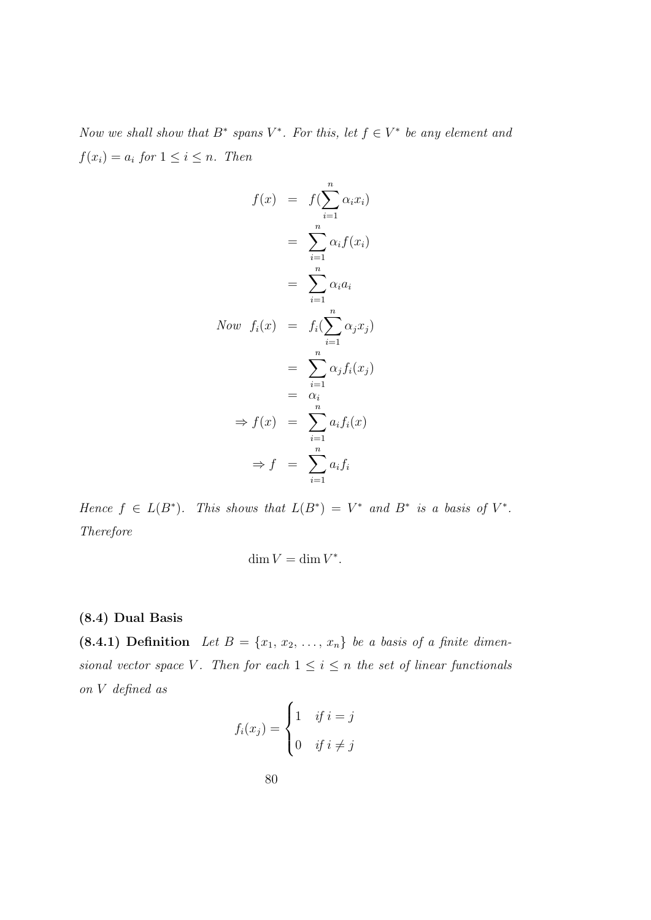*Now we shall show that $B^*$ spans $V^*$. For this, let $f \in V^*$ be any element and $f(x_i) = a_i$ for $1 \leq i \leq n$. Then*

$$
\begin{aligned}
f(x) &= f(\sum_{i=1}^{n} \alpha_i x_i) \\
&= \sum_{i=1}^{n} \alpha_i f(x_i) \\
&= \sum_{i=1}^{n} \alpha_i a_i \\
\text{Now } \ f_i(x) &= f_i(\sum_{i=1}^{n} \alpha_j x_j) \\
&= \sum_{i=1}^{n} \alpha_j f_i(x_j) \\
&= \alpha_i \\
\Rightarrow f(x) &= \sum_{i=1}^{n} a_i f_i(x) \\
\Rightarrow f &= \sum_{i=1}^{n} a_i f_i
\end{aligned}
$$

*Hence $f \in L(B^*)$. This shows that $L(B^*) = V^*$ and $B^*$ is a basis of $V^*$. Therefore*

$$\dim V = \dim V^*.$$

### (8.4) Dual Basis

**(8.4.1) Definition** *Let $B = \{x_1, x_2, \ldots, x_n\}$ be a basis of a finite dimensional vector space $V$. Then for each $1 \leq i \leq n$ the set of linear functionals on $V$ defined as*

$$f_i(x_j) = \begin{cases} 1 & \text{if } i = j \\ 0 & \text{if } i \neq j \end{cases}$$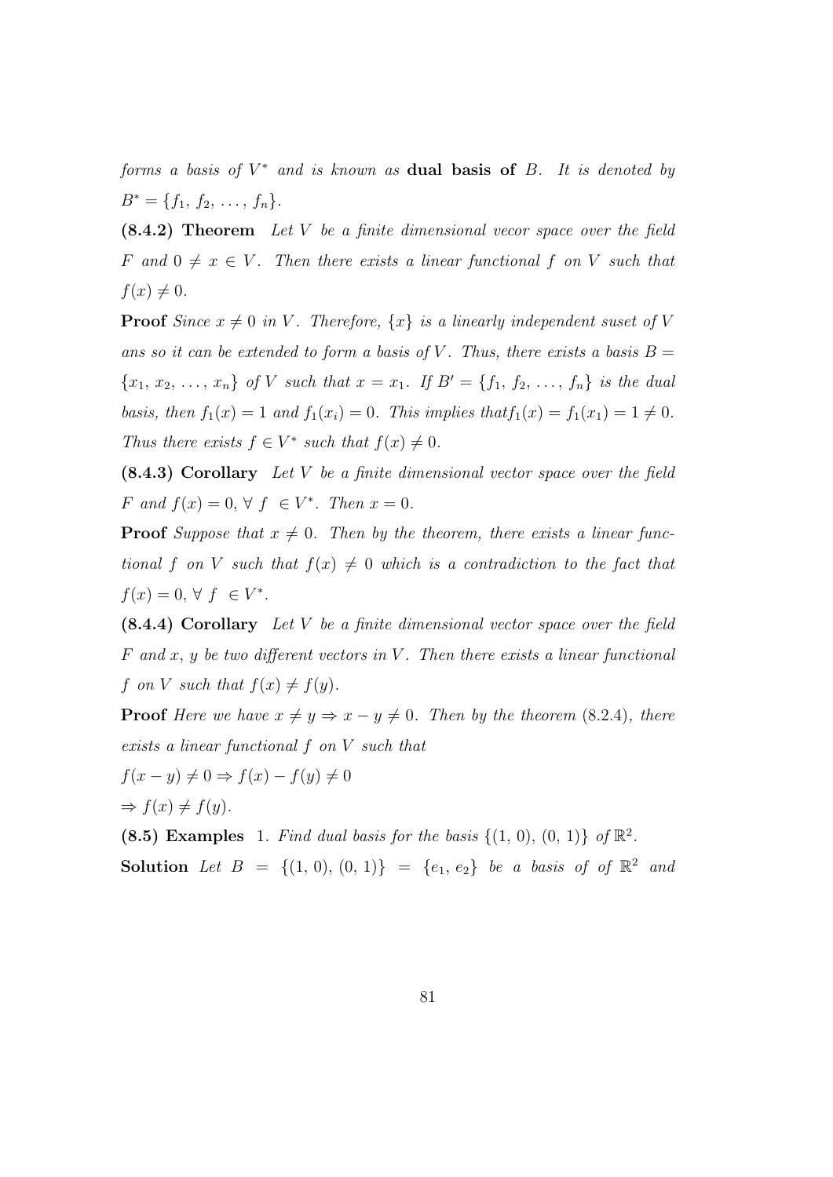*forms a basis of* $V^*$ *and is known as* **dual basis of** $B$. *It is denoted by* $B^* = \{f_1, f_2, \ldots, f_n\}$.

**(8.4.2) Theorem** *Let* $V$ *be a finite dimensional vecor space over the field* $F$ *and* $0 \neq x \in V$. *Then there exists a linear functional* $f$ *on* $V$ *such that* $f(x) \neq 0$.

**Proof** *Since* $x \neq 0$ *in* $V$. *Therefore,* $\{x\}$ *is a linearly independent suset of* $V$ *ans so it can be extended to form a basis of* $V$. *Thus, there exists a basis* $B = \{x_1, x_2, \ldots, x_n\}$ *of* $V$ *such that* $x = x_1$. *If* $B' = \{f_1, f_2, \ldots, f_n\}$ *is the dual basis, then* $f_1(x) = 1$ *and* $f_1(x_i) = 0$. *This implies that*$f_1(x) = f_1(x_1) = 1 \neq 0$. *Thus there exists* $f \in V^*$ *such that* $f(x) \neq 0$.

**(8.4.3) Corollary** *Let* $V$ *be a finite dimensional vector space over the field* $F$ *and* $f(x) = 0, \forall\ f\ \in V^*$. *Then* $x = 0$.

**Proof** *Suppose that* $x \neq 0$. *Then by the theorem, there exists a linear functional* $f$ *on* $V$ *such that* $f(x) \neq 0$ *which is a contradiction to the fact that* $f(x) = 0, \forall\ f\ \in V^*$.

**(8.4.4) Corollary** *Let* $V$ *be a finite dimensional vector space over the field* $F$ *and* $x, y$ *be two different vectors in* $V$. *Then there exists a linear functional* $f$ *on* $V$ *such that* $f(x) \neq f(y)$.

**Proof** *Here we have* $x \neq y \Rightarrow x - y \neq 0$. *Then by the theorem (8.2.4), there exists a linear functional* $f$ *on* $V$ *such that*

$f(x - y) \neq 0 \Rightarrow f(x) - f(y) \neq 0$

$\Rightarrow f(x) \neq f(y)$.

**(8.5) Examples** 1. *Find dual basis for the basis* $\{(1, 0), (0, 1)\}$ *of* $\mathbb{R}^2$.

**Solution** *Let* $B = \{(1, 0), (0, 1)\} = \{e_1, e_2\}$ *be a basis of of* $\mathbb{R}^2$ *and*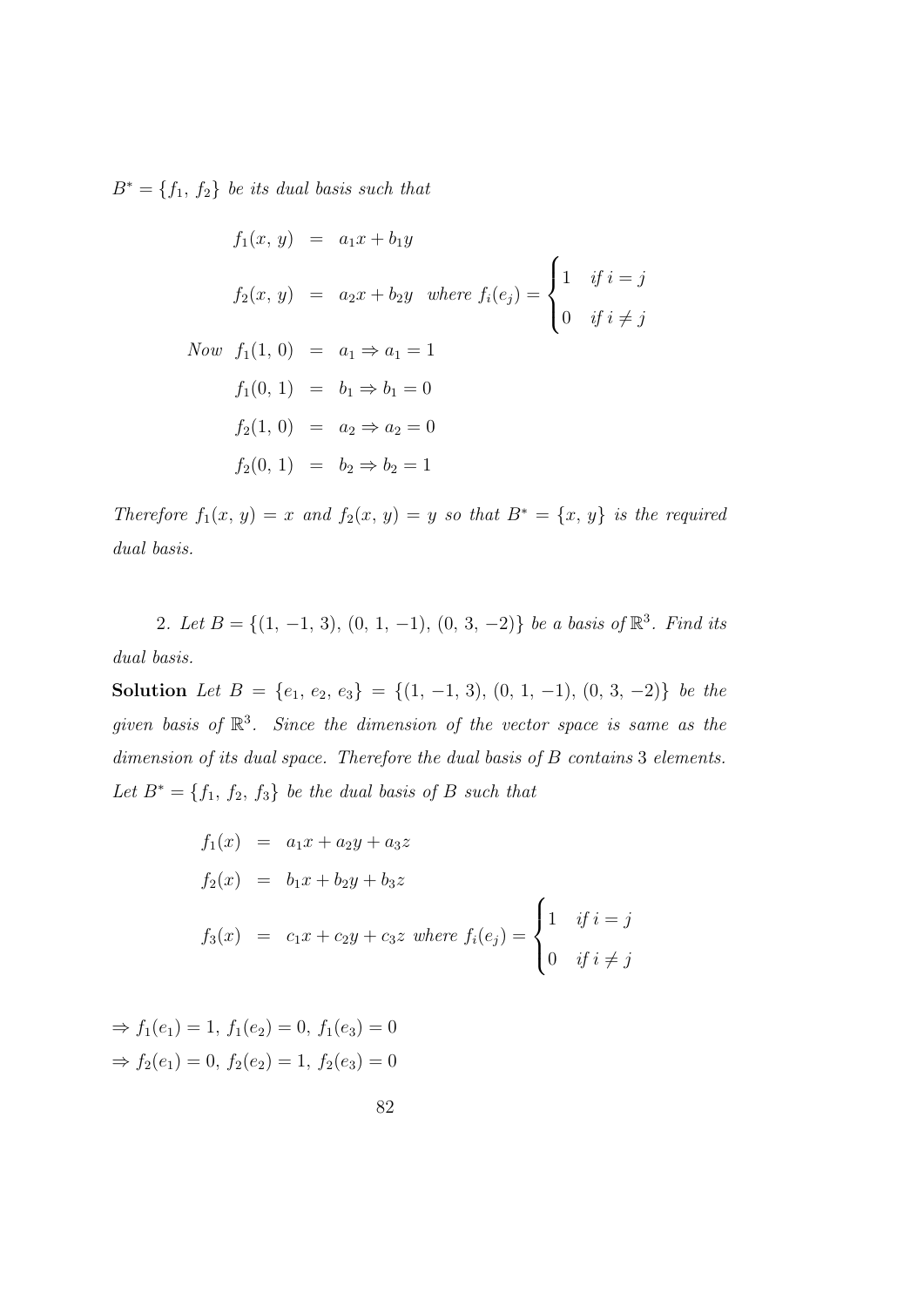$B^* = \{f_1, f_2\}$ *be its dual basis such that*

$$
\begin{aligned}
f_1(x, y) &= a_1x + b_1y \\
f_2(x, y) &= a_2x + b_2y \quad \textit{where } f_i(e_j) = \begin{cases} 1 & \textit{if } i = j \\ 0 & \textit{if } i \neq j \end{cases} \\
\textit{Now} \quad f_1(1, 0) &= a_1 \Rightarrow a_1 = 1 \\
f_1(0, 1) &= b_1 \Rightarrow b_1 = 0 \\
f_2(1, 0) &= a_2 \Rightarrow a_2 = 0 \\
f_2(0, 1) &= b_2 \Rightarrow b_2 = 1
\end{aligned}
$$

*Therefore* $f_1(x, y) = x$ *and* $f_2(x, y) = y$ *so that* $B^* = \{x, y\}$ *is the required dual basis.*

2. *Let* $B = \{(1, -1, 3), (0, 1, -1), (0, 3, -2)\}$ *be a basis of* $\mathbb{R}^3$. *Find its dual basis.*

**Solution** *Let* $B = \{e_1, e_2, e_3\} = \{(1, -1, 3), (0, 1, -1), (0, 3, -2)\}$ *be the given basis of* $\mathbb{R}^3$. *Since the dimension of the vector space is same as the dimension of its dual space. Therefore the dual basis of* $B$ *contains* 3 *elements. Let* $B^* = \{f_1, f_2, f_3\}$ *be the dual basis of* $B$ *such that*

$$
\begin{aligned}
f_1(x) &= a_1x + a_2y + a_3z \\
f_2(x) &= b_1x + b_2y + b_3z \\
f_3(x) &= c_1x + c_2y + c_3z \textit{ where } f_i(e_j) = \begin{cases} 1 & \textit{if } i = j \\ 0 & \textit{if } i \neq j \end{cases}
\end{aligned}
$$

$\Rightarrow f_1(e_1) = 1,\ f_1(e_2) = 0,\ f_1(e_3) = 0$

$\Rightarrow f_2(e_1) = 0,\ f_2(e_2) = 1,\ f_2(e_3) = 0$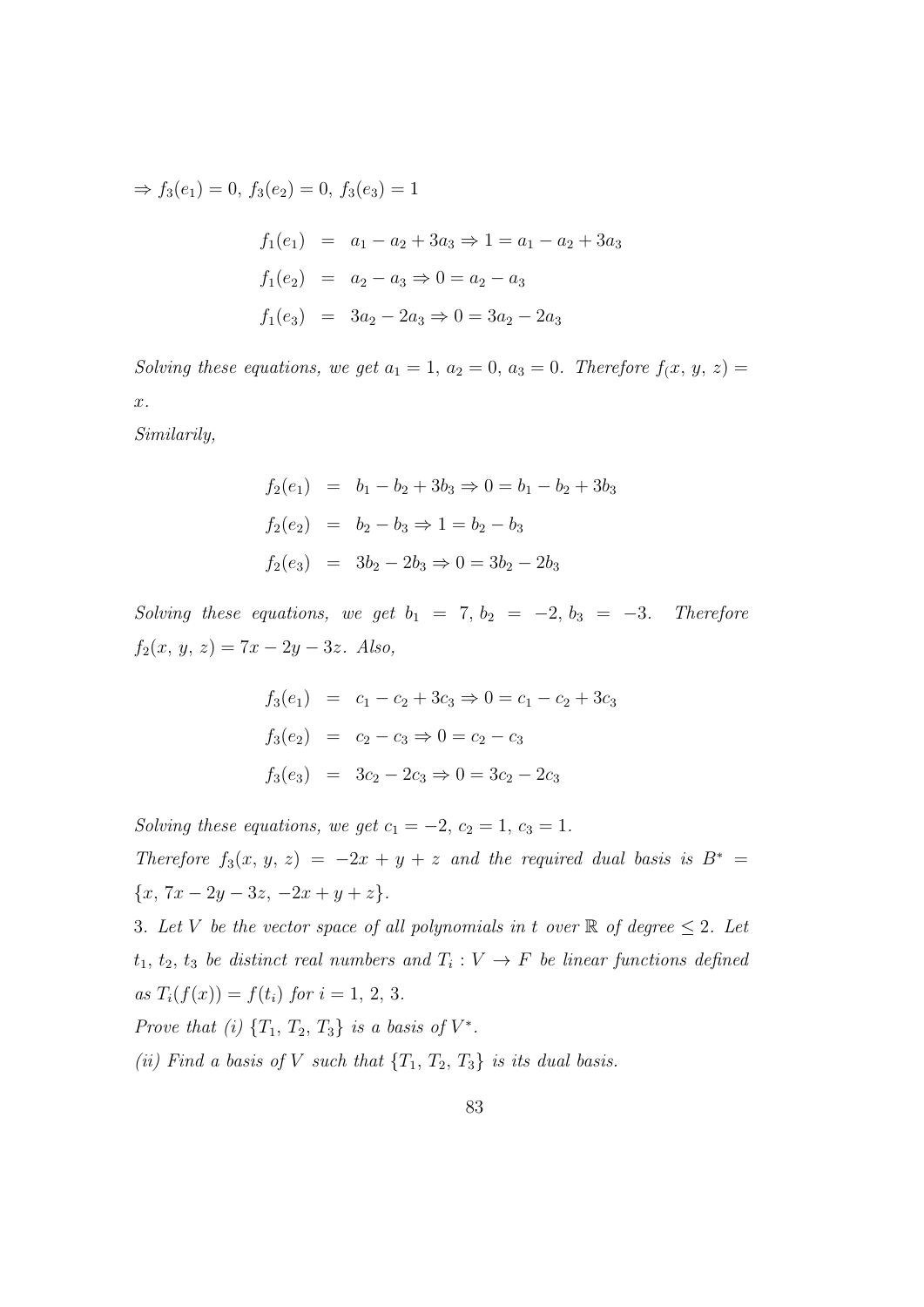$\Rightarrow f_3(e_1) = 0,\ f_3(e_2) = 0,\ f_3(e_3) = 1$

$$
\begin{aligned}
f_1(e_1) &= a_1 - a_2 + 3a_3 \Rightarrow 1 = a_1 - a_2 + 3a_3 \\
f_1(e_2) &= a_2 - a_3 \Rightarrow 0 = a_2 - a_3 \\
f_1(e_3) &= 3a_2 - 2a_3 \Rightarrow 0 = 3a_2 - 2a_3
\end{aligned}
$$

*Solving these equations, we get* $a_1 = 1,\ a_2 = 0,\ a_3 = 0$. *Therefore* $f_(x,\ y,\ z) = x$.

*Similarily,*

$$
\begin{aligned}
f_2(e_1) &= b_1 - b_2 + 3b_3 \Rightarrow 0 = b_1 - b_2 + 3b_3 \\
f_2(e_2) &= b_2 - b_3 \Rightarrow 1 = b_2 - b_3 \\
f_2(e_3) &= 3b_2 - 2b_3 \Rightarrow 0 = 3b_2 - 2b_3
\end{aligned}
$$

*Solving these equations, we get* $b_1 = 7,\ b_2 = -2,\ b_3 = -3$. *Therefore* $f_2(x,\ y,\ z) = 7x - 2y - 3z$. *Also,*

$$
\begin{aligned}
f_3(e_1) &= c_1 - c_2 + 3c_3 \Rightarrow 0 = c_1 - c_2 + 3c_3 \\
f_3(e_2) &= c_2 - c_3 \Rightarrow 0 = c_2 - c_3 \\
f_3(e_3) &= 3c_2 - 2c_3 \Rightarrow 0 = 3c_2 - 2c_3
\end{aligned}
$$

*Solving these equations, we get* $c_1 = -2,\ c_2 = 1,\ c_3 = 1$.

*Therefore* $f_3(x,\ y,\ z) = -2x + y + z$ *and the required dual basis is* $B^* = \{x,\ 7x - 2y - 3z,\ -2x + y + z\}$.

3. *Let* $V$ *be the vector space of all polynomials in* $t$ *over* $\mathbb{R}$ *of degree* $\leq 2$. *Let* $t_1,\ t_2,\ t_3$ *be distinct real numbers and* $T_i : V \to F$ *be linear functions defined as* $T_i(f(x)) = f(t_i)$ *for* $i = 1,\ 2,\ 3$.

*Prove that (i)* $\{T_1,\ T_2,\ T_3\}$ *is a basis of* $V^*$.

*(ii) Find a basis of* $V$ *such that* $\{T_1,\ T_2,\ T_3\}$ *is its dual basis.*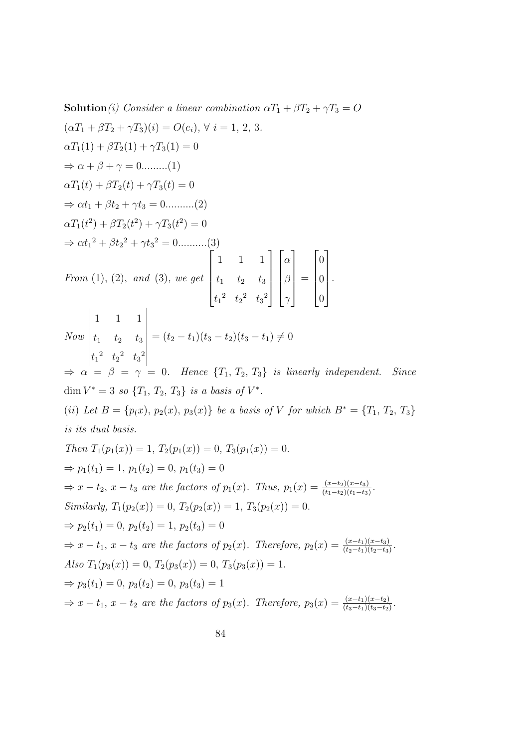**Solution**(i) *Consider a linear combination* $\alpha T_1 + \beta T_2 + \gamma T_3 = O$

$(\alpha T_1 + \beta T_2 + \gamma T_3)(i) = O(e_i), \; \forall \; i = 1, \, 2, \, 3.$

$\alpha T_1(1) + \beta T_2(1) + \gamma T_3(1) = 0$

$\Rightarrow \alpha + \beta + \gamma = 0.........(1)$

$\alpha T_1(t) + \beta T_2(t) + \gamma T_3(t) = 0$

$\Rightarrow \alpha t_1 + \beta t_2 + \gamma t_3 = 0..........(2)$

$\alpha T_1(t^2) + \beta T_2(t^2) + \gamma T_3(t^2) = 0$

$\Rightarrow \alpha {t_1}^2 + \beta {t_2}^2 + \gamma {t_3}^2 = 0..........(3)$

*From* (1), (2), *and* (3), *we get* $\begin{bmatrix} 1 & 1 & 1 \\ t_1 & t_2 & t_3 \\ {t_1}^2 & {t_2}^2 & {t_3}^2 \end{bmatrix} \begin{bmatrix} \alpha \\ \beta \\ \gamma \end{bmatrix} = \begin{bmatrix} 0 \\ 0 \\ 0 \end{bmatrix}.$

*Now* $\begin{vmatrix} 1 & 1 & 1 \\ t_1 & t_2 & t_3 \\ {t_1}^2 & {t_2}^2 & {t_3}^2 \end{vmatrix} = (t_2 - t_1)(t_3 - t_2)(t_3 - t_1) \neq 0$

$\Rightarrow \alpha = \beta = \gamma = 0.$ *Hence* $\{T_1, \, T_2, \, T_3\}$ *is linearly independent. Since* $\dim V^* = 3$ *so* $\{T_1, \, T_2, \, T_3\}$ *is a basis of* $V^*$.

(ii) *Let* $B = \{p_(x), \, p_2(x), \, p_3(x)\}$ *be a basis of* $V$ *for which* $B^* = \{T_1, \, T_2, \, T_3\}$ *is its dual basis.*

*Then* $T_1(p_1(x)) = 1, \; T_2(p_1(x)) = 0, \; T_3(p_1(x)) = 0.$

$\Rightarrow p_1(t_1) = 1, \; p_1(t_2) = 0, \; p_1(t_3) = 0$

$\Rightarrow x - t_2, \; x - t_3$ *are the factors of* $p_1(x)$. *Thus,* $p_1(x) = \frac{(x-t_2)(x-t_3)}{(t_1-t_2)(t_1-t_3)}$.

*Similarly,* $T_1(p_2(x)) = 0, \; T_2(p_2(x)) = 1, \; T_3(p_2(x)) = 0.$

$\Rightarrow p_2(t_1) = 0, \; p_2(t_2) = 1, \; p_2(t_3) = 0$

$\Rightarrow x - t_1, \; x - t_3$ *are the factors of* $p_2(x)$. *Therefore,* $p_2(x) = \frac{(x-t_1)(x-t_3)}{(t_2-t_1)(t_2-t_3)}$.

*Also* $T_1(p_3(x)) = 0, \; T_2(p_3(x)) = 0, \; T_3(p_3(x)) = 1.$

$\Rightarrow p_3(t_1) = 0, \; p_3(t_2) = 0, \; p_3(t_3) = 1$

$\Rightarrow x - t_1, \; x - t_2$ *are the factors of* $p_3(x)$. *Therefore,* $p_3(x) = \frac{(x-t_1)(x-t_2)}{(t_3-t_1)(t_3-t_2)}$.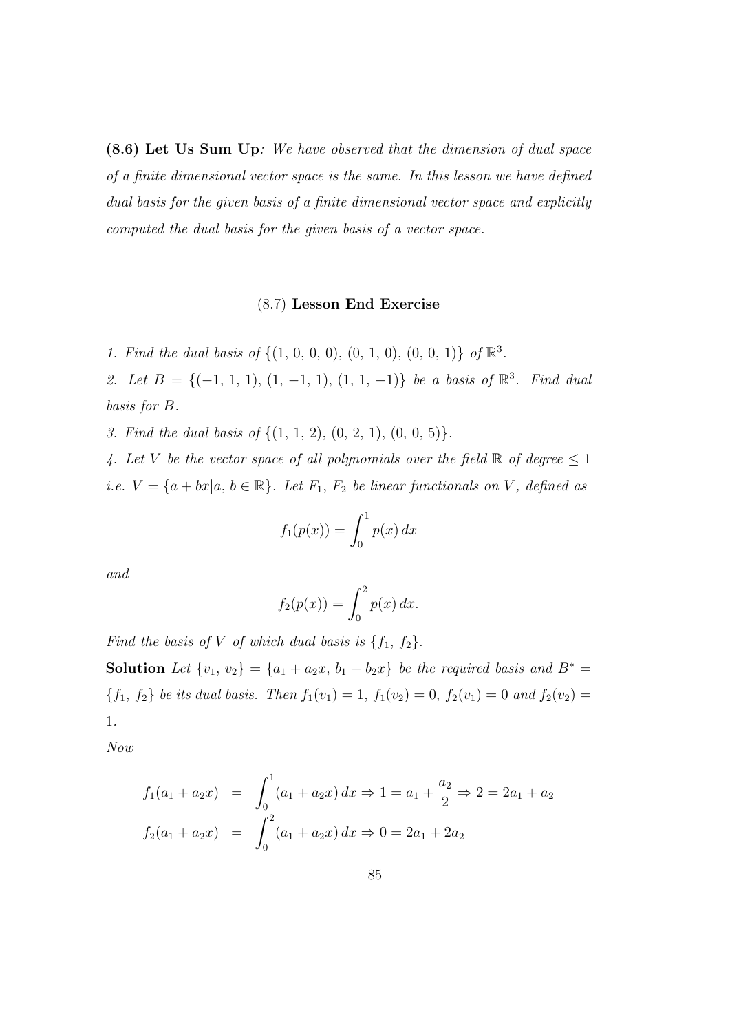**(8.6) Let Us Sum Up**: *We have observed that the dimension of dual space of a finite dimensional vector space is the same. In this lesson we have defined dual basis for the given basis of a finite dimensional vector space and explicitly computed the dual basis for the given basis of a vector space.*

## (8.7) **Lesson End Exercise**

*1. Find the dual basis of* $\{(1, 0, 0, 0), (0, 1, 0), (0, 0, 1)\}$ *of* $\mathbb{R}^3$.

*2. Let* $B = \{(-1, 1, 1), (1, -1, 1), (1, 1, -1)\}$ *be a basis of* $\mathbb{R}^3$. *Find dual basis for* $B$.

*3. Find the dual basis of* $\{(1, 1, 2), (0, 2, 1), (0, 0, 5)\}$.

*4. Let* $V$ *be the vector space of all polynomials over the field* $\mathbb{R}$ *of degree* $\leq 1$ *i.e.* $V = \{a + bx | a, b \in \mathbb{R}\}$. *Let* $F_1$, $F_2$ *be linear functionals on* $V$, *defined as*

$$f_1(p(x)) = \int_0^1 p(x)\, dx$$

*and*

$$f_2(p(x)) = \int_0^2 p(x)\, dx.$$

*Find the basis of* $V$ *of which dual basis is* $\{f_1, f_2\}$.

**Solution** *Let* $\{v_1, v_2\} = \{a_1 + a_2x, b_1 + b_2x\}$ *be the required basis and* $B^* = \{f_1, f_2\}$ *be its dual basis. Then* $f_1(v_1) = 1$, $f_1(v_2) = 0$, $f_2(v_1) = 0$ *and* $f_2(v_2) = 1$.

*Now*

$$\begin{aligned} f_1(a_1 + a_2x) &= \int_0^1 (a_1 + a_2x)\, dx \Rightarrow 1 = a_1 + \frac{a_2}{2} \Rightarrow 2 = 2a_1 + a_2 \\ f_2(a_1 + a_2x) &= \int_0^2 (a_1 + a_2x)\, dx \Rightarrow 0 = 2a_1 + 2a_2 \end{aligned}$$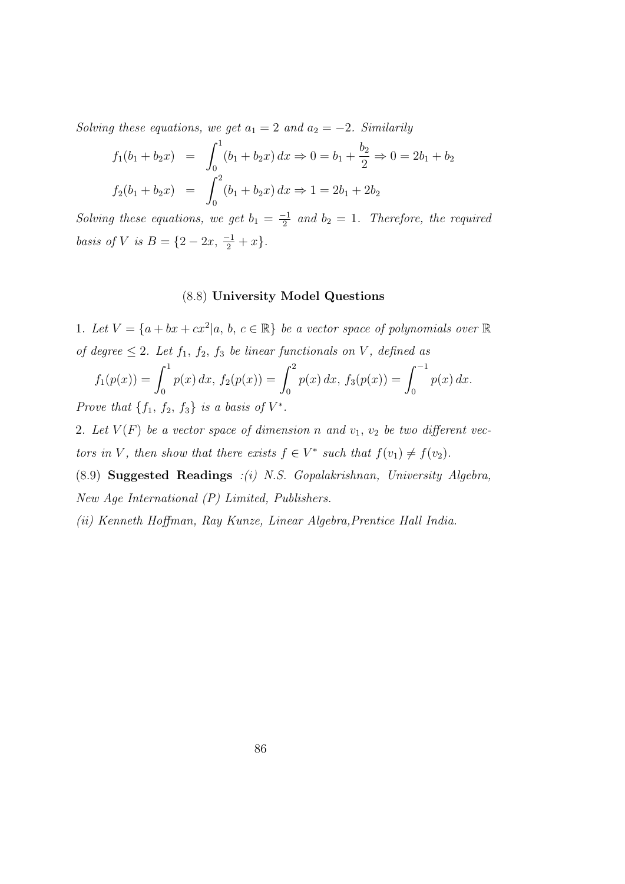*Solving these equations, we get* $a_1 = 2$ *and* $a_2 = -2$. *Similarily*

$$
\begin{aligned}
f_1(b_1 + b_2x) &= \int_0^1 (b_1 + b_2x)\,dx \Rightarrow 0 = b_1 + \frac{b_2}{2} \Rightarrow 0 = 2b_1 + b_2 \\
f_2(b_1 + b_2x) &= \int_0^2 (b_1 + b_2x)\,dx \Rightarrow 1 = 2b_1 + 2b_2
\end{aligned}
$$

*Solving these equations, we get* $b_1 = \frac{-1}{2}$ *and* $b_2 = 1$. *Therefore, the required basis of* $V$ *is* $B = \{2 - 2x,\ \frac{-1}{2} + x\}$.

## (8.8) University Model Questions

1. *Let* $V = \{a + bx + cx^2 | a,\ b,\ c \in \mathbb{R}\}$ *be a vector space of polynomials over* $\mathbb{R}$ *of degree* $\leq 2$. *Let* $f_1,\ f_2,\ f_3$ *be linear functionals on* $V$, *defined as*

$$
f_1(p(x)) = \int_0^1 p(x)\,dx,\ f_2(p(x)) = \int_0^2 p(x)\,dx,\ f_3(p(x)) = \int_0^{-1} p(x)\,dx.
$$

*Prove that* $\{f_1,\ f_2,\ f_3\}$ *is a basis of* $V^*$.

2. *Let* $V(F)$ *be a vector space of dimension* $n$ *and* $v_1,\ v_2$ *be two different vectors in* $V$, *then show that there exists* $f \in V^*$ *such that* $f(v_1) \neq f(v_2)$.

(8.9) **Suggested Readings** *:(i) N.S. Gopalakrishnan, University Algebra, New Age International (P) Limited, Publishers.*

*(ii) Kenneth Hoffman, Ray Kunze, Linear Algebra,Prentice Hall India.*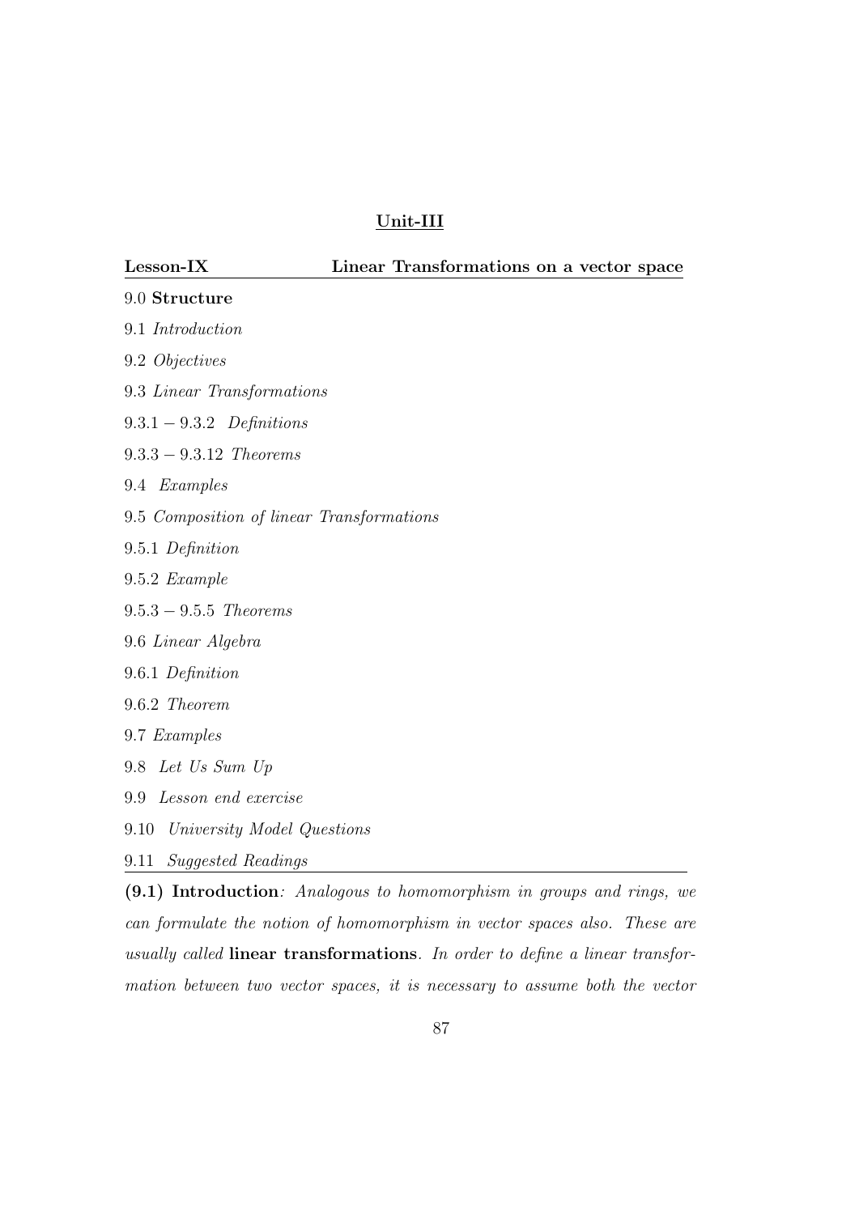## Unit-III

**Lesson-IX** **Linear Transformations on a vector space**

9.0 **Structure**

9.1 *Introduction*

9.2 *Objectives*

9.3 *Linear Transformations*

$9.3.1 - 9.3.2$ *Definitions*

$9.3.3 - 9.3.12$ *Theorems*

9.4 *Examples*

9.5 *Composition of linear Transformations*

9.5.1 *Definition*

9.5.2 *Example*

$9.5.3 - 9.5.5$ *Theorems*

9.6 *Linear Algebra*

9.6.1 *Definition*

9.6.2 *Theorem*

9.7 *Examples*

9.8 *Let Us Sum Up*

9.9 *Lesson end exercise*

9.10 *University Model Questions*

9.11 *Suggested Readings*

**(9.1) Introduction**: *Analogous to homomorphism in groups and rings, we can formulate the notion of homomorphism in vector spaces also. These are usually called* **linear transformations**. *In order to define a linear transformation between two vector spaces, it is necessary to assume both the vector*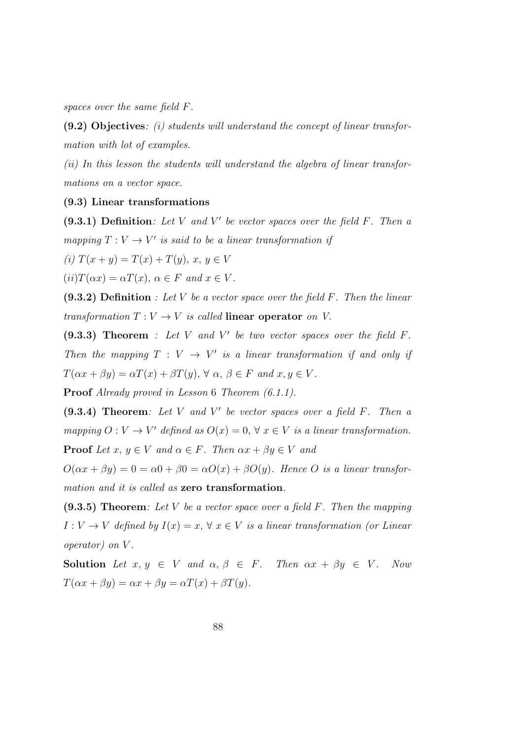*spaces over the same field $F$.*

**(9.2) Objectives**: *(i) students will understand the concept of linear transformation with lot of examples.*

*(ii) In this lesson the students will understand the algebra of linear transformations on a vector space.*

**(9.3) Linear transformations**

**(9.3.1) Definition**: *Let $V$ and $V'$ be vector spaces over the field $F$. Then a mapping $T : V \to V'$ is said to be a linear transformation if*

*(i) $T(x + y) = T(x) + T(y)$, $x, y \in V$*

*(ii)$T(\alpha x) = \alpha T(x)$, $\alpha \in F$ and $x \in V$.*

**(9.3.2) Definition** *: Let $V$ be a vector space over the field $F$. Then the linear transformation $T : V \to V$ is called* **linear operator** *on V.*

**(9.3.3) Theorem** *: Let $V$ and $V'$ be two vector spaces over the field $F$. Then the mapping $T : V \to V'$ is a linear transformation if and only if $T(\alpha x + \beta y) = \alpha T(x) + \beta T(y)$, $\forall$ $\alpha, \beta \in F$ and $x, y \in V$.*

**Proof** *Already proved in Lesson 6 Theorem (6.1.1).*

**(9.3.4) Theorem**: *Let $V$ and $V'$ be vector spaces over a field $F$. Then a mapping $O : V \to V'$ defined as $O(x) = 0$, $\forall$ $x \in V$ is a linear transformation.*

**Proof** *Let $x, y \in V$ and $\alpha \in F$. Then $\alpha x + \beta y \in V$ and*

*$O(\alpha x + \beta y) = 0 = \alpha 0 + \beta 0 = \alpha O(x) + \beta O(y)$. Hence $O$ is a linear transformation and it is called as* **zero transformation**.

**(9.3.5) Theorem**: *Let $V$ be a vector space over a field $F$. Then the mapping $I : V \to V$ defined by $I(x) = x$, $\forall$ $x \in V$ is a linear transformation (or Linear operator) on $V$.*

**Solution** *Let $x, y \in V$ and $\alpha, \beta \in F$. Then $\alpha x + \beta y \in V$. Now $T(\alpha x + \beta y) = \alpha x + \beta y = \alpha T(x) + \beta T(y)$.*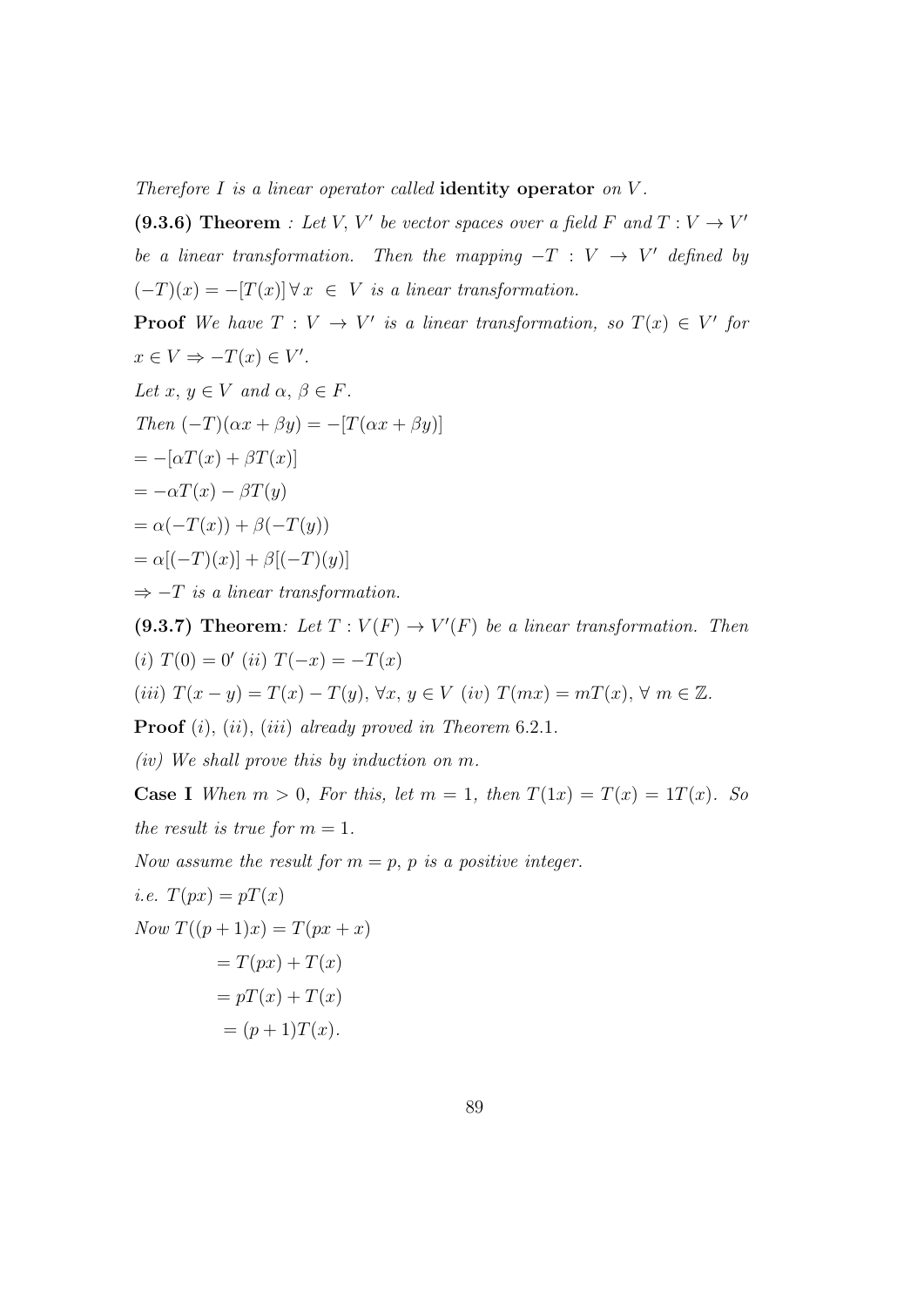*Therefore $I$ is a linear operator called* **identity operator** *on $V$.*

**(9.3.6) Theorem** *: Let $V$, $V'$ be vector spaces over a field $F$ and $T : V \to V'$ be a linear transformation. Then the mapping $-T : V \to V'$ defined by $(-T)(x) = -[T(x)] \, \forall \, x \in V$ is a linear transformation.*

**Proof** *We have $T : V \to V'$ is a linear transformation, so $T(x) \in V'$ for $x \in V \Rightarrow -T(x) \in V'$.*

*Let $x, y \in V$ and $\alpha, \beta \in F$.*

*Then* $(-T)(\alpha x + \beta y) = -[T(\alpha x + \beta y)]$

$= -[\alpha T(x) + \beta T(x)]$

$= -\alpha T(x) - \beta T(y)$

$= \alpha(-T(x)) + \beta(-T(y))$

$= \alpha[(-T)(x)] + \beta[(-T)(y)]$

$\Rightarrow -T$ *is a linear transformation.*

**(9.3.7) Theorem***: Let $T : V(F) \to V'(F)$ be a linear transformation. Then*

*(i)* $T(0) = 0'$ *(ii)* $T(-x) = -T(x)$

*(iii)* $T(x - y) = T(x) - T(y)$, $\forall x, y \in V$ *(iv)* $T(mx) = mT(x)$, $\forall \, m \in \mathbb{Z}$.

**Proof** *(i), (ii), (iii) already proved in Theorem* 6.2.1.

*(iv) We shall prove this by induction on $m$.*

**Case I** *When $m > 0$, For this, let $m = 1$, then $T(1x) = T(x) = 1T(x)$. So the result is true for $m = 1$.*

*Now assume the result for $m = p$, $p$ is a positive integer.*

*i.e.* $T(px) = pT(x)$

*Now* $T((p + 1)x) = T(px + x)$

$= T(px) + T(x)$

$= pT(x) + T(x)$

$= (p + 1)T(x).$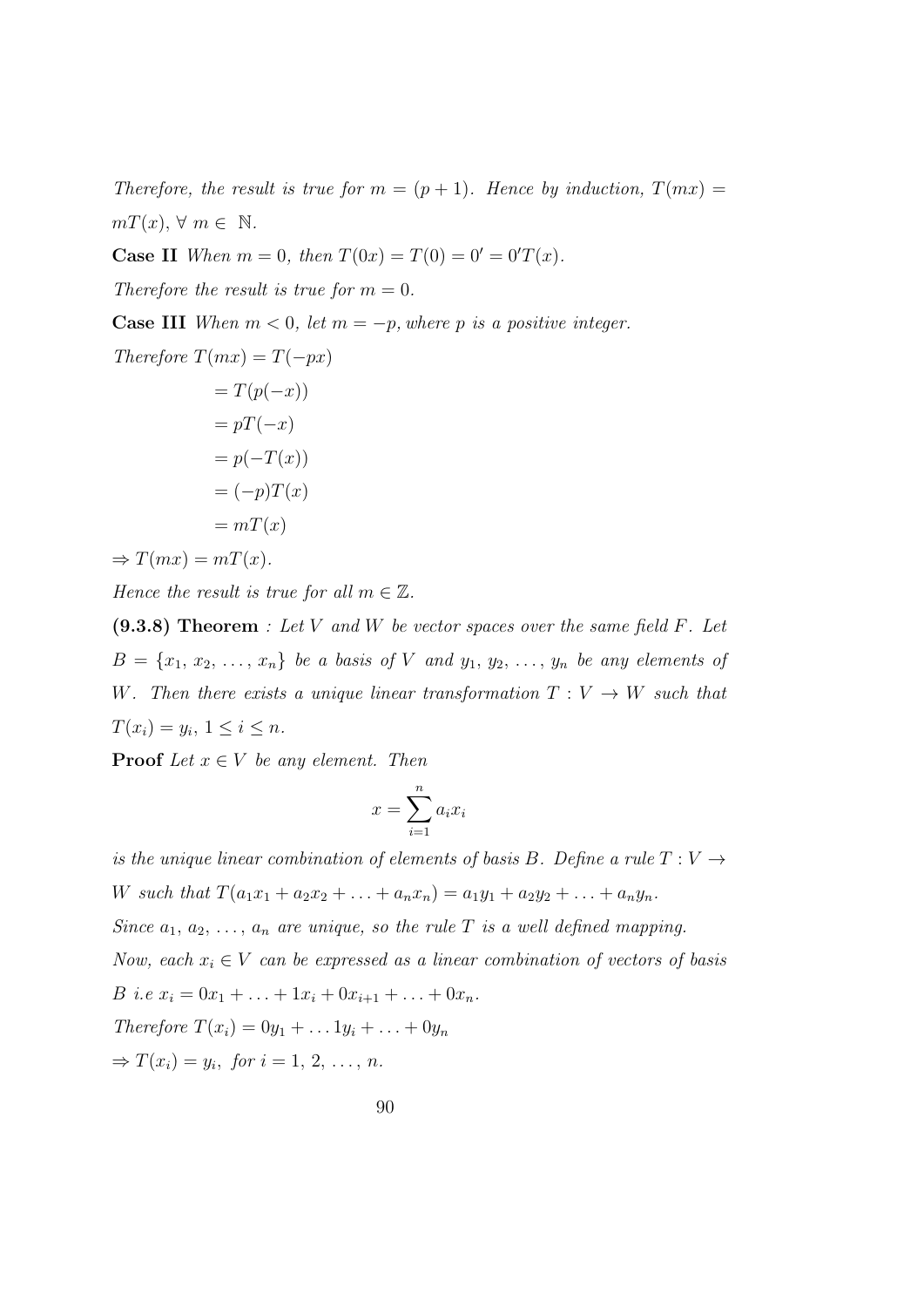*Therefore, the result is true for $m = (p+1)$. Hence by induction, $T(mx) = mT(x), \forall\ m \in \mathbb{N}$.*

**Case II** *When $m = 0$, then $T(0x) = T(0) = 0' = 0'T(x)$.*

*Therefore the result is true for $m = 0$.*

**Case III** *When $m < 0$, let $m = -p$, where $p$ is a positive integer.*

*Therefore*

$$
\begin{aligned}
T(mx) &= T(-px) \\
&= T(p(-x)) \\
&= pT(-x) \\
&= p(-T(x)) \\
&= (-p)T(x) \\
&= mT(x)
\end{aligned}
$$

$\Rightarrow T(mx) = mT(x)$.

*Hence the result is true for all $m \in \mathbb{Z}$.*

**(9.3.8) Theorem** *: Let $V$ and $W$ be vector spaces over the same field $F$. Let $B = \{x_1, x_2, \ldots, x_n\}$ be a basis of $V$ and $y_1, y_2, \ldots, y_n$ be any elements of $W$. Then there exists a unique linear transformation $T : V \to W$ such that $T(x_i) = y_i$, $1 \le i \le n$.*

**Proof** *Let $x \in V$ be any element. Then*

$$x = \sum_{i=1}^{n} a_i x_i$$

*is the unique linear combination of elements of basis $B$. Define a rule $T : V \to W$ such that $T(a_1x_1 + a_2x_2 + \ldots + a_nx_n) = a_1y_1 + a_2y_2 + \ldots + a_ny_n$.*

*Since $a_1, a_2, \ldots, a_n$ are unique, so the rule $T$ is a well defined mapping.*

*Now, each $x_i \in V$ can be expressed as a linear combination of vectors of basis $B$ i.e $x_i = 0x_1 + \ldots + 1x_i + 0x_{i+1} + \ldots + 0x_n$.*

*Therefore $T(x_i) = 0y_1 + \ldots 1y_i + \ldots + 0y_n$*

$\Rightarrow T(x_i) = y_i$, *for $i = 1, 2, \ldots, n$.*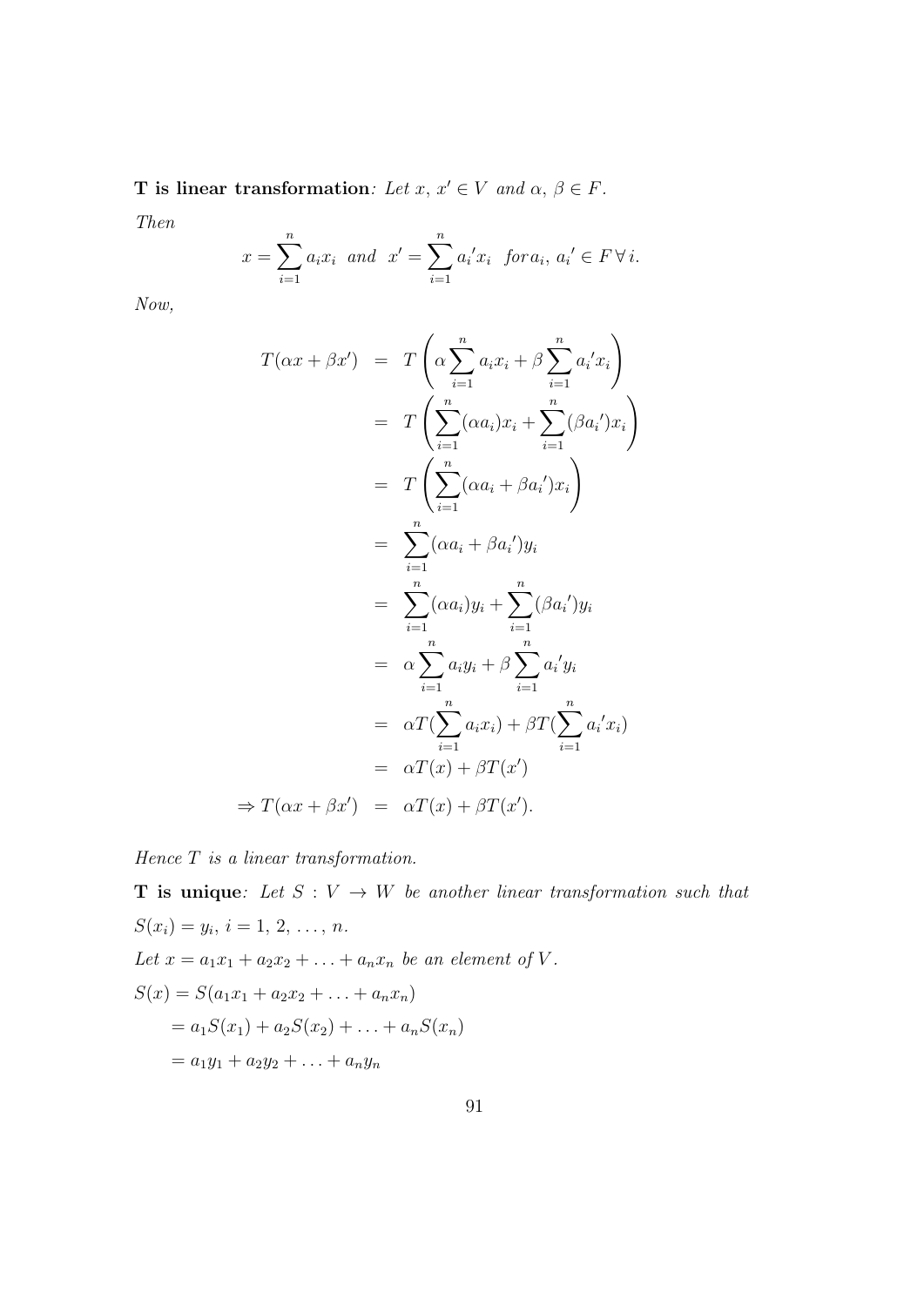**T is linear transformation**: *Let $x,\, x' \in V$ and $\alpha,\, \beta \in F$.*

*Then*

$$x = \sum_{i=1}^{n} a_i x_i \;\; \text{and} \;\; x' = \sum_{i=1}^{n} a_i' x_i \;\; \text{for}\, a_i,\, a_i' \in F\, \forall\, i.$$

*Now,*

$$\begin{aligned}
T(\alpha x + \beta x') &= T\left(\alpha \sum_{i=1}^{n} a_i x_i + \beta \sum_{i=1}^{n} a_i' x_i\right) \\
&= T\left(\sum_{i=1}^{n} (\alpha a_i) x_i + \sum_{i=1}^{n} (\beta a_i') x_i\right) \\
&= T\left(\sum_{i=1}^{n} (\alpha a_i + \beta a_i') x_i\right) \\
&= \sum_{i=1}^{n} (\alpha a_i + \beta a_i') y_i \\
&= \sum_{i=1}^{n} (\alpha a_i) y_i + \sum_{i=1}^{n} (\beta a_i') y_i \\
&= \alpha \sum_{i=1}^{n} a_i y_i + \beta \sum_{i=1}^{n} a_i' y_i \\
&= \alpha T(\sum_{i=1}^{n} a_i x_i) + \beta T(\sum_{i=1}^{n} a_i' x_i) \\
&= \alpha T(x) + \beta T(x') \\
\Rightarrow T(\alpha x + \beta x') &= \alpha T(x) + \beta T(x').
\end{aligned}$$

*Hence $T$ is a linear transformation.*

**T is unique**: *Let $S : V \to W$ be another linear transformation such that $S(x_i) = y_i,\; i = 1,\, 2,\, \ldots,\, n$.*

*Let $x = a_1 x_1 + a_2 x_2 + \ldots + a_n x_n$ be an element of $V$.*

$S(x) = S(a_1 x_1 + a_2 x_2 + \ldots + a_n x_n)$

$\quad = a_1 S(x_1) + a_2 S(x_2) + \ldots + a_n S(x_n)$

$\quad = a_1 y_1 + a_2 y_2 + \ldots + a_n y_n$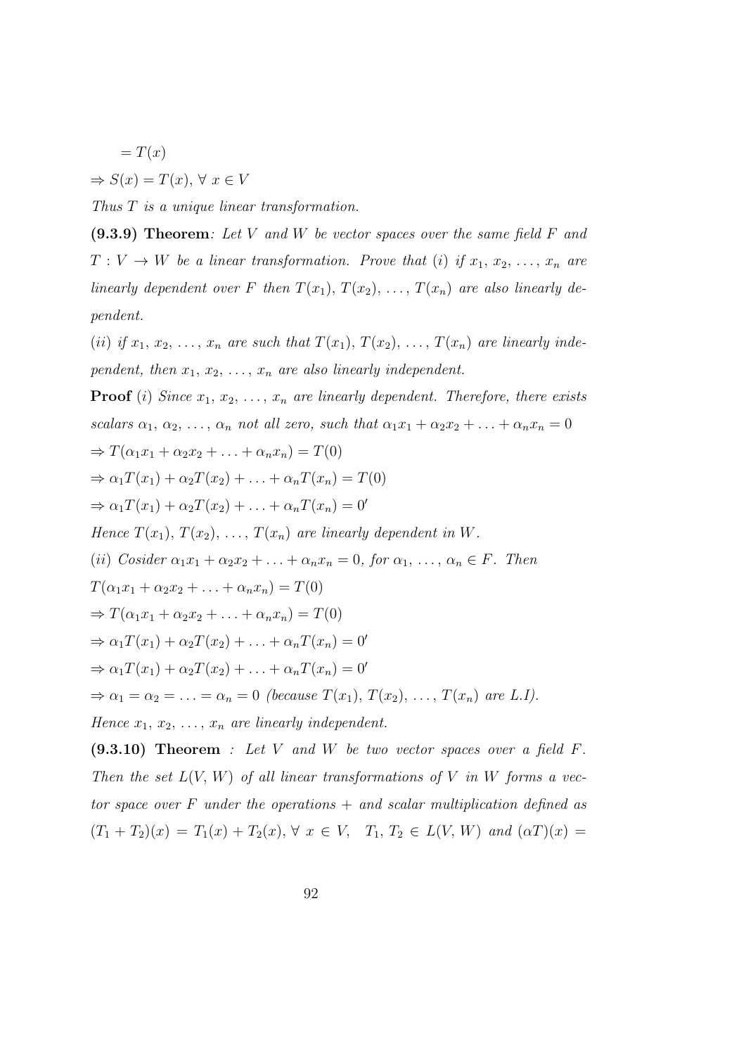$= T(x)$

$\Rightarrow S(x) = T(x),\ \forall\ x \in V$

*Thus $T$ is a unique linear transformation.*

**(9.3.9) Theorem**: *Let $V$ and $W$ be vector spaces over the same field $F$ and $T : V \to W$ be a linear transformation. Prove that (i) if $x_1, x_2, \ldots, x_n$ are linearly dependent over $F$ then $T(x_1), T(x_2), \ldots, T(x_n)$ are also linearly dependent.*

*(ii) if $x_1, x_2, \ldots, x_n$ are such that $T(x_1), T(x_2), \ldots, T(x_n)$ are linearly independent, then $x_1, x_2, \ldots, x_n$ are also linearly independent.*

**Proof** *(i) Since $x_1, x_2, \ldots, x_n$ are linearly dependent. Therefore, there exists scalars $\alpha_1, \alpha_2, \ldots, \alpha_n$ not all zero, such that $\alpha_1 x_1 + \alpha_2 x_2 + \ldots + \alpha_n x_n = 0$*

$\Rightarrow T(\alpha_1 x_1 + \alpha_2 x_2 + \ldots + \alpha_n x_n) = T(0)$

$\Rightarrow \alpha_1 T(x_1) + \alpha_2 T(x_2) + \ldots + \alpha_n T(x_n) = T(0)$

$\Rightarrow \alpha_1 T(x_1) + \alpha_2 T(x_2) + \ldots + \alpha_n T(x_n) = 0'$

*Hence $T(x_1), T(x_2), \ldots, T(x_n)$ are linearly dependent in $W$.*

*(ii) Cosider $\alpha_1 x_1 + \alpha_2 x_2 + \ldots + \alpha_n x_n = 0$, for $\alpha_1, \ldots, \alpha_n \in F$. Then*

$T(\alpha_1 x_1 + \alpha_2 x_2 + \ldots + \alpha_n x_n) = T(0)$

$\Rightarrow T(\alpha_1 x_1 + \alpha_2 x_2 + \ldots + \alpha_n x_n) = T(0)$

$\Rightarrow \alpha_1 T(x_1) + \alpha_2 T(x_2) + \ldots + \alpha_n T(x_n) = 0'$

$\Rightarrow \alpha_1 T(x_1) + \alpha_2 T(x_2) + \ldots + \alpha_n T(x_n) = 0'$

$\Rightarrow \alpha_1 = \alpha_2 = \ldots = \alpha_n = 0$ *(because $T(x_1), T(x_2), \ldots, T(x_n)$ are L.I).*

*Hence $x_1, x_2, \ldots, x_n$ are linearly independent.*

**(9.3.10) Theorem** : *Let $V$ and $W$ be two vector spaces over a field $F$. Then the set $L(V, W)$ of all linear transformations of $V$ in $W$ forms a vector space over $F$ under the operations $+$ and scalar multiplication defined as $(T_1 + T_2)(x) = T_1(x) + T_2(x),\ \forall\ x \in V,\quad T_1, T_2 \in L(V, W)$ and $(\alpha T)(x) =$*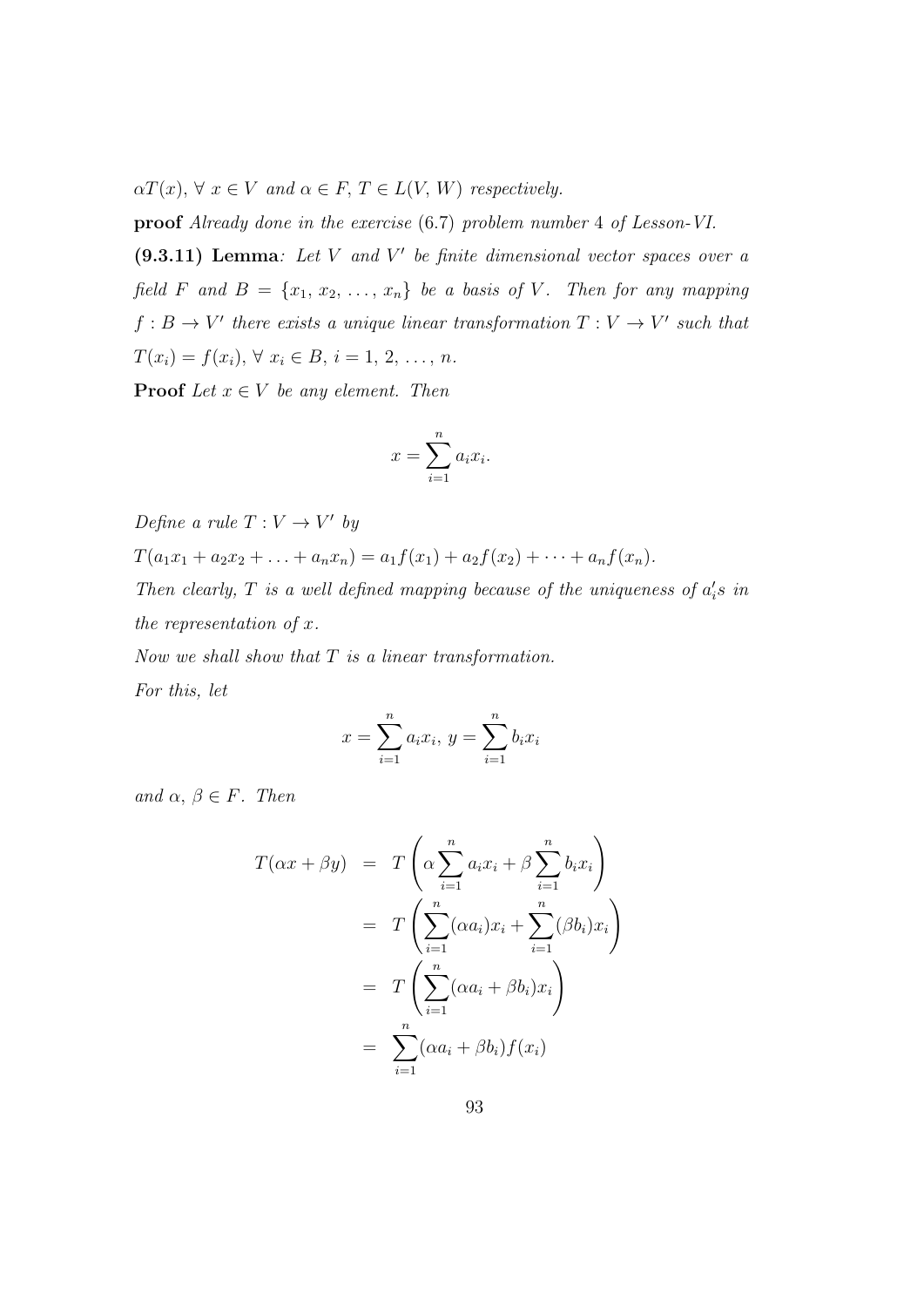$\alpha T(x)$, $\forall\ x \in V$ *and* $\alpha \in F$, $T \in L(V, W)$ *respectively.*

**proof** *Already done in the exercise* (6.7) *problem number* 4 *of Lesson-VI.*

**(9.3.11) Lemma**: *Let $V$ and $V'$ be finite dimensional vector spaces over a field $F$ and $B = \{x_1, x_2, \ldots, x_n\}$ be a basis of $V$. Then for any mapping $f : B \to V'$ there exists a unique linear transformation $T : V \to V'$ such that $T(x_i) = f(x_i)$, $\forall\ x_i \in B$, $i = 1, 2, \ldots, n$.*

**Proof** *Let $x \in V$ be any element. Then*

$$x = \sum_{i=1}^{n} a_i x_i.$$

*Define a rule $T : V \to V'$ by*

$T(a_1x_1 + a_2x_2 + \ldots + a_nx_n) = a_1 f(x_1) + a_2 f(x_2) + \cdots + a_n f(x_n)$.

*Then clearly, $T$ is a well defined mapping because of the uniqueness of $a_i'$s in the representation of $x$.*

*Now we shall show that $T$ is a linear transformation.*

*For this, let*

$$x = \sum_{i=1}^{n} a_i x_i,\ y = \sum_{i=1}^{n} b_i x_i$$

*and $\alpha$, $\beta \in F$. Then*

$$\begin{aligned}
T(\alpha x + \beta y) &= T\left(\alpha \sum_{i=1}^{n} a_i x_i + \beta \sum_{i=1}^{n} b_i x_i\right) \\
&= T\left(\sum_{i=1}^{n} (\alpha a_i) x_i + \sum_{i=1}^{n} (\beta b_i) x_i\right) \\
&= T\left(\sum_{i=1}^{n} (\alpha a_i + \beta b_i) x_i\right) \\
&= \sum_{i=1}^{n} (\alpha a_i + \beta b_i) f(x_i)
\end{aligned}$$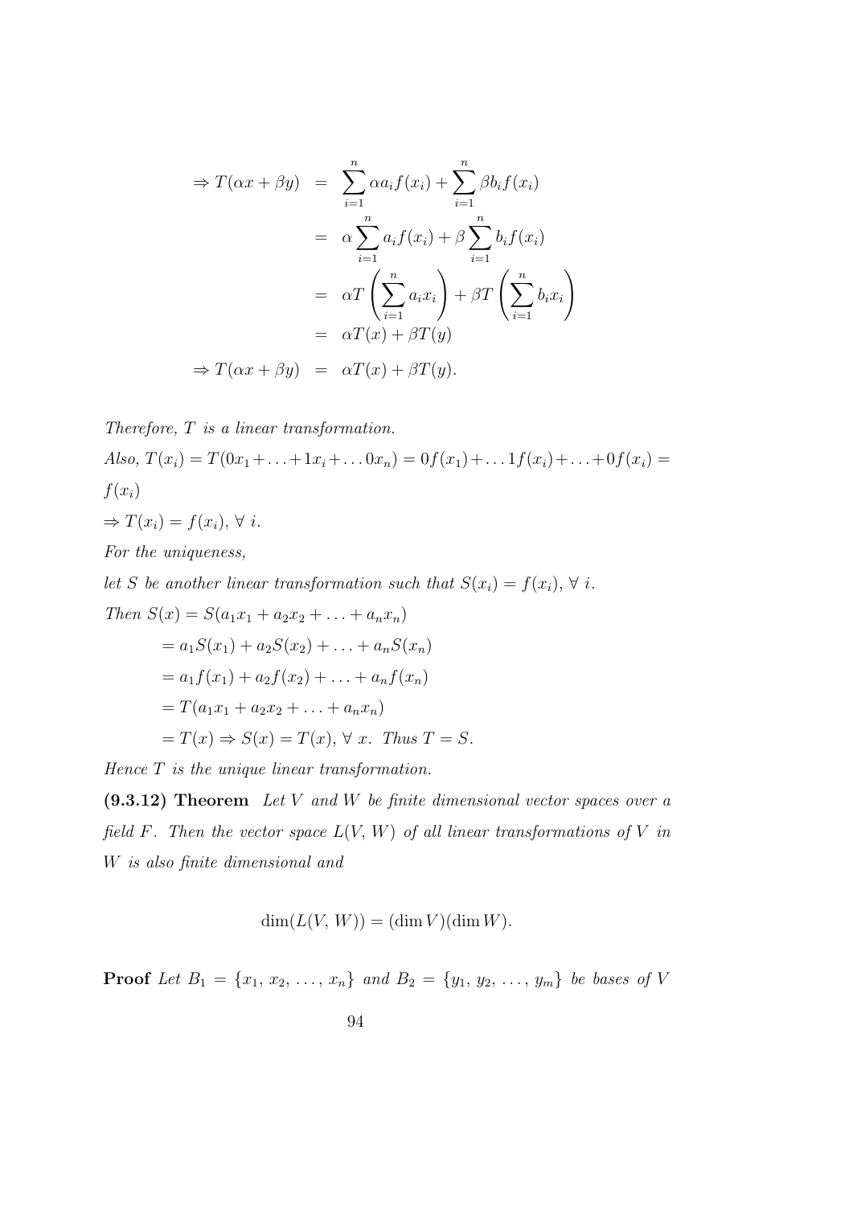$$
\begin{aligned}
\Rightarrow T(\alpha x + \beta y) &= \sum_{i=1}^{n} \alpha a_i f(x_i) + \sum_{i=1}^{n} \beta b_i f(x_i) \\
&= \alpha \sum_{i=1}^{n} a_i f(x_i) + \beta \sum_{i=1}^{n} b_i f(x_i) \\
&= \alpha T\left(\sum_{i=1}^{n} a_i x_i\right) + \beta T\left(\sum_{i=1}^{n} b_i x_i\right) \\
&= \alpha T(x) + \beta T(y) \\
\Rightarrow T(\alpha x + \beta y) &= \alpha T(x) + \beta T(y).
\end{aligned}
$$

*Therefore, $T$ is a linear transformation.*

*Also,* $T(x_i) = T(0x_1 + \ldots + 1x_i + \ldots 0x_n) = 0f(x_1) + \ldots 1f(x_i) + \ldots + 0f(x_i) = f(x_i)$

$\Rightarrow T(x_i) = f(x_i), \forall\ i.$

*For the uniqueness,*

*let $S$ be another linear transformation such that* $S(x_i) = f(x_i), \forall\ i.$

*Then* $S(x) = S(a_1x_1 + a_2x_2 + \ldots + a_nx_n)$

$= a_1S(x_1) + a_2S(x_2) + \ldots + a_nS(x_n)$

$= a_1f(x_1) + a_2f(x_2) + \ldots + a_nf(x_n)$

$= T(a_1x_1 + a_2x_2 + \ldots + a_nx_n)$

$= T(x) \Rightarrow S(x) = T(x), \forall\ x.$ *Thus* $T = S$.

*Hence $T$ is the unique linear transformation.*

**(9.3.12) Theorem** *Let $V$ and $W$ be finite dimensional vector spaces over a field $F$. Then the vector space $L(V, W)$ of all linear transformations of $V$ in $W$ is also finite dimensional and*

$$\dim(L(V, W)) = (\dim V)(\dim W).$$

**Proof** *Let $B_1 = \{x_1, x_2, \ldots, x_n\}$ and $B_2 = \{y_1, y_2, \ldots, y_m\}$ be bases of $V$*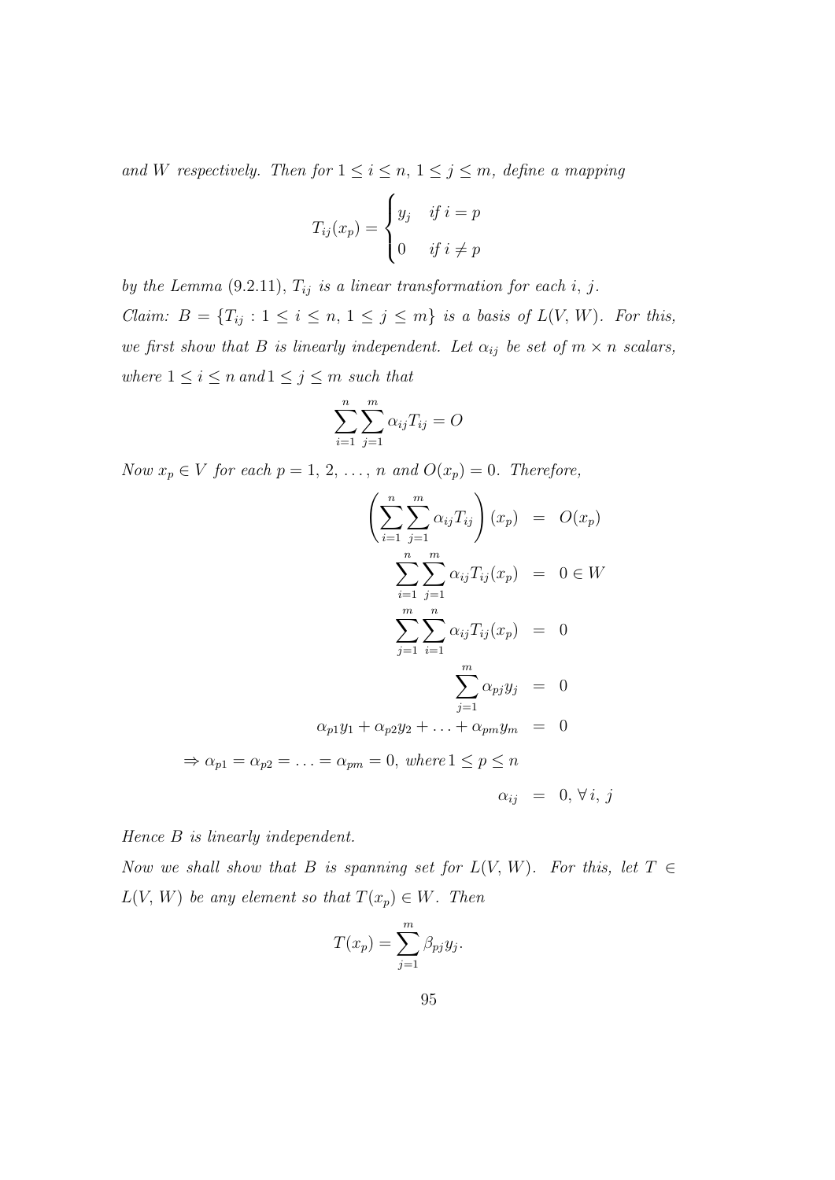*and $W$ respectively. Then for $1 \leq i \leq n$, $1 \leq j \leq m$, define a mapping*

$$T_{ij}(x_p) = \begin{cases} y_j & \text{if } i = p \\ 0 & \text{if } i \neq p \end{cases}$$

*by the Lemma* (9.2.11), *$T_{ij}$ is a linear transformation for each $i$, $j$.*

*Claim: $B = \{T_{ij} : 1 \leq i \leq n,\, 1 \leq j \leq m\}$ is a basis of $L(V, W)$. For this, we first show that $B$ is linearly independent. Let $\alpha_{ij}$ be set of $m \times n$ scalars, where $1 \leq i \leq n$ and $1 \leq j \leq m$ such that*

$$\sum_{i=1}^{n} \sum_{j=1}^{m} \alpha_{ij} T_{ij} = O$$

*Now $x_p \in V$ for each $p = 1, 2, \ldots, n$ and $O(x_p) = 0$. Therefore,*

$$\begin{aligned}
\left( \sum_{i=1}^{n} \sum_{j=1}^{m} \alpha_{ij} T_{ij} \right)(x_p) &= O(x_p) \\
\sum_{i=1}^{n} \sum_{j=1}^{m} \alpha_{ij} T_{ij}(x_p) &= 0 \in W \\
\sum_{j=1}^{m} \sum_{i=1}^{n} \alpha_{ij} T_{ij}(x_p) &= 0 \\
\sum_{j=1}^{m} \alpha_{pj} y_j &= 0 \\
\alpha_{p1} y_1 + \alpha_{p2} y_2 + \ldots + \alpha_{pm} y_m &= 0 \\
\Rightarrow \alpha_{p1} = \alpha_{p2} = \ldots = \alpha_{pm} = 0, \text{ where } 1 \leq p \leq n & \\
\alpha_{ij} &= 0, \, \forall \, i, \, j
\end{aligned}$$

*Hence $B$ is linearly independent.*

*Now we shall show that $B$ is spanning set for $L(V, W)$. For this, let $T \in L(V, W)$ be any element so that $T(x_p) \in W$. Then*

$$T(x_p) = \sum_{j=1}^{m} \beta_{pj} y_j.$$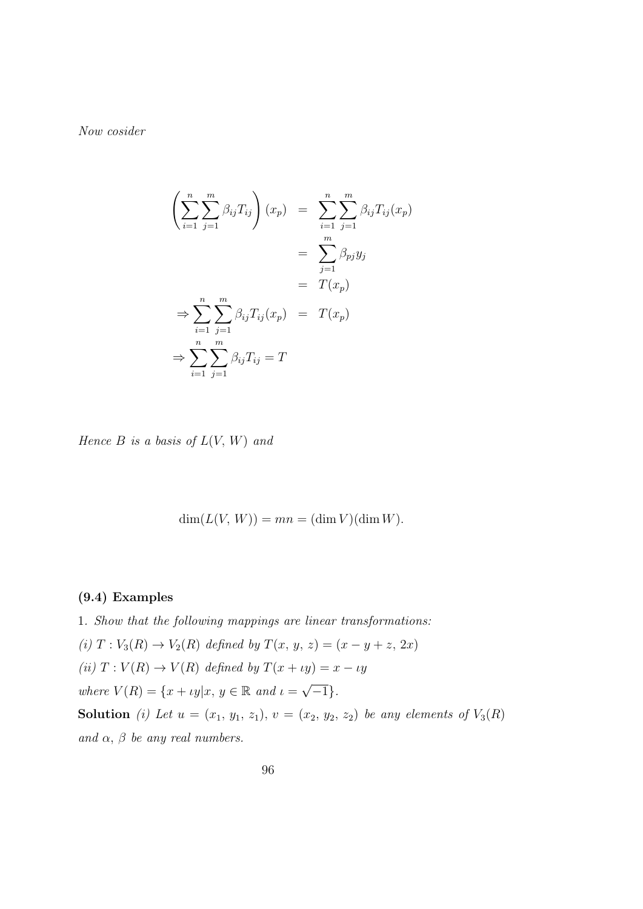*Now cosider*

$$
\begin{aligned}
\left(\sum_{i=1}^{n}\sum_{j=1}^{m}\beta_{ij}T_{ij}\right)(x_p) &= \sum_{i=1}^{n}\sum_{j=1}^{m}\beta_{ij}T_{ij}(x_p) \\
&= \sum_{j=1}^{m}\beta_{pj}y_j \\
&= T(x_p) \\
\Rightarrow \sum_{i=1}^{n}\sum_{j=1}^{m}\beta_{ij}T_{ij}(x_p) &= T(x_p) \\
\Rightarrow \sum_{i=1}^{n}\sum_{j=1}^{m}\beta_{ij}T_{ij} = T
\end{aligned}
$$

*Hence $B$ is a basis of $L(V, W)$ and*

$$\dim(L(V, W)) = mn = (\dim V)(\dim W).$$

### (9.4) Examples

1. *Show that the following mappings are linear transformations:*

*(i) $T : V_3(R) \to V_2(R)$ defined by $T(x, y, z) = (x - y + z, 2x)$*

*(ii) $T : V(R) \to V(R)$ defined by $T(x + \iota y) = x - \iota y$*

*where $V(R) = \{x + \iota y | x, y \in \mathbb{R}$ and $\iota = \sqrt{-1}\}$.*

**Solution** *(i) Let $u = (x_1, y_1, z_1)$, $v = (x_2, y_2, z_2)$ be any elements of $V_3(R)$ and $\alpha$, $\beta$ be any real numbers.*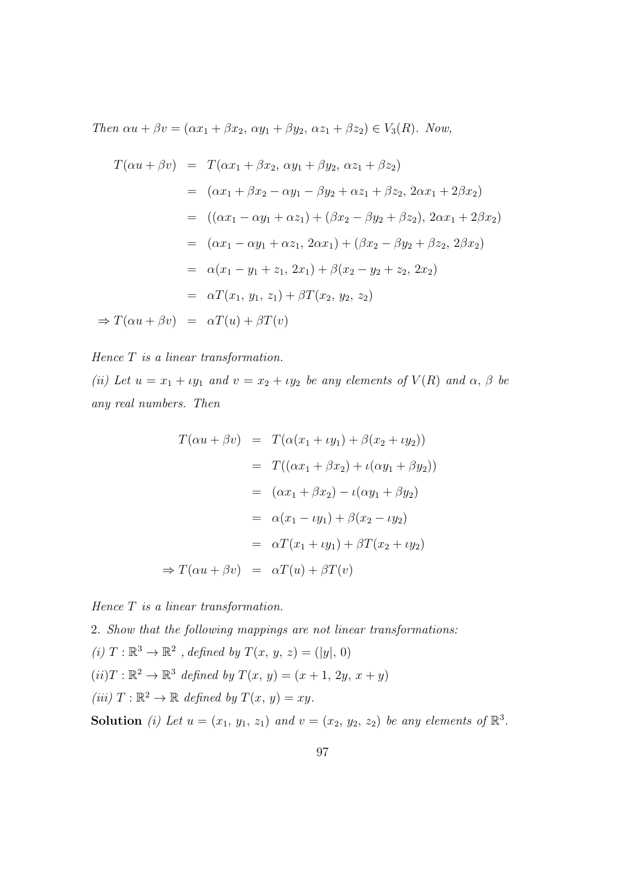*Then* $\alpha u + \beta v = (\alpha x_1 + \beta x_2,\ \alpha y_1 + \beta y_2,\ \alpha z_1 + \beta z_2) \in V_3(R)$. *Now,*

$$
\begin{aligned}
T(\alpha u + \beta v) &= T(\alpha x_1 + \beta x_2,\ \alpha y_1 + \beta y_2,\ \alpha z_1 + \beta z_2) \\
&= (\alpha x_1 + \beta x_2 - \alpha y_1 - \beta y_2 + \alpha z_1 + \beta z_2,\ 2\alpha x_1 + 2\beta x_2) \\
&= ((\alpha x_1 - \alpha y_1 + \alpha z_1) + (\beta x_2 - \beta y_2 + \beta z_2),\ 2\alpha x_1 + 2\beta x_2) \\
&= (\alpha x_1 - \alpha y_1 + \alpha z_1,\ 2\alpha x_1) + (\beta x_2 - \beta y_2 + \beta z_2,\ 2\beta x_2) \\
&= \alpha(x_1 - y_1 + z_1,\ 2x_1) + \beta(x_2 - y_2 + z_2,\ 2x_2) \\
&= \alpha T(x_1,\ y_1,\ z_1) + \beta T(x_2,\ y_2,\ z_2) \\
\Rightarrow T(\alpha u + \beta v) &= \alpha T(u) + \beta T(v)
\end{aligned}
$$

*Hence $T$ is a linear transformation.*

*(ii) Let $u = x_1 + \iota y_1$ and $v = x_2 + \iota y_2$ be any elements of $V(R)$ and $\alpha$, $\beta$ be any real numbers. Then*

$$
\begin{aligned}
T(\alpha u + \beta v) &= T(\alpha(x_1 + \iota y_1) + \beta(x_2 + \iota y_2)) \\
&= T((\alpha x_1 + \beta x_2) + \iota(\alpha y_1 + \beta y_2)) \\
&= (\alpha x_1 + \beta x_2) - \iota(\alpha y_1 + \beta y_2) \\
&= \alpha(x_1 - \iota y_1) + \beta(x_2 - \iota y_2) \\
&= \alpha T(x_1 + \iota y_1) + \beta T(x_2 + \iota y_2) \\
\Rightarrow T(\alpha u + \beta v) &= \alpha T(u) + \beta T(v)
\end{aligned}
$$

*Hence $T$ is a linear transformation.*

2. *Show that the following mappings are not linear transformations:*

*(i)* $T : \mathbb{R}^3 \to \mathbb{R}^2$ *, defined by* $T(x,\ y,\ z) = (|y|,\ 0)$

*(ii)*$T : \mathbb{R}^2 \to \mathbb{R}^3$ *defined by* $T(x,\ y) = (x + 1,\ 2y,\ x + y)$

*(iii)* $T : \mathbb{R}^2 \to \mathbb{R}$ *defined by* $T(x,\ y) = xy$.

**Solution** *(i) Let $u = (x_1,\ y_1,\ z_1)$ and $v = (x_2,\ y_2,\ z_2)$ be any elements of $\mathbb{R}^3$.*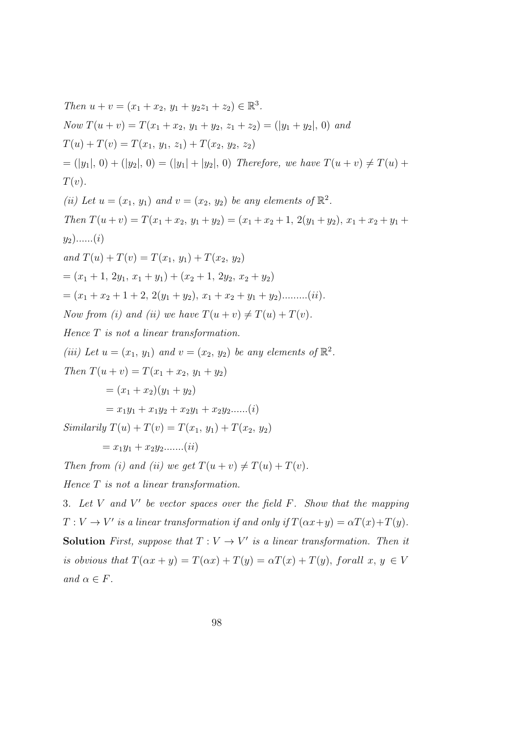*Then* $u + v = (x_1 + x_2,\ y_1 + y_2 z_1 + z_2) \in \mathbb{R}^3$.

*Now* $T(u + v) = T(x_1 + x_2,\ y_1 + y_2,\ z_1 + z_2) = (|y_1 + y_2|,\ 0)$ *and*

$T(u) + T(v) = T(x_1,\ y_1,\ z_1) + T(x_2,\ y_2,\ z_2)$

$= (|y_1|,\ 0) + (|y_2|,\ 0) = (|y_1| + |y_2|,\ 0)$ *Therefore, we have* $T(u + v) \neq T(u) + T(v)$.

*(ii) Let* $u = (x_1,\ y_1)$ *and* $v = (x_2,\ y_2)$ *be any elements of* $\mathbb{R}^2$.

*Then* $T(u+v) = T(x_1 + x_2,\ y_1 + y_2) = (x_1 + x_2 + 1,\ 2(y_1 + y_2),\ x_1 + x_2 + y_1 + y_2)$......$(i)$

*and* $T(u) + T(v) = T(x_1,\ y_1) + T(x_2,\ y_2)$

$= (x_1 + 1,\ 2y_1,\ x_1 + y_1) + (x_2 + 1,\ 2y_2,\ x_2 + y_2)$

$= (x_1 + x_2 + 1 + 2,\ 2(y_1 + y_2),\ x_1 + x_2 + y_1 + y_2)$.........$(ii)$.

*Now from (i) and (ii) we have* $T(u + v) \neq T(u) + T(v)$.

*Hence* $T$ *is not a linear transformation.*

*(iii) Let* $u = (x_1,\ y_1)$ *and* $v = (x_2,\ y_2)$ *be any elements of* $\mathbb{R}^2$.

*Then* $T(u + v) = T(x_1 + x_2,\ y_1 + y_2)$

$= (x_1 + x_2)(y_1 + y_2)$

$= x_1y_1 + x_1y_2 + x_2y_1 + x_2y_2$......$(i)$

*Similarily* $T(u) + T(v) = T(x_1,\ y_1) + T(x_2,\ y_2)$

$= x_1y_1 + x_2y_2$.......$(ii)$

*Then from (i) and (ii) we get* $T(u + v) \neq T(u) + T(v)$.

*Hence* $T$ *is not a linear transformation.*

3. *Let* $V$ *and* $V'$ *be vector spaces over the field* $F$. *Show that the mapping* $T : V \to V'$ *is a linear transformation if and only if* $T(\alpha x+y) = \alpha T(x)+T(y)$.

**Solution** *First, suppose that* $T : V \to V'$ *is a linear transformation. Then it is obvious that* $T(\alpha x + y) = T(\alpha x) + T(y) = \alpha T(x) + T(y),\ forall\ x,\ y\ \in V$ *and* $\alpha \in F$.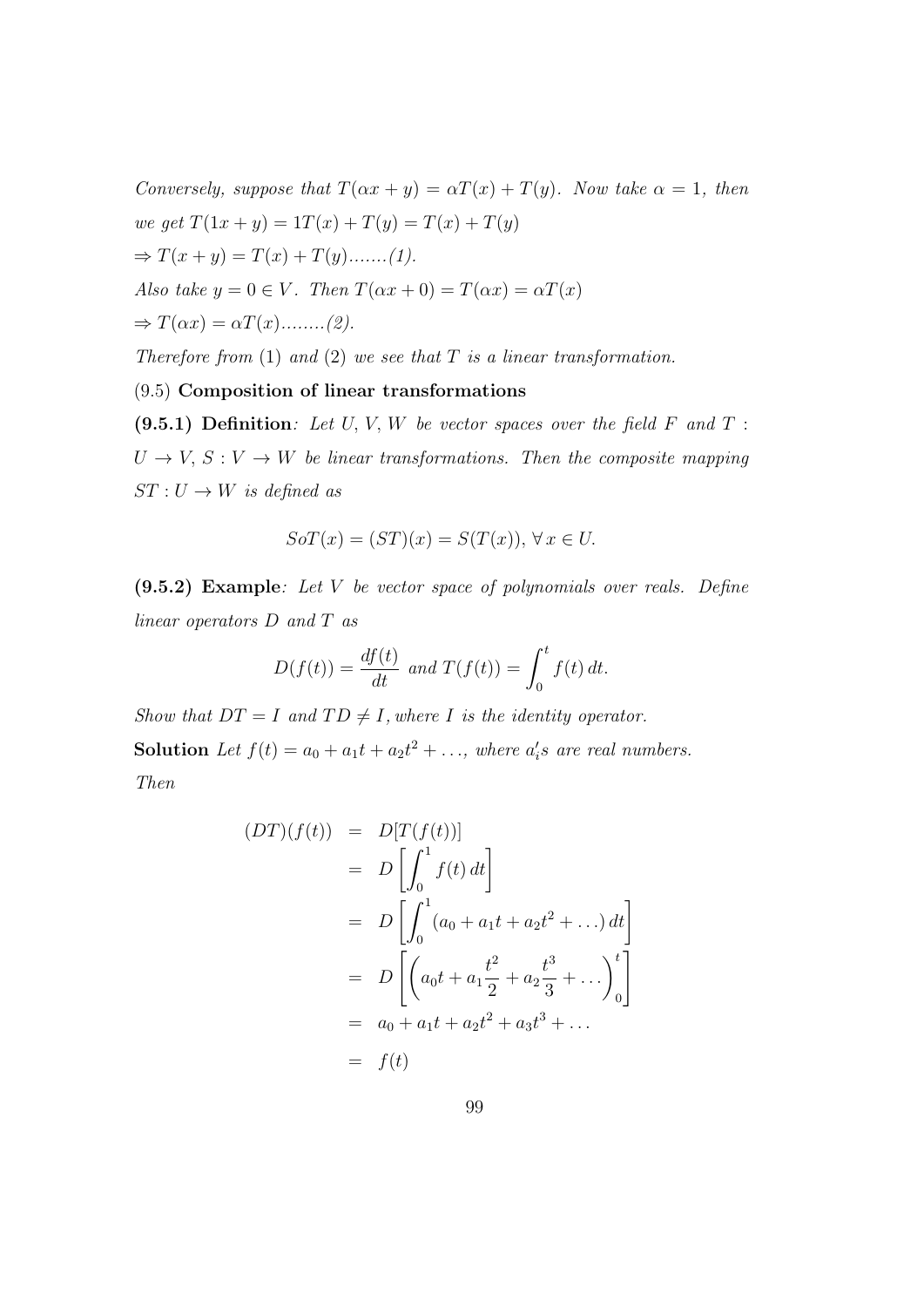*Conversely, suppose that $T(\alpha x + y) = \alpha T(x) + T(y)$. Now take $\alpha = 1$, then we get $T(1x + y) = 1T(x) + T(y) = T(x) + T(y)$*

*$\Rightarrow T(x + y) = T(x) + T(y)$.......(1).*

*Also take $y = 0 \in V$. Then $T(\alpha x + 0) = T(\alpha x) = \alpha T(x)$*

*$\Rightarrow T(\alpha x) = \alpha T(x)$........(2).*

*Therefore from (1) and (2) we see that $T$ is a linear transformation.*

## (9.5) **Composition of linear transformations**

**(9.5.1) Definition**: *Let $U, V, W$ be vector spaces over the field $F$ and $T : U \to V$, $S : V \to W$ be linear transformations. Then the composite mapping $ST : U \to W$ is defined as*

$$SoT(x) = (ST)(x) = S(T(x)), \, \forall \, x \in U.$$

**(9.5.2) Example**: *Let $V$ be vector space of polynomials over reals. Define linear operators $D$ and $T$ as*

$$D(f(t)) = \frac{df(t)}{dt} \text{ and } T(f(t)) = \int_0^t f(t)\, dt.$$

*Show that $DT = I$ and $TD \neq I$, where $I$ is the identity operator.*

**Solution** *Let $f(t) = a_0 + a_1 t + a_2 t^2 + \ldots$, where $a_i's$ are real numbers. Then*

$$\begin{aligned}
(DT)(f(t)) &= D[T(f(t))] \\
&= D\left[\int_0^1 f(t)\, dt\right] \\
&= D\left[\int_0^1 (a_0 + a_1 t + a_2 t^2 + \ldots)\, dt\right] \\
&= D\left[\left(a_0 t + a_1 \frac{t^2}{2} + a_2 \frac{t^3}{3} + \ldots\right)_0^t\right] \\
&= a_0 + a_1 t + a_2 t^2 + a_3 t^3 + \ldots \\
&= f(t)
\end{aligned}$$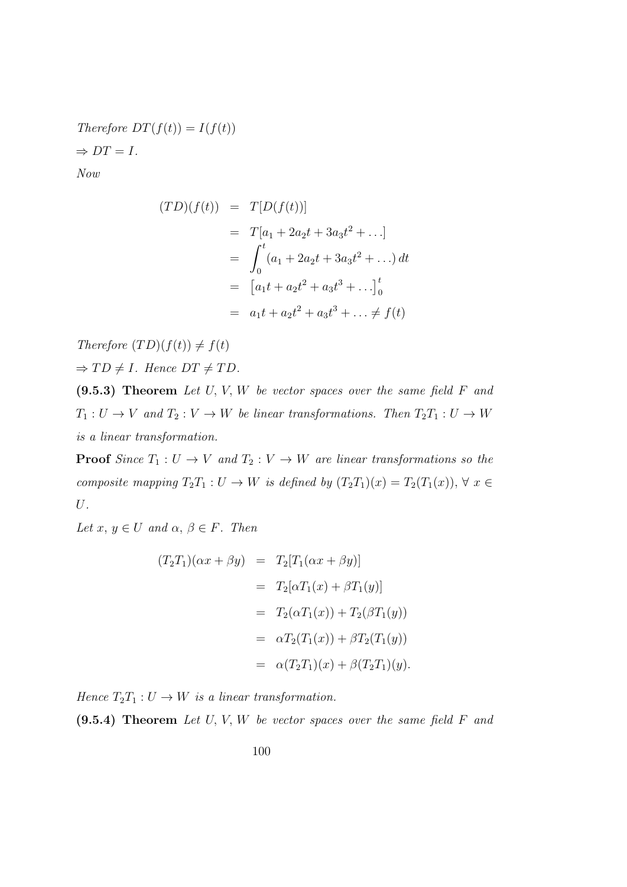*Therefore* $DT(f(t)) = I(f(t))$

$\Rightarrow DT = I$.

*Now*

$$
\begin{aligned}
(TD)(f(t)) &= T[D(f(t))] \\
&= T[a_1 + 2a_2 t + 3a_3 t^2 + \ldots] \\
&= \int_0^t (a_1 + 2a_2 t + 3a_3 t^2 + \ldots)\, dt \\
&= \left[a_1 t + a_2 t^2 + a_3 t^3 + \ldots\right]_0^t \\
&= a_1 t + a_2 t^2 + a_3 t^3 + \ldots \neq f(t)
\end{aligned}
$$

*Therefore* $(TD)(f(t)) \neq f(t)$

$\Rightarrow TD \neq I$. *Hence* $DT \neq TD$.

**(9.5.3) Theorem** *Let* $U, V, W$ *be vector spaces over the same field* $F$ *and* $T_1 : U \to V$ *and* $T_2 : V \to W$ *be linear transformations. Then* $T_2T_1 : U \to W$ *is a linear transformation.*

**Proof** *Since* $T_1 : U \to V$ *and* $T_2 : V \to W$ *are linear transformations so the composite mapping* $T_2T_1 : U \to W$ *is defined by* $(T_2T_1)(x) = T_2(T_1(x))$, $\forall\ x \in U$.

*Let* $x, y \in U$ *and* $\alpha, \beta \in F$. *Then*

$$
\begin{aligned}
(T_2T_1)(\alpha x + \beta y) &= T_2[T_1(\alpha x + \beta y)] \\
&= T_2[\alpha T_1(x) + \beta T_1(y)] \\
&= T_2(\alpha T_1(x)) + T_2(\beta T_1(y)) \\
&= \alpha T_2(T_1(x)) + \beta T_2(T_1(y)) \\
&= \alpha (T_2T_1)(x) + \beta (T_2T_1)(y).
\end{aligned}
$$

*Hence* $T_2T_1 : U \to W$ *is a linear transformation.*

**(9.5.4) Theorem** *Let* $U, V, W$ *be vector spaces over the same field* $F$ *and*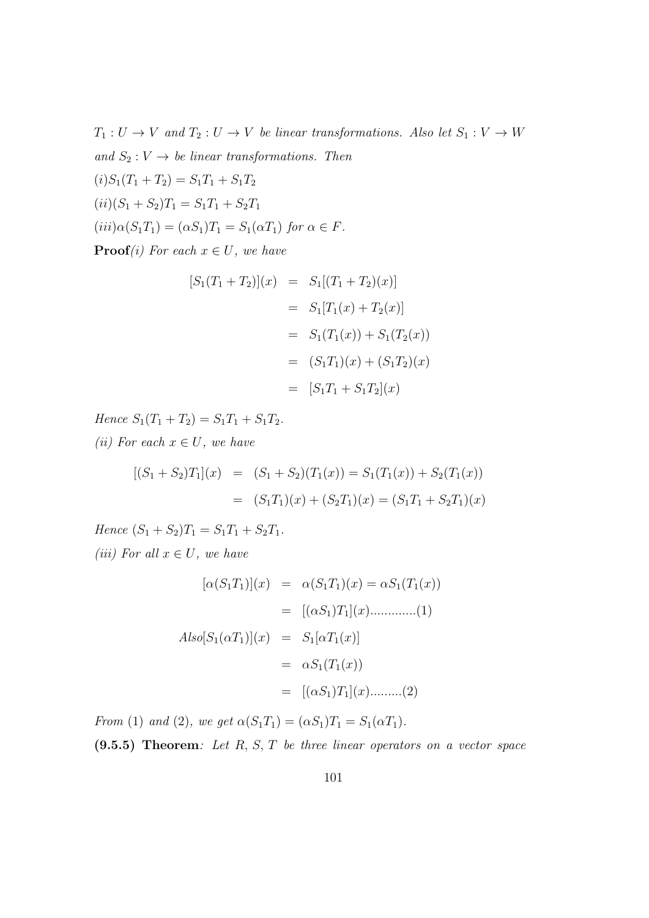*$T_1 : U \to V$ and $T_2 : U \to V$ be linear transformations. Also let $S_1 : V \to W$ and $S_2 : V \to$ be linear transformations. Then*

*$(i) S_1(T_1 + T_2) = S_1T_1 + S_1T_2$*

*$(ii) (S_1 + S_2)T_1 = S_1T_1 + S_2T_1$*

*$(iii) \alpha(S_1T_1) = (\alpha S_1)T_1 = S_1(\alpha T_1)$ for $\alpha \in F$.*

**Proof***(i) For each $x \in U$, we have*

$$\begin{aligned}
[S_1(T_1 + T_2)](x) &= S_1[(T_1 + T_2)(x)] \\
&= S_1[T_1(x) + T_2(x)] \\
&= S_1(T_1(x)) + S_1(T_2(x)) \\
&= (S_1T_1)(x) + (S_1T_2)(x) \\
&= [S_1T_1 + S_1T_2](x)
\end{aligned}$$

*Hence $S_1(T_1 + T_2) = S_1T_1 + S_1T_2$.*

*(ii) For each $x \in U$, we have*

$$\begin{aligned}
[(S_1 + S_2)T_1](x) &= (S_1 + S_2)(T_1(x)) = S_1(T_1(x)) + S_2(T_1(x)) \\
&= (S_1T_1)(x) + (S_2T_1)(x) = (S_1T_1 + S_2T_1)(x)
\end{aligned}$$

*Hence $(S_1 + S_2)T_1 = S_1T_1 + S_2T_1$.*

*(iii) For all $x \in U$, we have*

$$\begin{aligned}
[\alpha(S_1T_1)](x) &= \alpha(S_1T_1)(x) = \alpha S_1(T_1(x)) \\
&= [(\alpha S_1)T_1](x).............(1) \\
Also[S_1(\alpha T_1)](x) &= S_1[\alpha T_1(x)] \\
&= \alpha S_1(T_1(x)) \\
&= [(\alpha S_1)T_1](x).........(2)
\end{aligned}$$

*From (1) and (2), we get $\alpha(S_1T_1) = (\alpha S_1)T_1 = S_1(\alpha T_1)$.*

**(9.5.5) Theorem***: Let $R$, $S$, $T$ be three linear operators on a vector space*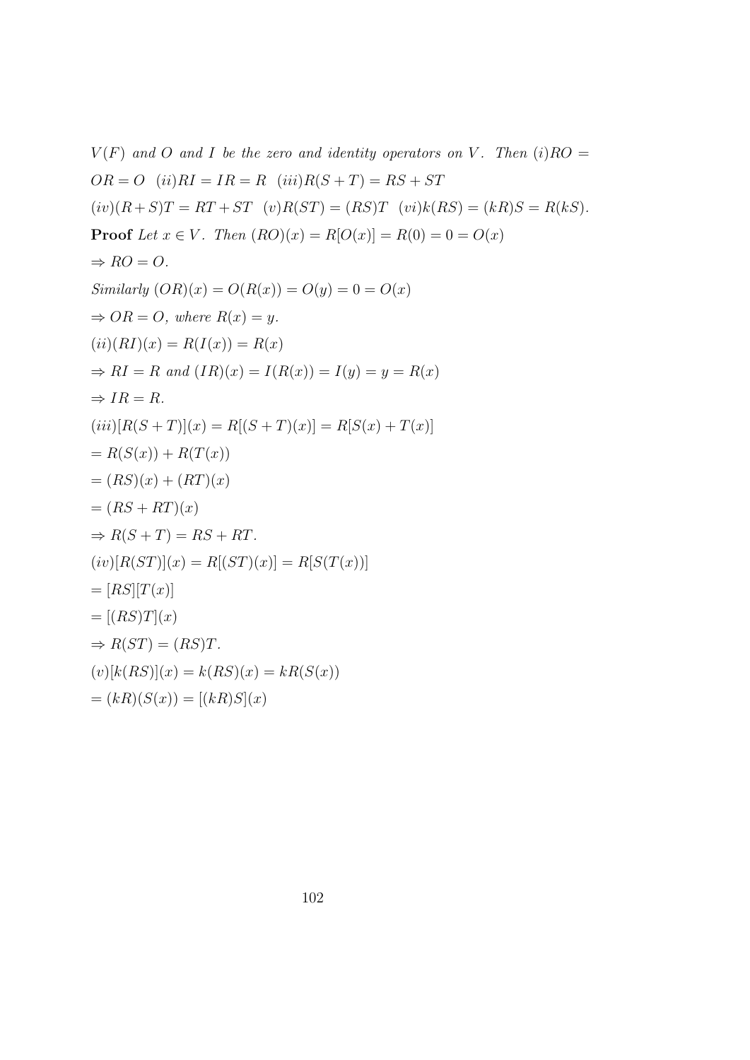*$V(F)$ and $O$ and $I$ be the zero and identity operators on $V$. Then* $(i) RO = OR = O$ $\;(ii) RI = IR = R$ $\;(iii) R(S+T) = RS + ST$ $\;(iv)(R+S)T = RT + ST$ $\;(v) R(ST) = (RS)T$ $\;(vi) k(RS) = (kR)S = R(kS)$.

**Proof** *Let $x \in V$. Then* $(RO)(x) = R[O(x)] = R(0) = 0 = O(x)$

$\Rightarrow RO = O$.

*Similarly* $(OR)(x) = O(R(x)) = O(y) = 0 = O(x)$

$\Rightarrow OR = O$, *where* $R(x) = y$.

$(ii)(RI)(x) = R(I(x)) = R(x)$

$\Rightarrow RI = R$ *and* $(IR)(x) = I(R(x)) = I(y) = y = R(x)$

$\Rightarrow IR = R$.

$(iii)[R(S+T)](x) = R[(S+T)(x)] = R[S(x) + T(x)]$

$= R(S(x)) + R(T(x))$

$= (RS)(x) + (RT)(x)$

$= (RS + RT)(x)$

$\Rightarrow R(S+T) = RS + RT$.

$(iv)[R(ST)](x) = R[(ST)(x)] = R[S(T(x))]$

$= [RS][T(x)]$

$= [(RS)T](x)$

$\Rightarrow R(ST) = (RS)T$.

$(v)[k(RS)](x) = k(RS)(x) = kR(S(x))$

$= (kR)(S(x)) = [(kR)S](x)$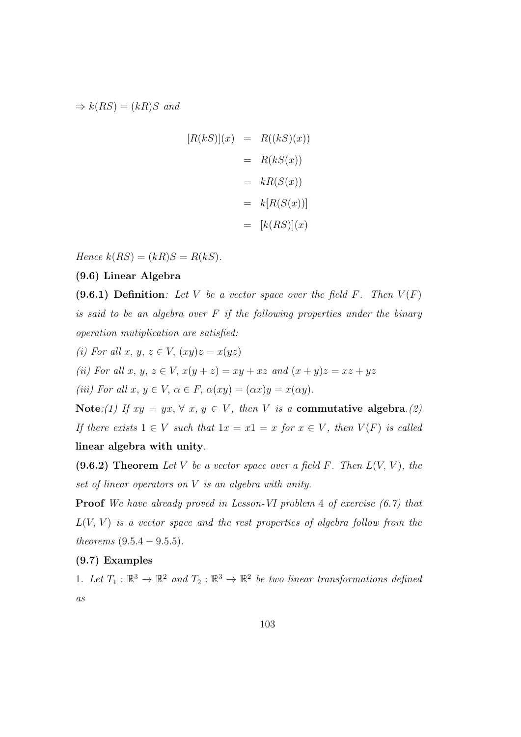$\Rightarrow k(RS) = (kR)S$ *and*

$$
\begin{aligned}
[R(kS)](x) &= R((kS)(x)) \\
&= R(kS(x)) \\
&= kR(S(x)) \\
&= k[R(S(x))] \\
&= [k(RS)](x)
\end{aligned}
$$

*Hence* $k(RS) = (kR)S = R(kS)$.

**(9.6) Linear Algebra**

**(9.6.1) Definition**: *Let $V$ be a vector space over the field $F$. Then $V(F)$ is said to be an algebra over $F$ if the following properties under the binary operation mutiplication are satisfied:*

*(i) For all $x,\, y,\, z \in V$, $(xy)z = x(yz)$*

*(ii) For all $x,\, y,\, z \in V$, $x(y+z) = xy + xz$ and $(x+y)z = xz + yz$*

*(iii) For all $x,\, y \in V$, $\alpha \in F$, $\alpha(xy) = (\alpha x)y = x(\alpha y)$.*

**Note**:*(1) If $xy = yx$, $\forall\ x,\, y \in V$, then $V$ is a* **commutative algebra**.*(2) If there exists $1 \in V$ such that $1x = x1 = x$ for $x \in V$, then $V(F)$ is called* **linear algebra with unity**.

**(9.6.2) Theorem** *Let $V$ be a vector space over a field $F$. Then $L(V,\, V)$, the set of linear operators on $V$ is an algebra with unity.*

**Proof** *We have already proved in Lesson-VI problem 4 of exercise (6.7) that $L(V,\, V)$ is a vector space and the rest properties of algebra follow from the theorems $(9.5.4 - 9.5.5)$.*

**(9.7) Examples**

1. *Let $T_1 : \mathbb{R}^3 \to \mathbb{R}^2$ and $T_2 : \mathbb{R}^3 \to \mathbb{R}^2$ be two linear transformations defined as*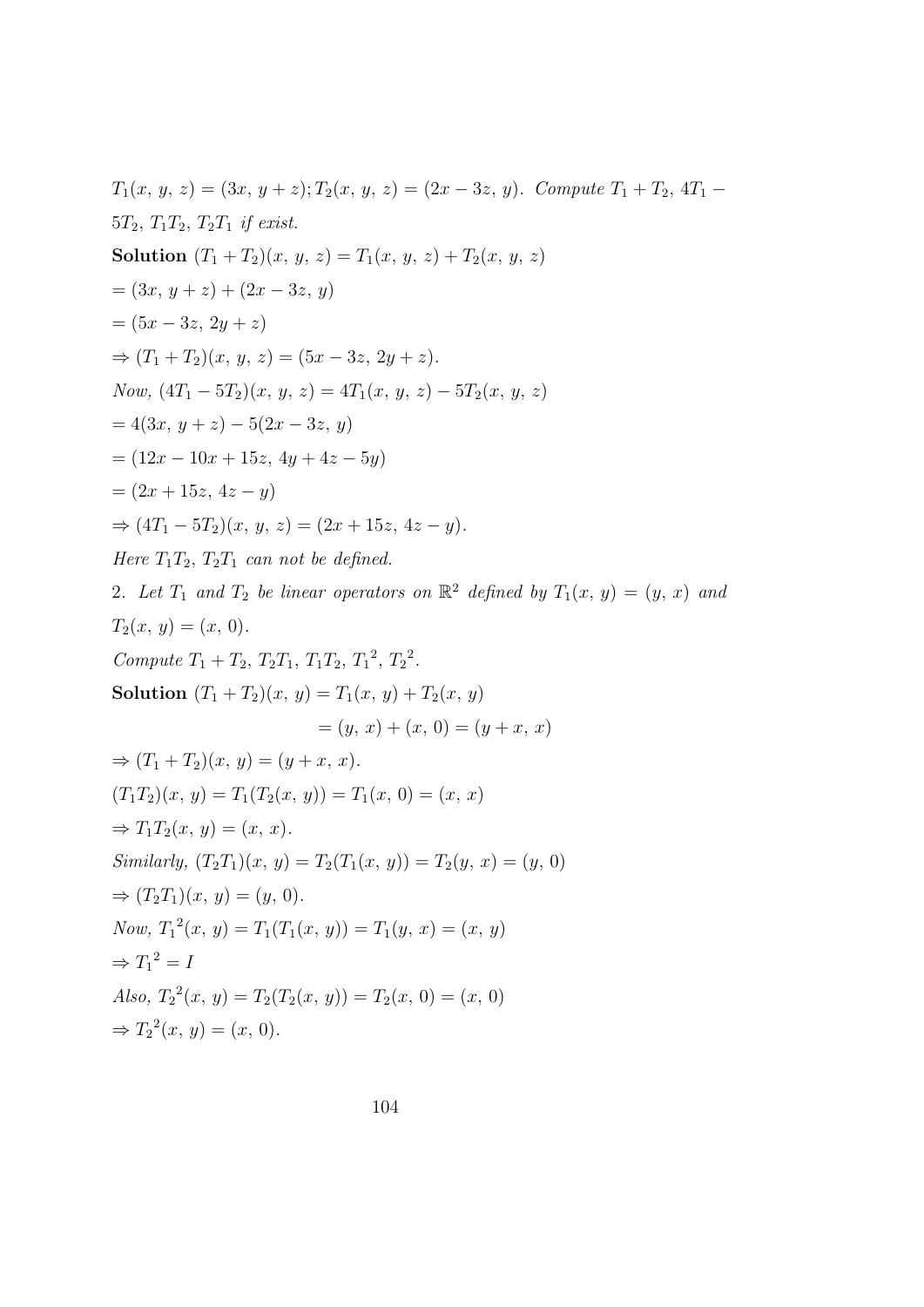$T_1(x, y, z) = (3x, y + z); T_2(x, y, z) = (2x - 3z, y)$. *Compute* $T_1 + T_2$, $4T_1 - 5T_2$, $T_1T_2$, $T_2T_1$ *if exist.*

**Solution** $(T_1 + T_2)(x, y, z) = T_1(x, y, z) + T_2(x, y, z)$

$= (3x, y + z) + (2x - 3z, y)$

$= (5x - 3z, 2y + z)$

$\Rightarrow (T_1 + T_2)(x, y, z) = (5x - 3z, 2y + z).$

*Now,* $(4T_1 - 5T_2)(x, y, z) = 4T_1(x, y, z) - 5T_2(x, y, z)$

$= 4(3x, y + z) - 5(2x - 3z, y)$

$= (12x - 10x + 15z, 4y + 4z - 5y)$

$= (2x + 15z, 4z - y)$

$\Rightarrow (4T_1 - 5T_2)(x, y, z) = (2x + 15z, 4z - y).$

*Here* $T_1T_2$, $T_2T_1$ *can not be defined.*

2. *Let* $T_1$ *and* $T_2$ *be linear operators on* $\mathbb{R}^2$ *defined by* $T_1(x, y) = (y, x)$ *and* $T_2(x, y) = (x, 0)$.

*Compute* $T_1 + T_2$, $T_2T_1$, $T_1T_2$, ${T_1}^2$, ${T_2}^2$.

**Solution** $(T_1 + T_2)(x, y) = T_1(x, y) + T_2(x, y)$

$$= (y, x) + (x, 0) = (y + x, x)$$

$\Rightarrow (T_1 + T_2)(x, y) = (y + x, x).$

$(T_1T_2)(x, y) = T_1(T_2(x, y)) = T_1(x, 0) = (x, x)$

$\Rightarrow T_1T_2(x, y) = (x, x).$

*Similarly,* $(T_2T_1)(x, y) = T_2(T_1(x, y)) = T_2(y, x) = (y, 0)$

$\Rightarrow (T_2T_1)(x, y) = (y, 0).$

*Now,* ${T_1}^2(x, y) = T_1(T_1(x, y)) = T_1(y, x) = (x, y)$

$\Rightarrow {T_1}^2 = I$

*Also,* ${T_2}^2(x, y) = T_2(T_2(x, y)) = T_2(x, 0) = (x, 0)$

$\Rightarrow {T_2}^2(x, y) = (x, 0).$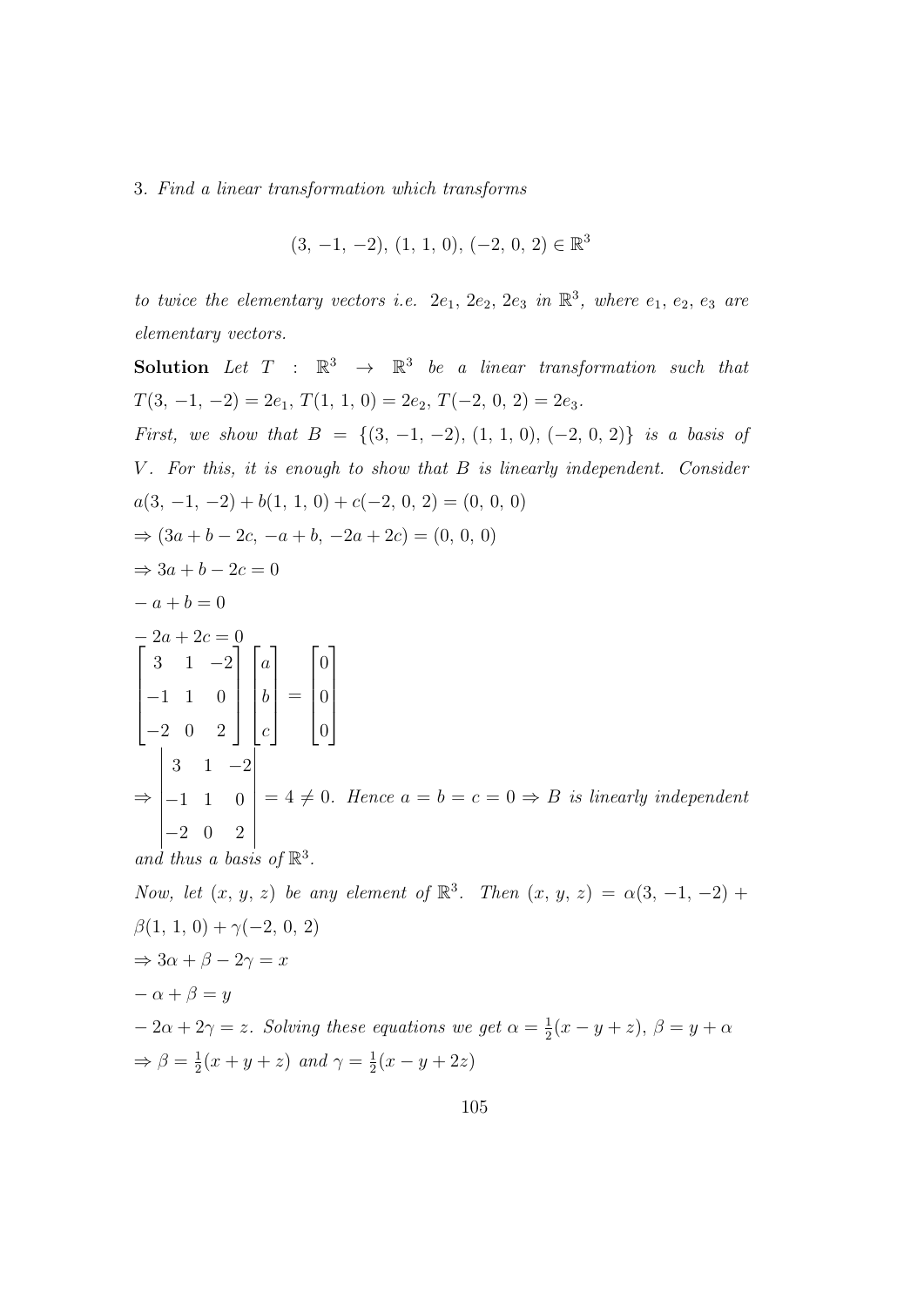3. *Find a linear transformation which transforms*

$$(3, -1, -2), (1, 1, 0), (-2, 0, 2) \in \mathbb{R}^3$$

*to twice the elementary vectors i.e.* $2e_1, 2e_2, 2e_3$ *in* $\mathbb{R}^3$*, where* $e_1, e_2, e_3$ *are elementary vectors.*

**Solution** *Let* $T : \mathbb{R}^3 \to \mathbb{R}^3$ *be a linear transformation such that* $T(3, -1, -2) = 2e_1$, $T(1, 1, 0) = 2e_2$, $T(-2, 0, 2) = 2e_3$.

*First, we show that* $B = \{(3, -1, -2), (1, 1, 0), (-2, 0, 2)\}$ *is a basis of* $V$*. For this, it is enough to show that* $B$ *is linearly independent. Consider* $a(3, -1, -2) + b(1, 1, 0) + c(-2, 0, 2) = (0, 0, 0)$

$\Rightarrow (3a + b - 2c, -a + b, -2a + 2c) = (0, 0, 0)$

$\Rightarrow 3a + b - 2c = 0$

$-a + b = 0$

$-2a + 2c = 0$

$$\begin{bmatrix} 3 & 1 & -2 \\ -1 & 1 & 0 \\ -2 & 0 & 2 \end{bmatrix} \begin{bmatrix} a \\ b \\ c \end{bmatrix} = \begin{bmatrix} 0 \\ 0 \\ 0 \end{bmatrix}$$

$\Rightarrow \begin{vmatrix} 3 & 1 & -2 \\ -1 & 1 & 0 \\ -2 & 0 & 2 \end{vmatrix} = 4 \neq 0$. *Hence* $a = b = c = 0 \Rightarrow B$ *is linearly independent and thus a basis of* $\mathbb{R}^3$.

*Now, let* $(x, y, z)$ *be any element of* $\mathbb{R}^3$*. Then* $(x, y, z) = \alpha(3, -1, -2) + \beta(1, 1, 0) + \gamma(-2, 0, 2)$

$\Rightarrow 3\alpha + \beta - 2\gamma = x$

$-\alpha + \beta = y$

$-2\alpha + 2\gamma = z$. *Solving these equations we get* $\alpha = \frac{1}{2}(x - y + z)$, $\beta = y + \alpha$

$\Rightarrow \beta = \frac{1}{2}(x + y + z)$ *and* $\gamma = \frac{1}{2}(x - y + 2z)$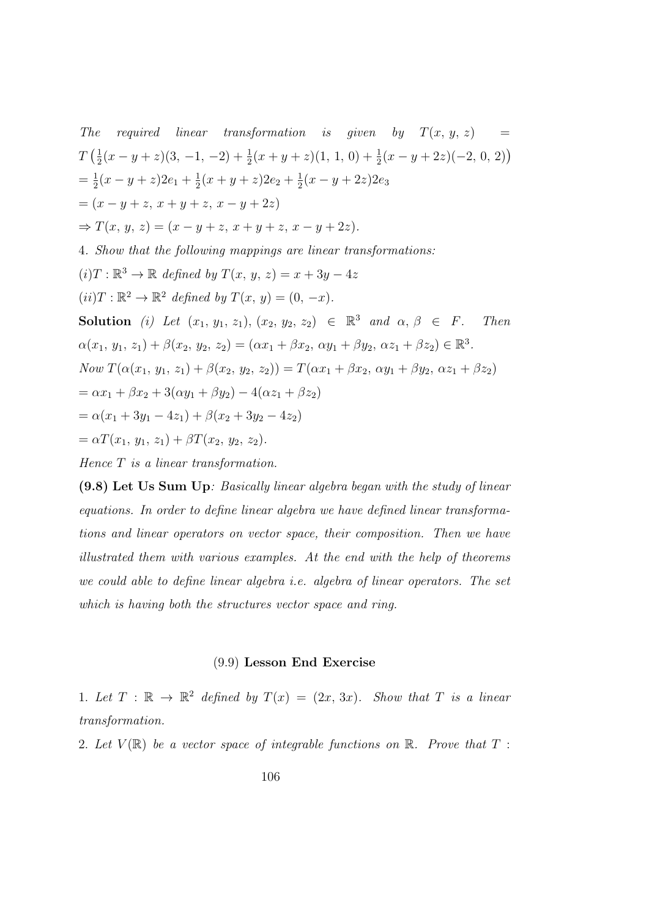*The required linear transformation is given by* $T(x, y, z) = T\left(\frac{1}{2}(x-y+z)(3, -1, -2) + \frac{1}{2}(x+y+z)(1, 1, 0) + \frac{1}{2}(x-y+2z)(-2, 0, 2)\right)$

$= \frac{1}{2}(x-y+z)2e_1 + \frac{1}{2}(x+y+z)2e_2 + \frac{1}{2}(x-y+2z)2e_3$

$= (x-y+z, x+y+z, x-y+2z)$

$\Rightarrow T(x, y, z) = (x-y+z, x+y+z, x-y+2z).$

4. *Show that the following mappings are linear transformations:*

$(i) T : \mathbb{R}^3 \to \mathbb{R}$ *defined by* $T(x, y, z) = x + 3y - 4z$

$(ii) T : \mathbb{R}^2 \to \mathbb{R}^2$ *defined by* $T(x, y) = (0, -x)$.

**Solution** *(i) Let* $(x_1, y_1, z_1), (x_2, y_2, z_2) \in \mathbb{R}^3$ *and* $\alpha, \beta \in F$. *Then* $\alpha(x_1, y_1, z_1) + \beta(x_2, y_2, z_2) = (\alpha x_1 + \beta x_2, \alpha y_1 + \beta y_2, \alpha z_1 + \beta z_2) \in \mathbb{R}^3$.

*Now* $T(\alpha(x_1, y_1, z_1) + \beta(x_2, y_2, z_2)) = T(\alpha x_1 + \beta x_2, \alpha y_1 + \beta y_2, \alpha z_1 + \beta z_2)$

$= \alpha x_1 + \beta x_2 + 3(\alpha y_1 + \beta y_2) - 4(\alpha z_1 + \beta z_2)$

$= \alpha(x_1 + 3y_1 - 4z_1) + \beta(x_2 + 3y_2 - 4z_2)$

$= \alpha T(x_1, y_1, z_1) + \beta T(x_2, y_2, z_2).$

*Hence* $T$ *is a linear transformation.*

**(9.8) Let Us Sum Up**: *Basically linear algebra began with the study of linear equations. In order to define linear algebra we have defined linear transformations and linear operators on vector space, their composition. Then we have illustrated them with various examples. At the end with the help of theorems we could able to define linear algebra i.e. algebra of linear operators. The set which is having both the structures vector space and ring.*

## (9.9) Lesson End Exercise

1. *Let* $T : \mathbb{R} \to \mathbb{R}^2$ *defined by* $T(x) = (2x, 3x)$. *Show that* $T$ *is a linear transformation.*

2. *Let* $V(\mathbb{R})$ *be a vector space of integrable functions on* $\mathbb{R}$. *Prove that* $T$ :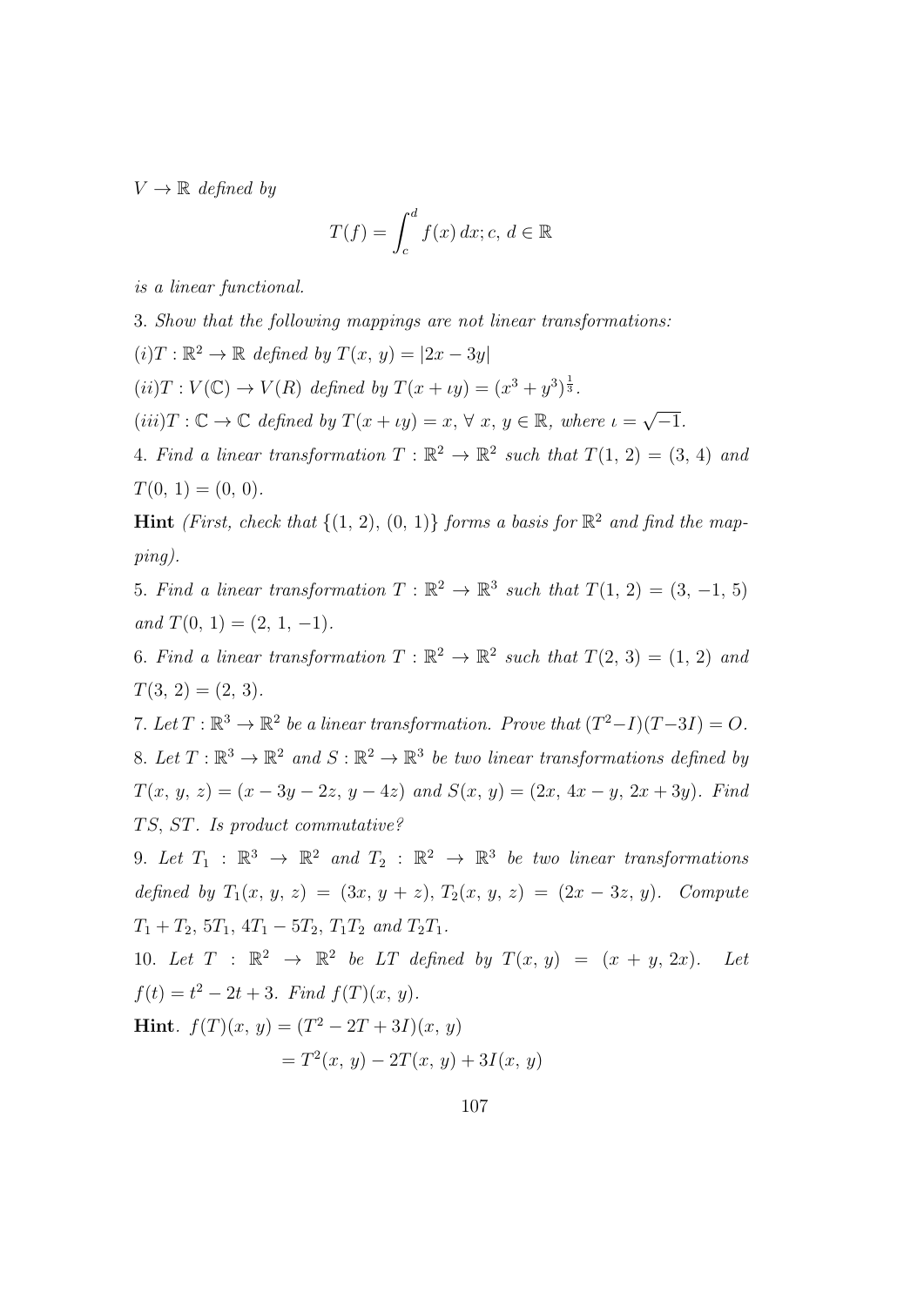$V \to \mathbb{R}$ *defined by*

$$T(f) = \int_c^d f(x)\, dx; c,\, d \in \mathbb{R}$$

*is a linear functional.*

3. *Show that the following mappings are not linear transformations:*

$(i) T : \mathbb{R}^2 \to \mathbb{R}$ *defined by* $T(x,\, y) = |2x - 3y|$

$(ii) T : V(\mathbb{C}) \to V(R)$ *defined by* $T(x + \iota y) = (x^3 + y^3)^{\frac{1}{3}}$.

$(iii) T : \mathbb{C} \to \mathbb{C}$ *defined by* $T(x + \iota y) = x,\ \forall\ x,\, y \in \mathbb{R}$, *where* $\iota = \sqrt{-1}$.

4. *Find a linear transformation* $T : \mathbb{R}^2 \to \mathbb{R}^2$ *such that* $T(1,\, 2) = (3,\, 4)$ *and* $T(0,\, 1) = (0,\, 0)$.

**Hint** *(First, check that* $\{(1,\, 2),\, (0,\, 1)\}$ *forms a basis for* $\mathbb{R}^2$ *and find the mapping).*

5. *Find a linear transformation* $T : \mathbb{R}^2 \to \mathbb{R}^3$ *such that* $T(1,\, 2) = (3,\, -1,\, 5)$ *and* $T(0,\, 1) = (2,\, 1,\, -1)$.

6. *Find a linear transformation* $T : \mathbb{R}^2 \to \mathbb{R}^2$ *such that* $T(2,\, 3) = (1,\, 2)$ *and* $T(3,\, 2) = (2,\, 3)$.

7. *Let* $T : \mathbb{R}^3 \to \mathbb{R}^2$ *be a linear transformation. Prove that* $(T^2 - I)(T - 3I) = O$.

8. *Let* $T : \mathbb{R}^3 \to \mathbb{R}^2$ *and* $S : \mathbb{R}^2 \to \mathbb{R}^3$ *be two linear transformations defined by* $T(x,\, y,\, z) = (x - 3y - 2z,\, y - 4z)$ *and* $S(x,\, y) = (2x,\, 4x - y,\, 2x + 3y)$. *Find* $TS$, $ST$. *Is product commutative?*

9. *Let* $T_1 : \mathbb{R}^3 \to \mathbb{R}^2$ *and* $T_2 : \mathbb{R}^2 \to \mathbb{R}^3$ *be two linear transformations defined by* $T_1(x,\, y,\, z) = (3x,\, y + z)$, $T_2(x,\, y,\, z) = (2x - 3z,\, y)$. *Compute* $T_1 + T_2$, $5T_1$, $4T_1 - 5T_2$, $T_1T_2$ *and* $T_2T_1$.

10. *Let* $T : \mathbb{R}^2 \to \mathbb{R}^2$ *be LT defined by* $T(x,\, y) = (x + y,\, 2x)$. *Let* $f(t) = t^2 - 2t + 3$. *Find* $f(T)(x,\, y)$.

**Hint**. 
$$\begin{aligned} f(T)(x,\, y) &= (T^2 - 2T + 3I)(x,\, y) \\ &= T^2(x,\, y) - 2T(x,\, y) + 3I(x,\, y) \end{aligned}$$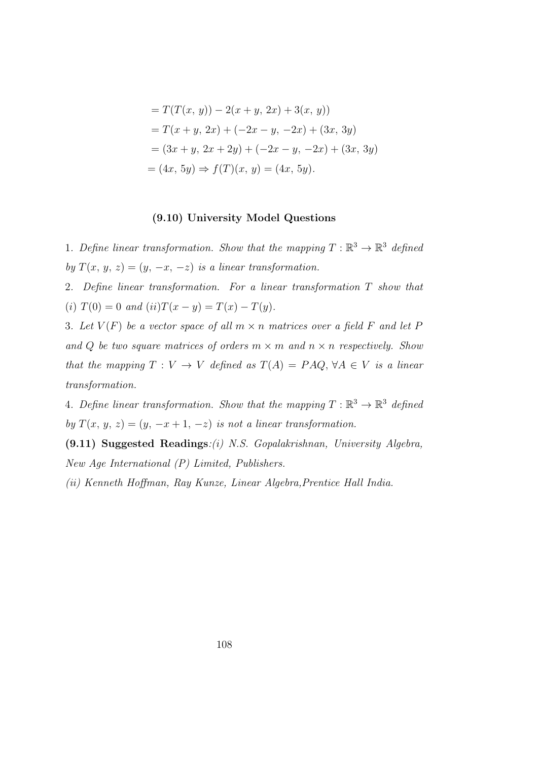$$= T(T(x,\, y)) - 2(x + y,\, 2x) + 3(x,\, y))$$
$$= T(x + y,\, 2x) + (-2x - y,\, -2x) + (3x,\, 3y)$$
$$= (3x + y,\, 2x + 2y) + (-2x - y,\, -2x) + (3x,\, 3y)$$
$$= (4x,\, 5y) \Rightarrow f(T)(x,\, y) = (4x,\, 5y).$$

### (9.10) University Model Questions

1. *Define linear transformation. Show that the mapping $T : \mathbb{R}^3 \to \mathbb{R}^3$ defined by $T(x,\, y,\, z) = (y,\, -x,\, -z)$ is a linear transformation.*

2. *Define linear transformation. For a linear transformation $T$ show that (i) $T(0) = 0$ and (ii) $T(x - y) = T(x) - T(y)$.*

3. *Let $V(F)$ be a vector space of all $m \times n$ matrices over a field $F$ and let $P$ and $Q$ be two square matrices of orders $m \times m$ and $n \times n$ respectively. Show that the mapping $T : V \to V$ defined as $T(A) = PAQ,\, \forall A \in V$ is a linear transformation.*

4. *Define linear transformation. Show that the mapping $T : \mathbb{R}^3 \to \mathbb{R}^3$ defined by $T(x,\, y,\, z) = (y,\, -x + 1,\, -z)$ is not a linear transformation.*

**(9.11) Suggested Readings**:*(i) N.S. Gopalakrishnan, University Algebra, New Age International (P) Limited, Publishers.*

*(ii) Kenneth Hoffman, Ray Kunze, Linear Algebra,Prentice Hall India.*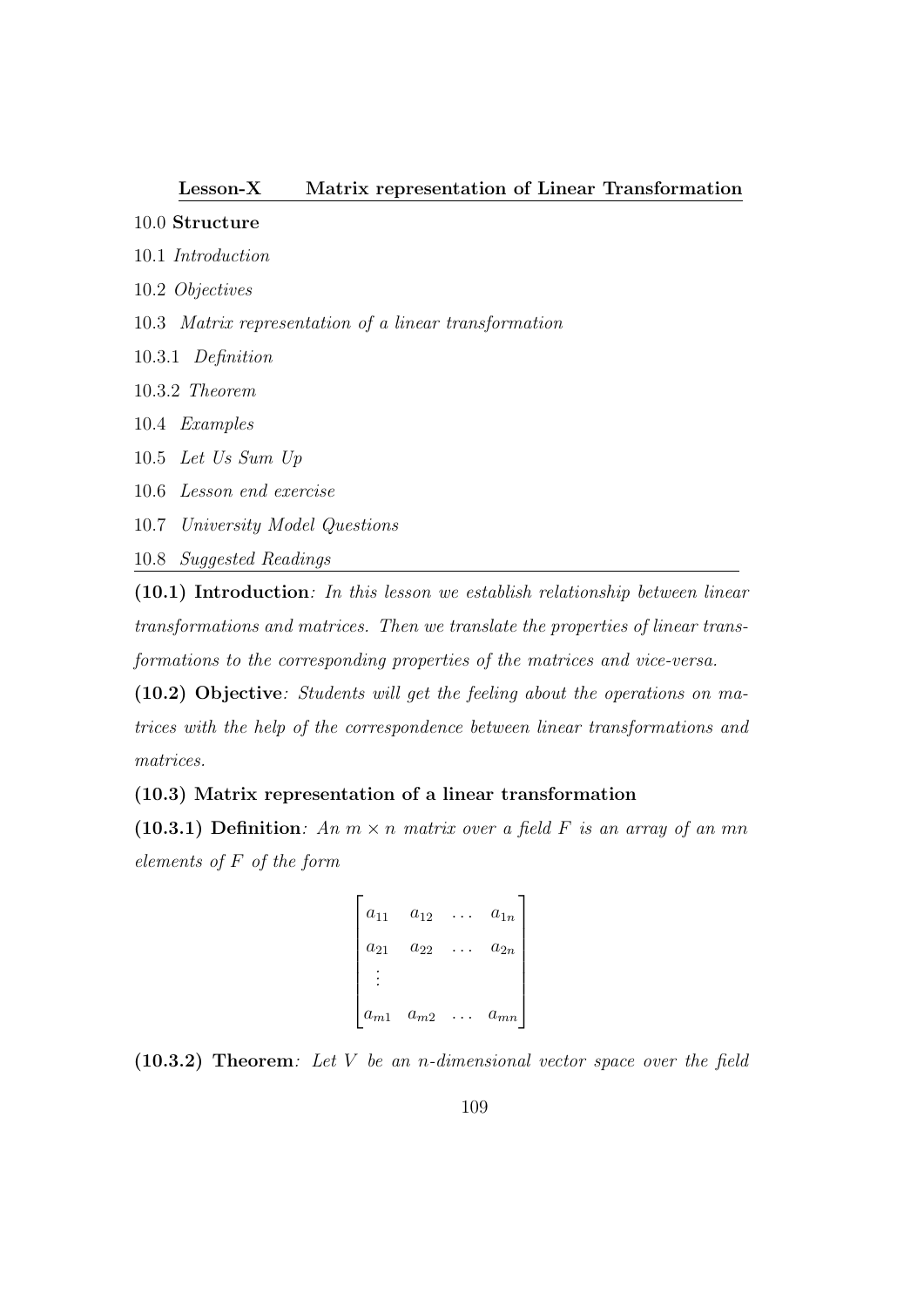## Lesson-X Matrix representation of Linear Transformation

10.0 **Structure**

10.1 *Introduction*

10.2 *Objectives*

10.3 *Matrix representation of a linear transformation*

10.3.1 *Definition*

10.3.2 *Theorem*

10.4 *Examples*

10.5 *Let Us Sum Up*

10.6 *Lesson end exercise*

10.7 *University Model Questions*

10.8 *Suggested Readings*

**(10.1) Introduction***: In this lesson we establish relationship between linear transformations and matrices. Then we translate the properties of linear transformations to the corresponding properties of the matrices and vice-versa.*

**(10.2) Objective***: Students will get the feeling about the operations on matrices with the help of the correspondence between linear transformations and matrices.*

**(10.3) Matrix representation of a linear transformation**

**(10.3.1) Definition***: An $m \times n$ matrix over a field $F$ is an array of an $mn$ elements of $F$ of the form*

$$\begin{bmatrix} a_{11} & a_{12} & \dots & a_{1n} \\ a_{21} & a_{22} & \dots & a_{2n} \\ \vdots & & & \\ a_{m1} & a_{m2} & \dots & a_{mn} \end{bmatrix}$$

**(10.3.2) Theorem***: Let $V$ be an $n$-dimensional vector space over the field*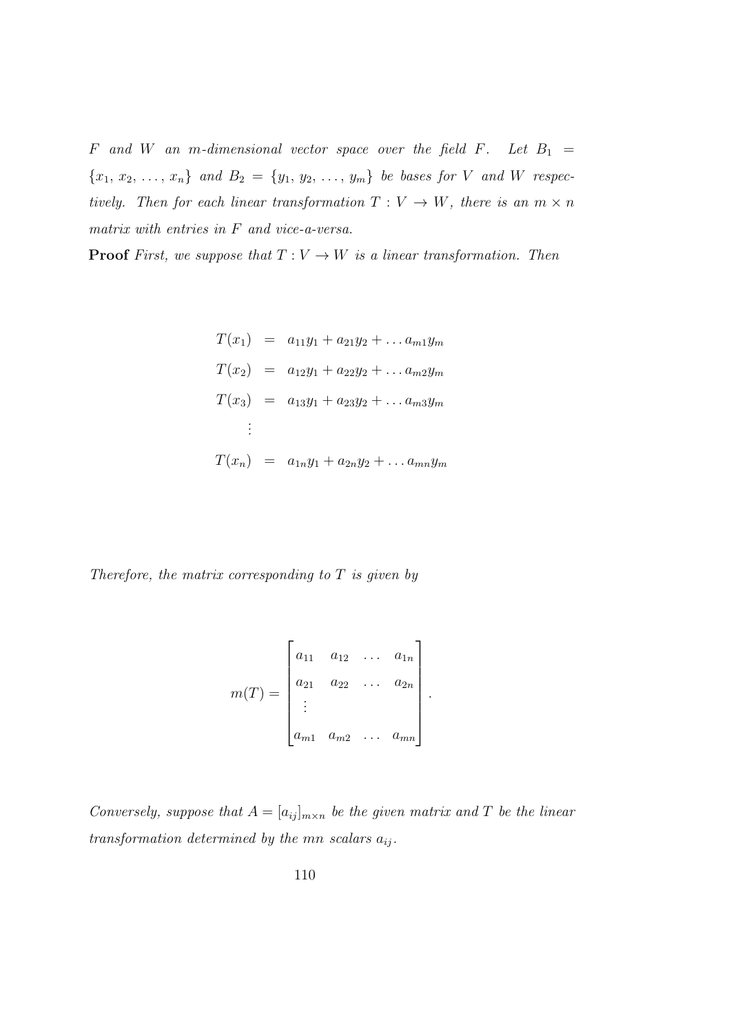*$F$ and $W$ an $m$-dimensional vector space over the field $F$. Let $B_1 = \{x_1, x_2, \ldots, x_n\}$ and $B_2 = \{y_1, y_2, \ldots, y_m\}$ be bases for $V$ and $W$ respectively. Then for each linear transformation $T : V \to W$, there is an $m \times n$ matrix with entries in $F$ and vice-a-versa.*

**Proof** *First, we suppose that $T : V \to W$ is a linear transformation. Then*

$$
\begin{aligned}
T(x_1) &= a_{11}y_1 + a_{21}y_2 + \ldots a_{m1}y_m \\
T(x_2) &= a_{12}y_1 + a_{22}y_2 + \ldots a_{m2}y_m \\
T(x_3) &= a_{13}y_1 + a_{23}y_2 + \ldots a_{m3}y_m \\
&\vdots \\
T(x_n) &= a_{1n}y_1 + a_{2n}y_2 + \ldots a_{mn}y_m
\end{aligned}
$$

*Therefore, the matrix corresponding to $T$ is given by*

$$
m(T) = \begin{bmatrix} a_{11} & a_{12} & \ldots & a_{1n} \\ a_{21} & a_{22} & \ldots & a_{2n} \\ \vdots & & & \\ a_{m1} & a_{m2} & \ldots & a_{mn} \end{bmatrix}.
$$

*Conversely, suppose that $A = [a_{ij}]_{m \times n}$ be the given matrix and $T$ be the linear transformation determined by the $mn$ scalars $a_{ij}$.*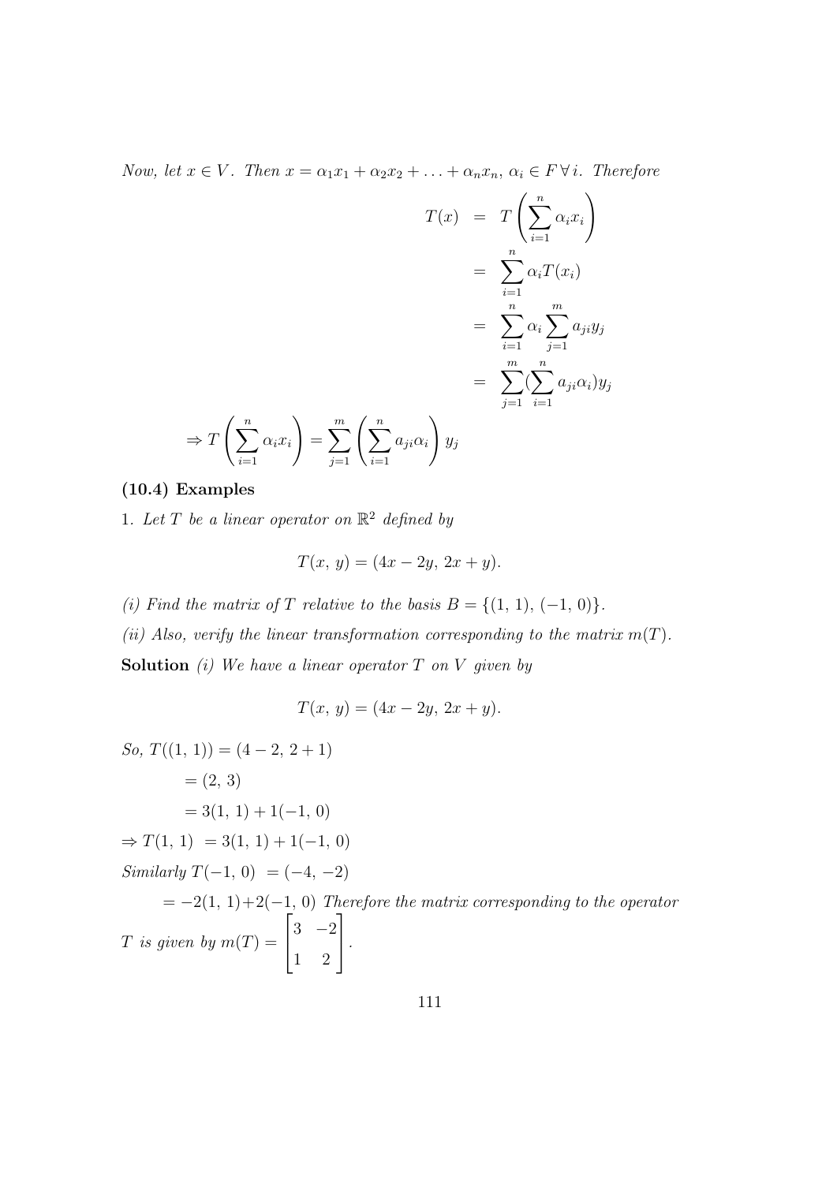*Now, let $x \in V$. Then $x = \alpha_1 x_1 + \alpha_2 x_2 + \ldots + \alpha_n x_n$, $\alpha_i \in F\, \forall\, i$. Therefore*

$$
\begin{aligned}
T(x) &= T\left(\sum_{i=1}^{n} \alpha_i x_i\right) \\
&= \sum_{i=1}^{n} \alpha_i T(x_i) \\
&= \sum_{i=1}^{n} \alpha_i \sum_{j=1}^{m} a_{ji} y_j \\
&= \sum_{j=1}^{m} (\sum_{i=1}^{n} a_{ji} \alpha_i) y_j
\end{aligned}
$$

$$\Rightarrow T\left(\sum_{i=1}^{n} \alpha_i x_i\right) = \sum_{j=1}^{m} \left(\sum_{i=1}^{n} a_{ji} \alpha_i\right) y_j$$

**(10.4) Examples**

1. *Let $T$ be a linear operator on $\mathbb{R}^2$ defined by*

$$T(x,\, y) = (4x - 2y,\, 2x + y).$$

*(i) Find the matrix of $T$ relative to the basis $B = \{(1,\, 1),\, (-1,\, 0)\}$.*

*(ii) Also, verify the linear transformation corresponding to the matrix $m(T)$.*

**Solution** *(i) We have a linear operator $T$ on $V$ given by*

$$T(x,\, y) = (4x - 2y,\, 2x + y).$$

*So,* $T((1,\, 1)) = (4 - 2,\, 2 + 1)$

$= (2,\, 3)$

$= 3(1,\, 1) + 1(-1,\, 0)$

$\Rightarrow T(1,\, 1) \ = 3(1,\, 1) + 1(-1,\, 0)$

*Similarly* $T(-1,\, 0) \ = (-4,\, -2)$

$= -2(1,\, 1) + 2(-1,\, 0)$ *Therefore the matrix corresponding to the operator $T$ is given by* $m(T) = \begin{bmatrix} 3 & -2 \\ 1 & 2 \end{bmatrix}$.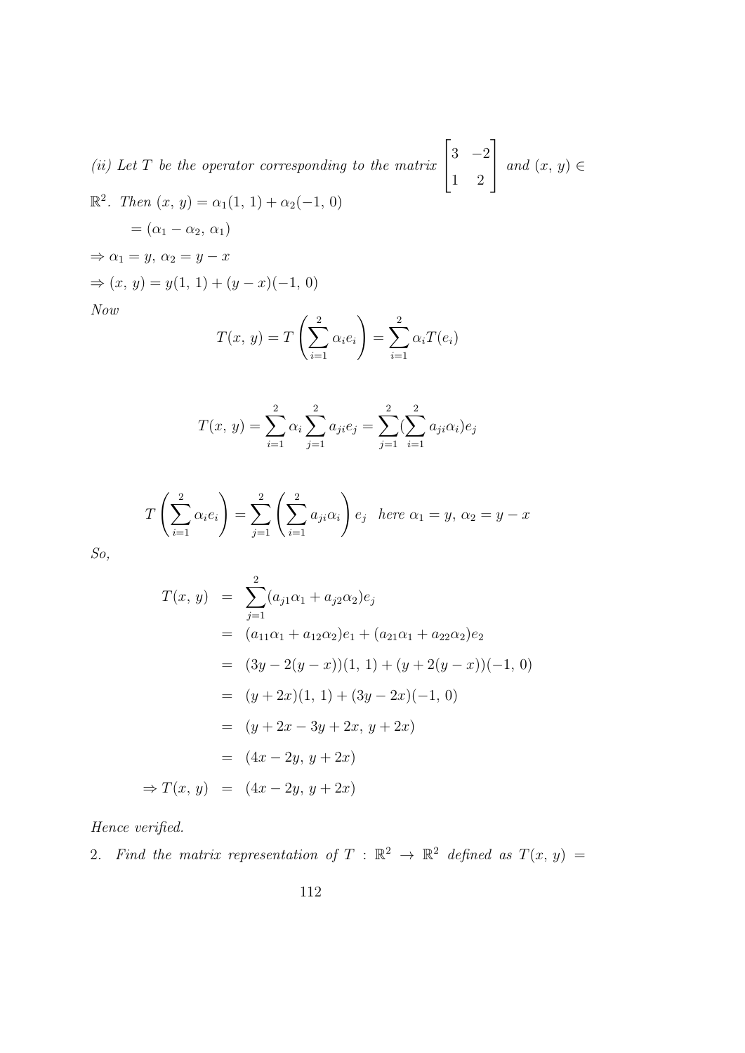*(ii) Let $T$ be the operator corresponding to the matrix* $\begin{bmatrix} 3 & -2 \\ 1 & 2 \end{bmatrix}$ *and* $(x, y) \in \mathbb{R}^2$*. Then* $(x, y) = \alpha_1(1, 1) + \alpha_2(-1, 0)$

$= (\alpha_1 - \alpha_2, \alpha_1)$

$\Rightarrow \alpha_1 = y, \alpha_2 = y - x$

$\Rightarrow (x, y) = y(1, 1) + (y - x)(-1, 0)$

*Now*

$$T(x, y) = T\left(\sum_{i=1}^{2} \alpha_i e_i\right) = \sum_{i=1}^{2} \alpha_i T(e_i)$$

$$T(x, y) = \sum_{i=1}^{2} \alpha_i \sum_{j=1}^{2} a_{ji} e_j = \sum_{j=1}^{2} (\sum_{i=1}^{2} a_{ji} \alpha_i) e_j$$

$$T\left(\sum_{i=1}^{2} \alpha_i e_i\right) = \sum_{j=1}^{2} \left(\sum_{i=1}^{2} a_{ji} \alpha_i\right) e_j \quad \text{here } \alpha_1 = y, \alpha_2 = y - x$$

*So,*

$$\begin{aligned}
T(x, y) &= \sum_{j=1}^{2} (a_{j1}\alpha_1 + a_{j2}\alpha_2) e_j \\
&= (a_{11}\alpha_1 + a_{12}\alpha_2) e_1 + (a_{21}\alpha_1 + a_{22}\alpha_2) e_2 \\
&= (3y - 2(y - x))(1, 1) + (y + 2(y - x))(-1, 0) \\
&= (y + 2x)(1, 1) + (3y - 2x)(-1, 0) \\
&= (y + 2x - 3y + 2x, y + 2x) \\
&= (4x - 2y, y + 2x) \\
\Rightarrow T(x, y) &= (4x - 2y, y + 2x)
\end{aligned}$$

*Hence verified.*

2. *Find the matrix representation of* $T : \mathbb{R}^2 \rightarrow \mathbb{R}^2$ *defined as* $T(x, y) =$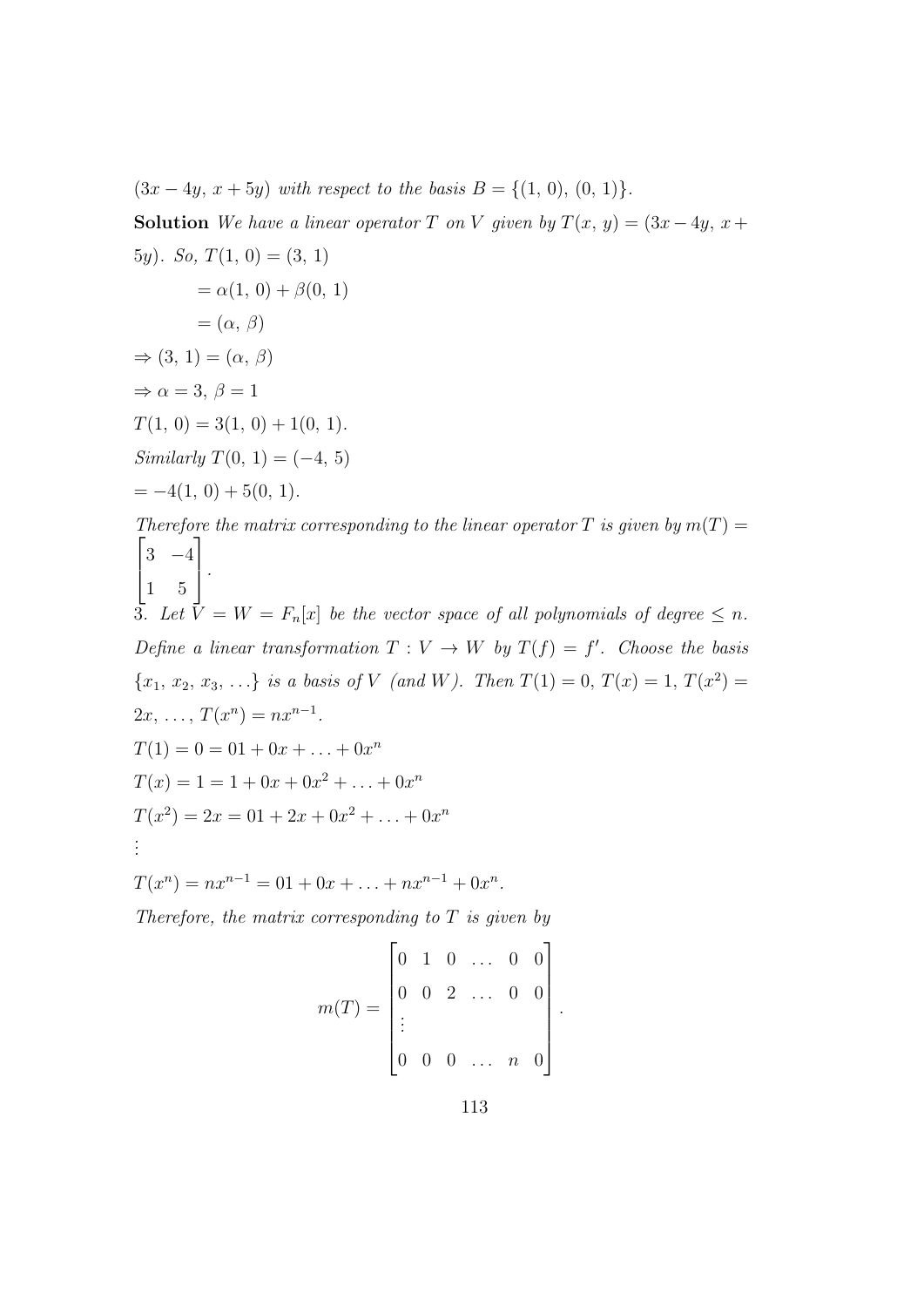$(3x - 4y,\ x + 5y)$ *with respect to the basis* $B = \{(1,\ 0),\ (0,\ 1)\}$.

**Solution** *We have a linear operator* $T$ *on* $V$ *given by* $T(x,\ y) = (3x - 4y,\ x + 5y)$. *So,* $T(1,\ 0) = (3,\ 1)$

$= \alpha(1,\ 0) + \beta(0,\ 1)$

$= (\alpha,\ \beta)$

$\Rightarrow (3,\ 1) = (\alpha,\ \beta)$

$\Rightarrow \alpha = 3,\ \beta = 1$

$T(1,\ 0) = 3(1,\ 0) + 1(0,\ 1).$

*Similarly* $T(0,\ 1) = (-4,\ 5)$

$= -4(1,\ 0) + 5(0,\ 1).$

*Therefore the matrix corresponding to the linear operator* $T$ *is given by* $m(T) = \begin{bmatrix} 3 & -4 \\ 1 & 5 \end{bmatrix}$.

3. *Let* $V = W = F_n[x]$ *be the vector space of all polynomials of degree* $\leq n$. *Define a linear transformation* $T : V \to W$ *by* $T(f) = f'$. *Choose the basis* $\{x_1,\ x_2,\ x_3,\ \ldots\}$ *is a basis of* $V$ *(and* $W$*). Then* $T(1) = 0$, $T(x) = 1$, $T(x^2) = 2x,\ \ldots,\ T(x^n) = nx^{n-1}$.

$T(1) = 0 = 01 + 0x + \ldots + 0x^n$

$T(x) = 1 = 1 + 0x + 0x^2 + \ldots + 0x^n$

$T(x^2) = 2x = 01 + 2x + 0x^2 + \ldots + 0x^n$

$\vdots$

$T(x^n) = nx^{n-1} = 01 + 0x + \ldots + nx^{n-1} + 0x^n.$

*Therefore, the matrix corresponding to* $T$ *is given by*

$$m(T) = \begin{bmatrix} 0 & 1 & 0 & \ldots & 0 & 0 \\ 0 & 0 & 2 & \ldots & 0 & 0 \\ \vdots & & & & & \\ 0 & 0 & 0 & \ldots & n & 0 \end{bmatrix}.$$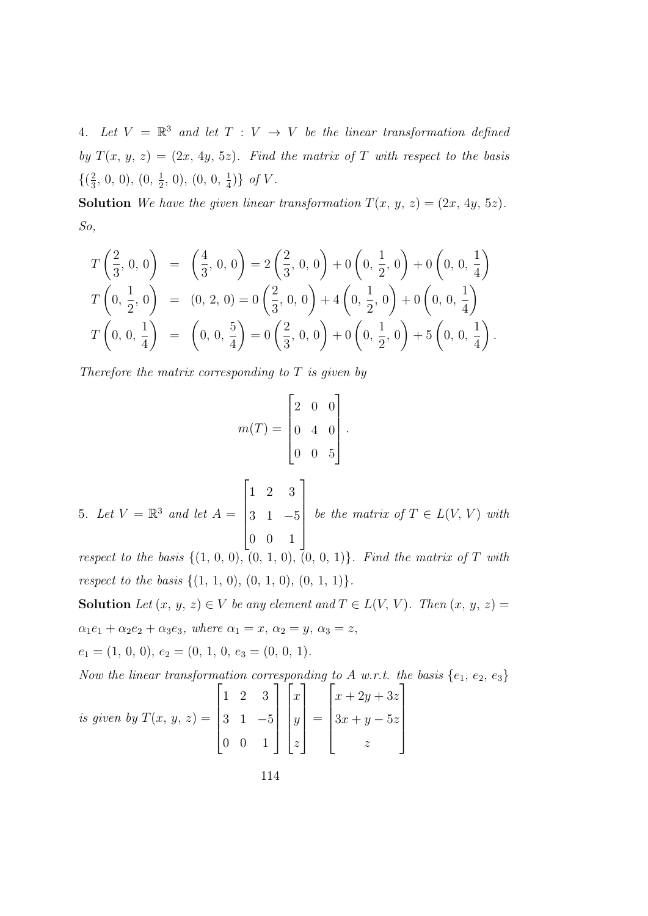4. *Let $V = \mathbb{R}^3$ and let $T : V \to V$ be the linear transformation defined by $T(x, y, z) = (2x, 4y, 5z)$. Find the matrix of $T$ with respect to the basis $\{(\frac{2}{3}, 0, 0), (0, \frac{1}{2}, 0), (0, 0, \frac{1}{4})\}$ of $V$.*

**Solution** *We have the given linear transformation $T(x, y, z) = (2x, 4y, 5z)$. So,*

$$
\begin{aligned}
T\left(\frac{2}{3}, 0, 0\right) &= \left(\frac{4}{3}, 0, 0\right) = 2\left(\frac{2}{3}, 0, 0\right) + 0\left(0, \frac{1}{2}, 0\right) + 0\left(0, 0, \frac{1}{4}\right) \\
T\left(0, \frac{1}{2}, 0\right) &= (0, 2, 0) = 0\left(\frac{2}{3}, 0, 0\right) + 4\left(0, \frac{1}{2}, 0\right) + 0\left(0, 0, \frac{1}{4}\right) \\
T\left(0, 0, \frac{1}{4}\right) &= \left(0, 0, \frac{5}{4}\right) = 0\left(\frac{2}{3}, 0, 0\right) + 0\left(0, \frac{1}{2}, 0\right) + 5\left(0, 0, \frac{1}{4}\right).
\end{aligned}
$$

*Therefore the matrix corresponding to $T$ is given by*

$$
m(T) = \begin{bmatrix} 2 & 0 & 0 \\ 0 & 4 & 0 \\ 0 & 0 & 5 \end{bmatrix}.
$$

5. *Let $V = \mathbb{R}^3$ and let $A = \begin{bmatrix} 1 & 2 & 3 \\ 3 & 1 & -5 \\ 0 & 0 & 1 \end{bmatrix}$ be the matrix of $T \in L(V, V)$ with respect to the basis $\{(1, 0, 0), (0, 1, 0), (0, 0, 1)\}$. Find the matrix of $T$ with respect to the basis $\{(1, 1, 0), (0, 1, 0), (0, 1, 1)\}$.*

**Solution** *Let $(x, y, z) \in V$ be any element and $T \in L(V, V)$. Then $(x, y, z) = \alpha_1 e_1 + \alpha_2 e_2 + \alpha_3 e_3$, where $\alpha_1 = x$, $\alpha_2 = y$, $\alpha_3 = z$,*

*$e_1 = (1, 0, 0)$, $e_2 = (0, 1, 0$, $e_3 = (0, 0, 1)$.*

*Now the linear transformation corresponding to $A$ w.r.t. the basis $\{e_1, e_2, e_3\}$ is given by* $T(x, y, z) = \begin{bmatrix} 1 & 2 & 3 \\ 3 & 1 & -5 \\ 0 & 0 & 1 \end{bmatrix} \begin{bmatrix} x \\ y \\ z \end{bmatrix} = \begin{bmatrix} x + 2y + 3z \\ 3x + y - 5z \\ z \end{bmatrix}$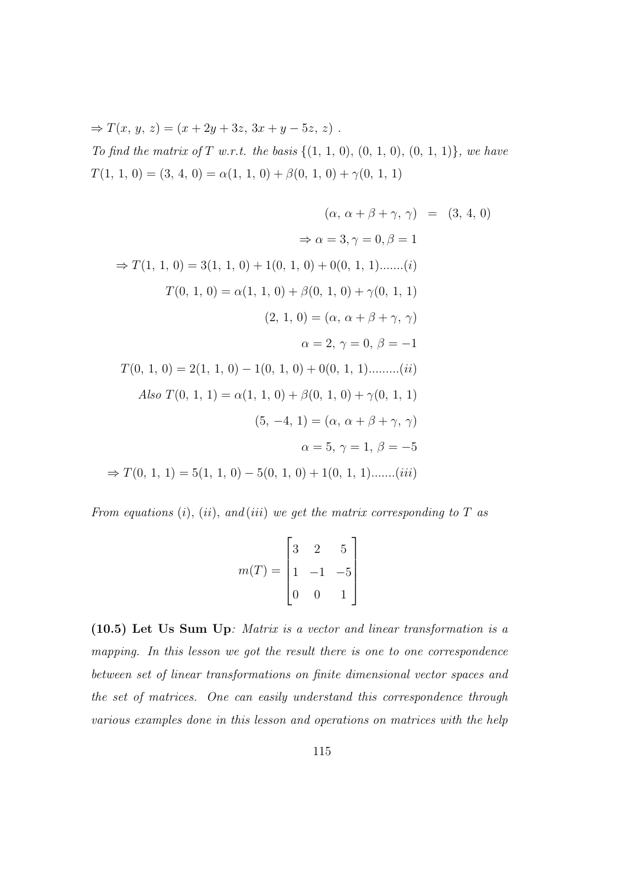$\Rightarrow T(x,\, y,\, z) = (x + 2y + 3z,\, 3x + y - 5z,\, z)$ .

*To find the matrix of $T$ w.r.t. the basis $\{(1,\, 1,\, 0),\, (0,\, 1,\, 0),\, (0,\, 1,\, 1)\}$, we have*

$T(1,\, 1,\, 0) = (3,\, 4,\, 0) = \alpha(1,\, 1,\, 0) + \beta(0,\, 1,\, 0) + \gamma(0,\, 1,\, 1)$

$$(\alpha,\, \alpha + \beta + \gamma,\, \gamma) = (3,\, 4,\, 0)$$

$$\Rightarrow \alpha = 3, \gamma = 0, \beta = 1$$

$$\Rightarrow T(1,\, 1,\, 0) = 3(1,\, 1,\, 0) + 1(0,\, 1,\, 0) + 0(0,\, 1,\, 1).......(i)$$

$$T(0,\, 1,\, 0) = \alpha(1,\, 1,\, 0) + \beta(0,\, 1,\, 0) + \gamma(0,\, 1,\, 1)$$

$$(2,\, 1,\, 0) = (\alpha,\, \alpha + \beta + \gamma,\, \gamma)$$

$$\alpha = 2,\, \gamma = 0,\, \beta = -1$$

$$T(0,\, 1,\, 0) = 2(1,\, 1,\, 0) - 1(0,\, 1,\, 0) + 0(0,\, 1,\, 1).........(ii)$$

$$\textit{Also } T(0,\, 1,\, 1) = \alpha(1,\, 1,\, 0) + \beta(0,\, 1,\, 0) + \gamma(0,\, 1,\, 1)$$

$$(5,\, -4,\, 1) = (\alpha,\, \alpha + \beta + \gamma,\, \gamma)$$

$$\alpha = 5,\, \gamma = 1,\, \beta = -5$$

$$\Rightarrow T(0,\, 1,\, 1) = 5(1,\, 1,\, 0) - 5(0,\, 1,\, 0) + 1(0,\, 1,\, 1).......(iii)$$

*From equations $(i)$, $(ii)$, and $(iii)$ we get the matrix corresponding to $T$ as*

$$m(T) = \begin{bmatrix} 3 & 2 & 5 \\ 1 & -1 & -5 \\ 0 & 0 & 1 \end{bmatrix}$$

**(10.5) Let Us Sum Up**: *Matrix is a vector and linear transformation is a mapping. In this lesson we got the result there is one to one correspondence between set of linear transformations on finite dimensional vector spaces and the set of matrices. One can easily understand this correspondence through various examples done in this lesson and operations on matrices with the help*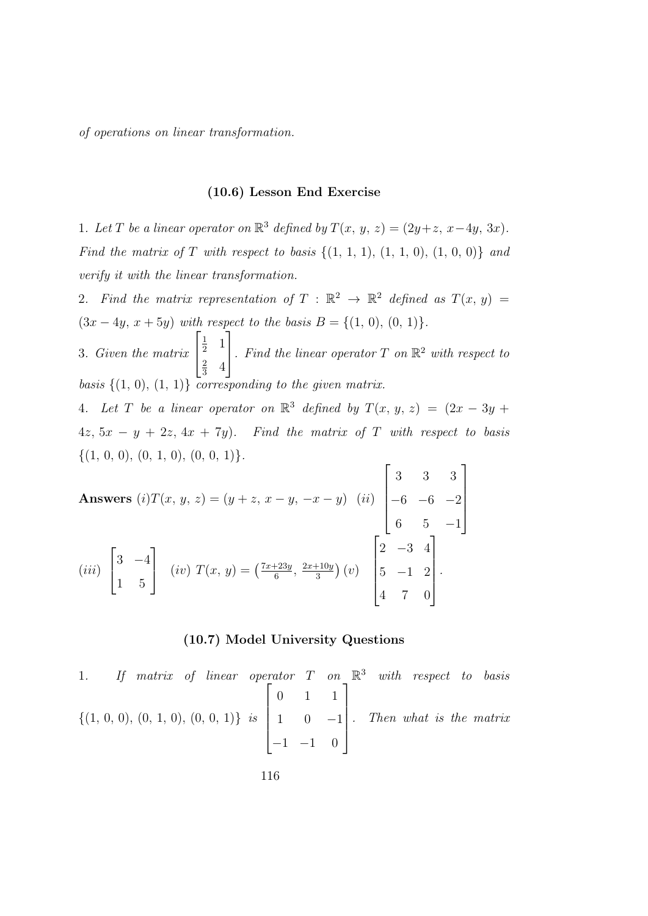*of operations on linear transformation.*

### (10.6) Lesson End Exercise

1. *Let* $T$ *be a linear operator on* $\mathbb{R}^3$ *defined by* $T(x,\,y,\,z) = (2y+z,\,x-4y,\,3x)$. *Find the matrix of* $T$ *with respect to basis* $\{(1,\,1,\,1),\,(1,\,1,\,0),\,(1,\,0,\,0)\}$ *and verify it with the linear transformation.*

2. *Find the matrix representation of* $T : \mathbb{R}^2 \to \mathbb{R}^2$ *defined as* $T(x,\,y) = (3x-4y,\,x+5y)$ *with respect to the basis* $B = \{(1,\,0),\,(0,\,1)\}$.

3. *Given the matrix* $\begin{bmatrix} \frac{1}{2} & 1 \\ \frac{2}{3} & 4 \end{bmatrix}$. *Find the linear operator* $T$ *on* $\mathbb{R}^2$ *with respect to basis* $\{(1,\,0),\,(1,\,1)\}$ *corresponding to the given matrix.*

4. *Let* $T$ *be a linear operator on* $\mathbb{R}^3$ *defined by* $T(x,\,y,\,z) = (2x-3y+4z,\,5x-y+2z,\,4x+7y)$. *Find the matrix of* $T$ *with respect to basis* $\{(1,\,0,\,0),\,(0,\,1,\,0),\,(0,\,0,\,1)\}$.

**Answers** $(i) T(x,\,y,\,z) = (y+z,\,x-y,\,-x-y)$ $(ii)$ $\begin{bmatrix} 3 & 3 & 3 \\ -6 & -6 & -2 \\ 6 & 5 & -1 \end{bmatrix}$

$(iii)$ $\begin{bmatrix} 3 & -4 \\ 1 & 5 \end{bmatrix}$ $(iv)$ $T(x,\,y) = \left(\frac{7x+23y}{6},\,\frac{2x+10y}{3}\right)$ $(v)$ $\begin{bmatrix} 2 & -3 & 4 \\ 5 & -1 & 2 \\ 4 & 7 & 0 \end{bmatrix}$.

### (10.7) Model University Questions

1. *If matrix of linear operator* $T$ *on* $\mathbb{R}^3$ *with respect to basis* $\{(1,\,0,\,0),\,(0,\,1,\,0),\,(0,\,0,\,1)\}$ *is* $\begin{bmatrix} 0 & 1 & 1 \\ 1 & 0 & -1 \\ -1 & -1 & 0 \end{bmatrix}$. *Then what is the matrix*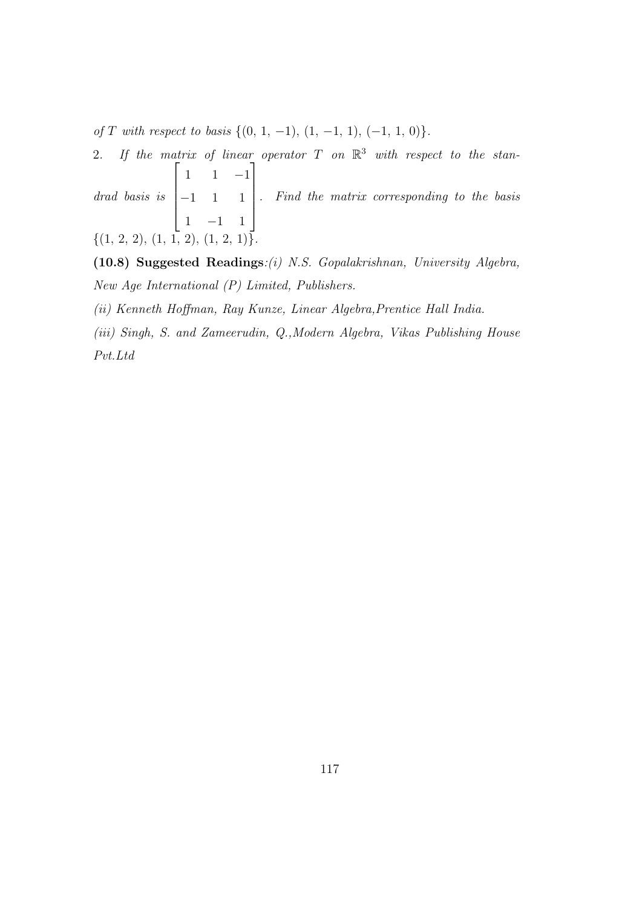*of $T$ with respect to basis $\{(0,\,1,\,-1),\,(1,\,-1,\,1),\,(-1,\,1,\,0)\}$.*

2. *If the matrix of linear operator $T$ on $\mathbb{R}^3$ with respect to the standrad basis is* $\begin{bmatrix} 1 & 1 & -1 \\ -1 & 1 & 1 \\ 1 & -1 & 1 \end{bmatrix}$. *Find the matrix corresponding to the basis $\{(1,\,2,\,2),\,(1,\,1,\,2),\,(1,\,2,\,1)\}$.*

**(10.8) Suggested Readings**:*(i) N.S. Gopalakrishnan, University Algebra, New Age International (P) Limited, Publishers.*

*(ii) Kenneth Hoffman, Ray Kunze, Linear Algebra,Prentice Hall India.*

*(iii) Singh, S. and Zameerudin, Q.,Modern Algebra, Vikas Publishing House Pvt.Ltd*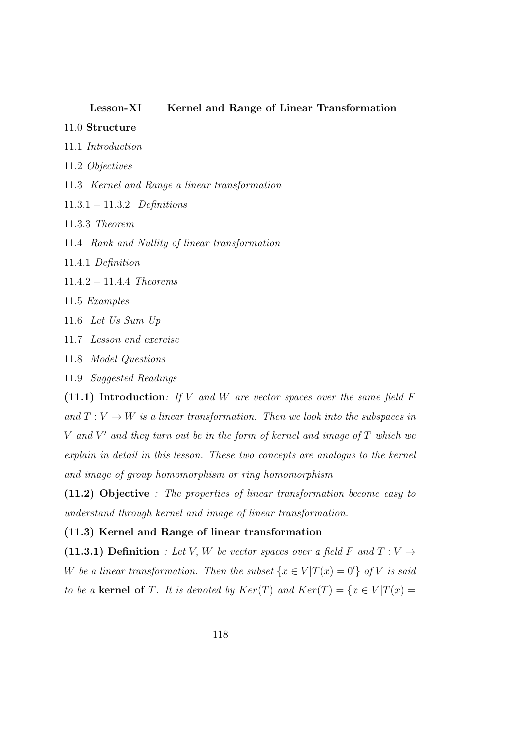## Lesson-XI Kernel and Range of Linear Transformation

11.0 **Structure**

11.1 *Introduction*

11.2 *Objectives*

11.3 *Kernel and Range a linear transformation*

11.3.1 − 11.3.2 *Definitions*

11.3.3 *Theorem*

11.4 *Rank and Nullity of linear transformation*

11.4.1 *Definition*

11.4.2 − 11.4.4 *Theorems*

11.5 *Examples*

11.6 *Let Us Sum Up*

11.7 *Lesson end exercise*

11.8 *Model Questions*

11.9 *Suggested Readings*

---

**(11.1) Introduction**: *If $V$ and $W$ are vector spaces over the same field $F$ and $T : V \to W$ is a linear transformation. Then we look into the subspaces in $V$ and $V'$ and they turn out be in the form of kernel and image of $T$ which we explain in detail in this lesson. These two concepts are analogus to the kernel and image of group homomorphism or ring homomorphism*

**(11.2) Objective** *: The properties of linear transformation become easy to understand through kernel and image of linear transformation.*

**(11.3) Kernel and Range of linear transformation**

**(11.3.1) Definition** *: Let $V, W$ be vector spaces over a field $F$ and $T : V \to W$ be a linear transformation. Then the subset $\{x \in V | T(x) = 0'\}$ of $V$ is said to be a* **kernel of** *$T$. It is denoted by $Ker(T)$ and $Ker(T) = \{x \in V | T(x) =$*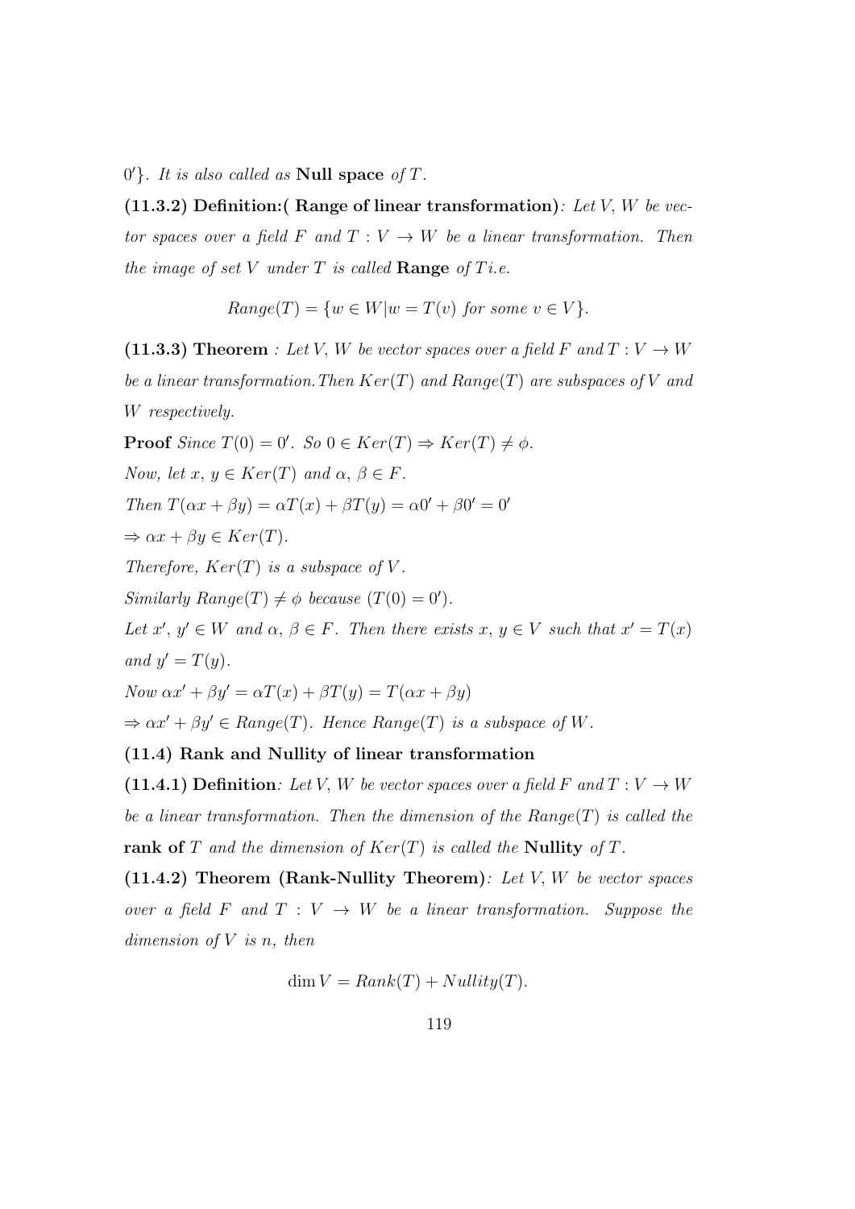$0'\}$. *It is also called as* **Null space** *of* $T$.

**(11.3.2) Definition:( Range of linear transformation)**: *Let* $V$, $W$ *be vector spaces over a field* $F$ *and* $T : V \to W$ *be a linear transformation. Then the image of set* $V$ *under* $T$ *is called* **Range** *of* $T$ *i.e.*

$$Range(T) = \{w \in W | w = T(v) \text{ for some } v \in V\}.$$

**(11.3.3) Theorem** : *Let* $V$, $W$ *be vector spaces over a field* $F$ *and* $T : V \to W$ *be a linear transformation. Then* $Ker(T)$ *and* $Range(T)$ *are subspaces of* $V$ *and* $W$ *respectively.*

**Proof** *Since* $T(0) = 0'$. *So* $0 \in Ker(T) \Rightarrow Ker(T) \neq \phi$.

*Now, let* $x, y \in Ker(T)$ *and* $\alpha, \beta \in F$.

*Then* $T(\alpha x + \beta y) = \alpha T(x) + \beta T(y) = \alpha 0' + \beta 0' = 0'$

$\Rightarrow \alpha x + \beta y \in Ker(T)$.

*Therefore,* $Ker(T)$ *is a subspace of* $V$.

*Similarly* $Range(T) \neq \phi$ *because* $(T(0) = 0')$.

*Let* $x', y' \in W$ *and* $\alpha, \beta \in F$. *Then there exists* $x, y \in V$ *such that* $x' = T(x)$ *and* $y' = T(y)$.

*Now* $\alpha x' + \beta y' = \alpha T(x) + \beta T(y) = T(\alpha x + \beta y)$

$\Rightarrow \alpha x' + \beta y' \in Range(T)$. *Hence* $Range(T)$ *is a subspace of* $W$.

### (11.4) Rank and Nullity of linear transformation

**(11.4.1) Definition**: *Let* $V$, $W$ *be vector spaces over a field* $F$ *and* $T : V \to W$ *be a linear transformation. Then the dimension of the* $Range(T)$ *is called the* **rank of** $T$ *and the dimension of* $Ker(T)$ *is called the* **Nullity** *of* $T$.

**(11.4.2) Theorem (Rank-Nullity Theorem)**: *Let* $V$, $W$ *be vector spaces over a field* $F$ *and* $T : V \to W$ *be a linear transformation. Suppose the dimension of* $V$ *is* $n$, *then*

$$\dim V = Rank(T) + Nullity(T).$$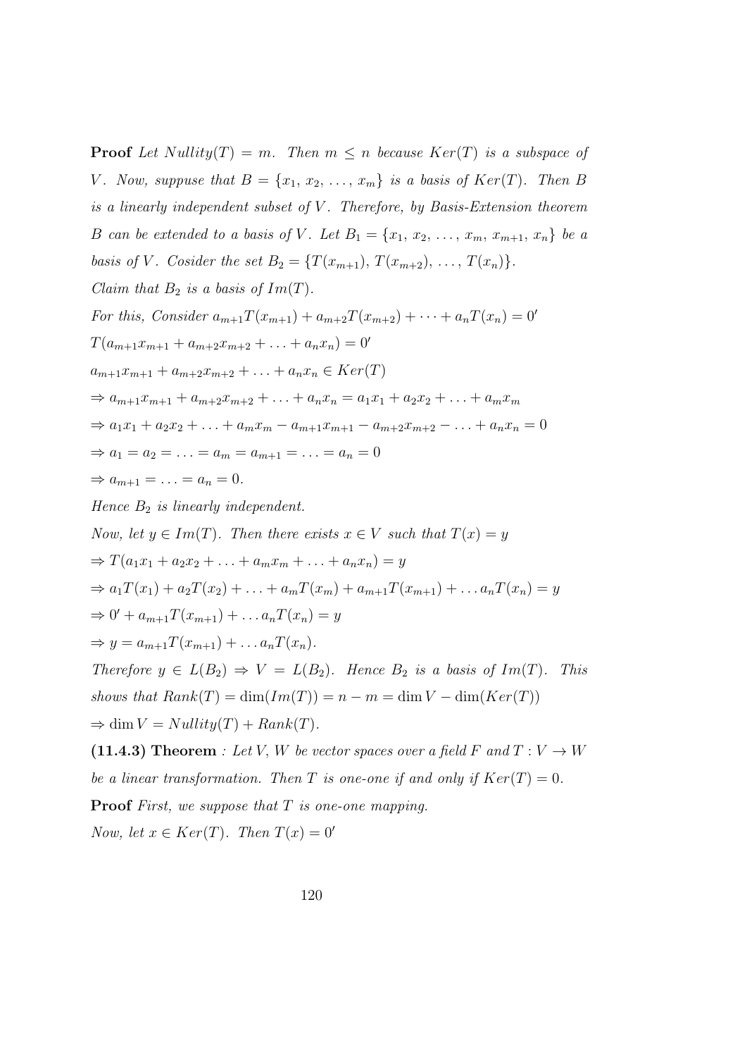**Proof** *Let $Nullity(T) = m$. Then $m \leq n$ because $Ker(T)$ is a subspace of $V$. Now, suppuse that $B = \{x_1, x_2, \ldots, x_m\}$ is a basis of $Ker(T)$. Then $B$ is a linearly independent subset of $V$. Therefore, by Basis-Extension theorem $B$ can be extended to a basis of $V$. Let $B_1 = \{x_1, x_2, \ldots, x_m, x_{m+1}, x_n\}$ be a basis of $V$. Cosider the set $B_2 = \{T(x_{m+1}), T(x_{m+2}), \ldots, T(x_n)\}$.*

*Claim that $B_2$ is a basis of $Im(T)$.*

*For this, Consider* $a_{m+1}T(x_{m+1}) + a_{m+2}T(x_{m+2}) + \cdots + a_nT(x_n) = 0'$

$T(a_{m+1}x_{m+1} + a_{m+2}x_{m+2} + \ldots + a_nx_n) = 0'$

$a_{m+1}x_{m+1} + a_{m+2}x_{m+2} + \ldots + a_nx_n \in Ker(T)$

$\Rightarrow a_{m+1}x_{m+1} + a_{m+2}x_{m+2} + \ldots + a_nx_n = a_1x_1 + a_2x_2 + \ldots + a_mx_m$

$\Rightarrow a_1x_1 + a_2x_2 + \ldots + a_mx_m - a_{m+1}x_{m+1} - a_{m+2}x_{m+2} - \ldots + a_nx_n = 0$

$\Rightarrow a_1 = a_2 = \ldots = a_m = a_{m+1} = \ldots = a_n = 0$

$\Rightarrow a_{m+1} = \ldots = a_n = 0$.

*Hence $B_2$ is linearly independent.*

*Now, let $y \in Im(T)$. Then there exists $x \in V$ such that $T(x) = y$*

$\Rightarrow T(a_1x_1 + a_2x_2 + \ldots + a_mx_m + \ldots + a_nx_n) = y$

$\Rightarrow a_1T(x_1) + a_2T(x_2) + \ldots + a_mT(x_m) + a_{m+1}T(x_{m+1}) + \ldots a_nT(x_n) = y$

$\Rightarrow 0' + a_{m+1}T(x_{m+1}) + \ldots a_nT(x_n) = y$

$\Rightarrow y = a_{m+1}T(x_{m+1}) + \ldots a_nT(x_n)$.

*Therefore $y \in L(B_2) \Rightarrow V = L(B_2)$. Hence $B_2$ is a basis of $Im(T)$. This shows that $Rank(T) = \dim(Im(T)) = n - m = \dim V - \dim(Ker(T))$*

$\Rightarrow \dim V = Nullity(T) + Rank(T)$.

**(11.4.3) Theorem** *: Let $V$, $W$ be vector spaces over a field $F$ and $T : V \to W$ be a linear transformation. Then $T$ is one-one if and only if $Ker(T) = 0$.*

**Proof** *First, we suppose that $T$ is one-one mapping.*

*Now, let $x \in Ker(T)$. Then $T(x) = 0'$*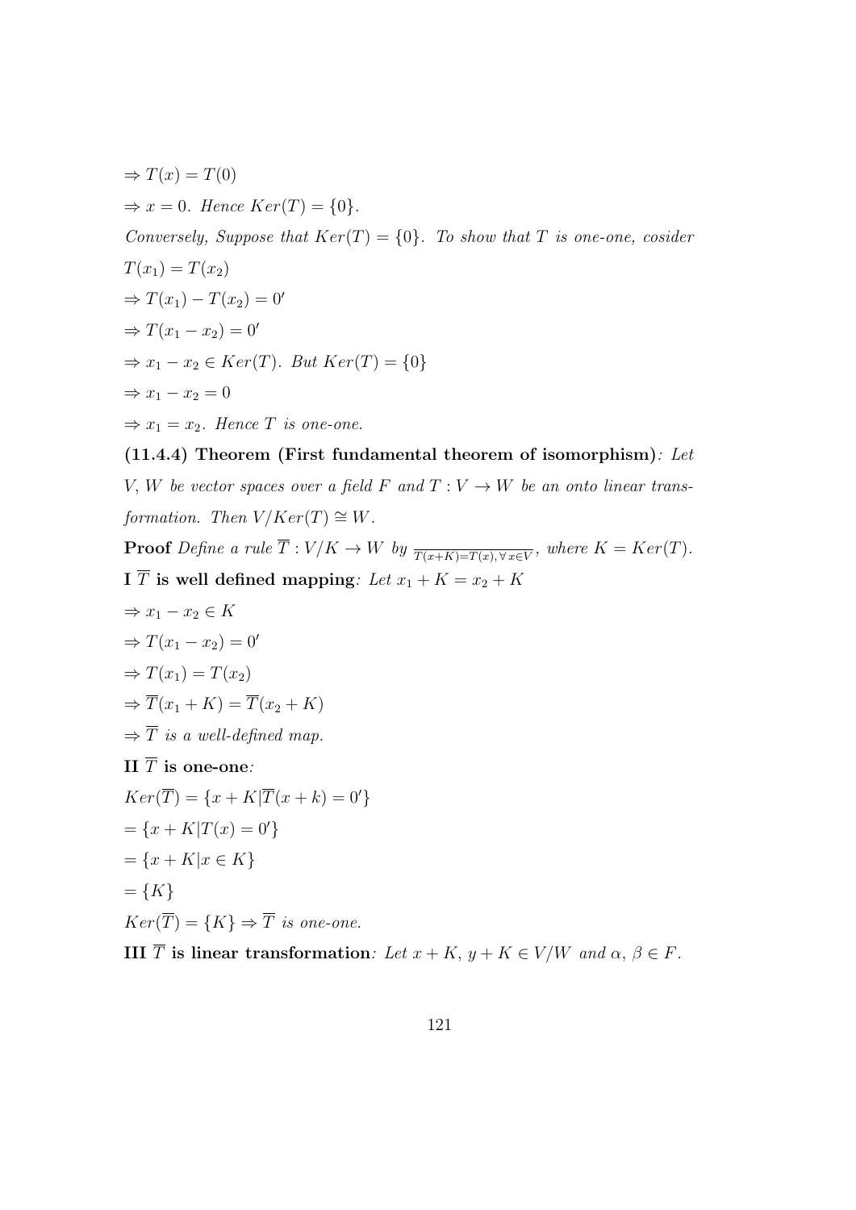$\Rightarrow T(x) = T(0)$

$\Rightarrow x = 0$. *Hence* $Ker(T) = \{0\}$.

*Conversely, Suppose that* $Ker(T) = \{0\}$. *To show that* $T$ *is one-one, cosider*

$T(x_1) = T(x_2)$

$\Rightarrow T(x_1) - T(x_2) = 0'$

$\Rightarrow T(x_1 - x_2) = 0'$

$\Rightarrow x_1 - x_2 \in Ker(T)$. *But* $Ker(T) = \{0\}$

$\Rightarrow x_1 - x_2 = 0$

$\Rightarrow x_1 = x_2$. *Hence* $T$ *is one-one.*

**(11.4.4) Theorem (First fundamental theorem of isomorphism)**: *Let* $V, W$ *be vector spaces over a field* $F$ *and* $T : V \to W$ *be an onto linear transformation. Then* $V/Ker(T) \cong W$.

**Proof** *Define a rule* $\overline{T} : V/K \to W$ *by* $\underline{T(x+K) = T(x), \forall\, x \in V}$, *where* $K = Ker(T)$.

**I** $\overline{T}$ **is well defined mapping**: *Let* $x_1 + K = x_2 + K$

$\Rightarrow x_1 - x_2 \in K$

$\Rightarrow T(x_1 - x_2) = 0'$

$\Rightarrow T(x_1) = T(x_2)$

$\Rightarrow \overline{T}(x_1 + K) = \overline{T}(x_2 + K)$

$\Rightarrow \overline{T}$ *is a well-defined map.*

**II** $\overline{T}$ **is one-one**:

$Ker(\overline{T}) = \{x + K | \overline{T}(x + k) = 0'\}$

$= \{x + K | T(x) = 0'\}$

$= \{x + K | x \in K\}$

$= \{K\}$

$Ker(\overline{T}) = \{K\} \Rightarrow \overline{T}$ *is one-one.*

**III** $\overline{T}$ **is linear transformation**: *Let* $x + K,\, y + K \in V/W$ *and* $\alpha, \beta \in F$.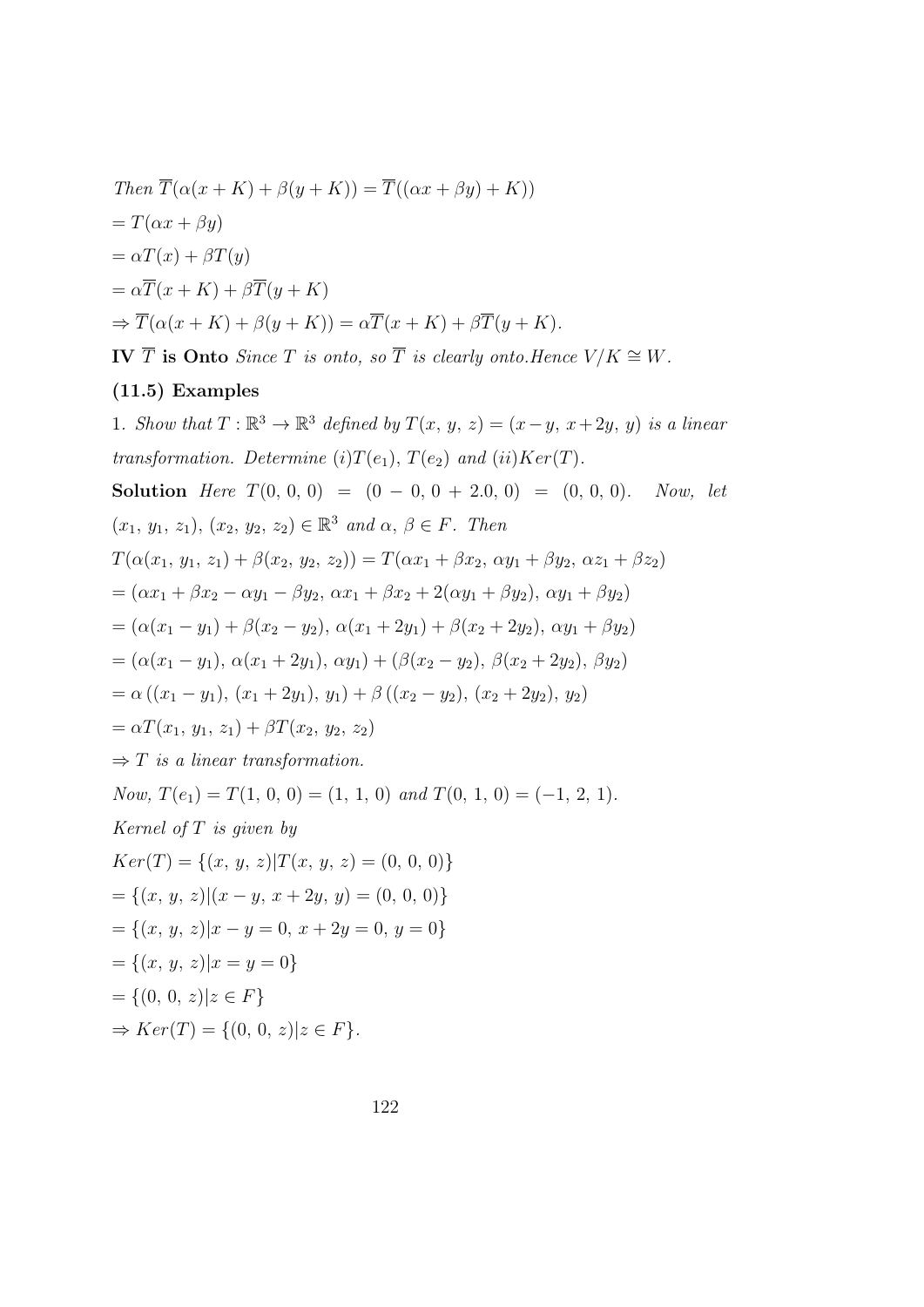*Then* $\overline{T}(\alpha(x+K)+\beta(y+K)) = \overline{T}((\alpha x+\beta y)+K))$

$= T(\alpha x+\beta y)$

$= \alpha T(x)+\beta T(y)$

$= \alpha\overline{T}(x+K)+\beta\overline{T}(y+K)$

$\Rightarrow \overline{T}(\alpha(x+K)+\beta(y+K)) = \alpha\overline{T}(x+K)+\beta\overline{T}(y+K)$.

**IV $\overline{T}$ is Onto** *Since $T$ is onto, so $\overline{T}$ is clearly onto.Hence $V/K \cong W$.*

**(11.5) Examples**

1. *Show that $T : \mathbb{R}^3 \to \mathbb{R}^3$ defined by $T(x,\, y,\, z) = (x-y,\, x+2y,\, y)$ is a linear transformation. Determine (i)$T(e_1)$, $T(e_2)$ and (ii)$Ker(T)$.*

**Solution** *Here* $T(0,\, 0,\, 0) = (0-0,\, 0+2.0,\, 0) = (0,\, 0,\, 0)$. *Now, let* $(x_1,\, y_1,\, z_1),\, (x_2,\, y_2,\, z_2) \in \mathbb{R}^3$ *and* $\alpha,\, \beta \in F$. *Then*

$T(\alpha(x_1,\, y_1,\, z_1)+\beta(x_2,\, y_2,\, z_2)) = T(\alpha x_1+\beta x_2,\, \alpha y_1+\beta y_2,\, \alpha z_1+\beta z_2)$

$= (\alpha x_1+\beta x_2-\alpha y_1-\beta y_2,\, \alpha x_1+\beta x_2+2(\alpha y_1+\beta y_2),\, \alpha y_1+\beta y_2)$

$= (\alpha(x_1-y_1)+\beta(x_2-y_2),\, \alpha(x_1+2y_1)+\beta(x_2+2y_2),\, \alpha y_1+\beta y_2)$

$= (\alpha(x_1-y_1),\, \alpha(x_1+2y_1),\, \alpha y_1)+(\beta(x_2-y_2),\, \beta(x_2+2y_2),\, \beta y_2)$

$= \alpha\,((x_1-y_1),\, (x_1+2y_1),\, y_1)+\beta\,((x_2-y_2),\, (x_2+2y_2),\, y_2)$

$= \alpha T(x_1,\, y_1,\, z_1)+\beta T(x_2,\, y_2,\, z_2)$

$\Rightarrow T$ *is a linear transformation.*

*Now,* $T(e_1) = T(1,\, 0,\, 0) = (1,\, 1,\, 0)$ *and* $T(0,\, 1,\, 0) = (-1,\, 2,\, 1)$.

*Kernel of $T$ is given by*

$Ker(T) = \{(x,\, y,\, z)|T(x,\, y,\, z) = (0,\, 0,\, 0)\}$

$= \{(x,\, y,\, z)|(x-y,\, x+2y,\, y) = (0,\, 0,\, 0)\}$

$= \{(x,\, y,\, z)|x-y = 0,\, x+2y = 0,\, y = 0\}$

$= \{(x,\, y,\, z)|x = y = 0\}$

$= \{(0,\, 0,\, z)|z \in F\}$

$\Rightarrow Ker(T) = \{(0,\, 0,\, z)|z \in F\}$.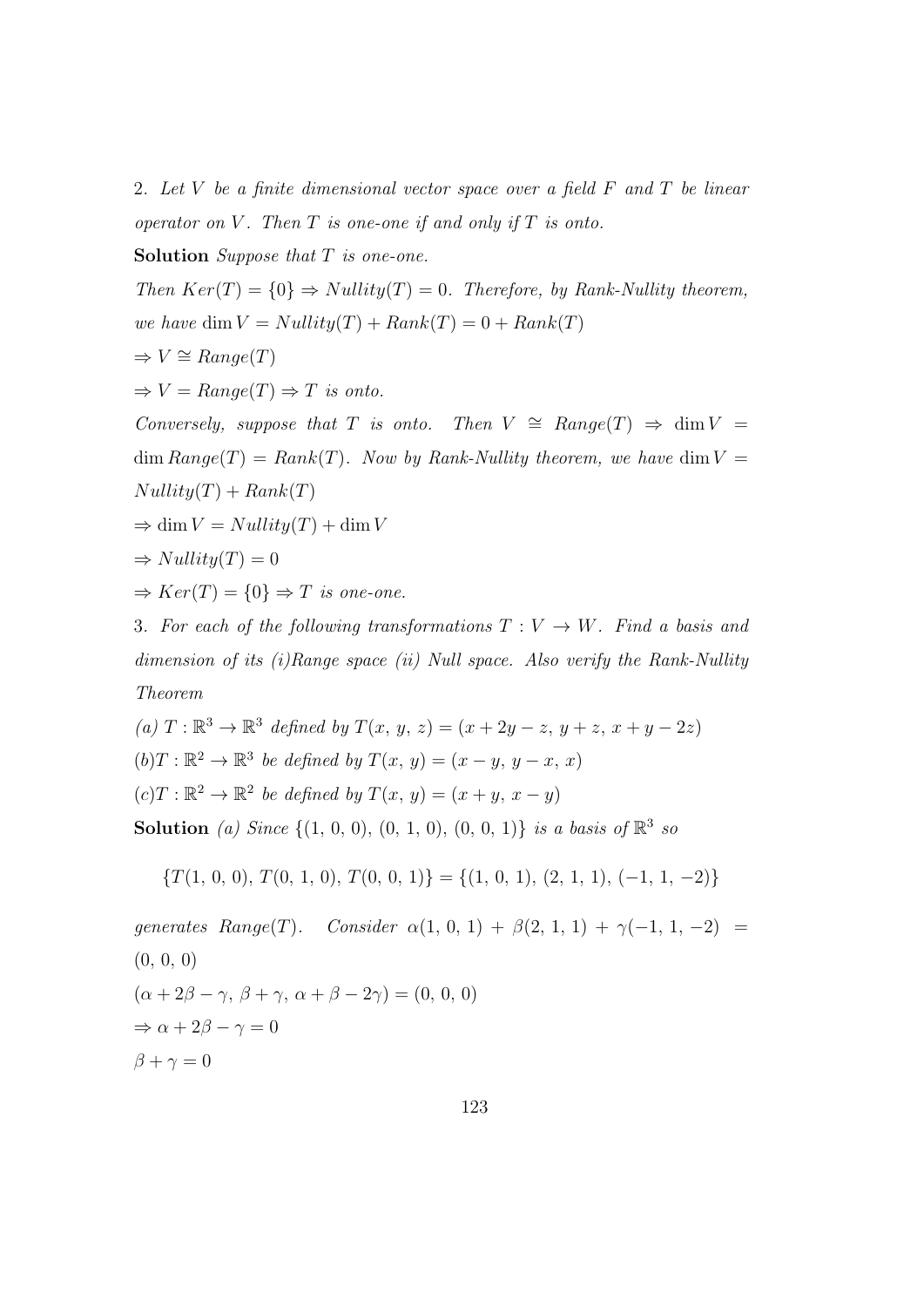2. *Let $V$ be a finite dimensional vector space over a field $F$ and $T$ be linear operator on $V$. Then $T$ is one-one if and only if $T$ is onto.*

**Solution** *Suppose that $T$ is one-one.*

*Then $Ker(T) = \{0\} \Rightarrow Nullity(T) = 0$. Therefore, by Rank-Nullity theorem, we have* $\dim V = Nullity(T) + Rank(T) = 0 + Rank(T)$

$\Rightarrow V \cong Range(T)$

$\Rightarrow V = Range(T) \Rightarrow T$ *is onto.*

*Conversely, suppose that $T$ is onto. Then $V \cong Range(T) \Rightarrow \dim V = \dim Range(T) = Rank(T)$. Now by Rank-Nullity theorem, we have* $\dim V = Nullity(T) + Rank(T)$

$\Rightarrow \dim V = Nullity(T) + \dim V$

$\Rightarrow Nullity(T) = 0$

$\Rightarrow Ker(T) = \{0\} \Rightarrow T$ *is one-one.*

3. *For each of the following transformations $T : V \to W$. Find a basis and dimension of its (i)Range space (ii) Null space. Also verify the Rank-Nullity Theorem*

*(a)* $T : \mathbb{R}^3 \to \mathbb{R}^3$ *defined by* $T(x,\, y,\, z) = (x + 2y - z,\, y + z,\, x + y - 2z)$

*(b)*$T : \mathbb{R}^2 \to \mathbb{R}^3$ *be defined by* $T(x,\, y) = (x - y,\, y - x,\, x)$

*(c)*$T : \mathbb{R}^2 \to \mathbb{R}^2$ *be defined by* $T(x,\, y) = (x + y,\, x - y)$

**Solution** *(a) Since* $\{(1,\, 0,\, 0),\, (0,\, 1,\, 0),\, (0,\, 0,\, 1)\}$ *is a basis of* $\mathbb{R}^3$ *so*

$$\{T(1,\, 0,\, 0),\, T(0,\, 1,\, 0),\, T(0,\, 0,\, 1)\} = \{(1,\, 0,\, 1),\, (2,\, 1,\, 1),\, (-1,\, 1,\, -2)\}$$

*generates $Range(T)$. Consider* $\alpha(1,\, 0,\, 1) + \beta(2,\, 1,\, 1) + \gamma(-1,\, 1,\, -2) = (0,\, 0,\, 0)$

$(\alpha + 2\beta - \gamma,\, \beta + \gamma,\, \alpha + \beta - 2\gamma) = (0,\, 0,\, 0)$

$\Rightarrow \alpha + 2\beta - \gamma = 0$

$\beta + \gamma = 0$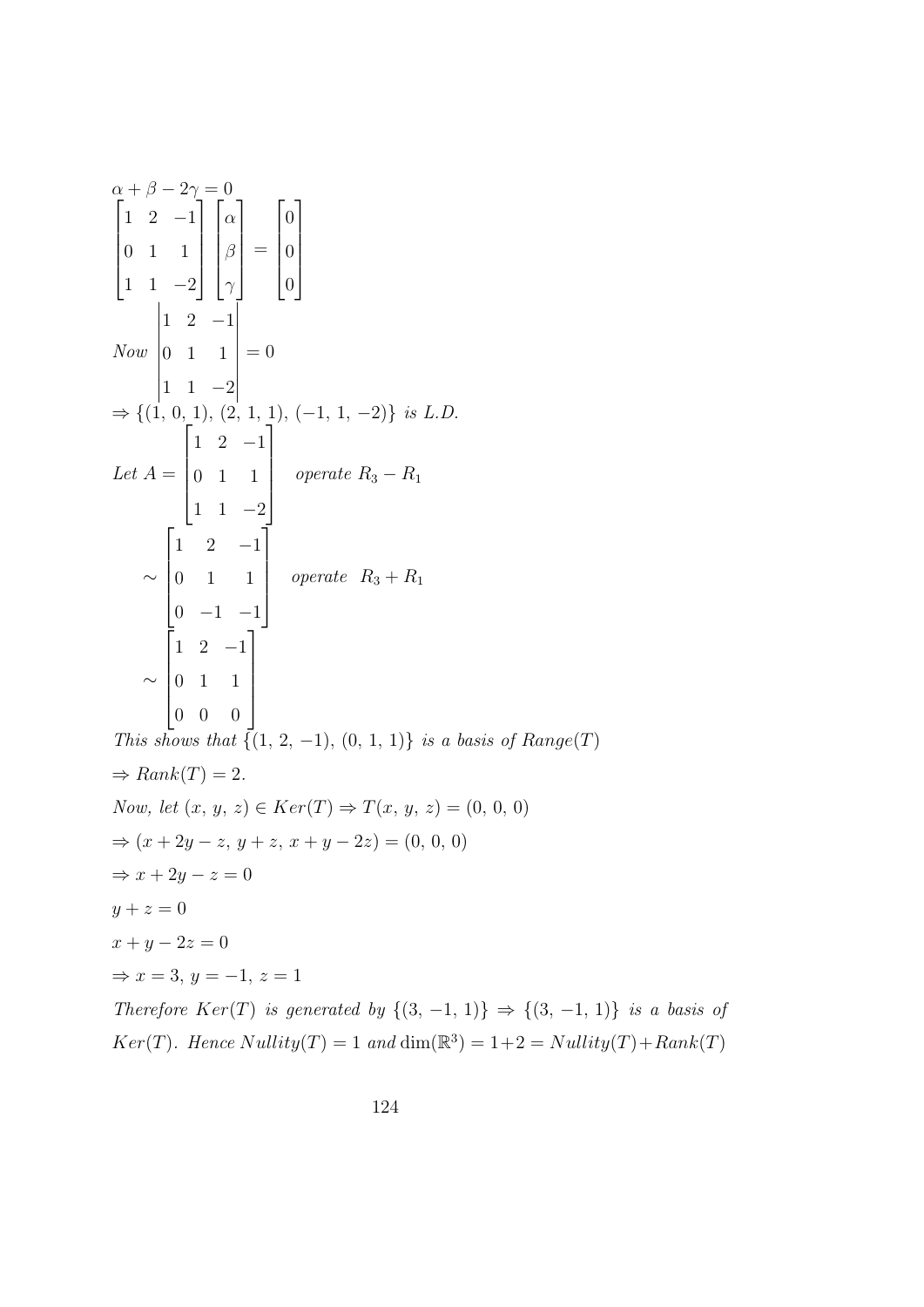$\alpha + \beta - 2\gamma = 0$

$$\begin{bmatrix} 1 & 2 & -1 \\ 0 & 1 & 1 \\ 1 & 1 & -2 \end{bmatrix} \begin{bmatrix} \alpha \\ \beta \\ \gamma \end{bmatrix} = \begin{bmatrix} 0 \\ 0 \\ 0 \end{bmatrix}$$

*Now* $\begin{vmatrix} 1 & 2 & -1 \\ 0 & 1 & 1 \\ 1 & 1 & -2 \end{vmatrix} = 0$

$\Rightarrow \{(1,\, 0,\, 1),\, (2,\, 1,\, 1),\, (-1,\, 1,\, -2)\}$ *is L.D.*

*Let* $A = \begin{bmatrix} 1 & 2 & -1 \\ 0 & 1 & 1 \\ 1 & 1 & -2 \end{bmatrix}$ *operate* $R_3 - R_1$

$$\sim \begin{bmatrix} 1 & 2 & -1 \\ 0 & 1 & 1 \\ 0 & -1 & -1 \end{bmatrix} \quad operate \quad R_3 + R_1$$

$$\sim \begin{bmatrix} 1 & 2 & -1 \\ 0 & 1 & 1 \\ 0 & 0 & 0 \end{bmatrix}$$

*This shows that* $\{(1,\, 2,\, -1),\, (0,\, 1,\, 1)\}$ *is a basis of* $Range(T)$

$\Rightarrow Rank(T) = 2.$

*Now, let* $(x,\, y,\, z) \in Ker(T) \Rightarrow T(x,\, y,\, z) = (0,\, 0,\, 0)$

$\Rightarrow (x + 2y - z,\, y + z,\, x + y - 2z) = (0,\, 0,\, 0)$

$\Rightarrow x + 2y - z = 0$

$y + z = 0$

$x + y - 2z = 0$

$\Rightarrow x = 3,\, y = -1,\, z = 1$

*Therefore* $Ker(T)$ *is generated by* $\{(3,\, -1,\, 1)\} \Rightarrow \{(3,\, -1,\, 1)\}$ *is a basis of* $Ker(T)$. *Hence* $Nullity(T) = 1$ *and* $\dim(\mathbb{R}^3) = 1{+}2 = Nullity(T){+}Rank(T)$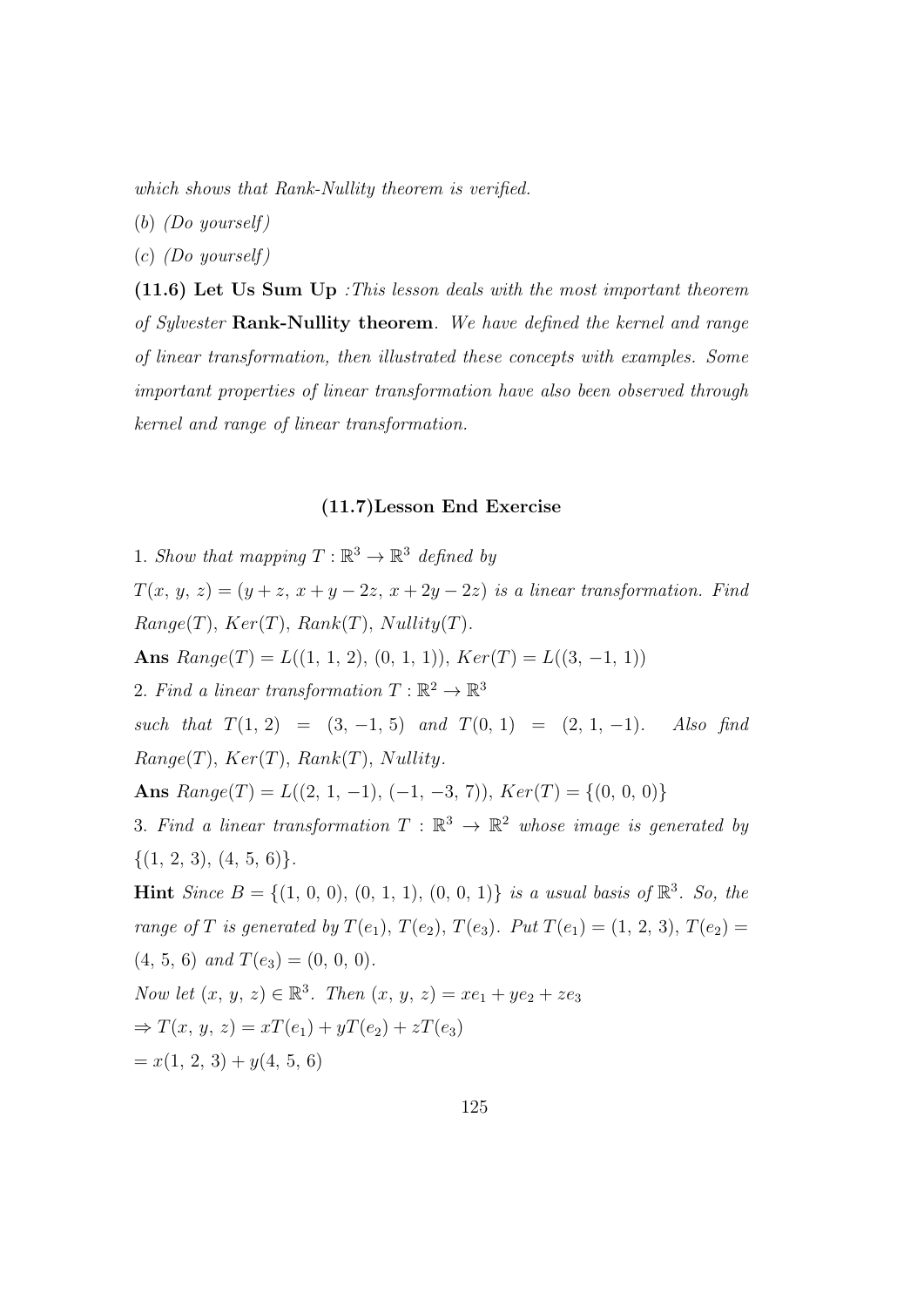*which shows that Rank-Nullity theorem is verified.*

(*b*) *(Do yourself)*

(*c*) *(Do yourself)*

**(11.6) Let Us Sum Up** *:This lesson deals with the most important theorem of Sylvester* **Rank-Nullity theorem***. We have defined the kernel and range of linear transformation, then illustrated these concepts with examples. Some important properties of linear transformation have also been observed through kernel and range of linear transformation.*

### (11.7)Lesson End Exercise

1. *Show that mapping* $T : \mathbb{R}^3 \to \mathbb{R}^3$ *defined by*
$T(x,\, y,\, z) = (y + z,\, x + y - 2z,\, x + 2y - 2z)$ *is a linear transformation. Find* $Range(T)$, $Ker(T)$, $Rank(T)$, $Nullity(T)$.

**Ans** $Range(T) = L((1,\, 1,\, 2),\, (0,\, 1,\, 1))$, $Ker(T) = L((3,\, -1,\, 1))$

2. *Find a linear transformation* $T : \mathbb{R}^2 \to \mathbb{R}^3$ *such that* $T(1,\, 2) = (3,\, -1,\, 5)$ *and* $T(0,\, 1) = (2,\, 1,\, -1)$. *Also find* $Range(T)$, $Ker(T)$, $Rank(T)$, $Nullity$.

**Ans** $Range(T) = L((2,\, 1,\, -1),\, (-1,\, -3,\, 7))$, $Ker(T) = \{(0,\, 0,\, 0)\}$

3. *Find a linear transformation* $T : \mathbb{R}^3 \to \mathbb{R}^2$ *whose image is generated by* $\{(1,\, 2,\, 3),\, (4,\, 5,\, 6)\}$.

**Hint** *Since* $B = \{(1,\, 0,\, 0),\, (0,\, 1,\, 1),\, (0,\, 0,\, 1)\}$ *is a usual basis of* $\mathbb{R}^3$. *So, the range of* $T$ *is generated by* $T(e_1)$, $T(e_2)$, $T(e_3)$. *Put* $T(e_1) = (1,\, 2,\, 3)$, $T(e_2) = (4,\, 5,\, 6)$ *and* $T(e_3) = (0,\, 0,\, 0)$.

*Now let* $(x,\, y,\, z) \in \mathbb{R}^3$. *Then* $(x,\, y,\, z) = xe_1 + ye_2 + ze_3$

$\Rightarrow T(x,\, y,\, z) = xT(e_1) + yT(e_2) + zT(e_3)$

$= x(1,\, 2,\, 3) + y(4,\, 5,\, 6)$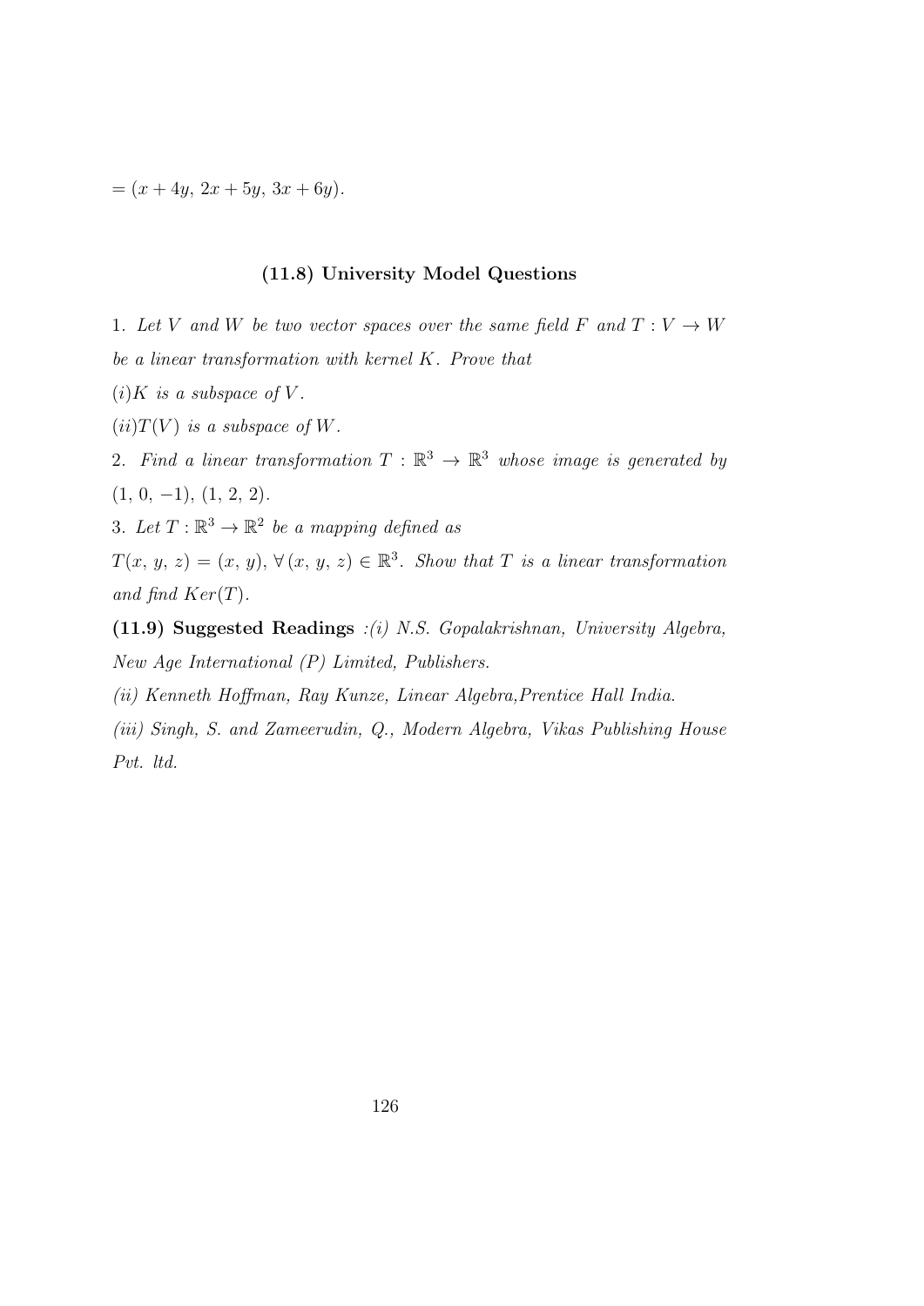$= (x + 4y,\ 2x + 5y,\ 3x + 6y).$

### (11.8) University Model Questions

1. *Let $V$ and $W$ be two vector spaces over the same field $F$ and $T : V \to W$ be a linear transformation with kernel $K$. Prove that*

*$(i) K$ is a subspace of $V$.*

*$(ii) T(V)$ is a subspace of $W$.*

2. *Find a linear transformation $T : \mathbb{R}^3 \to \mathbb{R}^3$ whose image is generated by $(1,\ 0,\ -1),\ (1,\ 2,\ 2)$.*

3. *Let $T : \mathbb{R}^3 \to \mathbb{R}^2$ be a mapping defined as*

*$T(x,\ y,\ z) = (x,\ y),\ \forall\, (x,\ y,\ z) \in \mathbb{R}^3$. Show that $T$ is a linear transformation and find $Ker(T)$.*

**(11.9) Suggested Readings** *:(i) N.S. Gopalakrishnan, University Algebra, New Age International (P) Limited, Publishers.*

*(ii) Kenneth Hoffman, Ray Kunze, Linear Algebra,Prentice Hall India.*

*(iii) Singh, S. and Zameerudin, Q., Modern Algebra, Vikas Publishing House Pvt. ltd.*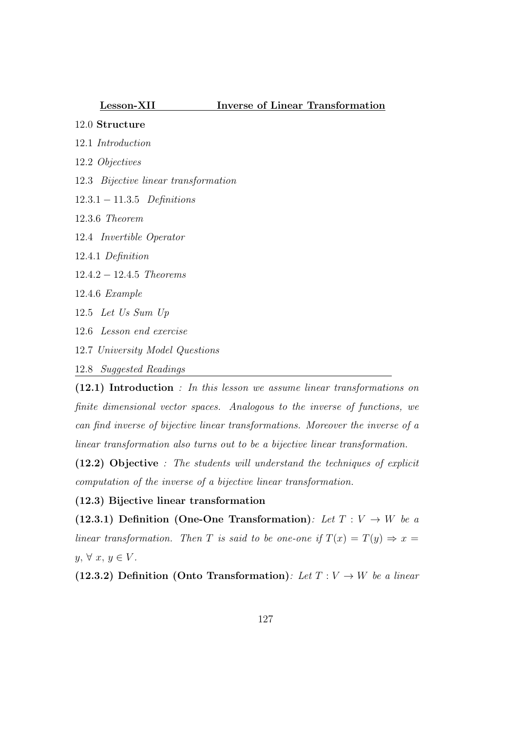## Lesson-XII Inverse of Linear Transformation

12.0 **Structure**

12.1 *Introduction*

12.2 *Objectives*

12.3 *Bijective linear transformation*

12.3.1 − 11.3.5 *Definitions*

12.3.6 *Theorem*

12.4 *Invertible Operator*

12.4.1 *Definition*

12.4.2 − 12.4.5 *Theorems*

12.4.6 *Example*

12.5 *Let Us Sum Up*

12.6 *Lesson end exercise*

12.7 *University Model Questions*

12.8 *Suggested Readings*

---

**(12.1) Introduction** *: In this lesson we assume linear transformations on finite dimensional vector spaces. Analogous to the inverse of functions, we can find inverse of bijective linear transformations. Moreover the inverse of a linear transformation also turns out to be a bijective linear transformation.*

**(12.2) Objective** *: The students will understand the techniques of explicit computation of the inverse of a bijective linear transformation.*

**(12.3) Bijective linear transformation**

**(12.3.1) Definition (One-One Transformation)***: Let $T : V \to W$ be a linear transformation. Then $T$ is said to be one-one if $T(x) = T(y) \Rightarrow x = y, \forall\ x, y \in V$.*

**(12.3.2) Definition (Onto Transformation)***: Let $T : V \to W$ be a linear*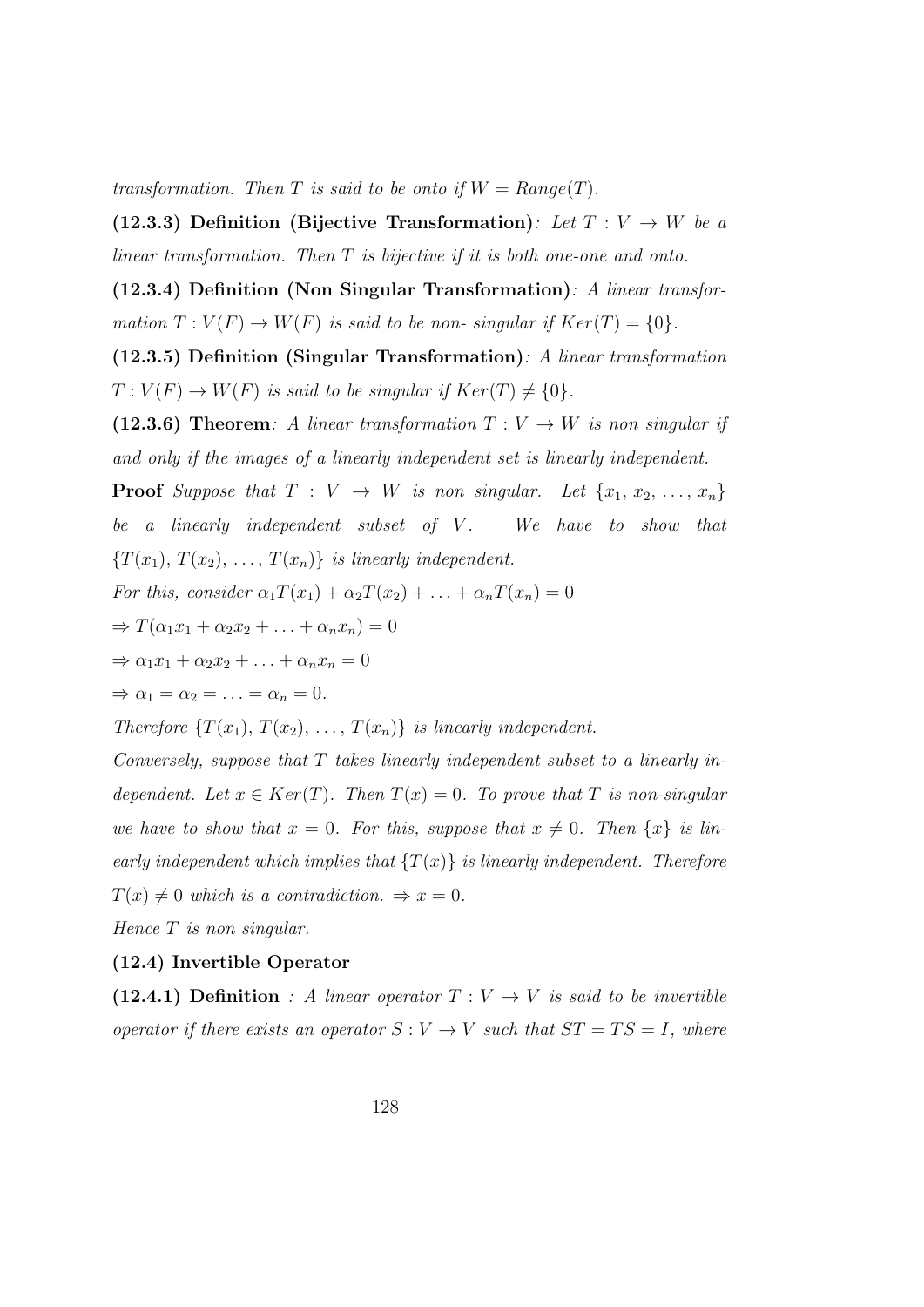*transformation. Then $T$ is said to be onto if $W = Range(T)$.*

**(12.3.3) Definition (Bijective Transformation)***: Let $T : V \to W$ be a linear transformation. Then $T$ is bijective if it is both one-one and onto.*

**(12.3.4) Definition (Non Singular Transformation)***: A linear transformation $T : V(F) \to W(F)$ is said to be non- singular if $Ker(T) = \{0\}$.*

**(12.3.5) Definition (Singular Transformation)***: A linear transformation $T : V(F) \to W(F)$ is said to be singular if $Ker(T) \neq \{0\}$.*

**(12.3.6) Theorem***: A linear transformation $T : V \to W$ is non singular if and only if the images of a linearly independent set is linearly independent.*

**Proof** *Suppose that $T : V \to W$ is non singular. Let $\{x_1, x_2, \ldots, x_n\}$ be a linearly independent subset of $V$. We have to show that $\{T(x_1), T(x_2), \ldots, T(x_n)\}$ is linearly independent.*

*For this, consider $\alpha_1 T(x_1) + \alpha_2 T(x_2) + \ldots + \alpha_n T(x_n) = 0$*

$\Rightarrow T(\alpha_1 x_1 + \alpha_2 x_2 + \ldots + \alpha_n x_n) = 0$

$\Rightarrow \alpha_1 x_1 + \alpha_2 x_2 + \ldots + \alpha_n x_n = 0$

$\Rightarrow \alpha_1 = \alpha_2 = \ldots = \alpha_n = 0.$

*Therefore $\{T(x_1), T(x_2), \ldots, T(x_n)\}$ is linearly independent.*

*Conversely, suppose that $T$ takes linearly independent subset to a linearly independent. Let $x \in Ker(T)$. Then $T(x) = 0$. To prove that $T$ is non-singular we have to show that $x = 0$. For this, suppose that $x \neq 0$. Then $\{x\}$ is linearly independent which implies that $\{T(x)\}$ is linearly independent. Therefore $T(x) \neq 0$ which is a contradiction. $\Rightarrow x = 0$.*

*Hence $T$ is non singular.*

**(12.4) Invertible Operator**

**(12.4.1) Definition** *: A linear operator $T : V \to V$ is said to be invertible operator if there exists an operator $S : V \to V$ such that $ST = TS = I$, where*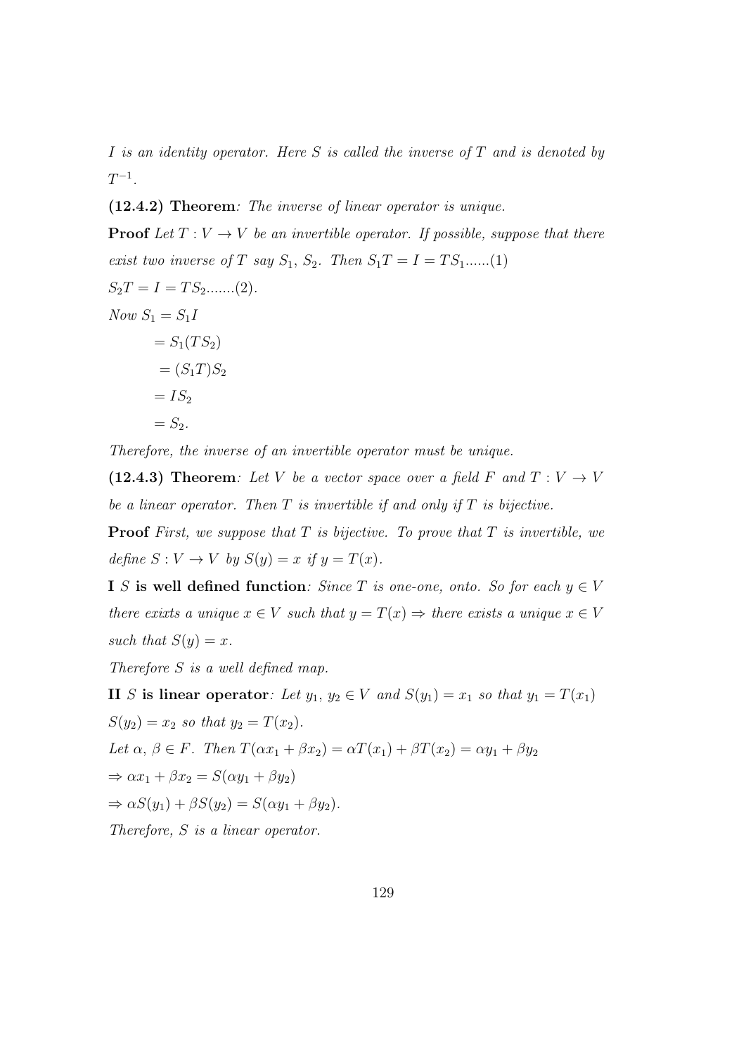*I is an identity operator. Here S is called the inverse of T and is denoted by* $T^{-1}$.

**(12.4.2) Theorem**: *The inverse of linear operator is unique.*

**Proof** *Let* $T : V \to V$ *be an invertible operator. If possible, suppose that there exist two inverse of T say* $S_1$, $S_2$. *Then* $S_1T = I = TS_1$*......(1)*

$S_2T = I = TS_2$*.......(2).*

*Now* $S_1 = S_1I$

$= S_1(TS_2)$

$= (S_1T)S_2$

$= IS_2$

$= S_2.$

*Therefore, the inverse of an invertible operator must be unique.*

**(12.4.3) Theorem**: *Let V be a vector space over a field F and* $T : V \to V$ *be a linear operator. Then T is invertible if and only if T is bijective.*

**Proof** *First, we suppose that T is bijective. To prove that T is invertible, we define* $S : V \to V$ *by* $S(y) = x$ *if* $y = T(x)$.

**I** *S* **is well defined function**: *Since T is one-one, onto. So for each* $y \in V$ *there exixts a unique* $x \in V$ *such that* $y = T(x) \Rightarrow$ *there exists a unique* $x \in V$ *such that* $S(y) = x$.

*Therefore S is a well defined map.*

**II** *S* **is linear operator**: *Let* $y_1$, $y_2 \in V$ *and* $S(y_1) = x_1$ *so that* $y_1 = T(x_1)$

$S(y_2) = x_2$ *so that* $y_2 = T(x_2)$.

*Let* $\alpha$, $\beta \in F$. *Then* $T(\alpha x_1 + \beta x_2) = \alpha T(x_1) + \beta T(x_2) = \alpha y_1 + \beta y_2$

$\Rightarrow \alpha x_1 + \beta x_2 = S(\alpha y_1 + \beta y_2)$

$\Rightarrow \alpha S(y_1) + \beta S(y_2) = S(\alpha y_1 + \beta y_2).$

*Therefore, S is a linear operator.*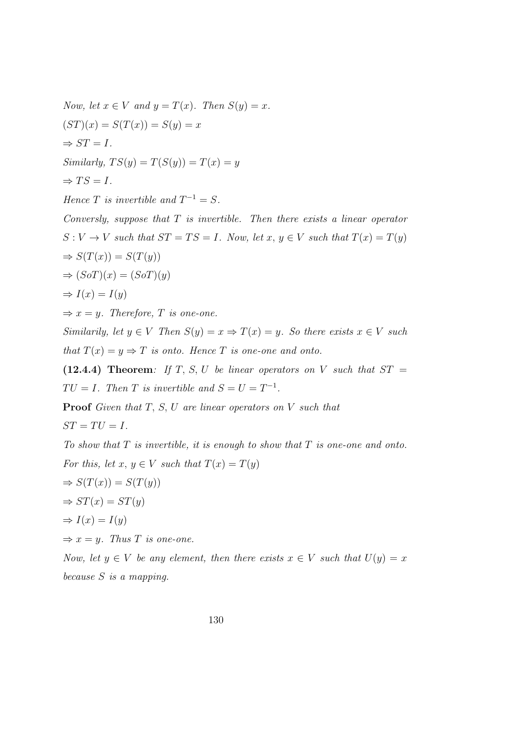*Now, let $x \in V$ and $y = T(x)$. Then $S(y) = x$.*

$(ST)(x) = S(T(x)) = S(y) = x$

$\Rightarrow ST = I.$

*Similarly,* $TS(y) = T(S(y)) = T(x) = y$

$\Rightarrow TS = I.$

*Hence $T$ is invertible and $T^{-1} = S$.*

*Conversly, suppose that $T$ is invertible. Then there exists a linear operator $S : V \to V$ such that $ST = TS = I$. Now, let $x$, $y \in V$ such that $T(x) = T(y)$*

$\Rightarrow S(T(x)) = S(T(y))$

$\Rightarrow (SoT)(x) = (SoT)(y)$

$\Rightarrow I(x) = I(y)$

$\Rightarrow x = y$. *Therefore, $T$ is one-one.*

*Similarily, let $y \in V$ Then $S(y) = x \Rightarrow T(x) = y$. So there exists $x \in V$ such that $T(x) = y \Rightarrow T$ is onto. Hence $T$ is one-one and onto.*

**(12.4.4) Theorem**: *If $T$, $S$, $U$ be linear operators on $V$ such that $ST = TU = I$. Then $T$ is invertible and $S = U = T^{-1}$.*

**Proof** *Given that $T$, $S$, $U$ are linear operators on $V$ such that*

$ST = TU = I.$

*To show that $T$ is invertible, it is enough to show that $T$ is one-one and onto.*

*For this, let $x$, $y \in V$ such that $T(x) = T(y)$*

$\Rightarrow S(T(x)) = S(T(y))$

$\Rightarrow ST(x) = ST(y)$

$\Rightarrow I(x) = I(y)$

$\Rightarrow x = y$. *Thus $T$ is one-one.*

*Now, let $y \in V$ be any element, then there exists $x \in V$ such that $U(y) = x$ because $S$ is a mapping.*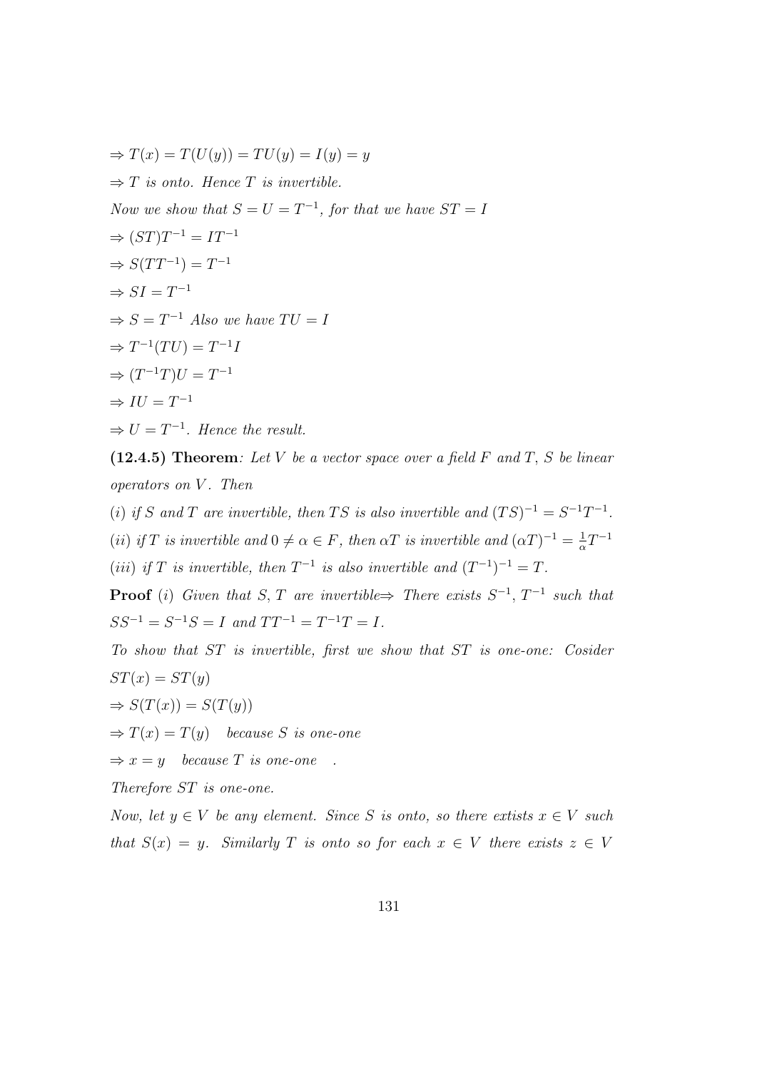$\Rightarrow T(x) = T(U(y)) = TU(y) = I(y) = y$

$\Rightarrow T$ *is onto. Hence $T$ is invertible.*

*Now we show that $S = U = T^{-1}$, for that we have $ST = I$*

$\Rightarrow (ST)T^{-1} = IT^{-1}$

$\Rightarrow S(TT^{-1}) = T^{-1}$

$\Rightarrow SI = T^{-1}$

$\Rightarrow S = T^{-1}$ *Also we have $TU = I$*

$\Rightarrow T^{-1}(TU) = T^{-1}I$

$\Rightarrow (T^{-1}T)U = T^{-1}$

$\Rightarrow IU = T^{-1}$

$\Rightarrow U = T^{-1}$. *Hence the result.*

**(12.4.5) Theorem**: *Let $V$ be a vector space over a field $F$ and $T$, $S$ be linear operators on $V$. Then*

*(i) if $S$ and $T$ are invertible, then $TS$ is also invertible and $(TS)^{-1} = S^{-1}T^{-1}$.*

*(ii) if $T$ is invertible and $0 \neq \alpha \in F$, then $\alpha T$ is invertible and $(\alpha T)^{-1} = \frac{1}{\alpha}T^{-1}$*

*(iii) if $T$ is invertible, then $T^{-1}$ is also invertible and $(T^{-1})^{-1} = T$.*

**Proof** *(i) Given that $S, T$ are invertible$\Rightarrow$ There exists $S^{-1}, T^{-1}$ such that $SS^{-1} = S^{-1}S = I$ and $TT^{-1} = T^{-1}T = I$.*

*To show that $ST$ is invertible, first we show that $ST$ is one-one: Cosider $ST(x) = ST(y)$*

$\Rightarrow S(T(x)) = S(T(y))$

$\Rightarrow T(x) = T(y)$ *because $S$ is one-one*

$\Rightarrow x = y$ *because $T$ is one-one* .

*Therefore $ST$ is one-one.*

*Now, let $y \in V$ be any element. Since $S$ is onto, so there extists $x \in V$ such that $S(x) = y$. Similarly $T$ is onto so for each $x \in V$ there exists $z \in V$*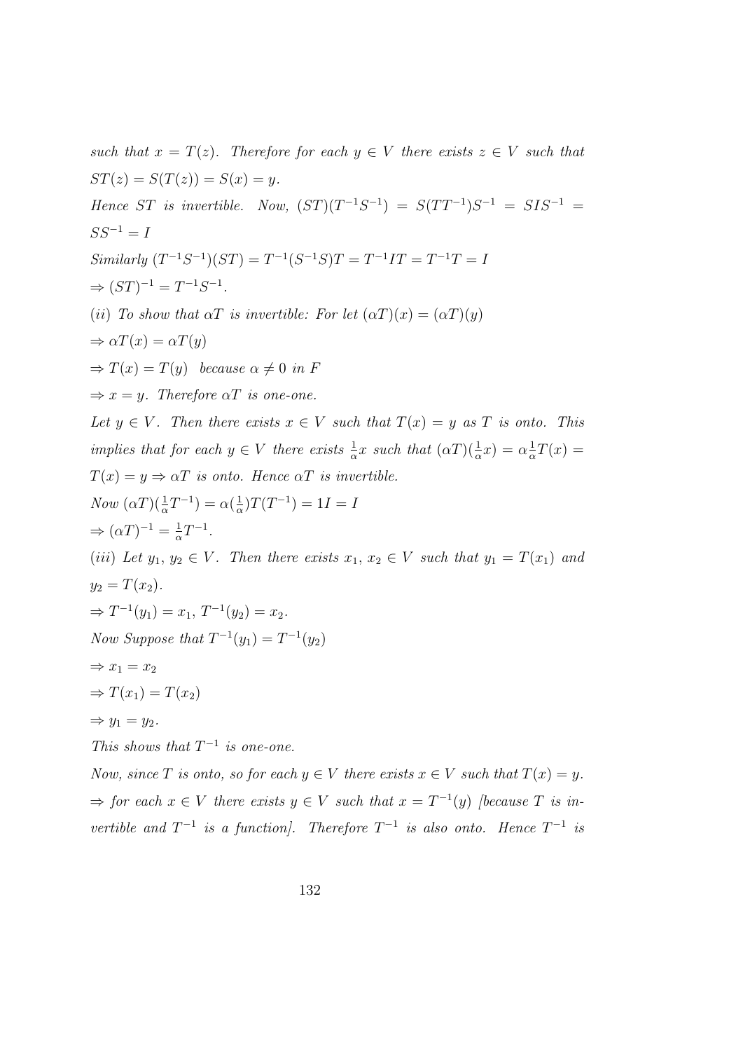*such that $x = T(z)$. Therefore for each $y \in V$ there exists $z \in V$ such that $ST(z) = S(T(z)) = S(x) = y$.*

*Hence $ST$ is invertible. Now, $(ST)(T^{-1}S^{-1}) = S(TT^{-1})S^{-1} = SIS^{-1} = SS^{-1} = I$*

*Similarly $(T^{-1}S^{-1})(ST) = T^{-1}(S^{-1}S)T = T^{-1}IT = T^{-1}T = I$*

$\Rightarrow (ST)^{-1} = T^{-1}S^{-1}$.

*(ii) To show that $\alpha T$ is invertible: For let $(\alpha T)(x) = (\alpha T)(y)$*

$\Rightarrow \alpha T(x) = \alpha T(y)$

$\Rightarrow T(x) = T(y)$ *because $\alpha \neq 0$ in $F$*

$\Rightarrow x = y$. *Therefore $\alpha T$ is one-one.*

*Let $y \in V$. Then there exists $x \in V$ such that $T(x) = y$ as $T$ is onto. This implies that for each $y \in V$ there exists $\frac{1}{\alpha}x$ such that $(\alpha T)(\frac{1}{\alpha}x) = \alpha \frac{1}{\alpha} T(x) = T(x) = y \Rightarrow \alpha T$ is onto. Hence $\alpha T$ is invertible.*

*Now $(\alpha T)(\frac{1}{\alpha}T^{-1}) = \alpha(\frac{1}{\alpha})T(T^{-1}) = 1I = I$*

$\Rightarrow (\alpha T)^{-1} = \frac{1}{\alpha}T^{-1}$.

*(iii) Let $y_1, y_2 \in V$. Then there exists $x_1, x_2 \in V$ such that $y_1 = T(x_1)$ and $y_2 = T(x_2)$.*

$\Rightarrow T^{-1}(y_1) = x_1, T^{-1}(y_2) = x_2$.

*Now Suppose that $T^{-1}(y_1) = T^{-1}(y_2)$*

$\Rightarrow x_1 = x_2$

$\Rightarrow T(x_1) = T(x_2)$

$\Rightarrow y_1 = y_2$.

*This shows that $T^{-1}$ is one-one.*

*Now, since $T$ is onto, so for each $y \in V$ there exists $x \in V$ such that $T(x) = y$. $\Rightarrow$ for each $x \in V$ there exists $y \in V$ such that $x = T^{-1}(y)$ [because $T$ is invertible and $T^{-1}$ is a function]. Therefore $T^{-1}$ is also onto. Hence $T^{-1}$ is*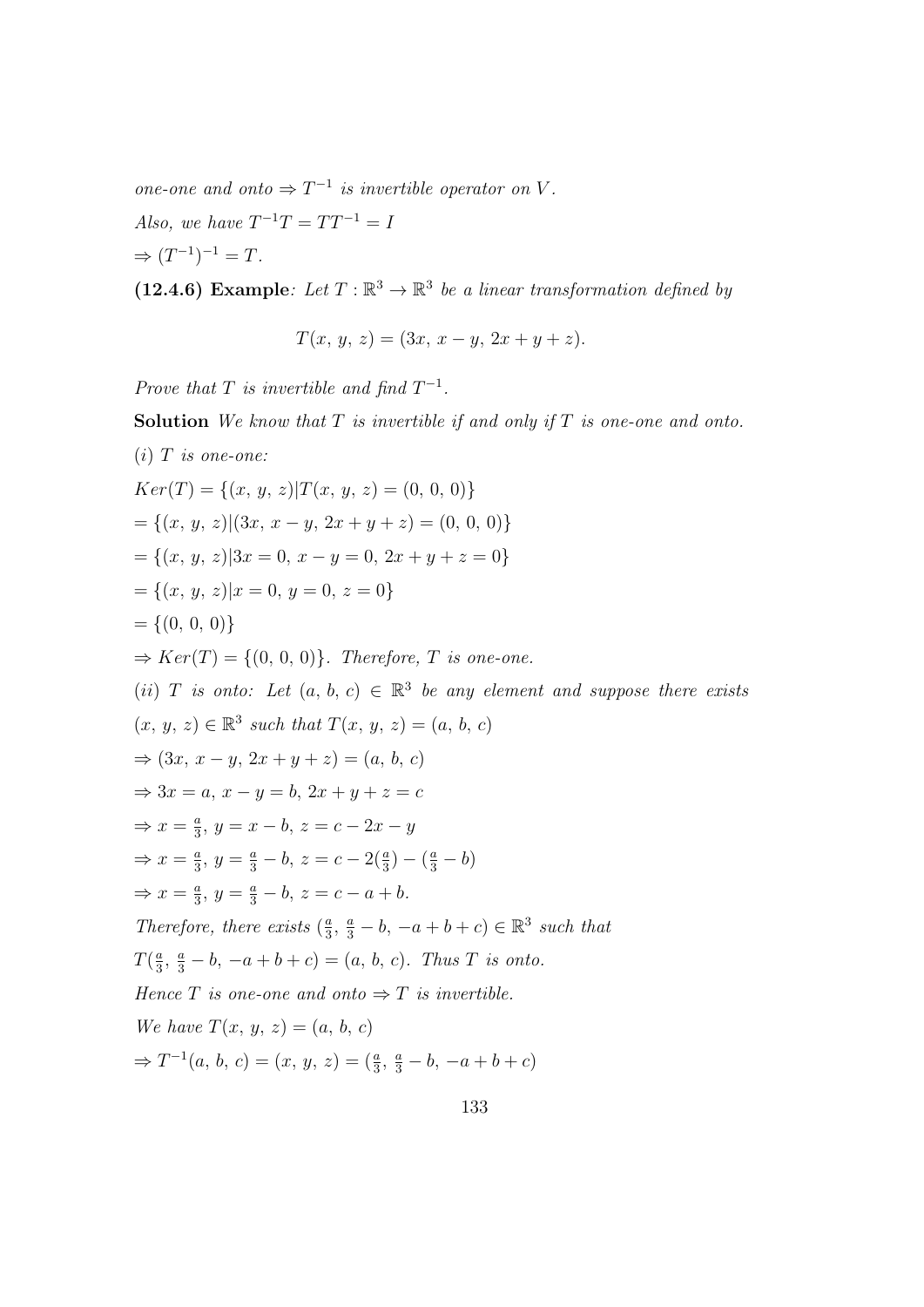*one-one and onto* $\Rightarrow T^{-1}$ *is invertible operator on* $V$.

*Also, we have* $T^{-1}T = TT^{-1} = I$

$\Rightarrow (T^{-1})^{-1} = T$.

**(12.4.6) Example**: *Let* $T : \mathbb{R}^3 \to \mathbb{R}^3$ *be a linear transformation defined by*

$$T(x,\, y,\, z) = (3x,\, x - y,\, 2x + y + z).$$

*Prove that* $T$ *is invertible and find* $T^{-1}$.

**Solution** *We know that* $T$ *is invertible if and only if* $T$ *is one-one and onto.*

$(i)$ $T$ *is one-one:*

$Ker(T) = \{(x,\, y,\, z) | T(x,\, y,\, z) = (0,\, 0,\, 0)\}$

$= \{(x,\, y,\, z) | (3x,\, x - y,\, 2x + y + z) = (0,\, 0,\, 0)\}$

$= \{(x,\, y,\, z) | 3x = 0,\, x - y = 0,\, 2x + y + z = 0\}$

$= \{(x,\, y,\, z) | x = 0,\, y = 0,\, z = 0\}$

$= \{(0,\, 0,\, 0)\}$

$\Rightarrow Ker(T) = \{(0,\, 0,\, 0)\}$. *Therefore,* $T$ *is one-one.*

$(ii)$ $T$ *is onto: Let* $(a,\, b,\, c) \in \mathbb{R}^3$ *be any element and suppose there exists* $(x,\, y,\, z) \in \mathbb{R}^3$ *such that* $T(x,\, y,\, z) = (a,\, b,\, c)$

$\Rightarrow (3x,\, x - y,\, 2x + y + z) = (a,\, b,\, c)$

$\Rightarrow 3x = a,\, x - y = b,\, 2x + y + z = c$

$\Rightarrow x = \frac{a}{3},\, y = x - b,\, z = c - 2x - y$

$\Rightarrow x = \frac{a}{3},\, y = \frac{a}{3} - b,\, z = c - 2(\frac{a}{3}) - (\frac{a}{3} - b)$

$\Rightarrow x = \frac{a}{3},\, y = \frac{a}{3} - b,\, z = c - a + b$.

*Therefore, there exists* $(\frac{a}{3},\, \frac{a}{3} - b,\, -a + b + c) \in \mathbb{R}^3$ *such that* $T(\frac{a}{3},\, \frac{a}{3} - b,\, -a + b + c) = (a,\, b,\, c)$. *Thus* $T$ *is onto.*

*Hence* $T$ *is one-one and onto* $\Rightarrow T$ *is invertible.*

*We have* $T(x,\, y,\, z) = (a,\, b,\, c)$

$\Rightarrow T^{-1}(a,\, b,\, c) = (x,\, y,\, z) = (\frac{a}{3},\, \frac{a}{3} - b,\, -a + b + c)$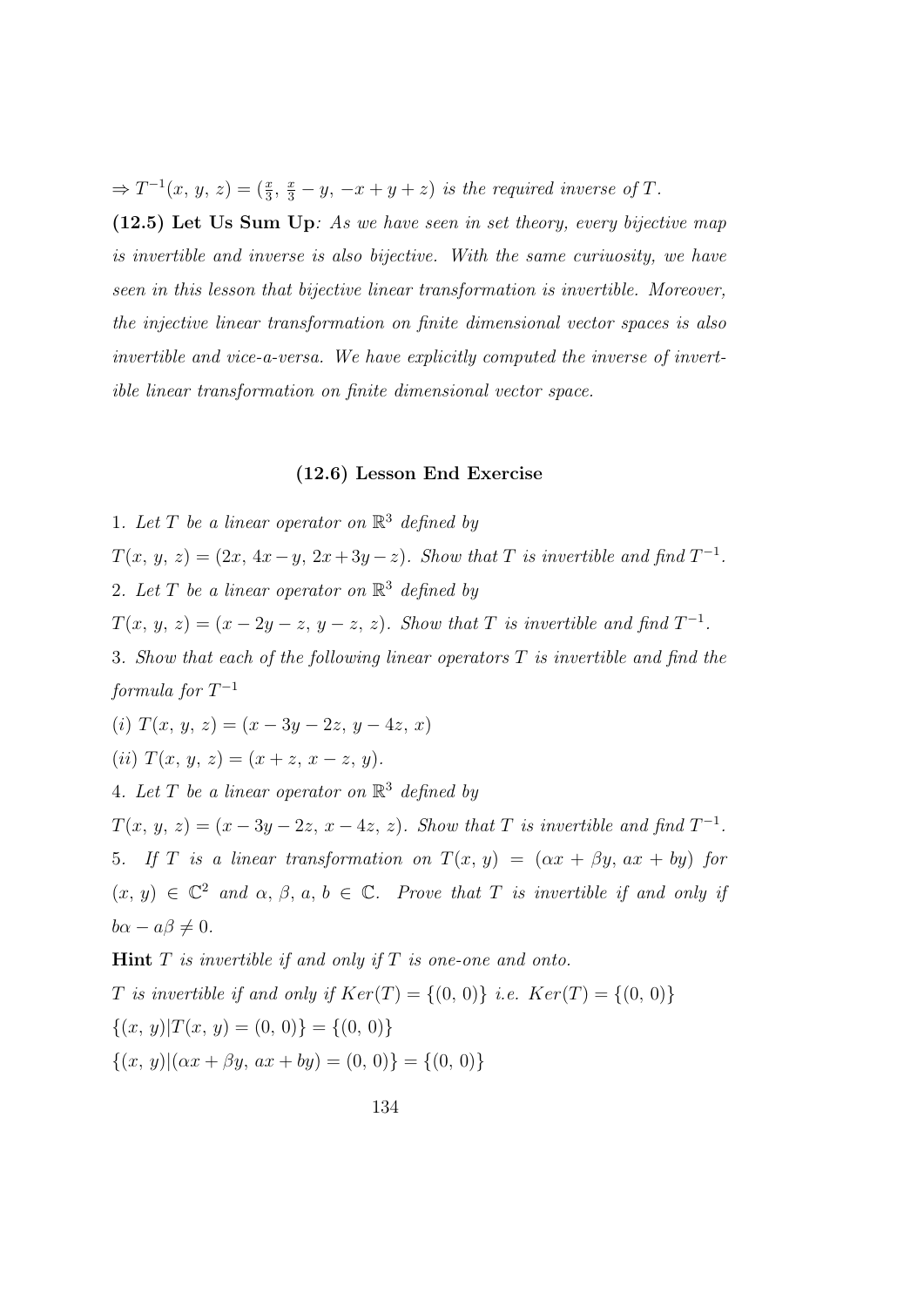$\Rightarrow T^{-1}(x, y, z) = (\frac{x}{3}, \frac{x}{3} - y, -x + y + z)$ *is the required inverse of* $T$.

**(12.5) Let Us Sum Up**: *As we have seen in set theory, every bijective map is invertible and inverse is also bijective. With the same curiuosity, we have seen in this lesson that bijective linear transformation is invertible. Moreover, the injective linear transformation on finite dimensional vector spaces is also invertible and vice-a-versa. We have explicitly computed the inverse of invertible linear transformation on finite dimensional vector space.*

## (12.6) Lesson End Exercise

1. *Let* $T$ *be a linear operator on* $\mathbb{R}^3$ *defined by*
$T(x, y, z) = (2x, 4x - y, 2x + 3y - z)$. *Show that* $T$ *is invertible and find* $T^{-1}$.

2. *Let* $T$ *be a linear operator on* $\mathbb{R}^3$ *defined by*
$T(x, y, z) = (x - 2y - z, y - z, z)$. *Show that* $T$ *is invertible and find* $T^{-1}$.

3. *Show that each of the following linear operators* $T$ *is invertible and find the formula for* $T^{-1}$

(*i*) $T(x, y, z) = (x - 3y - 2z, y - 4z, x)$

(*ii*) $T(x, y, z) = (x + z, x - z, y)$.

4. *Let* $T$ *be a linear operator on* $\mathbb{R}^3$ *defined by*
$T(x, y, z) = (x - 3y - 2z, x - 4z, z)$. *Show that* $T$ *is invertible and find* $T^{-1}$.

5. *If* $T$ *is a linear transformation on* $T(x, y) = (\alpha x + \beta y, ax + by)$ *for* $(x, y) \in \mathbb{C}^2$ *and* $\alpha, \beta, a, b \in \mathbb{C}$. *Prove that* $T$ *is invertible if and only if* $b\alpha - a\beta \neq 0$.

**Hint** *$T$ is invertible if and only if $T$ is one-one and onto.*

*$T$ is invertible if and only if* $Ker(T) = \{(0, 0)\}$ *i.e.* $Ker(T) = \{(0, 0)\}$

$\{(x, y) | T(x, y) = (0, 0)\} = \{(0, 0)\}$

$\{(x, y) | (\alpha x + \beta y, ax + by) = (0, 0)\} = \{(0, 0)\}$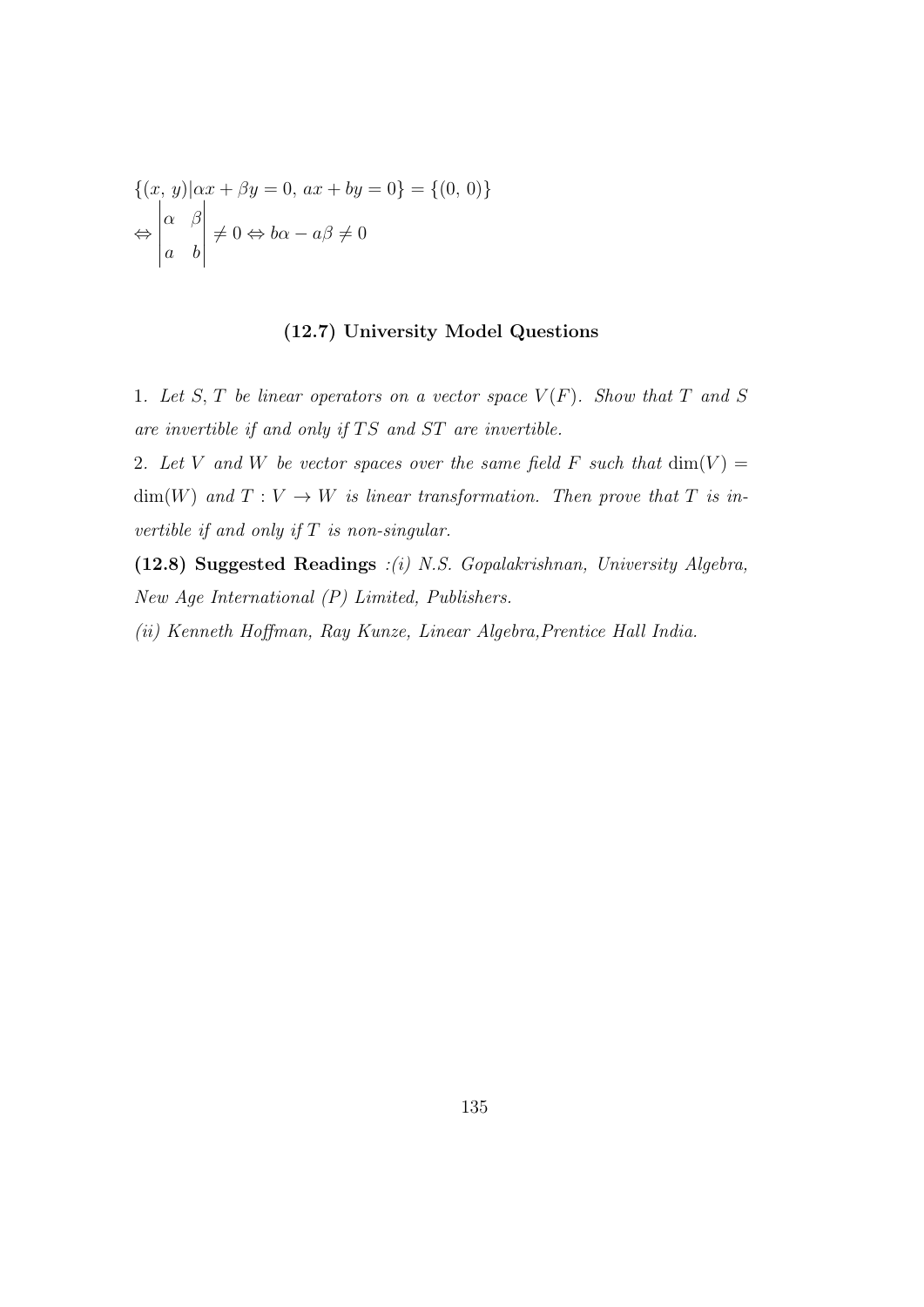$$\{(x,\,y)|\alpha x + \beta y = 0,\, ax + by = 0\} = \{(0,\,0)\}$$
$$\Leftrightarrow \begin{vmatrix} \alpha & \beta \\ a & b \end{vmatrix} \neq 0 \Leftrightarrow b\alpha - a\beta \neq 0$$

### (12.7) University Model Questions

1. *Let $S, T$ be linear operators on a vector space $V(F)$. Show that $T$ and $S$ are invertible if and only if $TS$ and $ST$ are invertible.*

2. *Let $V$ and $W$ be vector spaces over the same field $F$ such that $\dim(V) = \dim(W)$ and $T : V \to W$ is linear transformation. Then prove that $T$ is invertible if and only if $T$ is non-singular.*

**(12.8) Suggested Readings** *:(i) N.S. Gopalakrishnan, University Algebra, New Age International (P) Limited, Publishers.*

*(ii) Kenneth Hoffman, Ray Kunze, Linear Algebra,Prentice Hall India.*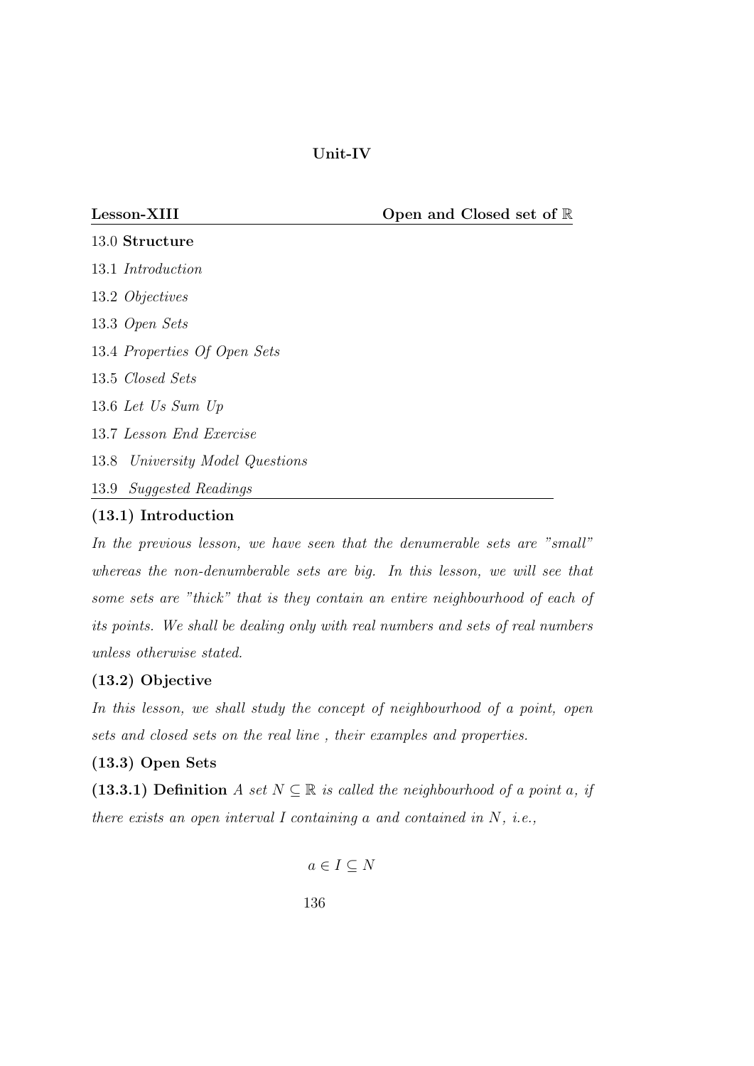**Unit-IV**

## Lesson-XIII — Open and Closed set of $\mathbb{R}$

13.0 **Structure**

13.1 *Introduction*

13.2 *Objectives*

13.3 *Open Sets*

13.4 *Properties Of Open Sets*

13.5 *Closed Sets*

13.6 *Let Us Sum Up*

13.7 *Lesson End Exercise*

13.8 *University Model Questions*

13.9 *Suggested Readings*

### (13.1) Introduction

*In the previous lesson, we have seen that the denumerable sets are "small" whereas the non-denumberable sets are big. In this lesson, we will see that some sets are "thick" that is they contain an entire neighbourhood of each of its points. We shall be dealing only with real numbers and sets of real numbers unless otherwise stated.*

### (13.2) Objective

*In this lesson, we shall study the concept of neighbourhood of a point, open sets and closed sets on the real line , their examples and properties.*

### (13.3) Open Sets

**(13.3.1) Definition** *A set $N \subseteq \mathbb{R}$ is called the neighbourhood of a point $a$, if there exists an open interval $I$ containing $a$ and contained in $N$, i.e.,*

$$a \in I \subseteq N$$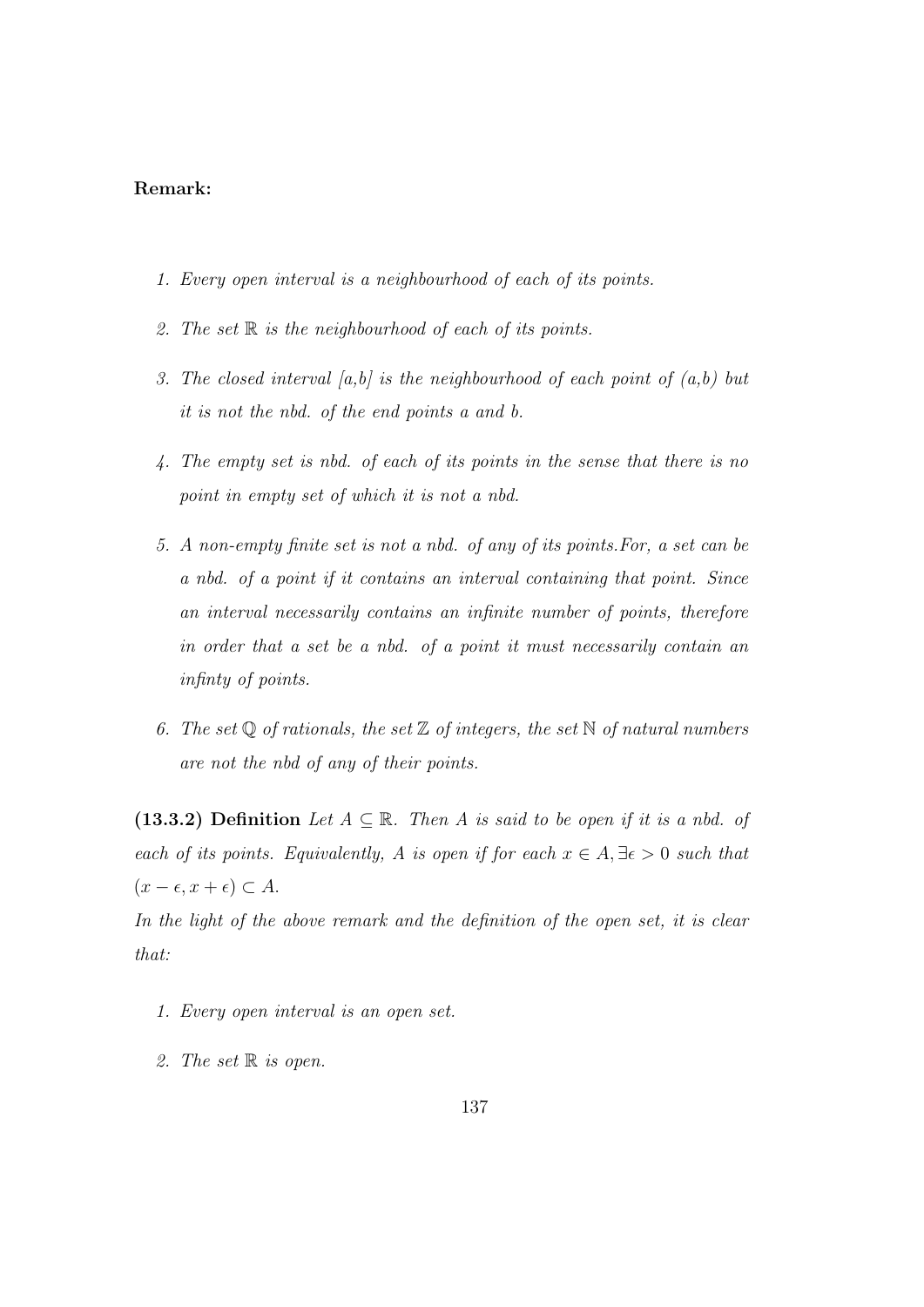**Remark:**

1. *Every open interval is a neighbourhood of each of its points.*

2. *The set* $\mathbb{R}$ *is the neighbourhood of each of its points.*

3. *The closed interval [a,b] is the neighbourhood of each point of (a,b) but it is not the nbd. of the end points a and b.*

4. *The empty set is nbd. of each of its points in the sense that there is no point in empty set of which it is not a nbd.*

5. *A non-empty finite set is not a nbd. of any of its points.For, a set can be a nbd. of a point if it contains an interval containing that point. Since an interval necessarily contains an infinite number of points, therefore in order that a set be a nbd. of a point it must necessarily contain an infinty of points.*

6. *The set* $\mathbb{Q}$ *of rationals, the set* $\mathbb{Z}$ *of integers, the set* $\mathbb{N}$ *of natural numbers are not the nbd of any of their points.*

**(13.3.2) Definition** *Let* $A \subseteq \mathbb{R}$*. Then A is said to be open if it is a nbd. of each of its points. Equivalently, A is open if for each* $x \in A, \exists \epsilon > 0$ *such that* $(x - \epsilon, x + \epsilon) \subset A$*.*

*In the light of the above remark and the definition of the open set, it is clear that:*

1. *Every open interval is an open set.*

2. *The set* $\mathbb{R}$ *is open.*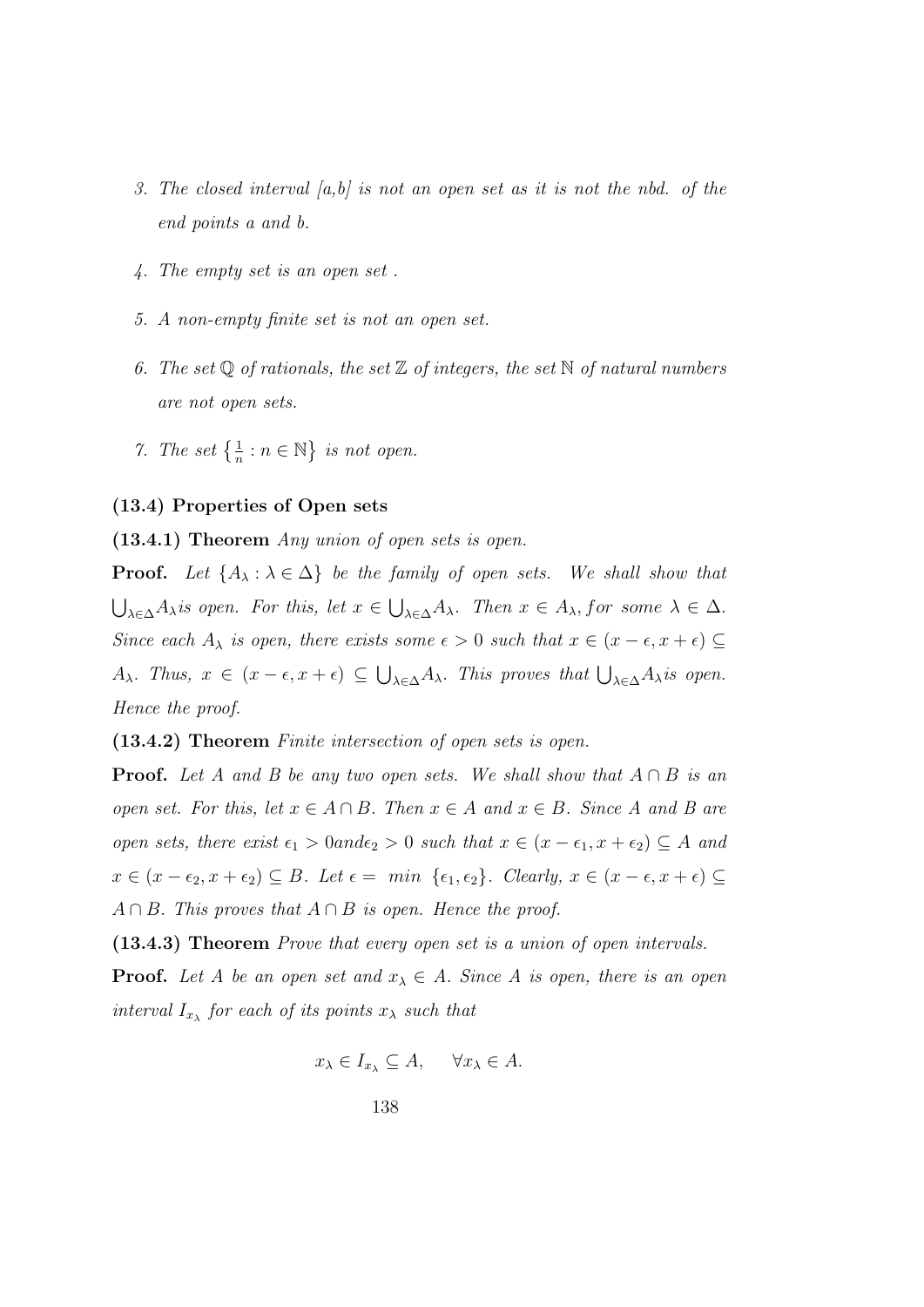3. *The closed interval [a,b] is not an open set as it is not the nbd. of the end points a and b.*

4. *The empty set is an open set .*

5. *A non-empty finite set is not an open set.*

6. *The set $\mathbb{Q}$ of rationals, the set $\mathbb{Z}$ of integers, the set $\mathbb{N}$ of natural numbers are not open sets.*

7. *The set $\left\{\frac{1}{n} : n \in \mathbb{N}\right\}$ is not open.*

**(13.4) Properties of Open sets**

**(13.4.1) Theorem** *Any union of open sets is open.*

**Proof.** *Let $\{A_\lambda : \lambda \in \Delta\}$ be the family of open sets. We shall show that $\bigcup_{\lambda\in\Delta} A_\lambda$ is open. For this, let $x \in \bigcup_{\lambda\in\Delta} A_\lambda$. Then $x \in A_\lambda, for\ some\ \lambda \in \Delta$. Since each $A_\lambda$ is open, there exists some $\epsilon > 0$ such that $x \in (x - \epsilon, x + \epsilon) \subseteq A_\lambda$. Thus, $x \in (x - \epsilon, x + \epsilon) \subseteq \bigcup_{\lambda\in\Delta} A_\lambda$. This proves that $\bigcup_{\lambda\in\Delta} A_\lambda$ is open. Hence the proof.*

**(13.4.2) Theorem** *Finite intersection of open sets is open.*

**Proof.** *Let A and B be any two open sets. We shall show that $A \cap B$ is an open set. For this, let $x \in A \cap B$. Then $x \in A$ and $x \in B$. Since A and B are open sets, there exist $\epsilon_1 > 0 and \epsilon_2 > 0$ such that $x \in (x - \epsilon_1, x + \epsilon_2) \subseteq A$ and $x \in (x - \epsilon_2, x + \epsilon_2) \subseteq B$. Let $\epsilon = \ min\ \{\epsilon_1, \epsilon_2\}$. Clearly, $x \in (x - \epsilon, x + \epsilon) \subseteq A \cap B$. This proves that $A \cap B$ is open. Hence the proof.*

**(13.4.3) Theorem** *Prove that every open set is a union of open intervals.*

**Proof.** *Let A be an open set and $x_\lambda \in A$. Since A is open, there is an open interval $I_{x_\lambda}$ for each of its points $x_\lambda$ such that*

$$x_\lambda \in I_{x_\lambda} \subseteq A, \quad \forall x_\lambda \in A.$$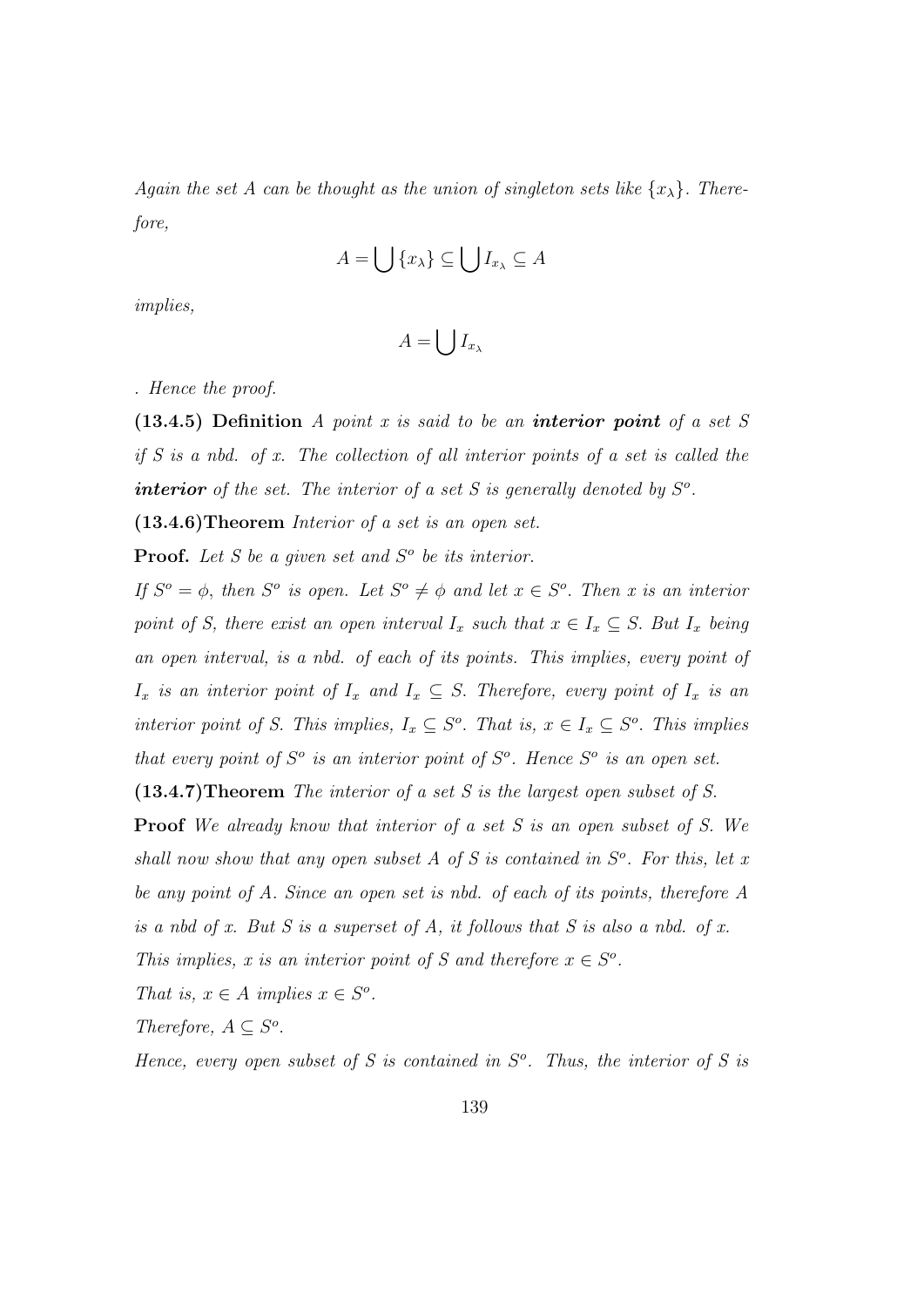*Again the set A can be thought as the union of singleton sets like $\{x_\lambda\}$. Therefore,*

$$A = \bigcup \{x_\lambda\} \subseteq \bigcup I_{x_\lambda} \subseteq A$$

*implies,*

$$A = \bigcup I_{x_\lambda}$$

*. Hence the proof.*

**(13.4.5) Definition** *A point $x$ is said to be an* ***interior point*** *of a set $S$ if $S$ is a nbd. of $x$. The collection of all interior points of a set is called the* ***interior*** *of the set. The interior of a set $S$ is generally denoted by $S^o$.*

**(13.4.6)Theorem** *Interior of a set is an open set.*

**Proof.** *Let $S$ be a given set and $S^o$ be its interior.*

*If $S^o = \phi$, then $S^o$ is open. Let $S^o \neq \phi$ and let $x \in S^o$. Then $x$ is an interior point of S, there exist an open interval $I_x$ such that $x \in I_x \subseteq S$. But $I_x$ being an open interval, is a nbd. of each of its points. This implies, every point of $I_x$ is an interior point of $I_x$ and $I_x \subseteq S$. Therefore, every point of $I_x$ is an interior point of S. This implies, $I_x \subseteq S^o$. That is, $x \in I_x \subseteq S^o$. This implies that every point of $S^o$ is an interior point of $S^o$. Hence $S^o$ is an open set.*

**(13.4.7)Theorem** *The interior of a set $S$ is the largest open subset of S.*

**Proof** *We already know that interior of a set $S$ is an open subset of S. We shall now show that any open subset $A$ of $S$ is contained in $S^o$. For this, let $x$ be any point of A. Since an open set is nbd. of each of its points, therefore A is a nbd of x. But S is a superset of A, it follows that S is also a nbd. of x. This implies, $x$ is an interior point of $S$ and therefore $x \in S^o$.*

*That is, $x \in A$ implies $x \in S^o$.*

*Therefore, $A \subseteq S^o$.*

*Hence, every open subset of S is contained in $S^o$. Thus, the interior of S is*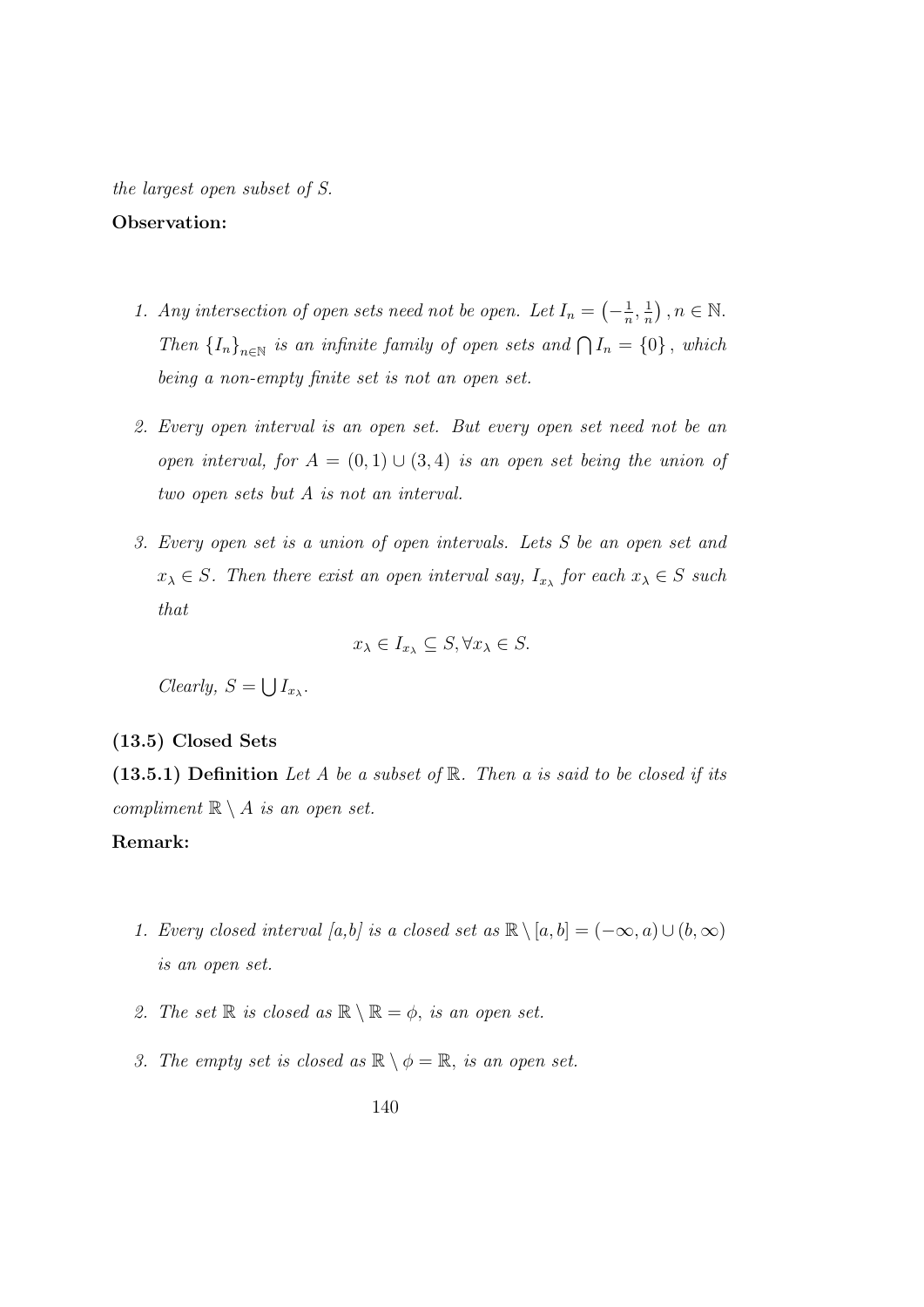*the largest open subset of S.*

**Observation:**

1. *Any intersection of open sets need not be open. Let $I_n = \left(-\frac{1}{n}, \frac{1}{n}\right), n \in \mathbb{N}$. Then $\{I_n\}_{n\in\mathbb{N}}$ is an infinite family of open sets and $\bigcap I_n = \{0\}$, which being a non-empty finite set is not an open set.*

2. *Every open interval is an open set. But every open set need not be an open interval, for $A = (0, 1) \cup (3, 4)$ is an open set being the union of two open sets but A is not an interval.*

3. *Every open set is a union of open intervals. Lets S be an open set and $x_\lambda \in S$. Then there exist an open interval say, $I_{x_\lambda}$ for each $x_\lambda \in S$ such that*

$$x_\lambda \in I_{x_\lambda} \subseteq S, \forall x_\lambda \in S.$$

*Clearly, $S = \bigcup I_{x_\lambda}$.*

**(13.5) Closed Sets**

**(13.5.1) Definition** *Let A be a subset of $\mathbb{R}$. Then a is said to be closed if its compliment $\mathbb{R} \setminus A$ is an open set.*

**Remark:**

1. *Every closed interval [a,b] is a closed set as $\mathbb{R} \setminus [a, b] = (-\infty, a) \cup (b, \infty)$ is an open set.*

2. *The set $\mathbb{R}$ is closed as $\mathbb{R} \setminus \mathbb{R} = \phi$, is an open set.*

3. *The empty set is closed as $\mathbb{R} \setminus \phi = \mathbb{R}$, is an open set.*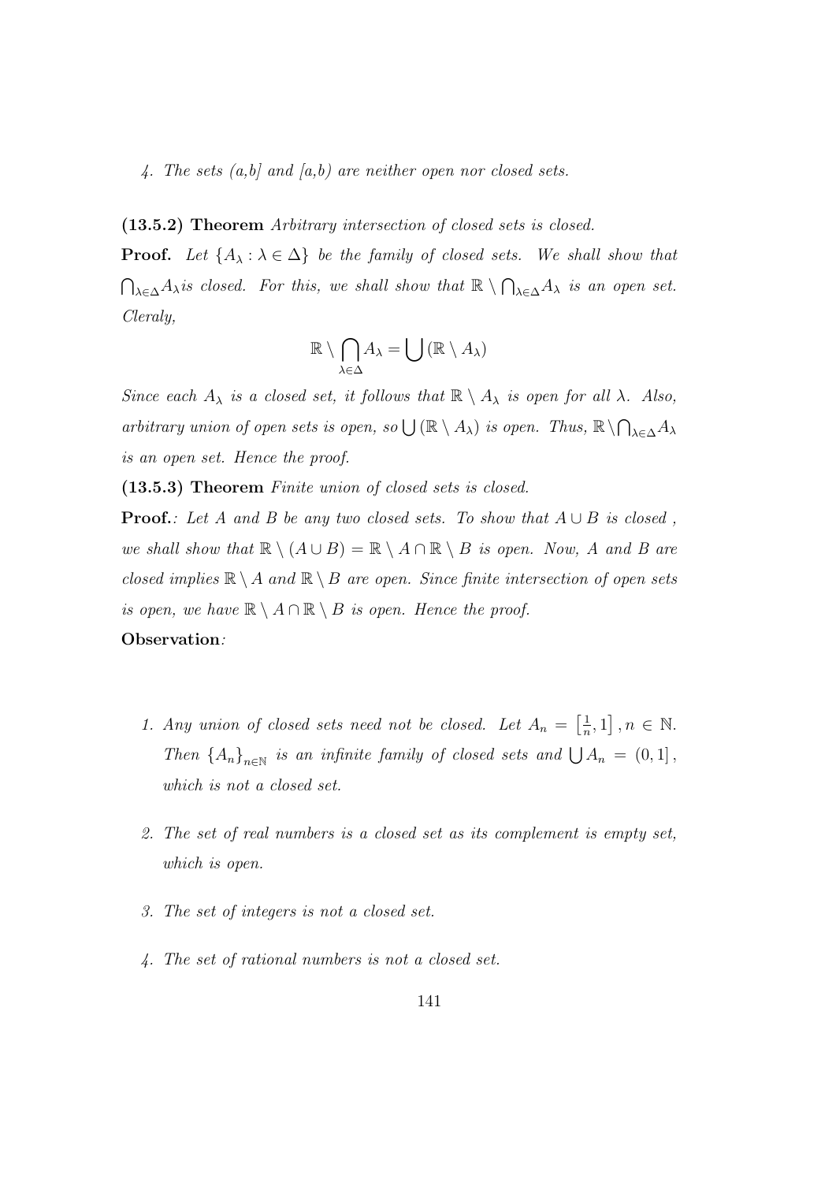*4. The sets (a,b] and [a,b) are neither open nor closed sets.*

**(13.5.2) Theorem** *Arbitrary intersection of closed sets is closed.*

**Proof.** *Let $\{A_\lambda : \lambda \in \Delta\}$ be the family of closed sets. We shall show that $\bigcap_{\lambda\in\Delta} A_\lambda$ is closed. For this, we shall show that $\mathbb{R} \setminus \bigcap_{\lambda\in\Delta} A_\lambda$ is an open set. Cleraly,*

$$\mathbb{R} \setminus \bigcap_{\lambda\in\Delta} A_\lambda = \bigcup (\mathbb{R} \setminus A_\lambda)$$

*Since each $A_\lambda$ is a closed set, it follows that $\mathbb{R} \setminus A_\lambda$ is open for all $\lambda$. Also, arbitrary union of open sets is open, so $\bigcup (\mathbb{R} \setminus A_\lambda)$ is open. Thus, $\mathbb{R} \setminus \bigcap_{\lambda\in\Delta} A_\lambda$ is an open set. Hence the proof.*

**(13.5.3) Theorem** *Finite union of closed sets is closed.*

**Proof.***: Let $A$ and $B$ be any two closed sets. To show that $A \cup B$ is closed , we shall show that $\mathbb{R} \setminus (A \cup B) = \mathbb{R} \setminus A \cap \mathbb{R} \setminus B$ is open. Now, $A$ and $B$ are closed implies $\mathbb{R} \setminus A$ and $\mathbb{R} \setminus B$ are open. Since finite intersection of open sets is open, we have $\mathbb{R} \setminus A \cap \mathbb{R} \setminus B$ is open. Hence the proof.*

**Observation***:*

1. *Any union of closed sets need not be closed. Let $A_n = \left[\frac{1}{n}, 1\right], n \in \mathbb{N}$. Then $\{A_n\}_{n\in\mathbb{N}}$ is an infinite family of closed sets and $\bigcup A_n = (0,1]$, which is not a closed set.*

2. *The set of real numbers is a closed set as its complement is empty set, which is open.*

3. *The set of integers is not a closed set.*

4. *The set of rational numbers is not a closed set.*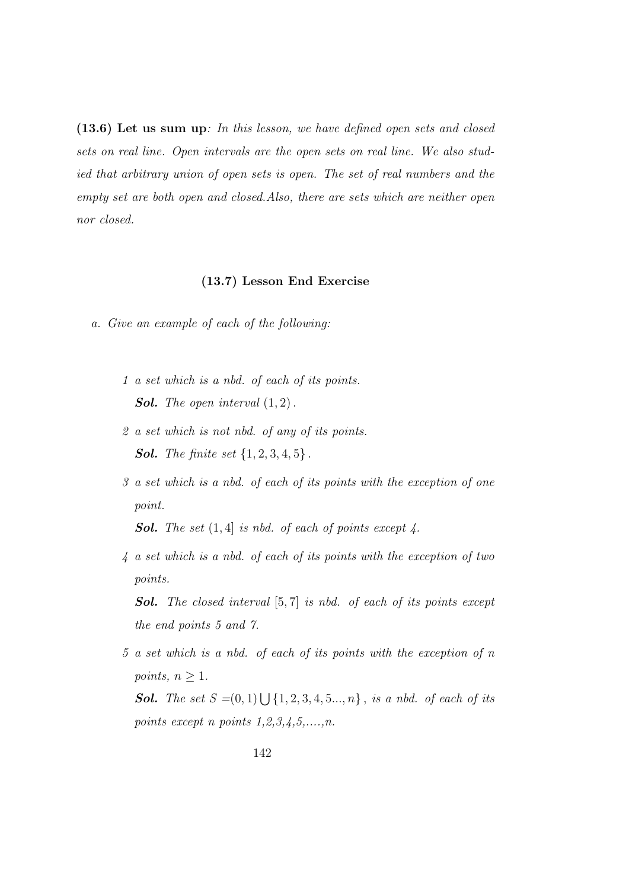**(13.6) Let us sum up**: *In this lesson, we have defined open sets and closed sets on real line. Open intervals are the open sets on real line. We also studied that arbitrary union of open sets is open. The set of real numbers and the empty set are both open and closed.Also, there are sets which are neither open nor closed.*

### (13.7) Lesson End Exercise

a. *Give an example of each of the following:*

1 *a set which is a nbd. of each of its points.*

***Sol.*** *The open interval* $(1, 2)$.

2 *a set which is not nbd. of any of its points.*

***Sol.*** *The finite set* $\{1, 2, 3, 4, 5\}$.

3 *a set which is a nbd. of each of its points with the exception of one point.*

***Sol.*** *The set* $(1, 4]$ *is nbd. of each of points except 4.*

4 *a set which is a nbd. of each of its points with the exception of two points.*

***Sol.*** *The closed interval* $[5, 7]$ *is nbd. of each of its points except the end points 5 and 7.*

5 *a set which is a nbd. of each of its points with the exception of n points,* $n \geq 1$.

***Sol.*** *The set* $S = (0, 1) \bigcup \{1, 2, 3, 4, 5..., n\}$, *is a nbd. of each of its points except n points 1,2,3,4,5,....,n.*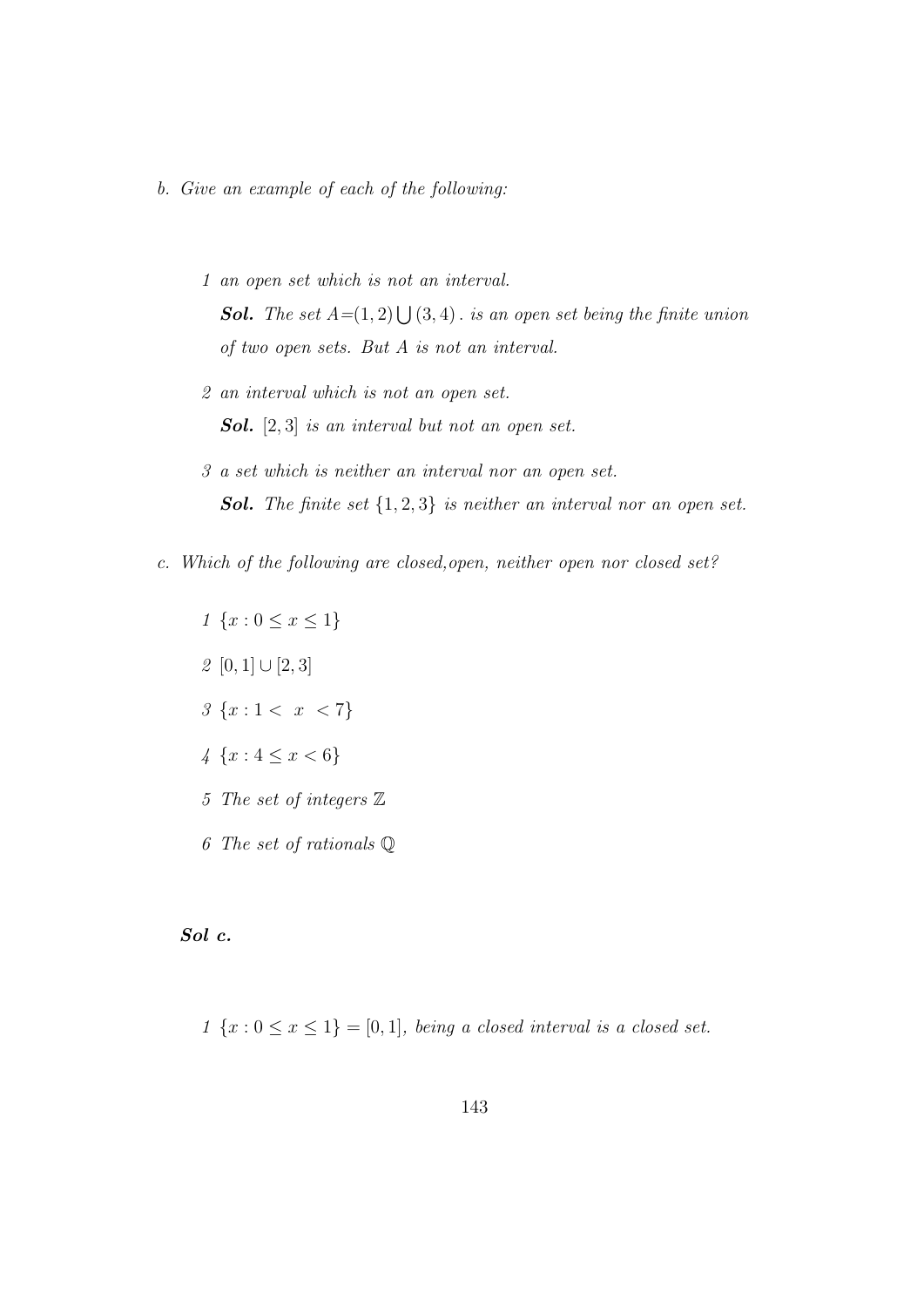*b. Give an example of each of the following:*

1 *an open set which is not an interval.*

   ***Sol.*** *The set* $A=(1,2)\bigcup(3,4)$ *. is an open set being the finite union of two open sets. But* $A$ *is not an interval.*

2 *an interval which is not an open set.*

   ***Sol.*** $[2,3]$ *is an interval but not an open set.*

3 *a set which is neither an interval nor an open set.*

   ***Sol.*** *The finite set* $\{1,2,3\}$ *is neither an interval nor an open set.*

*c. Which of the following are closed,open, neither open nor closed set?*

1 $\{x : 0 \leq x \leq 1\}$

2 $[0,1] \cup [2,3]$

3 $\{x : 1 < \ x \ < 7\}$

4 $\{x : 4 \leq x < 6\}$

5 *The set of integers* $\mathbb{Z}$

6 *The set of rationals* $\mathbb{Q}$

***Sol c.***

1 $\{x : 0 \leq x \leq 1\} = [0,1]$*, being a closed interval is a closed set.*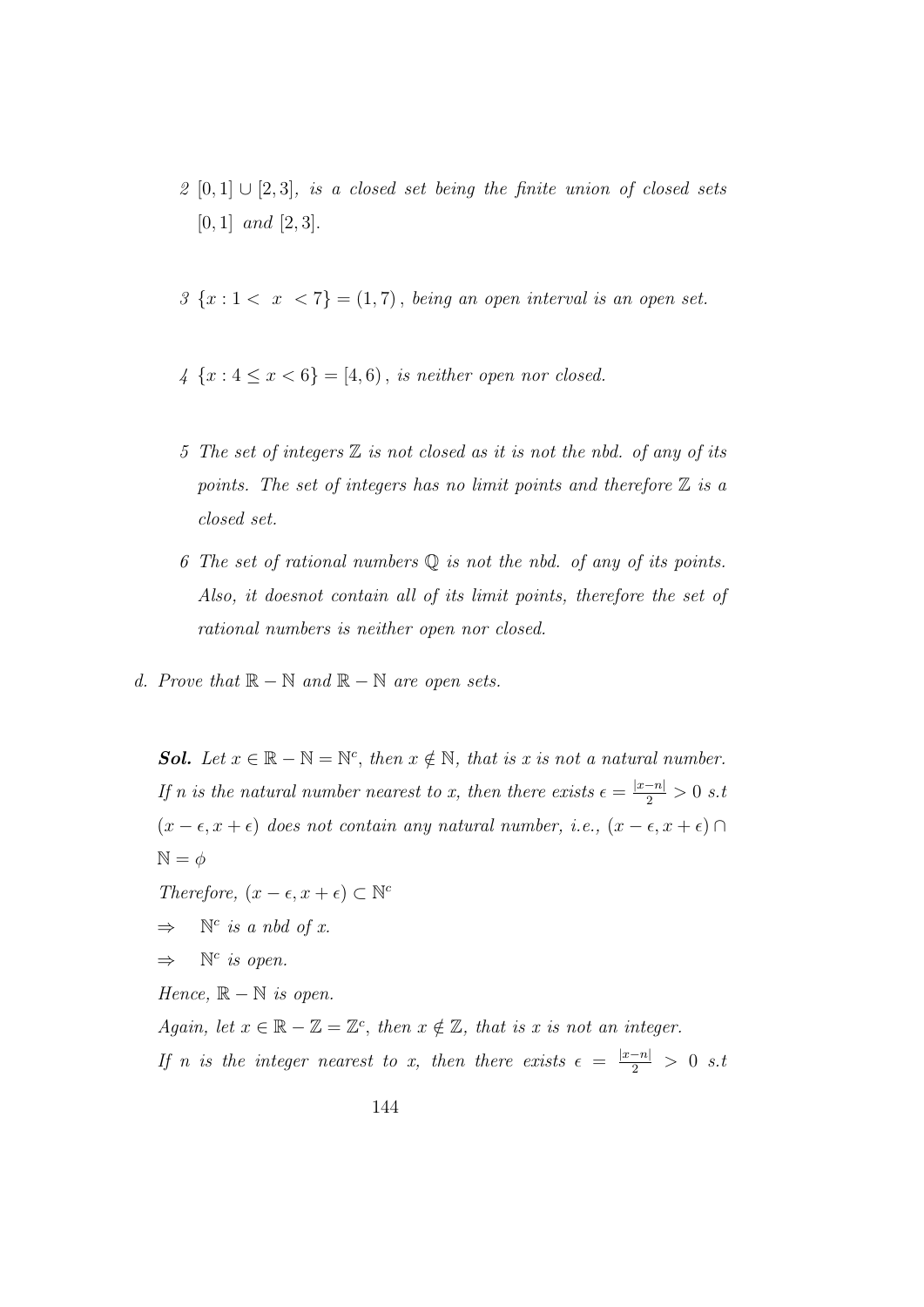2 $[0,1] \cup [2,3]$, *is a closed set being the finite union of closed sets* $[0,1]$ *and* $[2,3]$.

3 $\{x : 1 < \ x \ < 7\} = (1,7)$, *being an open interval is an open set.*

4 $\{x : 4 \leq x < 6\} = [4,6)$, *is neither open nor closed.*

5 *The set of integers* $\mathbb{Z}$ *is not closed as it is not the nbd. of any of its points. The set of integers has no limit points and therefore* $\mathbb{Z}$ *is a closed set.*

6 *The set of rational numbers* $\mathbb{Q}$ *is not the nbd. of any of its points. Also, it doesnot contain all of its limit points, therefore the set of rational numbers is neither open nor closed.*

d. *Prove that* $\mathbb{R} - \mathbb{N}$ *and* $\mathbb{R} - \mathbb{N}$ *are open sets.*

***Sol.*** *Let* $x \in \mathbb{R} - \mathbb{N} = \mathbb{N}^c$, *then* $x \notin \mathbb{N}$, *that is x is not a natural number. If n is the natural number nearest to x, then there exists* $\epsilon = \frac{|x-n|}{2} > 0$ *s.t* $(x-\epsilon, x+\epsilon)$ *does not contain any natural number, i.e.,* $(x-\epsilon, x+\epsilon) \cap \mathbb{N} = \phi$

*Therefore,* $(x-\epsilon, x+\epsilon) \subset \mathbb{N}^c$

$\Rightarrow \quad \mathbb{N}^c$ *is a nbd of x.*

$\Rightarrow \quad \mathbb{N}^c$ *is open.*

*Hence,* $\mathbb{R} - \mathbb{N}$ *is open.*

*Again, let* $x \in \mathbb{R} - \mathbb{Z} = \mathbb{Z}^c$, *then* $x \notin \mathbb{Z}$, *that is x is not an integer. If n is the integer nearest to x, then there exists* $\epsilon = \frac{|x-n|}{2} > 0$ *s.t*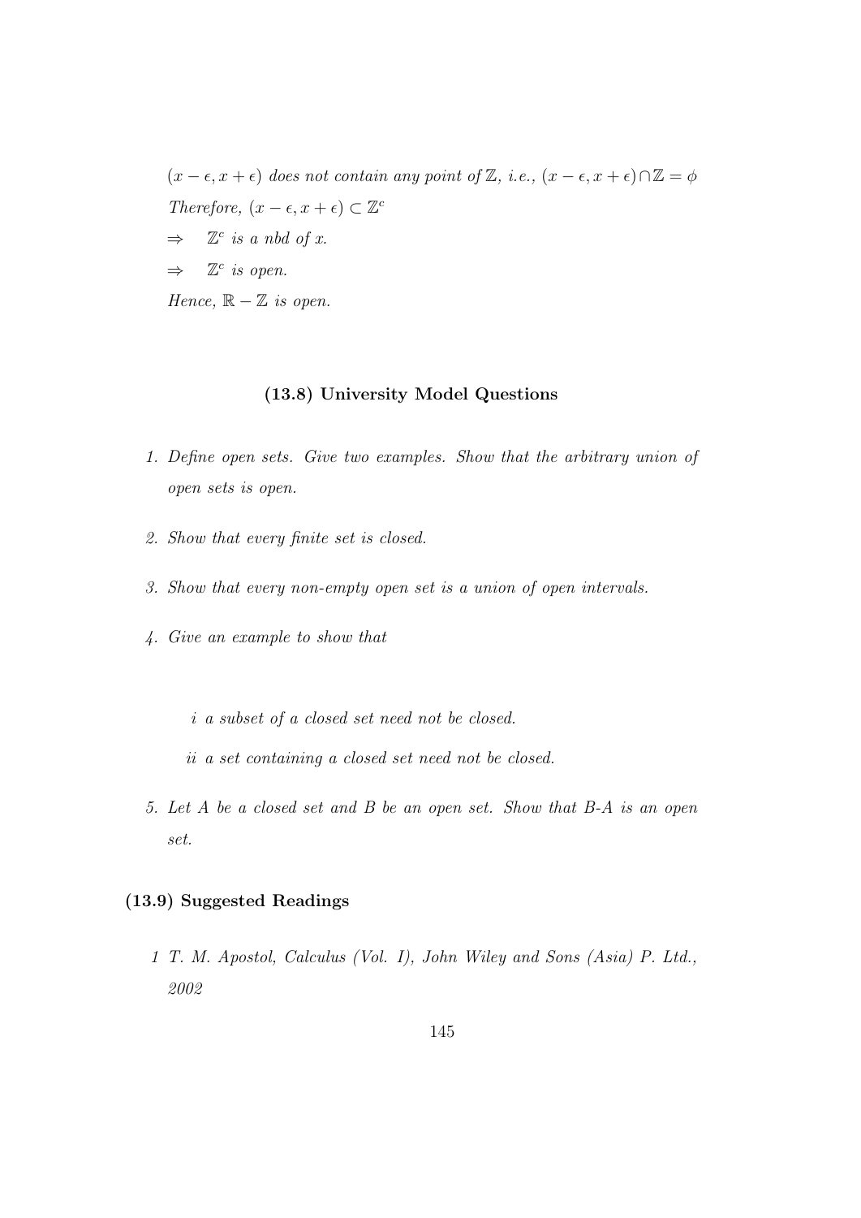*$(x-\epsilon, x+\epsilon)$ does not contain any point of $\mathbb{Z}$, i.e., $(x-\epsilon, x+\epsilon) \cap \mathbb{Z} = \phi$*

*Therefore, $(x-\epsilon, x+\epsilon) \subset \mathbb{Z}^c$*

$\Rightarrow$ *$\mathbb{Z}^c$ is a nbd of x.*

$\Rightarrow$ *$\mathbb{Z}^c$ is open.*

*Hence, $\mathbb{R} - \mathbb{Z}$ is open.*

### (13.8) University Model Questions

1. *Define open sets. Give two examples. Show that the arbitrary union of open sets is open.*
2. *Show that every finite set is closed.*
3. *Show that every non-empty open set is a union of open intervals.*
4. *Give an example to show that*

    *i a subset of a closed set need not be closed.*

    *ii a set containing a closed set need not be closed.*

5. *Let A be a closed set and B be an open set. Show that B-A is an open set.*

## (13.9) Suggested Readings

1 *T. M. Apostol, Calculus (Vol. I), John Wiley and Sons (Asia) P. Ltd., 2002*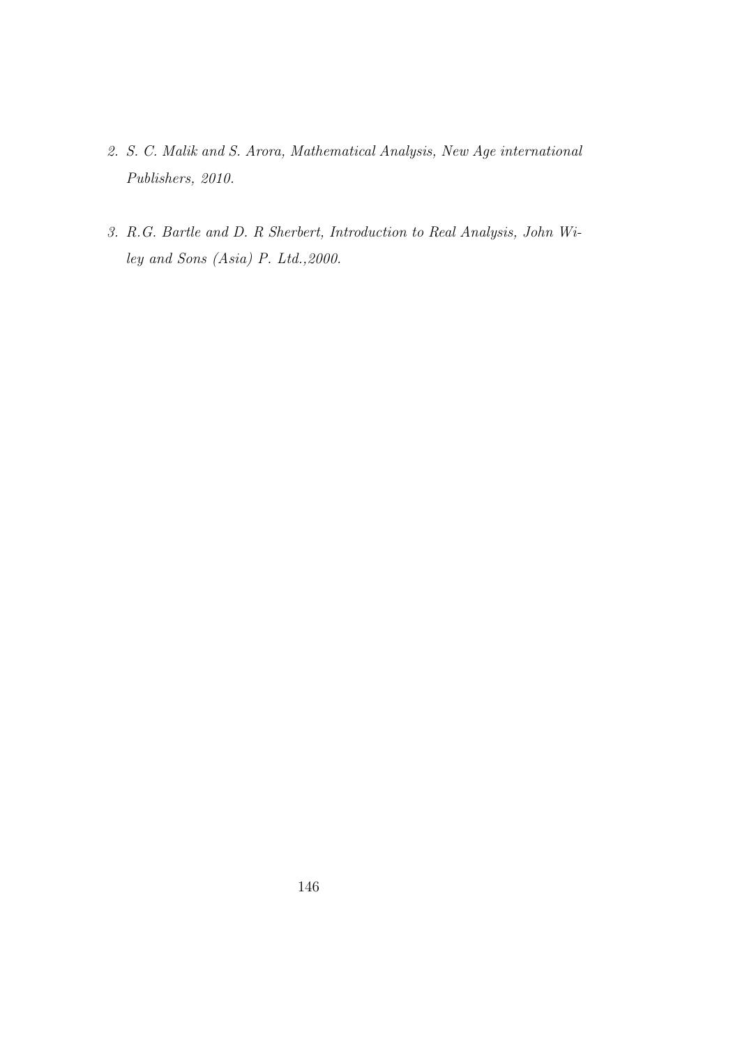2. *S. C. Malik and S. Arora, Mathematical Analysis, New Age international Publishers, 2010.*

3. *R.G. Bartle and D. R Sherbert, Introduction to Real Analysis, John Wiley and Sons (Asia) P. Ltd.,2000.*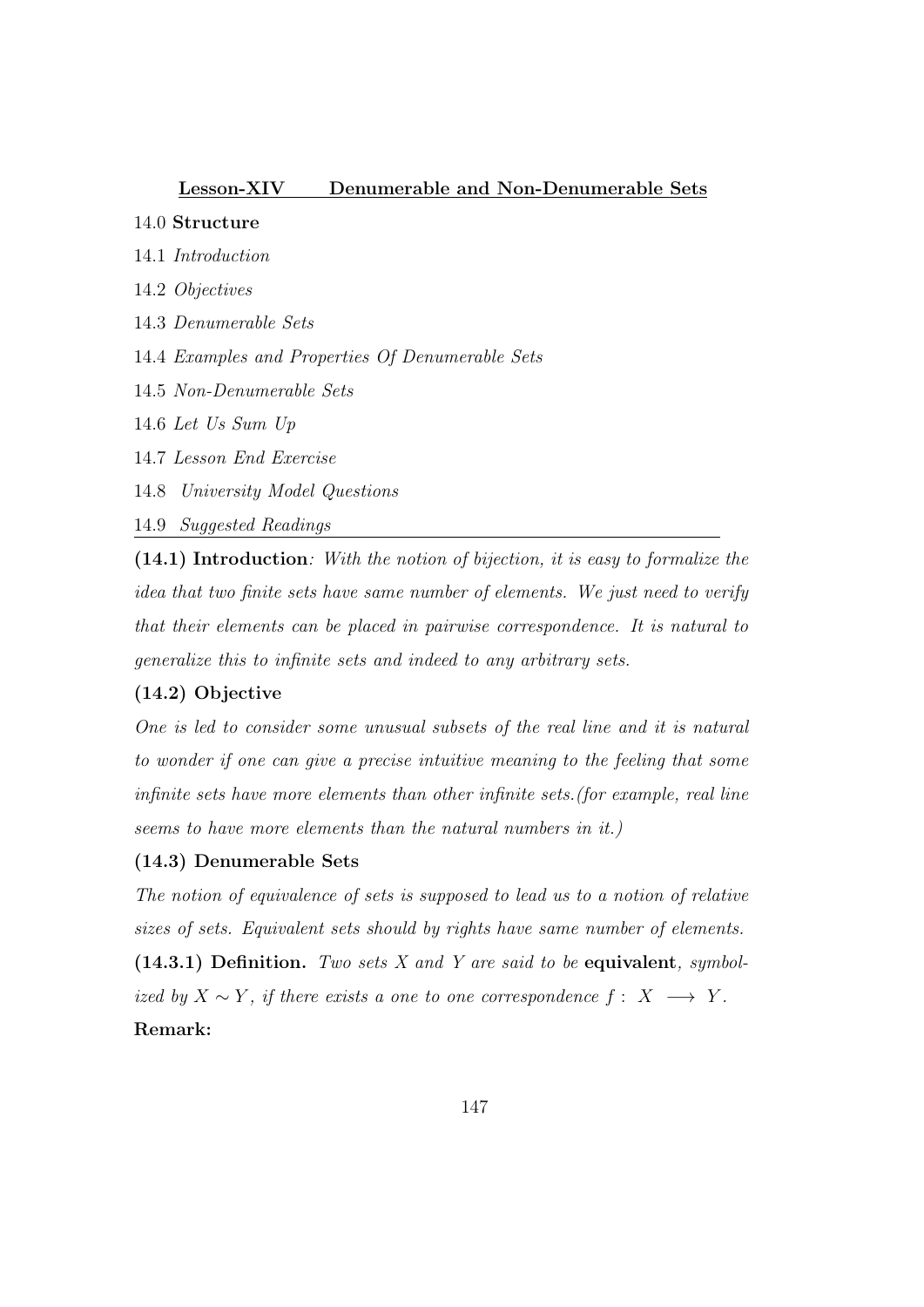## Lesson-XIV Denumerable and Non-Denumerable Sets

14.0 **Structure**

14.1 *Introduction*

14.2 *Objectives*

14.3 *Denumerable Sets*

14.4 *Examples and Properties Of Denumerable Sets*

14.5 *Non-Denumerable Sets*

14.6 *Let Us Sum Up*

14.7 *Lesson End Exercise*

14.8 *University Model Questions*

14.9 *Suggested Readings*

---

**(14.1) Introduction**: *With the notion of bijection, it is easy to formalize the idea that two finite sets have same number of elements. We just need to verify that their elements can be placed in pairwise correspondence. It is natural to generalize this to infinite sets and indeed to any arbitrary sets.*

**(14.2) Objective**

*One is led to consider some unusual subsets of the real line and it is natural to wonder if one can give a precise intuitive meaning to the feeling that some infinite sets have more elements than other infinite sets.(for example, real line seems to have more elements than the natural numbers in it.)*

**(14.3) Denumerable Sets**

*The notion of equivalence of sets is supposed to lead us to a notion of relative sizes of sets. Equivalent sets should by rights have same number of elements.*

**(14.3.1) Definition.** *Two sets $X$ and $Y$ are said to be* **equivalent***, symbolized by $X \sim Y$, if there exists a one to one correspondence $f : X \longrightarrow Y$.*

**Remark:**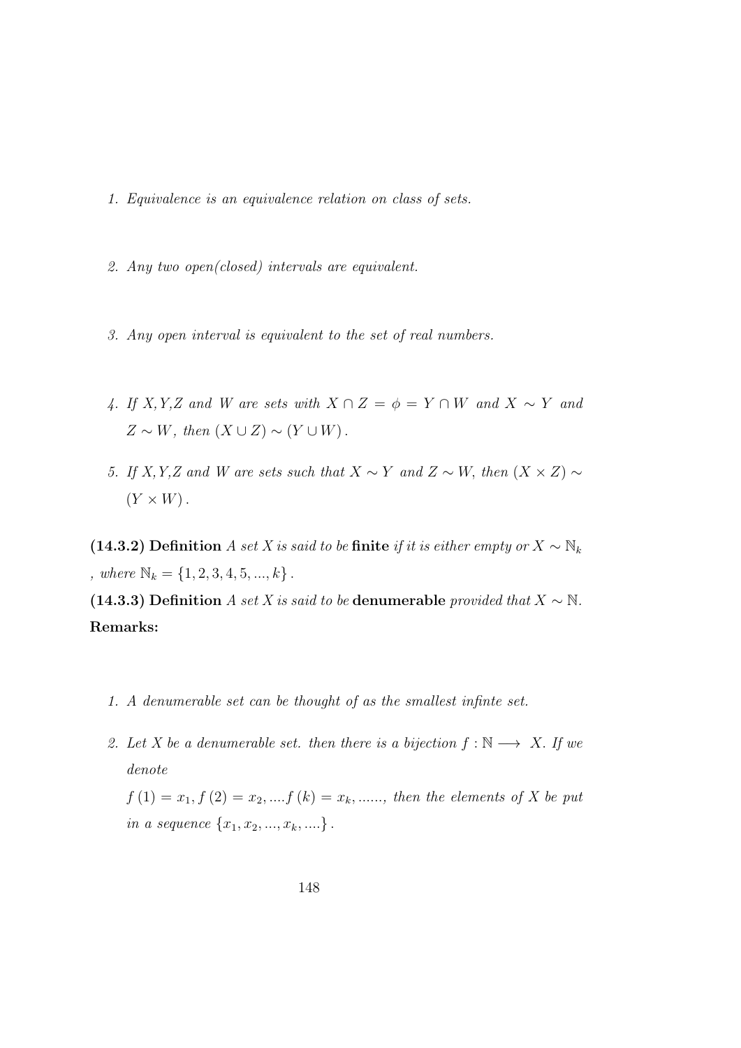1. *Equivalence is an equivalence relation on class of sets.*

2. *Any two open(closed) intervals are equivalent.*

3. *Any open interval is equivalent to the set of real numbers.*

4. *If X,Y,Z and W are sets with $X \cap Z = \phi = Y \cap W$ and $X \sim Y$ and $Z \sim W$, then $(X \cup Z) \sim (Y \cup W)$.*

5. *If X,Y,Z and W are sets such that $X \sim Y$ and $Z \sim W$, then $(X \times Z) \sim (Y \times W)$.*

**(14.3.2) Definition** *A set X is said to be* **finite** *if it is either empty or $X \sim \mathbb{N}_k$, where $\mathbb{N}_k = \{1, 2, 3, 4, 5, ..., k\}$.*

**(14.3.3) Definition** *A set X is said to be* **denumerable** *provided that $X \sim \mathbb{N}$.*

**Remarks:**

1. *A denumerable set can be thought of as the smallest infinte set.*

2. *Let X be a denumerable set. then there is a bijection $f : \mathbb{N} \longrightarrow X$. If we denote*

   *$f(1) = x_1, f(2) = x_2, ....f(k) = x_k, ......,$ then the elements of X be put in a sequence $\{x_1, x_2, ..., x_k, ....\}$.*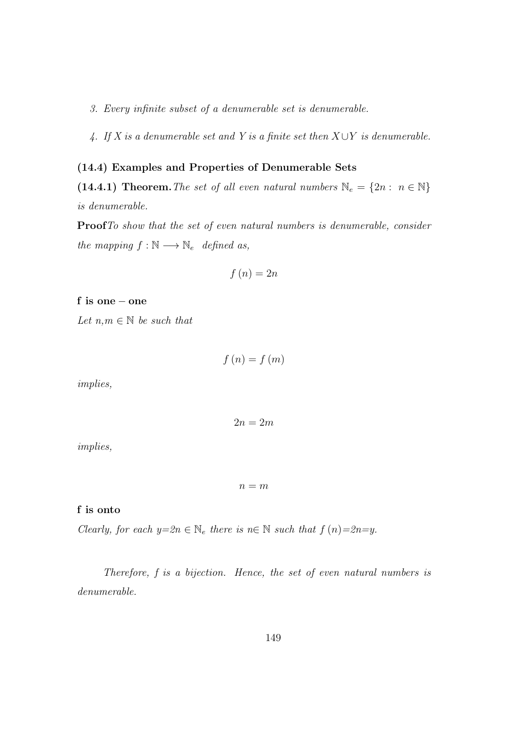3. *Every infinite subset of a denumerable set is denumerable.*

4. *If $X$ is a denumerable set and $Y$ is a finite set then $X \cup Y$ is denumerable.*

## (14.4) Examples and Properties of Denumerable Sets

**(14.4.1) Theorem.** *The set of all even natural numbers $\mathbb{N}_e = \{2n : n \in \mathbb{N}\}$ is denumerable.*

**Proof** *To show that the set of even natural numbers is denumerable, consider the mapping $f : \mathbb{N} \longrightarrow \mathbb{N}_e$ defined as,*

$$f(n) = 2n$$

**f is one – one**

*Let $n, m \in \mathbb{N}$ be such that*

$$f(n) = f(m)$$

*implies,*

$$2n = 2m$$

*implies,*

$$n = m$$

**f is onto**

*Clearly, for each $y = 2n \in \mathbb{N}_e$ there is $n \in \mathbb{N}$ such that $f(n) = 2n = y$.*

*Therefore, $f$ is a bijection. Hence, the set of even natural numbers is denumerable.*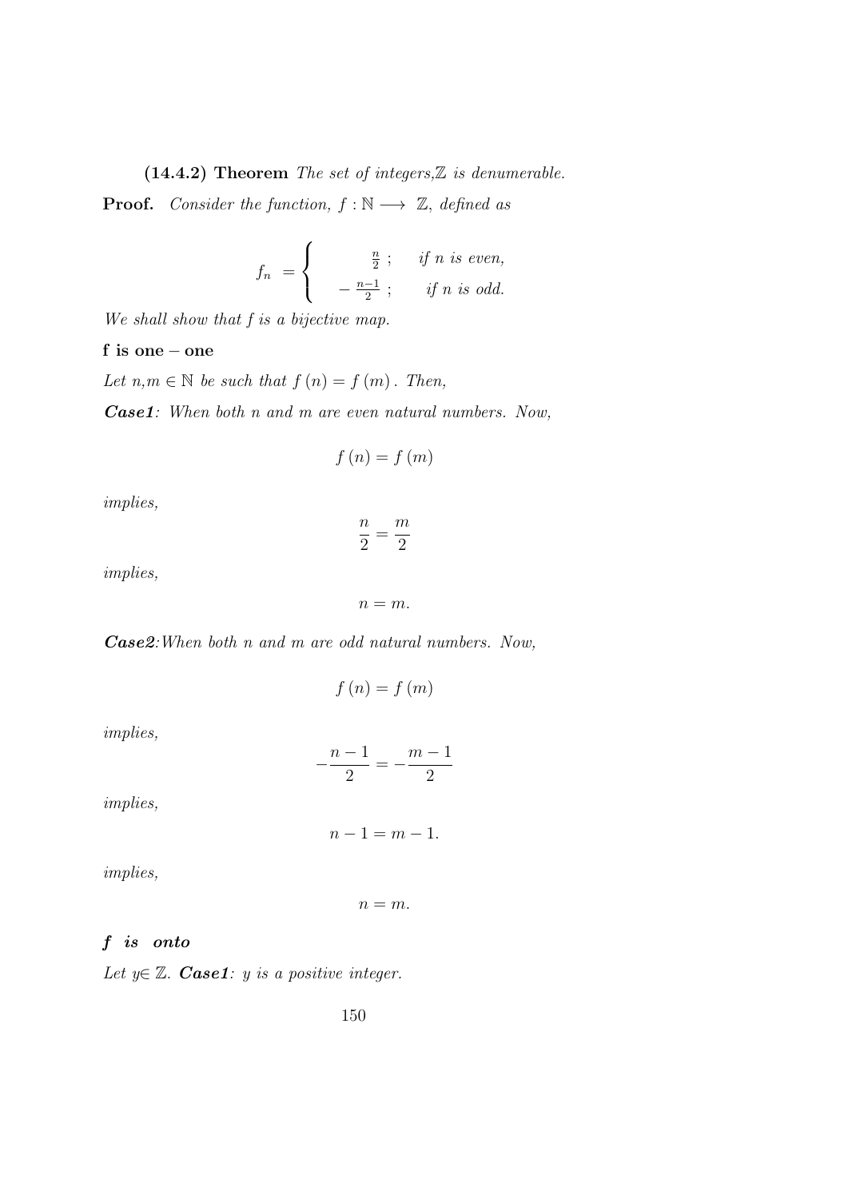**(14.4.2) Theorem** *The set of integers, $\mathbb{Z}$ is denumerable.*

**Proof.** *Consider the function, $f : \mathbb{N} \longrightarrow \mathbb{Z}$, defined as*

$$f_n = \begin{cases} \frac{n}{2}\ ; & \text{if } n \text{ is even,} \\ -\frac{n-1}{2}\ ; & \text{if } n \text{ is odd.} \end{cases}$$

*We shall show that f is a bijective map.*

**f is one – one**

*Let $n, m \in \mathbb{N}$ be such that $f(n) = f(m)$. Then,*

***Case1***: *When both n and m are even natural numbers. Now,*

$$f(n) = f(m)$$

*implies,*

$$\frac{n}{2} = \frac{m}{2}$$

*implies,*

$$n = m.$$

***Case2***: *When both n and m are odd natural numbers. Now,*

$$f(n) = f(m)$$

*implies,*

$$-\frac{n-1}{2} = -\frac{m-1}{2}$$

*implies,*

$$n - 1 = m - 1.$$

*implies,*

$$n = m.$$

***f is onto***

*Let $y \in \mathbb{Z}$.* ***Case1***: *y is a positive integer.*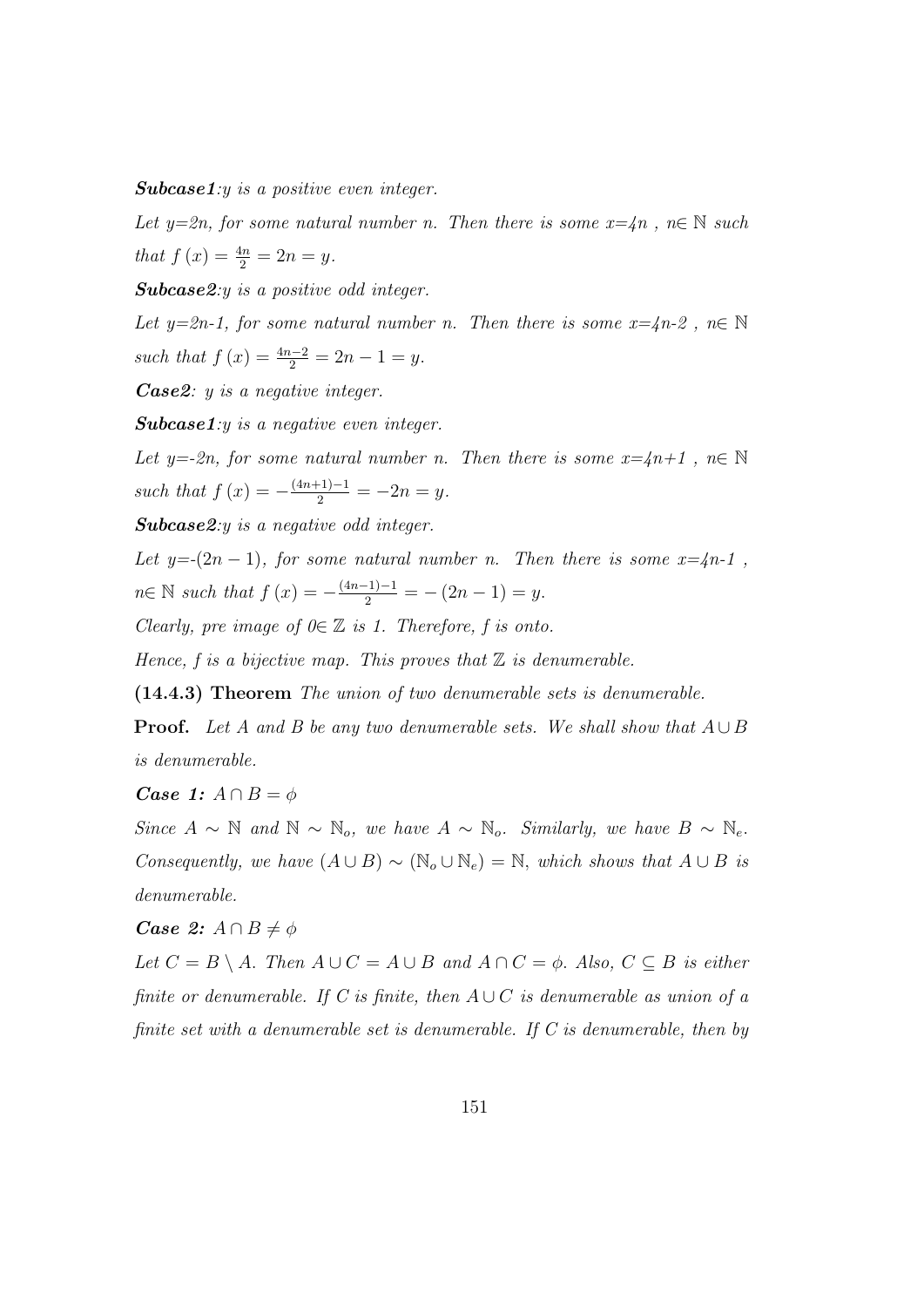***Subcase1***:*y is a positive even integer.*

*Let y=2n, for some natural number n. Then there is some x=4n , n$\in \mathbb{N}$ such that* $f(x) = \frac{4n}{2} = 2n = y$.

***Subcase2***:*y is a positive odd integer.*

*Let y=2n-1, for some natural number n. Then there is some x=4n-2 , n$\in \mathbb{N}$ such that* $f(x) = \frac{4n-2}{2} = 2n - 1 = y$.

***Case2***: *y is a negative integer.*

***Subcase1***:*y is a negative even integer.*

*Let y=-2n, for some natural number n. Then there is some x=4n+1 , n$\in \mathbb{N}$ such that* $f(x) = -\frac{(4n+1)-1}{2} = -2n = y$.

***Subcase2***:*y is a negative odd integer.*

*Let y=-$(2n-1)$, for some natural number n. Then there is some x=4n-1 , n$\in \mathbb{N}$ such that* $f(x) = -\frac{(4n-1)-1}{2} = -(2n-1) = y$.

*Clearly, pre image of 0$\in \mathbb{Z}$ is 1. Therefore, f is onto.*

*Hence, f is a bijective map. This proves that $\mathbb{Z}$ is denumerable.*

**(14.4.3) Theorem** *The union of two denumerable sets is denumerable.*

**Proof.** *Let A and B be any two denumerable sets. We shall show that $A \cup B$ is denumerable.*

***Case 1:*** $A \cap B = \phi$

*Since $A \sim \mathbb{N}$ and $\mathbb{N} \sim \mathbb{N}_o$, we have $A \sim \mathbb{N}_o$. Similarly, we have $B \sim \mathbb{N}_e$. Consequently, we have $(A \cup B) \sim (\mathbb{N}_o \cup \mathbb{N}_e) = \mathbb{N}$, which shows that $A \cup B$ is denumerable.*

***Case 2:*** $A \cap B \neq \phi$

*Let $C = B \setminus A$. Then $A \cup C = A \cup B$ and $A \cap C = \phi$. Also, $C \subseteq B$ is either finite or denumerable. If C is finite, then $A \cup C$ is denumerable as union of a finite set with a denumerable set is denumerable. If C is denumerable, then by*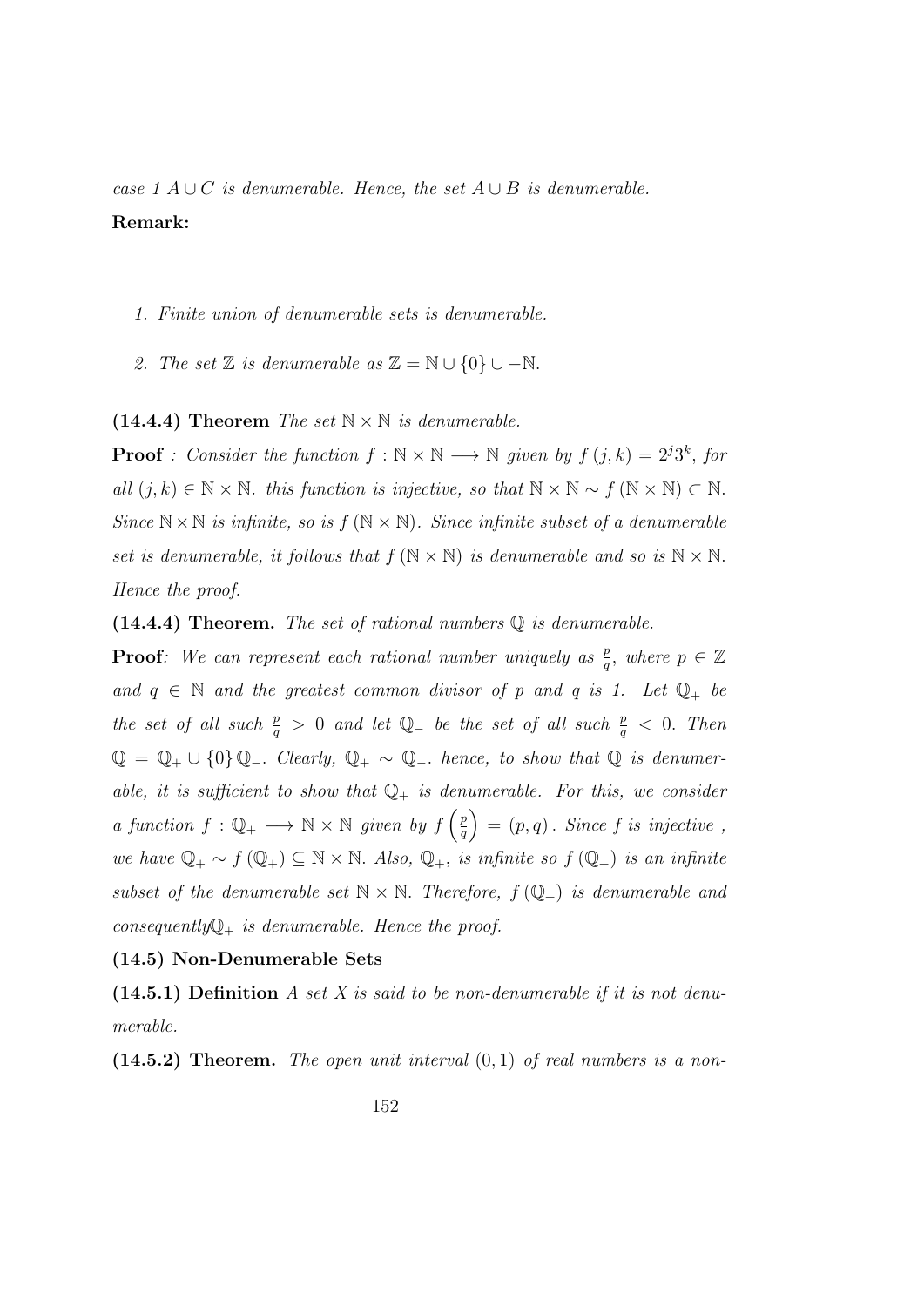*case 1 $A \cup C$ is denumerable. Hence, the set $A \cup B$ is denumerable.*

**Remark:**

1. *Finite union of denumerable sets is denumerable.*
2. *The set $\mathbb{Z}$ is denumerable as $\mathbb{Z} = \mathbb{N} \cup \{0\} \cup -\mathbb{N}$.*

**(14.4.4) Theorem** *The set $\mathbb{N} \times \mathbb{N}$ is denumerable.*

**Proof** *: Consider the function $f : \mathbb{N} \times \mathbb{N} \longrightarrow \mathbb{N}$ given by $f(j,k) = 2^j 3^k$, for all $(j,k) \in \mathbb{N} \times \mathbb{N}$. this function is injective, so that $\mathbb{N} \times \mathbb{N} \sim f(\mathbb{N} \times \mathbb{N}) \subset \mathbb{N}$. Since $\mathbb{N} \times \mathbb{N}$ is infinite, so is $f(\mathbb{N} \times \mathbb{N})$. Since infinite subset of a denumerable set is denumerable, it follows that $f(\mathbb{N} \times \mathbb{N})$ is denumerable and so is $\mathbb{N} \times \mathbb{N}$. Hence the proof.*

**(14.4.4) Theorem.** *The set of rational numbers $\mathbb{Q}$ is denumerable.*

**Proof***: We can represent each rational number uniquely as $\frac{p}{q}$, where $p \in \mathbb{Z}$ and $q \in \mathbb{N}$ and the greatest common divisor of $p$ and $q$ is 1. Let $\mathbb{Q}_+$ be the set of all such $\frac{p}{q} > 0$ and let $\mathbb{Q}_-$ be the set of all such $\frac{p}{q} < 0$. Then $\mathbb{Q} = \mathbb{Q}_+ \cup \{0\} \mathbb{Q}_-$. Clearly, $\mathbb{Q}_+ \sim \mathbb{Q}_-$. hence, to show that $\mathbb{Q}$ is denumerable, it is sufficient to show that $\mathbb{Q}_+$ is denumerable. For this, we consider a function $f : \mathbb{Q}_+ \longrightarrow \mathbb{N} \times \mathbb{N}$ given by $f\left(\frac{p}{q}\right) = (p,q)$. Since $f$ is injective , we have $\mathbb{Q}_+ \sim f(\mathbb{Q}_+) \subseteq \mathbb{N} \times \mathbb{N}$. Also, $\mathbb{Q}_+$, is infinite so $f(\mathbb{Q}_+)$ is an infinite subset of the denumerable set $\mathbb{N} \times \mathbb{N}$. Therefore, $f(\mathbb{Q}_+)$ is denumerable and consequently$\mathbb{Q}_+$ is denumerable. Hence the proof.*

**(14.5) Non-Denumerable Sets**

**(14.5.1) Definition** *A set $X$ is said to be non-denumerable if it is not denumerable.*

**(14.5.2) Theorem.** *The open unit interval $(0,1)$ of real numbers is a non-*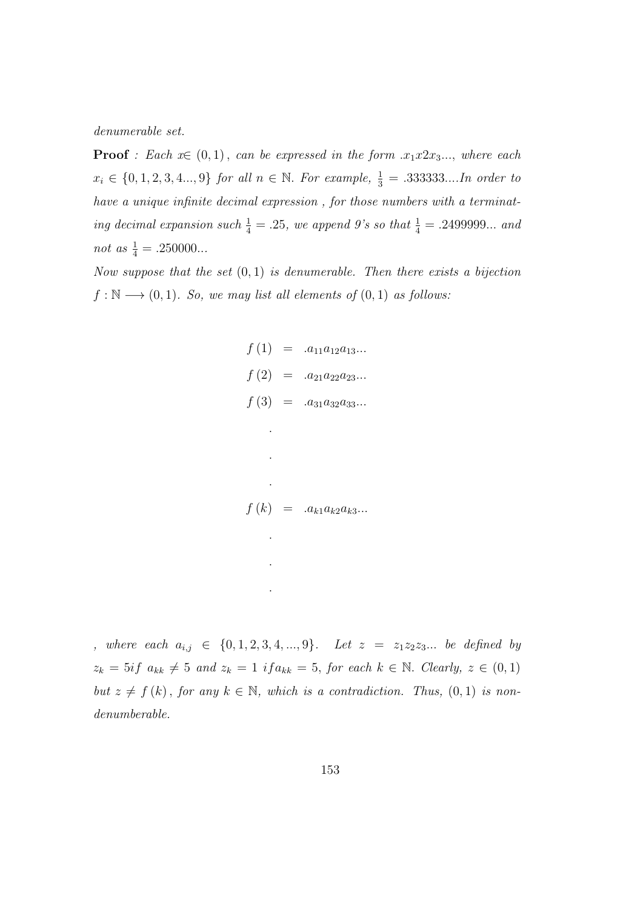*denumerable set.*

**Proof** *: Each* $x \in (0,1)$, *can be expressed in the form* $.x_1x2x_3...$, *where each* $x_i \in \{0,1,2,3,4...,9\}$ *for all* $n \in \mathbb{N}$. *For example,* $\frac{1}{3} = .333333....$ *In order to have a unique infinite decimal expression , for those numbers with a terminating decimal expansion such* $\frac{1}{4} = .25$, *we append 9's so that* $\frac{1}{4} = .2499999...$ *and not as* $\frac{1}{4} = .250000...$

*Now suppose that the set* $(0,1)$ *is denumerable. Then there exists a bijection* $f : \mathbb{N} \longrightarrow (0,1)$. *So, we may list all elements of* $(0,1)$ *as follows:*

$$
\begin{aligned}
f(1) &= .a_{11}a_{12}a_{13}... \\
f(2) &= .a_{21}a_{22}a_{23}... \\
f(3) &= .a_{31}a_{32}a_{33}... \\
&. \\
&. \\
&. \\
f(k) &= .a_{k1}a_{k2}a_{k3}... \\
&. \\
&. \\
&.
\end{aligned}
$$

*, where each* $a_{i,j} \in \{0,1,2,3,4,...,9\}$. *Let* $z = z_1z_2z_3...$ *be defined by* $z_k = 5 if\ a_{kk} \neq 5$ *and* $z_k = 1\ if a_{kk} = 5$, *for each* $k \in \mathbb{N}$. *Clearly,* $z \in (0,1)$ *but* $z \neq f(k)$, *for any* $k \in \mathbb{N}$, *which is a contradiction. Thus,* $(0,1)$ *is non-denumberable.*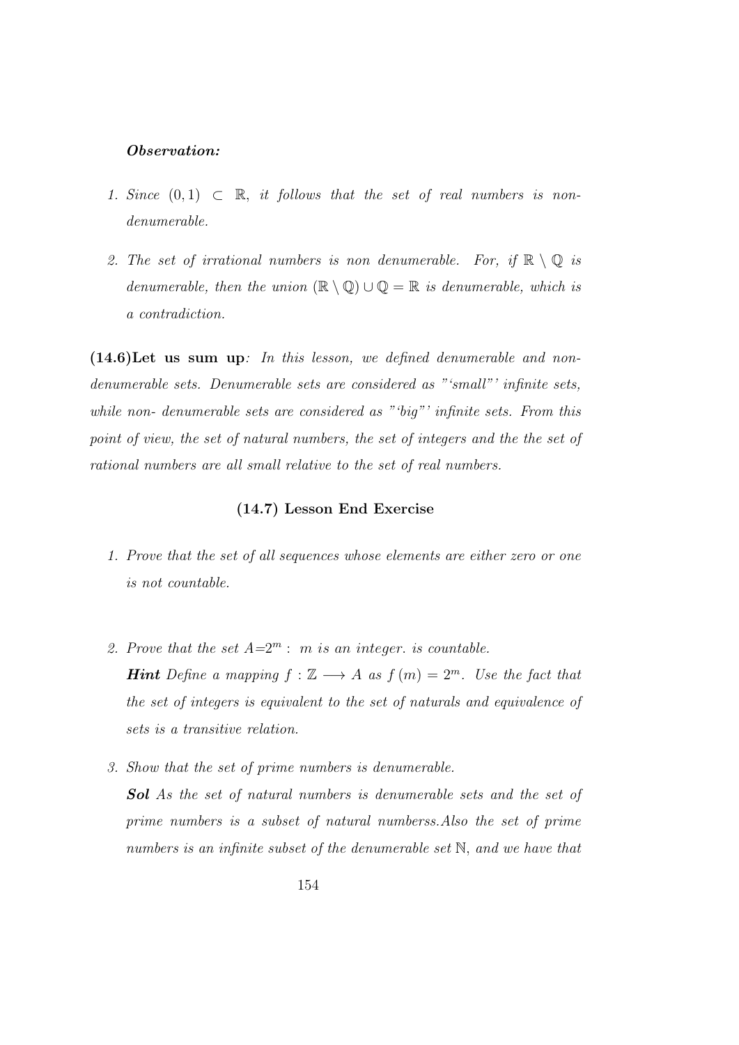***Observation:***

1. *Since $(0,1) \subset \mathbb{R}$, it follows that the set of real numbers is non-denumerable.*

2. *The set of irrational numbers is non denumerable. For, if $\mathbb{R} \setminus \mathbb{Q}$ is denumerable, then the union $(\mathbb{R} \setminus \mathbb{Q}) \cup \mathbb{Q} = \mathbb{R}$ is denumerable, which is a contradiction.*

**(14.6)Let us sum up***: In this lesson, we defined denumerable and non-denumerable sets. Denumerable sets are considered as "'small"' infinite sets, while non- denumerable sets are considered as "'big"' infinite sets. From this point of view, the set of natural numbers, the set of integers and the the set of rational numbers are all small relative to the set of real numbers.*

### (14.7) Lesson End Exercise

1. *Prove that the set of all sequences whose elements are either zero or one is not countable.*

2. *Prove that the set $A$=$2^m$ : $m$ is an integer. is countable.*

   ***Hint*** *Define a mapping $f : \mathbb{Z} \longrightarrow A$ as $f(m) = 2^m$. Use the fact that the set of integers is equivalent to the set of naturals and equivalence of sets is a transitive relation.*

3. *Show that the set of prime numbers is denumerable.*

   ***Sol*** *As the set of natural numbers is denumerable sets and the set of prime numbers is a subset of natural numberss.Also the set of prime numbers is an infinite subset of the denumerable set $\mathbb{N}$, and we have that*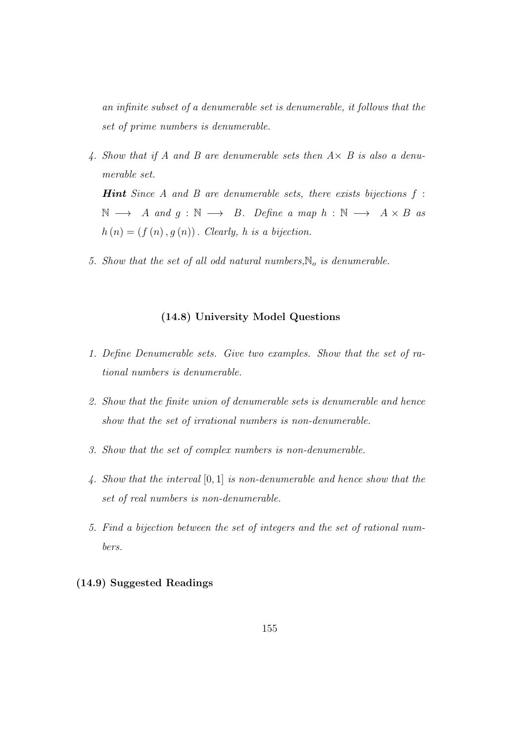*an infinite subset of a denumerable set is denumerable, it follows that the set of prime numbers is denumerable.*

4. *Show that if $A$ and $B$ are denumerable sets then $A\times B$ is also a denumerable set.*

   ***Hint*** *Since $A$ and $B$ are denumerable sets, there exists bijections $f : \mathbb{N} \longrightarrow A$ and $g : \mathbb{N} \longrightarrow B$. Define a map $h : \mathbb{N} \longrightarrow A \times B$ as $h(n) = (f(n), g(n))$. Clearly, $h$ is a bijection.*

5. *Show that the set of all odd natural numbers,$\mathbb{N}_o$ is denumerable.*

### (14.8) University Model Questions

1. *Define Denumerable sets. Give two examples. Show that the set of rational numbers is denumerable.*

2. *Show that the finite union of denumerable sets is denumerable and hence show that the set of irrational numbers is non-denumerable.*

3. *Show that the set of complex numbers is non-denumerable.*

4. *Show that the interval $[0, 1]$ is non-denumerable and hence show that the set of real numbers is non-denumerable.*

5. *Find a bijection between the set of integers and the set of rational numbers.*

## (14.9) Suggested Readings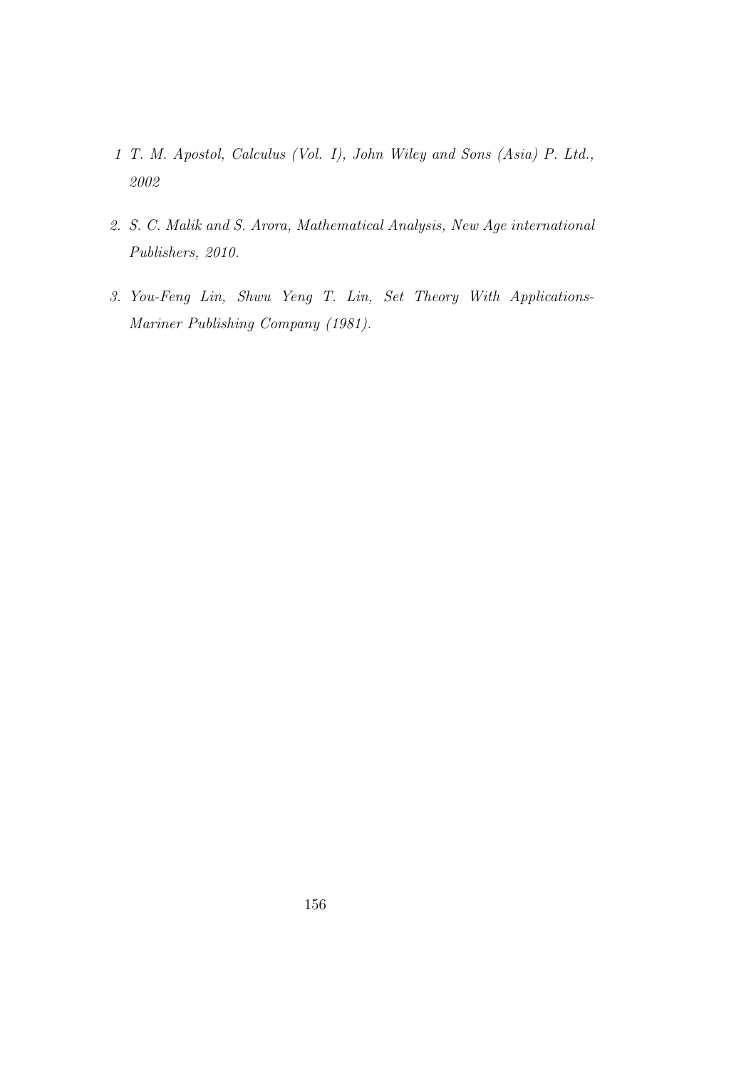1 *T. M. Apostol, Calculus (Vol. I), John Wiley and Sons (Asia) P. Ltd., 2002*

2. *S. C. Malik and S. Arora, Mathematical Analysis, New Age international Publishers, 2010.*

3. *You-Feng Lin, Shwu Yeng T. Lin, Set Theory With Applications- Mariner Publishing Company (1981).*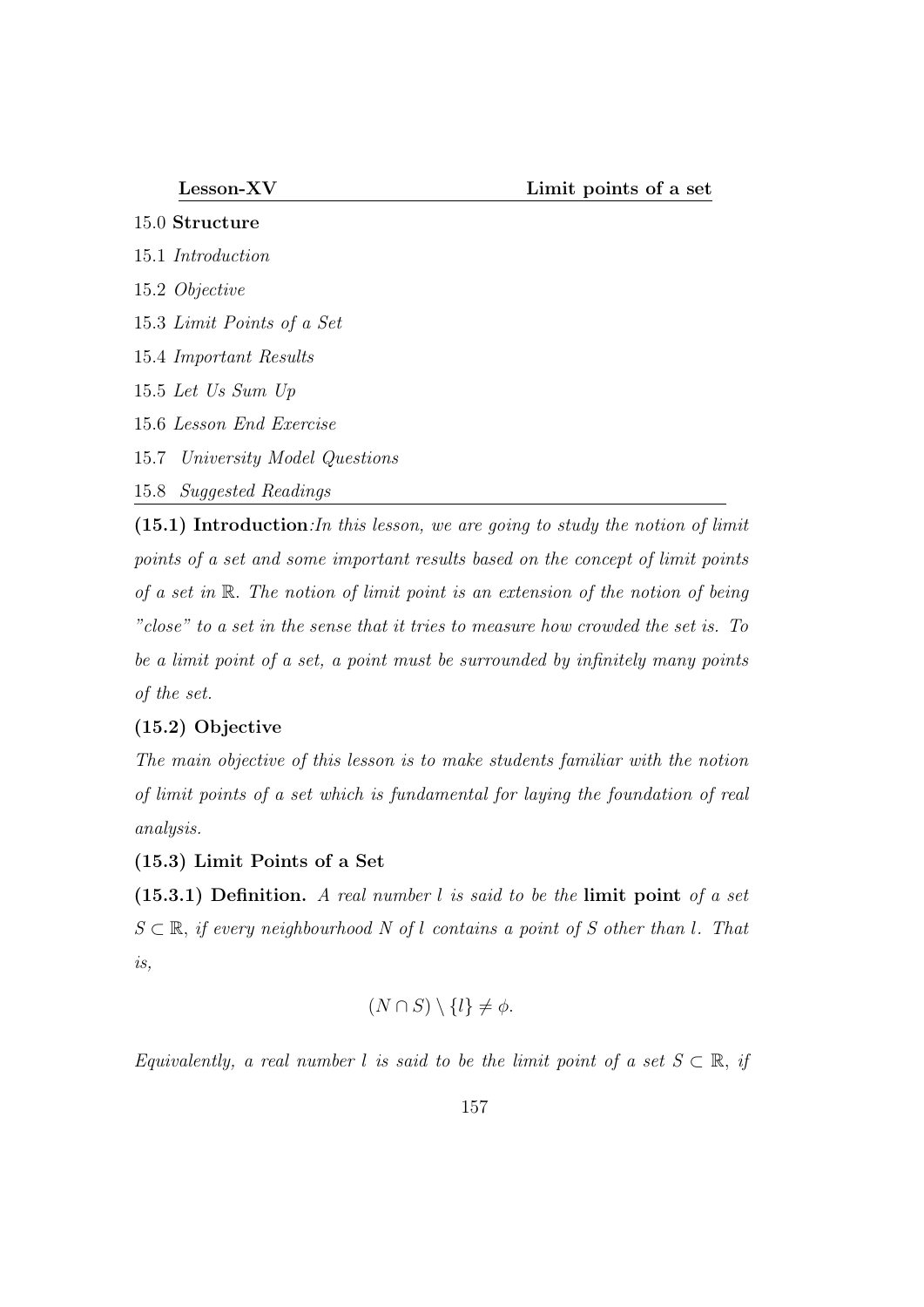**Lesson-XV** **Limit points of a set**

15.0 **Structure**

15.1 *Introduction*

15.2 *Objective*

15.3 *Limit Points of a Set*

15.4 *Important Results*

15.5 *Let Us Sum Up*

15.6 *Lesson End Exercise*

15.7 *University Model Questions*

15.8 *Suggested Readings*

**(15.1) Introduction**:*In this lesson, we are going to study the notion of limit points of a set and some important results based on the concept of limit points of a set in* $\mathbb{R}$. *The notion of limit point is an extension of the notion of being "close" to a set in the sense that it tries to measure how crowded the set is. To be a limit point of a set, a point must be surrounded by infinitely many points of the set.*

**(15.2) Objective**

*The main objective of this lesson is to make students familiar with the notion of limit points of a set which is fundamental for laying the foundation of real analysis.*

**(15.3) Limit Points of a Set**

**(15.3.1) Definition.** *A real number* $l$ *is said to be the* **limit point** *of a set* $S \subset \mathbb{R}$, *if every neighbourhood* $N$ *of* $l$ *contains a point of* $S$ *other than* $l$. *That is,*

$$(N \cap S) \setminus \{l\} \neq \phi.$$

*Equivalently, a real number* $l$ *is said to be the limit point of a set* $S \subset \mathbb{R}$, *if*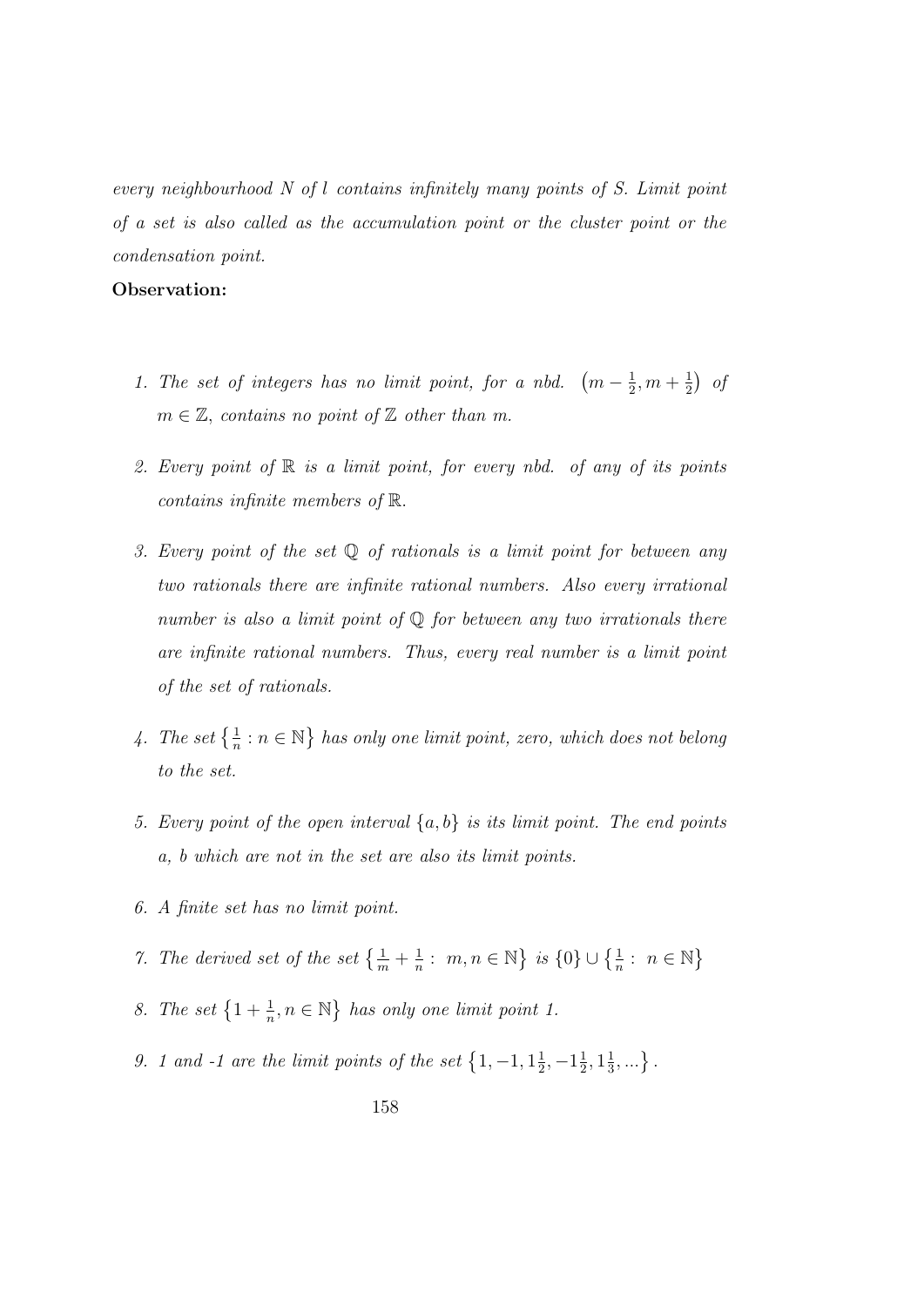*every neighbourhood $N$ of $l$ contains infinitely many points of $S$. Limit point of a set is also called as the accumulation point or the cluster point or the condensation point.*

**Observation:**

1. *The set of integers has no limit point, for a nbd.* $\left(m - \frac{1}{2}, m + \frac{1}{2}\right)$ *of* $m \in \mathbb{Z}$, *contains no point of* $\mathbb{Z}$ *other than* $m$.

2. *Every point of* $\mathbb{R}$ *is a limit point, for every nbd. of any of its points contains infinite members of* $\mathbb{R}$.

3. *Every point of the set* $\mathbb{Q}$ *of rationals is a limit point for between any two rationals there are infinite rational numbers. Also every irrational number is also a limit point of* $\mathbb{Q}$ *for between any two irrationals there are infinite rational numbers. Thus, every real number is a limit point of the set of rationals.*

4. *The set* $\left\{\frac{1}{n} : n \in \mathbb{N}\right\}$ *has only one limit point, zero, which does not belong to the set.*

5. *Every point of the open interval* $\{a, b\}$ *is its limit point. The end points* $a$, $b$ *which are not in the set are also its limit points.*

6. *A finite set has no limit point.*

7. *The derived set of the set* $\left\{\frac{1}{m} + \frac{1}{n} : \ m, n \in \mathbb{N}\right\}$ *is* $\{0\} \cup \left\{\frac{1}{n} : \ n \in \mathbb{N}\right\}$

8. *The set* $\left\{1 + \frac{1}{n}, n \in \mathbb{N}\right\}$ *has only one limit point 1.*

9. *1 and -1 are the limit points of the set* $\left\{1, -1, 1\frac{1}{2}, -1\frac{1}{2}, 1\frac{1}{3}, ...\right\}$.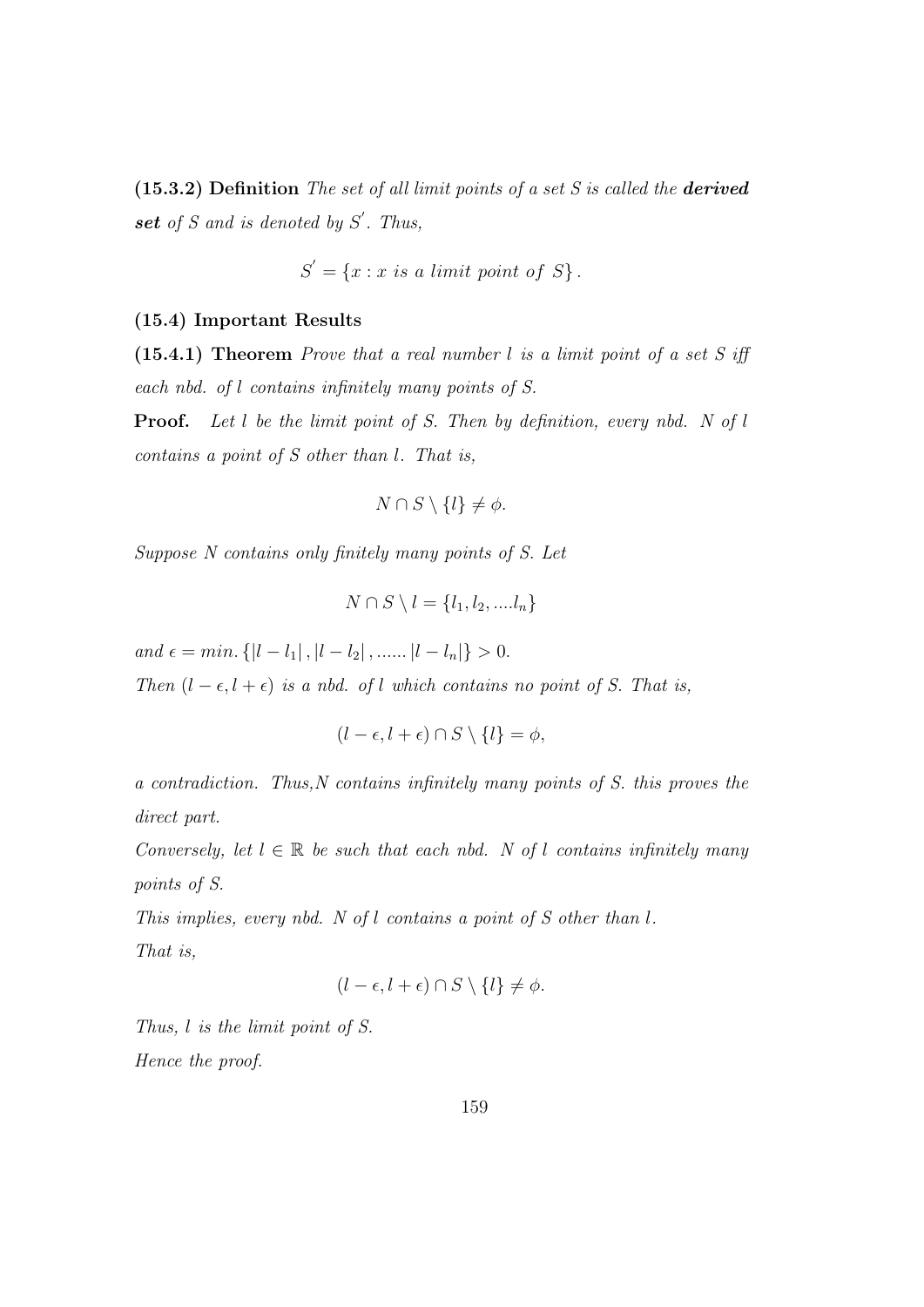**(15.3.2) Definition** *The set of all limit points of a set S is called the* ***derived set*** *of S and is denoted by $S'$. Thus,*

$$S' = \{x : x \text{ is a limit point of } S\}.$$

**(15.4) Important Results**

**(15.4.1) Theorem** *Prove that a real number l is a limit point of a set S iff each nbd. of l contains infinitely many points of S.*

**Proof.** *Let l be the limit point of S. Then by definition, every nbd. N of l contains a point of S other than l. That is,*

$$N \cap S \setminus \{l\} \neq \phi.$$

*Suppose N contains only finitely many points of S. Let*

$$N \cap S \setminus l = \{l_1, l_2, ....l_n\}$$

*and* $\epsilon = min. \{|l - l_1|, |l - l_2|, ...... |l - l_n|\} > 0.$

*Then $(l - \epsilon, l + \epsilon)$ is a nbd. of l which contains no point of S. That is,*

$$(l - \epsilon, l + \epsilon) \cap S \setminus \{l\} = \phi,$$

*a contradiction. Thus,N contains infinitely many points of S. this proves the direct part.*

*Conversely, let $l \in \mathbb{R}$ be such that each nbd. N of l contains infinitely many points of S.*

*This implies, every nbd. N of l contains a point of S other than l.*

*That is,*

$$(l - \epsilon, l + \epsilon) \cap S \setminus \{l\} \neq \phi.$$

*Thus, l is the limit point of S.*

*Hence the proof.*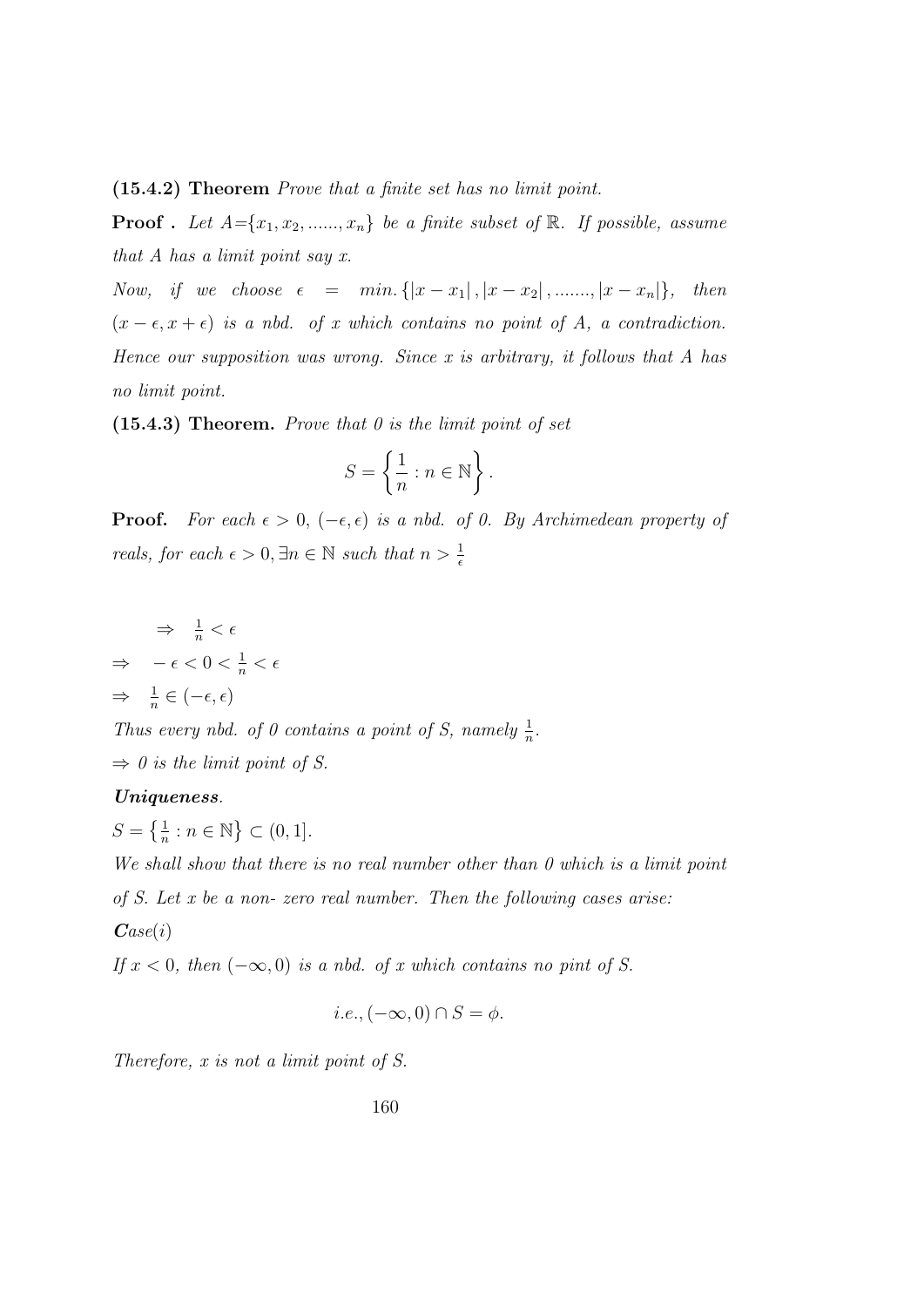**(15.4.2) Theorem** *Prove that a finite set has no limit point.*

**Proof .** *Let A=$\{x_1, x_2, ......, x_n\}$ be a finite subset of $\mathbb{R}$. If possible, assume that A has a limit point say x.*

*Now, if we choose $\epsilon = min. \{|x - x_1|, |x - x_2|, ......., |x - x_n|\}$, then $(x - \epsilon, x + \epsilon)$ is a nbd. of x which contains no point of A, a contradiction. Hence our supposition was wrong. Since x is arbitrary, it follows that A has no limit point.*

**(15.4.3) Theorem.** *Prove that 0 is the limit point of set*

$$S = \left\{ \frac{1}{n} : n \in \mathbb{N} \right\}.$$

**Proof.** *For each $\epsilon > 0$, $(-\epsilon, \epsilon)$ is a nbd. of 0. By Archimedean property of reals, for each $\epsilon > 0, \exists n \in \mathbb{N}$ such that $n > \frac{1}{\epsilon}$*

$\Rightarrow \quad \frac{1}{n} < \epsilon$

$\Rightarrow \quad -\epsilon < 0 < \frac{1}{n} < \epsilon$

$\Rightarrow \quad \frac{1}{n} \in (-\epsilon, \epsilon)$

*Thus every nbd. of 0 contains a point of S, namely $\frac{1}{n}$.*

$\Rightarrow$ *0 is the limit point of S.*

***Uniqueness.***

$S = \left\{ \frac{1}{n} : n \in \mathbb{N} \right\} \subset (0, 1]$.

*We shall show that there is no real number other than 0 which is a limit point of S. Let x be a non- zero real number. Then the following cases arise:*

***Case**(i)*

*If $x < 0$, then $(-\infty, 0)$ is a nbd. of x which contains no pint of S.*

$$i.e., (-\infty, 0) \cap S = \phi.$$

*Therefore, x is not a limit point of S.*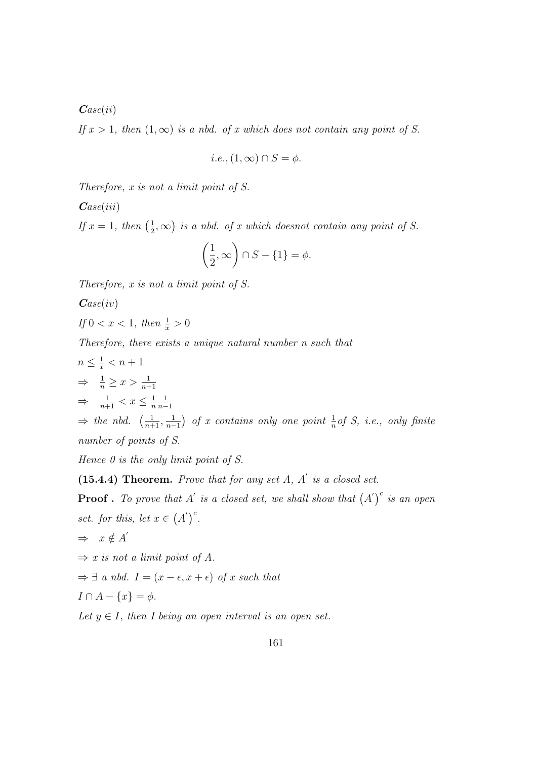***Case***$(ii)$

*If $x > 1$, then $(1, \infty)$ is a nbd. of $x$ which does not contain any point of S.*

$$i.e., (1, \infty) \cap S = \phi.$$

*Therefore, $x$ is not a limit point of S.*

***Case***$(iii)$

*If $x = 1$, then $\left(\frac{1}{2}, \infty\right)$ is a nbd. of $x$ which doesnot contain any point of S.*

$$\left(\frac{1}{2}, \infty\right) \cap S - \{1\} = \phi.$$

*Therefore, $x$ is not a limit point of S.*

***Case***$(iv)$

*If $0 < x < 1$, then $\frac{1}{x} > 0$*

*Therefore, there exists a unique natural number $n$ such that*

$n \leq \frac{1}{x} < n + 1$

$\Rightarrow \quad \frac{1}{n} \geq x > \frac{1}{n+1}$

$\Rightarrow \quad \frac{1}{n+1} < x \leq \frac{1}{n} \frac{1}{n-1}$

$\Rightarrow$ *the nbd.* $\left(\frac{1}{n+1}, \frac{1}{n-1}\right)$ *of $x$ contains only one point $\frac{1}{n}$of S, i.e., only finite number of points of S.*

*Hence 0 is the only limit point of S.*

**(15.4.4) Theorem.** *Prove that for any set A, $A'$ is a closed set.*

**Proof .** *To prove that $A'$ is a closed set, we shall show that $\left(A'\right)^c$ is an open set. for this, let $x \in \left(A'\right)^c$.*

$\Rightarrow \quad x \notin A'$

$\Rightarrow$ *$x$ is not a limit point of A.*

$\Rightarrow \exists$ *a nbd. $I = (x - \epsilon, x + \epsilon)$ of $x$ such that*

$I \cap A - \{x\} = \phi.$

*Let $y \in I$, then I being an open interval is an open set.*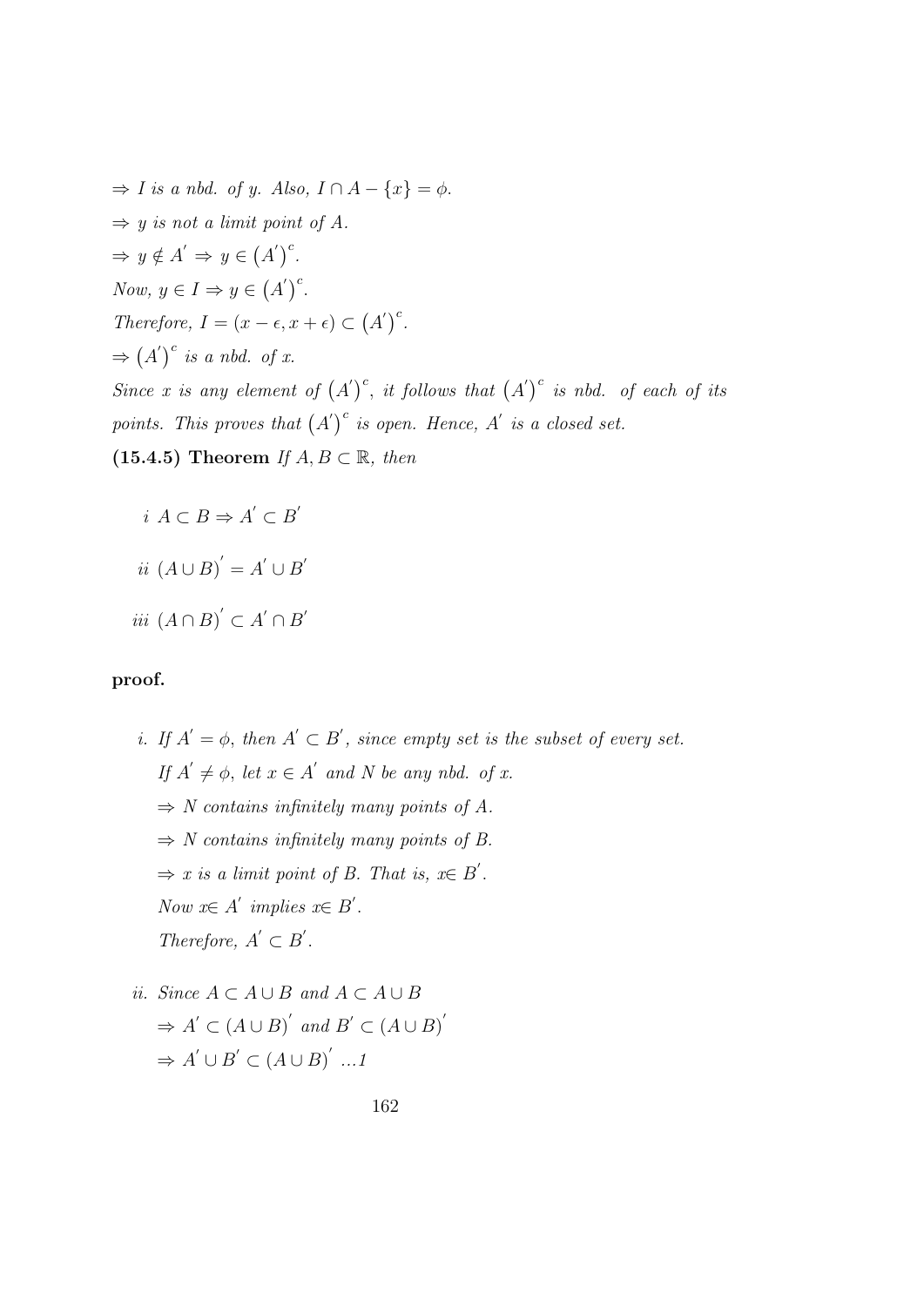$\Rightarrow$ *I is a nbd. of y. Also,* $I \cap A - \{x\} = \phi$.

$\Rightarrow$ *y is not a limit point of A.*

$\Rightarrow y \notin A^{'} \Rightarrow y \in \left(A^{'}\right)^{c}$.

*Now,* $y \in I \Rightarrow y \in \left(A^{'}\right)^{c}$.

*Therefore,* $I = (x - \epsilon, x + \epsilon) \subset \left(A^{'}\right)^{c}$.

$\Rightarrow \left(A^{'}\right)^{c}$ *is a nbd. of x.*

*Since x is any element of* $\left(A^{'}\right)^{c}$*, it follows that* $\left(A^{'}\right)^{c}$ *is nbd. of each of its points. This proves that* $\left(A^{'}\right)^{c}$ *is open. Hence,* $A^{'}$ *is a closed set.*

**(15.4.5) Theorem** *If* $A, B \subset \mathbb{R}$*, then*

*i* $A \subset B \Rightarrow A^{'} \subset B^{'}$

*ii* $(A \cup B)^{'} = A^{'} \cup B^{'}$

*iii* $(A \cap B)^{'} \subset A^{'} \cap B^{'}$

**proof.**

*i.* *If* $A^{'} = \phi$*, then* $A^{'} \subset B^{'}$*, since empty set is the subset of every set.*
*If* $A^{'} \neq \phi$*, let* $x \in A^{'}$ *and N be any nbd. of x.*
$\Rightarrow$ *N contains infinitely many points of A.*
$\Rightarrow$ *N contains infinitely many points of B.*
$\Rightarrow$ *x is a limit point of B. That is,* $x \in B^{'}$.
*Now* $x \in A^{'}$ *implies* $x \in B^{'}$.
*Therefore,* $A^{'} \subset B^{'}$.

*ii.* *Since* $A \subset A \cup B$ *and* $A \subset A \cup B$
$\Rightarrow A^{'} \subset (A \cup B)^{'}$ *and* $B^{'} \subset (A \cup B)^{'}$
$\Rightarrow A^{'} \cup B^{'} \subset (A \cup B)^{'}$ *...1*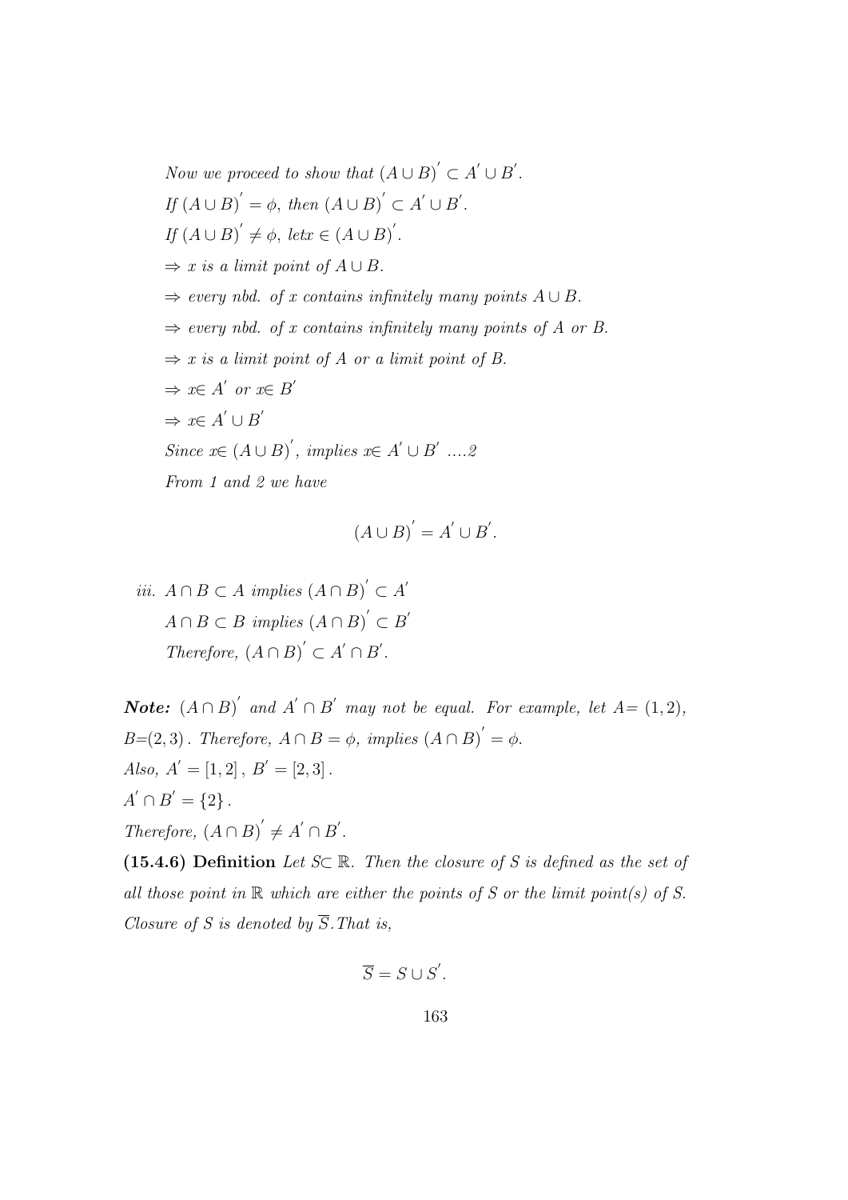*Now we proceed to show that* $(A \cup B)^{'} \subset A^{'} \cup B^{'}$.

*If* $(A \cup B)^{'} = \phi$, *then* $(A \cup B)^{'} \subset A^{'} \cup B^{'}$.

*If* $(A \cup B)^{'} \neq \phi$, *letx* $\in (A \cup B)^{'}$.

$\Rightarrow$ *x is a limit point of* $A \cup B$.

$\Rightarrow$ *every nbd. of x contains infinitely many points* $A \cup B$.

$\Rightarrow$ *every nbd. of x contains infinitely many points of A or B.*

$\Rightarrow$ *x is a limit point of A or a limit point of B.*

$\Rightarrow x \in A^{'}$ *or* $x \in B^{'}$

$\Rightarrow x \in A^{'} \cup B^{'}$

*Since* $x \in (A \cup B)^{'}$, *implies* $x \in A^{'} \cup B^{'}$ ....2

*From 1 and 2 we have*

$$(A \cup B)^{'} = A^{'} \cup B^{'}.$$

*iii.* $A \cap B \subset A$ *implies* $(A \cap B)^{'} \subset A^{'}$

$A \cap B \subset B$ *implies* $(A \cap B)^{'} \subset B^{'}$

*Therefore,* $(A \cap B)^{'} \subset A^{'} \cap B^{'}$.

***Note:*** $(A \cap B)^{'}$ *and* $A^{'} \cap B^{'}$ *may not be equal. For example, let* $A = (1, 2)$, $B=(2, 3)$. *Therefore,* $A \cap B = \phi$, *implies* $(A \cap B)^{'} = \phi$.

*Also,* $A^{'} = [1, 2]$, $B^{'} = [2, 3]$.

$A^{'} \cap B^{'} = \{2\}$.

*Therefore,* $(A \cap B)^{'} \neq A^{'} \cap B^{'}$.

**(15.4.6) Definition** *Let* $S \subset \mathbb{R}$. *Then the closure of S is defined as the set of all those point in* $\mathbb{R}$ *which are either the points of S or the limit point(s) of S. Closure of S is denoted by* $\overline{S}$. *That is,*

$$\overline{S} = S \cup S^{'}.$$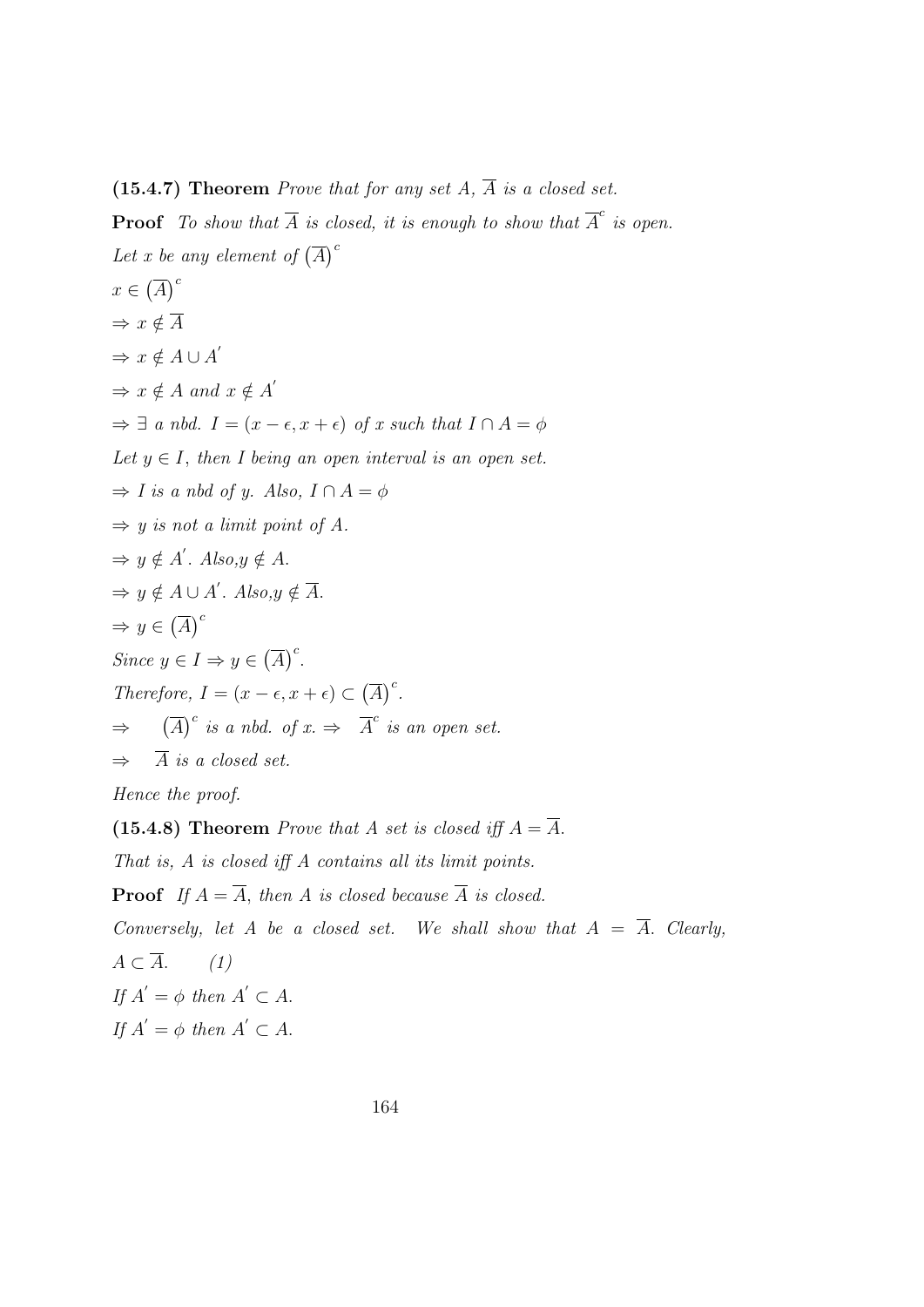**(15.4.7) Theorem** *Prove that for any set A, $\overline{A}$ is a closed set.*

**Proof** *To show that $\overline{A}$ is closed, it is enough to show that $\overline{A}^c$ is open.*

*Let x be any element of $\left(\overline{A}\right)^c$*

$x \in \left(\overline{A}\right)^c$

$\Rightarrow x \notin \overline{A}$

$\Rightarrow x \notin A \cup A'$

$\Rightarrow x \notin A$ *and* $x \notin A'$

$\Rightarrow \exists$ *a nbd.* $I = (x - \epsilon, x + \epsilon)$ *of x such that* $I \cap A = \phi$

*Let $y \in I$, then I being an open interval is an open set.*

$\Rightarrow$ *I is a nbd of y. Also,* $I \cap A = \phi$

$\Rightarrow$ *y is not a limit point of A.*

$\Rightarrow y \notin A'$. *Also,*$y \notin A$.

$\Rightarrow y \notin A \cup A'$. *Also,*$y \notin \overline{A}$.

$\Rightarrow y \in \left(\overline{A}\right)^c$

*Since* $y \in I \Rightarrow y \in \left(\overline{A}\right)^c$.

*Therefore,* $I = (x - \epsilon, x + \epsilon) \subset \left(\overline{A}\right)^c$.

$\Rightarrow \quad \left(\overline{A}\right)^c$ *is a nbd. of x.* $\Rightarrow \quad \overline{A}^c$ *is an open set.*

$\Rightarrow \quad \overline{A}$ *is a closed set.*

*Hence the proof.*

**(15.4.8) Theorem** *Prove that A set is closed iff $A = \overline{A}$.*

*That is, A is closed iff A contains all its limit points.*

**Proof** *If $A = \overline{A}$, then A is closed because $\overline{A}$ is closed.*

*Conversely, let A be a closed set. We shall show that $A = \overline{A}$. Clearly,*

$A \subset \overline{A}$. *(1)*

*If* $A' = \phi$ *then* $A' \subset A$.

*If* $A' = \phi$ *then* $A' \subset A$.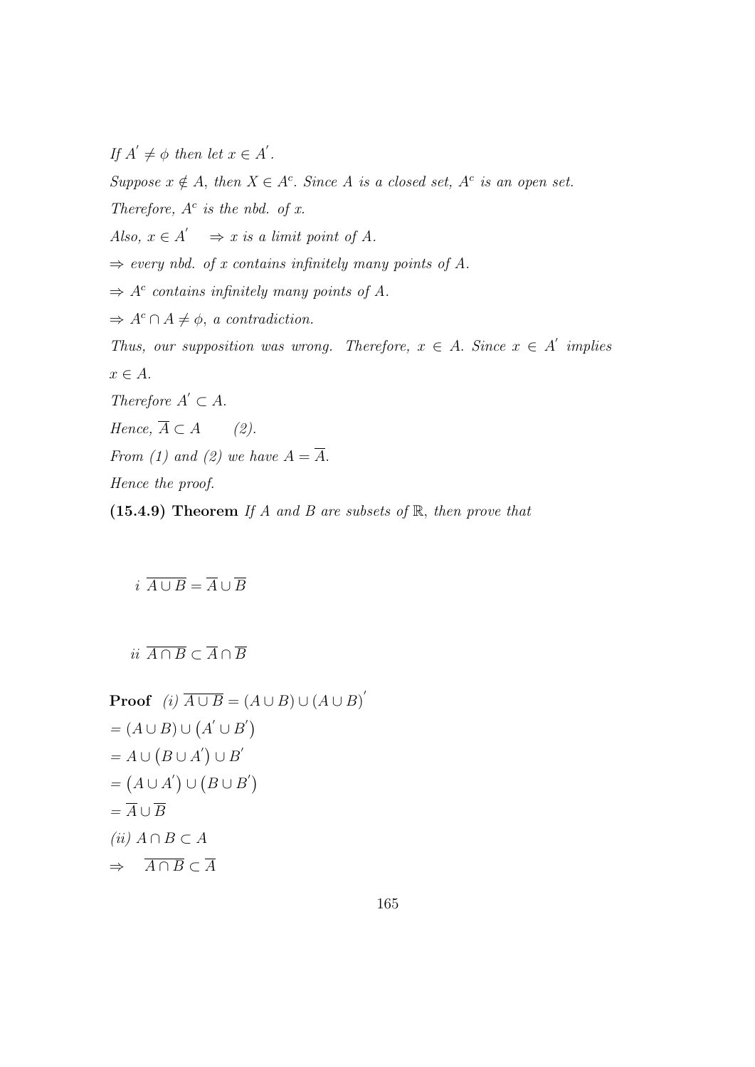*If $A^{'} \neq \phi$ then let $x \in A^{'}$.*

*Suppose $x \notin A$, then $X \in A^c$. Since $A$ is a closed set, $A^c$ is an open set.*

*Therefore, $A^c$ is the nbd. of x.*

*Also, $x \in A^{'} \quad \Rightarrow x$ is a limit point of A.*

*$\Rightarrow$ every nbd. of x contains infinitely many points of A.*

*$\Rightarrow A^c$ contains infinitely many points of A.*

*$\Rightarrow A^c \cap A \neq \phi$, a contradiction.*

*Thus, our supposition was wrong. Therefore, $x \in A$. Since $x \in A^{'}$ implies $x \in A$.*

*Therefore $A^{'} \subset A$.*

*Hence, $\overline{A} \subset A \qquad (2)$.*

*From (1) and (2) we have $A = \overline{A}$.*

*Hence the proof.*

**(15.4.9) Theorem** *If A and B are subsets of $\mathbb{R}$, then prove that*

*i* $\overline{A \cup B} = \overline{A} \cup \overline{B}$

*ii* $\overline{A \cap B} \subset \overline{A} \cap \overline{B}$

**Proof** *(i)* $\overline{A \cup B} = (A \cup B) \cup (A \cup B)^{'}$

$= (A \cup B) \cup \left(A^{'} \cup B^{'}\right)$

$= A \cup \left(B \cup A^{'}\right) \cup B^{'}$

$= \left(A \cup A^{'}\right) \cup \left(B \cup B^{'}\right)$

$= \overline{A} \cup \overline{B}$

*(ii)* $A \cap B \subset A$

$\Rightarrow \quad \overline{A \cap B} \subset \overline{A}$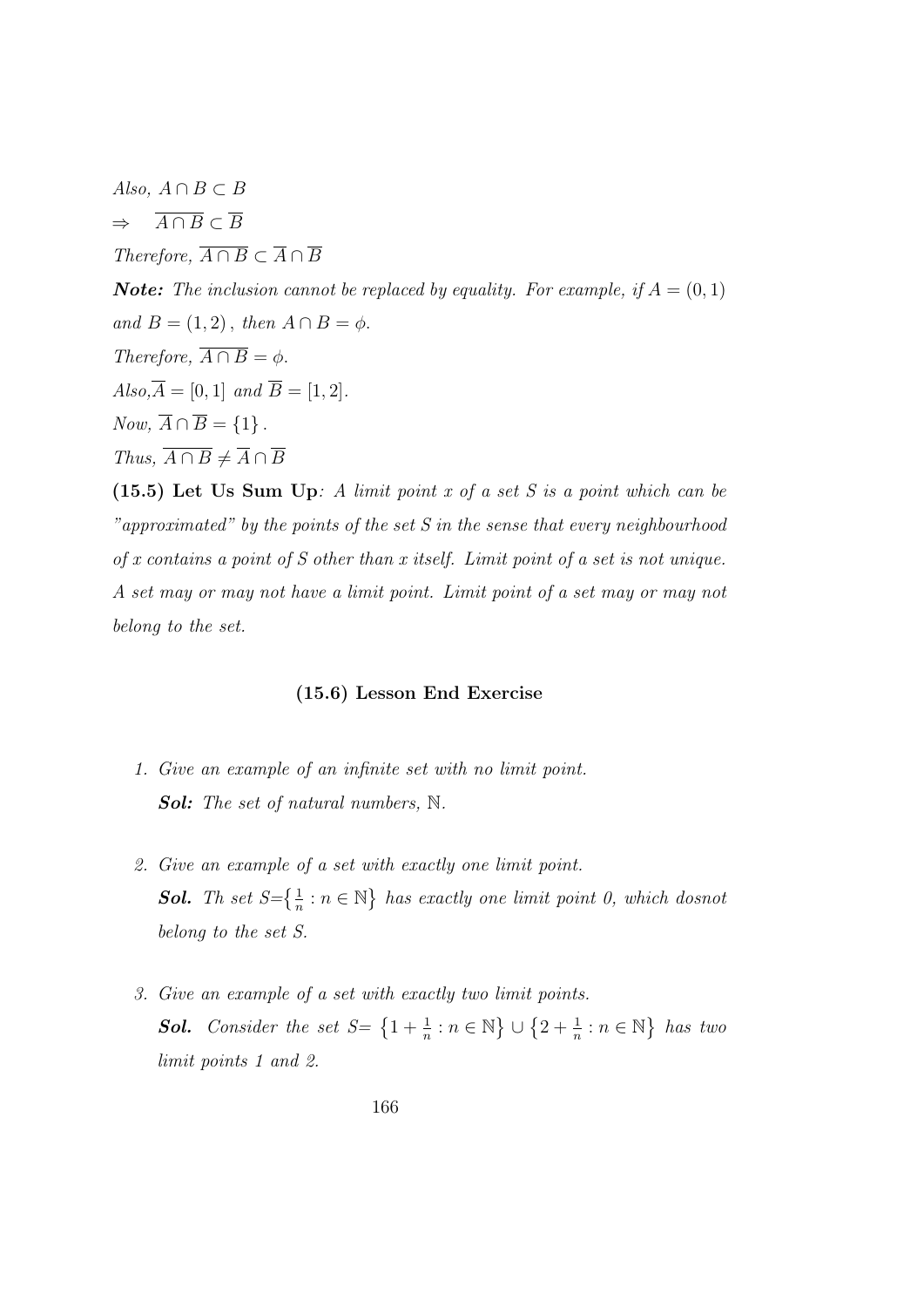*Also,* $A \cap B \subset B$

$\Rightarrow \quad \overline{A \cap B} \subset \overline{B}$

*Therefore,* $\overline{A \cap B} \subset \overline{A} \cap \overline{B}$

***Note:*** *The inclusion cannot be replaced by equality. For example, if* $A = (0, 1)$ *and* $B = (1, 2)$, *then* $A \cap B = \phi$.

*Therefore,* $\overline{A \cap B} = \phi$.

*Also,* $\overline{A} = [0, 1]$ *and* $\overline{B} = [1, 2]$.

*Now,* $\overline{A} \cap \overline{B} = \{1\}$.

*Thus,* $\overline{A \cap B} \neq \overline{A} \cap \overline{B}$

**(15.5) Let Us Sum Up***: A limit point x of a set S is a point which can be "approximated" by the points of the set S in the sense that every neighbourhood of x contains a point of S other than x itself. Limit point of a set is not unique. A set may or may not have a limit point. Limit point of a set may or may not belong to the set.*

### (15.6) Lesson End Exercise

1. *Give an example of an infinite set with no limit point.*

   ***Sol:*** *The set of natural numbers,* $\mathbb{N}$.

2. *Give an example of a set with exactly one limit point.*

   ***Sol.*** *Th set* $S = \left\{\frac{1}{n} : n \in \mathbb{N}\right\}$ *has exactly one limit point 0, which dosnot belong to the set S.*

3. *Give an example of a set with exactly two limit points.*

   ***Sol.*** *Consider the set* $S = \left\{1 + \frac{1}{n} : n \in \mathbb{N}\right\} \cup \left\{2 + \frac{1}{n} : n \in \mathbb{N}\right\}$ *has two limit points 1 and 2.*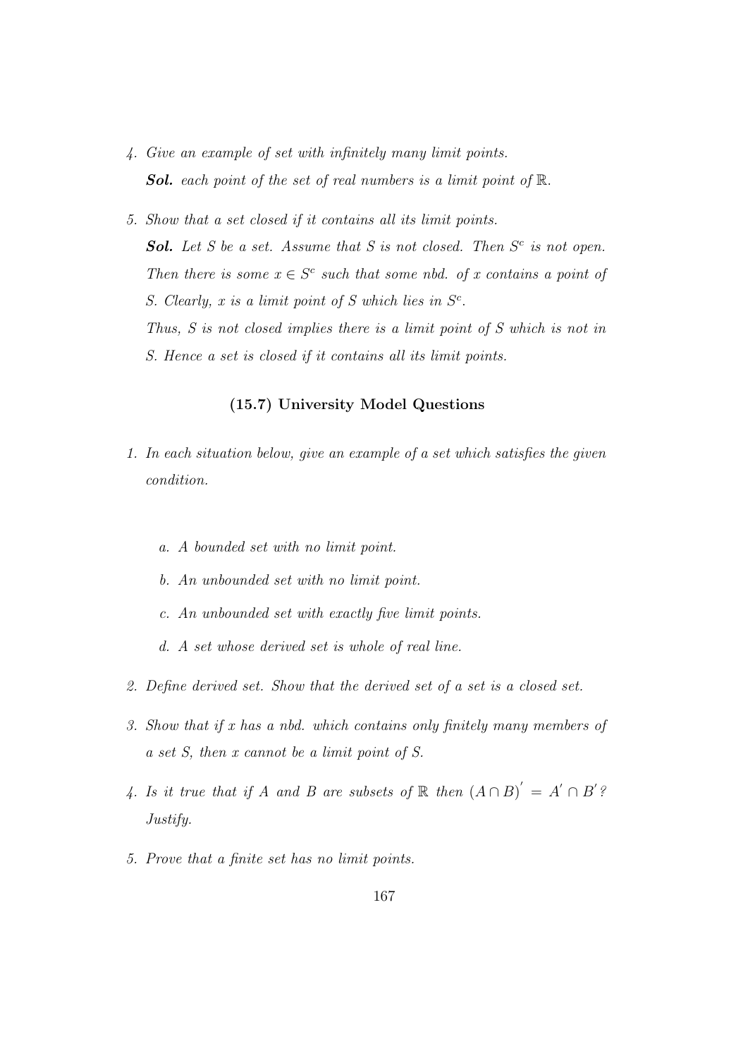4. *Give an example of set with infinitely many limit points.*

   ***Sol.*** *each point of the set of real numbers is a limit point of* $\mathbb{R}$.

5. *Show that a set closed if it contains all its limit points.*

   ***Sol.*** *Let S be a set. Assume that S is not closed. Then* $S^c$ *is not open. Then there is some* $x \in S^c$ *such that some nbd. of x contains a point of S. Clearly, x is a limit point of S which lies in* $S^c$.

   *Thus, S is not closed implies there is a limit point of S which is not in S. Hence a set is closed if it contains all its limit points.*

### (15.7) University Model Questions

1. *In each situation below, give an example of a set which satisfies the given condition.*

   a. *A bounded set with no limit point.*

   b. *An unbounded set with no limit point.*

   c. *An unbounded set with exactly five limit points.*

   d. *A set whose derived set is whole of real line.*

2. *Define derived set. Show that the derived set of a set is a closed set.*

3. *Show that if x has a nbd. which contains only finitely many members of a set S, then x cannot be a limit point of S.*

4. *Is it true that if A and B are subsets of* $\mathbb{R}$ *then* $(A \cap B)' = A' \cap B'$*? Justify.*

5. *Prove that a finite set has no limit points.*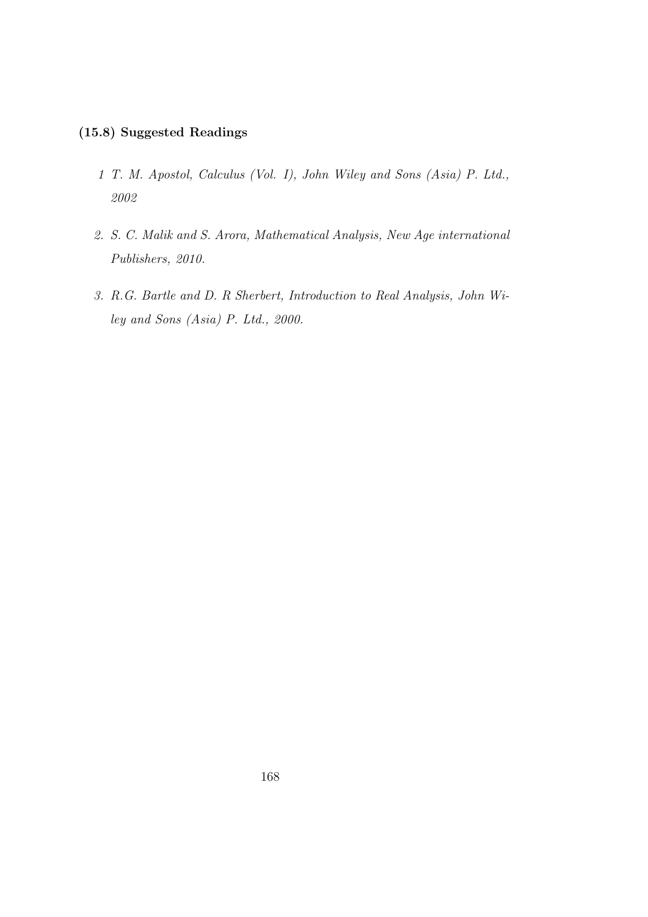### (15.8) Suggested Readings

1. *T. M. Apostol, Calculus (Vol. I), John Wiley and Sons (Asia) P. Ltd., 2002*

2. *S. C. Malik and S. Arora, Mathematical Analysis, New Age international Publishers, 2010.*

3. *R.G. Bartle and D. R Sherbert, Introduction to Real Analysis, John Wiley and Sons (Asia) P. Ltd., 2000.*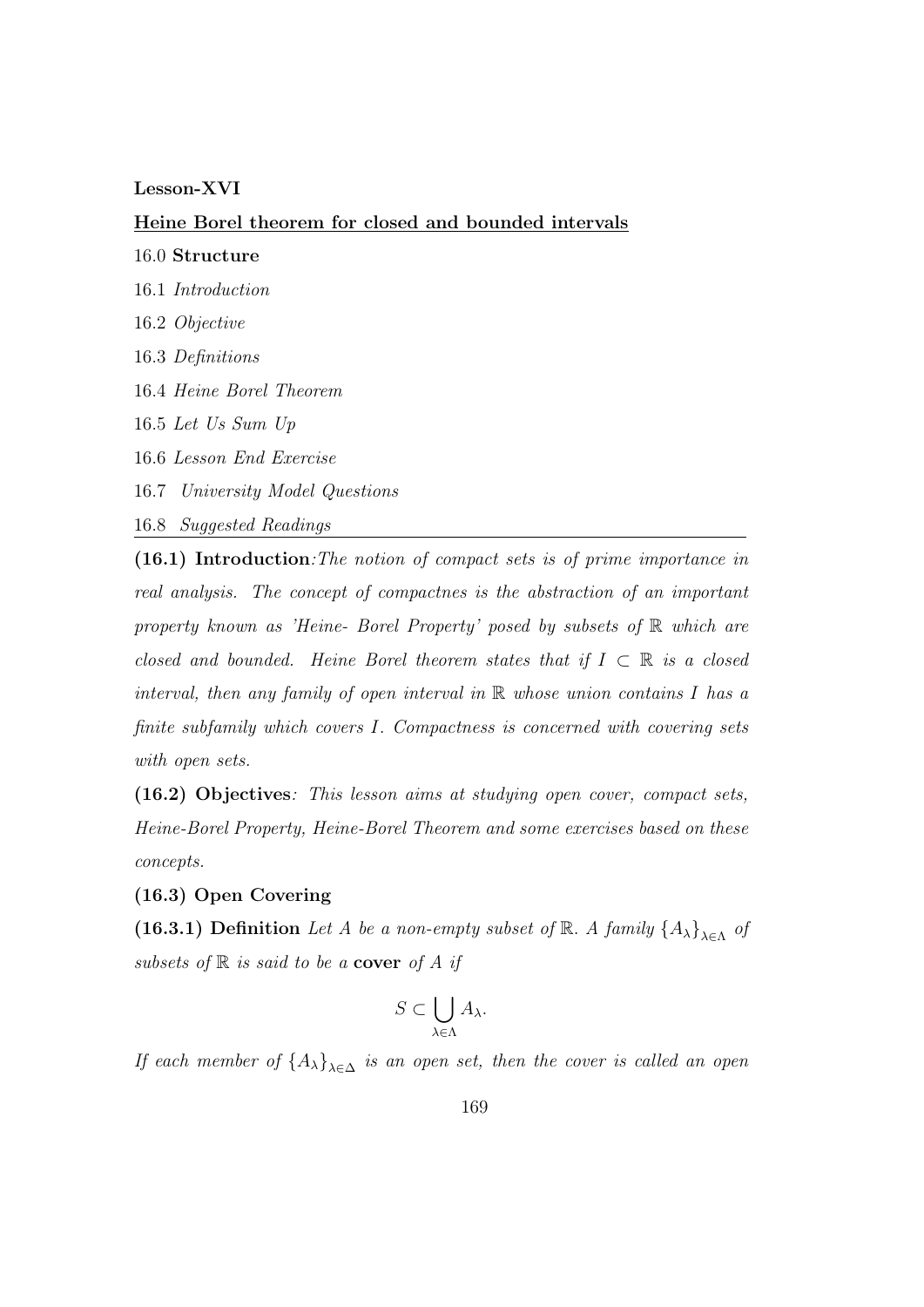**Lesson-XVI**

## Heine Borel theorem for closed and bounded intervals

16.0 **Structure**

16.1 *Introduction*

16.2 *Objective*

16.3 *Definitions*

16.4 *Heine Borel Theorem*

16.5 *Let Us Sum Up*

16.6 *Lesson End Exercise*

16.7 *University Model Questions*

16.8 *Suggested Readings*

---

**(16.1) Introduction**:*The notion of compact sets is of prime importance in real analysis. The concept of compactnes is the abstraction of an important property known as 'Heine- Borel Property' posed by subsets of $\mathbb{R}$ which are closed and bounded. Heine Borel theorem states that if $I \subset \mathbb{R}$ is a closed interval, then any family of open interval in $\mathbb{R}$ whose union contains $I$ has a finite subfamily which covers $I$. Compactness is concerned with covering sets with open sets.*

**(16.2) Objectives**: *This lesson aims at studying open cover, compact sets, Heine-Borel Property, Heine-Borel Theorem and some exercises based on these concepts.*

**(16.3) Open Covering**

**(16.3.1) Definition** *Let $A$ be a non-empty subset of $\mathbb{R}$. A family $\{A_\lambda\}_{\lambda\in\Lambda}$ of subsets of $\mathbb{R}$ is said to be a* **cover** *of $A$ if*

$$S \subset \bigcup_{\lambda\in\Lambda} A_\lambda.$$

*If each member of $\{A_\lambda\}_{\lambda\in\Delta}$ is an open set, then the cover is called an open*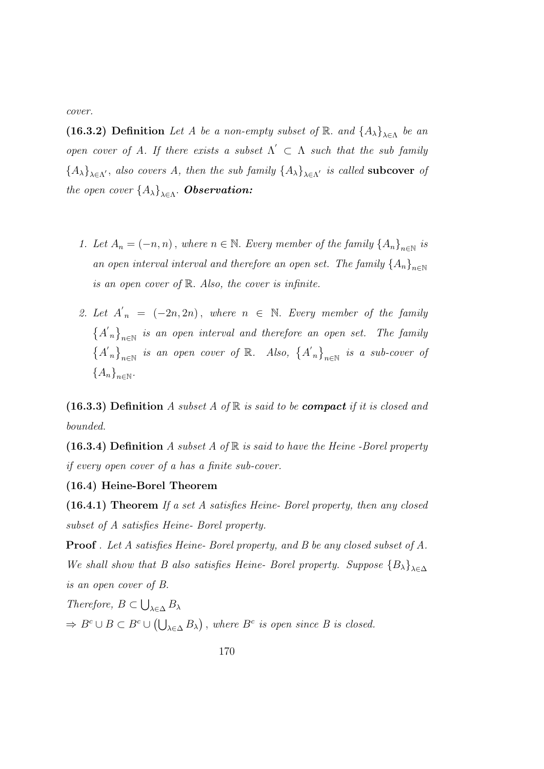*cover.*

**(16.3.2) Definition** *Let $A$ be a non-empty subset of $\mathbb{R}$. and $\{A_\lambda\}_{\lambda\in\Lambda}$ be an open cover of $A$. If there exists a subset $\Lambda' \subset \Lambda$ such that the sub family $\{A_\lambda\}_{\lambda\in\Lambda'}$, also covers $A$, then the sub family $\{A_\lambda\}_{\lambda\in\Lambda'}$ is called* **subcover** *of the open cover $\{A_\lambda\}_{\lambda\in\Lambda}$.* ***Observation:***

1. *Let $A_n = (-n, n)$, where $n \in \mathbb{N}$. Every member of the family $\{A_n\}_{n\in\mathbb{N}}$ is an open interval interval and therefore an open set. The family $\{A_n\}_{n\in\mathbb{N}}$ is an open cover of $\mathbb{R}$. Also, the cover is infinite.*

2. *Let $A'_n = (-2n, 2n)$, where $n \in \mathbb{N}$. Every member of the family $\{A'_n\}_{n\in\mathbb{N}}$ is an open interval and therefore an open set. The family $\{A'_n\}_{n\in\mathbb{N}}$ is an open cover of $\mathbb{R}$. Also, $\{A'_n\}_{n\in\mathbb{N}}$ is a sub-cover of $\{A_n\}_{n\in\mathbb{N}}$.*

**(16.3.3) Definition** *A subset $A$ of $\mathbb{R}$ is said to be* ***compact*** *if it is closed and bounded.*

**(16.3.4) Definition** *A subset $A$ of $\mathbb{R}$ is said to have the Heine -Borel property if every open cover of a has a finite sub-cover.*

**(16.4) Heine-Borel Theorem**

**(16.4.1) Theorem** *If a set $A$ satisfies Heine- Borel property, then any closed subset of $A$ satisfies Heine- Borel property.*

**Proof** . *Let $A$ satisfies Heine- Borel property, and $B$ be any closed subset of $A$. We shall show that $B$ also satisfies Heine- Borel property. Suppose $\{B_\lambda\}_{\lambda\in\Delta}$ is an open cover of $B$.*

*Therefore, $B \subset \bigcup_{\lambda\in\Delta} B_\lambda$*

$\Rightarrow B^c \cup B \subset B^c \cup \left(\bigcup_{\lambda\in\Delta} B_\lambda\right)$, *where $B^c$ is open since $B$ is closed.*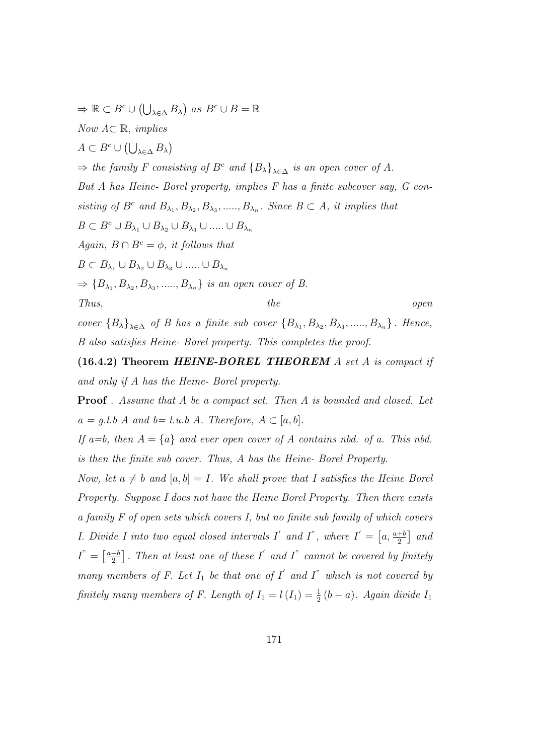$\Rightarrow \mathbb{R} \subset B^c \cup \left(\bigcup_{\lambda\in\Delta} B_\lambda\right)$ *as* $B^c \cup B = \mathbb{R}$

*Now* $A \subset \mathbb{R}$, *implies*

$A \subset B^c \cup \left(\bigcup_{\lambda\in\Delta} B_\lambda\right)$

$\Rightarrow$ *the family F consisting of* $B^c$ *and* $\{B_\lambda\}_{\lambda\in\Delta}$ *is an open cover of A.*

*But A has Heine- Borel property, implies F has a finite subcover say, G consisting of* $B^c$ *and* $B_{\lambda_1}, B_{\lambda_2}, B_{\lambda_3}, \ldots\ldots, B_{\lambda_n}$. *Since* $B \subset A$, *it implies that*

$B \subset B^c \cup B_{\lambda_1} \cup B_{\lambda_2} \cup B_{\lambda_3} \cup \ldots\ldots \cup B_{\lambda_n}$

*Again,* $B \cap B^c = \phi$, *it follows that*

$B \subset B_{\lambda_1} \cup B_{\lambda_2} \cup B_{\lambda_3} \cup \ldots\ldots \cup B_{\lambda_n}$

$\Rightarrow \{B_{\lambda_1}, B_{\lambda_2}, B_{\lambda_3}, \ldots\ldots, B_{\lambda_n}\}$ *is an open cover of B.*

*Thus, the open cover* $\{B_\lambda\}_{\lambda\in\Delta}$ *of B has a finite sub cover* $\{B_{\lambda_1}, B_{\lambda_2}, B_{\lambda_3}, \ldots\ldots, B_{\lambda_n}\}$. *Hence, B also satisfies Heine- Borel property. This completes the proof.*

**(16.4.2) Theorem *HEINE-BOREL THEOREM*** *A set A is compact if and only if A has the Heine- Borel property.*

**Proof** . *Assume that A be a compact set. Then A is bounded and closed. Let* $a = g.l.b\ A$ *and* $b = l.u.b\ A$. *Therefore,* $A \subset [a, b]$.

*If a=b, then* $A = \{a\}$ *and ever open cover of A contains nbd. of a. This nbd. is then the finite sub cover. Thus, A has the Heine- Borel Property.*

*Now, let* $a \neq b$ *and* $[a, b] = I$. *We shall prove that I satisfies the Heine Borel Property. Suppose I does not have the Heine Borel Property. Then there exists a family F of open sets which covers I, but no finite sub family of which covers I. Divide I into two equal closed intervals* $I'$ *and* $I''$, *where* $I' = \left[a, \frac{a+b}{2}\right]$ *and* $I'' = \left[\frac{a+b}{2}\right]$. *Then at least one of these* $I'$ *and* $I''$ *cannot be covered by finitely many members of F. Let* $I_1$ *be that one of* $I'$ *and* $I''$ *which is not covered by finitely many members of F. Length of* $I_1 = l\left(I_1\right) = \frac{1}{2}\left(b - a\right)$. *Again divide* $I_1$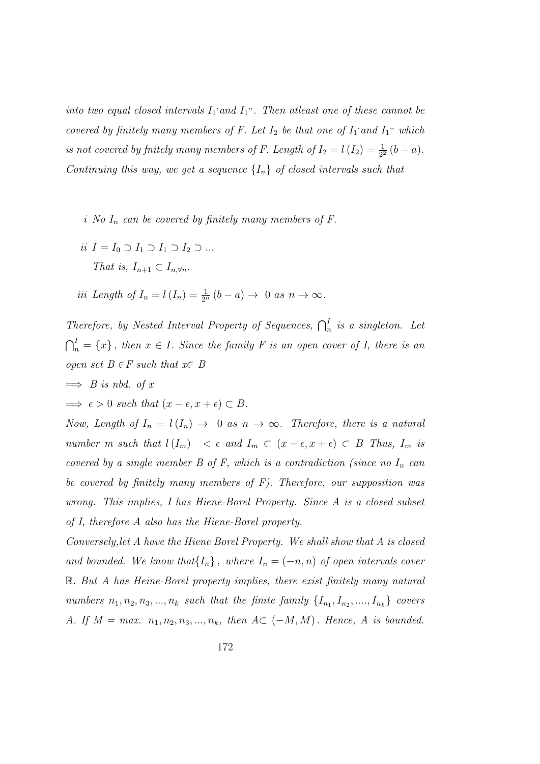*into two equal closed intervals $I_1$'and $I_1$". Then atleast one of these cannot be covered by finitely many members of F. Let $I_2$ be that one of $I_1$'and $I_1$" which is not covered by fnitely many members of F. Length of $I_2 = l(I_2) = \frac{1}{2^2}(b-a)$. Continuing this way, we get a sequence $\{I_n\}$ of closed intervals such that*

*i No $I_n$ can be covered by finitely many members of F.*

*ii $I = I_0 \supset I_1 \supset I_1 \supset I_2 \supset ...$*
*That is, $I_{n+1} \subset I_{n,\forall n}$.*

*iii Length of $I_n = l(I_n) = \frac{1}{2^n}(b-a) \to\ 0$ as $n \to \infty$.*

*Therefore, by Nested Interval Property of Sequences, $\bigcap_n^I$ is a singleton. Let $\bigcap_n^I = \{x\}$, then $x \in I$. Since the family F is an open cover of I, there is an open set $B \in$F such that $x\in$ B*

*$\implies$ B is nbd. of x*

*$\implies \epsilon > 0$ such that $(x-\epsilon, x+\epsilon) \subset B$.*

*Now, Length of $I_n = l(I_n) \to\ 0$ as $n \to \infty$. Therefore, there is a natural number m such that $l(I_m)\ < \epsilon$ and $I_m \subset (x-\epsilon, x+\epsilon) \subset B$ Thus, $I_m$ is covered by a single member B of F, which is a contradiction (since no $I_n$ can be covered by finitely many members of F). Therefore, our supposition was wrong. This implies, I has Hiene-Borel Property. Since A is a closed subset of I, therefore A also has the Hiene-Borel property.*

*Conversely,let A have the Hiene Borel Property. We shall show that A is closed and bounded. We know that$\{I_n\}$, where $I_n = (-n, n)$ of open intervals cover $\mathbb{R}$. But A has Heine-Borel property implies, there exist finitely many natural numbers $n_1, n_2, n_3, ..., n_k$ such that the finite family $\{I_{n_1}, I_{n_2}, ...., I_{n_k}\}$ covers A. If M = max. $n_1, n_2, n_3, ..., n_k$, then A$\subset (-M, M)$. Hence, A is bounded.*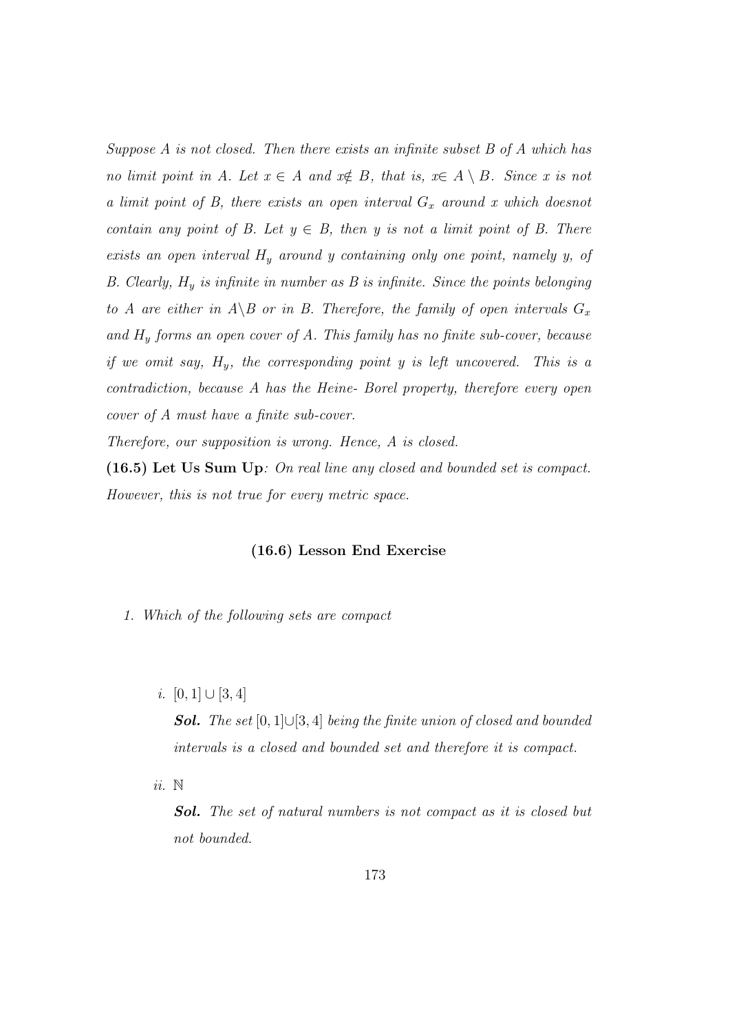*Suppose $A$ is not closed. Then there exists an infinite subset $B$ of $A$ which has no limit point in $A$. Let $x \in A$ and $x \notin B$, that is, $x \in A \setminus B$. Since $x$ is not a limit point of $B$, there exists an open interval $G_x$ around $x$ which doesnot contain any point of $B$. Let $y \in B$, then $y$ is not a limit point of $B$. There exists an open interval $H_y$ around $y$ containing only one point, namely $y$, of $B$. Clearly, $H_y$ is infinite in number as $B$ is infinite. Since the points belonging to $A$ are either in $A \setminus B$ or in $B$. Therefore, the family of open intervals $G_x$ and $H_y$ forms an open cover of $A$. This family has no finite sub-cover, because if we omit say, $H_y$, the corresponding point $y$ is left uncovered. This is a contradiction, because $A$ has the Heine- Borel property, therefore every open cover of $A$ must have a finite sub-cover.*

*Therefore, our supposition is wrong. Hence, $A$ is closed.*

**(16.5) Let Us Sum Up**: *On real line any closed and bounded set is compact. However, this is not true for every metric space.*

### (16.6) Lesson End Exercise

1. *Which of the following sets are compact*

   *i.* $[0, 1] \cup [3, 4]$

   ***Sol.*** *The set $[0, 1] \cup [3, 4]$ being the finite union of closed and bounded intervals is a closed and bounded set and therefore it is compact.*

   *ii.* $\mathbb{N}$

   ***Sol.*** *The set of natural numbers is not compact as it is closed but not bounded.*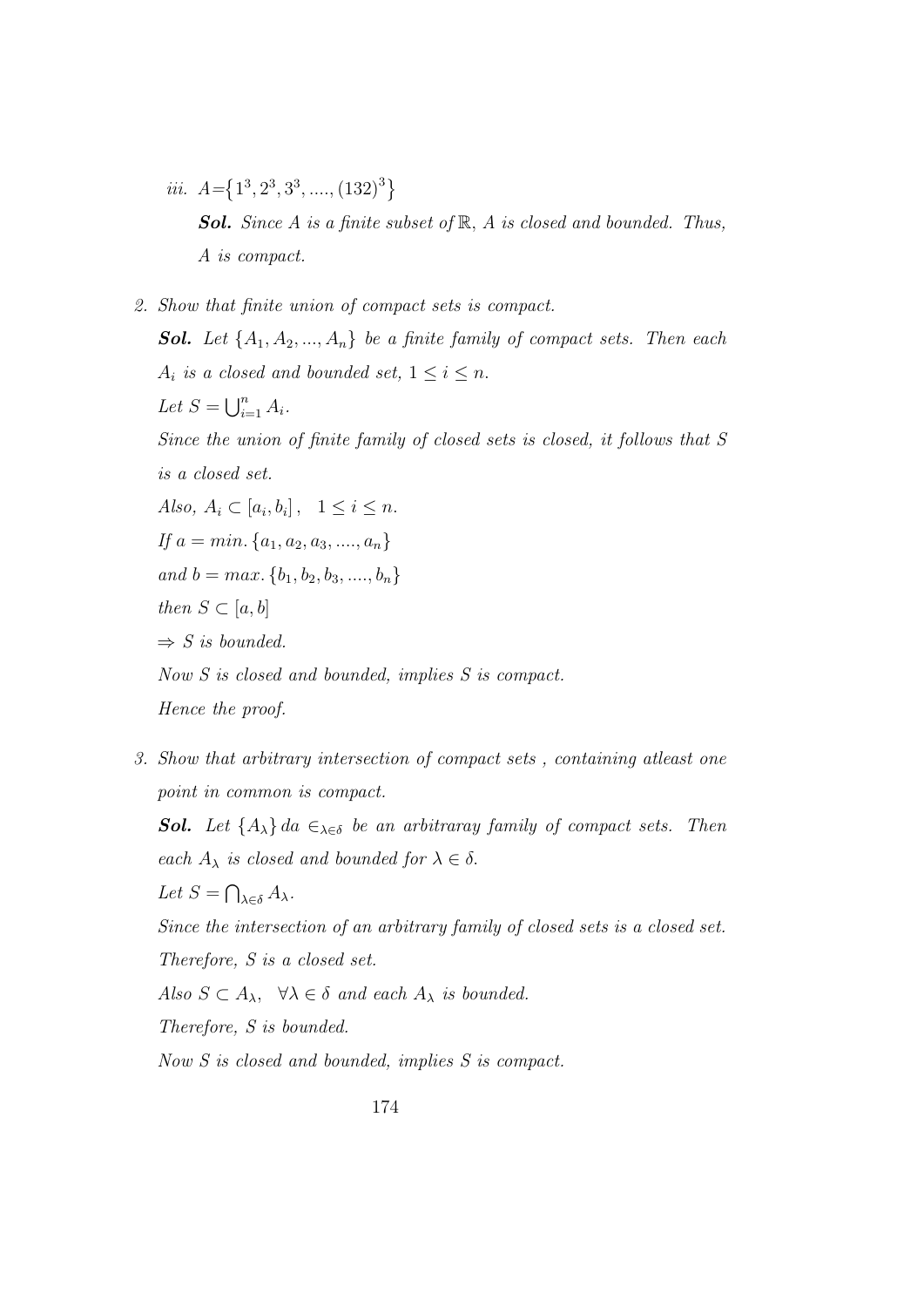*iii.* $A = \{1^3, 2^3, 3^3, ...., (132)^3\}$

***Sol.*** *Since $A$ is a finite subset of $\mathbb{R}$, $A$ is closed and bounded. Thus, $A$ is compact.*

2. *Show that finite union of compact sets is compact.*

***Sol.*** *Let $\{A_1, A_2, ..., A_n\}$ be a finite family of compact sets. Then each $A_i$ is a closed and bounded set, $1 \leq i \leq n$.*

*Let $S = \bigcup_{i=1}^{n} A_i$.*

*Since the union of finite family of closed sets is closed, it follows that $S$ is a closed set.*

*Also, $A_i \subset [a_i, b_i]$, $\quad 1 \leq i \leq n$.*

*If $a = min. \{a_1, a_2, a_3, ...., a_n\}$*

*and $b = max. \{b_1, b_2, b_3, ...., b_n\}$*

*then $S \subset [a, b]$*

*$\Rightarrow S$ is bounded.*

*Now $S$ is closed and bounded, implies $S$ is compact.*

*Hence the proof.*

3. *Show that arbitrary intersection of compact sets , containing atleast one point in common is compact.*

***Sol.*** *Let $\{A_\lambda\}\, da \in_{\lambda \in \delta}$ be an arbitraray family of compact sets. Then each $A_\lambda$ is closed and bounded for $\lambda \in \delta$.*

*Let $S = \bigcap_{\lambda \in \delta} A_\lambda$.*

*Since the intersection of an arbitrary family of closed sets is a closed set. Therefore, $S$ is a closed set.*

*Also $S \subset A_\lambda$, $\quad \forall \lambda \in \delta$ and each $A_\lambda$ is bounded.*

*Therefore, $S$ is bounded.*

*Now $S$ is closed and bounded, implies $S$ is compact.*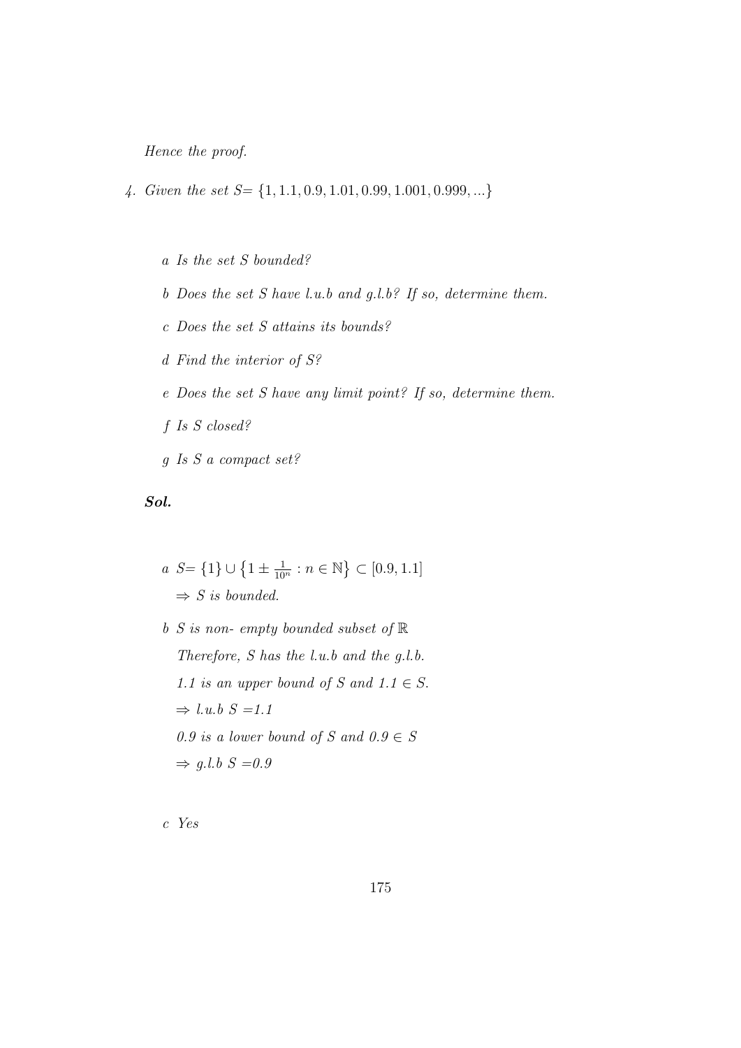*Hence the proof.*

4. *Given the set S=* $\{1, 1.1, 0.9, 1.01, 0.99, 1.001, 0.999, ...\}$

   a *Is the set S bounded?*

   b *Does the set S have l.u.b and g.l.b? If so, determine them.*

   c *Does the set S attains its bounds?*

   d *Find the interior of S?*

   e *Does the set S have any limit point? If so, determine them.*

   f *Is S closed?*

   g *Is S a compact set?*

***Sol.***

a *S=* $\{1\} \cup \left\{1 \pm \frac{1}{10^n} : n \in \mathbb{N}\right\} \subset [0.9, 1.1]$

$\Rightarrow$ *S is bounded.*

b *S is non- empty bounded subset of* $\mathbb{R}$

*Therefore, S has the l.u.b and the g.l.b.*

*1.1 is an upper bound of S and 1.1* $\in$ *S.*

$\Rightarrow$ *l.u.b S =1.1*

*0.9 is a lower bound of S and 0.9* $\in$ *S*

$\Rightarrow$ *g.l.b S =0.9*

c *Yes*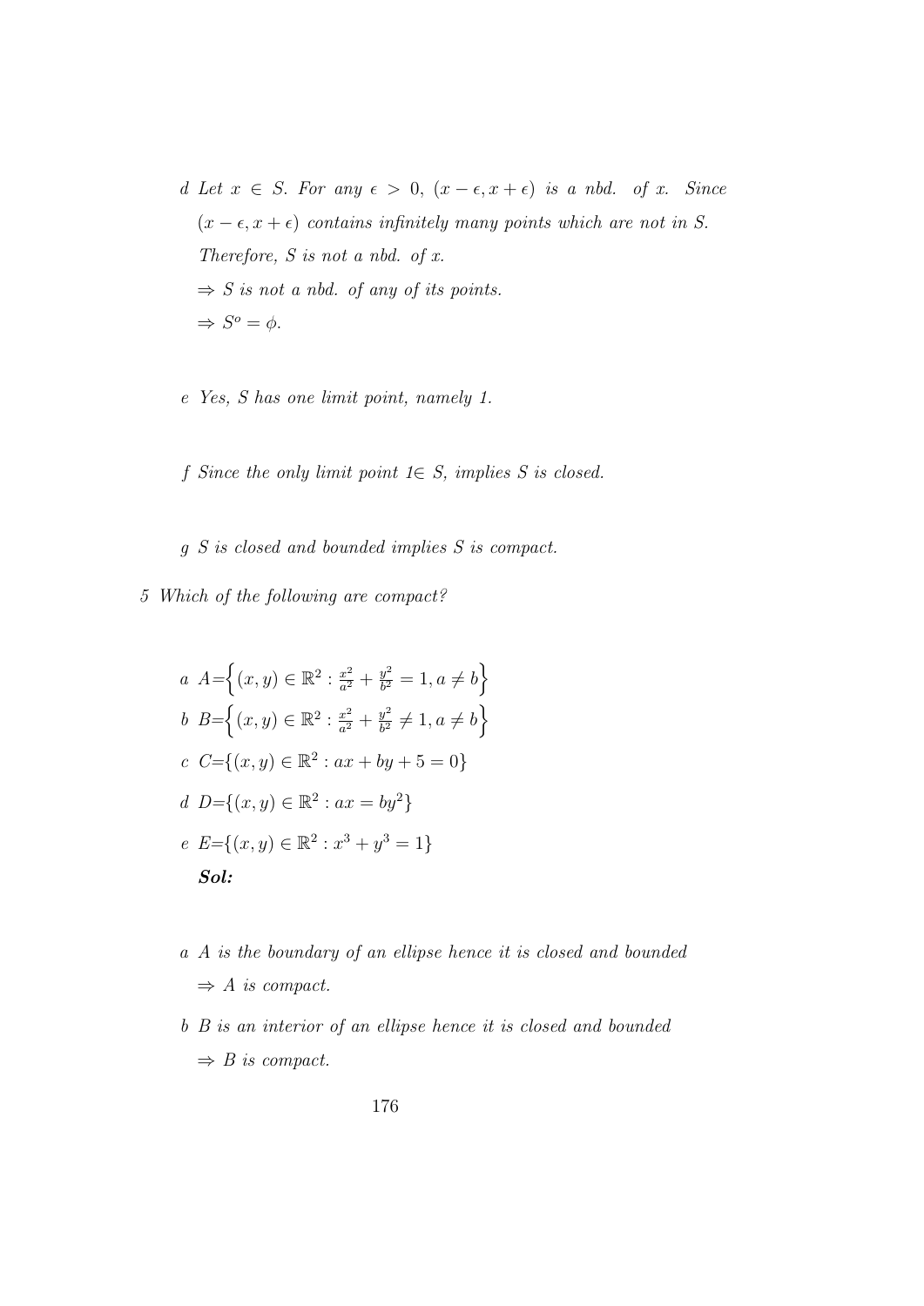d Let $x \in S$. For any $\epsilon > 0$, $(x-\epsilon, x+\epsilon)$ is a nbd. of $x$. Since $(x-\epsilon, x+\epsilon)$ contains infinitely many points which are not in S. Therefore, S is not a nbd. of $x$.
$\Rightarrow$ S is not a nbd. of any of its points.
$\Rightarrow S^o = \phi$.

e Yes, S has one limit point, namely 1.

f Since the only limit point $1 \in S$, implies S is closed.

g S is closed and bounded implies S is compact.

5 Which of the following are compact?

a $A=\left\{(x,y) \in \mathbb{R}^2 : \frac{x^2}{a^2} + \frac{y^2}{b^2} = 1, a \neq b\right\}$

b $B=\left\{(x,y) \in \mathbb{R}^2 : \frac{x^2}{a^2} + \frac{y^2}{b^2} \neq 1, a \neq b\right\}$

c $C=\{(x,y) \in \mathbb{R}^2 : ax + by + 5 = 0\}$

d $D=\{(x,y) \in \mathbb{R}^2 : ax = by^2\}$

e $E=\{(x,y) \in \mathbb{R}^2 : x^3 + y^3 = 1\}$

***Sol:***

a A is the boundary of an ellipse hence it is closed and bounded
$\Rightarrow$ A is compact.

b B is an interior of an ellipse hence it is closed and bounded
$\Rightarrow$ B is compact.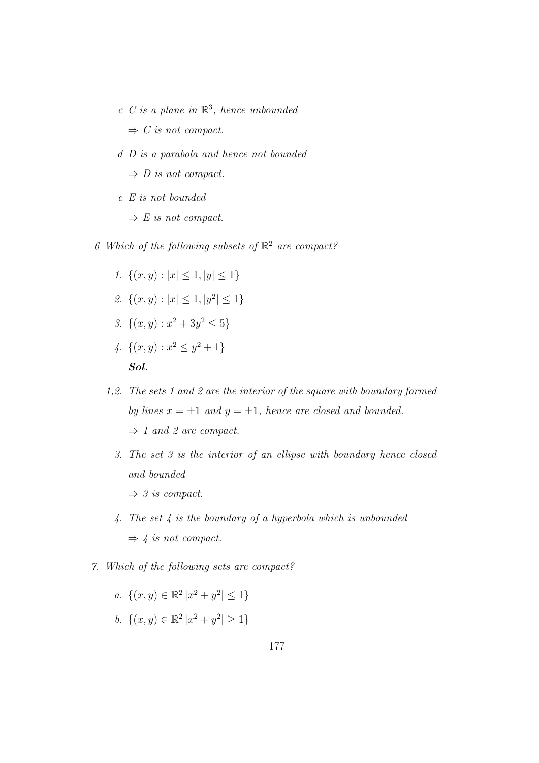c $C$ is a plane in $\mathbb{R}^3$, hence unbounded

$\Rightarrow C$ is not compact.

d $D$ is a parabola and hence not bounded

$\Rightarrow D$ is not compact.

e $E$ is not bounded

$\Rightarrow E$ is not compact.

6 *Which of the following subsets of $\mathbb{R}^2$ are compact?*

1. $\{(x, y) : |x| \leq 1, |y| \leq 1\}$
2. $\{(x, y) : |x| \leq 1, |y^2| \leq 1\}$
3. $\{(x, y) : x^2 + 3y^2 \leq 5\}$
4. $\{(x, y) : x^2 \leq y^2 + 1\}$

***Sol.***

1,2. *The sets 1 and 2 are the interior of the square with boundary formed by lines $x = \pm 1$ and $y = \pm 1$, hence are closed and bounded.*

$\Rightarrow$ *1 and 2 are compact.*

3. *The set 3 is the interior of an ellipse with boundary hence closed and bounded*

$\Rightarrow$ *3 is compact.*

4. *The set 4 is the boundary of a hyperbola which is unbounded*

$\Rightarrow$ *4 is not compact.*

7. *Which of the following sets are compact?*

a. $\{(x, y) \in \mathbb{R}^2 \, |x^2 + y^2| \leq 1\}$

b. $\{(x, y) \in \mathbb{R}^2 \, |x^2 + y^2| \geq 1\}$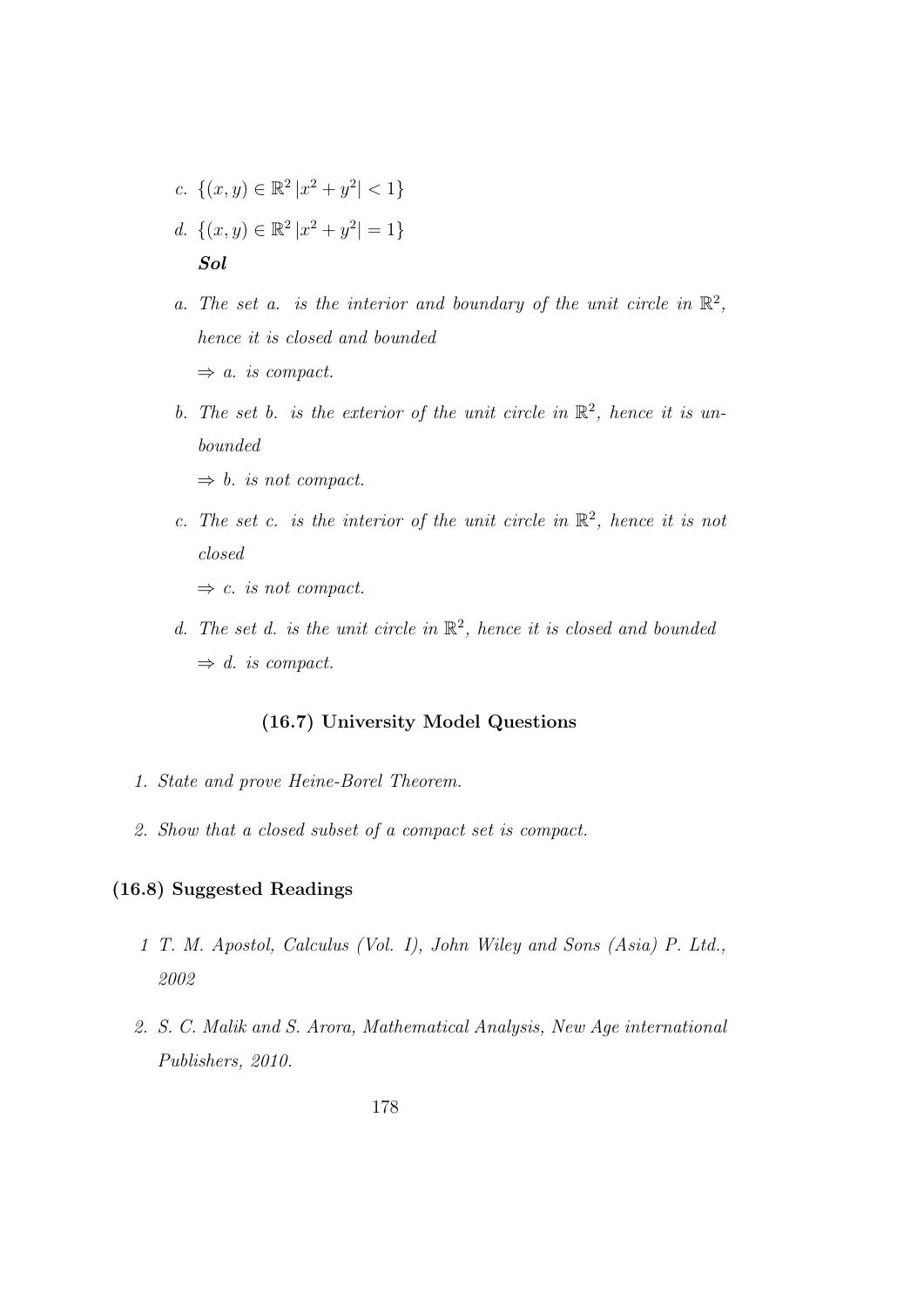*c.* $\{(x, y) \in \mathbb{R}^2 \, |x^2 + y^2| < 1\}$

*d.* $\{(x, y) \in \mathbb{R}^2 \, |x^2 + y^2| = 1\}$

***Sol***

*a. The set a. is the interior and boundary of the unit circle in $\mathbb{R}^2$, hence it is closed and bounded*

$\Rightarrow$ *a. is compact.*

*b. The set b. is the exterior of the unit circle in $\mathbb{R}^2$, hence it is unbounded*

$\Rightarrow$ *b. is not compact.*

*c. The set c. is the interior of the unit circle in $\mathbb{R}^2$, hence it is not closed*

$\Rightarrow$ *c. is not compact.*

*d. The set d. is the unit circle in $\mathbb{R}^2$, hence it is closed and bounded*

$\Rightarrow$ *d. is compact.*

### (16.7) University Model Questions

1. *State and prove Heine-Borel Theorem.*

2. *Show that a closed subset of a compact set is compact.*

## (16.8) Suggested Readings

1 *T. M. Apostol, Calculus (Vol. I), John Wiley and Sons (Asia) P. Ltd., 2002*

2. *S. C. Malik and S. Arora, Mathematical Analysis, New Age international Publishers, 2010.*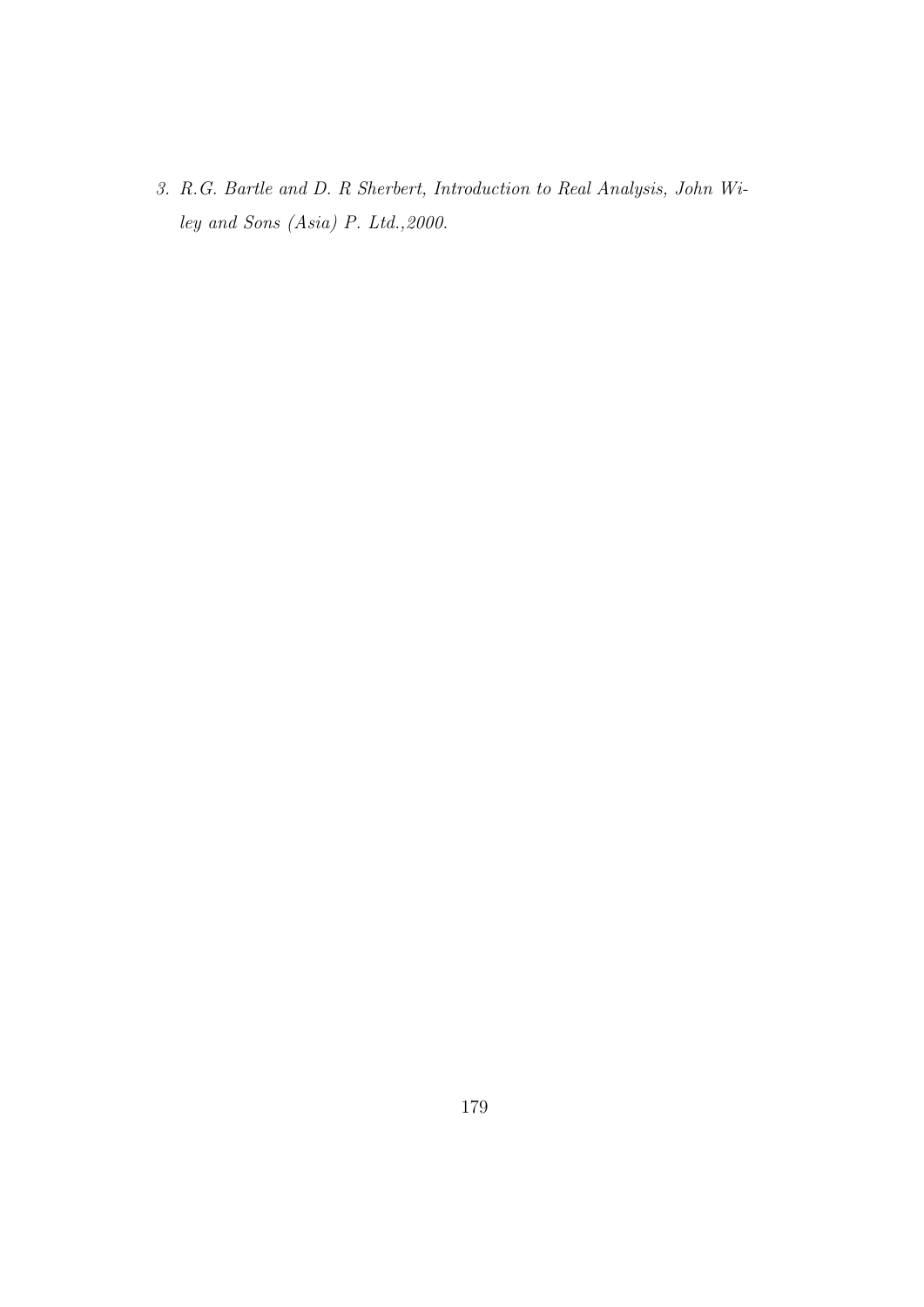3. *R.G. Bartle and D. R Sherbert, Introduction to Real Analysis, John Wiley and Sons (Asia) P. Ltd.,2000.*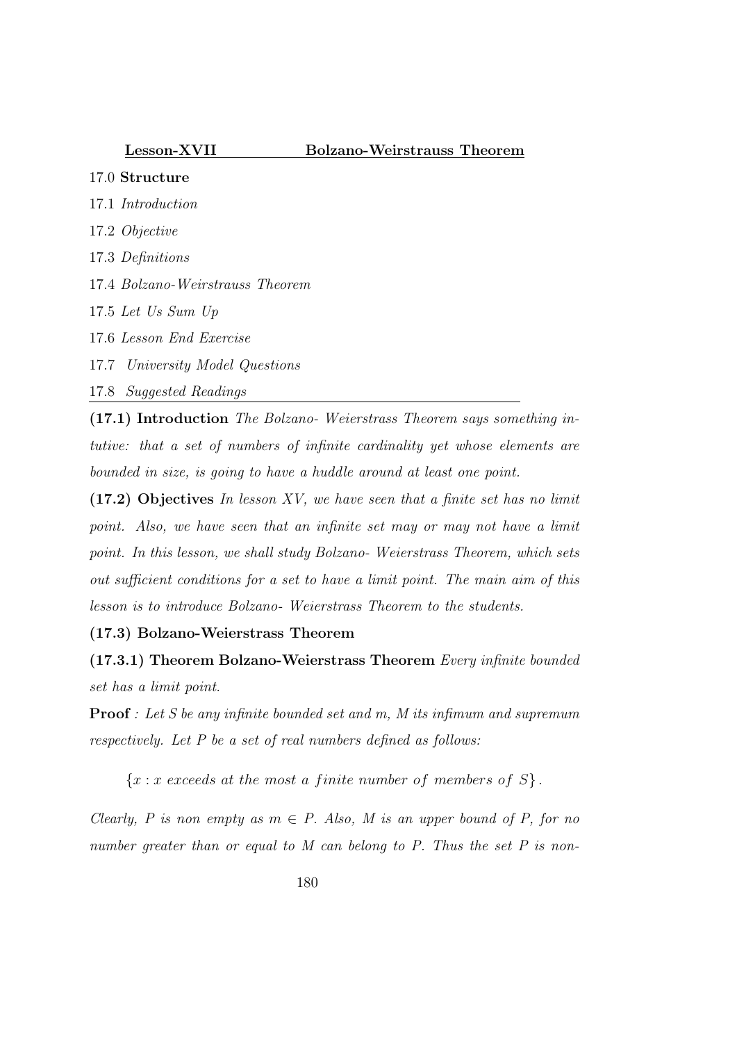**Lesson-XVII Bolzano-Weirstrauss Theorem**

17.0 **Structure**

17.1 *Introduction*

17.2 *Objective*

17.3 *Definitions*

17.4 *Bolzano-Weirstrauss Theorem*

17.5 *Let Us Sum Up*

17.6 *Lesson End Exercise*

17.7 *University Model Questions*

17.8 *Suggested Readings*

---

**(17.1) Introduction** *The Bolzano- Weierstrass Theorem says something intutive: that a set of numbers of infinite cardinality yet whose elements are bounded in size, is going to have a huddle around at least one point.*

**(17.2) Objectives** *In lesson XV, we have seen that a finite set has no limit point. Also, we have seen that an infinite set may or may not have a limit point. In this lesson, we shall study Bolzano- Weierstrass Theorem, which sets out sufficient conditions for a set to have a limit point. The main aim of this lesson is to introduce Bolzano- Weierstrass Theorem to the students.*

**(17.3) Bolzano-Weierstrass Theorem**

**(17.3.1) Theorem Bolzano-Weierstrass Theorem** *Every infinite bounded set has a limit point.*

**Proof** *: Let S be any infinite bounded set and m, M its infimum and supremum respectively. Let P be a set of real numbers defined as follows:*

$$\{x : x \text{ exceeds at the most a finite number of members of } S\}.$$

*Clearly, P is non empty as $m \in P$. Also, M is an upper bound of P, for no number greater than or equal to M can belong to P. Thus the set P is non-*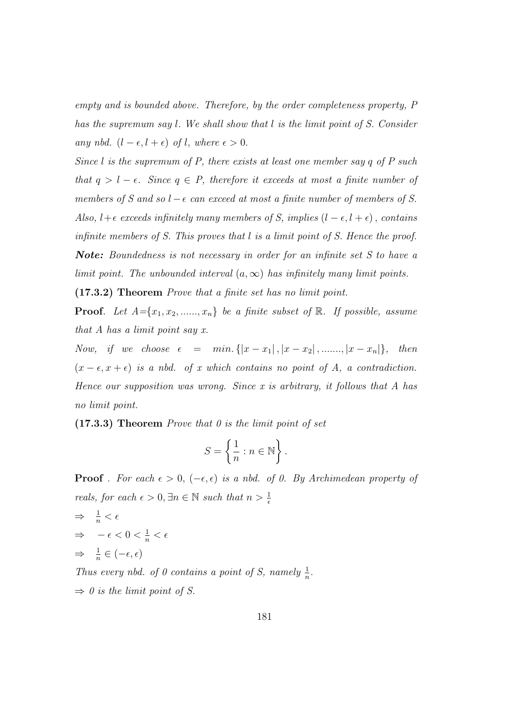*empty and is bounded above. Therefore, by the order completeness property, $P$ has the supremum say $l$. We shall show that $l$ is the limit point of $S$. Consider any nbd. $(l - \epsilon, l + \epsilon)$ of $l$, where $\epsilon > 0$.*

*Since $l$ is the supremum of $P$, there exists at least one member say $q$ of $P$ such that $q > l - \epsilon$. Since $q \in P$, therefore it exceeds at most a finite number of members of $S$ and so $l - \epsilon$ can exceed at most a finite number of members of $S$. Also, $l + \epsilon$ exceeds infinitely many members of $S$, implies $(l - \epsilon, l + \epsilon)$, contains infinite members of $S$. This proves that $l$ is a limit point of $S$. Hence the proof.*

***Note:*** *Boundedness is not necessary in order for an infinite set $S$ to have a limit point. The unbounded interval $(a, \infty)$ has infinitely many limit points.*

**(17.3.2) Theorem** *Prove that a finite set has no limit point.*

**Proof**. *Let $A$=$\{x_1, x_2, ......, x_n\}$ be a finite subset of $\mathbb{R}$. If possible, assume that $A$ has a limit point say $x$.*

*Now, if we choose $\epsilon = min. \{|x - x_1|, |x - x_2|, ......., |x - x_n|\}$, then $(x - \epsilon, x + \epsilon)$ is a nbd. of $x$ which contains no point of $A$, a contradiction. Hence our supposition was wrong. Since $x$ is arbitrary, it follows that $A$ has no limit point.*

**(17.3.3) Theorem** *Prove that 0 is the limit point of set*

$$S = \left\{ \frac{1}{n} : n \in \mathbb{N} \right\}.$$

**Proof** . *For each $\epsilon > 0$, $(-\epsilon, \epsilon)$ is a nbd. of 0. By Archimedean property of reals, for each $\epsilon > 0, \exists n \in \mathbb{N}$ such that $n > \frac{1}{\epsilon}$*

$\Rightarrow \ \frac{1}{n} < \epsilon$

$\Rightarrow \ -\epsilon < 0 < \frac{1}{n} < \epsilon$

$\Rightarrow \ \frac{1}{n} \in (-\epsilon, \epsilon)$

*Thus every nbd. of 0 contains a point of $S$, namely $\frac{1}{n}$.*

$\Rightarrow$ *0 is the limit point of $S$.*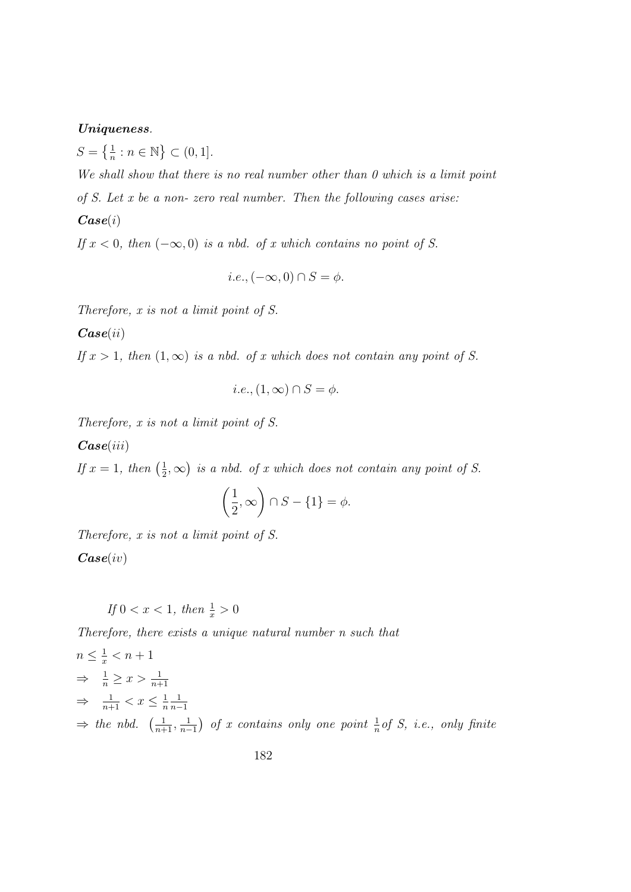***Uniqueness***.

$S = \left\{\frac{1}{n} : n \in \mathbb{N}\right\} \subset (0, 1]$.

*We shall show that there is no real number other than 0 which is a limit point of S. Let x be a non- zero real number. Then the following cases arise:*

***Case***$(i)$

*If $x < 0$, then $(-\infty, 0)$ is a nbd. of x which contains no point of S.*

$$i.e., (-\infty, 0) \cap S = \phi.$$

*Therefore, x is not a limit point of S.*

***Case***$(ii)$

*If $x > 1$, then $(1, \infty)$ is a nbd. of x which does not contain any point of S.*

$$i.e., (1, \infty) \cap S = \phi.$$

*Therefore, x is not a limit point of S.*

***Case***$(iii)$

*If $x = 1$, then $\left(\frac{1}{2}, \infty\right)$ is a nbd. of x which does not contain any point of S.*

$$\left(\frac{1}{2}, \infty\right) \cap S - \{1\} = \phi.$$

*Therefore, x is not a limit point of S.*

***Case***$(iv)$

*If $0 < x < 1$, then $\frac{1}{x} > 0$*

*Therefore, there exists a unique natural number n such that*

$n \leq \frac{1}{x} < n + 1$

$\Rightarrow \quad \frac{1}{n} \geq x > \frac{1}{n+1}$

$\Rightarrow \quad \frac{1}{n+1} < x \leq \frac{1}{n} \frac{1}{n-1}$

$\Rightarrow$ *the nbd.* $\left(\frac{1}{n+1}, \frac{1}{n-1}\right)$ *of x contains only one point* $\frac{1}{n}$ *of S, i.e., only finite*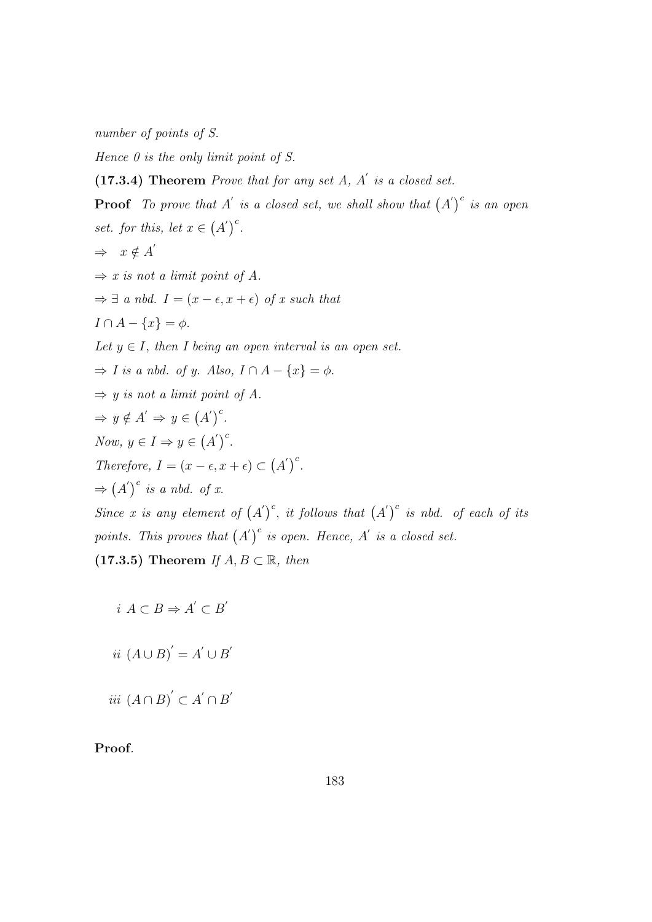*number of points of S.*

*Hence 0 is the only limit point of S.*

**(17.3.4) Theorem** *Prove that for any set A, $A'$ is a closed set.*

**Proof** *To prove that $A'$ is a closed set, we shall show that $\left(A'\right)^c$ is an open set. for this, let $x \in \left(A'\right)^c$.*

$\Rightarrow \quad x \notin A'$

$\Rightarrow$ *x is not a limit point of A.*

$\Rightarrow \exists$ *a nbd.* $I = (x - \epsilon, x + \epsilon)$ *of x such that*

$I \cap A - \{x\} = \phi$.

*Let $y \in I$, then I being an open interval is an open set.*

$\Rightarrow$ *I is a nbd. of y. Also,* $I \cap A - \{x\} = \phi$.

$\Rightarrow$ *y is not a limit point of A.*

$\Rightarrow y \notin A' \Rightarrow y \in \left(A'\right)^c$.

*Now,* $y \in I \Rightarrow y \in \left(A'\right)^c$.

*Therefore,* $I = (x - \epsilon, x + \epsilon) \subset \left(A'\right)^c$.

$\Rightarrow \left(A'\right)^c$ *is a nbd. of x.*

*Since x is any element of $\left(A'\right)^c$, it follows that $\left(A'\right)^c$ is nbd. of each of its points. This proves that $\left(A'\right)^c$ is open. Hence, $A'$ is a closed set.*

**(17.3.5) Theorem** *If $A, B \subset \mathbb{R}$, then*

*i* $A \subset B \Rightarrow A' \subset B'$

*ii* $(A \cup B)' = A' \cup B'$

*iii* $(A \cap B)' \subset A' \cap B'$

**Proof**.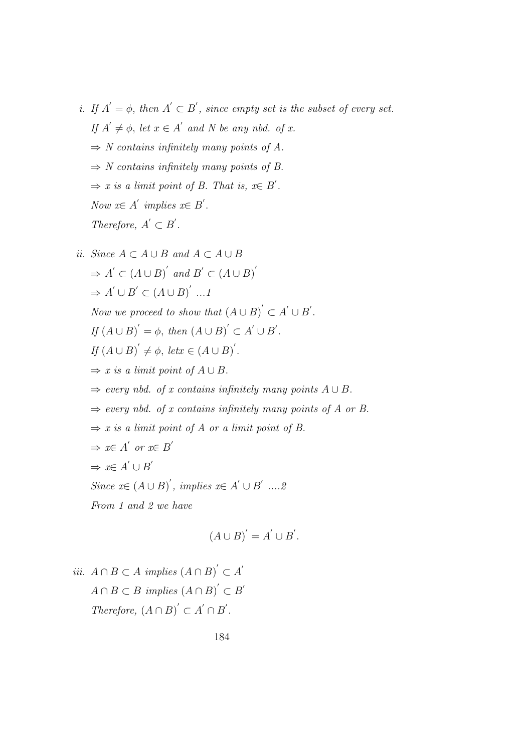*i.* *If* $A^{'} = \phi$, *then* $A^{'} \subset B^{'}$, *since empty set is the subset of every set.*

*If* $A^{'} \neq \phi$, *let* $x \in A^{'}$ *and* $N$ *be any nbd. of* $x$.

$\Rightarrow$ *N contains infinitely many points of A.*

$\Rightarrow$ *N contains infinitely many points of B.*

$\Rightarrow$ *x is a limit point of B. That is,* $x \in B^{'}$.

*Now* $x \in A^{'}$ *implies* $x \in B^{'}$.

*Therefore,* $A^{'} \subset B^{'}$.

*ii.* *Since* $A \subset A \cup B$ *and* $A \subset A \cup B$

$\Rightarrow A^{'} \subset (A \cup B)^{'}$ *and* $B^{'} \subset (A \cup B)^{'}$

$\Rightarrow A^{'} \cup B^{'} \subset (A \cup B)^{'}$ *...1*

*Now we proceed to show that* $(A \cup B)^{'} \subset A^{'} \cup B^{'}$.

*If* $(A \cup B)^{'} = \phi$, *then* $(A \cup B)^{'} \subset A^{'} \cup B^{'}$.

*If* $(A \cup B)^{'} \neq \phi$, *letx* $\in (A \cup B)^{'}$.

$\Rightarrow$ *x is a limit point of* $A \cup B$.

$\Rightarrow$ *every nbd. of x contains infinitely many points* $A \cup B$.

$\Rightarrow$ *every nbd. of x contains infinitely many points of A or B.*

$\Rightarrow$ *x is a limit point of A or a limit point of B.*

$\Rightarrow x \in A^{'}$ *or* $x \in B^{'}$

$\Rightarrow x \in A^{'} \cup B^{'}$

*Since* $x \in (A \cup B)^{'}$, *implies* $x \in A^{'} \cup B^{'}$ *....2*

*From 1 and 2 we have*

$$(A \cup B)^{'} = A^{'} \cup B^{'}.$$

*iii.* $A \cap B \subset A$ *implies* $(A \cap B)^{'} \subset A^{'}$

$A \cap B \subset B$ *implies* $(A \cap B)^{'} \subset B^{'}$

*Therefore,* $(A \cap B)^{'} \subset A^{'} \cap B^{'}$.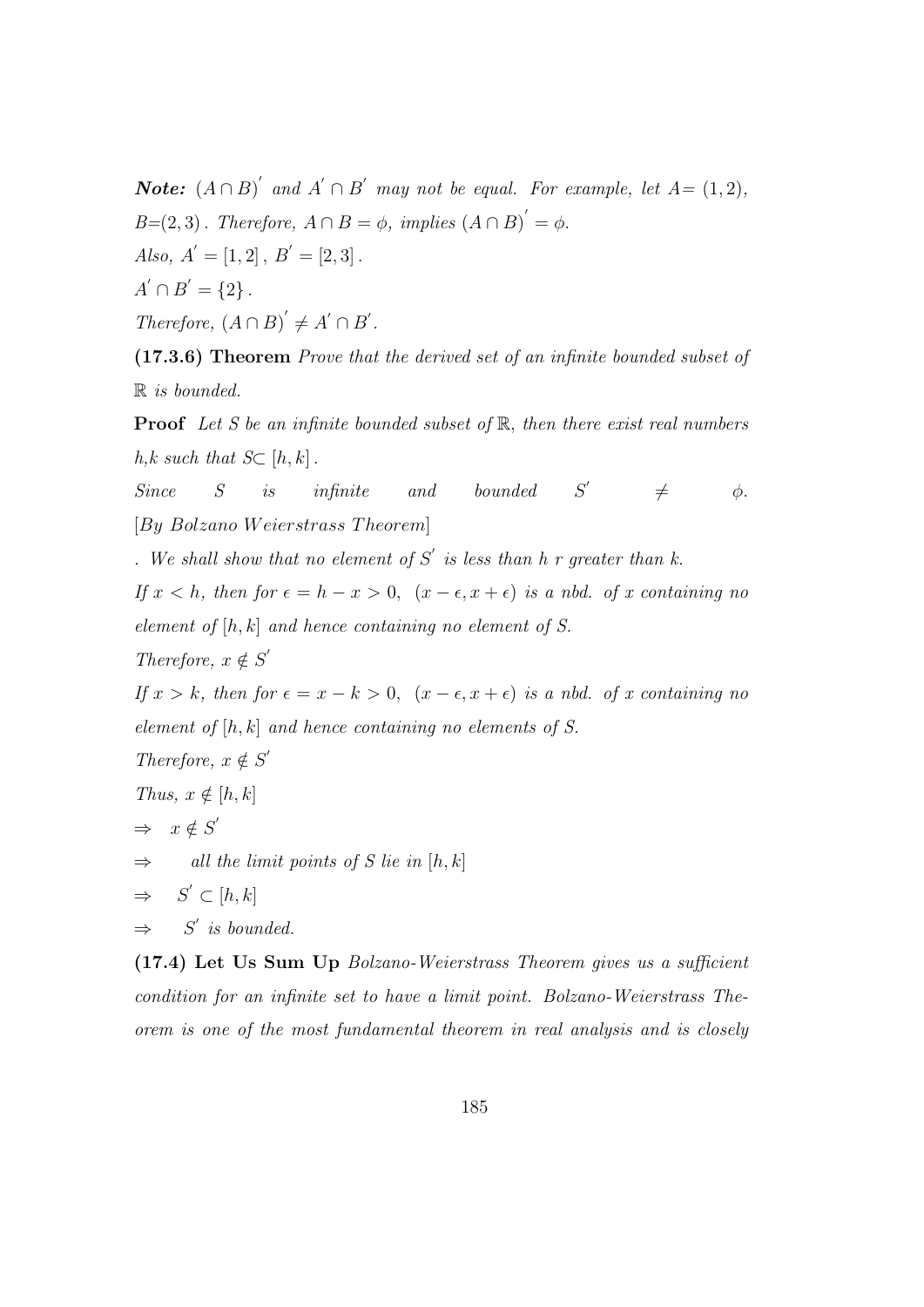***Note:*** $(A \cap B)'$ and $A' \cap B'$ *may not be equal. For example, let* $A = (1,2)$, $B = (2,3)$. *Therefore,* $A \cap B = \phi$, *implies* $(A \cap B)' = \phi$.

*Also,* $A' = [1,2]$, $B' = [2,3]$.

$A' \cap B' = \{2\}$.

*Therefore,* $(A \cap B)' \neq A' \cap B'$.

**(17.3.6) Theorem** *Prove that the derived set of an infinite bounded subset of* $\mathbb{R}$ *is bounded.*

**Proof** *Let* $S$ *be an infinite bounded subset of* $\mathbb{R}$, *then there exist real numbers* $h, k$ *such that* $S \subset [h,k]$.

*Since* $S$ *is infinite and bounded* $S' \neq \phi$. [*By Bolzano Weierstrass Theorem*]

. *We shall show that no element of* $S'$ *is less than* $h$ *r greater than* $k$.

*If* $x < h$, *then for* $\epsilon = h - x > 0$, $(x - \epsilon, x + \epsilon)$ *is a nbd. of* $x$ *containing no element of* $[h,k]$ *and hence containing no element of* $S$.

*Therefore,* $x \notin S'$

*If* $x > k$, *then for* $\epsilon = x - k > 0$, $(x - \epsilon, x + \epsilon)$ *is a nbd. of* $x$ *containing no element of* $[h,k]$ *and hence containing no elements of* $S$.

*Therefore,* $x \notin S'$

*Thus,* $x \notin [h,k]$

$\Rightarrow \quad x \notin S'$

$\Rightarrow$ *all the limit points of* $S$ *lie in* $[h,k]$

$\Rightarrow \quad S' \subset [h,k]$

$\Rightarrow \quad S'$ *is bounded.*

**(17.4) Let Us Sum Up** *Bolzano-Weierstrass Theorem gives us a sufficient condition for an infinite set to have a limit point. Bolzano-Weierstrass Theorem is one of the most fundamental theorem in real analysis and is closely*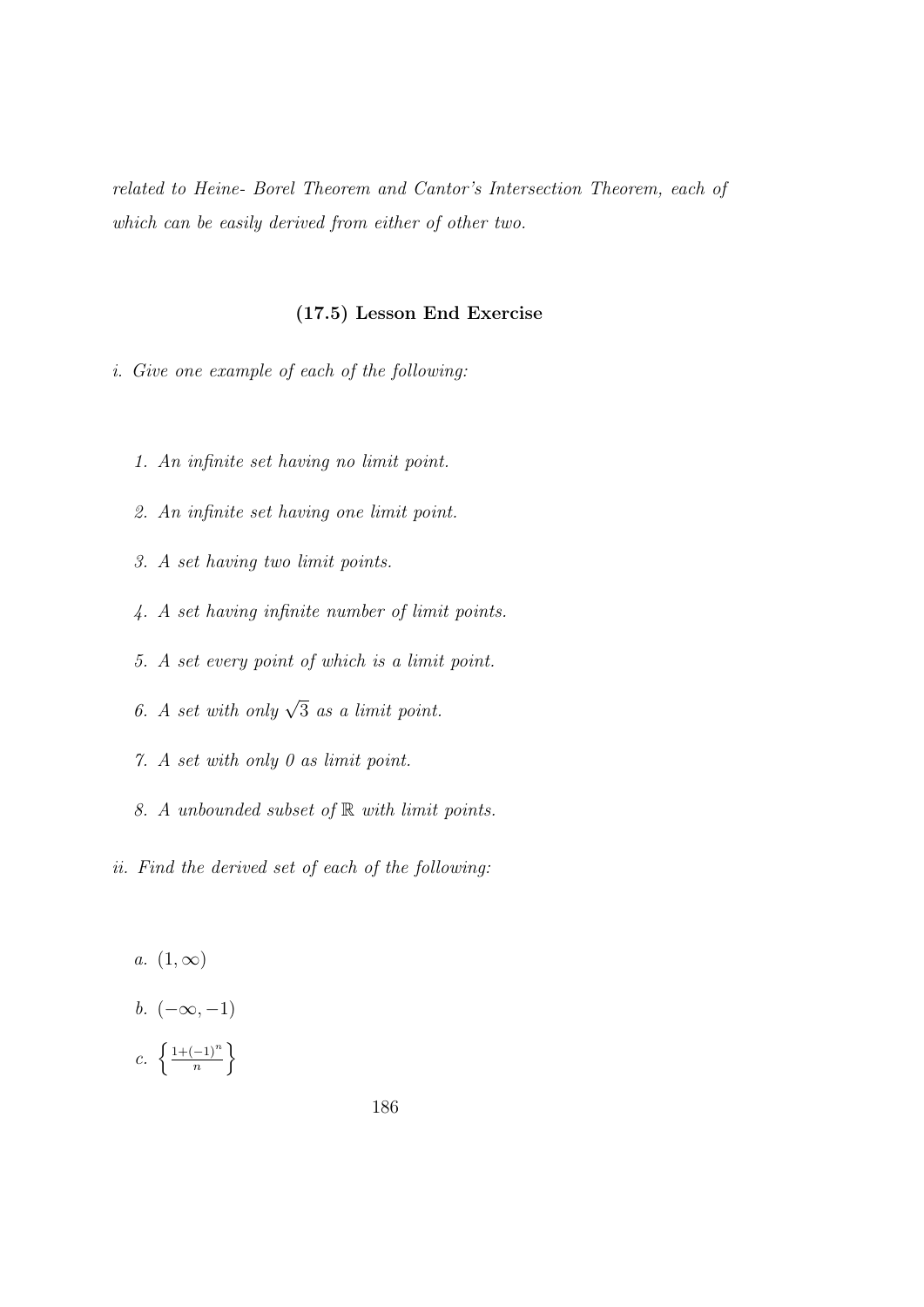*related to Heine- Borel Theorem and Cantor's Intersection Theorem, each of which can be easily derived from either of other two.*

### (17.5) Lesson End Exercise

*i. Give one example of each of the following:*

1. *An infinite set having no limit point.*
2. *An infinite set having one limit point.*
3. *A set having two limit points.*
4. *A set having infinite number of limit points.*
5. *A set every point of which is a limit point.*
6. *A set with only $\sqrt{3}$ as a limit point.*
7. *A set with only 0 as limit point.*
8. *A unbounded subset of $\mathbb{R}$ with limit points.*

*ii. Find the derived set of each of the following:*

- *a.* $(1, \infty)$
- *b.* $(-\infty, -1)$
- *c.* $\left\{ \frac{1+(-1)^n}{n} \right\}$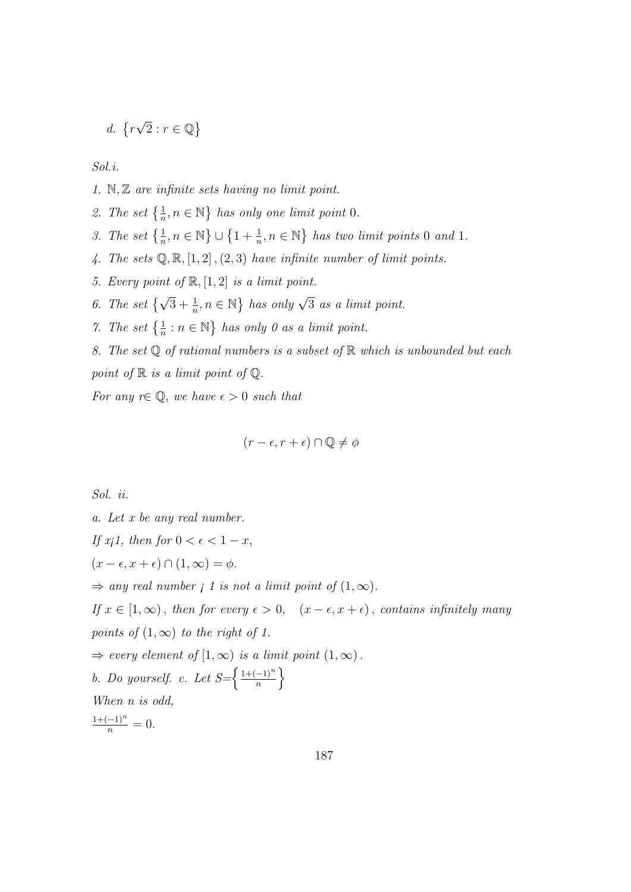*d.* $\left\{r\sqrt{2} : r \in \mathbb{Q}\right\}$

*Sol.i.*

*1.* $\mathbb{N}, \mathbb{Z}$ *are infinite sets having no limit point.*

*2. The set* $\left\{\frac{1}{n}, n \in \mathbb{N}\right\}$ *has only one limit point* $0$*.*

*3. The set* $\left\{\frac{1}{n}, n \in \mathbb{N}\right\} \cup \left\{1 + \frac{1}{n}, n \in \mathbb{N}\right\}$ *has two limit points* $0$ *and* $1$*.*

*4. The sets* $\mathbb{Q}, \mathbb{R}, [1, 2], (2, 3)$ *have infinite number of limit points.*

*5. Every point of* $\mathbb{R}, [1, 2]$ *is a limit point.*

*6. The set* $\left\{\sqrt{3} + \frac{1}{n}, n \in \mathbb{N}\right\}$ *has only* $\sqrt{3}$ *as a limit point.*

*7. The set* $\left\{\frac{1}{n} : n \in \mathbb{N}\right\}$ *has only 0 as a limit point.*

*8. The set* $\mathbb{Q}$ *of rational numbers is a subset of* $\mathbb{R}$ *which is unbounded but each point of* $\mathbb{R}$ *is a limit point of* $\mathbb{Q}$*.*

*For any* $r \in \mathbb{Q}$*, we have* $\epsilon > 0$ *such that*

$$(r - \epsilon, r + \epsilon) \cap \mathbb{Q} \neq \phi$$

*Sol. ii.*

*a. Let x be any real number.*

*If x¡1, then for* $0 < \epsilon < 1 - x$*,*

$(x - \epsilon, x + \epsilon) \cap (1, \infty) = \phi.$

$\Rightarrow$ *any real number ¡ 1 is not a limit point of* $(1, \infty)$*.*

*If* $x \in [1, \infty)$*, then for every* $\epsilon > 0$*,* $\quad (x - \epsilon, x + \epsilon)$*, contains infinitely many points of* $(1, \infty)$ *to the right of 1.*

$\Rightarrow$ *every element of* $[1, \infty)$ *is a limit point* $(1, \infty)$*.*

*b. Do yourself. c. Let* $S = \left\{\frac{1 + (-1)^n}{n}\right\}$

*When n is odd,*

$\frac{1+(-1)^n}{n} = 0.$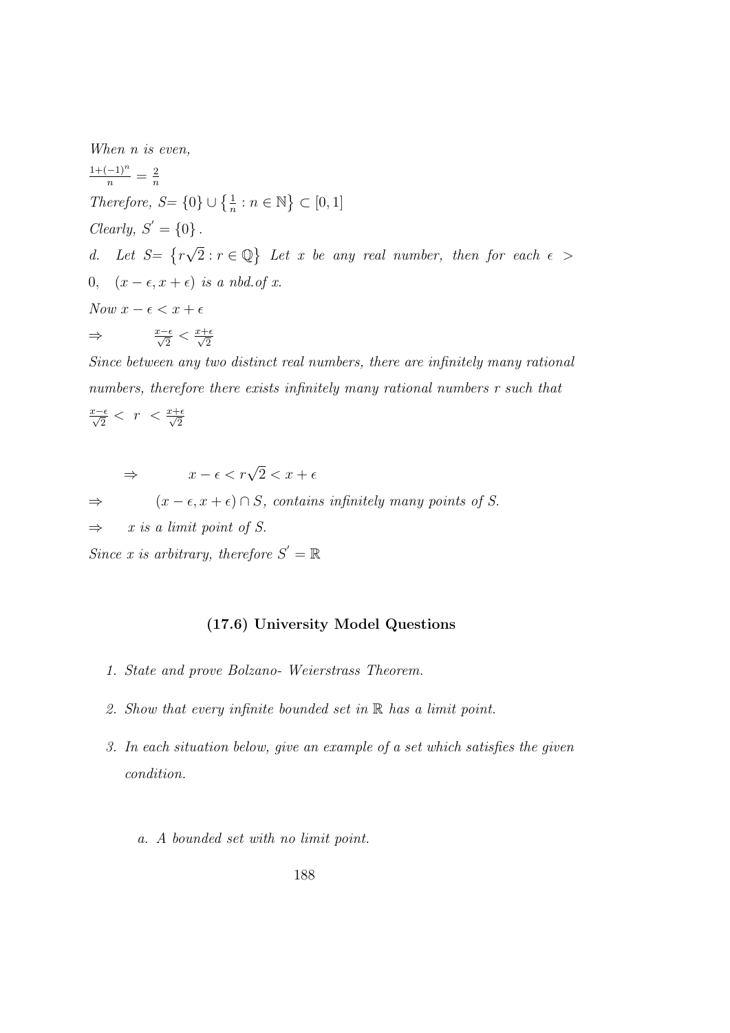*When n is even,*

$\frac{1+(-1)^n}{n} = \frac{2}{n}$

*Therefore,* $S = \{0\} \cup \left\{\frac{1}{n} : n \in \mathbb{N}\right\} \subset [0,1]$

*Clearly,* $S' = \{0\}$.

*d. Let* $S = \left\{r\sqrt{2} : r \in \mathbb{Q}\right\}$ *Let x be any real number, then for each* $\epsilon > 0$, $(x-\epsilon, x+\epsilon)$ *is a nbd.of x.*

*Now* $x - \epsilon < x + \epsilon$

$\Rightarrow \quad \frac{x-\epsilon}{\sqrt{2}} < \frac{x+\epsilon}{\sqrt{2}}$

*Since between any two distinct real numbers, there are infinitely many rational numbers, therefore there exists infinitely many rational numbers r such that* $\frac{x-\epsilon}{\sqrt{2}} < r < \frac{x+\epsilon}{\sqrt{2}}$

$$\Rightarrow \quad x - \epsilon < r\sqrt{2} < x + \epsilon$$

$\Rightarrow \quad (x-\epsilon, x+\epsilon) \cap S$, *contains infinitely many points of S.*

$\Rightarrow \quad$ *x is a limit point of S.*

*Since x is arbitrary, therefore* $S' = \mathbb{R}$

### (17.6) University Model Questions

1. *State and prove Bolzano- Weierstrass Theorem.*
2. *Show that every infinite bounded set in* $\mathbb{R}$ *has a limit point.*
3. *In each situation below, give an example of a set which satisfies the given condition.*

   a. *A bounded set with no limit point.*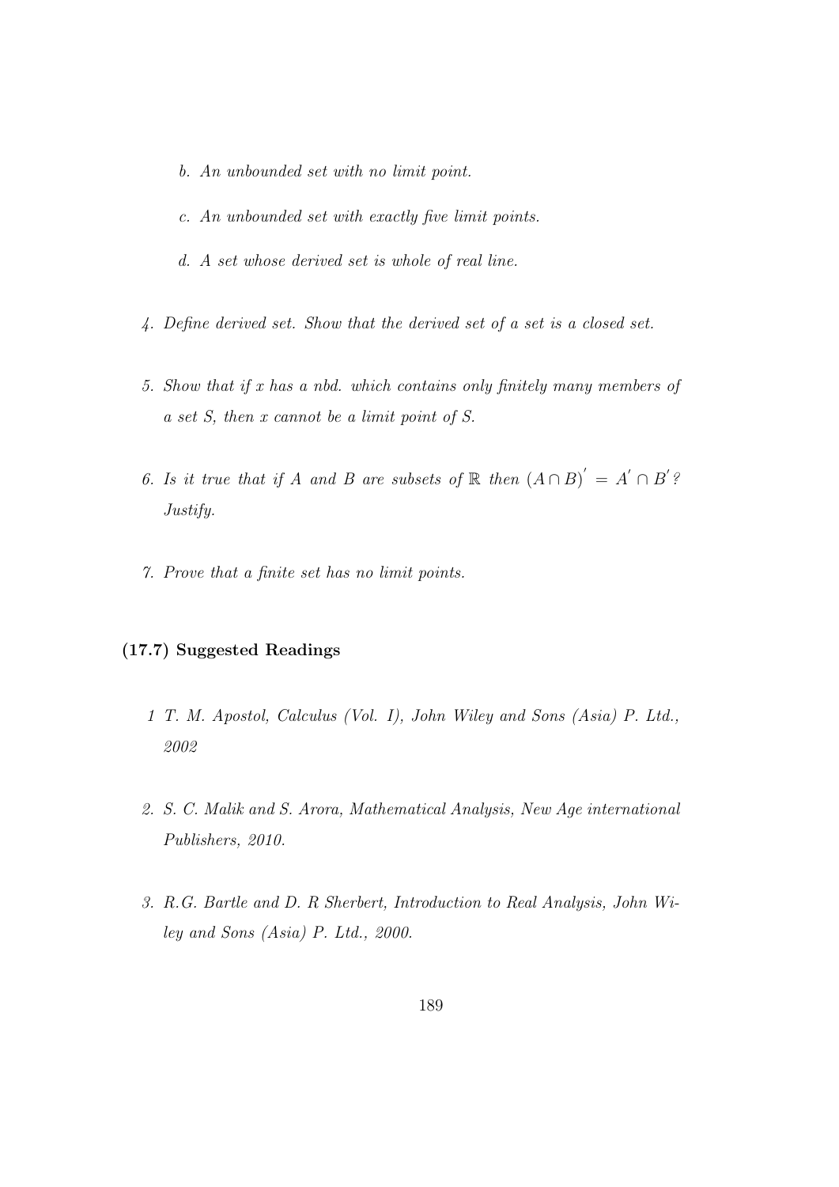b. *An unbounded set with no limit point.*

   c. *An unbounded set with exactly five limit points.*

   d. *A set whose derived set is whole of real line.*

4. *Define derived set. Show that the derived set of a set is a closed set.*

5. *Show that if x has a nbd. which contains only finitely many members of a set S, then x cannot be a limit point of S.*

6. *Is it true that if A and B are subsets of* $\mathbb{R}$ *then* $(A \cap B)^{'} = A^{'} \cap B^{'}$*? Justify.*

7. *Prove that a finite set has no limit points.*

### (17.7) Suggested Readings

1 *T. M. Apostol, Calculus (Vol. I), John Wiley and Sons (Asia) P. Ltd., 2002*

2. *S. C. Malik and S. Arora, Mathematical Analysis, New Age international Publishers, 2010.*

3. *R.G. Bartle and D. R Sherbert, Introduction to Real Analysis, John Wiley and Sons (Asia) P. Ltd., 2000.*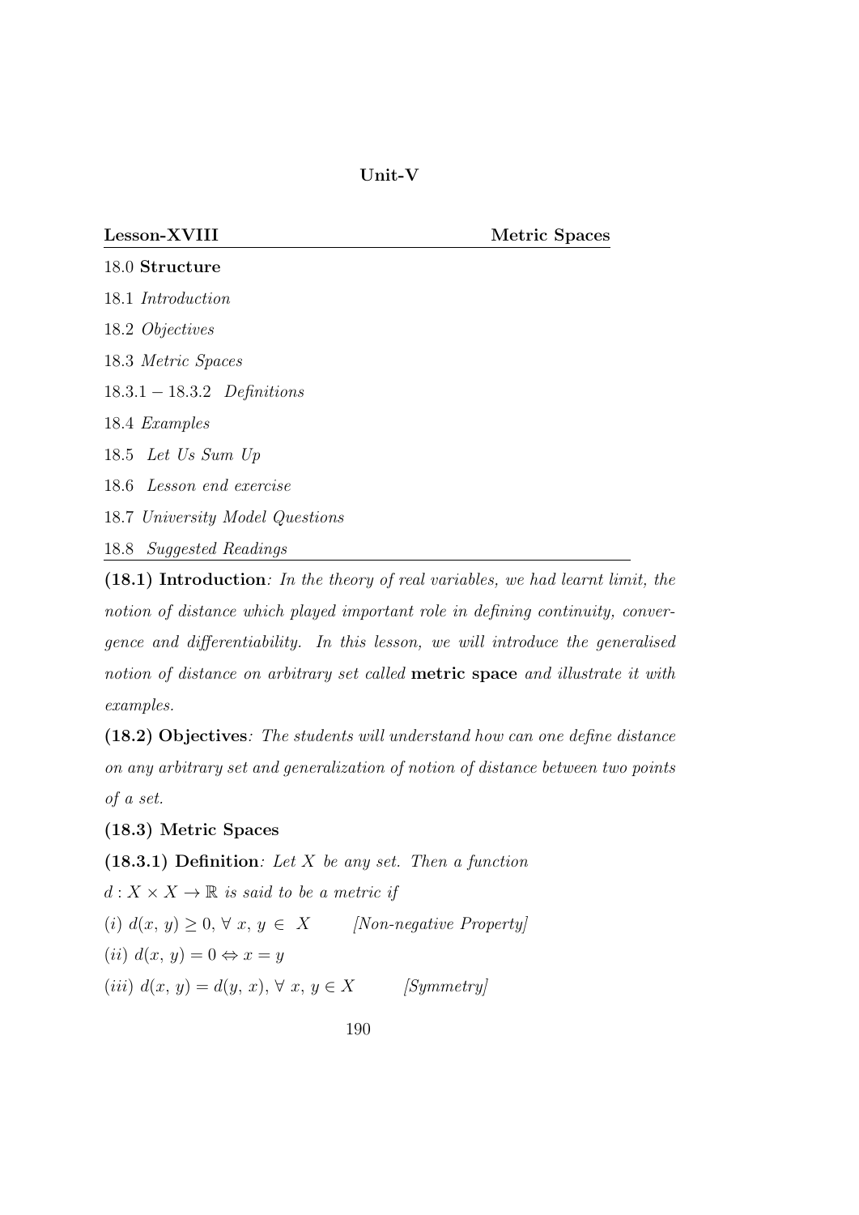**Unit-V**

**Lesson-XVIII** **Metric Spaces**

18.0 **Structure**

18.1 *Introduction*

18.2 *Objectives*

18.3 *Metric Spaces*

18.3.1 − 18.3.2 *Definitions*

18.4 *Examples*

18.5 *Let Us Sum Up*

18.6 *Lesson end exercise*

18.7 *University Model Questions*

18.8 *Suggested Readings*

---

**(18.1) Introduction**: *In the theory of real variables, we had learnt limit, the notion of distance which played important role in defining continuity, convergence and differentiability. In this lesson, we will introduce the generalised notion of distance on arbitrary set called* **metric space** *and illustrate it with examples.*

**(18.2) Objectives**: *The students will understand how can one define distance on any arbitrary set and generalization of notion of distance between two points of a set.*

**(18.3) Metric Spaces**

**(18.3.1) Definition**: *Let $X$ be any set. Then a function*

$d : X \times X \to \mathbb{R}$ *is said to be a metric if*

$(i)$ $d(x, y) \geq 0, \forall\ x, y \in X$ *[Non-negative Property]*

$(ii)$ $d(x, y) = 0 \Leftrightarrow x = y$

$(iii)$ $d(x, y) = d(y, x), \forall\ x, y \in X$ *[Symmetry]*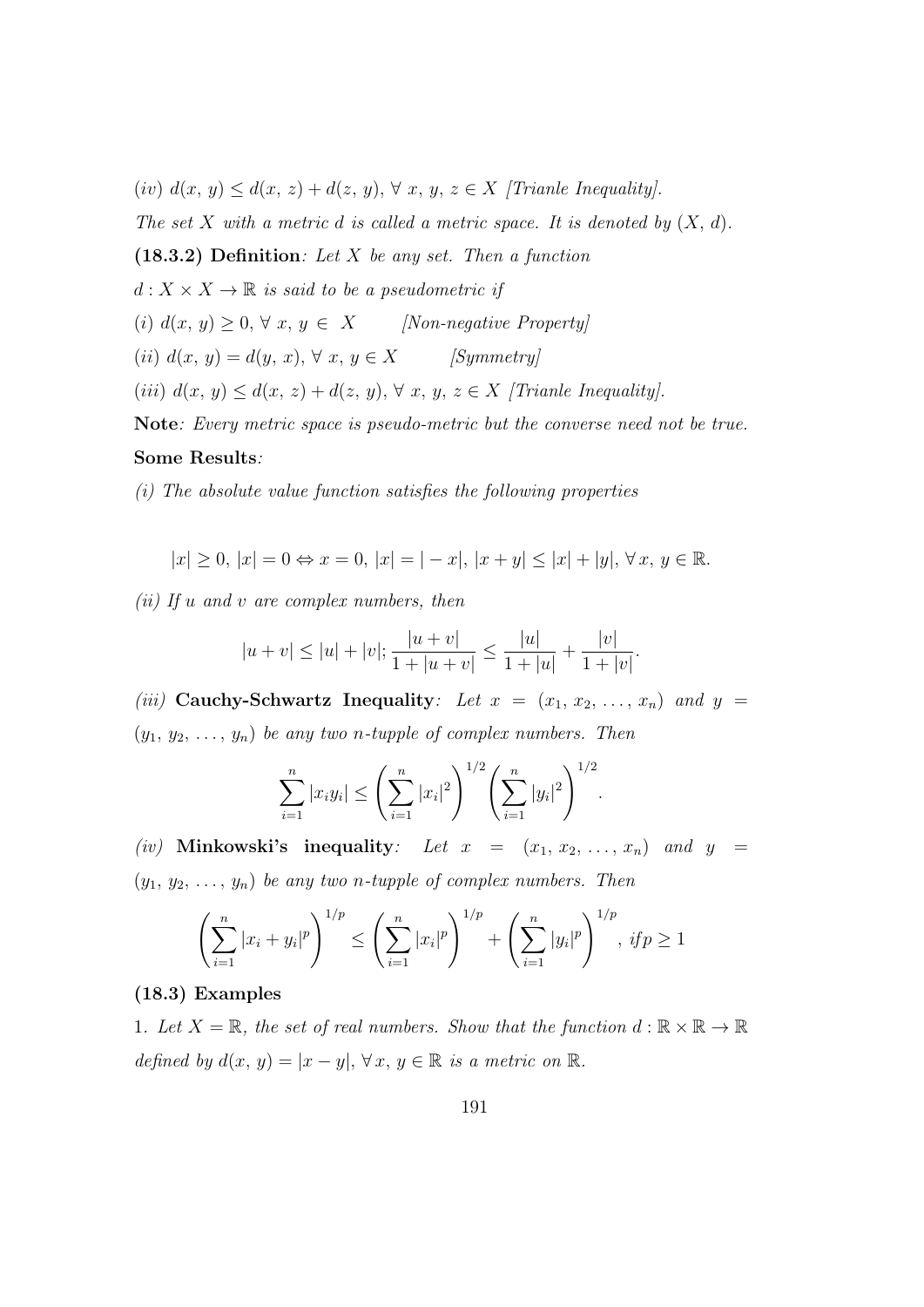*(iv)* $d(x, y) \leq d(x, z) + d(z, y), \forall\, x, y, z \in X$ *[Trianle Inequality].*

*The set $X$ with a metric $d$ is called a metric space. It is denoted by $(X, d)$.*

**(18.3.2) Definition**: *Let $X$ be any set. Then a function*

*$d : X \times X \to \mathbb{R}$ is said to be a pseudometric if*

*(i)* $d(x, y) \geq 0, \forall\, x, y \in X$ *[Non-negative Property]*

*(ii)* $d(x, y) = d(y, x), \forall\, x, y \in X$ *[Symmetry]*

*(iii)* $d(x, y) \leq d(x, z) + d(z, y), \forall\, x, y, z \in X$ *[Trianle Inequality].*

**Note**: *Every metric space is pseudo-metric but the converse need not be true.*

**Some Results**:

*(i) The absolute value function satisfies the following properties*

$$|x| \geq 0,\ |x| = 0 \Leftrightarrow x = 0,\ |x| = |-x|,\ |x + y| \leq |x| + |y|,\ \forall\, x, y \in \mathbb{R}.$$

*(ii) If $u$ and $v$ are complex numbers, then*

$$|u + v| \leq |u| + |v|; \frac{|u + v|}{1 + |u + v|} \leq \frac{|u|}{1 + |u|} + \frac{|v|}{1 + |v|}.$$

*(iii)* **Cauchy-Schwartz Inequality**: *Let $x = (x_1, x_2, \ldots, x_n)$ and $y = (y_1, y_2, \ldots, y_n)$ be any two n-tupple of complex numbers. Then*

$$\sum_{i=1}^{n} |x_i y_i| \leq \left( \sum_{i=1}^{n} |x_i|^2 \right)^{1/2} \left( \sum_{i=1}^{n} |y_i|^2 \right)^{1/2}.$$

*(iv)* **Minkowski's inequality**: *Let $x = (x_1, x_2, \ldots, x_n)$ and $y = (y_1, y_2, \ldots, y_n)$ be any two n-tupple of complex numbers. Then*

$$\left( \sum_{i=1}^{n} |x_i + y_i|^p \right)^{1/p} \leq \left( \sum_{i=1}^{n} |x_i|^p \right)^{1/p} + \left( \sum_{i=1}^{n} |y_i|^p \right)^{1/p}, \ if p \geq 1$$

**(18.3) Examples**

1. *Let $X = \mathbb{R}$, the set of real numbers. Show that the function $d : \mathbb{R} \times \mathbb{R} \to \mathbb{R}$ defined by $d(x, y) = |x - y|, \forall\, x, y \in \mathbb{R}$ is a metric on $\mathbb{R}$.*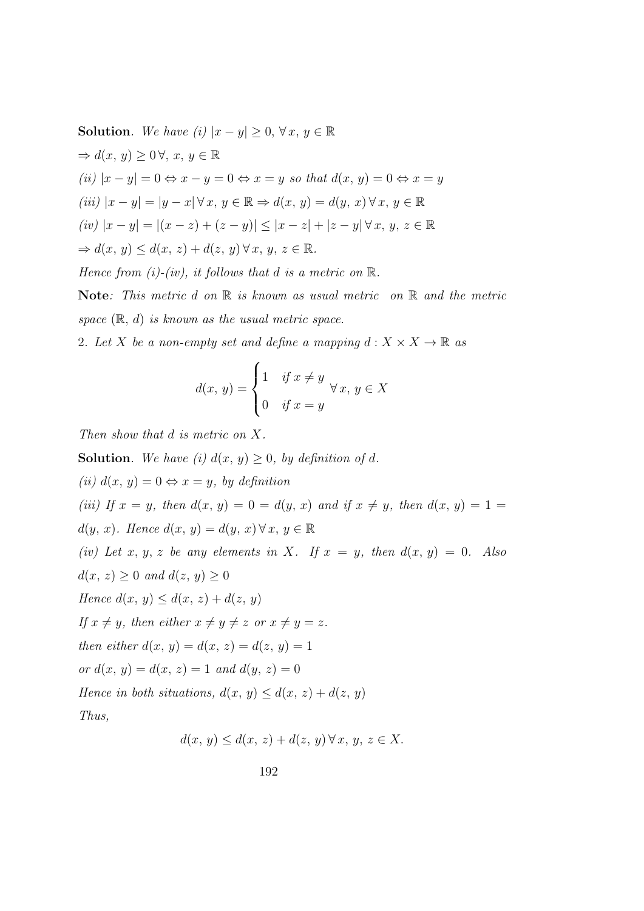**Solution**. *We have (i)* $|x - y| \geq 0, \forall\, x,\, y \in \mathbb{R}$

$\Rightarrow d(x,\, y) \geq 0\, \forall,\, x,\, y \in \mathbb{R}$

*(ii)* $|x - y| = 0 \Leftrightarrow x - y = 0 \Leftrightarrow x = y$ *so that* $d(x,\, y) = 0 \Leftrightarrow x = y$

*(iii)* $|x - y| = |y - x|\, \forall\, x,\, y \in \mathbb{R} \Rightarrow d(x,\, y) = d(y,\, x)\, \forall\, x,\, y \in \mathbb{R}$

*(iv)* $|x - y| = |(x - z) + (z - y)| \leq |x - z| + |z - y|\, \forall\, x,\, y,\, z \in \mathbb{R}$

$\Rightarrow d(x,\, y) \leq d(x,\, z) + d(z,\, y)\, \forall\, x,\, y,\, z \in \mathbb{R}.$

*Hence from (i)-(iv), it follows that* $d$ *is a metric on* $\mathbb{R}$*.*

**Note**: *This metric* $d$ *on* $\mathbb{R}$ *is known as usual metric on* $\mathbb{R}$ *and the metric space* $(\mathbb{R},\, d)$ *is known as the usual metric space.*

2. *Let* $X$ *be a non-empty set and define a mapping* $d : X \times X \to \mathbb{R}$ *as*

$$d(x,\, y) = \begin{cases} 1 & \text{if } x \neq y \\ 0 & \text{if } x = y \end{cases} \;\forall\, x,\, y \in X$$

*Then show that* $d$ *is metric on* $X$*.*

**Solution**. *We have (i)* $d(x,\, y) \geq 0$*, by definition of* $d$*.*

*(ii)* $d(x,\, y) = 0 \Leftrightarrow x = y$*, by definition*

*(iii) If* $x = y$*, then* $d(x,\, y) = 0 = d(y,\, x)$ *and if* $x \neq y$*, then* $d(x,\, y) = 1 = d(y,\, x)$*. Hence* $d(x,\, y) = d(y,\, x)\, \forall\, x,\, y \in \mathbb{R}$

*(iv) Let* $x,\, y,\, z$ *be any elements in* $X$*. If* $x = y$*, then* $d(x,\, y) = 0$*. Also* $d(x,\, z) \geq 0$ *and* $d(z,\, y) \geq 0$

*Hence* $d(x,\, y) \leq d(x,\, z) + d(z,\, y)$

*If* $x \neq y$*, then either* $x \neq y \neq z$ *or* $x \neq y = z$*.*

*then either* $d(x,\, y) = d(x,\, z) = d(z,\, y) = 1$

*or* $d(x,\, y) = d(x,\, z) = 1$ *and* $d(y,\, z) = 0$

*Hence in both situations,* $d(x,\, y) \leq d(x,\, z) + d(z,\, y)$

*Thus,*

$$d(x,\, y) \leq d(x,\, z) + d(z,\, y)\, \forall\, x,\, y,\, z \in X.$$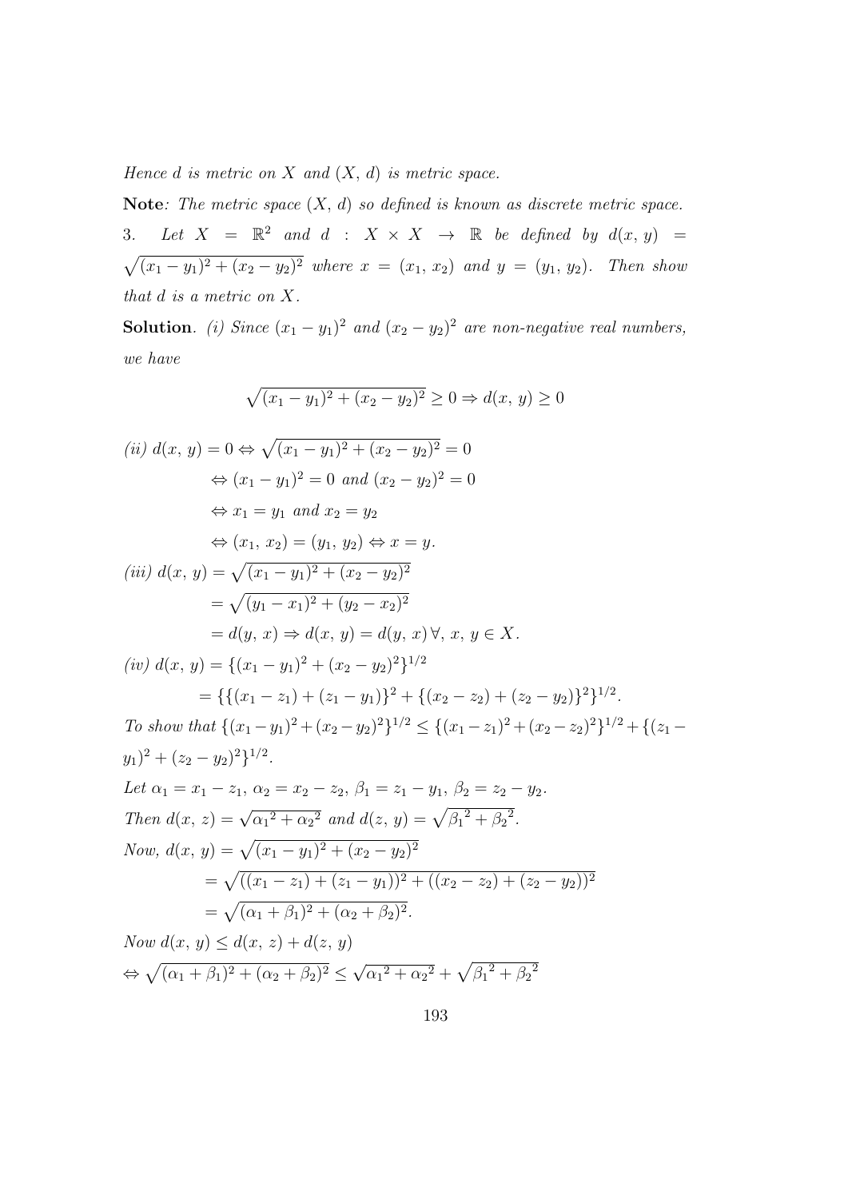*Hence $d$ is metric on $X$ and $(X, d)$ is metric space.*

**Note**: *The metric space $(X, d)$ so defined is known as discrete metric space.*

3. *Let $X = \mathbb{R}^2$ and $d : X \times X \to \mathbb{R}$ be defined by $d(x, y) = \sqrt{(x_1 - y_1)^2 + (x_2 - y_2)^2}$ where $x = (x_1, x_2)$ and $y = (y_1, y_2)$. Then show that $d$ is a metric on $X$.*

**Solution**. *(i) Since $(x_1 - y_1)^2$ and $(x_2 - y_2)^2$ are non-negative real numbers, we have*

$$\sqrt{(x_1 - y_1)^2 + (x_2 - y_2)^2} \geq 0 \Rightarrow d(x, y) \geq 0$$

*(ii)* 
$$\begin{aligned}
d(x, y) = 0 &\Leftrightarrow \sqrt{(x_1 - y_1)^2 + (x_2 - y_2)^2} = 0 \\
&\Leftrightarrow (x_1 - y_1)^2 = 0 \text{ and } (x_2 - y_2)^2 = 0 \\
&\Leftrightarrow x_1 = y_1 \text{ and } x_2 = y_2 \\
&\Leftrightarrow (x_1, x_2) = (y_1, y_2) \Leftrightarrow x = y.
\end{aligned}$$

*(iii)* 
$$\begin{aligned}
d(x, y) &= \sqrt{(x_1 - y_1)^2 + (x_2 - y_2)^2} \\
&= \sqrt{(y_1 - x_1)^2 + (y_2 - x_2)^2} \\
&= d(y, x) \Rightarrow d(x, y) = d(y, x) \, \forall, \, x, y \in X.
\end{aligned}$$

*(iv)* 
$$\begin{aligned}
d(x, y) &= \{(x_1 - y_1)^2 + (x_2 - y_2)^2\}^{1/2} \\
&= \{\{(x_1 - z_1) + (z_1 - y_1)\}^2 + \{(x_2 - z_2) + (z_2 - y_2)\}^2\}^{1/2}.
\end{aligned}$$

*To show that* $\{(x_1 - y_1)^2 + (x_2 - y_2)^2\}^{1/2} \leq \{(x_1 - z_1)^2 + (x_2 - z_2)^2\}^{1/2} + \{(z_1 - y_1)^2 + (z_2 - y_2)^2\}^{1/2}$.

*Let* $\alpha_1 = x_1 - z_1$, $\alpha_2 = x_2 - z_2$, $\beta_1 = z_1 - y_1$, $\beta_2 = z_2 - y_2$.

*Then* $d(x, z) = \sqrt{{\alpha_1}^2 + {\alpha_2}^2}$ *and* $d(z, y) = \sqrt{{\beta_1}^2 + {\beta_2}^2}$.

*Now,* 
$$\begin{aligned}
d(x, y) &= \sqrt{(x_1 - y_1)^2 + (x_2 - y_2)^2} \\
&= \sqrt{((x_1 - z_1) + (z_1 - y_1))^2 + ((x_2 - z_2) + (z_2 - y_2))^2} \\
&= \sqrt{(\alpha_1 + \beta_1)^2 + (\alpha_2 + \beta_2)^2}.
\end{aligned}$$

*Now* $d(x, y) \leq d(x, z) + d(z, y)$

$$\Leftrightarrow \sqrt{(\alpha_1 + \beta_1)^2 + (\alpha_2 + \beta_2)^2} \leq \sqrt{{\alpha_1}^2 + {\alpha_2}^2} + \sqrt{{\beta_1}^2 + {\beta_2}^2}$$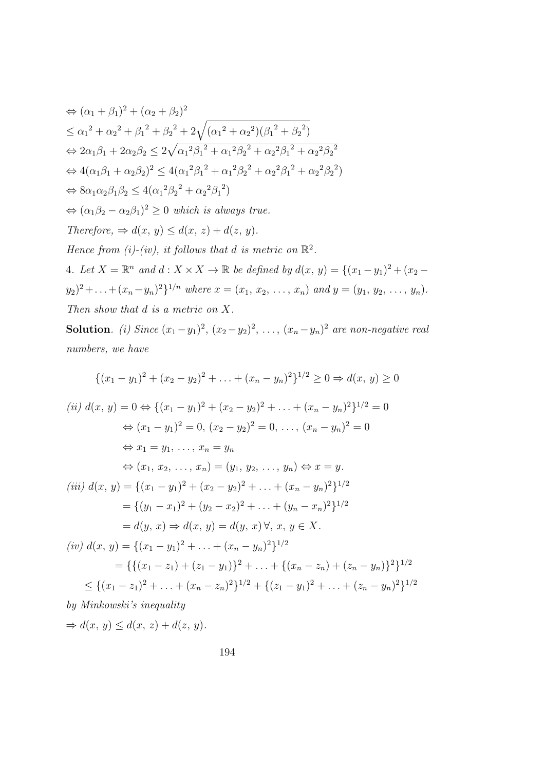$$\Leftrightarrow (\alpha_1 + \beta_1)^2 + (\alpha_2 + \beta_2)^2$$

$$\leq {\alpha_1}^2 + {\alpha_2}^2 + {\beta_1}^2 + {\beta_2}^2 + 2\sqrt{({\alpha_1}^2 + {\alpha_2}^2)({\beta_1}^2 + {\beta_2}^2)}$$

$$\Leftrightarrow 2\alpha_1\beta_1 + 2\alpha_2\beta_2 \leq 2\sqrt{{\alpha_1}^2{\beta_1}^2 + {\alpha_1}^2{\beta_2}^2 + {\alpha_2}^2{\beta_1}^2 + {\alpha_2}^2{\beta_2}^2}$$

$$\Leftrightarrow 4(\alpha_1\beta_1 + \alpha_2\beta_2)^2 \leq 4({\alpha_1}^2{\beta_1}^2 + {\alpha_1}^2{\beta_2}^2 + {\alpha_2}^2{\beta_1}^2 + {\alpha_2}^2{\beta_2}^2)$$

$$\Leftrightarrow 8\alpha_1\alpha_2\beta_1\beta_2 \leq 4({\alpha_1}^2{\beta_2}^2 + {\alpha_2}^2{\beta_1}^2)$$

$\Leftrightarrow (\alpha_1\beta_2 - \alpha_2\beta_1)^2 \geq 0$ *which is always true.*

*Therefore,* $\Rightarrow d(x, y) \leq d(x, z) + d(z, y)$.

*Hence from (i)-(iv), it follows that d is metric on* $\mathbb{R}^2$.

4. *Let* $X = \mathbb{R}^n$ *and* $d : X \times X \to \mathbb{R}$ *be defined by* $d(x, y) = \{(x_1 - y_1)^2 + (x_2 - y_2)^2 + \ldots + (x_n - y_n)^2\}^{1/n}$ *where* $x = (x_1, x_2, \ldots, x_n)$ *and* $y = (y_1, y_2, \ldots, y_n)$. *Then show that d is a metric on X.*

**Solution**. *(i) Since* $(x_1 - y_1)^2, (x_2 - y_2)^2, \ldots, (x_n - y_n)^2$ *are non-negative real numbers, we have*

$$\{(x_1 - y_1)^2 + (x_2 - y_2)^2 + \ldots + (x_n - y_n)^2\}^{1/2} \geq 0 \Rightarrow d(x, y) \geq 0$$

*(ii)* 
$$\begin{aligned}
d(x, y) = 0 &\Leftrightarrow \{(x_1 - y_1)^2 + (x_2 - y_2)^2 + \ldots + (x_n - y_n)^2\}^{1/2} = 0 \\
&\Leftrightarrow (x_1 - y_1)^2 = 0,\ (x_2 - y_2)^2 = 0,\ \ldots,\ (x_n - y_n)^2 = 0 \\
&\Leftrightarrow x_1 = y_1,\ \ldots,\ x_n = y_n \\
&\Leftrightarrow (x_1, x_2, \ldots, x_n) = (y_1, y_2, \ldots, y_n) \Leftrightarrow x = y.
\end{aligned}$$

*(iii)* 
$$\begin{aligned}
d(x, y) &= \{(x_1 - y_1)^2 + (x_2 - y_2)^2 + \ldots + (x_n - y_n)^2\}^{1/2} \\
&= \{(y_1 - x_1)^2 + (y_2 - x_2)^2 + \ldots + (y_n - x_n)^2\}^{1/2} \\
&= d(y, x) \Rightarrow d(x, y) = d(y, x)\, \forall,\ x, y \in X.
\end{aligned}$$

*(iv)* 
$$\begin{aligned}
d(x, y) &= \{(x_1 - y_1)^2 + \ldots + (x_n - y_n)^2\}^{1/2} \\
&= \{\{(x_1 - z_1) + (z_1 - y_1)\}^2 + \ldots + \{(x_n - z_n) + (z_n - y_n)\}^2\}^{1/2} \\
&\leq \{(x_1 - z_1)^2 + \ldots + (x_n - z_n)^2\}^{1/2} + \{(z_1 - y_1)^2 + \ldots + (z_n - y_n)^2\}^{1/2}
\end{aligned}$$

*by Minkowski's inequality*

$\Rightarrow d(x, y) \leq d(x, z) + d(z, y)$.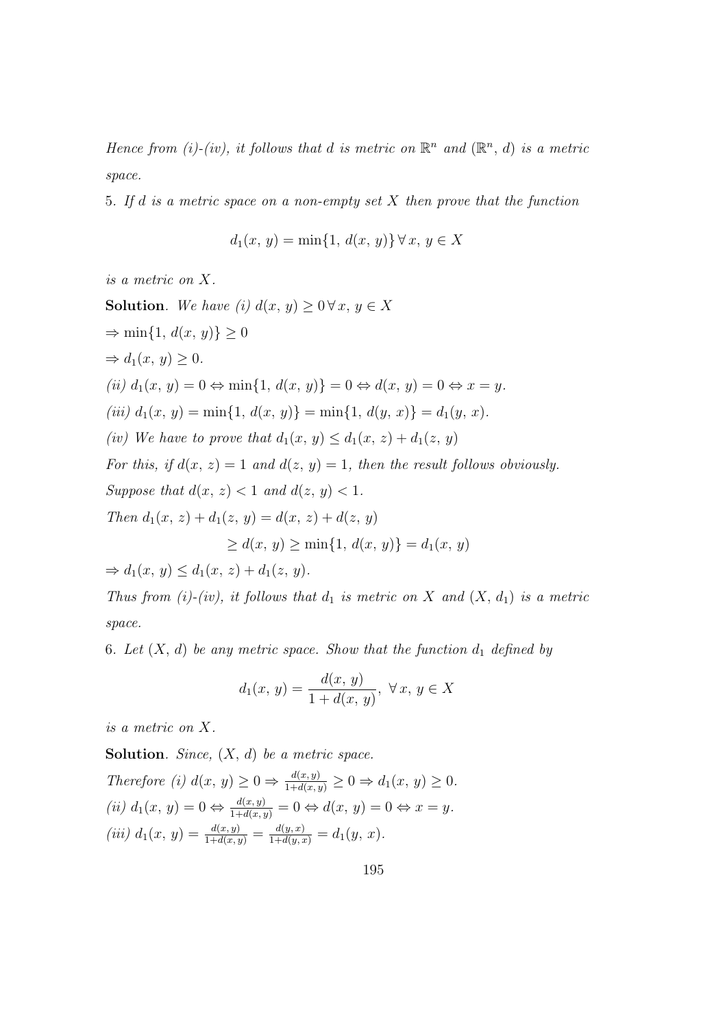*Hence from (i)-(iv), it follows that d is metric on $\mathbb{R}^n$ and $(\mathbb{R}^n, d)$ is a metric space.*

5. *If d is a metric space on a non-empty set X then prove that the function*

$$d_1(x, y) = \min\{1, d(x, y)\} \, \forall \, x, y \in X$$

*is a metric on X.*

**Solution**. *We have (i)* $d(x, y) \geq 0 \, \forall \, x, y \in X$

$\Rightarrow \min\{1, d(x, y)\} \geq 0$

$\Rightarrow d_1(x, y) \geq 0.$

*(ii)* $d_1(x, y) = 0 \Leftrightarrow \min\{1, d(x, y)\} = 0 \Leftrightarrow d(x, y) = 0 \Leftrightarrow x = y.$

*(iii)* $d_1(x, y) = \min\{1, d(x, y)\} = \min\{1, d(y, x)\} = d_1(y, x).$

*(iv) We have to prove that* $d_1(x, y) \leq d_1(x, z) + d_1(z, y)$

*For this, if* $d(x, z) = 1$ *and* $d(z, y) = 1$*, then the result follows obviously.*

*Suppose that* $d(x, z) < 1$ *and* $d(z, y) < 1$.

*Then* $d_1(x, z) + d_1(z, y) = d(x, z) + d(z, y)$

$$\geq d(x, y) \geq \min\{1, d(x, y)\} = d_1(x, y)$$

$\Rightarrow d_1(x, y) \leq d_1(x, z) + d_1(z, y).$

*Thus from (i)-(iv), it follows that $d_1$ is metric on X and $(X, d_1)$ is a metric space.*

6. *Let (X, d) be any metric space. Show that the function $d_1$ defined by*

$$d_1(x, y) = \frac{d(x, y)}{1 + d(x, y)}, \ \forall \, x, y \in X$$

*is a metric on X.*

**Solution**. *Since, (X, d) be a metric space.*

*Therefore (i)* $d(x, y) \geq 0 \Rightarrow \frac{d(x, y)}{1+d(x, y)} \geq 0 \Rightarrow d_1(x, y) \geq 0.$

*(ii)* $d_1(x, y) = 0 \Leftrightarrow \frac{d(x, y)}{1+d(x, y)} = 0 \Leftrightarrow d(x, y) = 0 \Leftrightarrow x = y.$

*(iii)* $d_1(x, y) = \frac{d(x, y)}{1+d(x, y)} = \frac{d(y, x)}{1+d(y, x)} = d_1(y, x).$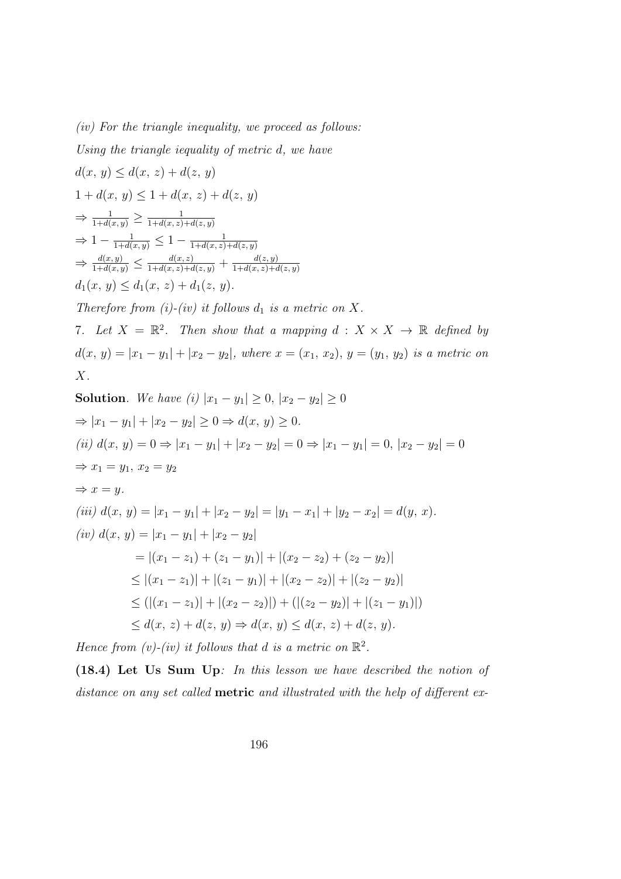*(iv) For the triangle inequality, we proceed as follows:*

*Using the triangle iequality of metric d, we have*

$d(x, y) \leq d(x, z) + d(z, y)$

$1 + d(x, y) \leq 1 + d(x, z) + d(z, y)$

$\Rightarrow \frac{1}{1+d(x, y)} \geq \frac{1}{1+d(x, z)+d(z, y)}$

$\Rightarrow 1 - \frac{1}{1+d(x, y)} \leq 1 - \frac{1}{1+d(x, z)+d(z, y)}$

$\Rightarrow \frac{d(x, y)}{1+d(x, y)} \leq \frac{d(x, z)}{1+d(x, z)+d(z, y)} + \frac{d(z, y)}{1+d(x, z)+d(z, y)}$

$d_1(x, y) \leq d_1(x, z) + d_1(z, y)$.

*Therefore from (i)-(iv) it follows $d_1$ is a metric on $X$.*

7. *Let $X = \mathbb{R}^2$. Then show that a mapping $d : X \times X \to \mathbb{R}$ defined by $d(x, y) = |x_1 - y_1| + |x_2 - y_2|$, where $x = (x_1, x_2)$, $y = (y_1, y_2)$ is a metric on $X$.*

**Solution**. *We have (i)* $|x_1 - y_1| \geq 0$, $|x_2 - y_2| \geq 0$

$\Rightarrow |x_1 - y_1| + |x_2 - y_2| \geq 0 \Rightarrow d(x, y) \geq 0.$

*(ii)* $d(x, y) = 0 \Rightarrow |x_1 - y_1| + |x_2 - y_2| = 0 \Rightarrow |x_1 - y_1| = 0,\ |x_2 - y_2| = 0$

$\Rightarrow x_1 = y_1,\ x_2 = y_2$

$\Rightarrow x = y.$

*(iii)* $d(x, y) = |x_1 - y_1| + |x_2 - y_2| = |y_1 - x_1| + |y_2 - x_2| = d(y, x).$

*(iv)*
$$
\begin{aligned}
d(x, y) &= |x_1 - y_1| + |x_2 - y_2| \\
&= |(x_1 - z_1) + (z_1 - y_1)| + |(x_2 - z_2) + (z_2 - y_2)| \\
&\leq |(x_1 - z_1)| + |(z_1 - y_1)| + |(x_2 - z_2)| + |(z_2 - y_2)| \\
&\leq (|(x_1 - z_1)| + |(x_2 - z_2)|) + (|(z_2 - y_2)| + |(z_1 - y_1)|) \\
&\leq d(x, z) + d(z, y) \Rightarrow d(x, y) \leq d(x, z) + d(z, y).
\end{aligned}
$$

*Hence from (v)-(iv) it follows that $d$ is a metric on $\mathbb{R}^2$.*

**(18.4) Let Us Sum Up**: *In this lesson we have described the notion of distance on any set called* **metric** *and illustrated with the help of different ex-*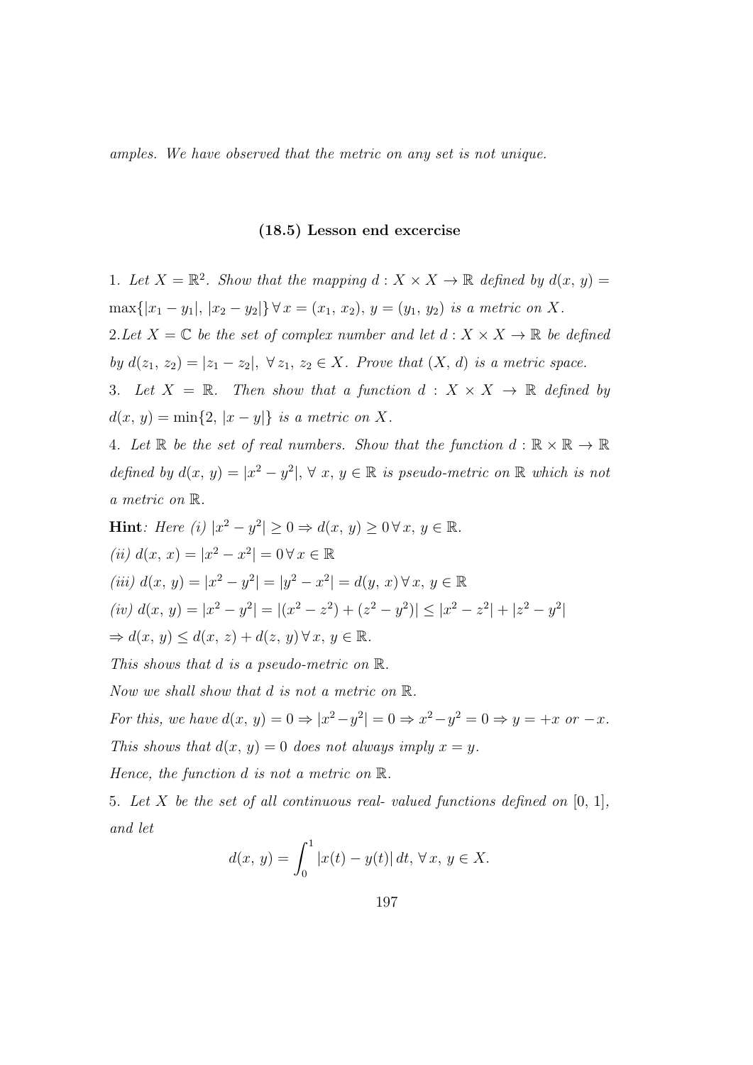*amples. We have observed that the metric on any set is not unique.*

### (18.5) Lesson end excercise

1. *Let $X = \mathbb{R}^2$. Show that the mapping $d : X \times X \to \mathbb{R}$ defined by $d(x, y) = \max\{|x_1 - y_1|, |x_2 - y_2|\} \, \forall \, x = (x_1, x_2), \, y = (y_1, y_2)$ is a metric on $X$.*

2. *Let $X = \mathbb{C}$ be the set of complex number and let $d : X \times X \to \mathbb{R}$ be defined by $d(z_1, z_2) = |z_1 - z_2|, \, \forall \, z_1, z_2 \in X$. Prove that $(X, d)$ is a metric space.*

3. *Let $X = \mathbb{R}$. Then show that a function $d : X \times X \to \mathbb{R}$ defined by $d(x, y) = \min\{2, |x - y|\}$ is a metric on $X$.*

4. *Let $\mathbb{R}$ be the set of real numbers. Show that the function $d : \mathbb{R} \times \mathbb{R} \to \mathbb{R}$ defined by $d(x, y) = |x^2 - y^2|, \, \forall \, x, y \in \mathbb{R}$ is pseudo-metric on $\mathbb{R}$ which is not a metric on $\mathbb{R}$.*

**Hint**: *Here (i) $|x^2 - y^2| \geq 0 \Rightarrow d(x, y) \geq 0 \, \forall \, x, y \in \mathbb{R}$.*

*(ii) $d(x, x) = |x^2 - x^2| = 0 \, \forall \, x \in \mathbb{R}$*

*(iii) $d(x, y) = |x^2 - y^2| = |y^2 - x^2| = d(y, x) \, \forall \, x, y \in \mathbb{R}$*

*(iv) $d(x, y) = |x^2 - y^2| = |(x^2 - z^2) + (z^2 - y^2)| \leq |x^2 - z^2| + |z^2 - y^2|$*

*$\Rightarrow d(x, y) \leq d(x, z) + d(z, y) \, \forall \, x, y \in \mathbb{R}$.*

*This shows that $d$ is a pseudo-metric on $\mathbb{R}$.*

*Now we shall show that $d$ is not a metric on $\mathbb{R}$.*

*For this, we have $d(x, y) = 0 \Rightarrow |x^2 - y^2| = 0 \Rightarrow x^2 - y^2 = 0 \Rightarrow y = +x$ or $-x$.*

*This shows that $d(x, y) = 0$ does not always imply $x = y$.*

*Hence, the function $d$ is not a metric on $\mathbb{R}$.*

5. *Let $X$ be the set of all continuous real- valued functions defined on $[0, 1]$, and let*

$$d(x, y) = \int_0^1 |x(t) - y(t)| \, dt, \, \forall \, x, y \in X.$$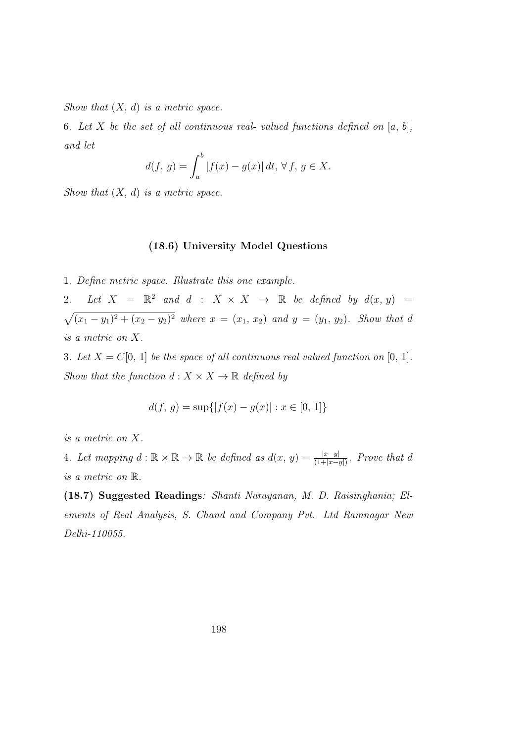*Show that* $(X, d)$ *is a metric space.*

6. *Let* $X$ *be the set of all continuous real- valued functions defined on* $[a, b]$*, and let*

$$d(f, g) = \int_a^b |f(x) - g(x)| \, dt, \; \forall \, f, \, g \in X.$$

*Show that* $(X, d)$ *is a metric space.*

### (18.6) University Model Questions

1. *Define metric space. Illustrate this one example.*

2. *Let* $X = \mathbb{R}^2$ *and* $d : X \times X \to \mathbb{R}$ *be defined by* $d(x, y) = \sqrt{(x_1 - y_1)^2 + (x_2 - y_2)^2}$ *where* $x = (x_1, x_2)$ *and* $y = (y_1, y_2)$*. Show that* $d$ *is a metric on* $X$*.*

3. *Let* $X = C[0, 1]$ *be the space of all continuous real valued function on* $[0, 1]$*. Show that the function* $d : X \times X \to \mathbb{R}$ *defined by*

$$d(f, g) = \sup\{|f(x) - g(x)| : x \in [0, 1]\}$$

*is a metric on* $X$*.*

4. *Let mapping* $d : \mathbb{R} \times \mathbb{R} \to \mathbb{R}$ *be defined as* $d(x, y) = \frac{|x-y|}{(1+|x-y|)}$*. Prove that* $d$ *is a metric on* $\mathbb{R}$*.*

**(18.7) Suggested Readings**: *Shanti Narayanan, M. D. Raisinghania; Elements of Real Analysis, S. Chand and Company Pvt. Ltd Ramnagar New Delhi-110055.*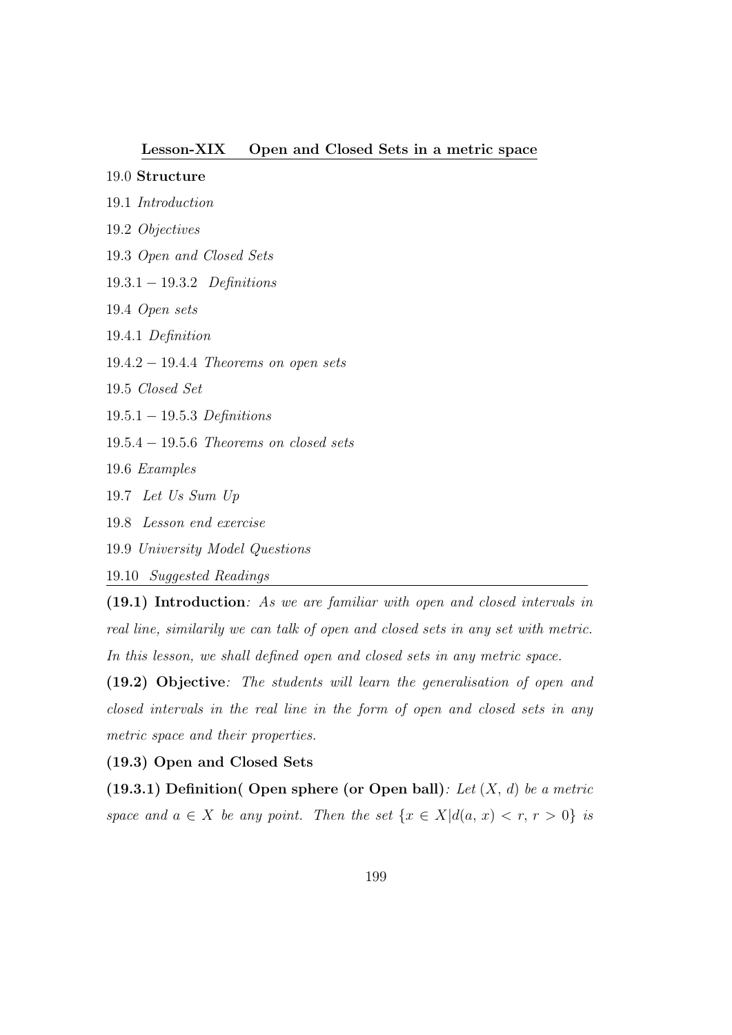## Lesson-XIX Open and Closed Sets in a metric space

19.0 **Structure**

19.1 *Introduction*

19.2 *Objectives*

19.3 *Open and Closed Sets*

19.3.1 − 19.3.2 *Definitions*

19.4 *Open sets*

19.4.1 *Definition*

19.4.2 − 19.4.4 *Theorems on open sets*

19.5 *Closed Set*

19.5.1 − 19.5.3 *Definitions*

19.5.4 − 19.5.6 *Theorems on closed sets*

19.6 *Examples*

19.7 *Let Us Sum Up*

19.8 *Lesson end exercise*

19.9 *University Model Questions*

19.10 *Suggested Readings*

---

**(19.1) Introduction**: *As we are familiar with open and closed intervals in real line, similarily we can talk of open and closed sets in any set with metric. In this lesson, we shall defined open and closed sets in any metric space.*

**(19.2) Objective**: *The students will learn the generalisation of open and closed intervals in the real line in the form of open and closed sets in any metric space and their properties.*

**(19.3) Open and Closed Sets**

**(19.3.1) Definition( Open sphere (or Open ball)**: *Let* $(X, d)$ *be a metric space and* $a \in X$ *be any point. Then the set* $\{x \in X | d(a, x) < r, r > 0\}$ *is*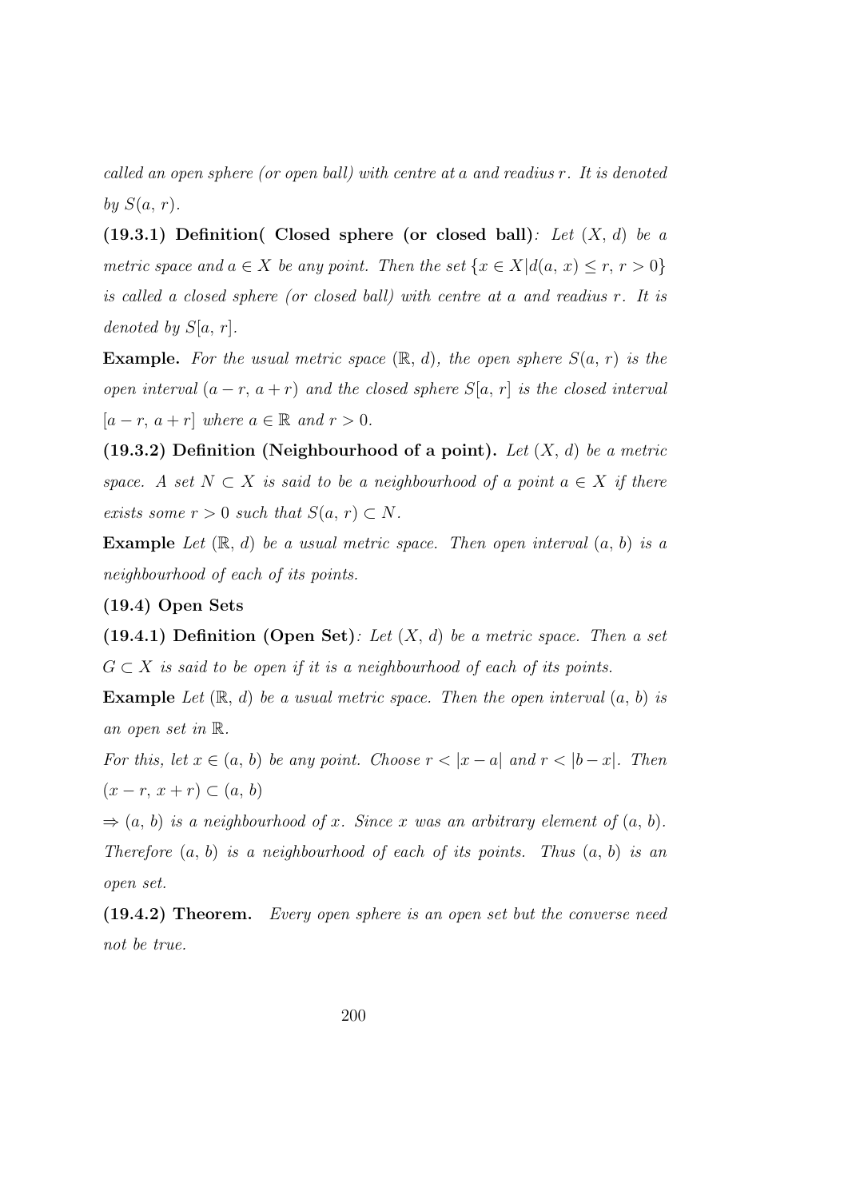*called an open sphere (or open ball) with centre at a and readius r. It is denoted by $S(a, r)$.*

**(19.3.1) Definition( Closed sphere (or closed ball)**: *Let $(X, d)$ be a metric space and $a \in X$ be any point. Then the set $\{x \in X | d(a, x) \leq r, r > 0\}$ is called a closed sphere (or closed ball) with centre at a and readius r. It is denoted by $S[a, r]$.*

**Example.** *For the usual metric space $(\mathbb{R}, d)$, the open sphere $S(a, r)$ is the open interval $(a - r, a + r)$ and the closed sphere $S[a, r]$ is the closed interval $[a - r, a + r]$ where $a \in \mathbb{R}$ and $r > 0$.*

**(19.3.2) Definition (Neighbourhood of a point).** *Let $(X, d)$ be a metric space. A set $N \subset X$ is said to be a neighbourhood of a point $a \in X$ if there exists some $r > 0$ such that $S(a, r) \subset N$.*

**Example** *Let $(\mathbb{R}, d)$ be a usual metric space. Then open interval $(a, b)$ is a neighbourhood of each of its points.*

**(19.4) Open Sets**

**(19.4.1) Definition (Open Set)**: *Let $(X, d)$ be a metric space. Then a set $G \subset X$ is said to be open if it is a neighbourhood of each of its points.*

**Example** *Let $(\mathbb{R}, d)$ be a usual metric space. Then the open interval $(a, b)$ is an open set in $\mathbb{R}$.*

*For this, let $x \in (a, b)$ be any point. Choose $r < |x - a|$ and $r < |b - x|$. Then $(x - r, x + r) \subset (a, b)$*

*$\Rightarrow (a, b)$ is a neighbourhood of x. Since x was an arbitrary element of $(a, b)$. Therefore $(a, b)$ is a neighbourhood of each of its points. Thus $(a, b)$ is an open set.*

**(19.4.2) Theorem.** *Every open sphere is an open set but the converse need not be true.*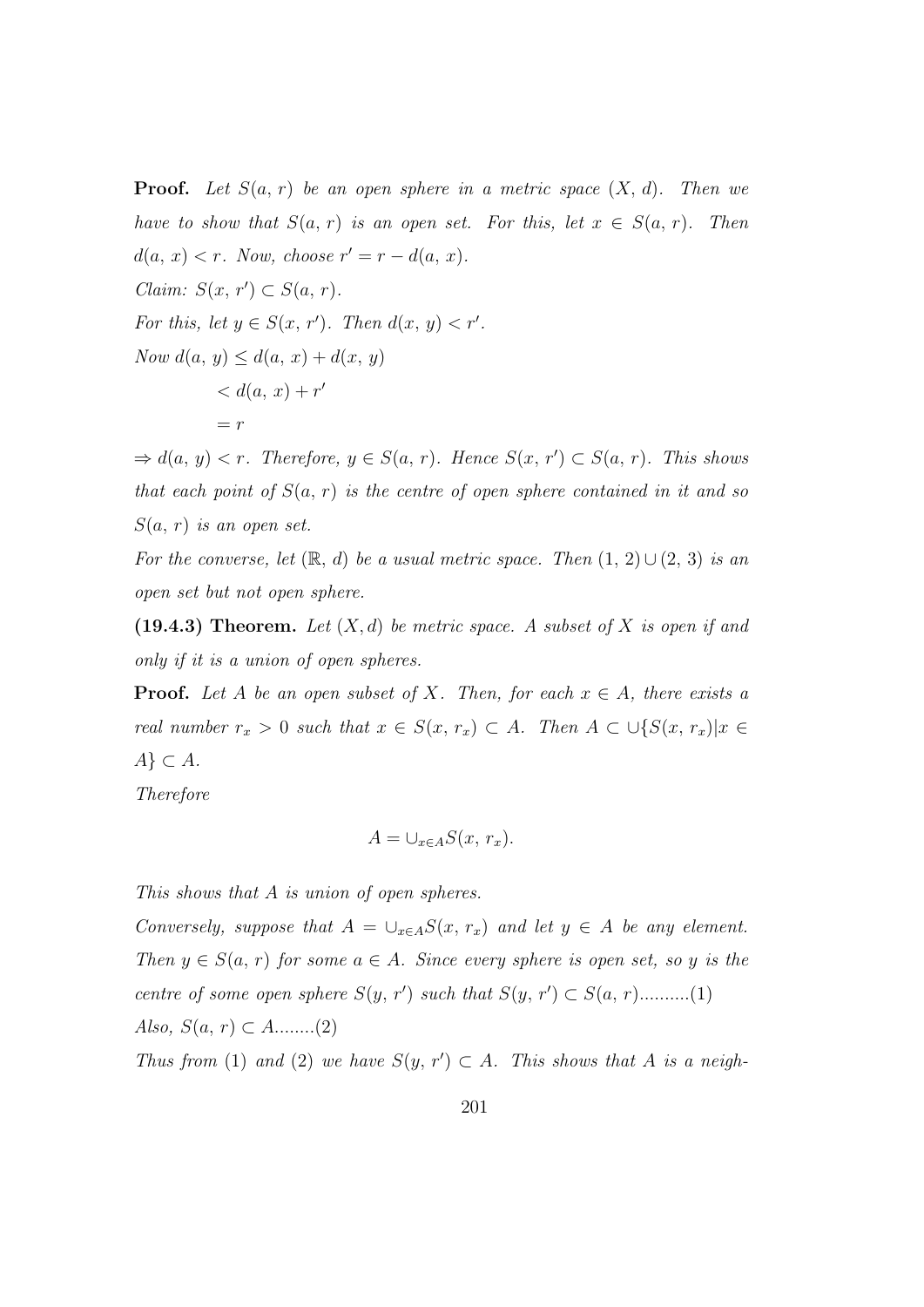**Proof.** *Let $S(a, r)$ be an open sphere in a metric space $(X, d)$. Then we have to show that $S(a, r)$ is an open set. For this, let $x \in S(a, r)$. Then $d(a, x) < r$. Now, choose $r' = r - d(a, x)$.*

*Claim: $S(x, r') \subset S(a, r)$.*

*For this, let $y \in S(x, r')$. Then $d(x, y) < r'$.*

*Now*
$$\begin{aligned} d(a, y) &\leq d(a, x) + d(x, y) \\ &< d(a, x) + r' \\ &= r \end{aligned}$$

*$\Rightarrow d(a, y) < r$. Therefore, $y \in S(a, r)$. Hence $S(x, r') \subset S(a, r)$. This shows that each point of $S(a, r)$ is the centre of open sphere contained in it and so $S(a, r)$ is an open set.*

*For the converse, let $(\mathbb{R}, d)$ be a usual metric space. Then $(1, 2) \cup (2, 3)$ is an open set but not open sphere.*

**(19.4.3) Theorem.** *Let $(X, d)$ be metric space. A subset of $X$ is open if and only if it is a union of open spheres.*

**Proof.** *Let $A$ be an open subset of $X$. Then, for each $x \in A$, there exists a real number $r_x > 0$ such that $x \in S(x, r_x) \subset A$. Then $A \subset \cup\{S(x, r_x) | x \in A\} \subset A$.*

*Therefore*

$$A = \cup_{x \in A} S(x, r_x).$$

*This shows that $A$ is union of open spheres.*

*Conversely, suppose that $A = \cup_{x \in A} S(x, r_x)$ and let $y \in A$ be any element. Then $y \in S(a, r)$ for some $a \in A$. Since every sphere is open set, so $y$ is the centre of some open sphere $S(y, r')$ such that $S(y, r') \subset S(a, r)$..........(1)*

*Also, $S(a, r) \subset A$........(2)*

*Thus from (1) and (2) we have $S(y, r') \subset A$. This shows that $A$ is a neigh-*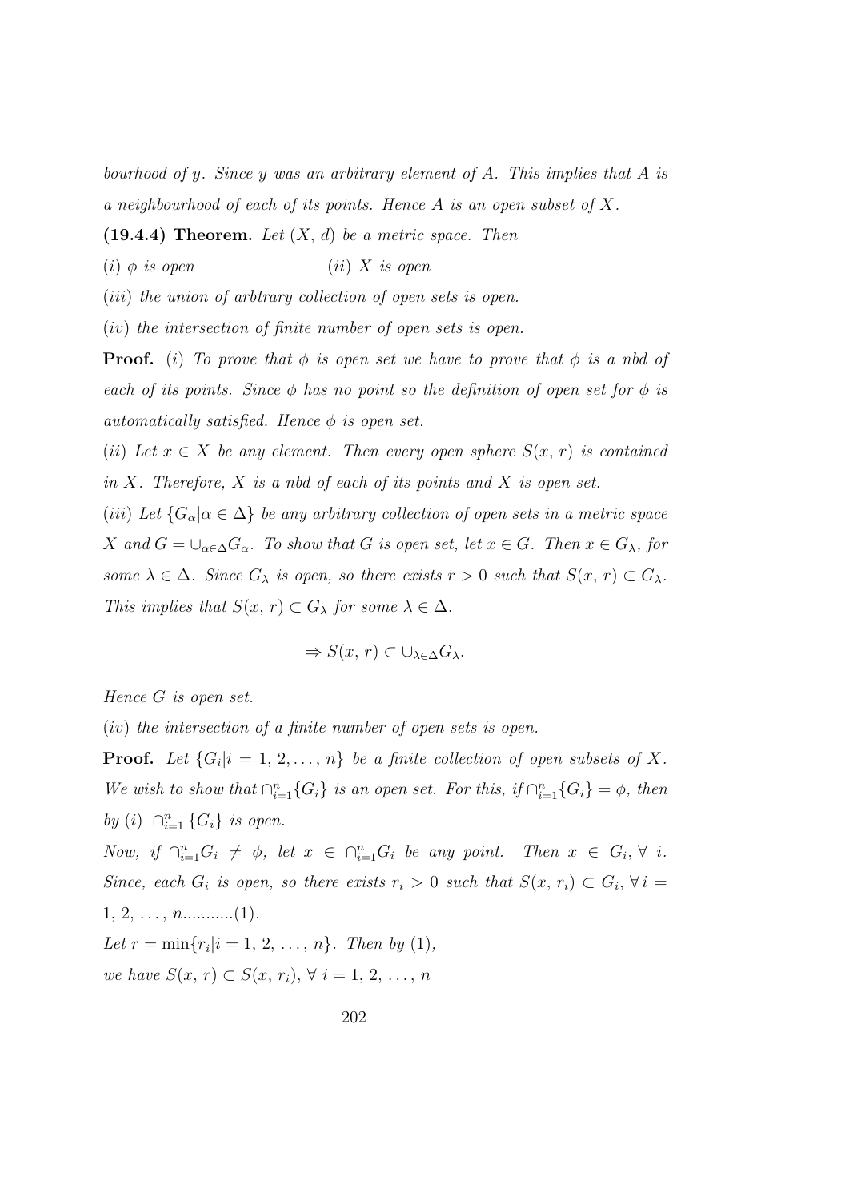*bourhood of $y$. Since $y$ was an arbitrary element of $A$. This implies that $A$ is a neighbourhood of each of its points. Hence $A$ is an open subset of $X$.*

**(19.4.4) Theorem.** *Let $(X, d)$ be a metric space. Then*

$(i)$ *$\phi$ is open* $\qquad\qquad$ $(ii)$ *$X$ is open*

$(iii)$ *the union of arbtrary collection of open sets is open.*

$(iv)$ *the intersection of finite number of open sets is open.*

**Proof.** $(i)$ *To prove that $\phi$ is open set we have to prove that $\phi$ is a nbd of each of its points. Since $\phi$ has no point so the definition of open set for $\phi$ is automatically satisfied. Hence $\phi$ is open set.*

$(ii)$ *Let $x \in X$ be any element. Then every open sphere $S(x, r)$ is contained in $X$. Therefore, $X$ is a nbd of each of its points and $X$ is open set.*

$(iii)$ *Let $\{G_\alpha | \alpha \in \Delta\}$ be any arbitrary collection of open sets in a metric space $X$ and $G = \cup_{\alpha \in \Delta} G_\alpha$. To show that G is open set, let $x \in G$. Then $x \in G_\lambda$, for some $\lambda \in \Delta$. Since $G_\lambda$ is open, so there exists $r > 0$ such that $S(x, r) \subset G_\lambda$. This implies that $S(x, r) \subset G_\lambda$ for some $\lambda \in \Delta$.*

$$\Rightarrow S(x, r) \subset \cup_{\lambda \in \Delta} G_\lambda.$$

*Hence $G$ is open set.*

$(iv)$ *the intersection of a finite number of open sets is open.*

**Proof.** *Let $\{G_i | i = 1, 2, \ldots, n\}$ be a finite collection of open subsets of $X$. We wish to show that $\cap_{i=1}^{n} \{G_i\}$ is an open set. For this, if $\cap_{i=1}^{n} \{G_i\} = \phi$, then by $(i)$ $\cap_{i=1}^{n} \{G_i\}$ is open.*

*Now, if $\cap_{i=1}^{n} G_i \neq \phi$, let $x \in \cap_{i=1}^{n} G_i$ be any point. Then $x \in G_i, \forall\ i$. Since, each $G_i$ is open, so there exists $r_i > 0$ such that $S(x, r_i) \subset G_i, \forall\, i = 1, 2, \ldots, n$...........(1).*

*Let $r = \min\{r_i | i = 1, 2, \ldots, n\}$. Then by (1),*

*we have $S(x, r) \subset S(x, r_i), \forall\ i = 1, 2, \ldots, n$*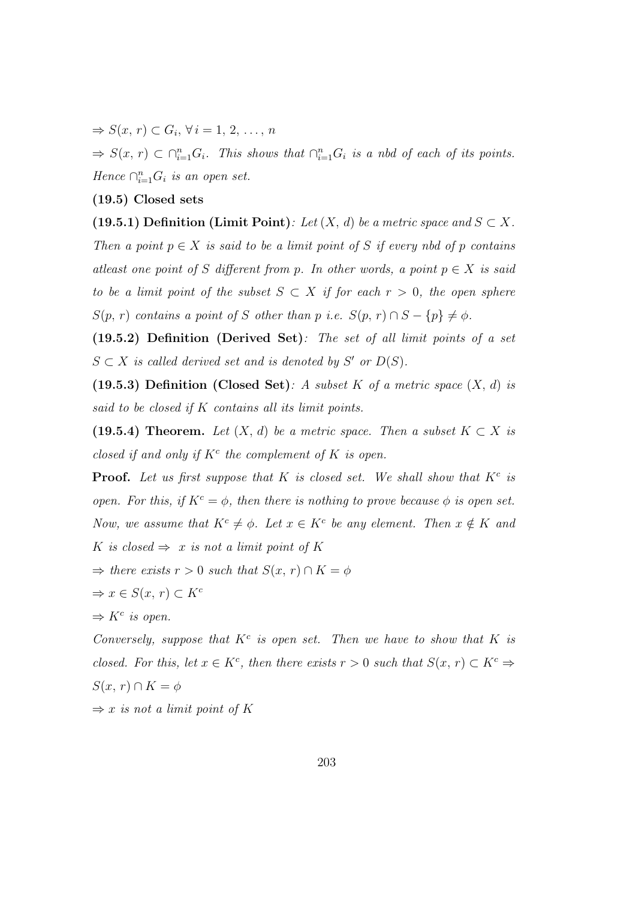$\Rightarrow S(x, r) \subset G_i, \forall\, i = 1, 2, \ldots, n$

$\Rightarrow S(x, r) \subset \cap_{i=1}^{n} G_i$. *This shows that* $\cap_{i=1}^{n} G_i$ *is a nbd of each of its points. Hence* $\cap_{i=1}^{n} G_i$ *is an open set.*

**(19.5) Closed sets**

**(19.5.1) Definition (Limit Point)**: *Let* $(X, d)$ *be a metric space and* $S \subset X$. *Then a point* $p \in X$ *is said to be a limit point of* $S$ *if every nbd of* $p$ *contains atleast one point of* $S$ *different from* $p$. *In other words, a point* $p \in X$ *is said to be a limit point of the subset* $S \subset X$ *if for each* $r > 0$, *the open sphere* $S(p, r)$ *contains a point of* $S$ *other than* $p$ *i.e.* $S(p, r) \cap S - \{p\} \neq \phi$.

**(19.5.2) Definition (Derived Set)**: *The set of all limit points of a set* $S \subset X$ *is called derived set and is denoted by* $S'$ *or* $D(S)$.

**(19.5.3) Definition (Closed Set)**: *A subset* $K$ *of a metric space* $(X, d)$ *is said to be closed if* $K$ *contains all its limit points.*

**(19.5.4) Theorem.** *Let* $(X, d)$ *be a metric space. Then a subset* $K \subset X$ *is closed if and only if* $K^c$ *the complement of* $K$ *is open.*

**Proof.** *Let us first suppose that* $K$ *is closed set. We shall show that* $K^c$ *is open. For this, if* $K^c = \phi$, *then there is nothing to prove because* $\phi$ *is open set. Now, we assume that* $K^c \neq \phi$. *Let* $x \in K^c$ *be any element. Then* $x \notin K$ *and* $K$ *is closed* $\Rightarrow$ $x$ *is not a limit point of* $K$

$\Rightarrow$ *there exists* $r > 0$ *such that* $S(x, r) \cap K = \phi$

$\Rightarrow x \in S(x, r) \subset K^c$

$\Rightarrow K^c$ *is open.*

*Conversely, suppose that* $K^c$ *is open set. Then we have to show that* $K$ *is closed. For this, let* $x \in K^c$, *then there exists* $r > 0$ *such that* $S(x, r) \subset K^c \Rightarrow S(x, r) \cap K = \phi$

$\Rightarrow x$ *is not a limit point of* $K$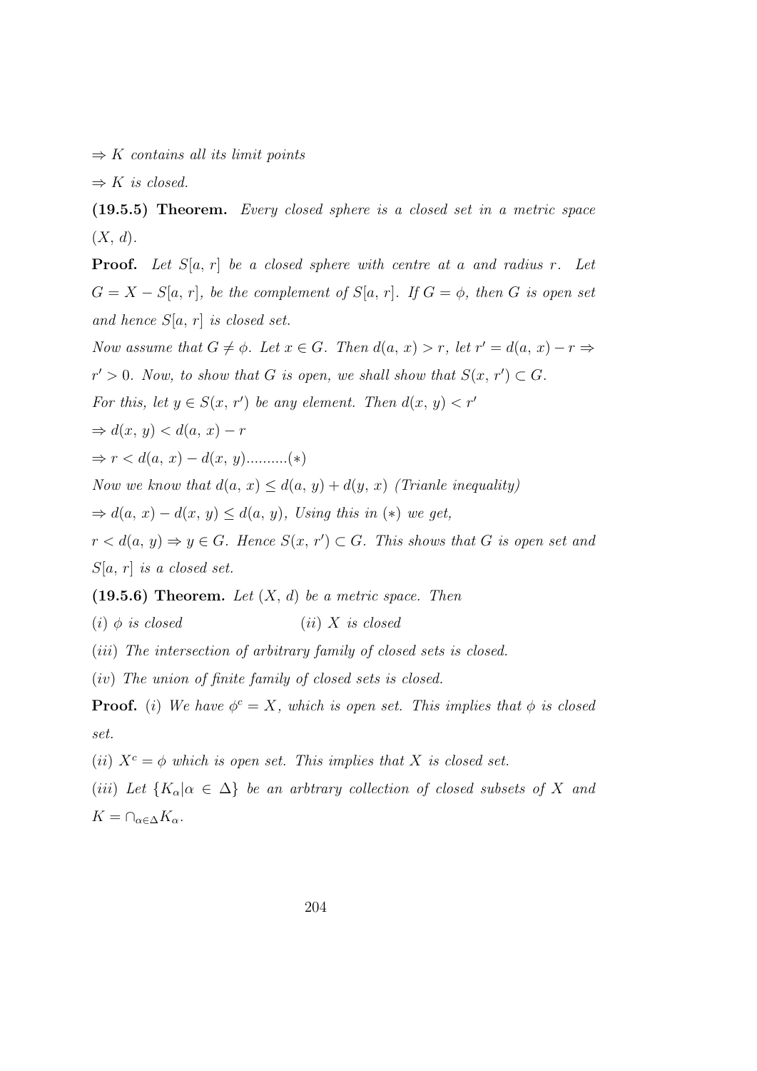$\Rightarrow K$ *contains all its limit points*

$\Rightarrow K$ *is closed.*

**(19.5.5) Theorem.** *Every closed sphere is a closed set in a metric space* $(X, d)$.

**Proof.** *Let* $S[a, r]$ *be a closed sphere with centre at* $a$ *and radius* $r$. *Let* $G = X - S[a, r]$, *be the complement of* $S[a, r]$. *If* $G = \phi$, *then* $G$ *is open set and hence* $S[a, r]$ *is closed set.*

*Now assume that* $G \neq \phi$. *Let* $x \in G$. *Then* $d(a, x) > r$, *let* $r' = d(a, x) - r \Rightarrow r' > 0$. *Now, to show that* $G$ *is open, we shall show that* $S(x, r') \subset G$.

*For this, let* $y \in S(x, r')$ *be any element. Then* $d(x, y) < r'$

$\Rightarrow d(x, y) < d(a, x) - r$

$\Rightarrow r < d(a, x) - d(x, y)$..........$(*)$

*Now we know that* $d(a, x) \leq d(a, y) + d(y, x)$ *(Trianle inequality)*

$\Rightarrow d(a, x) - d(x, y) \leq d(a, y)$, *Using this in* $(*)$ *we get,*

$r < d(a, y) \Rightarrow y \in G$. *Hence* $S(x, r') \subset G$. *This shows that* $G$ *is open set and* $S[a, r]$ *is a closed set.*

**(19.5.6) Theorem.** *Let* $(X, d)$ *be a metric space. Then*

$(i)$ $\phi$ *is closed* $\quad\quad$ $(ii)$ $X$ *is closed*

$(iii)$ *The intersection of arbitrary family of closed sets is closed.*

$(iv)$ *The union of finite family of closed sets is closed.*

**Proof.** $(i)$ *We have* $\phi^c = X$, *which is open set. This implies that* $\phi$ *is closed set.*

$(ii)$ $X^c = \phi$ *which is open set. This implies that* $X$ *is closed set.*

$(iii)$ *Let* $\{K_\alpha | \alpha \in \Delta\}$ *be an arbtrary collection of closed subsets of* $X$ *and* $K = \cap_{\alpha\in\Delta} K_\alpha$.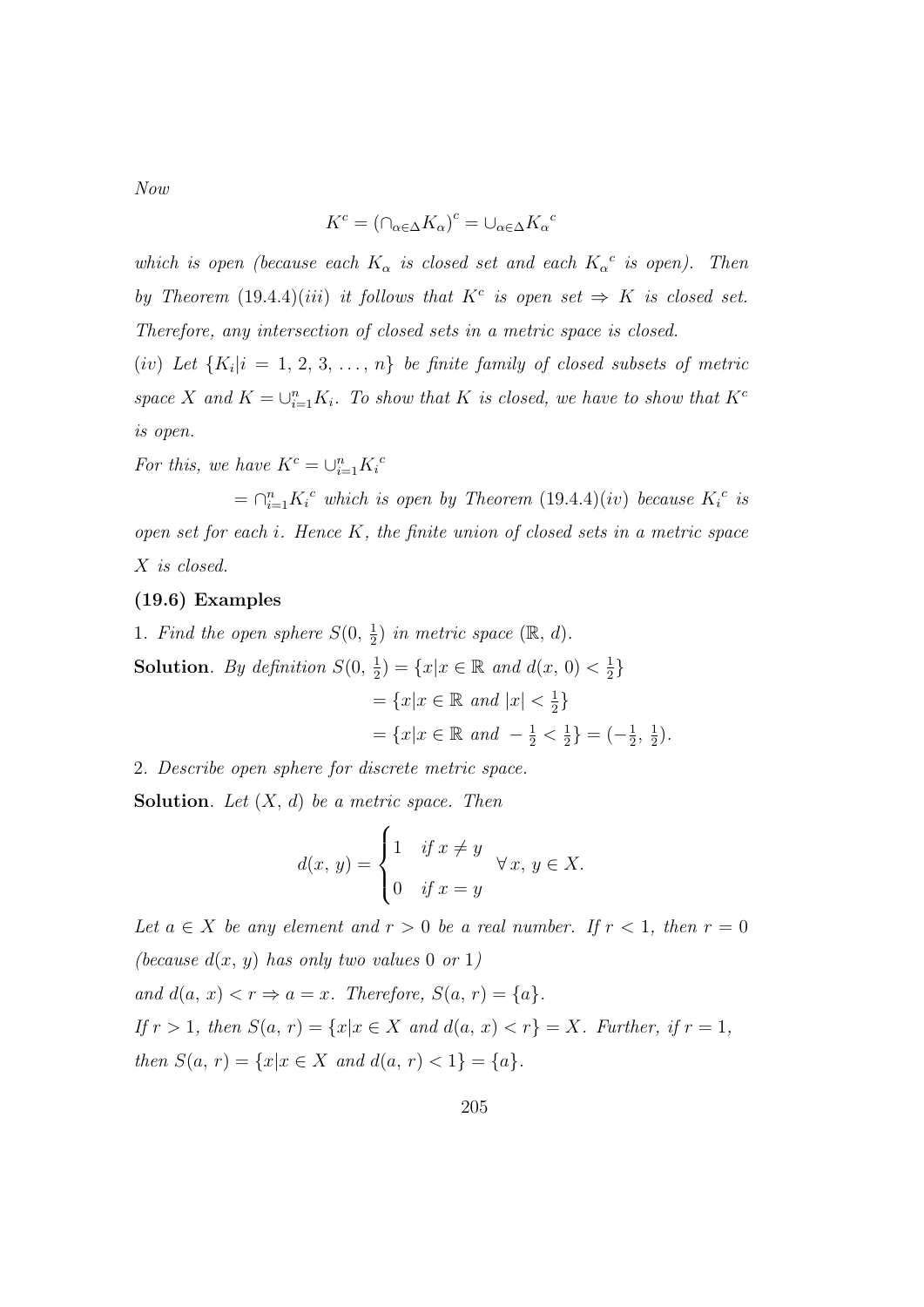*Now*

$$K^c = \left(\cap_{\alpha\in\Delta} K_\alpha\right)^c = \cup_{\alpha\in\Delta} {K_\alpha}^c$$

*which is open (because each* $K_\alpha$ *is closed set and each* ${K_\alpha}^c$ *is open). Then by Theorem (19.4.4)(iii) it follows that* $K^c$ *is open set* $\Rightarrow$ $K$ *is closed set. Therefore, any intersection of closed sets in a metric space is closed.*

*(iv) Let* $\{K_i | i = 1, 2, 3, \ldots, n\}$ *be finite family of closed subsets of metric space* $X$ *and* $K = \cup_{i=1}^{n} K_i$*. To show that* $K$ *is closed, we have to show that* $K^c$ *is open.*

*For this, we have* $K^c = \cup_{i=1}^{n} {K_i}^c$

$= \cap_{i=1}^{n} {K_i}^c$ *which is open by Theorem (19.4.4)(iv) because* ${K_i}^c$ *is open set for each* $i$*. Hence* $K$*, the finite union of closed sets in a metric space* $X$ *is closed.*

**(19.6) Examples**

1. *Find the open sphere* $S(0, \frac{1}{2})$ *in metric space* $(\mathbb{R}, d)$.

**Solution**. *By definition* $S(0, \frac{1}{2}) = \{x | x \in \mathbb{R} \text{ and } d(x, 0) < \frac{1}{2}\}$

$= \{x | x \in \mathbb{R} \text{ and } |x| < \frac{1}{2}\}$

$= \{x | x \in \mathbb{R} \text{ and } -\frac{1}{2} < \frac{1}{2}\} = (-\frac{1}{2}, \frac{1}{2})$.

2. *Describe open sphere for discrete metric space.*

**Solution**. *Let* $(X, d)$ *be a metric space. Then*

$$d(x, y) = \begin{cases} 1 & \text{if } x \neq y \\ 0 & \text{if } x = y \end{cases} \quad \forall\, x, y \in X.$$

*Let* $a \in X$ *be any element and* $r > 0$ *be a real number. If* $r < 1$*, then* $r = 0$ *(because* $d(x, y)$ *has only two values* $0$ *or* $1$*)*

*and* $d(a, x) < r \Rightarrow a = x$*. Therefore,* $S(a, r) = \{a\}$.

*If* $r > 1$*, then* $S(a, r) = \{x | x \in X \text{ and } d(a, x) < r\} = X$*. Further, if* $r = 1$*, then* $S(a, r) = \{x | x \in X \text{ and } d(a, r) < 1\} = \{a\}$.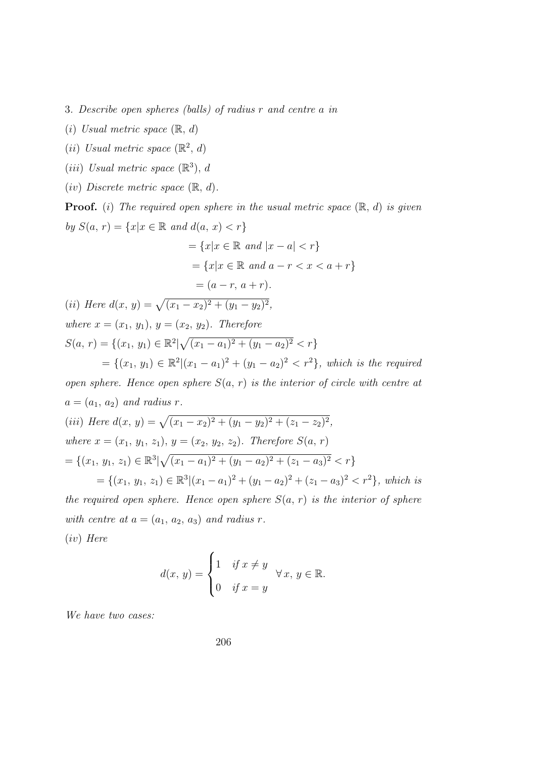3. *Describe open spheres (balls) of radius $r$ and centre $a$ in*

(*i*) *Usual metric space* $(\mathbb{R}, d)$

(*ii*) *Usual metric space* $(\mathbb{R}^2, d)$

(*iii*) *Usual metric space* $(\mathbb{R}^3)$, $d$

(*iv*) *Discrete metric space* $(\mathbb{R}, d)$.

**Proof.** (*i*) *The required open sphere in the usual metric space* $(\mathbb{R}, d)$ *is given by* $S(a, r) = \{x | x \in \mathbb{R} \text{ and } d(a, x) < r\}$

$$= \{x | x \in \mathbb{R} \text{ and } |x - a| < r\}$$

$$= \{x | x \in \mathbb{R} \text{ and } a - r < x < a + r\}$$

$$= (a - r, a + r).$$

(*ii*) *Here* $d(x, y) = \sqrt{(x_1 - x_2)^2 + (y_1 - y_2)^2}$,

*where* $x = (x_1, y_1)$, $y = (x_2, y_2)$. *Therefore*

$S(a, r) = \{(x_1, y_1) \in \mathbb{R}^2 | \sqrt{(x_1 - a_1)^2 + (y_1 - a_2)^2} < r\}$

$= \{(x_1, y_1) \in \mathbb{R}^2 | (x_1 - a_1)^2 + (y_1 - a_2)^2 < r^2\}$, *which is the required open sphere. Hence open sphere* $S(a, r)$ *is the interior of circle with centre at* $a = (a_1, a_2)$ *and radius* $r$.

(*iii*) *Here* $d(x, y) = \sqrt{(x_1 - x_2)^2 + (y_1 - y_2)^2 + (z_1 - z_2)^2}$,

*where* $x = (x_1, y_1, z_1)$, $y = (x_2, y_2, z_2)$. *Therefore* $S(a, r)$

$= \{(x_1, y_1, z_1) \in \mathbb{R}^3 | \sqrt{(x_1 - a_1)^2 + (y_1 - a_2)^2 + (z_1 - a_3)^2} < r\}$

$= \{(x_1, y_1, z_1) \in \mathbb{R}^3 | (x_1 - a_1)^2 + (y_1 - a_2)^2 + (z_1 - a_3)^2 < r^2\}$, *which is the required open sphere. Hence open sphere* $S(a, r)$ *is the interior of sphere with centre at* $a = (a_1, a_2, a_3)$ *and radius* $r$.

(*iv*) *Here*

$$d(x, y) = \begin{cases} 1 & \text{if } x \neq y \\ 0 & \text{if } x = y \end{cases} \quad \forall\, x, y \in \mathbb{R}.$$

*We have two cases:*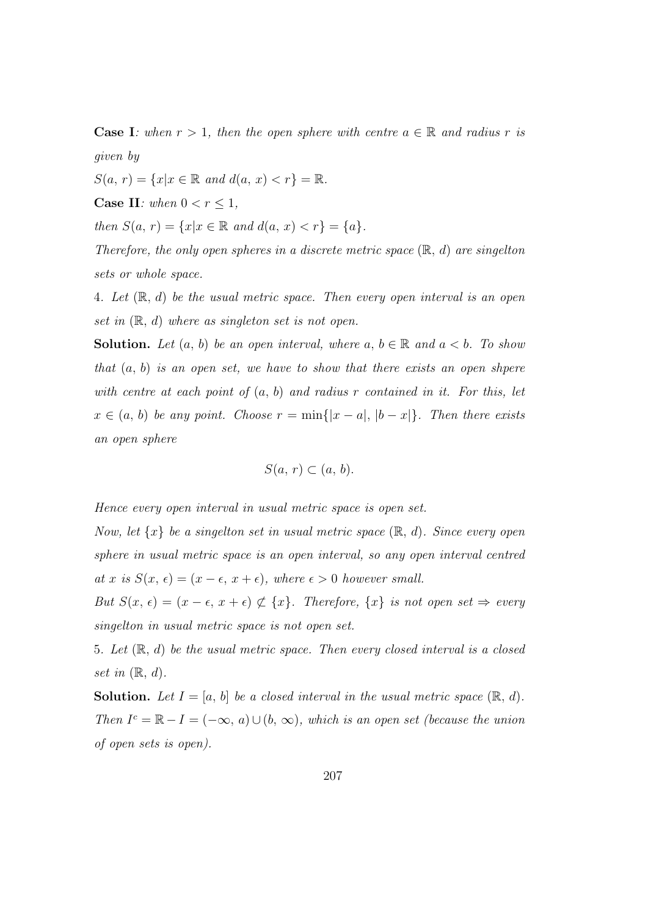**Case I**: *when $r > 1$, then the open sphere with centre $a \in \mathbb{R}$ and radius $r$ is given by*

$S(a, r) = \{x | x \in \mathbb{R} \text{ and } d(a, x) < r\} = \mathbb{R}$.

**Case II**: *when $0 < r \leq 1$,*

*then $S(a, r) = \{x | x \in \mathbb{R} \text{ and } d(a, x) < r\} = \{a\}$.*

*Therefore, the only open spheres in a discrete metric space $(\mathbb{R}, d)$ are singelton sets or whole space.*

4. *Let $(\mathbb{R}, d)$ be the usual metric space. Then every open interval is an open set in $(\mathbb{R}, d)$ where as singleton set is not open.*

**Solution.** *Let $(a, b)$ be an open interval, where $a, b \in \mathbb{R}$ and $a < b$. To show that $(a, b)$ is an open set, we have to show that there exists an open shpere with centre at each point of $(a, b)$ and radius $r$ contained in it. For this, let $x \in (a, b)$ be any point. Choose $r = \min\{|x - a|, |b - x|\}$. Then there exists an open sphere*

$$S(a, r) \subset (a, b).$$

*Hence every open interval in usual metric space is open set.*

*Now, let $\{x\}$ be a singelton set in usual metric space $(\mathbb{R}, d)$. Since every open sphere in usual metric space is an open interval, so any open interval centred at $x$ is $S(x, \epsilon) = (x - \epsilon, x + \epsilon)$, where $\epsilon > 0$ however small.*

*But $S(x, \epsilon) = (x - \epsilon, x + \epsilon) \not\subset \{x\}$. Therefore, $\{x\}$ is not open set $\Rightarrow$ every singelton in usual metric space is not open set.*

5. *Let $(\mathbb{R}, d)$ be the usual metric space. Then every closed interval is a closed set in $(\mathbb{R}, d)$.*

**Solution.** *Let $I = [a, b]$ be a closed interval in the usual metric space $(\mathbb{R}, d)$. Then $I^c = \mathbb{R} - I = (-\infty, a) \cup (b, \infty)$, which is an open set (because the union of open sets is open).*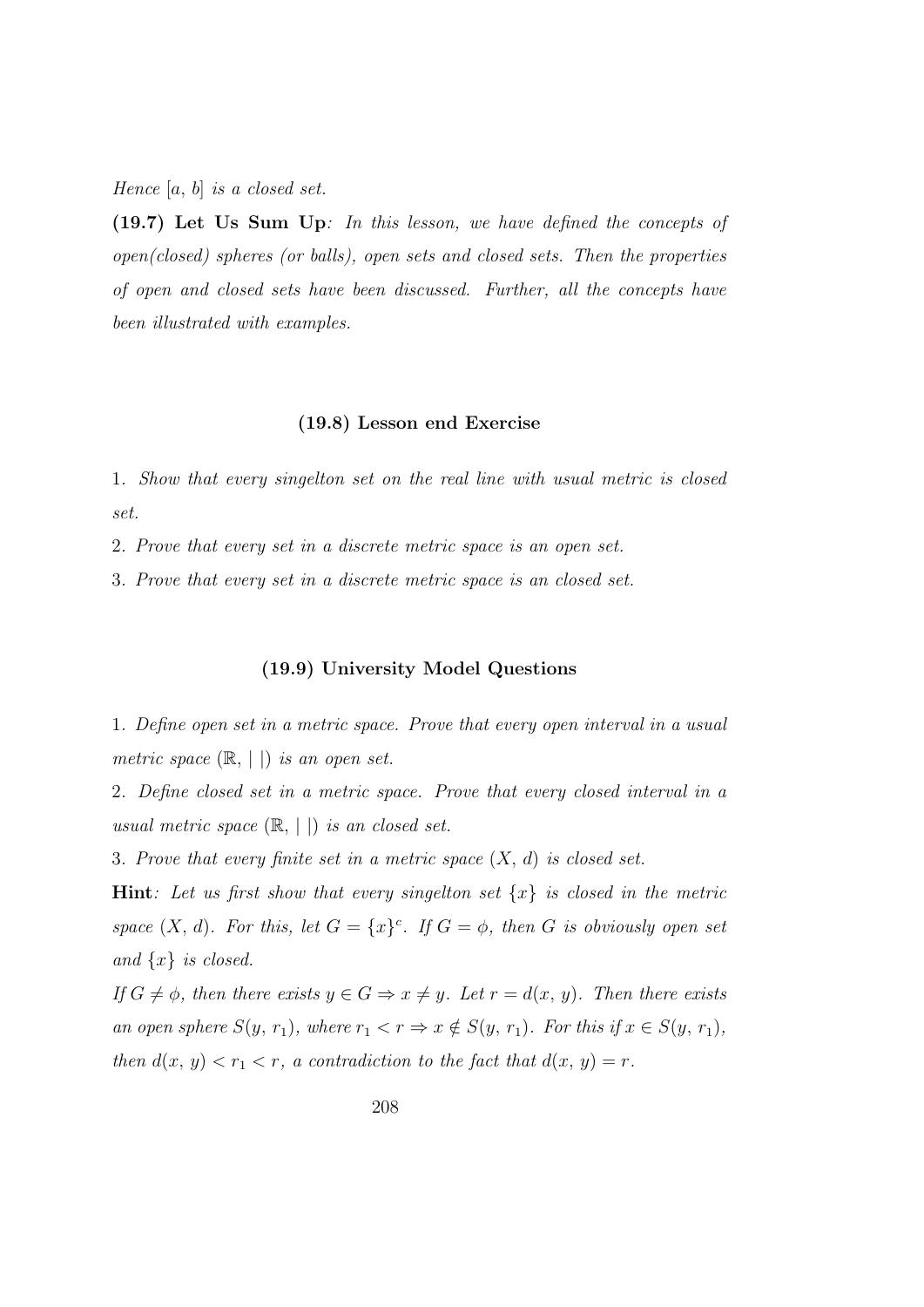*Hence* $[a, b]$ *is a closed set.*

**(19.7) Let Us Sum Up**: *In this lesson, we have defined the concepts of open(closed) spheres (or balls), open sets and closed sets. Then the properties of open and closed sets have been discussed. Further, all the concepts have been illustrated with examples.*

### (19.8) Lesson end Exercise

1. *Show that every singelton set on the real line with usual metric is closed set.*

2. *Prove that every set in a discrete metric space is an open set.*

3. *Prove that every set in a discrete metric space is an closed set.*

### (19.9) University Model Questions

1. *Define open set in a metric space. Prove that every open interval in a usual metric space* $(\mathbb{R}, |\ |)$ *is an open set.*

2. *Define closed set in a metric space. Prove that every closed interval in a usual metric space* $(\mathbb{R}, |\ |)$ *is an closed set.*

3. *Prove that every finite set in a metric space* $(X, d)$ *is closed set.*

**Hint**: *Let us first show that every singelton set* $\{x\}$ *is closed in the metric space* $(X, d)$*. For this, let* $G = \{x\}^c$*. If* $G = \phi$*, then* $G$ *is obviously open set and* $\{x\}$ *is closed.*

*If* $G \neq \phi$*, then there exists* $y \in G \Rightarrow x \neq y$*. Let* $r = d(x, y)$*. Then there exists an open sphere* $S(y, r_1)$*, where* $r_1 < r \Rightarrow x \notin S(y, r_1)$*. For this if* $x \in S(y, r_1)$*, then* $d(x, y) < r_1 < r$*, a contradiction to the fact that* $d(x, y) = r$*.*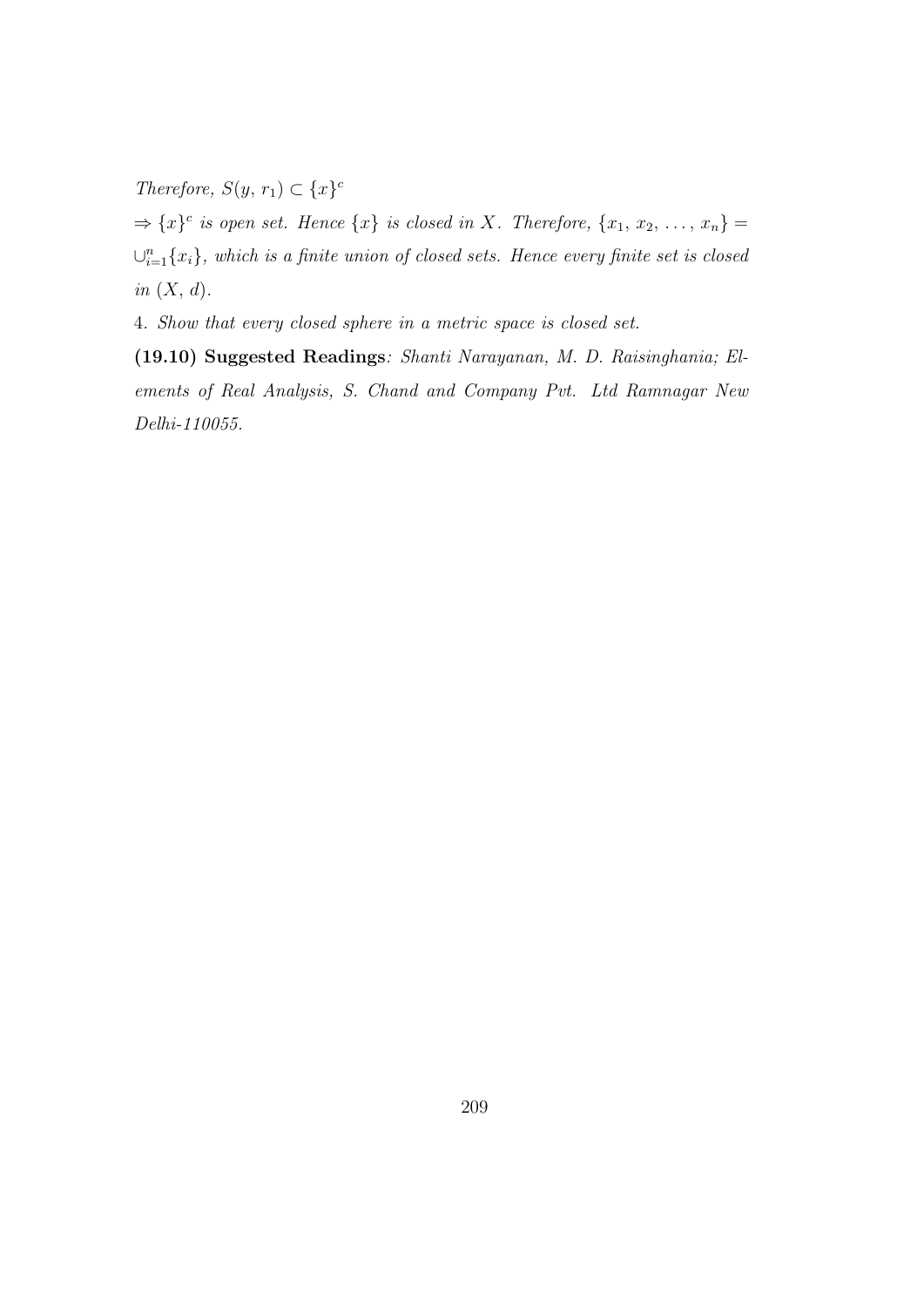*Therefore,* $S(y, r_1) \subset \{x\}^c$

$\Rightarrow \{x\}^c$ *is open set. Hence* $\{x\}$ *is closed in* $X$*. Therefore,* $\{x_1, x_2, \ldots, x_n\} = \cup_{i=1}^{n}\{x_i\}$*, which is a finite union of closed sets. Hence every finite set is closed in* $(X, d)$*.*

4. *Show that every closed sphere in a metric space is closed set.*

**(19.10) Suggested Readings***: Shanti Narayanan, M. D. Raisinghania; Elements of Real Analysis, S. Chand and Company Pvt. Ltd Ramnagar New Delhi-110055.*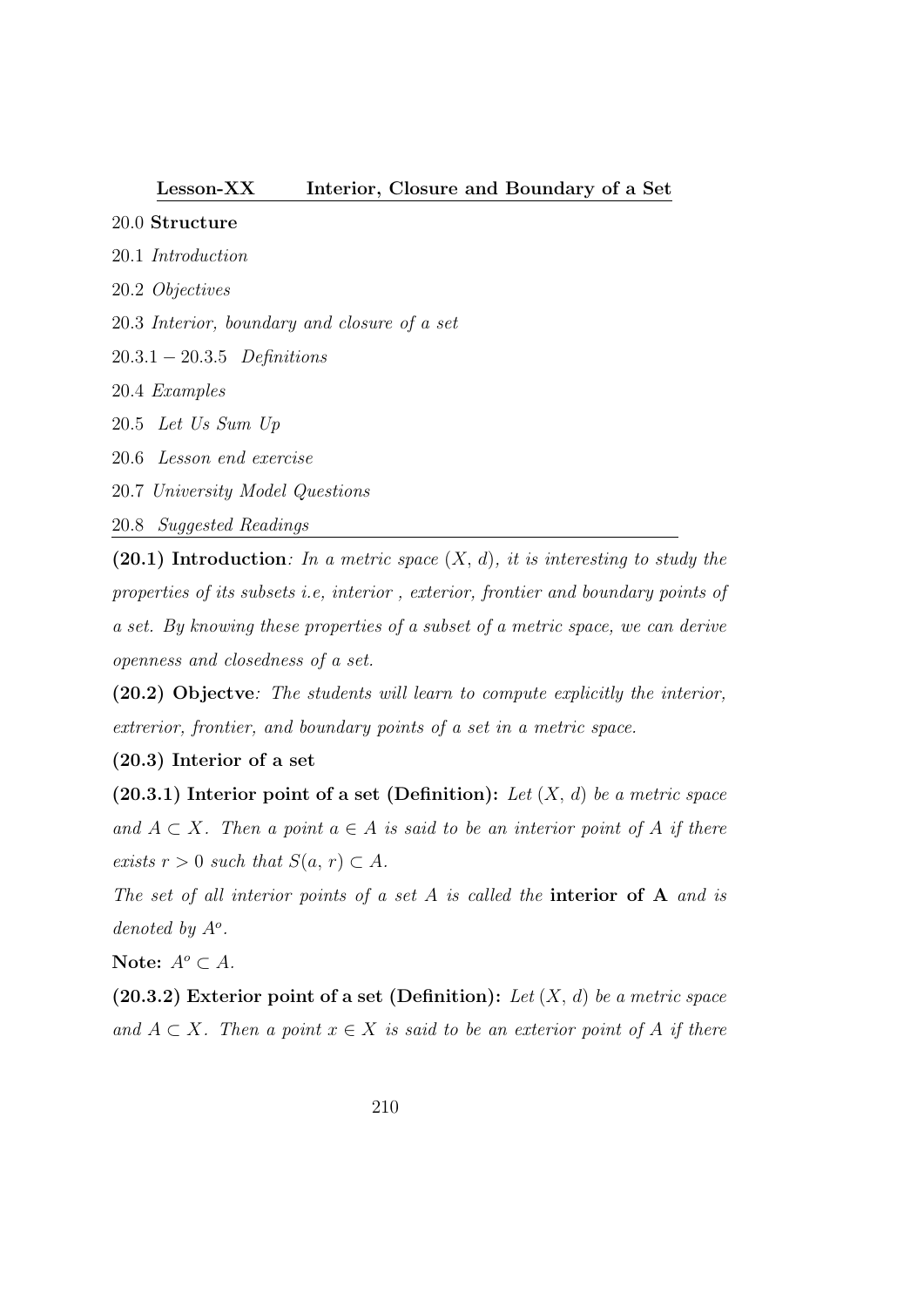## Lesson-XX Interior, Closure and Boundary of a Set

20.0 **Structure**

20.1 *Introduction*

20.2 *Objectives*

20.3 *Interior, boundary and closure of a set*

$20.3.1 - 20.3.5$ *Definitions*

20.4 *Examples*

20.5 *Let Us Sum Up*

20.6 *Lesson end exercise*

20.7 *University Model Questions*

20.8 *Suggested Readings*

---

**(20.1) Introduction**: *In a metric space $(X, d)$, it is interesting to study the properties of its subsets i.e, interior , exterior, frontier and boundary points of a set. By knowing these properties of a subset of a metric space, we can derive openness and closedness of a set.*

**(20.2) Objectve**: *The students will learn to compute explicitly the interior, extrerior, frontier, and boundary points of a set in a metric space.*

**(20.3) Interior of a set**

**(20.3.1) Interior point of a set (Definition):** *Let $(X, d)$ be a metric space and $A \subset X$. Then a point $a \in A$ is said to be an interior point of $A$ if there exists $r > 0$ such that $S(a, r) \subset A$.*

*The set of all interior points of a set $A$ is called the* **interior of A** *and is denoted by $A^o$.*

**Note:** $A^o \subset A$.

**(20.3.2) Exterior point of a set (Definition):** *Let $(X, d)$ be a metric space and $A \subset X$. Then a point $x \in X$ is said to be an exterior point of $A$ if there*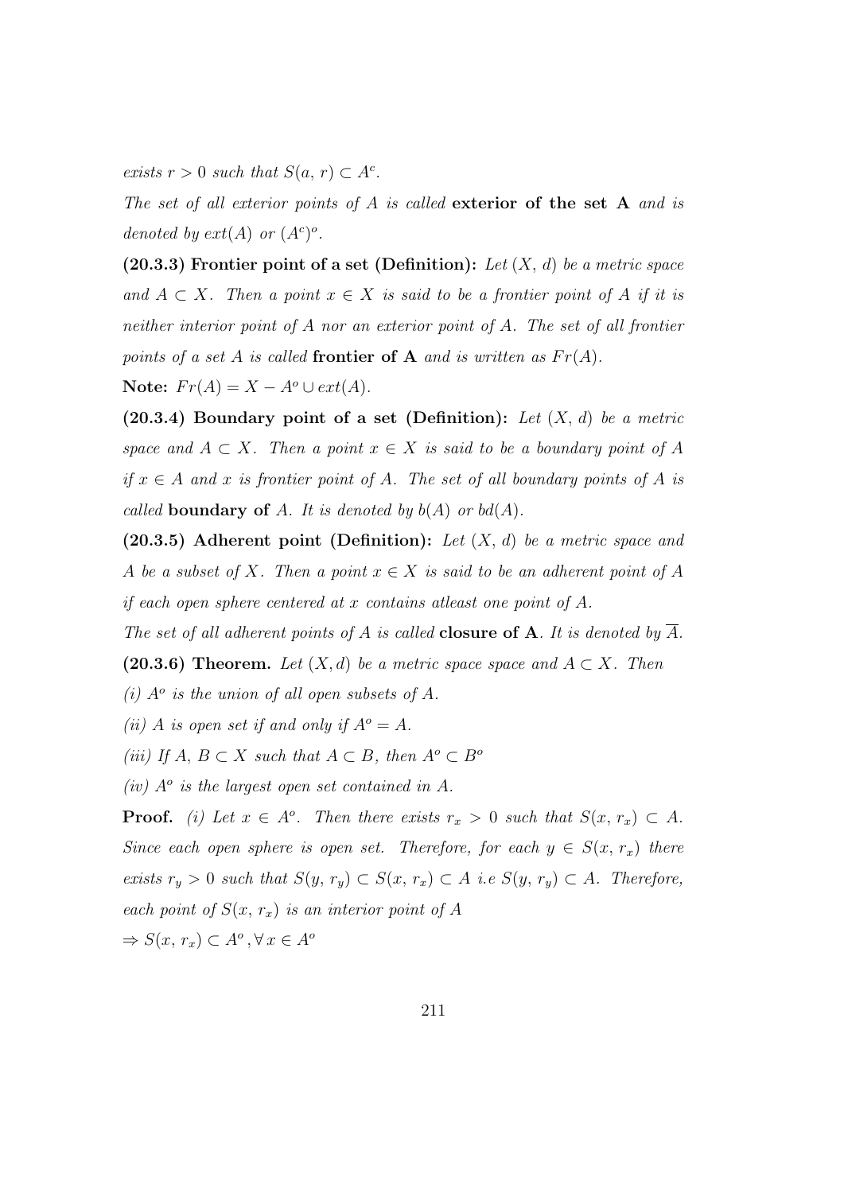*exists $r > 0$ such that $S(a, r) \subset A^c$.*

*The set of all exterior points of $A$ is called* **exterior of the set A** *and is denoted by $ext(A)$ or $(A^c)^o$.*

**(20.3.3) Frontier point of a set (Definition):** *Let $(X, d)$ be a metric space and $A \subset X$. Then a point $x \in X$ is said to be a frontier point of $A$ if it is neither interior point of $A$ nor an exterior point of $A$. The set of all frontier points of a set $A$ is called* **frontier of A** *and is written as $Fr(A)$.*

**Note:** $Fr(A) = X - A^o \cup ext(A)$.

**(20.3.4) Boundary point of a set (Definition):** *Let $(X, d)$ be a metric space and $A \subset X$. Then a point $x \in X$ is said to be a boundary point of $A$ if $x \in A$ and $x$ is frontier point of $A$. The set of all boundary points of $A$ is called* **boundary of** *$A$. It is denoted by $b(A)$ or $bd(A)$.*

**(20.3.5) Adherent point (Definition):** *Let $(X, d)$ be a metric space and $A$ be a subset of $X$. Then a point $x \in X$ is said to be an adherent point of $A$ if each open sphere centered at $x$ contains atleast one point of $A$.*

*The set of all adherent points of $A$ is called* **closure of A**. *It is denoted by $\overline{A}$.*

**(20.3.6) Theorem.** *Let $(X, d)$ be a metric space space and $A \subset X$. Then*

*(i) $A^o$ is the union of all open subsets of $A$.*

*(ii) $A$ is open set if and only if $A^o = A$.*

*(iii) If $A, B \subset X$ such that $A \subset B$, then $A^o \subset B^o$*

*(iv) $A^o$ is the largest open set contained in $A$.*

**Proof.** *(i) Let $x \in A^o$. Then there exists $r_x > 0$ such that $S(x, r_x) \subset A$. Since each open sphere is open set. Therefore, for each $y \in S(x, r_x)$ there exists $r_y > 0$ such that $S(y, r_y) \subset S(x, r_x) \subset A$ i.e $S(y, r_y) \subset A$. Therefore, each point of $S(x, r_x)$ is an interior point of $A$*

$\Rightarrow S(x, r_x) \subset A^o, \forall x \in A^o$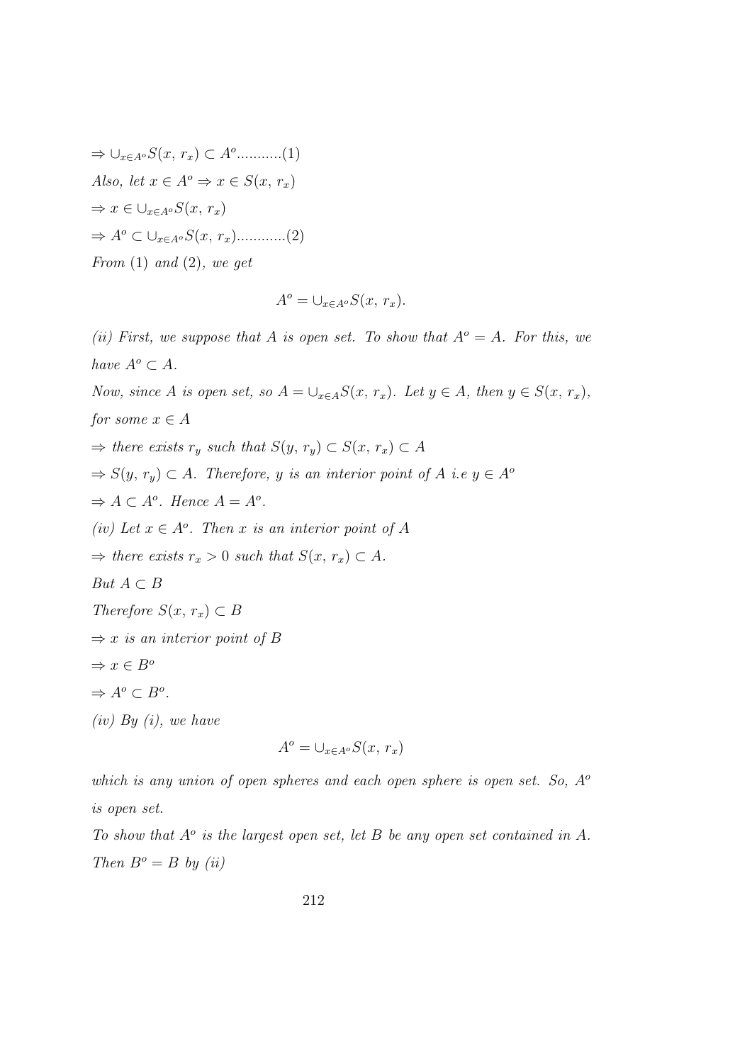$\Rightarrow \cup_{x \in A^o} S(x,\, r_x) \subset A^o$...........(1)

*Also, let* $x \in A^o \Rightarrow x \in S(x,\, r_x)$

$\Rightarrow x \in \cup_{x \in A^o} S(x,\, r_x)$

$\Rightarrow A^o \subset \cup_{x \in A^o} S(x,\, r_x)$............(2)

*From* (1) *and* (2)*, we get*

$$A^o = \cup_{x \in A^o} S(x,\, r_x).$$

*(ii) First, we suppose that A is open set. To show that* $A^o = A$*. For this, we have* $A^o \subset A$*.*

*Now, since A is open set, so* $A = \cup_{x \in A} S(x,\, r_x)$*. Let* $y \in A$*, then* $y \in S(x,\, r_x)$*, for some* $x \in A$

$\Rightarrow$ *there exists* $r_y$ *such that* $S(y,\, r_y) \subset S(x,\, r_x) \subset A$

$\Rightarrow S(y,\, r_y) \subset A$*. Therefore, y is an interior point of A i.e* $y \in A^o$

$\Rightarrow A \subset A^o$*. Hence* $A = A^o$*.*

*(iv) Let* $x \in A^o$*. Then x is an interior point of A*

$\Rightarrow$ *there exists* $r_x > 0$ *such that* $S(x,\, r_x) \subset A$*.*

*But* $A \subset B$

*Therefore* $S(x,\, r_x) \subset B$

$\Rightarrow$ *x is an interior point of B*

$\Rightarrow x \in B^o$

$\Rightarrow A^o \subset B^o$*.*

*(iv) By (i), we have*

$$A^o = \cup_{x \in A^o} S(x,\, r_x)$$

*which is any union of open spheres and each open sphere is open set. So,* $A^o$ *is open set.*

*To show that* $A^o$ *is the largest open set, let B be any open set contained in A. Then* $B^o = B$ *by (ii)*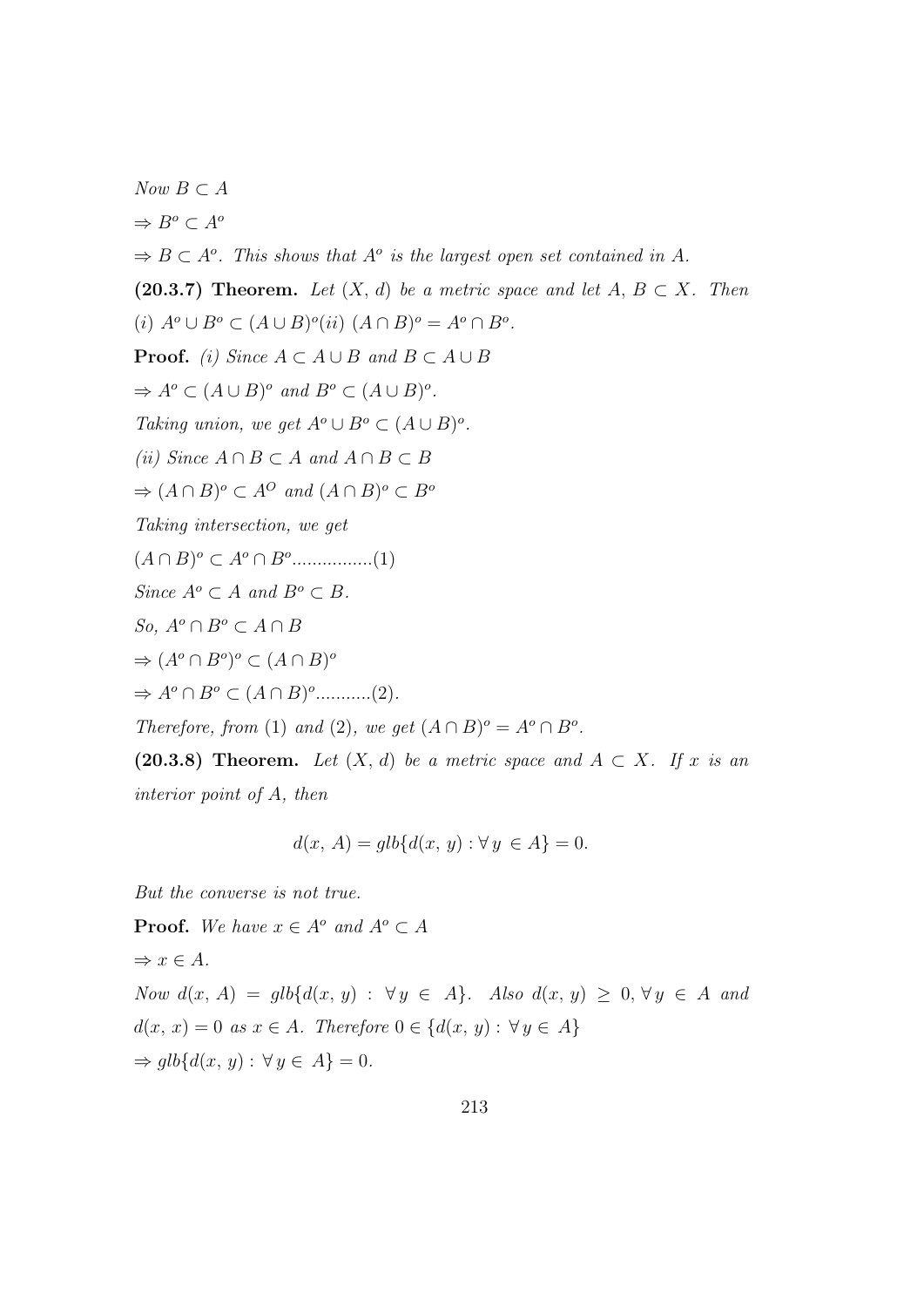*Now* $B \subset A$

$\Rightarrow B^o \subset A^o$

$\Rightarrow B \subset A^o$. *This shows that* $A^o$ *is the largest open set contained in* $A$.

**(20.3.7) Theorem.** *Let* $(X, d)$ *be a metric space and let* $A, B \subset X$. *Then*

(i) $A^o \cup B^o \subset (A \cup B)^o$(ii) $(A \cap B)^o = A^o \cap B^o$.

**Proof.** *(i) Since* $A \subset A \cup B$ *and* $B \subset A \cup B$

$\Rightarrow A^o \subset (A \cup B)^o$ *and* $B^o \subset (A \cup B)^o$.

*Taking union, we get* $A^o \cup B^o \subset (A \cup B)^o$.

*(ii) Since* $A \cap B \subset A$ *and* $A \cap B \subset B$

$\Rightarrow (A \cap B)^o \subset A^O$ *and* $(A \cap B)^o \subset B^o$

*Taking intersection, we get*

$(A \cap B)^o \subset A^o \cap B^o$................(1)

*Since* $A^o \subset A$ *and* $B^o \subset B$.

*So,* $A^o \cap B^o \subset A \cap B$

$\Rightarrow (A^o \cap B^o)^o \subset (A \cap B)^o$

$\Rightarrow A^o \cap B^o \subset (A \cap B)^o$...........(2).

*Therefore, from* (1) *and* (2), *we get* $(A \cap B)^o = A^o \cap B^o$.

**(20.3.8) Theorem.** *Let* $(X, d)$ *be a metric space and* $A \subset X$. *If* $x$ *is an interior point of* $A$, *then*

$$d(x, A) = glb\{d(x, y) : \forall\, y \in A\} = 0.$$

*But the converse is not true.*

**Proof.** *We have* $x \in A^o$ *and* $A^o \subset A$

$\Rightarrow x \in A$.

*Now* $d(x, A) = glb\{d(x, y) : \forall\, y \in A\}$. *Also* $d(x, y) \geq 0, \forall\, y \in A$ *and* $d(x, x) = 0$ *as* $x \in A$. *Therefore* $0 \in \{d(x, y) : \forall\, y \in A\}$

$\Rightarrow glb\{d(x, y) : \forall\, y \in A\} = 0$.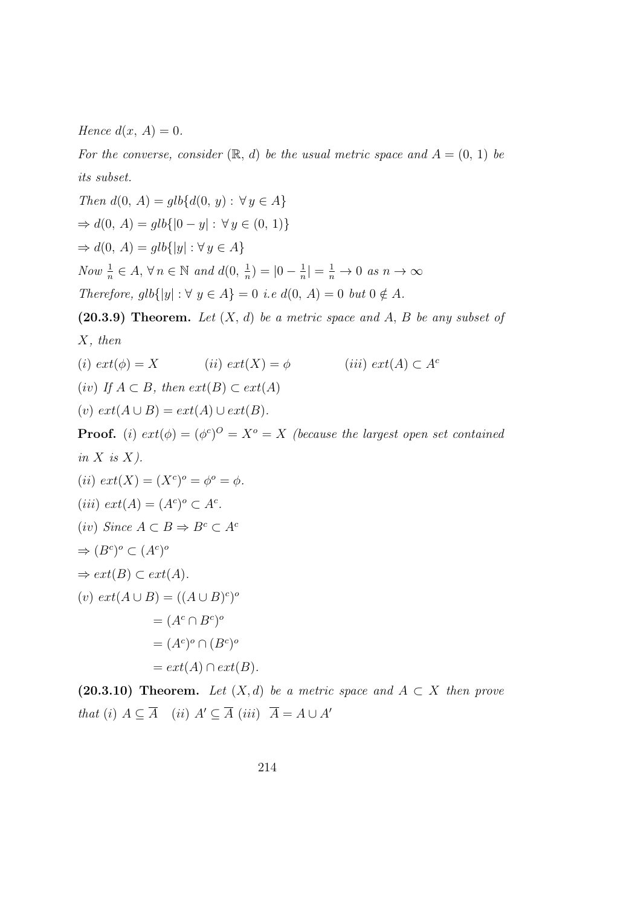*Hence* $d(x,\ A) = 0$.

*For the converse, consider* $(\mathbb{R},\ d)$ *be the usual metric space and* $A = (0,\ 1)$ *be its subset.*

*Then* $d(0,\ A) = glb\{d(0,\ y) : \forall\, y \in A\}$

$\Rightarrow d(0,\ A) = glb\{|0 - y| : \forall\, y \in (0,\ 1)\}$

$\Rightarrow d(0,\ A) = glb\{|y| : \forall\, y \in A\}$

*Now* $\frac{1}{n} \in A,\ \forall\, n \in \mathbb{N}$ *and* $d(0,\ \frac{1}{n}) = |0 - \frac{1}{n}| = \frac{1}{n} \to 0$ *as* $n \to \infty$

*Therefore,* $glb\{|y| : \forall\ y \in A\} = 0$ *i.e* $d(0,\ A) = 0$ *but* $0 \notin A$.

**(20.3.9) Theorem.** *Let* $(X,\ d)$ *be a metric space and* $A,\ B$ *be any subset of* $X$*, then*

$(i)$ $ext(\phi) = X$ $\qquad$ $(ii)$ $ext(X) = \phi$ $\qquad$ $(iii)$ $ext(A) \subset A^c$

$(iv)$ *If* $A \subset B$*, then* $ext(B) \subset ext(A)$

$(v)$ $ext(A \cup B) = ext(A) \cup ext(B)$.

**Proof.** $(i)$ $ext(\phi) = (\phi^c)^O = X^o = X$ *(because the largest open set contained in* $X$ *is* $X$*).*

$(ii)$ $ext(X) = (X^c)^o = \phi^o = \phi$.

$(iii)$ $ext(A) = (A^c)^o \subset A^c$.

$(iv)$ *Since* $A \subset B \Rightarrow B^c \subset A^c$

$\Rightarrow (B^c)^o \subset (A^c)^o$

$\Rightarrow ext(B) \subset ext(A)$.

$(v)$
$$
\begin{aligned}
ext(A \cup B) &= ((A \cup B)^c)^o \\
&= (A^c \cap B^c)^o \\
&= (A^c)^o \cap (B^c)^o \\
&= ext(A) \cap ext(B).
\end{aligned}
$$

**(20.3.10) Theorem.** *Let* $(X, d)$ *be a metric space and* $A \subset X$ *then prove that* $(i)$ $A \subseteq \overline{A}$ $\quad$ $(ii)$ $A' \subseteq \overline{A}$ $(iii)$ $\overline{A} = A \cup A'$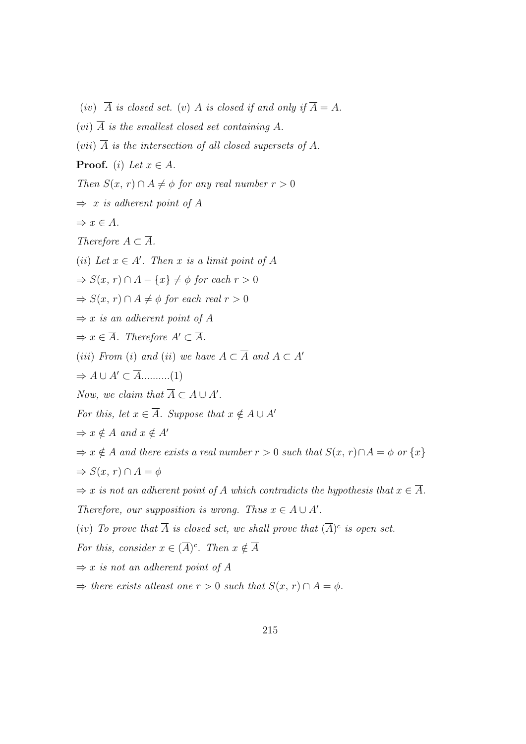$(iv)$ $\overline{A}$ *is closed set.* $(v)$ $A$ *is closed if and only if* $\overline{A} = A$.

$(vi)$ $\overline{A}$ *is the smallest closed set containing* $A$.

$(vii)$ $\overline{A}$ *is the intersection of all closed supersets of* $A$.

**Proof.** $(i)$ *Let* $x \in A$.

*Then* $S(x, r) \cap A \neq \phi$ *for any real number* $r > 0$

$\Rightarrow$ *$x$ is adherent point of $A$*

$\Rightarrow x \in \overline{A}$.

*Therefore* $A \subset \overline{A}$.

$(ii)$ *Let* $x \in A'$. *Then $x$ is a limit point of $A$*

$\Rightarrow S(x, r) \cap A - \{x\} \neq \phi$ *for each* $r > 0$

$\Rightarrow S(x, r) \cap A \neq \phi$ *for each real* $r > 0$

$\Rightarrow$ *$x$ is an adherent point of $A$*

$\Rightarrow x \in \overline{A}$. *Therefore* $A' \subset \overline{A}$.

$(iii)$ *From $(i)$ and $(ii)$ we have* $A \subset \overline{A}$ *and* $A \subset A'$

$\Rightarrow A \cup A' \subset \overline{A}$..........(1)

*Now, we claim that* $\overline{A} \subset A \cup A'$.

*For this, let* $x \in \overline{A}$. *Suppose that* $x \notin A \cup A'$

$\Rightarrow x \notin A$ *and* $x \notin A'$

$\Rightarrow x \notin A$ *and there exists a real number* $r > 0$ *such that* $S(x, r) \cap A = \phi$ *or* $\{x\}$

$\Rightarrow S(x, r) \cap A = \phi$

$\Rightarrow$ *$x$ is not an adherent point of $A$ which contradicts the hypothesis that* $x \in \overline{A}$.

*Therefore, our supposition is wrong. Thus* $x \in A \cup A'$.

$(iv)$ *To prove that $\overline{A}$ is closed set, we shall prove that* $(\overline{A})^c$ *is open set.*

*For this, consider* $x \in (\overline{A})^c$. *Then* $x \notin \overline{A}$

$\Rightarrow$ *$x$ is not an adherent point of $A$*

$\Rightarrow$ *there exists atleast one* $r > 0$ *such that* $S(x, r) \cap A = \phi$.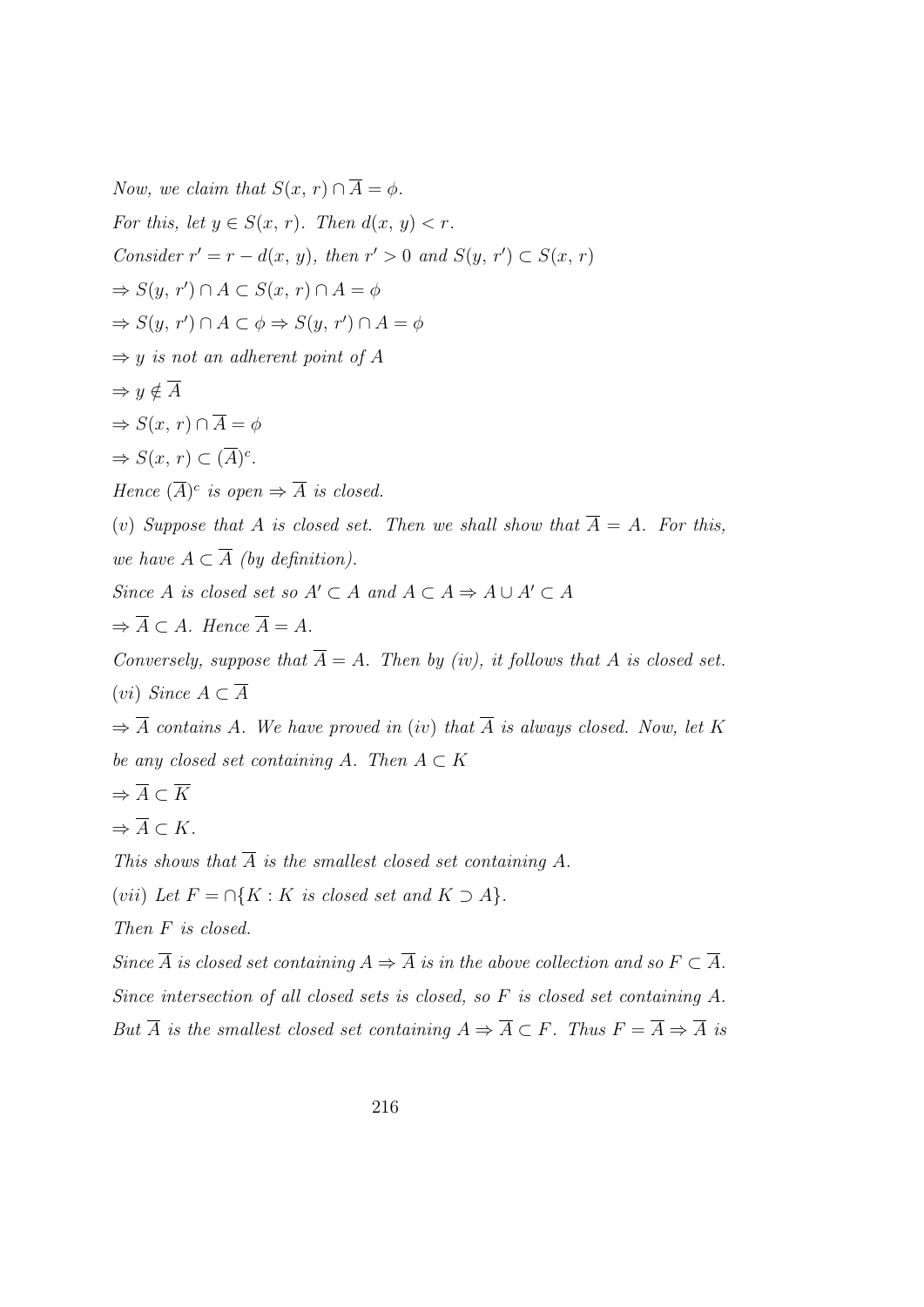*Now, we claim that* $S(x, r) \cap \overline{A} = \phi$.

*For this, let* $y \in S(x, r)$. *Then* $d(x, y) < r$.

*Consider* $r' = r - d(x, y)$, *then* $r' > 0$ *and* $S(y, r') \subset S(x, r)$

$\Rightarrow S(y, r') \cap A \subset S(x, r) \cap A = \phi$

$\Rightarrow S(y, r') \cap A \subset \phi \Rightarrow S(y, r') \cap A = \phi$

$\Rightarrow$ *y is not an adherent point of A*

$\Rightarrow y \notin \overline{A}$

$\Rightarrow S(x, r) \cap \overline{A} = \phi$

$\Rightarrow S(x, r) \subset (\overline{A})^c$.

*Hence* $(\overline{A})^c$ *is open* $\Rightarrow \overline{A}$ *is closed.*

$(v)$ *Suppose that A is closed set. Then we shall show that* $\overline{A} = A$. *For this, we have* $A \subset \overline{A}$ *(by definition).*

*Since A is closed set so* $A' \subset A$ *and* $A \subset A \Rightarrow A \cup A' \subset A$

$\Rightarrow \overline{A} \subset A$. *Hence* $\overline{A} = A$.

*Conversely, suppose that* $\overline{A} = A$. *Then by (iv), it follows that A is closed set.*

$(vi)$ *Since* $A \subset \overline{A}$

$\Rightarrow \overline{A}$ *contains A. We have proved in (iv) that* $\overline{A}$ *is always closed. Now, let K be any closed set containing A. Then* $A \subset K$

$\Rightarrow \overline{A} \subset \overline{K}$

$\Rightarrow \overline{A} \subset K$.

*This shows that* $\overline{A}$ *is the smallest closed set containing A.*

$(vii)$ *Let* $F = \cap\{K : K \text{ is closed set and } K \supset A\}$.

*Then F is closed.*

*Since* $\overline{A}$ *is closed set containing* $A \Rightarrow \overline{A}$ *is in the above collection and so* $F \subset \overline{A}$.

*Since intersection of all closed sets is closed, so F is closed set containing A.*

*But* $\overline{A}$ *is the smallest closed set containing* $A \Rightarrow \overline{A} \subset F$. *Thus* $F = \overline{A} \Rightarrow \overline{A}$ *is*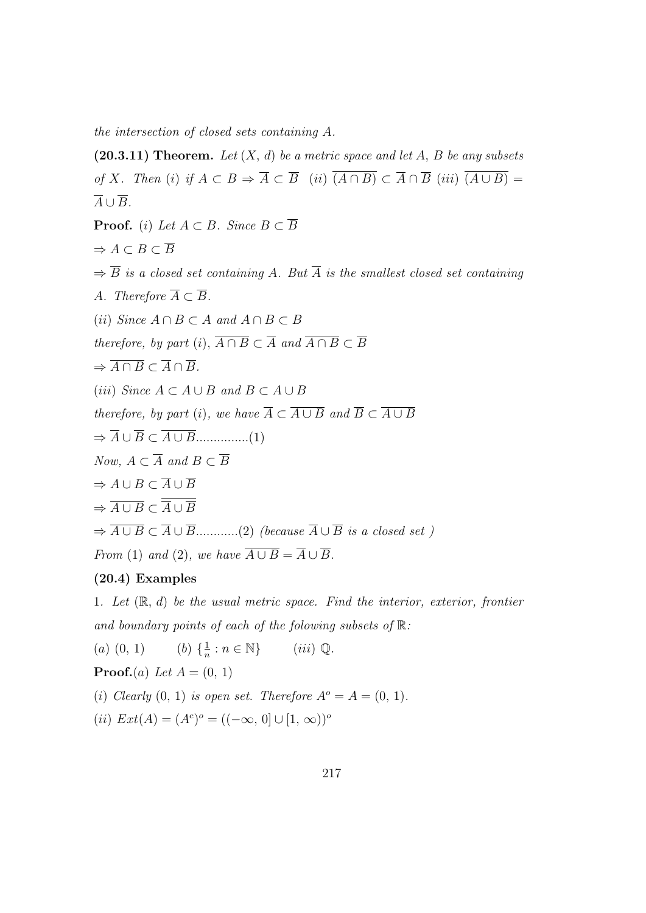*the intersection of closed sets containing A.*

**(20.3.11) Theorem.** *Let $(X,\, d)$ be a metric space and let $A$, $B$ be any subsets of $X$. Then (i) if $A \subset B \Rightarrow \overline{A} \subset \overline{B}$ (ii) $\overline{(A \cap B)} \subset \overline{A} \cap \overline{B}$ (iii) $\overline{(A \cup B)} = \overline{A} \cup \overline{B}$.*

**Proof.** *(i) Let $A \subset B$. Since $B \subset \overline{B}$*

$\Rightarrow A \subset B \subset \overline{B}$

$\Rightarrow \overline{B}$ *is a closed set containing A. But $\overline{A}$ is the smallest closed set containing A. Therefore $\overline{A} \subset \overline{B}$.*

*(ii) Since $A \cap B \subset A$ and $A \cap B \subset B$*

*therefore, by part (i), $\overline{A \cap B} \subset \overline{A}$ and $\overline{A \cap B} \subset \overline{B}$*

$\Rightarrow \overline{A \cap B} \subset \overline{A} \cap \overline{B}$.

*(iii) Since $A \subset A \cup B$ and $B \subset A \cup B$*

*therefore, by part (i), we have $\overline{A} \subset \overline{A \cup B}$ and $\overline{B} \subset \overline{A \cup B}$*

$\Rightarrow \overline{A} \cup \overline{B} \subset \overline{A \cup B}$...............(1)

*Now, $A \subset \overline{A}$ and $B \subset \overline{B}$*

$\Rightarrow A \cup B \subset \overline{A} \cup \overline{B}$

$\Rightarrow \overline{A \cup B} \subset \overline{\overline{A} \cup \overline{B}}$

$\Rightarrow \overline{A \cup B} \subset \overline{A} \cup \overline{B}$............(2) *(because $\overline{A} \cup \overline{B}$ is a closed set )*

*From (1) and (2), we have $\overline{A \cup B} = \overline{A} \cup \overline{B}$.*

**(20.4) Examples**

1. *Let $(\mathbb{R},\, d)$ be the usual metric space. Find the interior, exterior, frontier and boundary points of each of the folowing subsets of $\mathbb{R}$:*

*(a)* $(0,\, 1)$ *(b)* $\{\frac{1}{n} : n \in \mathbb{N}\}$ *(iii)* $\mathbb{Q}$.

**Proof.***(a) Let $A = (0,\, 1)$*

*(i) Clearly $(0,\, 1)$ is open set. Therefore $A^o = A = (0,\, 1)$.*

*(ii) $Ext(A) = (A^c)^o = ((-\infty,\, 0] \cup [1,\, \infty))^o$*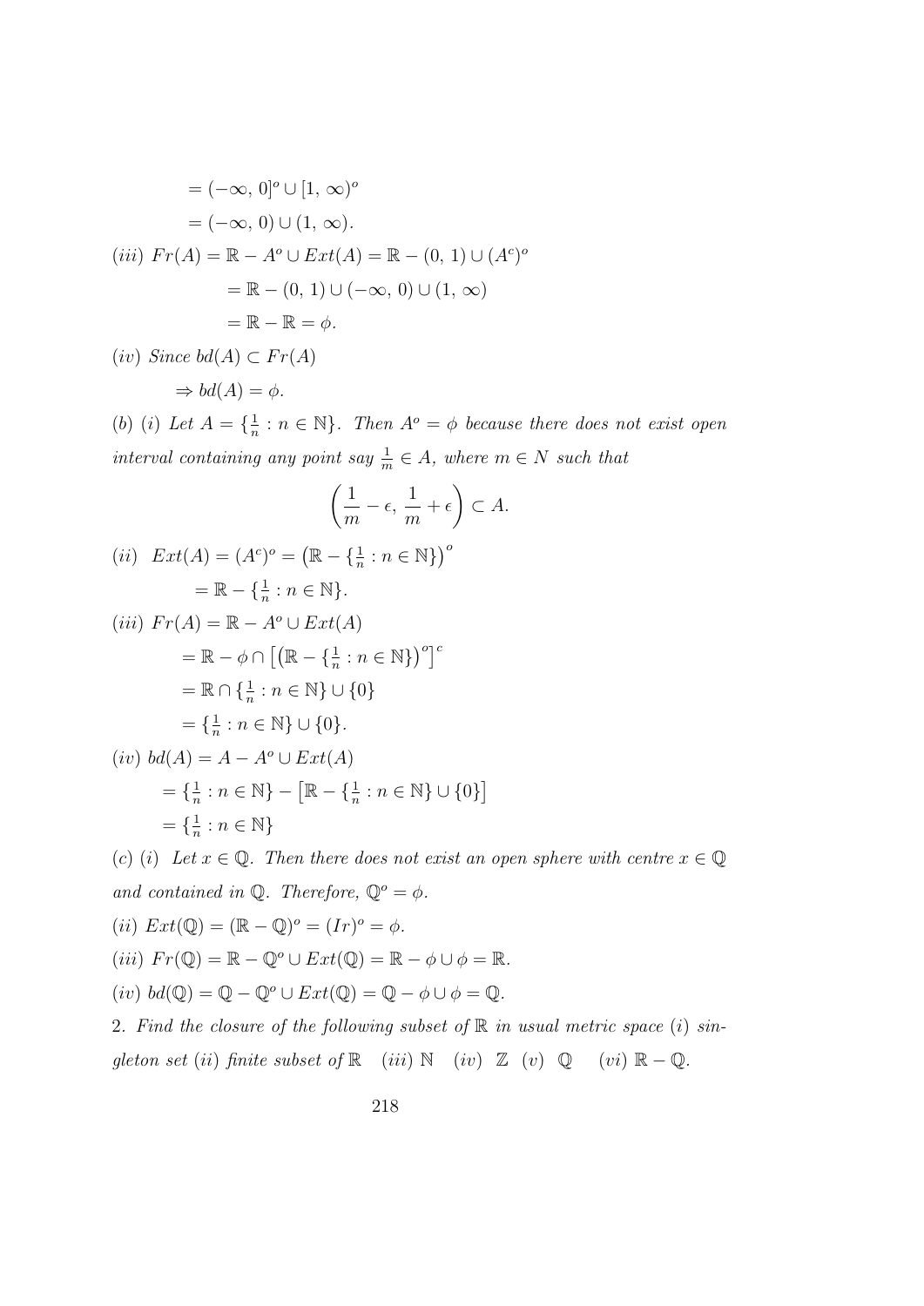$$= (-\infty,\, 0]^o \cup [1,\, \infty)^o$$

$$= (-\infty,\, 0) \cup (1,\, \infty).$$

$(iii)$ $Fr(A) = \mathbb{R} - A^o \cup Ext(A) = \mathbb{R} - (0,\, 1) \cup (A^c)^o$

$$= \mathbb{R} - (0,\, 1) \cup (-\infty,\, 0) \cup (1,\, \infty)$$

$$= \mathbb{R} - \mathbb{R} = \phi.$$

$(iv)$ *Since* $bd(A) \subset Fr(A)$

$$\Rightarrow bd(A) = \phi.$$

$(b)$ $(i)$ *Let* $A = \{\frac{1}{n} : n \in \mathbb{N}\}$. *Then* $A^o = \phi$ *because there does not exist open interval containing any point say* $\frac{1}{m} \in A$, *where* $m \in N$ *such that*

$$\left(\frac{1}{m} - \epsilon,\, \frac{1}{m} + \epsilon\right) \subset A.$$

$(ii)$ $Ext(A) = (A^c)^o = \left(\mathbb{R} - \{\frac{1}{n} : n \in \mathbb{N}\}\right)^o$

$$= \mathbb{R} - \{\tfrac{1}{n} : n \in \mathbb{N}\}.$$

$(iii)$ $Fr(A) = \mathbb{R} - A^o \cup Ext(A)$

$$= \mathbb{R} - \phi \cap \left[\left(\mathbb{R} - \{\tfrac{1}{n} : n \in \mathbb{N}\}\right)^o\right]^c$$

$$= \mathbb{R} \cap \{\tfrac{1}{n} : n \in \mathbb{N}\} \cup \{0\}$$

$$= \{\tfrac{1}{n} : n \in \mathbb{N}\} \cup \{0\}.$$

$(iv)$ $bd(A) = A - A^o \cup Ext(A)$

$$= \{\tfrac{1}{n} : n \in \mathbb{N}\} - \left[\mathbb{R} - \{\tfrac{1}{n} : n \in \mathbb{N}\} \cup \{0\}\right]$$

$$= \{\tfrac{1}{n} : n \in \mathbb{N}\}$$

$(c)$ $(i)$ *Let* $x \in \mathbb{Q}$. *Then there does not exist an open sphere with centre* $x \in \mathbb{Q}$ *and contained in* $\mathbb{Q}$. *Therefore,* $\mathbb{Q}^o = \phi$.

$(ii)$ $Ext(\mathbb{Q}) = (\mathbb{R} - \mathbb{Q})^o = (Ir)^o = \phi.$

$(iii)$ $Fr(\mathbb{Q}) = \mathbb{R} - \mathbb{Q}^o \cup Ext(\mathbb{Q}) = \mathbb{R} - \phi \cup \phi = \mathbb{R}.$

$(iv)$ $bd(\mathbb{Q}) = \mathbb{Q} - \mathbb{Q}^o \cup Ext(\mathbb{Q}) = \mathbb{Q} - \phi \cup \phi = \mathbb{Q}.$

2. *Find the closure of the following subset of* $\mathbb{R}$ *in usual metric space* $(i)$ *singleton set* $(ii)$ *finite subset of* $\mathbb{R}$ $(iii)$ $\mathbb{N}$ $(iv)$ $\mathbb{Z}$ $(v)$ $\mathbb{Q}$ $(vi)$ $\mathbb{R} - \mathbb{Q}$.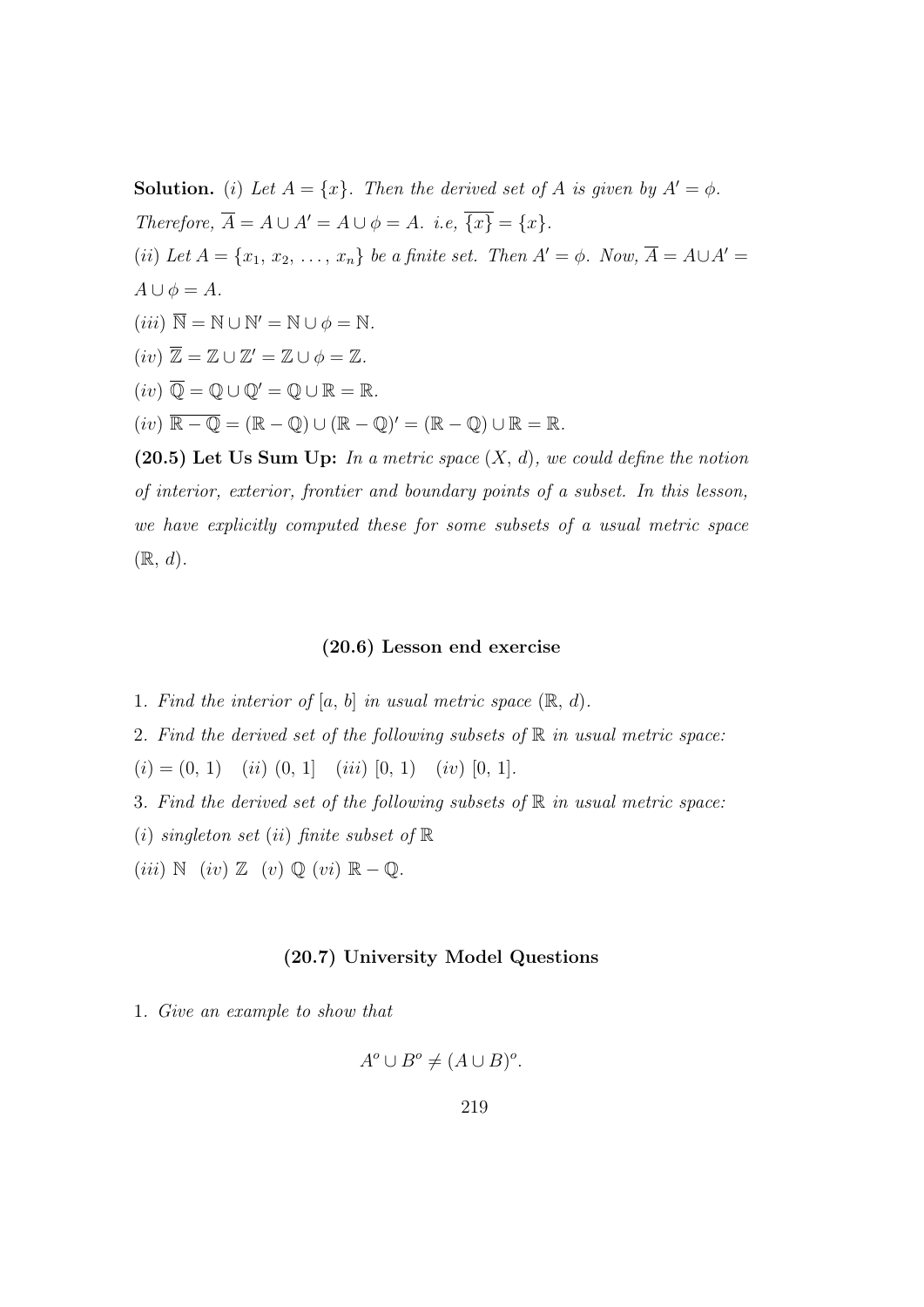**Solution.** *(i) Let $A = \{x\}$. Then the derived set of $A$ is given by $A' = \phi$. Therefore, $\overline{A} = A \cup A' = A \cup \phi = A$. i.e, $\overline{\{x\}} = \{x\}$.*

*(ii) Let $A = \{x_1, x_2, \ldots, x_n\}$ be a finite set. Then $A' = \phi$. Now, $\overline{A} = A \cup A' = A \cup \phi = A$.*

*(iii)* $\overline{\mathbb{N}} = \mathbb{N} \cup \mathbb{N}' = \mathbb{N} \cup \phi = \mathbb{N}$.

*(iv)* $\overline{\mathbb{Z}} = \mathbb{Z} \cup \mathbb{Z}' = \mathbb{Z} \cup \phi = \mathbb{Z}$.

*(iv)* $\overline{\mathbb{Q}} = \mathbb{Q} \cup \mathbb{Q}' = \mathbb{Q} \cup \mathbb{R} = \mathbb{R}$.

*(iv)* $\overline{\mathbb{R} - \mathbb{Q}} = (\mathbb{R} - \mathbb{Q}) \cup (\mathbb{R} - \mathbb{Q})' = (\mathbb{R} - \mathbb{Q}) \cup \mathbb{R} = \mathbb{R}$.

**(20.5) Let Us Sum Up:** *In a metric space $(X, d)$, we could define the notion of interior, exterior, frontier and boundary points of a subset. In this lesson, we have explicitly computed these for some subsets of a usual metric space $(\mathbb{R}, d)$.*

### (20.6) Lesson end exercise

1. *Find the interior of $[a, b]$ in usual metric space $(\mathbb{R}, d)$.*

2. *Find the derived set of the following subsets of $\mathbb{R}$ in usual metric space:*
*(i)* $= (0, 1)$ *(ii)* $(0, 1]$ *(iii)* $[0, 1)$ *(iv)* $[0, 1]$.

3. *Find the derived set of the following subsets of $\mathbb{R}$ in usual metric space:*
*(i) singleton set (ii) finite subset of* $\mathbb{R}$
*(iii)* $\mathbb{N}$ *(iv)* $\mathbb{Z}$ *(v)* $\mathbb{Q}$ *(vi)* $\mathbb{R} - \mathbb{Q}$.

### (20.7) University Model Questions

1. *Give an example to show that*

$$A^o \cup B^o \neq (A \cup B)^o.$$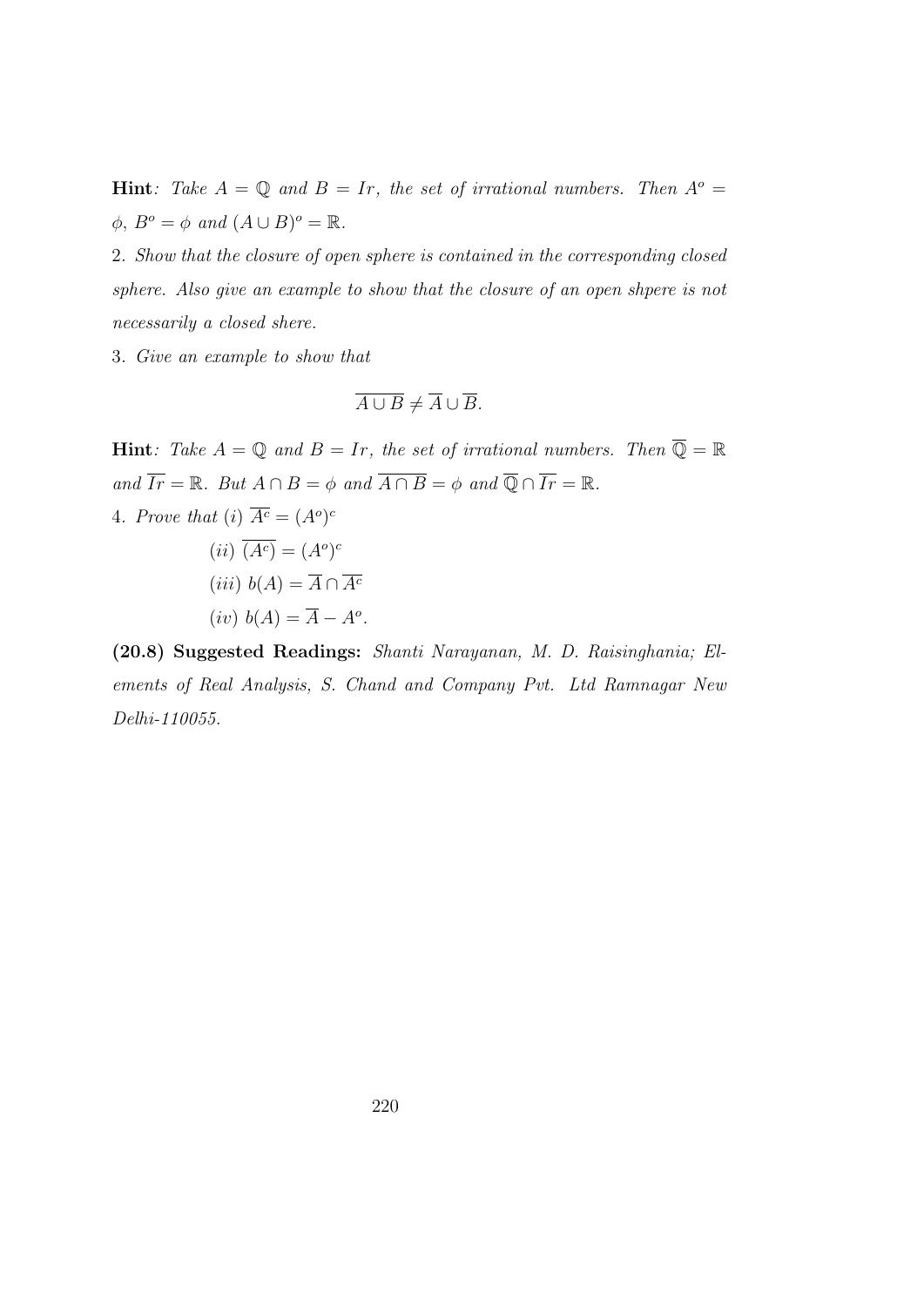**Hint**: *Take $A = \mathbb{Q}$ and $B = Ir$, the set of irrational numbers. Then $A^o = \phi$, $B^o = \phi$ and $(A \cup B)^o = \mathbb{R}$.*

2. *Show that the closure of open sphere is contained in the corresponding closed sphere. Also give an example to show that the closure of an open shpere is not necessarily a closed shere.*

3. *Give an example to show that*

$$\overline{A \cup B} \neq \overline{A} \cup \overline{B}.$$

**Hint**: *Take $A = \mathbb{Q}$ and $B = Ir$, the set of irrational numbers. Then $\overline{\mathbb{Q}} = \mathbb{R}$ and $\overline{Ir} = \mathbb{R}$. But $A \cap B = \phi$ and $\overline{A \cap B} = \phi$ and $\overline{\mathbb{Q}} \cap \overline{Ir} = \mathbb{R}$.*

4. *Prove that* (i) $\overline{A^c} = (A^o)^c$

(ii) $\overline{(A^c)} = (A^o)^c$

(iii) $b(A) = \overline{A} \cap \overline{A^c}$

(iv) $b(A) = \overline{A} - A^o$.

**(20.8) Suggested Readings:** *Shanti Narayanan, M. D. Raisinghania; Elements of Real Analysis, S. Chand and Company Pvt. Ltd Ramnagar New Delhi-110055.*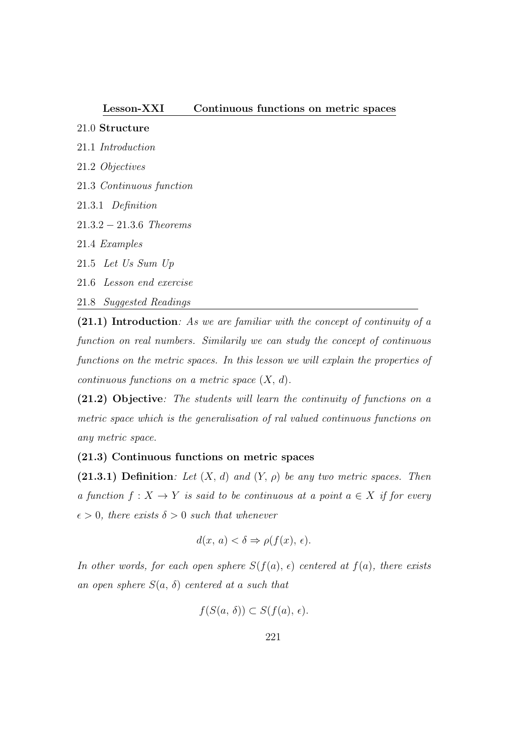**Lesson-XXI Continuous functions on metric spaces**

21.0 **Structure**

21.1 *Introduction*

21.2 *Objectives*

21.3 *Continuous function*

21.3.1 *Definition*

21.3.2 − 21.3.6 *Theorems*

21.4 *Examples*

21.5 *Let Us Sum Up*

21.6 *Lesson end exercise*

21.8 *Suggested Readings*

**(21.1) Introduction**: *As we are familiar with the concept of continuity of a function on real numbers. Similarily we can study the concept of continuous functions on the metric spaces. In this lesson we will explain the properties of continuous functions on a metric space $(X, d)$.*

**(21.2) Objective**: *The students will learn the continuity of functions on a metric space which is the generalisation of ral valued continuous functions on any metric space.*

**(21.3) Continuous functions on metric spaces**

**(21.3.1) Definition**: *Let $(X, d)$ and $(Y, \rho)$ be any two metric spaces. Then a function $f : X \to Y$ is said to be continuous at a point $a \in X$ if for every $\epsilon > 0$, there exists $\delta > 0$ such that whenever*

$$d(x, a) < \delta \Rightarrow \rho(f(x), \epsilon).$$

*In other words, for each open sphere $S(f(a), \epsilon)$ centered at $f(a)$, there exists an open sphere $S(a, \delta)$ centered at $a$ such that*

$$f(S(a, \delta)) \subset S(f(a), \epsilon).$$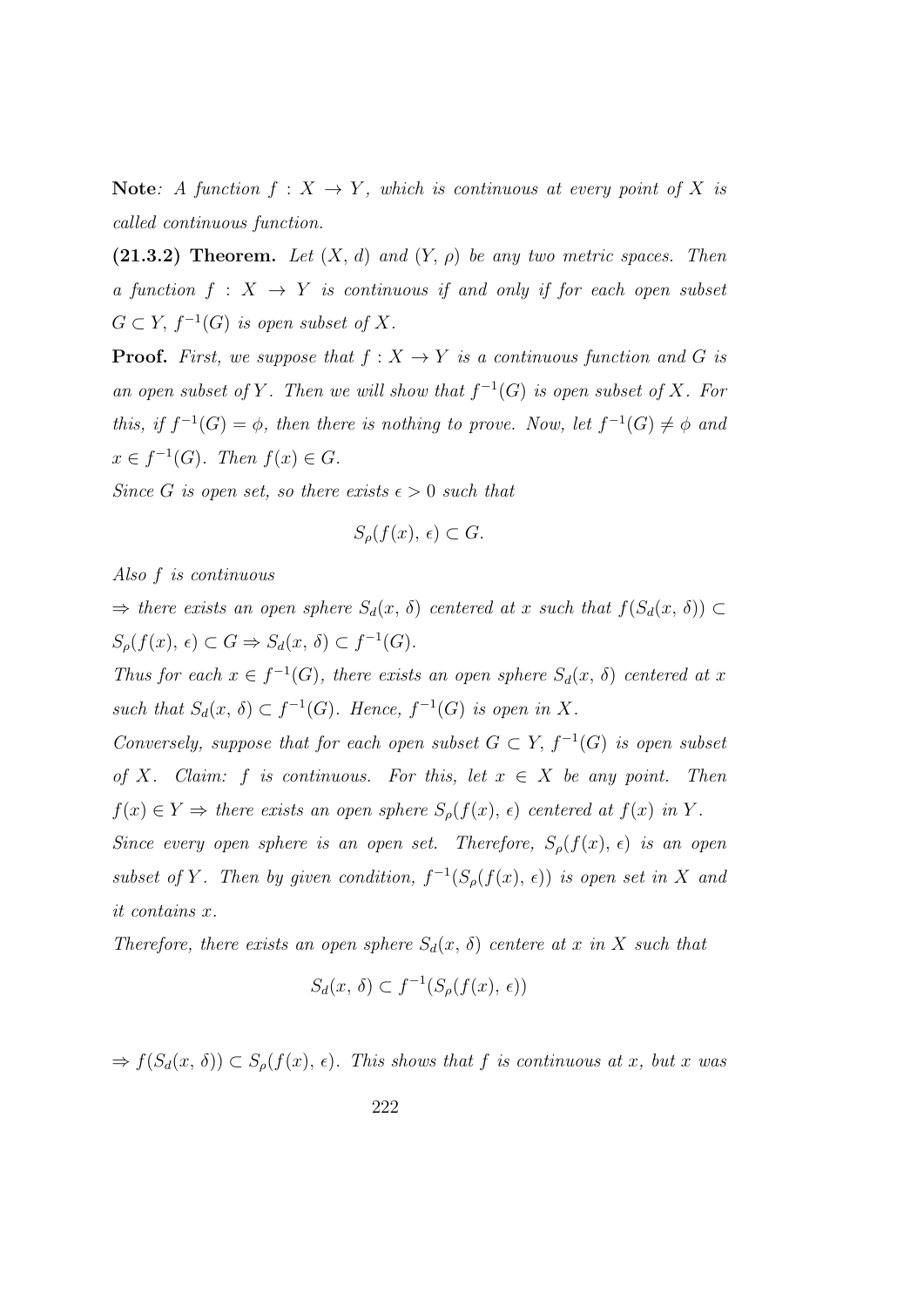**Note**: *A function $f : X \to Y$, which is continuous at every point of $X$ is called continuous function.*

**(21.3.2) Theorem.** *Let $(X, d)$ and $(Y, \rho)$ be any two metric spaces. Then a function $f : X \to Y$ is continuous if and only if for each open subset $G \subset Y$, $f^{-1}(G)$ is open subset of $X$.*

**Proof.** *First, we suppose that $f : X \to Y$ is a continuous function and $G$ is an open subset of $Y$. Then we will show that $f^{-1}(G)$ is open subset of $X$. For this, if $f^{-1}(G) = \phi$, then there is nothing to prove. Now, let $f^{-1}(G) \neq \phi$ and $x \in f^{-1}(G)$. Then $f(x) \in G$.*

*Since $G$ is open set, so there exists $\epsilon > 0$ such that*

$$S_\rho(f(x), \epsilon) \subset G.$$

*Also $f$ is continuous*

*$\Rightarrow$ there exists an open sphere $S_d(x, \delta)$ centered at $x$ such that $f(S_d(x, \delta)) \subset S_\rho(f(x), \epsilon) \subset G \Rightarrow S_d(x, \delta) \subset f^{-1}(G)$.*

*Thus for each $x \in f^{-1}(G)$, there exists an open sphere $S_d(x, \delta)$ centered at $x$ such that $S_d(x, \delta) \subset f^{-1}(G)$. Hence, $f^{-1}(G)$ is open in $X$.*

*Conversely, suppose that for each open subset $G \subset Y$, $f^{-1}(G)$ is open subset of $X$. Claim: $f$ is continuous. For this, let $x \in X$ be any point. Then $f(x) \in Y \Rightarrow$ there exists an open sphere $S_\rho(f(x), \epsilon)$ centered at $f(x)$ in $Y$.*

*Since every open sphere is an open set. Therefore, $S_\rho(f(x), \epsilon)$ is an open subset of $Y$. Then by given condition, $f^{-1}(S_\rho(f(x), \epsilon))$ is open set in $X$ and it contains $x$.*

*Therefore, there exists an open sphere $S_d(x, \delta)$ centere at $x$ in $X$ such that*

$$S_d(x, \delta) \subset f^{-1}(S_\rho(f(x), \epsilon))$$

*$\Rightarrow f(S_d(x, \delta)) \subset S_\rho(f(x), \epsilon)$. This shows that $f$ is continuous at $x$, but $x$ was*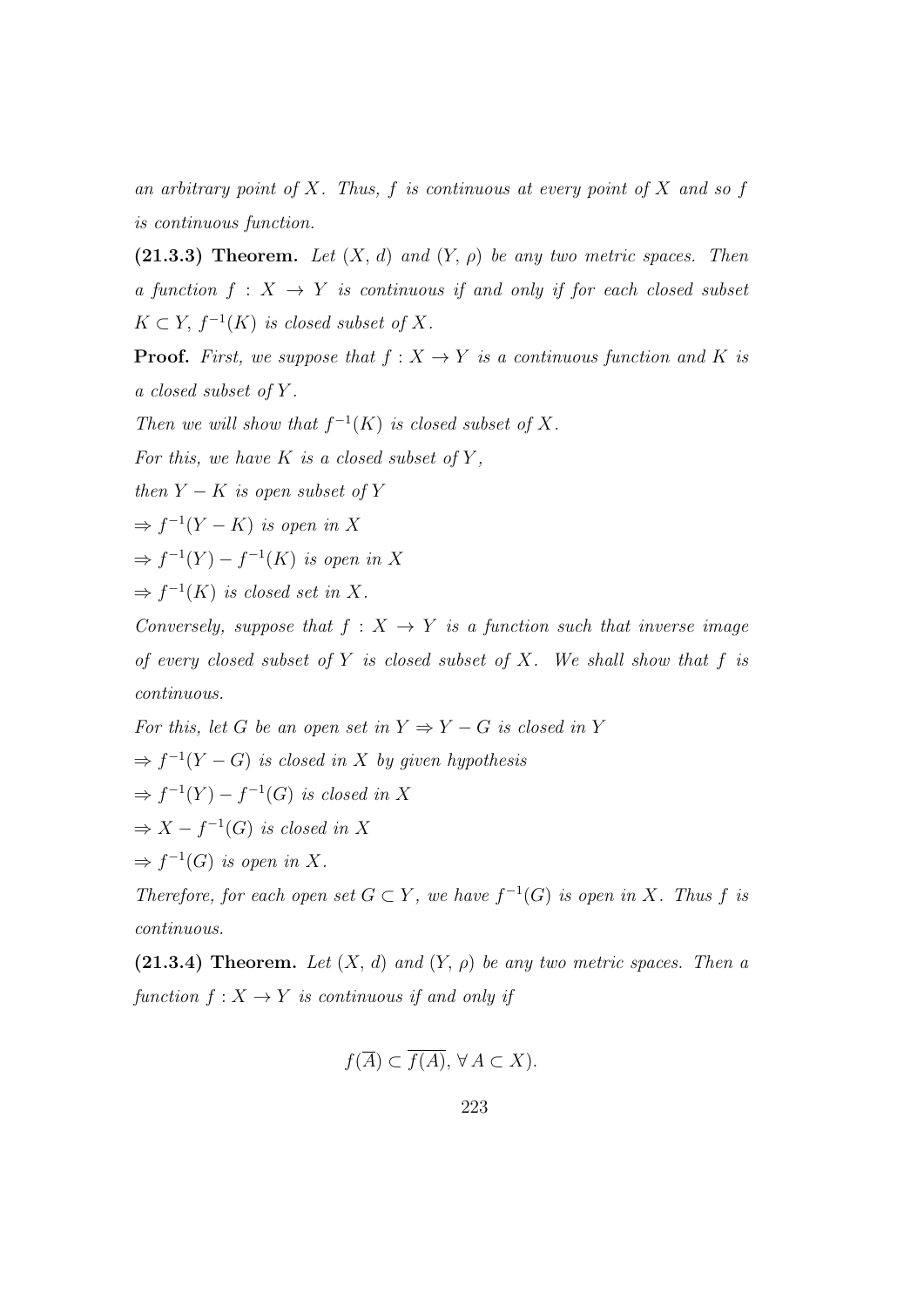*an arbitrary point of $X$. Thus, $f$ is continuous at every point of $X$ and so $f$ is continuous function.*

**(21.3.3) Theorem.** *Let $(X, d)$ and $(Y, \rho)$ be any two metric spaces. Then a function $f : X \to Y$ is continuous if and only if for each closed subset $K \subset Y$, $f^{-1}(K)$ is closed subset of $X$.*

**Proof.** *First, we suppose that $f : X \to Y$ is a continuous function and $K$ is a closed subset of $Y$.*

*Then we will show that $f^{-1}(K)$ is closed subset of $X$.*

*For this, we have $K$ is a closed subset of $Y$,*

*then $Y - K$ is open subset of $Y$*

$\Rightarrow f^{-1}(Y - K)$ *is open in* $X$

$\Rightarrow f^{-1}(Y) - f^{-1}(K)$ *is open in* $X$

$\Rightarrow f^{-1}(K)$ *is closed set in* $X$.

*Conversely, suppose that $f : X \to Y$ is a function such that inverse image of every closed subset of $Y$ is closed subset of $X$. We shall show that $f$ is continuous.*

*For this, let $G$ be an open set in $Y \Rightarrow Y - G$ is closed in $Y$*

$\Rightarrow f^{-1}(Y - G)$ *is closed in* $X$ *by given hypothesis*

$\Rightarrow f^{-1}(Y) - f^{-1}(G)$ *is closed in* $X$

$\Rightarrow X - f^{-1}(G)$ *is closed in* $X$

$\Rightarrow f^{-1}(G)$ *is open in* $X$.

*Therefore, for each open set $G \subset Y$, we have $f^{-1}(G)$ is open in $X$. Thus $f$ is continuous.*

**(21.3.4) Theorem.** *Let $(X, d)$ and $(Y, \rho)$ be any two metric spaces. Then a function $f : X \to Y$ is continuous if and only if*

$$f(\overline{A}) \subset \overline{f(A)}, \forall A \subset X).$$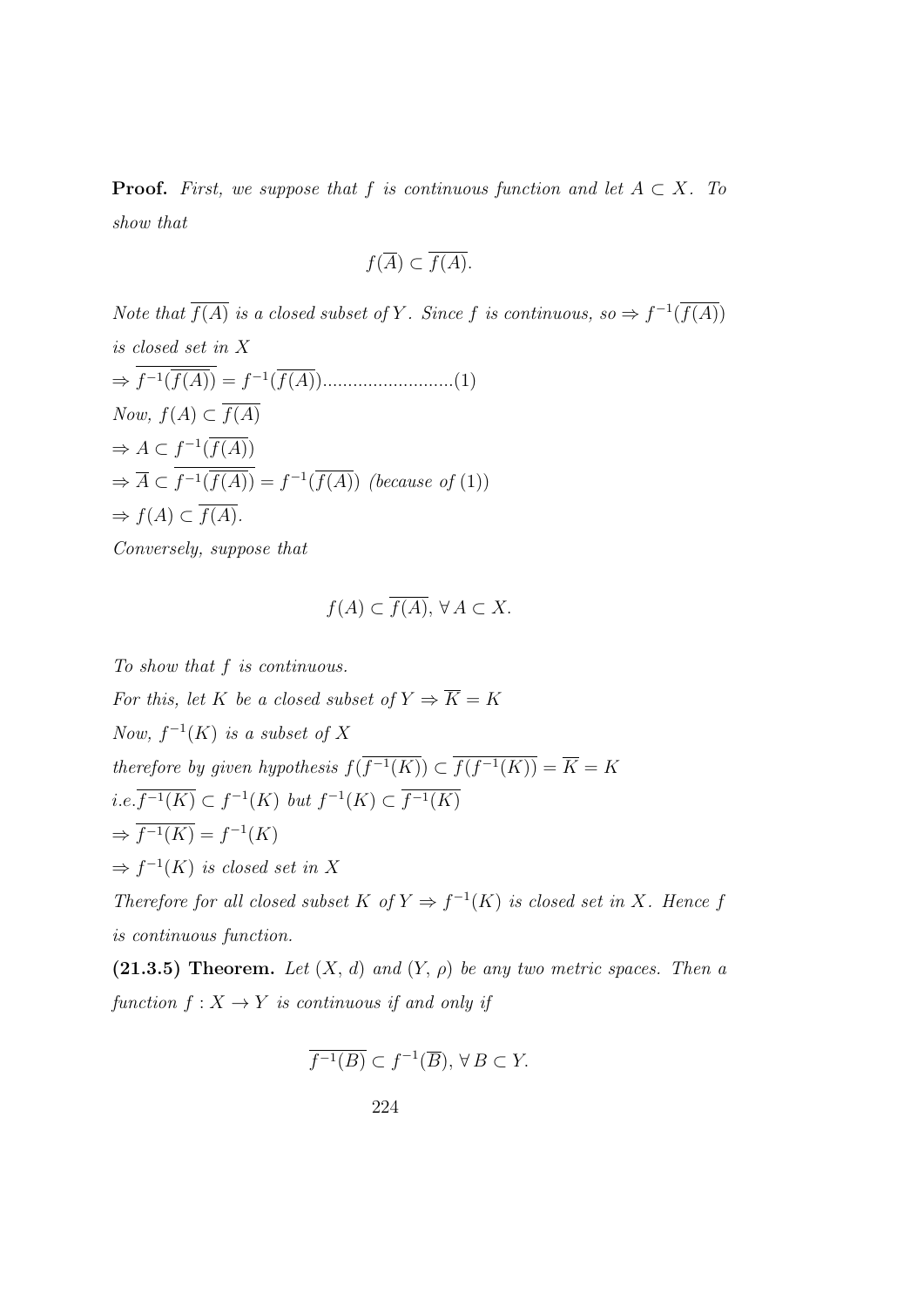**Proof.** *First, we suppose that $f$ is continuous function and let $A \subset X$. To show that*

$$f(\overline{A}) \subset \overline{f(A)}.$$

*Note that $\overline{f(A)}$ is a closed subset of $Y$. Since $f$ is continuous, so $\Rightarrow f^{-1}(\overline{f(A)})$ is closed set in $X$*

$\Rightarrow \overline{f^{-1}(\overline{f(A)})} = f^{-1}(\overline{f(A)})$..........................(1)

*Now,* $f(A) \subset \overline{f(A)}$

$\Rightarrow A \subset f^{-1}(\overline{f(A)})$

$\Rightarrow \overline{A} \subset \overline{f^{-1}(\overline{f(A)})} = f^{-1}(\overline{f(A)})$ *(because of (1))*

$\Rightarrow f(A) \subset \overline{f(A)}$.

*Conversely, suppose that*

$$f(A) \subset \overline{f(A)}, \forall A \subset X.$$

*To show that $f$ is continuous.*

*For this, let $K$ be a closed subset of $Y \Rightarrow \overline{K} = K$*

*Now, $f^{-1}(K)$ is a subset of $X$*

*therefore by given hypothesis* $f(\overline{f^{-1}(K)}) \subset \overline{f(f^{-1}(K))} = \overline{K} = K$

*i.e.* $\overline{f^{-1}(K)} \subset f^{-1}(K)$ *but* $f^{-1}(K) \subset \overline{f^{-1}(K)}$

$\Rightarrow \overline{f^{-1}(K)} = f^{-1}(K)$

$\Rightarrow f^{-1}(K)$ *is closed set in $X$*

*Therefore for all closed subset $K$ of $Y \Rightarrow f^{-1}(K)$ is closed set in $X$. Hence $f$ is continuous function.*

**(21.3.5) Theorem.** *Let $(X, d)$ and $(Y, \rho)$ be any two metric spaces. Then a function $f : X \to Y$ is continuous if and only if*

$$\overline{f^{-1}(B)} \subset f^{-1}(\overline{B}), \forall B \subset Y.$$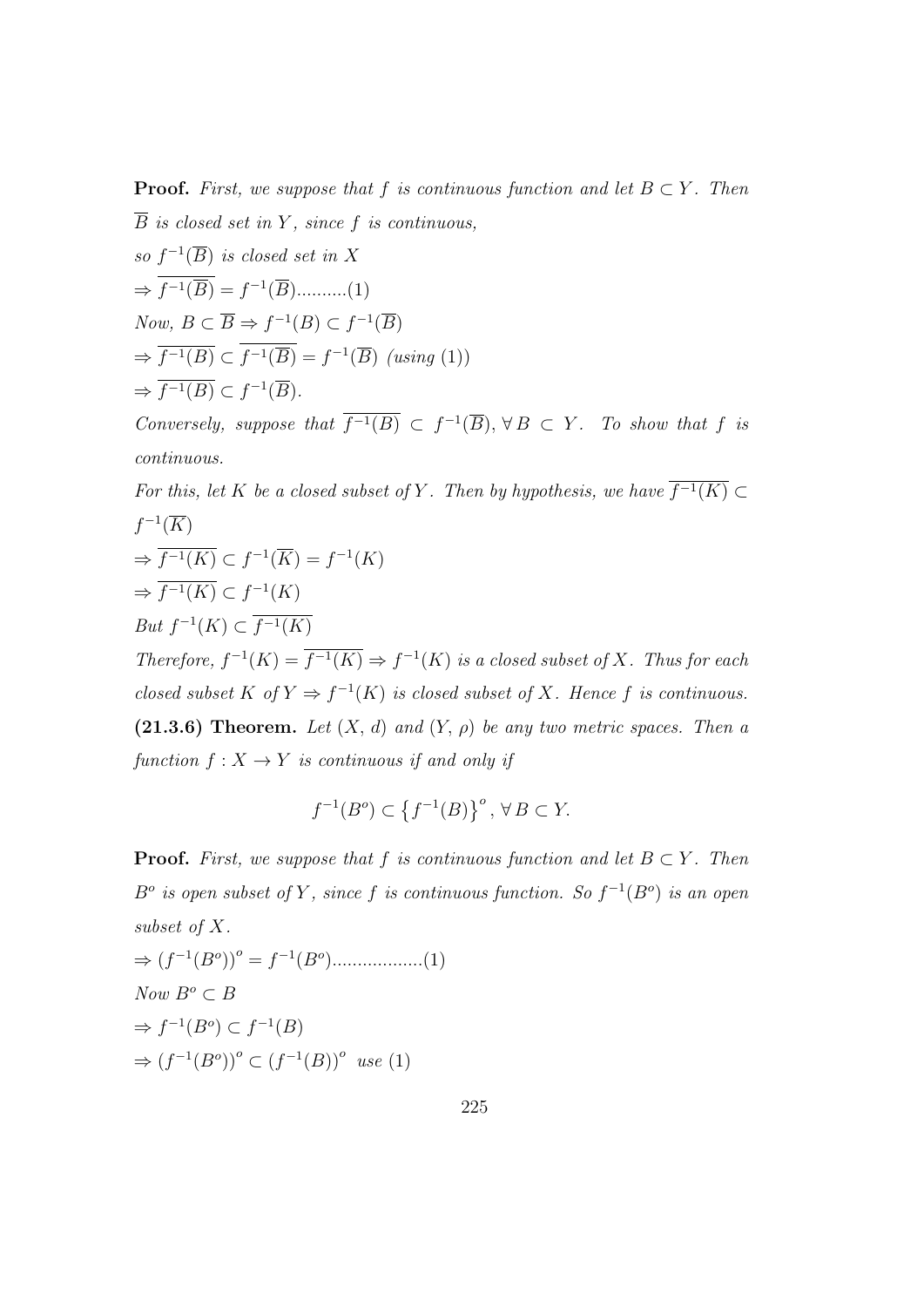**Proof.** *First, we suppose that $f$ is continuous function and let $B \subset Y$. Then $\overline{B}$ is closed set in $Y$, since $f$ is continuous,*

*so $f^{-1}(\overline{B})$ is closed set in $X$*

$\Rightarrow \overline{f^{-1}(\overline{B})} = f^{-1}(\overline{B})$..........(1)

*Now,* $B \subset \overline{B} \Rightarrow f^{-1}(B) \subset f^{-1}(\overline{B})$

$\Rightarrow \overline{f^{-1}(B)} \subset \overline{f^{-1}(\overline{B})} = f^{-1}(\overline{B})$ *(using (1))*

$\Rightarrow \overline{f^{-1}(B)} \subset f^{-1}(\overline{B})$.

*Conversely, suppose that $\overline{f^{-1}(B)} \subset f^{-1}(\overline{B}), \forall\, B \subset Y$. To show that $f$ is continuous.*

*For this, let $K$ be a closed subset of $Y$. Then by hypothesis, we have $\overline{f^{-1}(K)} \subset f^{-1}(\overline{K})$*

$\Rightarrow \overline{f^{-1}(K)} \subset f^{-1}(\overline{K}) = f^{-1}(K)$

$\Rightarrow \overline{f^{-1}(K)} \subset f^{-1}(K)$

*But* $f^{-1}(K) \subset \overline{f^{-1}(K)}$

*Therefore, $f^{-1}(K) = \overline{f^{-1}(K)} \Rightarrow f^{-1}(K)$ is a closed subset of $X$. Thus for each closed subset $K$ of $Y \Rightarrow f^{-1}(K)$ is closed subset of $X$. Hence $f$ is continuous.*

**(21.3.6) Theorem.** *Let $(X, d)$ and $(Y, \rho)$ be any two metric spaces. Then a function $f : X \to Y$ is continuous if and only if*

$$f^{-1}(B^o) \subset \left\{f^{-1}(B)\right\}^o, \forall\, B \subset Y.$$

**Proof.** *First, we suppose that $f$ is continuous function and let $B \subset Y$. Then $B^o$ is open subset of $Y$, since $f$ is continuous function. So $f^{-1}(B^o)$ is an open subset of $X$.*

$\Rightarrow \left(f^{-1}(B^o)\right)^o = f^{-1}(B^o)$..................(1)

*Now* $B^o \subset B$

$\Rightarrow f^{-1}(B^o) \subset f^{-1}(B)$

$\Rightarrow \left(f^{-1}(B^o)\right)^o \subset \left(f^{-1}(B)\right)^o$ *use (1)*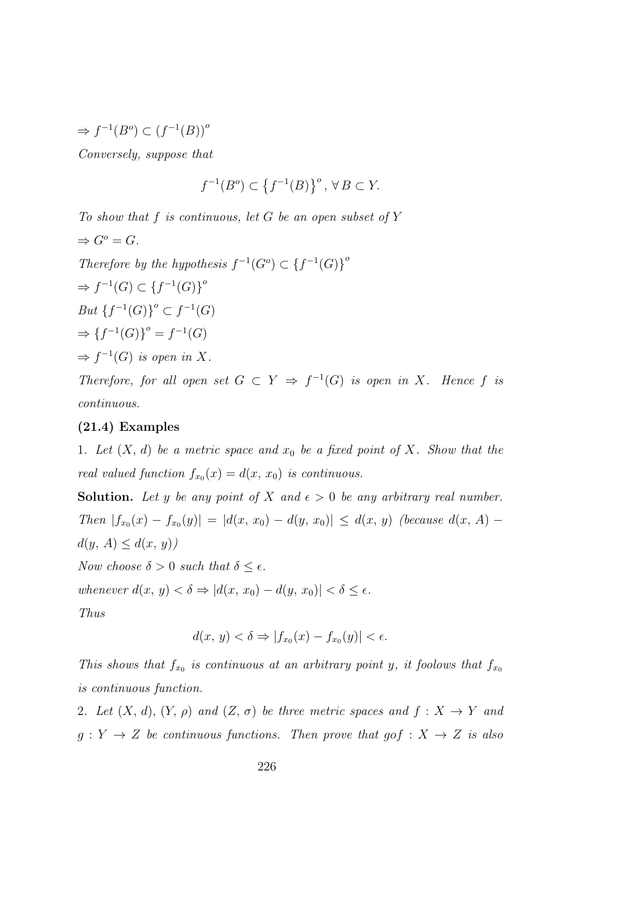$\Rightarrow f^{-1}(B^o) \subset (f^{-1}(B))^o$

*Conversely, suppose that*

$$f^{-1}(B^o) \subset \left\{f^{-1}(B)\right\}^o, \, \forall \, B \subset Y.$$

*To show that $f$ is continuous, let $G$ be an open subset of $Y$*

$\Rightarrow G^o = G.$

*Therefore by the hypothesis* $f^{-1}(G^o) \subset \{f^{-1}(G)\}^o$

$\Rightarrow f^{-1}(G) \subset \{f^{-1}(G)\}^o$

*But* $\{f^{-1}(G)\}^o \subset f^{-1}(G)$

$\Rightarrow \{f^{-1}(G)\}^o = f^{-1}(G)$

$\Rightarrow f^{-1}(G)$ *is open in* $X$.

*Therefore, for all open set $G \subset Y \Rightarrow f^{-1}(G)$ is open in $X$. Hence $f$ is continuous.*

**(21.4) Examples**

1. *Let $(X, d)$ be a metric space and $x_0$ be a fixed point of $X$. Show that the real valued function $f_{x_0}(x) = d(x, x_0)$ is continuous.*

**Solution.** *Let $y$ be any point of $X$ and $\epsilon > 0$ be any arbitrary real number. Then $|f_{x_0}(x) - f_{x_0}(y)| = |d(x, x_0) - d(y, x_0)| \leq d(x, y)$ (because $d(x, A) - d(y, A) \leq d(x, y)$)*

*Now choose $\delta > 0$ such that $\delta \leq \epsilon$.*

*whenever $d(x, y) < \delta \Rightarrow |d(x, x_0) - d(y, x_0)| < \delta \leq \epsilon$.*

*Thus*

$$d(x, y) < \delta \Rightarrow |f_{x_0}(x) - f_{x_0}(y)| < \epsilon.$$

*This shows that $f_{x_0}$ is continuous at an arbitrary point $y$, it foolows that $f_{x_0}$ is continuous function.*

2. *Let $(X, d)$, $(Y, \rho)$ and $(Z, \sigma)$ be three metric spaces and $f : X \to Y$ and $g : Y \to Z$ be continuous functions. Then prove that $gof : X \to Z$ is also*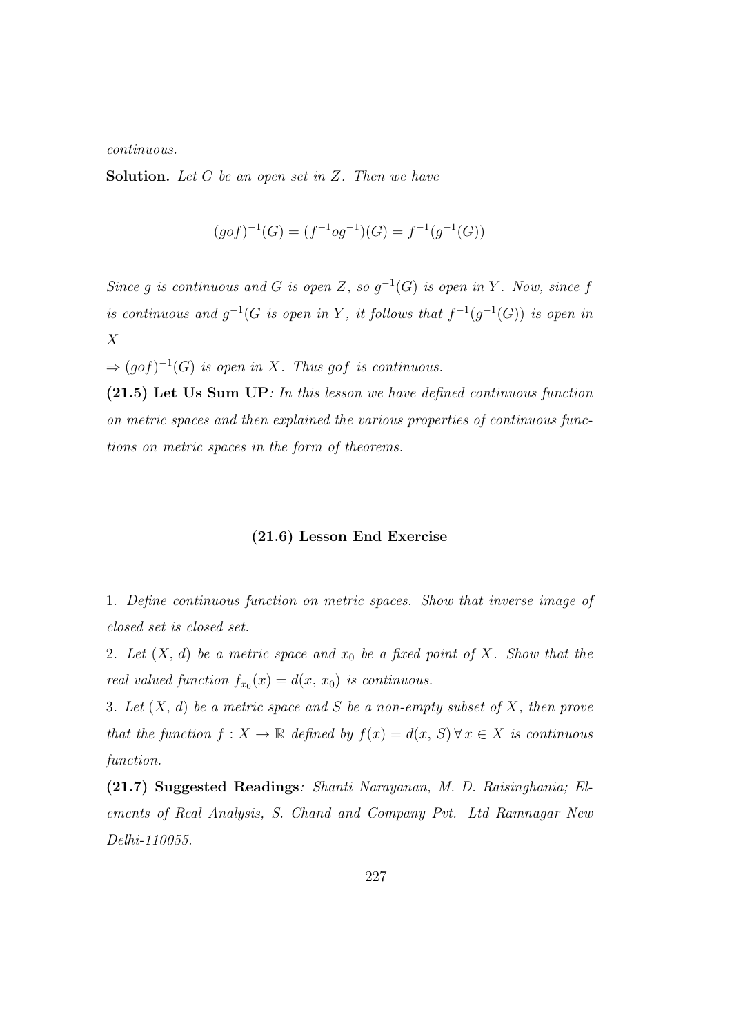*continuous.*

**Solution.** *Let $G$ be an open set in $Z$. Then we have*

$$(gof)^{-1}(G) = (f^{-1}og^{-1})(G) = f^{-1}(g^{-1}(G))$$

*Since $g$ is continuous and $G$ is open $Z$, so $g^{-1}(G)$ is open in $Y$. Now, since $f$ is continuous and $g^{-1}(G$ is open in $Y$, it follows that $f^{-1}(g^{-1}(G))$ is open in $X$*

$\Rightarrow (gof)^{-1}(G)$ *is open in $X$. Thus $gof$ is continuous.*

**(21.5) Let Us Sum UP***: In this lesson we have defined continuous function on metric spaces and then explained the various properties of continuous functions on metric spaces in the form of theorems.*

### (21.6) Lesson End Exercise

1. *Define continuous function on metric spaces. Show that inverse image of closed set is closed set.*

2. *Let $(X, d)$ be a metric space and $x_0$ be a fixed point of $X$. Show that the real valued function $f_{x_0}(x) = d(x, x_0)$ is continuous.*

3. *Let $(X, d)$ be a metric space and $S$ be a non-empty subset of $X$, then prove that the function $f : X \to \mathbb{R}$ defined by $f(x) = d(x, S)\,\forall\, x \in X$ is continuous function.*

**(21.7) Suggested Readings***: Shanti Narayanan, M. D. Raisinghania; Elements of Real Analysis, S. Chand and Company Pvt. Ltd Ramnagar New Delhi-110055.*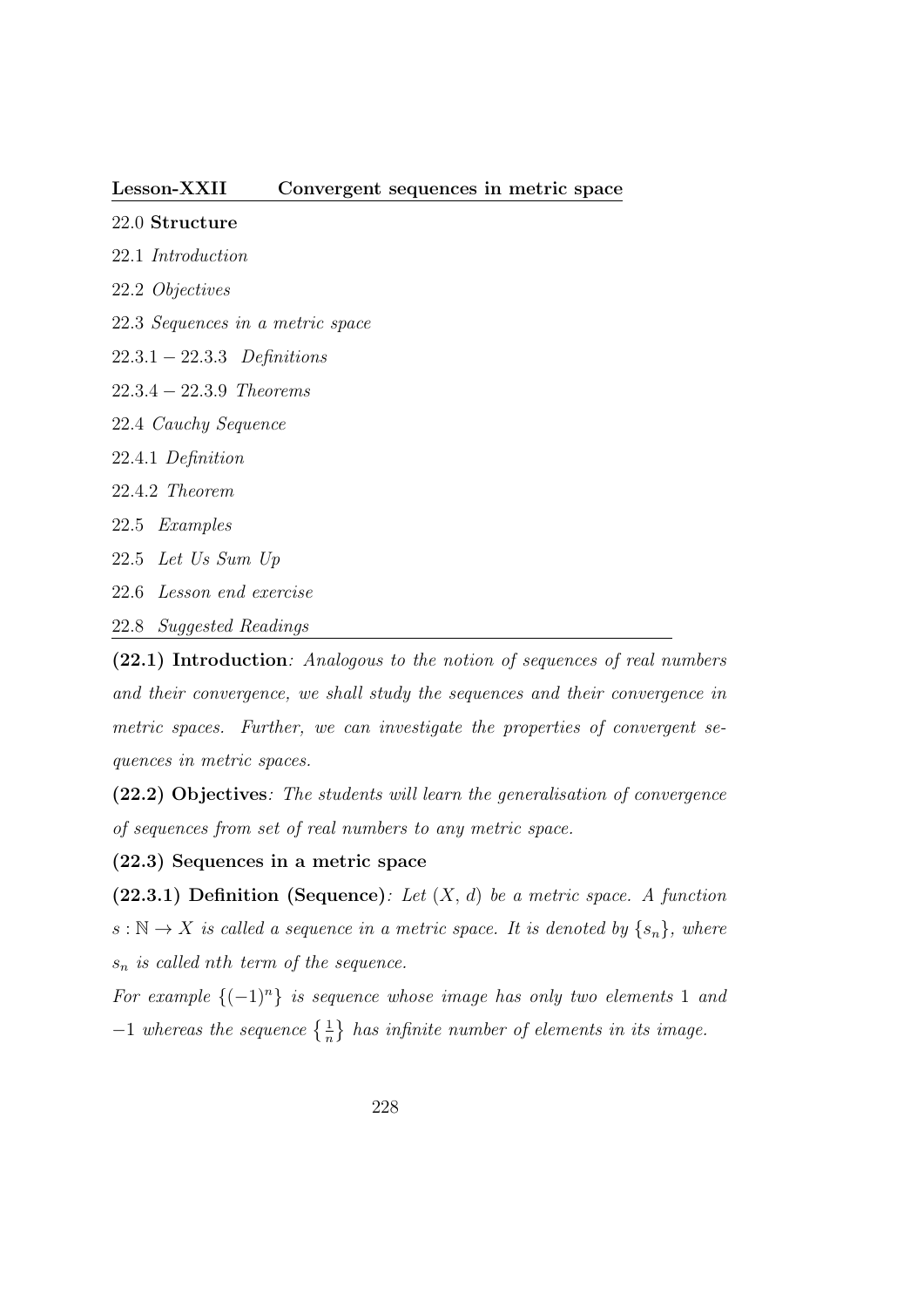## Lesson-XXII Convergent sequences in metric space

22.0 **Structure**

22.1 *Introduction*

22.2 *Objectives*

22.3 *Sequences in a metric space*

$22.3.1 - 22.3.3$ *Definitions*

$22.3.4 - 22.3.9$ *Theorems*

22.4 *Cauchy Sequence*

22.4.1 *Definition*

22.4.2 *Theorem*

22.5 *Examples*

22.5 *Let Us Sum Up*

22.6 *Lesson end exercise*

22.8 *Suggested Readings*

**(22.1) Introduction**: *Analogous to the notion of sequences of real numbers and their convergence, we shall study the sequences and their convergence in metric spaces. Further, we can investigate the properties of convergent sequences in metric spaces.*

**(22.2) Objectives**: *The students will learn the generalisation of convergence of sequences from set of real numbers to any metric space.*

**(22.3) Sequences in a metric space**

**(22.3.1) Definition (Sequence)**: *Let $(X, d)$ be a metric space. A function $s : \mathbb{N} \to X$ is called a sequence in a metric space. It is denoted by $\{s_n\}$, where $s_n$ is called nth term of the sequence.*

*For example $\{(-1)^n\}$ is sequence whose image has only two elements 1 and $-1$ whereas the sequence $\left\{\frac{1}{n}\right\}$ has infinite number of elements in its image.*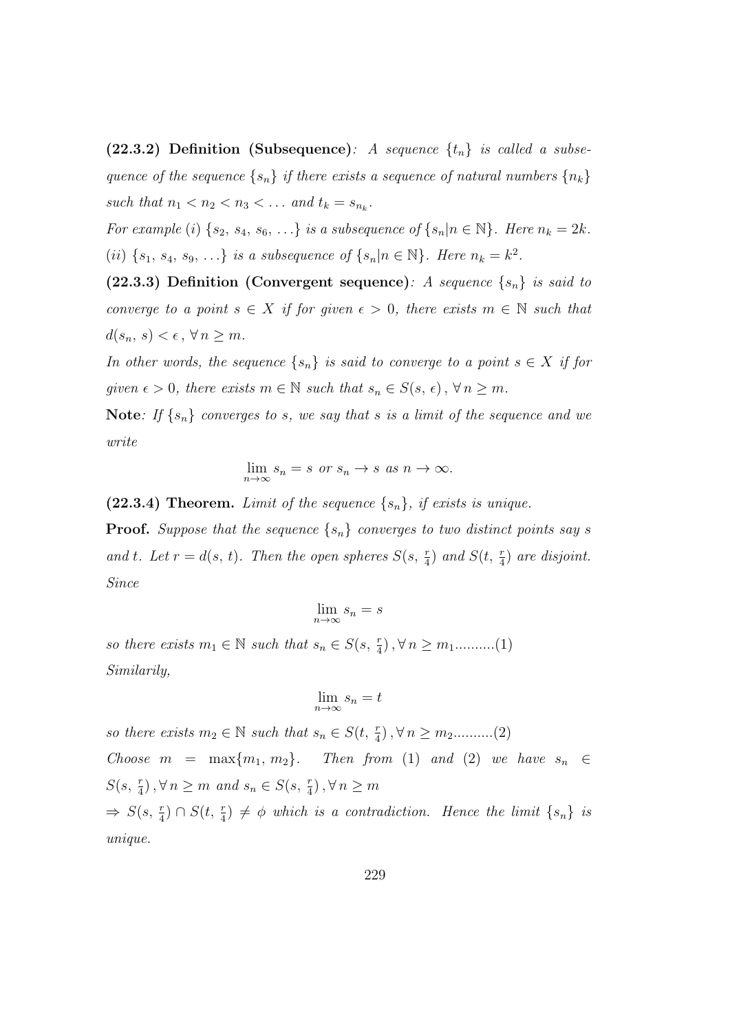**(22.3.2) Definition (Subsequence)**: *A sequence $\{t_n\}$ is called a subsequence of the sequence $\{s_n\}$ if there exists a sequence of natural numbers $\{n_k\}$ such that $n_1 < n_2 < n_3 < \ldots$ and $t_k = s_{n_k}$.*

*For example (i) $\{s_2, s_4, s_6, \ldots\}$ is a subsequence of $\{s_n | n \in \mathbb{N}\}$. Here $n_k = 2k$.*

*(ii) $\{s_1, s_4, s_9, \ldots\}$ is a subsequence of $\{s_n | n \in \mathbb{N}\}$. Here $n_k = k^2$.*

**(22.3.3) Definition (Convergent sequence)**: *A sequence $\{s_n\}$ is said to converge to a point $s \in X$ if for given $\epsilon > 0$, there exists $m \in \mathbb{N}$ such that $d(s_n, s) < \epsilon, \forall n \geq m$.*

*In other words, the sequence $\{s_n\}$ is said to converge to a point $s \in X$ if for given $\epsilon > 0$, there exists $m \in \mathbb{N}$ such that $s_n \in S(s, \epsilon), \forall n \geq m$.*

**Note**: *If $\{s_n\}$ converges to $s$, we say that $s$ is a limit of the sequence and we write*

$$\lim_{n \to \infty} s_n = s \text{ or } s_n \to s \text{ as } n \to \infty.$$

**(22.3.4) Theorem.** *Limit of the sequence $\{s_n\}$, if exists is unique.*

**Proof.** *Suppose that the sequence $\{s_n\}$ converges to two distinct points say $s$ and $t$. Let $r = d(s, t)$. Then the open spheres $S(s, \frac{r}{4})$ and $S(t, \frac{r}{4})$ are disjoint. Since*

$$\lim_{n \to \infty} s_n = s$$

*so there exists $m_1 \in \mathbb{N}$ such that $s_n \in S(s, \frac{r}{4}), \forall n \geq m_1$..........(1)*

*Similarily,*

$$\lim_{n \to \infty} s_n = t$$

*so there exists $m_2 \in \mathbb{N}$ such that $s_n \in S(t, \frac{r}{4}), \forall n \geq m_2$..........(2)*

*Choose $m = \max\{m_1, m_2\}$. Then from (1) and (2) we have $s_n \in S(s, \frac{r}{4}), \forall n \geq m$ and $s_n \in S(s, \frac{r}{4}), \forall n \geq m$*

*$\Rightarrow S(s, \frac{r}{4}) \cap S(t, \frac{r}{4}) \neq \phi$ which is a contradiction. Hence the limit $\{s_n\}$ is unique.*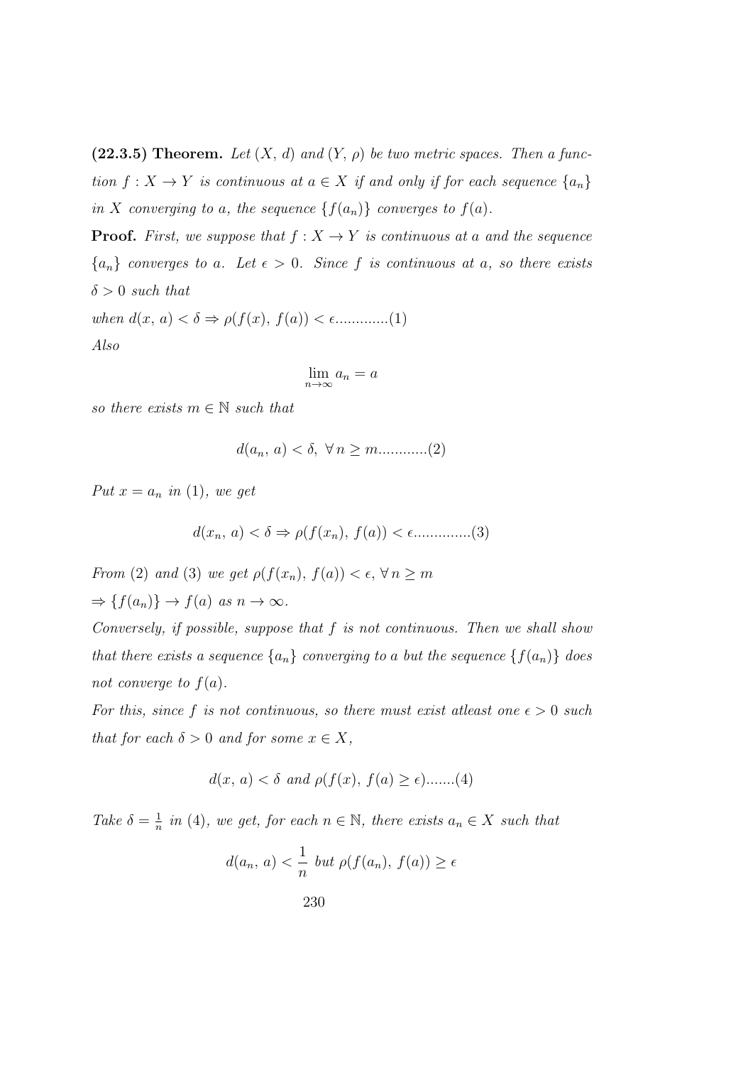**(22.3.5) Theorem.** *Let* $(X, d)$ *and* $(Y, \rho)$ *be two metric spaces. Then a function* $f : X \to Y$ *is continuous at* $a \in X$ *if and only if for each sequence* $\{a_n\}$ *in* $X$ *converging to* $a$*, the sequence* $\{f(a_n)\}$ *converges to* $f(a)$*.*

**Proof.** *First, we suppose that* $f : X \to Y$ *is continuous at* $a$ *and the sequence* $\{a_n\}$ *converges to* $a$*. Let* $\epsilon > 0$*. Since* $f$ *is continuous at* $a$*, so there exists* $\delta > 0$ *such that*

*when* $d(x, a) < \delta \Rightarrow \rho(f(x), f(a)) < \epsilon$.............(1)

*Also*

$$\lim_{n\to\infty} a_n = a$$

*so there exists* $m \in \mathbb{N}$ *such that*

$$d(a_n, a) < \delta, \ \forall\, n \geq m............(2)$$

*Put* $x = a_n$ *in* (1)*, we get*

$$d(x_n, a) < \delta \Rightarrow \rho(f(x_n), f(a)) < \epsilon..............(3)$$

*From* (2) *and* (3) *we get* $\rho(f(x_n), f(a)) < \epsilon, \forall\, n \geq m$

$\Rightarrow \{f(a_n)\} \to f(a)$ *as* $n \to \infty$*.*

*Conversely, if possible, suppose that* $f$ *is not continuous. Then we shall show that there exists a sequence* $\{a_n\}$ *converging to* $a$ *but the sequence* $\{f(a_n)\}$ *does not converge to* $f(a)$*.*

*For this, since* $f$ *is not continuous, so there must exist atleast one* $\epsilon > 0$ *such that for each* $\delta > 0$ *and for some* $x \in X$*,*

$$d(x, a) < \delta \text{ and } \rho(f(x), f(a) \geq \epsilon).......(4)$$

*Take* $\delta = \frac{1}{n}$ *in* (4)*, we get, for each* $n \in \mathbb{N}$*, there exists* $a_n \in X$ *such that*

$$d(a_n, a) < \frac{1}{n} \text{ but } \rho(f(a_n), f(a)) \geq \epsilon$$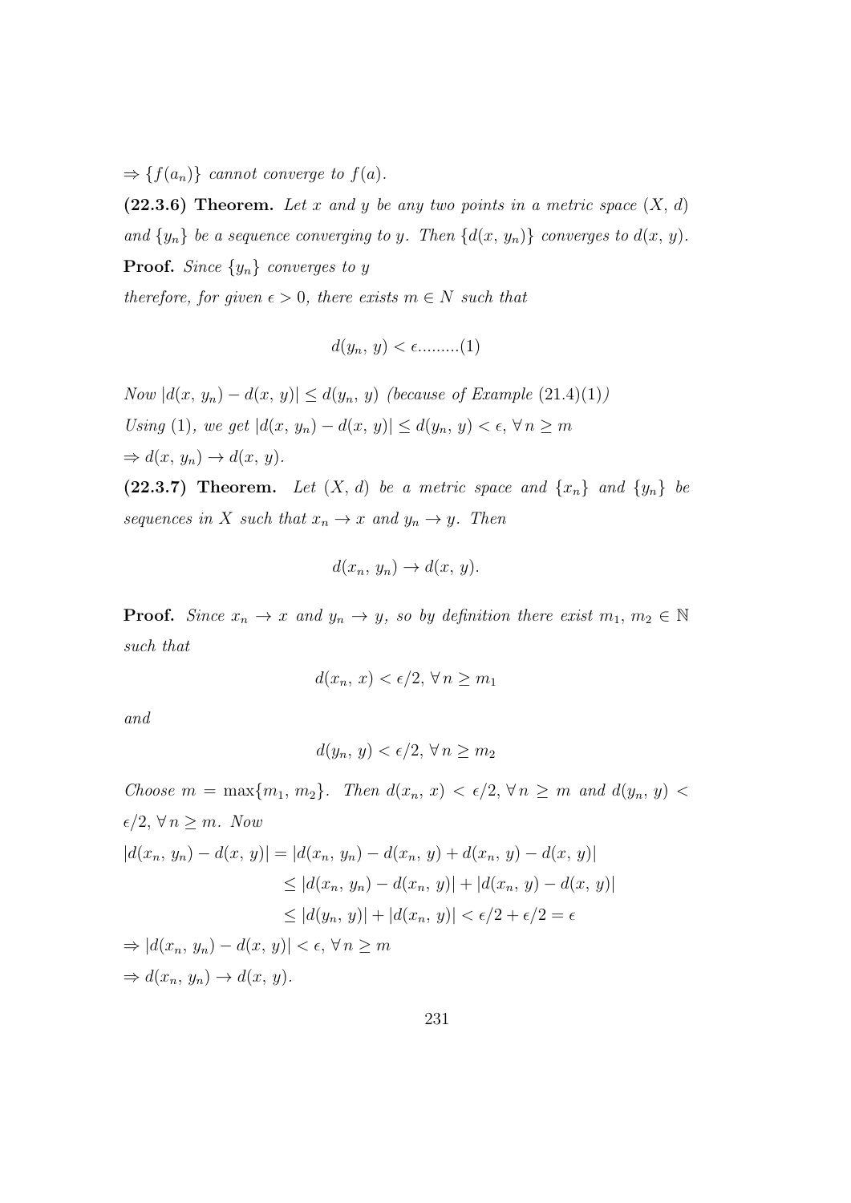$\Rightarrow \{f(a_n)\}$ *cannot converge to* $f(a)$.

**(22.3.6) Theorem.** *Let* $x$ *and* $y$ *be any two points in a metric space* $(X,\, d)$ *and* $\{y_n\}$ *be a sequence converging to* $y$. *Then* $\{d(x,\, y_n)\}$ *converges to* $d(x,\, y)$.

**Proof.** *Since* $\{y_n\}$ *converges to* $y$

*therefore, for given* $\epsilon > 0$, *there exists* $m \in N$ *such that*

$$d(y_n,\, y) < \epsilon .........(1)$$

*Now* $|d(x,\, y_n) - d(x,\, y)| \leq d(y_n,\, y)$ *(because of Example* $(21.4)(1)$*)*

*Using* $(1)$, *we get* $|d(x,\, y_n) - d(x,\, y)| \leq d(y_n,\, y) < \epsilon,\ \forall\, n \geq m$

$\Rightarrow d(x,\, y_n) \to d(x,\, y)$.

**(22.3.7) Theorem.** *Let* $(X,\, d)$ *be a metric space and* $\{x_n\}$ *and* $\{y_n\}$ *be sequences in* $X$ *such that* $x_n \to x$ *and* $y_n \to y$. *Then*

$$d(x_n,\, y_n) \to d(x,\, y).$$

**Proof.** *Since* $x_n \to x$ *and* $y_n \to y$, *so by definition there exist* $m_1,\, m_2 \in \mathbb{N}$ *such that*

$$d(x_n,\, x) < \epsilon/2,\ \forall\, n \geq m_1$$

*and*

$$d(y_n,\, y) < \epsilon/2,\ \forall\, n \geq m_2$$

*Choose* $m = \max\{m_1,\, m_2\}$. *Then* $d(x_n,\, x) < \epsilon/2,\ \forall\, n \geq m$ *and* $d(y_n,\, y) < \epsilon/2,\ \forall\, n \geq m$. *Now*

$$\begin{aligned}
|d(x_n,\, y_n) - d(x,\, y)| &= |d(x_n,\, y_n) - d(x_n,\, y) + d(x_n,\, y) - d(x,\, y)| \\
&\leq |d(x_n,\, y_n) - d(x_n,\, y)| + |d(x_n,\, y) - d(x,\, y)| \\
&\leq |d(y_n,\, y)| + |d(x_n,\, y)| < \epsilon/2 + \epsilon/2 = \epsilon
\end{aligned}$$

$\Rightarrow |d(x_n,\, y_n) - d(x,\, y)| < \epsilon,\ \forall\, n \geq m$

$\Rightarrow d(x_n,\, y_n) \to d(x,\, y)$.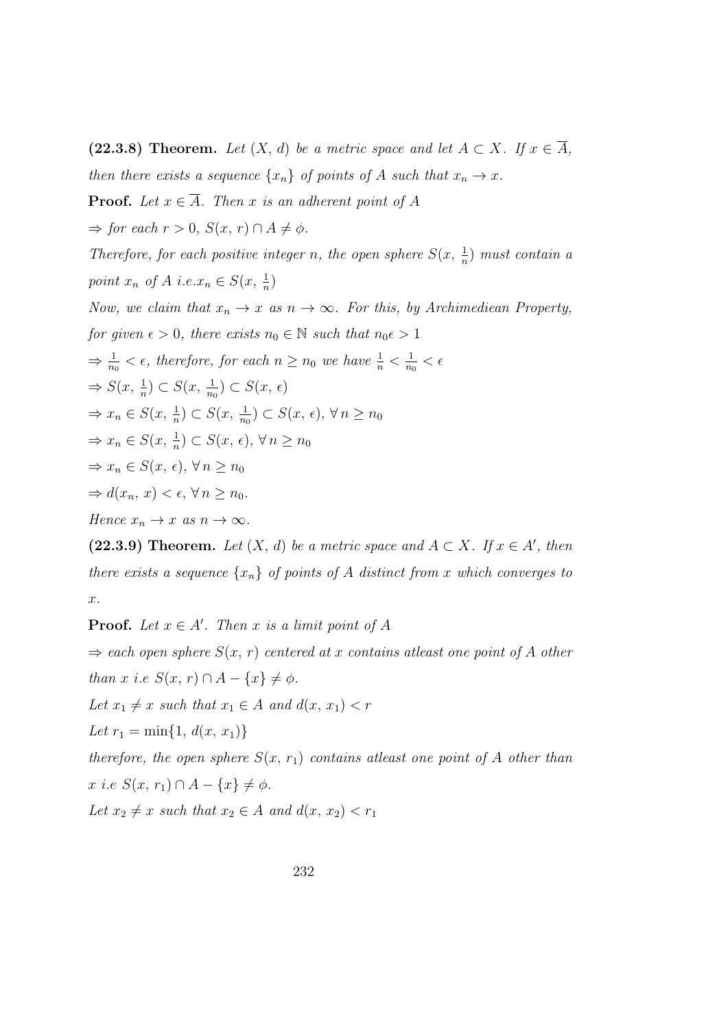**(22.3.8) Theorem.** *Let $(X, d)$ be a metric space and let $A \subset X$. If $x \in \overline{A}$, then there exists a sequence $\{x_n\}$ of points of $A$ such that $x_n \to x$.*

**Proof.** *Let $x \in \overline{A}$. Then $x$ is an adherent point of $A$*

*$\Rightarrow$ for each $r > 0$, $S(x, r) \cap A \neq \phi$.*

*Therefore, for each positive integer $n$, the open sphere $S(x, \frac{1}{n})$ must contain a point $x_n$ of $A$ i.e.$x_n \in S(x, \frac{1}{n})$*

*Now, we claim that $x_n \to x$ as $n \to \infty$. For this, by Archimediean Property, for given $\epsilon > 0$, there exists $n_0 \in \mathbb{N}$ such that $n_0\epsilon > 1$*

*$\Rightarrow \frac{1}{n_0} < \epsilon$, therefore, for each $n \geq n_0$ we have $\frac{1}{n} < \frac{1}{n_0} < \epsilon$*

$\Rightarrow S(x, \frac{1}{n}) \subset S(x, \frac{1}{n_0}) \subset S(x, \epsilon)$

$\Rightarrow x_n \in S(x, \frac{1}{n}) \subset S(x, \frac{1}{n_0}) \subset S(x, \epsilon), \forall\, n \geq n_0$

$\Rightarrow x_n \in S(x, \frac{1}{n}) \subset S(x, \epsilon), \forall\, n \geq n_0$

$\Rightarrow x_n \in S(x, \epsilon), \forall\, n \geq n_0$

$\Rightarrow d(x_n, x) < \epsilon, \forall\, n \geq n_0.$

*Hence $x_n \to x$ as $n \to \infty$.*

**(22.3.9) Theorem.** *Let $(X, d)$ be a metric space and $A \subset X$. If $x \in A'$, then there exists a sequence $\{x_n\}$ of points of $A$ distinct from $x$ which converges to $x$.*

**Proof.** *Let $x \in A'$. Then $x$ is a limit point of $A$*

*$\Rightarrow$ each open sphere $S(x, r)$ centered at $x$ contains atleast one point of $A$ other than $x$ i.e $S(x, r) \cap A - \{x\} \neq \phi$.*

*Let $x_1 \neq x$ such that $x_1 \in A$ and $d(x, x_1) < r$*

*Let $r_1 = \min\{1, d(x, x_1)\}$*

*therefore, the open sphere $S(x, r_1)$ contains atleast one point of $A$ other than $x$ i.e $S(x, r_1) \cap A - \{x\} \neq \phi$.*

*Let $x_2 \neq x$ such that $x_2 \in A$ and $d(x, x_2) < r_1$*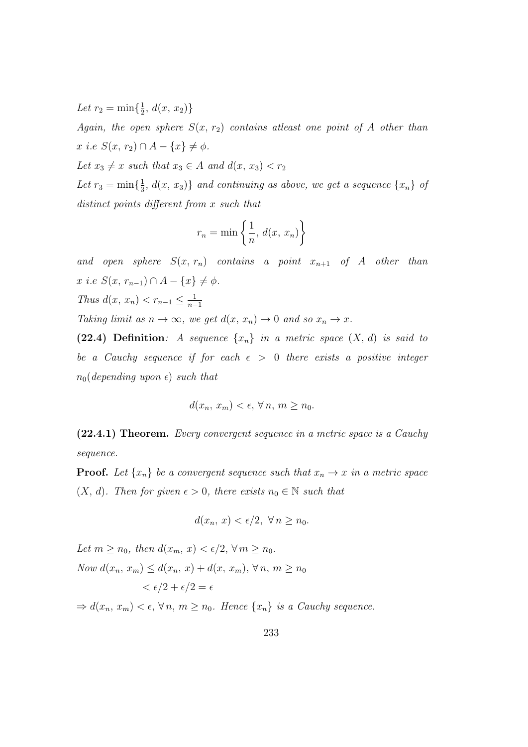*Let* $r_2 = \min\{\frac{1}{2},\, d(x,\, x_2)\}$

*Again, the open sphere* $S(x,\, r_2)$ *contains atleast one point of* $A$ *other than* $x$ *i.e* $S(x,\, r_2) \cap A - \{x\} \neq \phi$.

*Let* $x_3 \neq x$ *such that* $x_3 \in A$ *and* $d(x,\, x_3) < r_2$

*Let* $r_3 = \min\{\frac{1}{3},\, d(x,\, x_3)\}$ *and continuing as above, we get a sequence* $\{x_n\}$ *of distinct points different from* $x$ *such that*

$$r_n = \min\left\{\frac{1}{n},\, d(x,\, x_n)\right\}$$

*and open sphere* $S(x,\, r_n)$ *contains a point* $x_{n+1}$ *of* $A$ *other than* $x$ *i.e* $S(x,\, r_{n-1}) \cap A - \{x\} \neq \phi$.

*Thus* $d(x,\, x_n) < r_{n-1} \leq \frac{1}{n-1}$

*Taking limit as* $n \to \infty$, *we get* $d(x,\, x_n) \to 0$ *and so* $x_n \to x$.

**(22.4) Definition**: *A sequence* $\{x_n\}$ *in a metric space* $(X,\, d)$ *is said to be a Cauchy sequence if for each* $\epsilon > 0$ *there exists a positive integer* $n_0$*(depending upon* $\epsilon$*) such that*

$$d(x_n,\, x_m) < \epsilon,\, \forall\, n,\, m \geq n_0.$$

**(22.4.1) Theorem.** *Every convergent sequence in a metric space is a Cauchy sequence.*

**Proof.** *Let* $\{x_n\}$ *be a convergent sequence such that* $x_n \to x$ *in a metric space* $(X,\, d)$. *Then for given* $\epsilon > 0$, *there exists* $n_0 \in \mathbb{N}$ *such that*

$$d(x_n,\, x) < \epsilon/2,\ \forall\, n \geq n_0.$$

*Let* $m \geq n_0$, *then* $d(x_m,\, x) < \epsilon/2,\, \forall\, m \geq n_0$.

*Now* $d(x_n,\, x_m) \leq d(x_n,\, x) + d(x,\, x_m),\, \forall\, n,\, m \geq n_0$

$$< \epsilon/2 + \epsilon/2 = \epsilon$$

$\Rightarrow d(x_n,\, x_m) < \epsilon,\, \forall\, n,\, m \geq n_0$. *Hence* $\{x_n\}$ *is a Cauchy sequence.*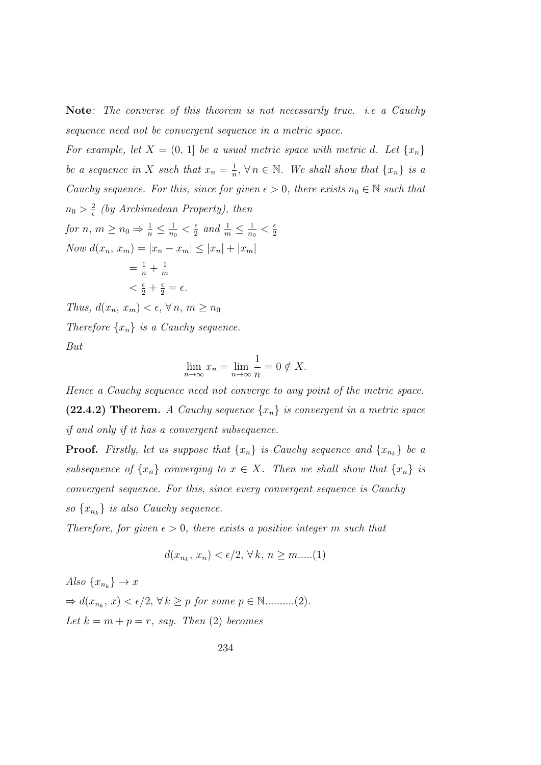**Note**: *The converse of this theorem is not necessarily true. i.e a Cauchy sequence need not be convergent sequence in a metric space.*

*For example, let $X = (0, 1]$ be a usual metric space with metric $d$. Let $\{x_n\}$ be a sequence in $X$ such that $x_n = \frac{1}{n}, \forall\, n \in \mathbb{N}$. We shall show that $\{x_n\}$ is a Cauchy sequence. For this, since for given $\epsilon > 0$, there exists $n_0 \in \mathbb{N}$ such that $n_0 > \frac{2}{\epsilon}$ (by Archimedean Property), then*

*for $n,\, m \geq n_0 \Rightarrow \frac{1}{n} \leq \frac{1}{n_0} < \frac{\epsilon}{2}$ and $\frac{1}{m} \leq \frac{1}{n_0} < \frac{\epsilon}{2}$*

*Now $d(x_n,\, x_m) = |x_n - x_m| \leq |x_n| + |x_m|$*

$= \frac{1}{n} + \frac{1}{m}$

$< \frac{\epsilon}{2} + \frac{\epsilon}{2} = \epsilon.$

*Thus, $d(x_n,\, x_m) < \epsilon, \forall\, n,\, m \geq n_0$*

*Therefore $\{x_n\}$ is a Cauchy sequence.*

*But*

$$\lim_{n\to\infty} x_n = \lim_{n\to\infty} \frac{1}{n} = 0 \notin X.$$

*Hence a Cauchy sequence need not converge to any point of the metric space.*

**(22.4.2) Theorem.** *A Cauchy sequence $\{x_n\}$ is convergent in a metric space if and only if it has a convergent subsequence.*

**Proof.** *Firstly, let us suppose that $\{x_n\}$ is Cauchy sequence and $\{x_{n_k}\}$ be a subsequence of $\{x_n\}$ converging to $x \in X$. Then we shall show that $\{x_n\}$ is convergent sequence. For this, since every convergent sequence is Cauchy so $\{x_{n_k}\}$ is also Cauchy sequence.*

*Therefore, for given $\epsilon > 0$, there exists a positive integer $m$ such that*

$$d(x_{n_k},\, x_n) < \epsilon/2, \forall\, k,\, n \geq m.....(1)$$

*Also $\{x_{n_k}\} \to x$*

$\Rightarrow d(x_{n_k},\, x) < \epsilon/2, \forall\, k \geq p$ *for some* $p \in \mathbb{N}$..........(2).

*Let $k = m + p = r$, say. Then (2) becomes*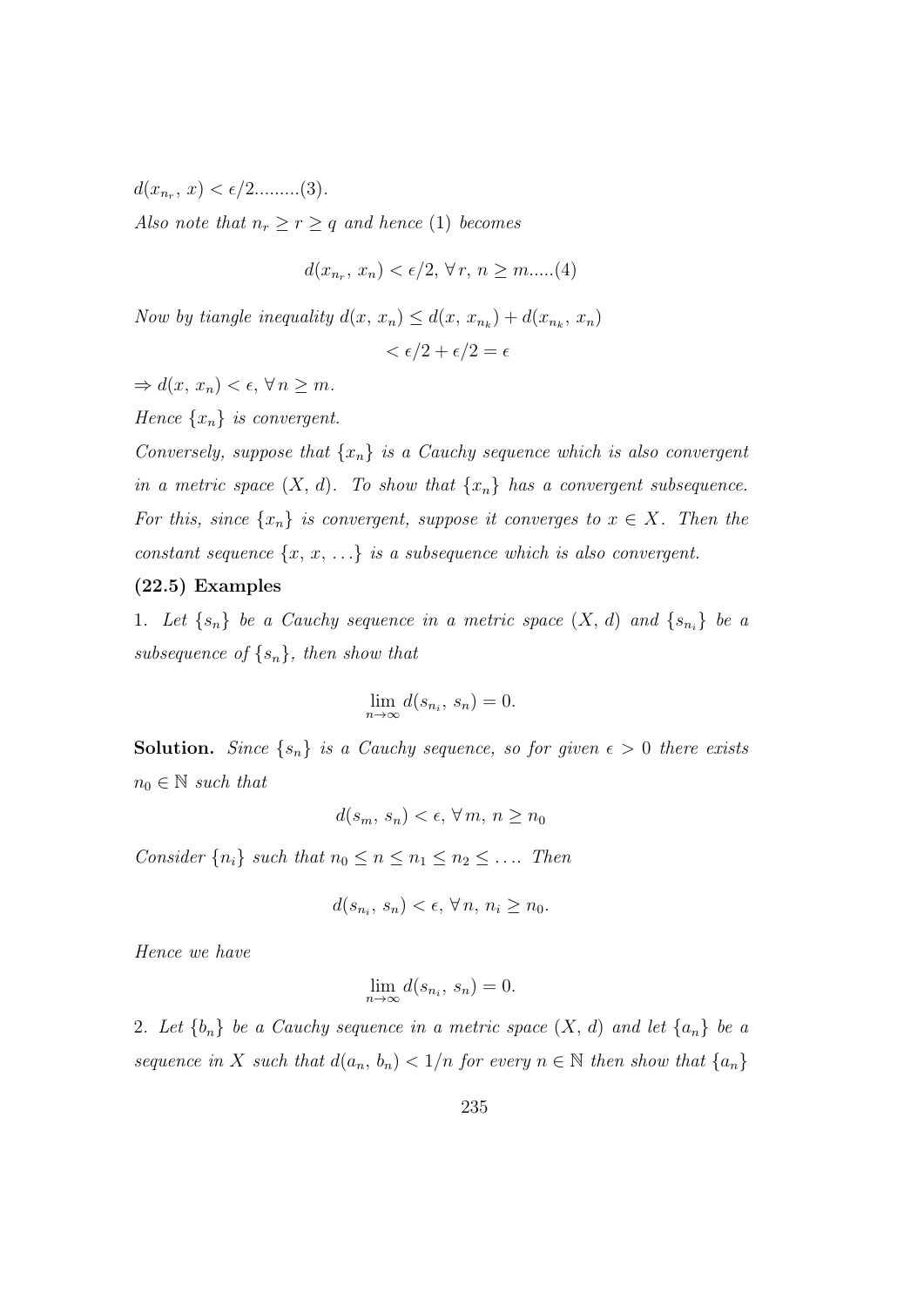$d(x_{n_r}, x) < \epsilon/2$.........(3).

*Also note that* $n_r \geq r \geq q$ *and hence* (1) *becomes*

$$d(x_{n_r}, x_n) < \epsilon/2, \forall r, n \geq m.....(4)$$

*Now by tiangle inequality* $d(x, x_n) \leq d(x, x_{n_k}) + d(x_{n_k}, x_n)$

$$< \epsilon/2 + \epsilon/2 = \epsilon$$

$\Rightarrow d(x, x_n) < \epsilon, \forall n \geq m.$

*Hence* $\{x_n\}$ *is convergent.*

*Conversely, suppose that* $\{x_n\}$ *is a Cauchy sequence which is also convergent in a metric space* $(X, d)$. *To show that* $\{x_n\}$ *has a convergent subsequence. For this, since* $\{x_n\}$ *is convergent, suppose it converges to* $x \in X$. *Then the constant sequence* $\{x, x, \ldots\}$ *is a subsequence which is also convergent.*

**(22.5) Examples**

1. *Let* $\{s_n\}$ *be a Cauchy sequence in a metric space* $(X, d)$ *and* $\{s_{n_i}\}$ *be a subsequence of* $\{s_n\}$, *then show that*

$$\lim_{n\to\infty} d(s_{n_i}, s_n) = 0.$$

**Solution.** *Since* $\{s_n\}$ *is a Cauchy sequence, so for given* $\epsilon > 0$ *there exists* $n_0 \in \mathbb{N}$ *such that*

$$d(s_m, s_n) < \epsilon, \forall m, n \geq n_0$$

*Consider* $\{n_i\}$ *such that* $n_0 \leq n \leq n_1 \leq n_2 \leq \ldots$. *Then*

$$d(s_{n_i}, s_n) < \epsilon, \forall n, n_i \geq n_0.$$

*Hence we have*

$$\lim_{n\to\infty} d(s_{n_i}, s_n) = 0.$$

2. *Let* $\{b_n\}$ *be a Cauchy sequence in a metric space* $(X, d)$ *and let* $\{a_n\}$ *be a sequence in* $X$ *such that* $d(a_n, b_n) < 1/n$ *for every* $n \in \mathbb{N}$ *then show that* $\{a_n\}$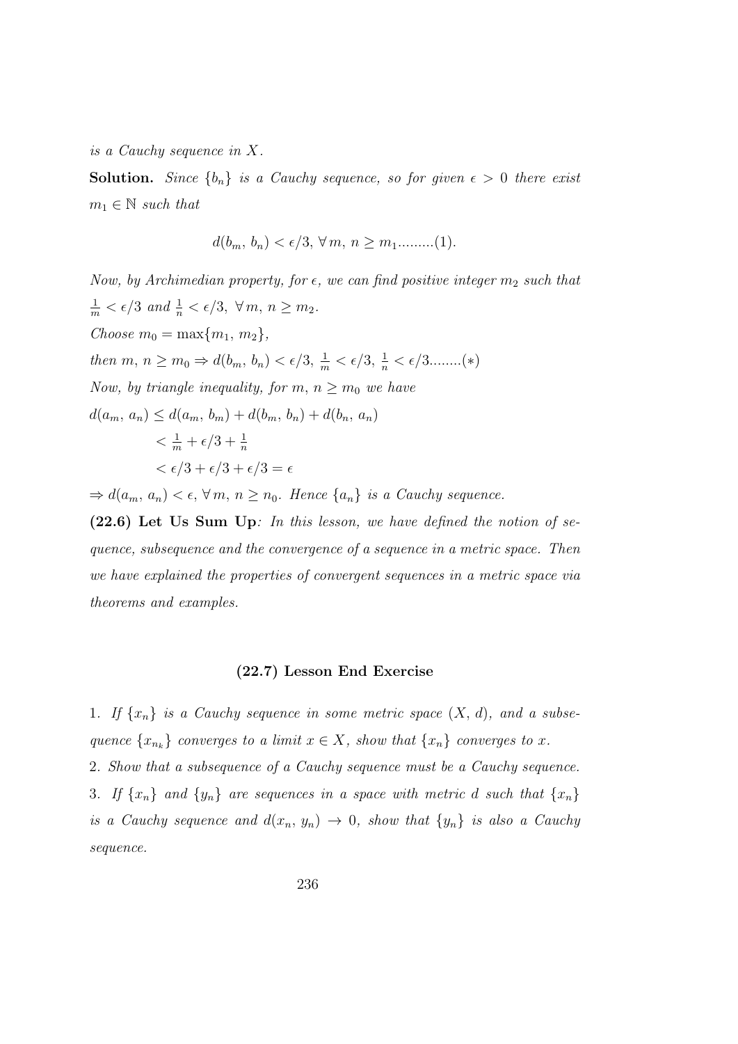*is a Cauchy sequence in $X$.*

**Solution.** *Since $\{b_n\}$ is a Cauchy sequence, so for given $\epsilon > 0$ there exist $m_1 \in \mathbb{N}$ such that*

$$d(b_m, b_n) < \epsilon/3, \forall\, m, n \geq m_1.........(1).$$

*Now, by Archimedian property, for $\epsilon$, we can find positive integer $m_2$ such that $\frac{1}{m} < \epsilon/3$ and $\frac{1}{n} < \epsilon/3$, $\forall\, m, n \geq m_2$.*

*Choose $m_0 = \max\{m_1, m_2\}$,*

*then $m, n \geq m_0 \Rightarrow d(b_m, b_n) < \epsilon/3$, $\frac{1}{m} < \epsilon/3$, $\frac{1}{n} < \epsilon/3$........$(*)$*

*Now, by triangle inequality, for $m, n \geq m_0$ we have*

$d(a_m, a_n) \leq d(a_m, b_m) + d(b_m, b_n) + d(b_n, a_n)$

$\quad < \frac{1}{m} + \epsilon/3 + \frac{1}{n}$

$\quad < \epsilon/3 + \epsilon/3 + \epsilon/3 = \epsilon$

$\Rightarrow d(a_m, a_n) < \epsilon, \forall\, m, n \geq n_0$. *Hence $\{a_n\}$ is a Cauchy sequence.*

**(22.6) Let Us Sum Up**: *In this lesson, we have defined the notion of sequence, subsequence and the convergence of a sequence in a metric space. Then we have explained the properties of convergent sequences in a metric space via theorems and examples.*

### (22.7) Lesson End Exercise

1. *If $\{x_n\}$ is a Cauchy sequence in some metric space $(X, d)$, and a subsequence $\{x_{n_k}\}$ converges to a limit $x \in X$, show that $\{x_n\}$ converges to $x$.*

2. *Show that a subsequence of a Cauchy sequence must be a Cauchy sequence.*

3. *If $\{x_n\}$ and $\{y_n\}$ are sequences in a space with metric $d$ such that $\{x_n\}$ is a Cauchy sequence and $d(x_n, y_n) \to 0$, show that $\{y_n\}$ is also a Cauchy sequence.*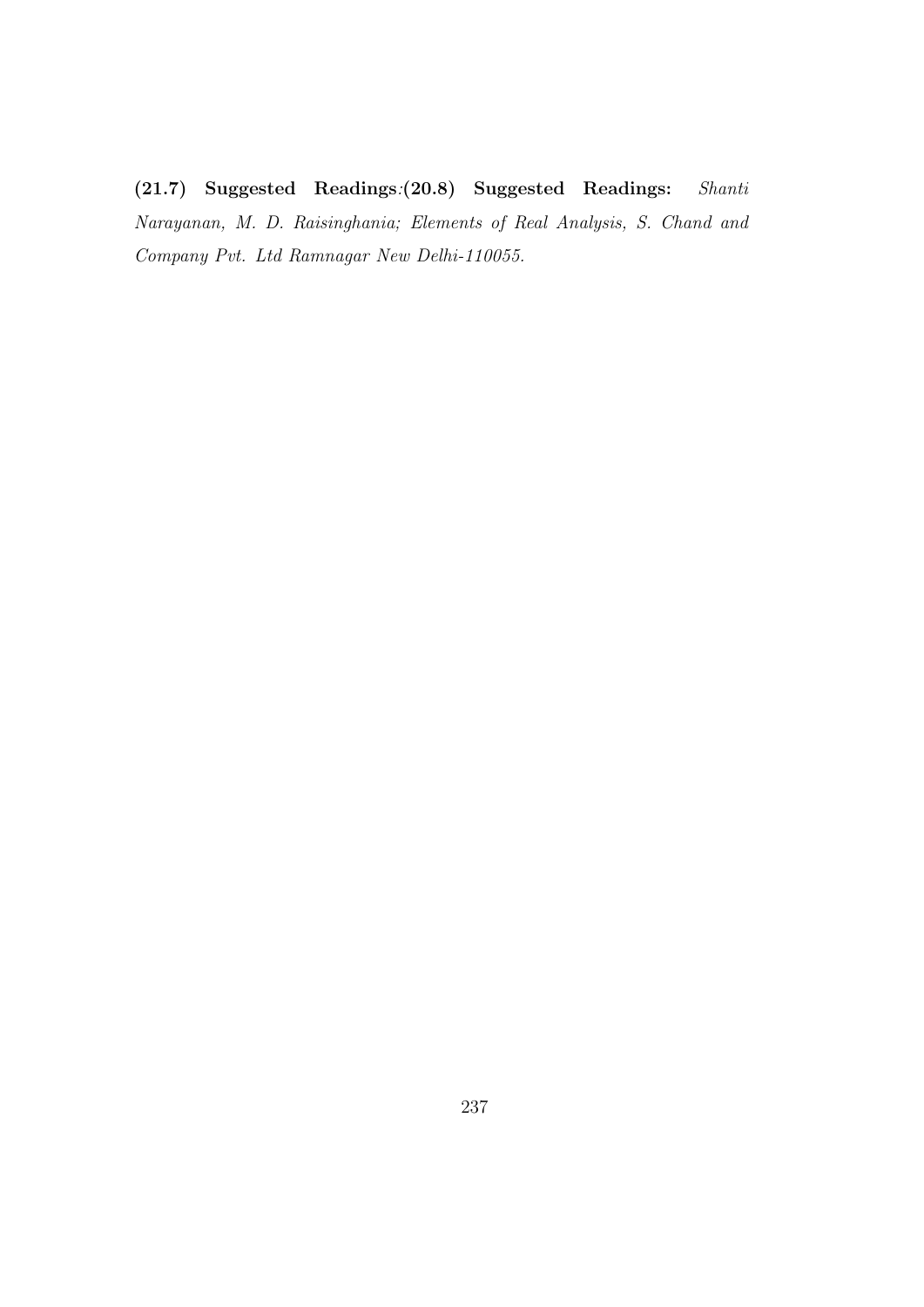**(21.7) Suggested Readings:(20.8) Suggested Readings:** *Shanti Narayanan, M. D. Raisinghania; Elements of Real Analysis, S. Chand and Company Pvt. Ltd Ramnagar New Delhi-110055.*